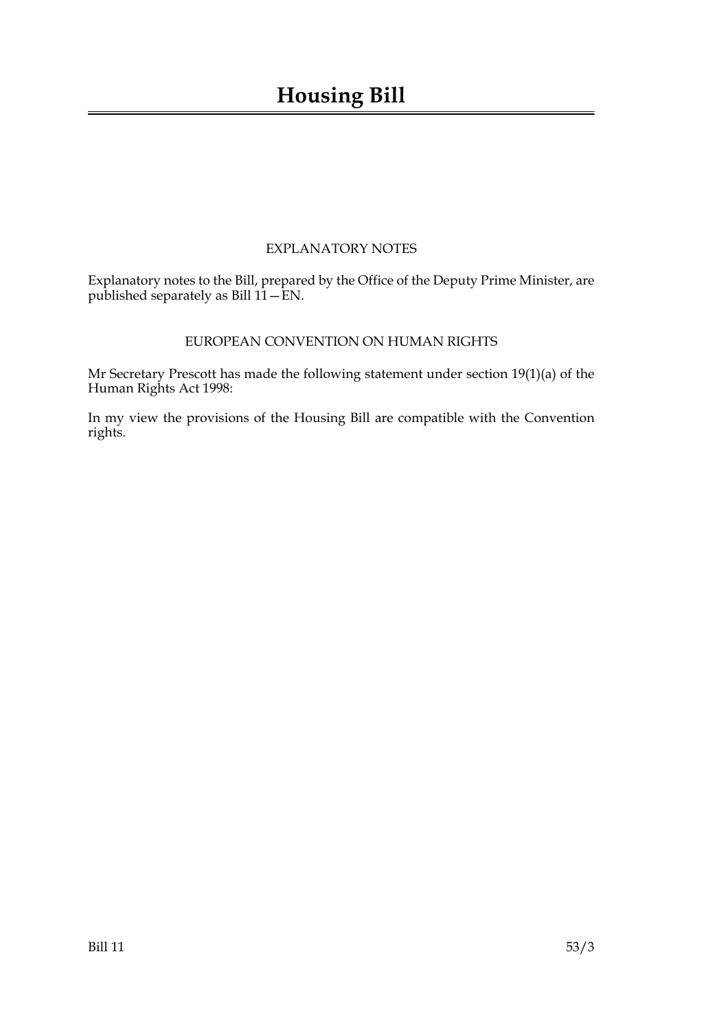# Housing Bill

## EXPLANATORY NOTES

Explanatory notes to the Bill, prepared by the Office of the Deputy Prime Minister, are published separately as Bill 11—EN.

## EUROPEAN CONVENTION ON HUMAN RIGHTS

Mr Secretary Prescott has made the following statement under section 19(1)(a) of the Human Rights Act 1998:

In my view the provisions of the Housing Bill are compatible with the Convention rights.

Bill 11 53/3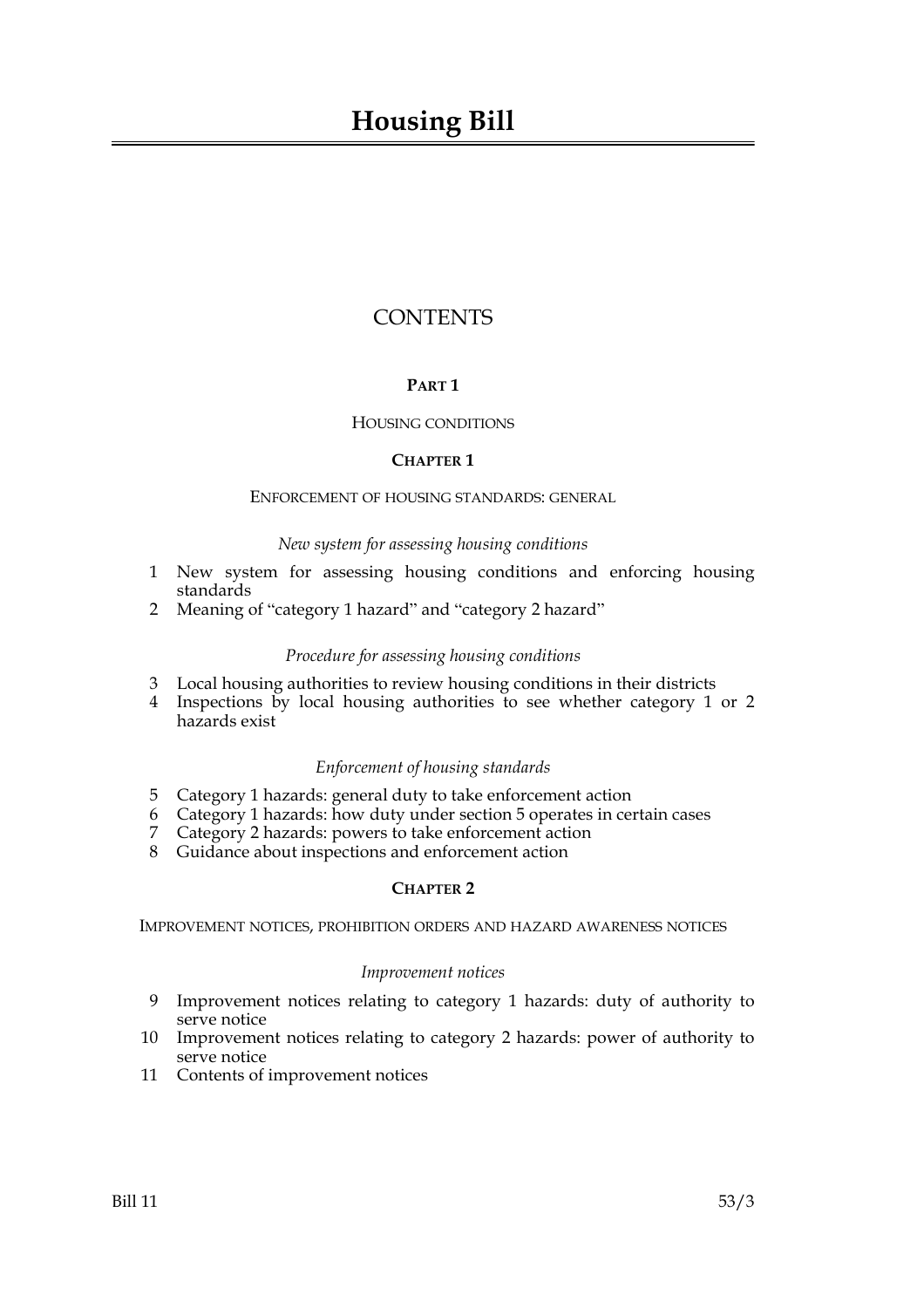# Housing Bill

## CONTENTS

### PART 1

HOUSING CONDITIONS

### CHAPTER 1

ENFORCEMENT OF HOUSING STANDARDS: GENERAL

*New system for assessing housing conditions*

1 New system for assessing housing conditions and enforcing housing standards
2 Meaning of "category 1 hazard" and "category 2 hazard"

*Procedure for assessing housing conditions*

3 Local housing authorities to review housing conditions in their districts
4 Inspections by local housing authorities to see whether category 1 or 2 hazards exist

*Enforcement of housing standards*

5 Category 1 hazards: general duty to take enforcement action
6 Category 1 hazards: how duty under section 5 operates in certain cases
7 Category 2 hazards: powers to take enforcement action
8 Guidance about inspections and enforcement action

### CHAPTER 2

IMPROVEMENT NOTICES, PROHIBITION ORDERS AND HAZARD AWARENESS NOTICES

*Improvement notices*

9 Improvement notices relating to category 1 hazards: duty of authority to serve notice
10 Improvement notices relating to category 2 hazards: power of authority to serve notice
11 Contents of improvement notices

Bill 11 53/3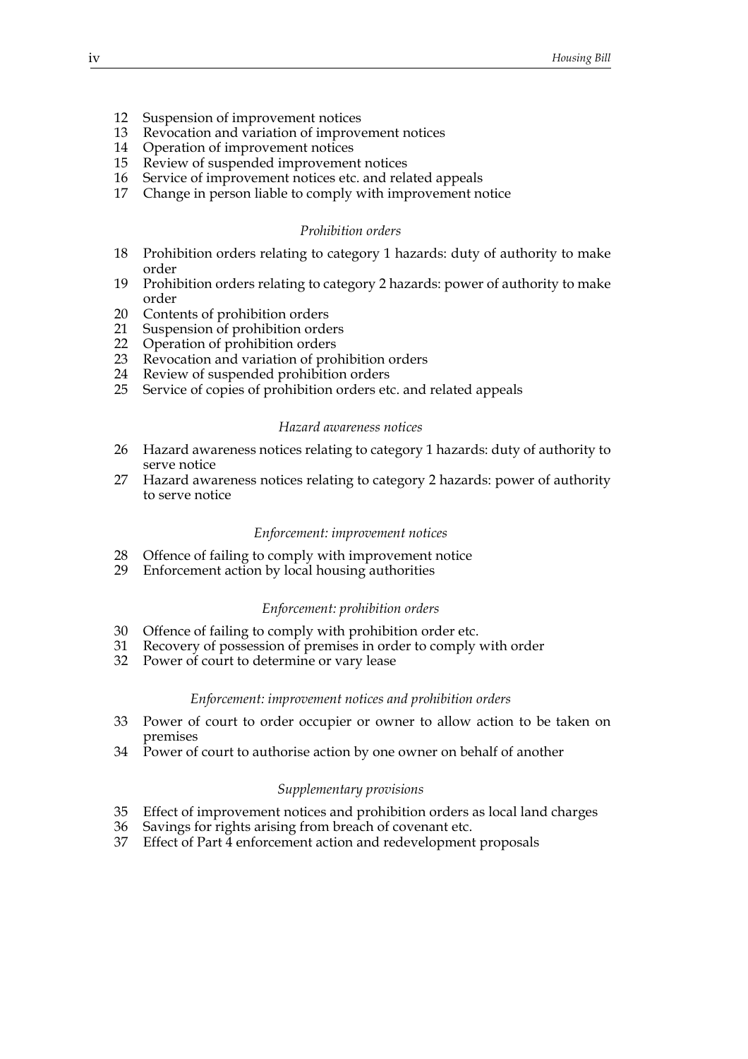12 Suspension of improvement notices
13 Revocation and variation of improvement notices
14 Operation of improvement notices
15 Review of suspended improvement notices
16 Service of improvement notices etc. and related appeals
17 Change in person liable to comply with improvement notice

*Prohibition orders*

18 Prohibition orders relating to category 1 hazards: duty of authority to make order
19 Prohibition orders relating to category 2 hazards: power of authority to make order
20 Contents of prohibition orders
21 Suspension of prohibition orders
22 Operation of prohibition orders
23 Revocation and variation of prohibition orders
24 Review of suspended prohibition orders
25 Service of copies of prohibition orders etc. and related appeals

*Hazard awareness notices*

26 Hazard awareness notices relating to category 1 hazards: duty of authority to serve notice
27 Hazard awareness notices relating to category 2 hazards: power of authority to serve notice

*Enforcement: improvement notices*

28 Offence of failing to comply with improvement notice
29 Enforcement action by local housing authorities

*Enforcement: prohibition orders*

30 Offence of failing to comply with prohibition order etc.
31 Recovery of possession of premises in order to comply with order
32 Power of court to determine or vary lease

*Enforcement: improvement notices and prohibition orders*

33 Power of court to order occupier or owner to allow action to be taken on premises
34 Power of court to authorise action by one owner on behalf of another

*Supplementary provisions*

35 Effect of improvement notices and prohibition orders as local land charges
36 Savings for rights arising from breach of covenant etc.
37 Effect of Part 4 enforcement action and redevelopment proposals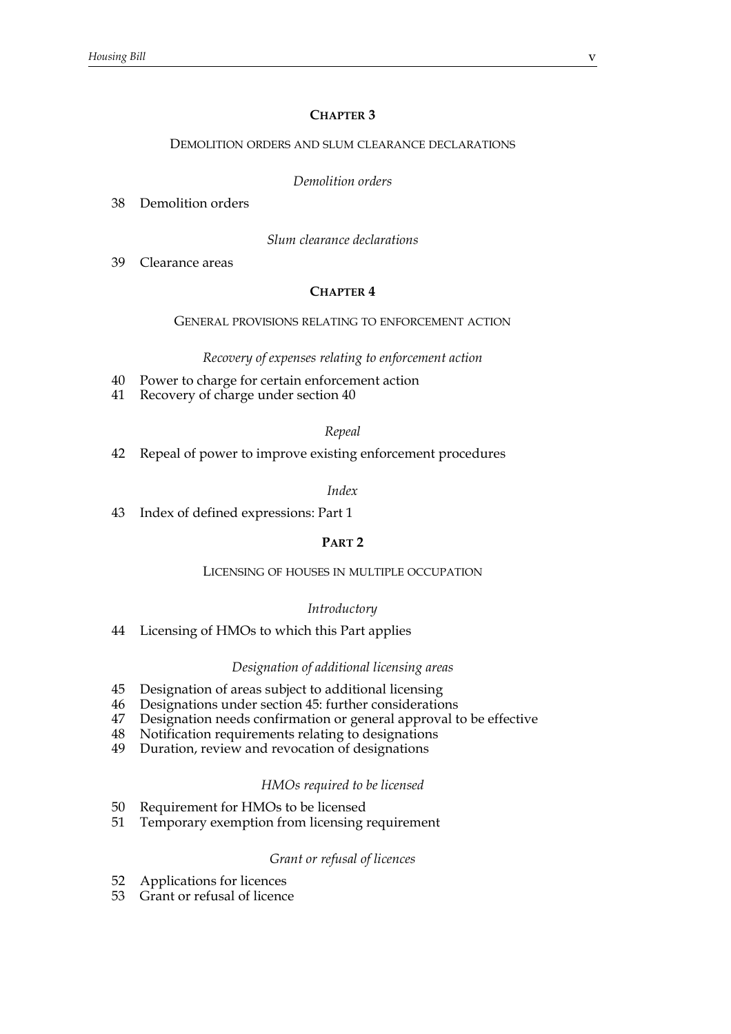## CHAPTER 3

### DEMOLITION ORDERS AND SLUM CLEARANCE DECLARATIONS

*Demolition orders*

38 Demolition orders

*Slum clearance declarations*

39 Clearance areas

## CHAPTER 4

### GENERAL PROVISIONS RELATING TO ENFORCEMENT ACTION

*Recovery of expenses relating to enforcement action*

40 Power to charge for certain enforcement action
41 Recovery of charge under section 40

*Repeal*

42 Repeal of power to improve existing enforcement procedures

*Index*

43 Index of defined expressions: Part 1

## PART 2

### LICENSING OF HOUSES IN MULTIPLE OCCUPATION

*Introductory*

44 Licensing of HMOs to which this Part applies

*Designation of additional licensing areas*

45 Designation of areas subject to additional licensing
46 Designations under section 45: further considerations
47 Designation needs confirmation or general approval to be effective
48 Notification requirements relating to designations
49 Duration, review and revocation of designations

*HMOs required to be licensed*

50 Requirement for HMOs to be licensed
51 Temporary exemption from licensing requirement

*Grant or refusal of licences*

52 Applications for licences
53 Grant or refusal of licence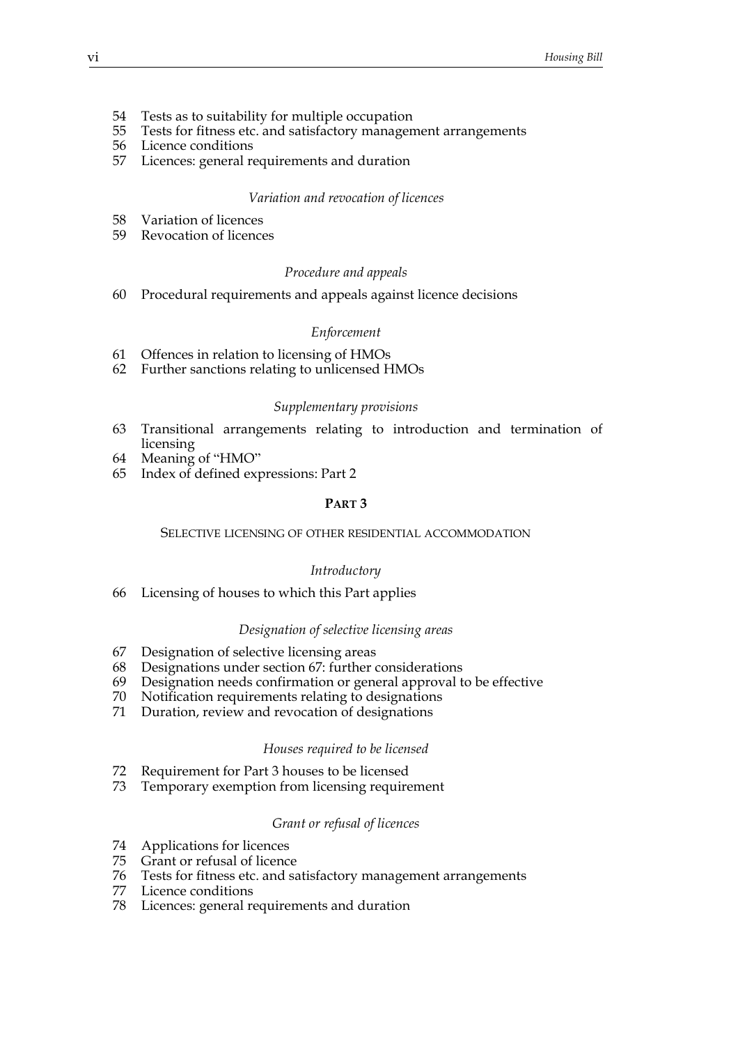54 Tests as to suitability for multiple occupation
55 Tests for fitness etc. and satisfactory management arrangements
56 Licence conditions
57 Licences: general requirements and duration

*Variation and revocation of licences*

58 Variation of licences
59 Revocation of licences

*Procedure and appeals*

60 Procedural requirements and appeals against licence decisions

*Enforcement*

61 Offences in relation to licensing of HMOs
62 Further sanctions relating to unlicensed HMOs

*Supplementary provisions*

63 Transitional arrangements relating to introduction and termination of licensing
64 Meaning of "HMO"
65 Index of defined expressions: Part 2

## PART 3

### SELECTIVE LICENSING OF OTHER RESIDENTIAL ACCOMMODATION

*Introductory*

66 Licensing of houses to which this Part applies

*Designation of selective licensing areas*

67 Designation of selective licensing areas
68 Designations under section 67: further considerations
69 Designation needs confirmation or general approval to be effective
70 Notification requirements relating to designations
71 Duration, review and revocation of designations

*Houses required to be licensed*

72 Requirement for Part 3 houses to be licensed
73 Temporary exemption from licensing requirement

*Grant or refusal of licences*

74 Applications for licences
75 Grant or refusal of licence
76 Tests for fitness etc. and satisfactory management arrangements
77 Licence conditions
78 Licences: general requirements and duration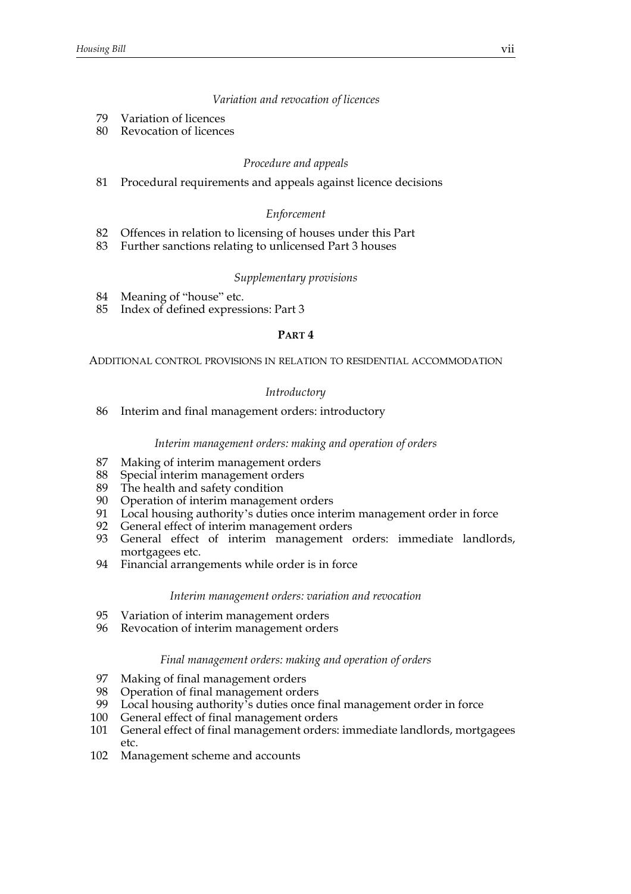*Variation and revocation of licences*

79 Variation of licences
80 Revocation of licences

*Procedure and appeals*

81 Procedural requirements and appeals against licence decisions

*Enforcement*

82 Offences in relation to licensing of houses under this Part
83 Further sanctions relating to unlicensed Part 3 houses

*Supplementary provisions*

84 Meaning of "house" etc.
85 Index of defined expressions: Part 3

**PART 4**

ADDITIONAL CONTROL PROVISIONS IN RELATION TO RESIDENTIAL ACCOMMODATION

*Introductory*

86 Interim and final management orders: introductory

*Interim management orders: making and operation of orders*

87 Making of interim management orders
88 Special interim management orders
89 The health and safety condition
90 Operation of interim management orders
91 Local housing authority's duties once interim management order in force
92 General effect of interim management orders
93 General effect of interim management orders: immediate landlords, mortgagees etc.
94 Financial arrangements while order is in force

*Interim management orders: variation and revocation*

95 Variation of interim management orders
96 Revocation of interim management orders

*Final management orders: making and operation of orders*

97 Making of final management orders
98 Operation of final management orders
99 Local housing authority's duties once final management order in force
100 General effect of final management orders
101 General effect of final management orders: immediate landlords, mortgagees etc.
102 Management scheme and accounts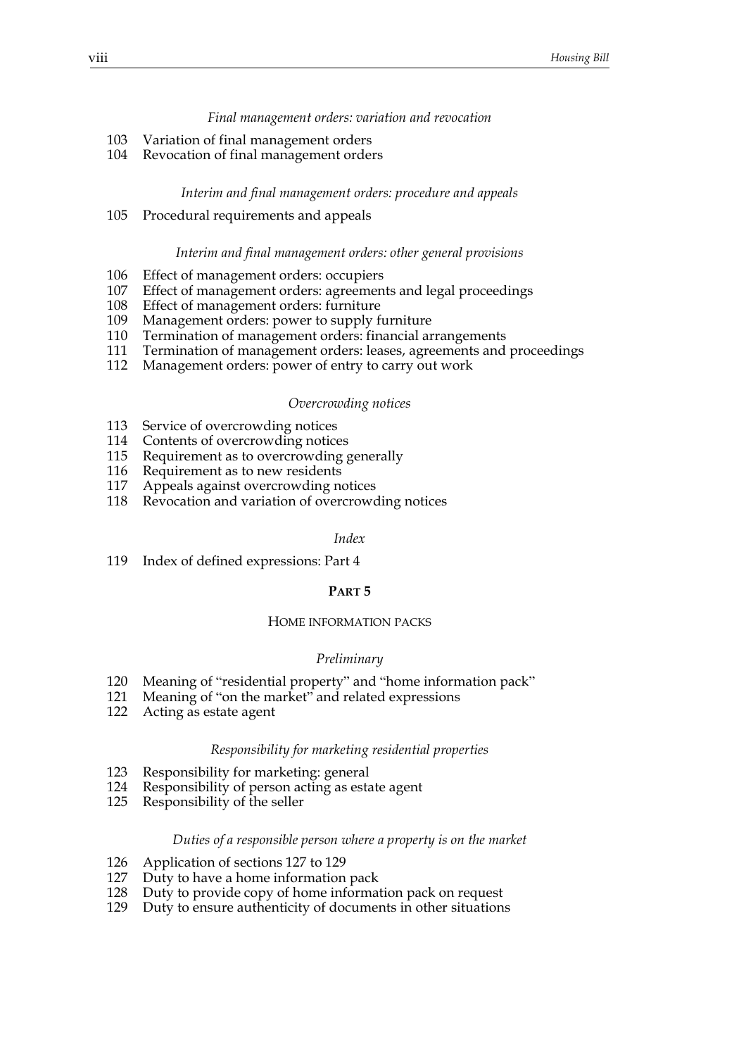*Final management orders: variation and revocation*

103 Variation of final management orders
104 Revocation of final management orders

*Interim and final management orders: procedure and appeals*

105 Procedural requirements and appeals

*Interim and final management orders: other general provisions*

106 Effect of management orders: occupiers
107 Effect of management orders: agreements and legal proceedings
108 Effect of management orders: furniture
109 Management orders: power to supply furniture
110 Termination of management orders: financial arrangements
111 Termination of management orders: leases, agreements and proceedings
112 Management orders: power of entry to carry out work

*Overcrowding notices*

113 Service of overcrowding notices
114 Contents of overcrowding notices
115 Requirement as to overcrowding generally
116 Requirement as to new residents
117 Appeals against overcrowding notices
118 Revocation and variation of overcrowding notices

*Index*

119 Index of defined expressions: Part 4

## PART 5

### HOME INFORMATION PACKS

*Preliminary*

120 Meaning of "residential property" and "home information pack"
121 Meaning of "on the market" and related expressions
122 Acting as estate agent

*Responsibility for marketing residential properties*

123 Responsibility for marketing: general
124 Responsibility of person acting as estate agent
125 Responsibility of the seller

*Duties of a responsible person where a property is on the market*

126 Application of sections 127 to 129
127 Duty to have a home information pack
128 Duty to provide copy of home information pack on request
129 Duty to ensure authenticity of documents in other situations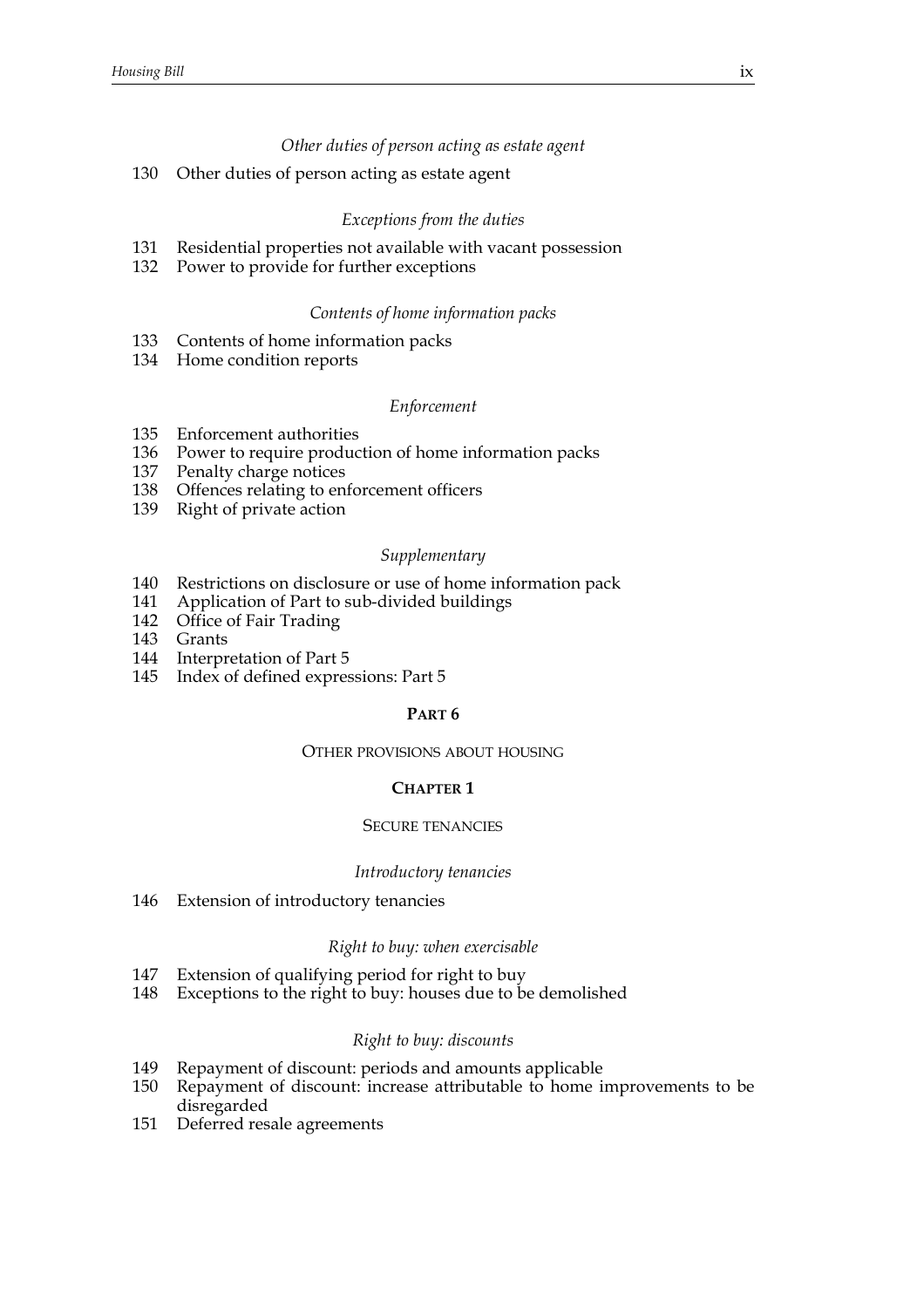*Other duties of person acting as estate agent*

130 Other duties of person acting as estate agent

*Exceptions from the duties*

131 Residential properties not available with vacant possession
132 Power to provide for further exceptions

*Contents of home information packs*

133 Contents of home information packs
134 Home condition reports

*Enforcement*

135 Enforcement authorities
136 Power to require production of home information packs
137 Penalty charge notices
138 Offences relating to enforcement officers
139 Right of private action

*Supplementary*

140 Restrictions on disclosure or use of home information pack
141 Application of Part to sub-divided buildings
142 Office of Fair Trading
143 Grants
144 Interpretation of Part 5
145 Index of defined expressions: Part 5

## PART 6

### OTHER PROVISIONS ABOUT HOUSING

#### CHAPTER 1

##### SECURE TENANCIES

*Introductory tenancies*

146 Extension of introductory tenancies

*Right to buy: when exercisable*

147 Extension of qualifying period for right to buy
148 Exceptions to the right to buy: houses due to be demolished

*Right to buy: discounts*

149 Repayment of discount: periods and amounts applicable
150 Repayment of discount: increase attributable to home improvements to be disregarded
151 Deferred resale agreements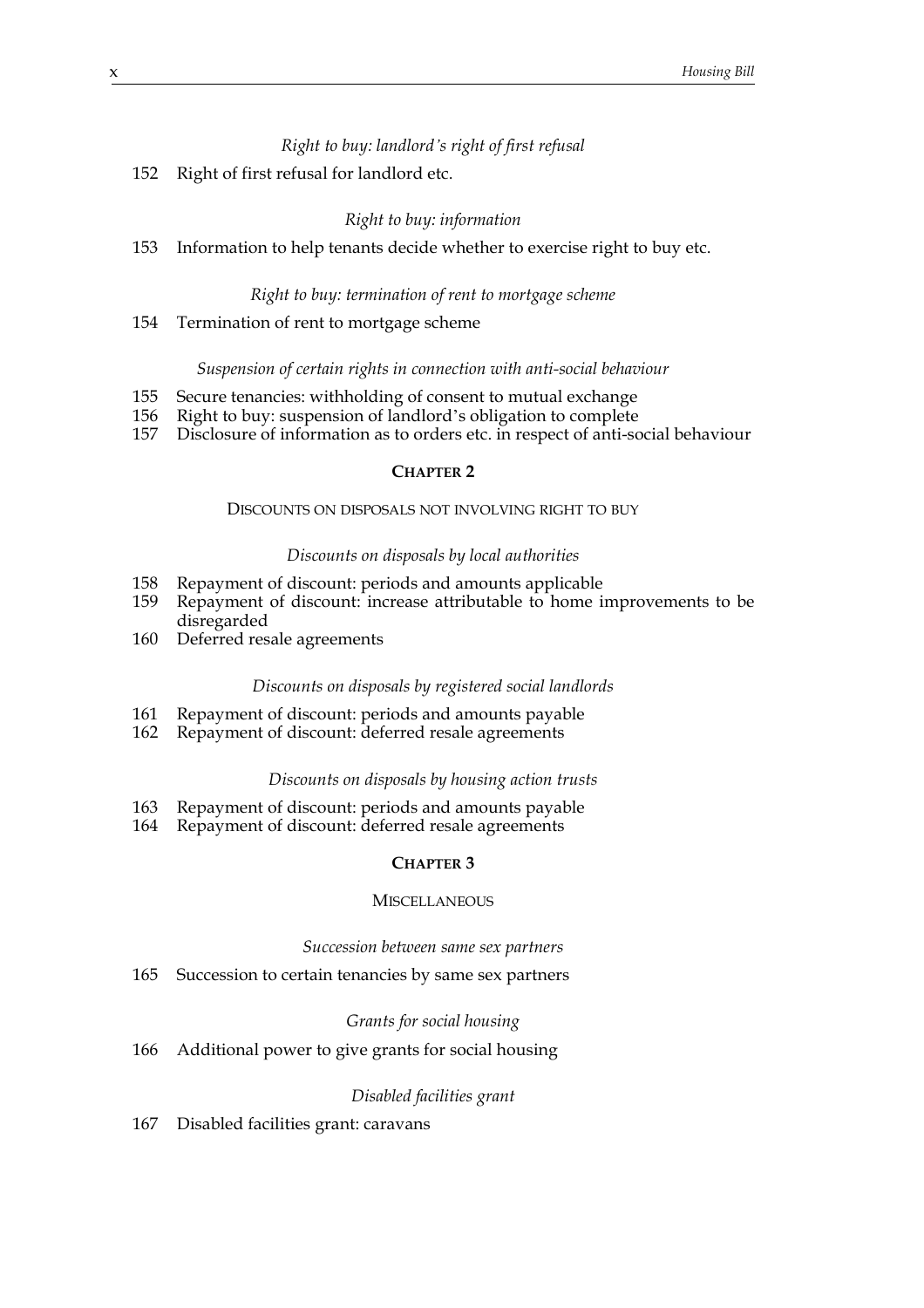*Right to buy: landlord's right of first refusal*

152 Right of first refusal for landlord etc.

*Right to buy: information*

153 Information to help tenants decide whether to exercise right to buy etc.

*Right to buy: termination of rent to mortgage scheme*

154 Termination of rent to mortgage scheme

*Suspension of certain rights in connection with anti-social behaviour*

155 Secure tenancies: withholding of consent to mutual exchange
156 Right to buy: suspension of landlord's obligation to complete
157 Disclosure of information as to orders etc. in respect of anti-social behaviour

## CHAPTER 2

### DISCOUNTS ON DISPOSALS NOT INVOLVING RIGHT TO BUY

*Discounts on disposals by local authorities*

158 Repayment of discount: periods and amounts applicable
159 Repayment of discount: increase attributable to home improvements to be disregarded
160 Deferred resale agreements

*Discounts on disposals by registered social landlords*

161 Repayment of discount: periods and amounts payable
162 Repayment of discount: deferred resale agreements

*Discounts on disposals by housing action trusts*

163 Repayment of discount: periods and amounts payable
164 Repayment of discount: deferred resale agreements

## CHAPTER 3

### MISCELLANEOUS

*Succession between same sex partners*

165 Succession to certain tenancies by same sex partners

*Grants for social housing*

166 Additional power to give grants for social housing

*Disabled facilities grant*

167 Disabled facilities grant: caravans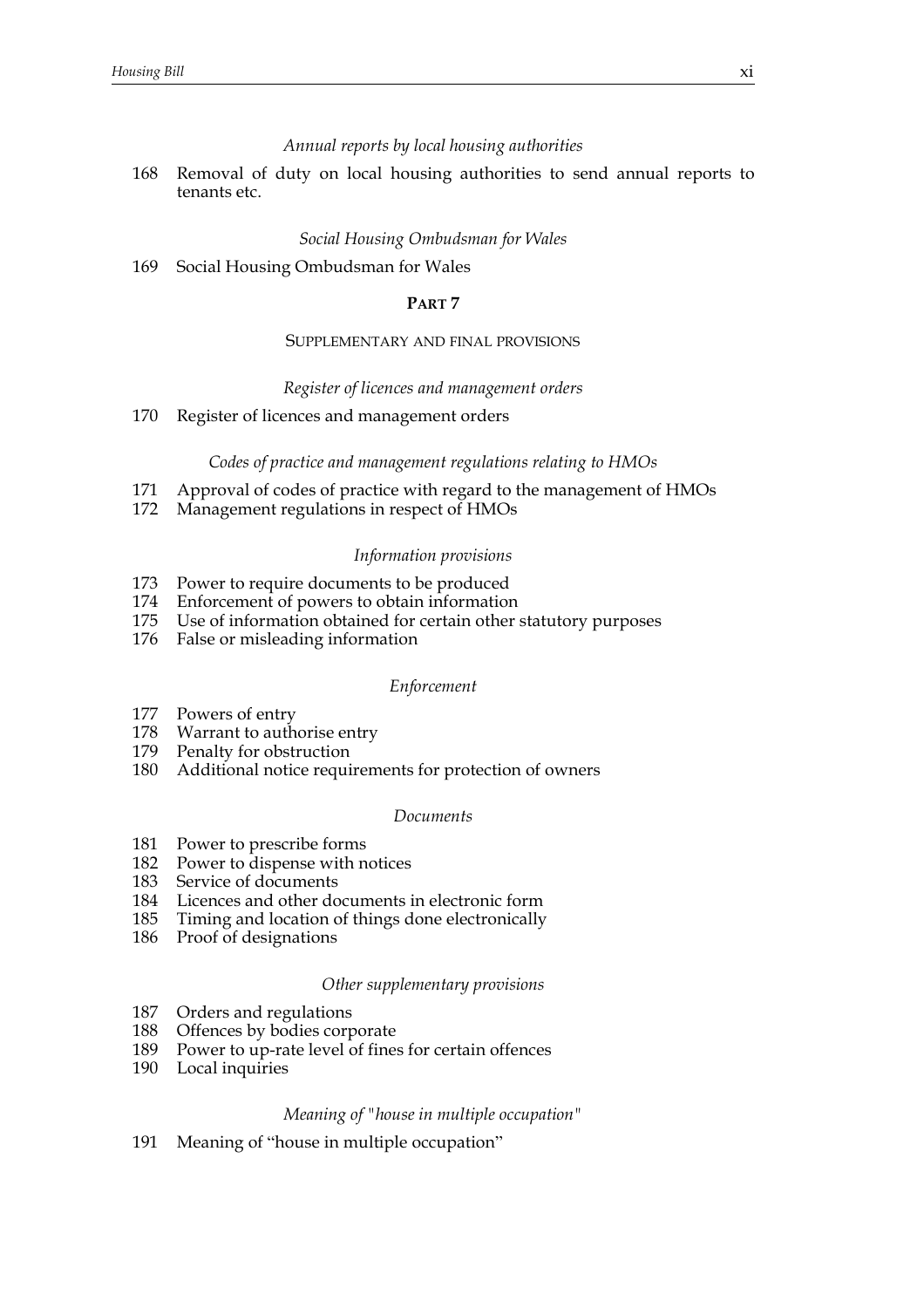*Annual reports by local housing authorities*

168 Removal of duty on local housing authorities to send annual reports to tenants etc.

*Social Housing Ombudsman for Wales*

169 Social Housing Ombudsman for Wales

## PART 7

### SUPPLEMENTARY AND FINAL PROVISIONS

*Register of licences and management orders*

170 Register of licences and management orders

*Codes of practice and management regulations relating to HMOs*

171 Approval of codes of practice with regard to the management of HMOs
172 Management regulations in respect of HMOs

*Information provisions*

173 Power to require documents to be produced
174 Enforcement of powers to obtain information
175 Use of information obtained for certain other statutory purposes
176 False or misleading information

*Enforcement*

177 Powers of entry
178 Warrant to authorise entry
179 Penalty for obstruction
180 Additional notice requirements for protection of owners

*Documents*

181 Power to prescribe forms
182 Power to dispense with notices
183 Service of documents
184 Licences and other documents in electronic form
185 Timing and location of things done electronically
186 Proof of designations

*Other supplementary provisions*

187 Orders and regulations
188 Offences by bodies corporate
189 Power to up-rate level of fines for certain offences
190 Local inquiries

*Meaning of "house in multiple occupation"*

191 Meaning of "house in multiple occupation"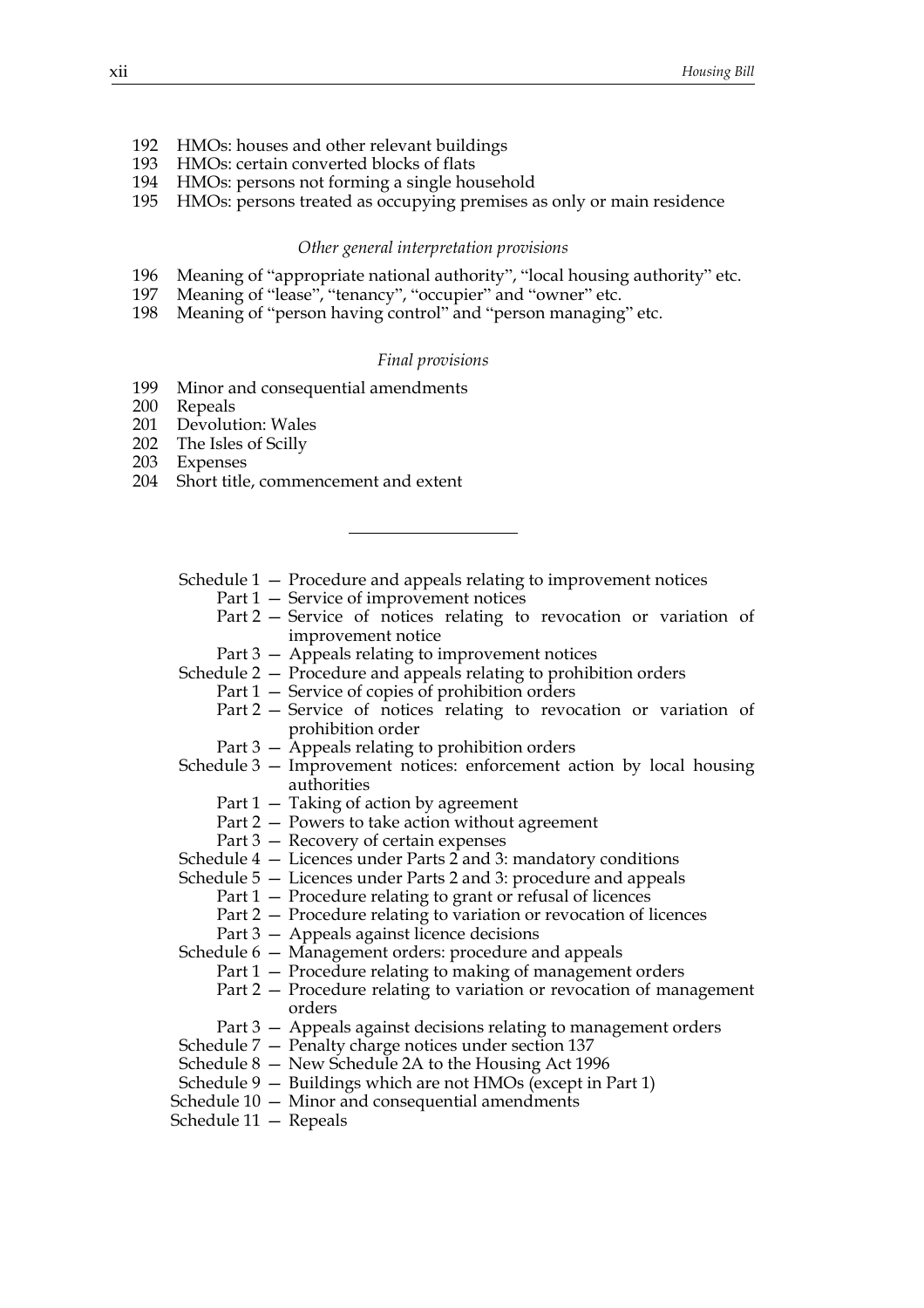192 HMOs: houses and other relevant buildings
193 HMOs: certain converted blocks of flats
194 HMOs: persons not forming a single household
195 HMOs: persons treated as occupying premises as only or main residence

*Other general interpretation provisions*

196 Meaning of "appropriate national authority", "local housing authority" etc.
197 Meaning of "lease", "tenancy", "occupier" and "owner" etc.
198 Meaning of "person having control" and "person managing" etc.

*Final provisions*

199 Minor and consequential amendments
200 Repeals
201 Devolution: Wales
202 The Isles of Scilly
203 Expenses
204 Short title, commencement and extent

---

Schedule 1 — Procedure and appeals relating to improvement notices
- Part 1 — Service of improvement notices
- Part 2 — Service of notices relating to revocation or variation of improvement notice
- Part 3 — Appeals relating to improvement notices

Schedule 2 — Procedure and appeals relating to prohibition orders
- Part 1 — Service of copies of prohibition orders
- Part 2 — Service of notices relating to revocation or variation of prohibition order
- Part 3 — Appeals relating to prohibition orders

Schedule 3 — Improvement notices: enforcement action by local housing authorities
- Part 1 — Taking of action by agreement
- Part 2 — Powers to take action without agreement
- Part 3 — Recovery of certain expenses

Schedule 4 — Licences under Parts 2 and 3: mandatory conditions

Schedule 5 — Licences under Parts 2 and 3: procedure and appeals
- Part 1 — Procedure relating to grant or refusal of licences
- Part 2 — Procedure relating to variation or revocation of licences
- Part 3 — Appeals against licence decisions

Schedule 6 — Management orders: procedure and appeals
- Part 1 — Procedure relating to making of management orders
- Part 2 — Procedure relating to variation or revocation of management orders
- Part 3 — Appeals against decisions relating to management orders

Schedule 7 — Penalty charge notices under section 137

Schedule 8 — New Schedule 2A to the Housing Act 1996

Schedule 9 — Buildings which are not HMOs (except in Part 1)

Schedule 10 — Minor and consequential amendments

Schedule 11 — Repeals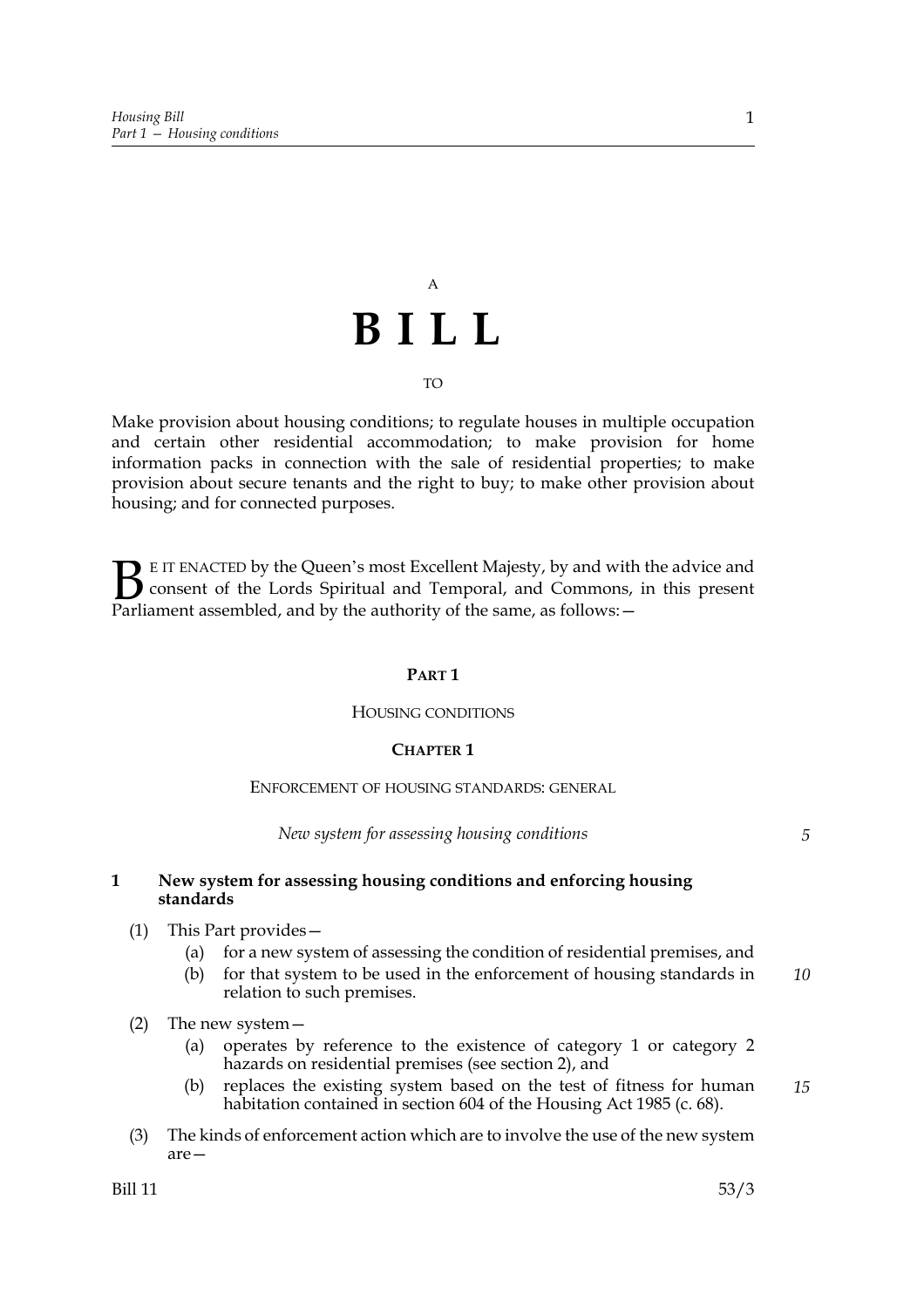A

# BILL

TO

Make provision about housing conditions; to regulate houses in multiple occupation and certain other residential accommodation; to make provision for home information packs in connection with the sale of residential properties; to make provision about secure tenants and the right to buy; to make other provision about housing; and for connected purposes.

BE IT ENACTED by the Queen's most Excellent Majesty, by and with the advice and consent of the Lords Spiritual and Temporal, and Commons, in this present Parliament assembled, and by the authority of the same, as follows:—

## PART 1

HOUSING CONDITIONS

### CHAPTER 1

ENFORCEMENT OF HOUSING STANDARDS: GENERAL

*New system for assessing housing conditions*

**1 New system for assessing housing conditions and enforcing housing standards**

(1) This Part provides—

(a) for a new system of assessing the condition of residential premises, and

(b) for that system to be used in the enforcement of housing standards in relation to such premises.

(2) The new system—

(a) operates by reference to the existence of category 1 or category 2 hazards on residential premises (see section 2), and

(b) replaces the existing system based on the test of fitness for human habitation contained in section 604 of the Housing Act 1985 (c. 68).

(3) The kinds of enforcement action which are to involve the use of the new system are—

Bill 11 53/3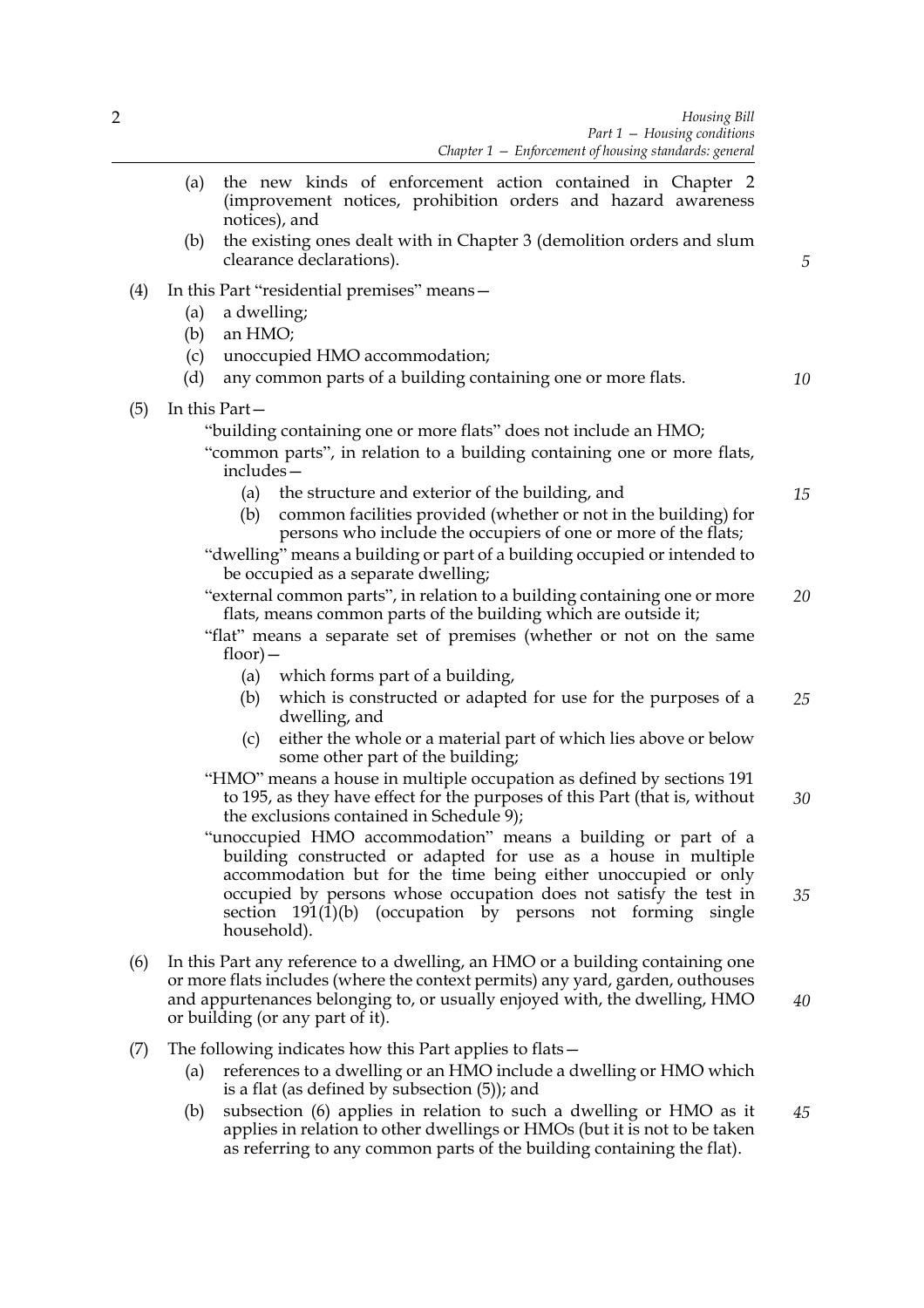(a) the new kinds of enforcement action contained in Chapter 2 (improvement notices, prohibition orders and hazard awareness notices), and

(b) the existing ones dealt with in Chapter 3 (demolition orders and slum clearance declarations).

(4) In this Part "residential premises" means—

(a) a dwelling;

(b) an HMO;

(c) unoccupied HMO accommodation;

(d) any common parts of a building containing one or more flats.

(5) In this Part—

"building containing one or more flats" does not include an HMO;

"common parts", in relation to a building containing one or more flats, includes—

(a) the structure and exterior of the building, and

(b) common facilities provided (whether or not in the building) for persons who include the occupiers of one or more of the flats;

"dwelling" means a building or part of a building occupied or intended to be occupied as a separate dwelling;

"external common parts", in relation to a building containing one or more flats, means common parts of the building which are outside it;

"flat" means a separate set of premises (whether or not on the same floor)—

(a) which forms part of a building,

(b) which is constructed or adapted for use for the purposes of a dwelling, and

(c) either the whole or a material part of which lies above or below some other part of the building;

"HMO" means a house in multiple occupation as defined by sections 191 to 195, as they have effect for the purposes of this Part (that is, without the exclusions contained in Schedule 9);

"unoccupied HMO accommodation" means a building or part of a building constructed or adapted for use as a house in multiple accommodation but for the time being either unoccupied or only occupied by persons whose occupation does not satisfy the test in section 191(1)(b) (occupation by persons not forming single household).

(6) In this Part any reference to a dwelling, an HMO or a building containing one or more flats includes (where the context permits) any yard, garden, outhouses and appurtenances belonging to, or usually enjoyed with, the dwelling, HMO or building (or any part of it).

(7) The following indicates how this Part applies to flats—

(a) references to a dwelling or an HMO include a dwelling or HMO which is a flat (as defined by subsection (5)); and

(b) subsection (6) applies in relation to such a dwelling or HMO as it applies in relation to other dwellings or HMOs (but it is not to be taken as referring to any common parts of the building containing the flat).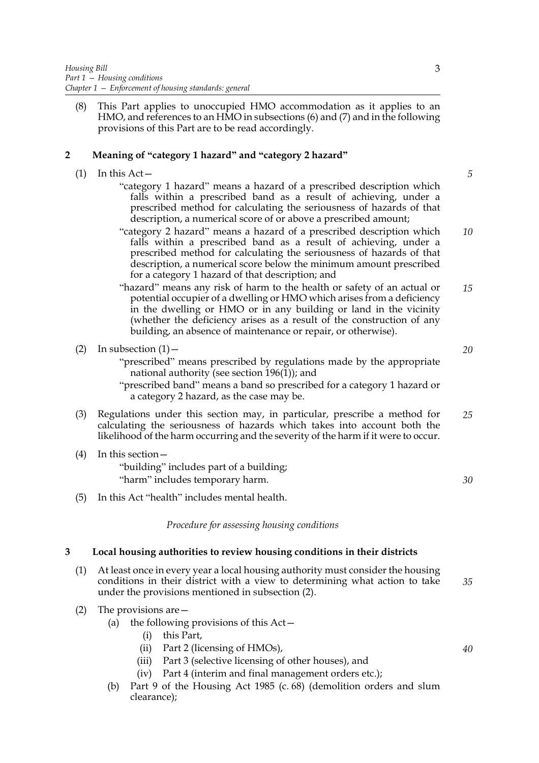(8) This Part applies to unoccupied HMO accommodation as it applies to an HMO, and references to an HMO in subsections (6) and (7) and in the following provisions of this Part are to be read accordingly.

## 2 Meaning of "category 1 hazard" and "category 2 hazard"

(1) In this Act—

"category 1 hazard" means a hazard of a prescribed description which falls within a prescribed band as a result of achieving, under a prescribed method for calculating the seriousness of hazards of that description, a numerical score of or above a prescribed amount;

"category 2 hazard" means a hazard of a prescribed description which falls within a prescribed band as a result of achieving, under a prescribed method for calculating the seriousness of hazards of that description, a numerical score below the minimum amount prescribed for a category 1 hazard of that description; and

"hazard" means any risk of harm to the health or safety of an actual or potential occupier of a dwelling or HMO which arises from a deficiency in the dwelling or HMO or in any building or land in the vicinity (whether the deficiency arises as a result of the construction of any building, an absence of maintenance or repair, or otherwise).

(2) In subsection (1)—

"prescribed" means prescribed by regulations made by the appropriate national authority (see section 196(1)); and

"prescribed band" means a band so prescribed for a category 1 hazard or a category 2 hazard, as the case may be.

(3) Regulations under this section may, in particular, prescribe a method for calculating the seriousness of hazards which takes into account both the likelihood of the harm occurring and the severity of the harm if it were to occur.

(4) In this section—

"building" includes part of a building;

"harm" includes temporary harm.

(5) In this Act "health" includes mental health.

*Procedure for assessing housing conditions*

## 3 Local housing authorities to review housing conditions in their districts

(1) At least once in every year a local housing authority must consider the housing conditions in their district with a view to determining what action to take under the provisions mentioned in subsection (2).

(2) The provisions are—

(a) the following provisions of this Act—

(i) this Part,

(ii) Part 2 (licensing of HMOs),

(iii) Part 3 (selective licensing of other houses), and

(iv) Part 4 (interim and final management orders etc.);

(b) Part 9 of the Housing Act 1985 (c. 68) (demolition orders and slum clearance);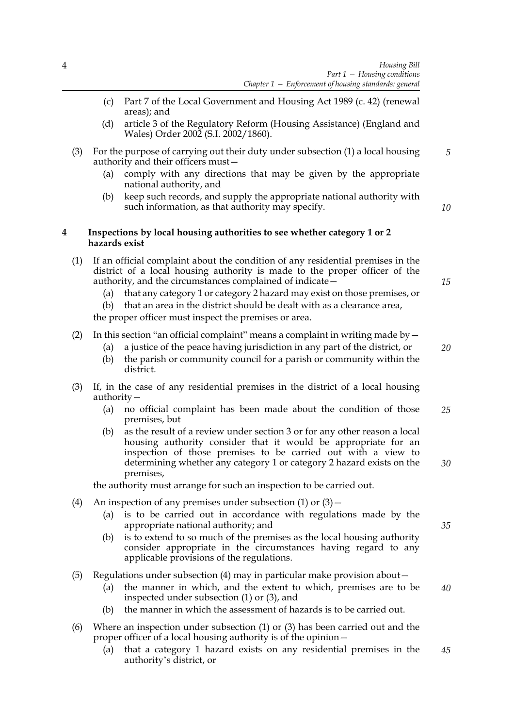(c) Part 7 of the Local Government and Housing Act 1989 (c. 42) (renewal areas); and

(d) article 3 of the Regulatory Reform (Housing Assistance) (England and Wales) Order 2002 (S.I. 2002/1860).

(3) For the purpose of carrying out their duty under subsection (1) a local housing authority and their officers must—

(a) comply with any directions that may be given by the appropriate national authority, and

(b) keep such records, and supply the appropriate national authority with such information, as that authority may specify.

### 4 Inspections by local housing authorities to see whether category 1 or 2 hazards exist

(1) If an official complaint about the condition of any residential premises in the district of a local housing authority is made to the proper officer of the authority, and the circumstances complained of indicate—

(a) that any category 1 or category 2 hazard may exist on those premises, or

(b) that an area in the district should be dealt with as a clearance area,

the proper officer must inspect the premises or area.

(2) In this section "an official complaint" means a complaint in writing made by—

(a) a justice of the peace having jurisdiction in any part of the district, or

(b) the parish or community council for a parish or community within the district.

(3) If, in the case of any residential premises in the district of a local housing authority—

(a) no official complaint has been made about the condition of those premises, but

(b) as the result of a review under section 3 or for any other reason a local housing authority consider that it would be appropriate for an inspection of those premises to be carried out with a view to determining whether any category 1 or category 2 hazard exists on the premises,

the authority must arrange for such an inspection to be carried out.

(4) An inspection of any premises under subsection (1) or (3)—

(a) is to be carried out in accordance with regulations made by the appropriate national authority; and

(b) is to extend to so much of the premises as the local housing authority consider appropriate in the circumstances having regard to any applicable provisions of the regulations.

(5) Regulations under subsection (4) may in particular make provision about—

(a) the manner in which, and the extent to which, premises are to be inspected under subsection (1) or (3), and

(b) the manner in which the assessment of hazards is to be carried out.

(6) Where an inspection under subsection (1) or (3) has been carried out and the proper officer of a local housing authority is of the opinion—

(a) that a category 1 hazard exists on any residential premises in the authority's district, or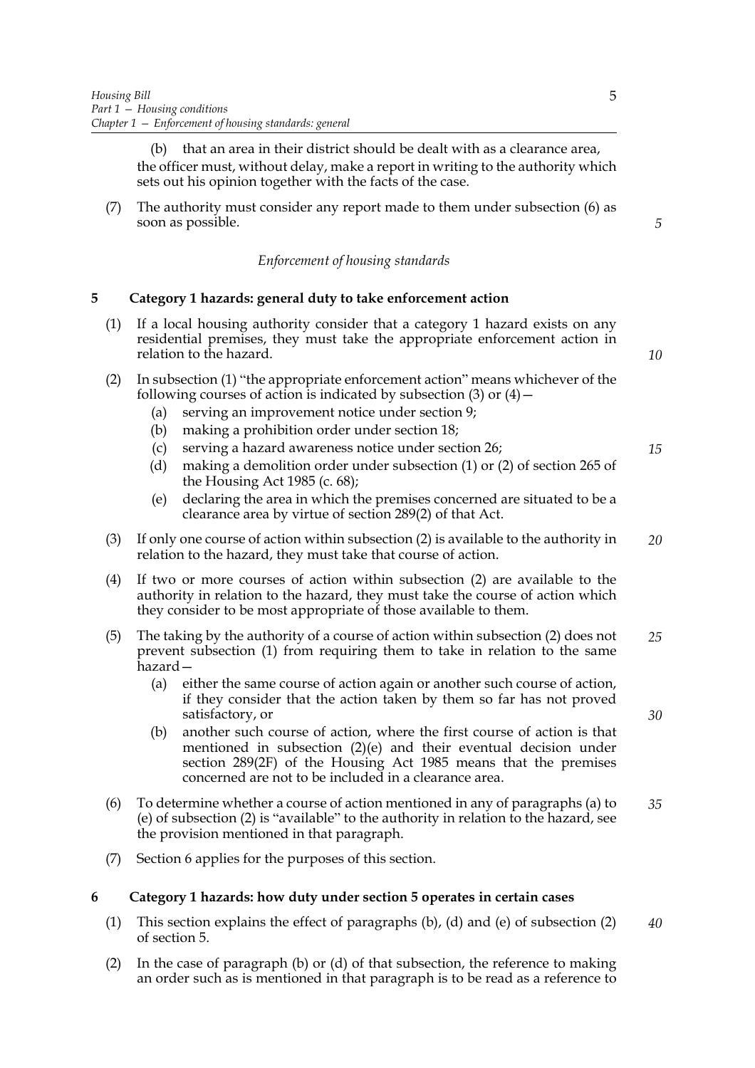(b) that an area in their district should be dealt with as a clearance area,

the officer must, without delay, make a report in writing to the authority which sets out his opinion together with the facts of the case.

(7) The authority must consider any report made to them under subsection (6) as soon as possible.

*Enforcement of housing standards*

### 5 Category 1 hazards: general duty to take enforcement action

(1) If a local housing authority consider that a category 1 hazard exists on any residential premises, they must take the appropriate enforcement action in relation to the hazard.

(2) In subsection (1) "the appropriate enforcement action" means whichever of the following courses of action is indicated by subsection (3) or (4)—

- (a) serving an improvement notice under section 9;
- (b) making a prohibition order under section 18;
- (c) serving a hazard awareness notice under section 26;
- (d) making a demolition order under subsection (1) or (2) of section 265 of the Housing Act 1985 (c. 68);
- (e) declaring the area in which the premises concerned are situated to be a clearance area by virtue of section 289(2) of that Act.

(3) If only one course of action within subsection (2) is available to the authority in relation to the hazard, they must take that course of action.

(4) If two or more courses of action within subsection (2) are available to the authority in relation to the hazard, they must take the course of action which they consider to be most appropriate of those available to them.

(5) The taking by the authority of a course of action within subsection (2) does not prevent subsection (1) from requiring them to take in relation to the same hazard—

- (a) either the same course of action again or another such course of action, if they consider that the action taken by them so far has not proved satisfactory, or
- (b) another such course of action, where the first course of action is that mentioned in subsection (2)(e) and their eventual decision under section 289(2F) of the Housing Act 1985 means that the premises concerned are not to be included in a clearance area.

(6) To determine whether a course of action mentioned in any of paragraphs (a) to (e) of subsection (2) is "available" to the authority in relation to the hazard, see the provision mentioned in that paragraph.

(7) Section 6 applies for the purposes of this section.

### 6 Category 1 hazards: how duty under section 5 operates in certain cases

(1) This section explains the effect of paragraphs (b), (d) and (e) of subsection (2) of section 5.

(2) In the case of paragraph (b) or (d) of that subsection, the reference to making an order such as is mentioned in that paragraph is to be read as a reference to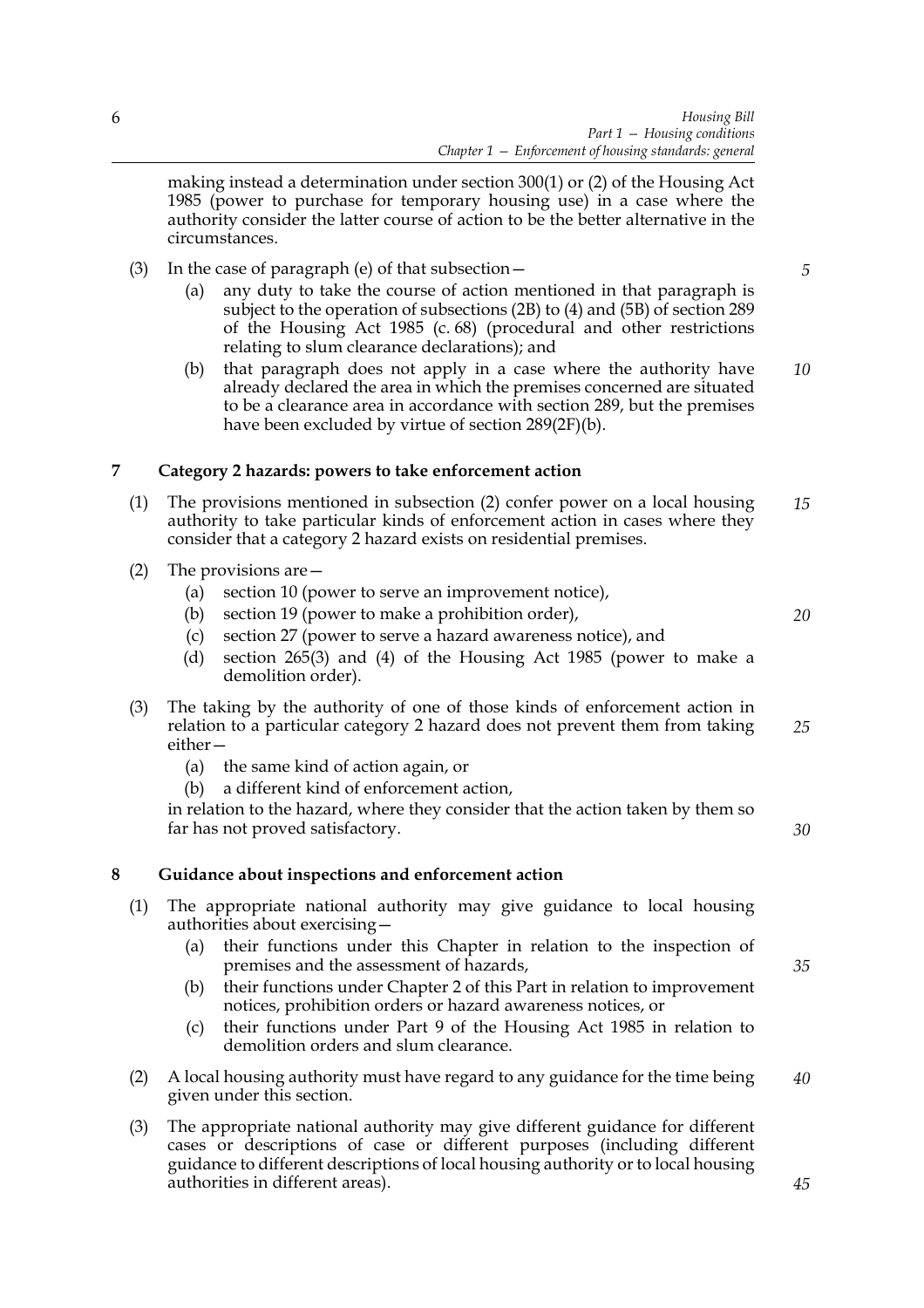making instead a determination under section 300(1) or (2) of the Housing Act 1985 (power to purchase for temporary housing use) in a case where the authority consider the latter course of action to be the better alternative in the circumstances.

(3) In the case of paragraph (e) of that subsection—

(a) any duty to take the course of action mentioned in that paragraph is subject to the operation of subsections (2B) to (4) and (5B) of section 289 of the Housing Act 1985 (c. 68) (procedural and other restrictions relating to slum clearance declarations); and

(b) that paragraph does not apply in a case where the authority have already declared the area in which the premises concerned are situated to be a clearance area in accordance with section 289, but the premises have been excluded by virtue of section 289(2F)(b).

## 7 Category 2 hazards: powers to take enforcement action

(1) The provisions mentioned in subsection (2) confer power on a local housing authority to take particular kinds of enforcement action in cases where they consider that a category 2 hazard exists on residential premises.

(2) The provisions are—

(a) section 10 (power to serve an improvement notice),

(b) section 19 (power to make a prohibition order),

(c) section 27 (power to serve a hazard awareness notice), and

(d) section 265(3) and (4) of the Housing Act 1985 (power to make a demolition order).

(3) The taking by the authority of one of those kinds of enforcement action in relation to a particular category 2 hazard does not prevent them from taking either—

(a) the same kind of action again, or

(b) a different kind of enforcement action,

in relation to the hazard, where they consider that the action taken by them so far has not proved satisfactory.

## 8 Guidance about inspections and enforcement action

(1) The appropriate national authority may give guidance to local housing authorities about exercising—

(a) their functions under this Chapter in relation to the inspection of premises and the assessment of hazards,

(b) their functions under Chapter 2 of this Part in relation to improvement notices, prohibition orders or hazard awareness notices, or

(c) their functions under Part 9 of the Housing Act 1985 in relation to demolition orders and slum clearance.

(2) A local housing authority must have regard to any guidance for the time being given under this section.

(3) The appropriate national authority may give different guidance for different cases or descriptions of case or different purposes (including different guidance to different descriptions of local housing authority or to local housing authorities in different areas).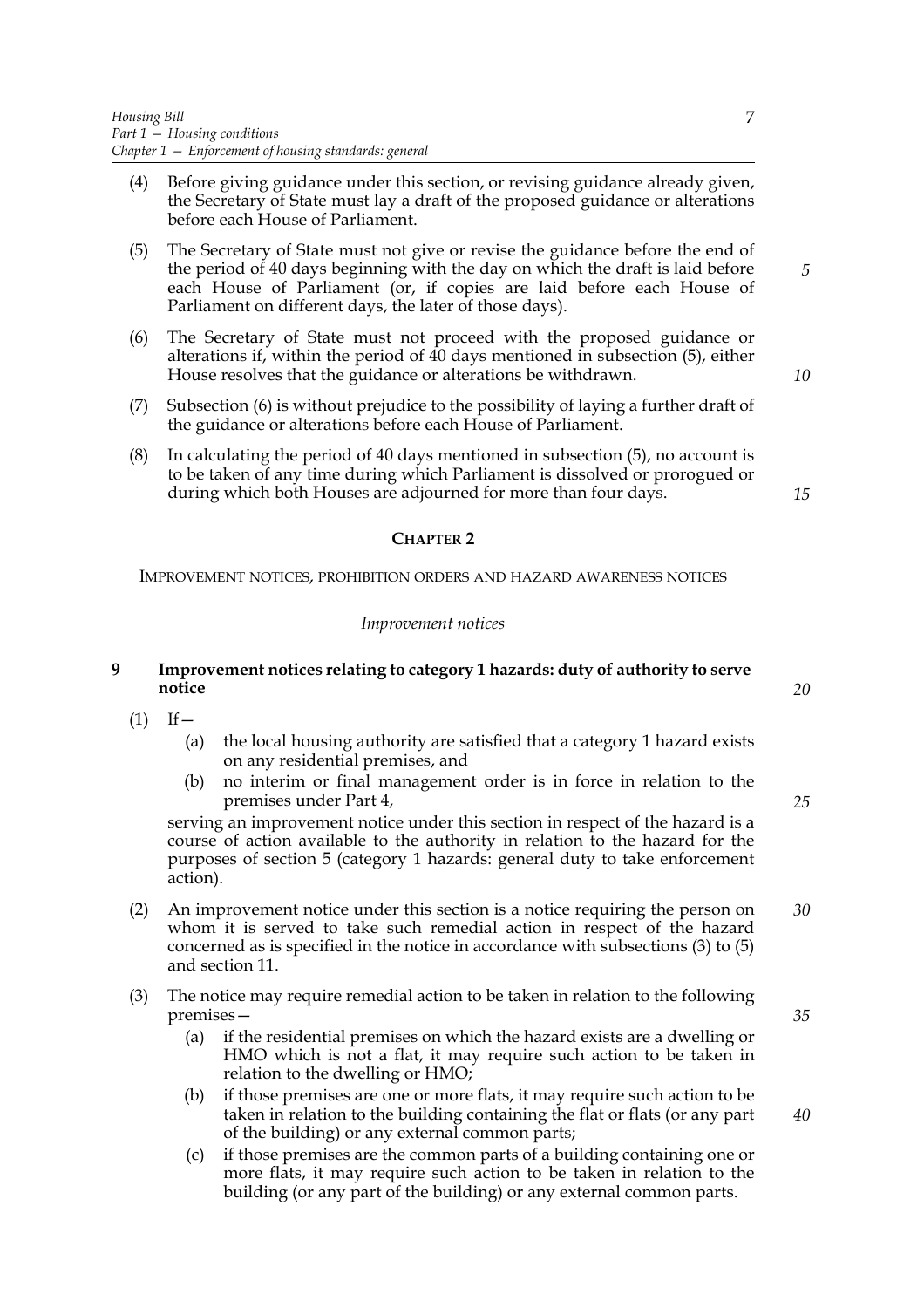(4) Before giving guidance under this section, or revising guidance already given, the Secretary of State must lay a draft of the proposed guidance or alterations before each House of Parliament.

(5) The Secretary of State must not give or revise the guidance before the end of the period of 40 days beginning with the day on which the draft is laid before each House of Parliament (or, if copies are laid before each House of Parliament on different days, the later of those days).

(6) The Secretary of State must not proceed with the proposed guidance or alterations if, within the period of 40 days mentioned in subsection (5), either House resolves that the guidance or alterations be withdrawn.

(7) Subsection (6) is without prejudice to the possibility of laying a further draft of the guidance or alterations before each House of Parliament.

(8) In calculating the period of 40 days mentioned in subsection (5), no account is to be taken of any time during which Parliament is dissolved or prorogued or during which both Houses are adjourned for more than four days.

## CHAPTER 2

IMPROVEMENT NOTICES, PROHIBITION ORDERS AND HAZARD AWARENESS NOTICES

*Improvement notices*

### 9 Improvement notices relating to category 1 hazards: duty of authority to serve notice

(1) If—

- (a) the local housing authority are satisfied that a category 1 hazard exists on any residential premises, and
- (b) no interim or final management order is in force in relation to the premises under Part 4,

serving an improvement notice under this section in respect of the hazard is a course of action available to the authority in relation to the hazard for the purposes of section 5 (category 1 hazards: general duty to take enforcement action).

(2) An improvement notice under this section is a notice requiring the person on whom it is served to take such remedial action in respect of the hazard concerned as is specified in the notice in accordance with subsections (3) to (5) and section 11.

(3) The notice may require remedial action to be taken in relation to the following premises—

- (a) if the residential premises on which the hazard exists are a dwelling or HMO which is not a flat, it may require such action to be taken in relation to the dwelling or HMO;
- (b) if those premises are one or more flats, it may require such action to be taken in relation to the building containing the flat or flats (or any part of the building) or any external common parts;
- (c) if those premises are the common parts of a building containing one or more flats, it may require such action to be taken in relation to the building (or any part of the building) or any external common parts.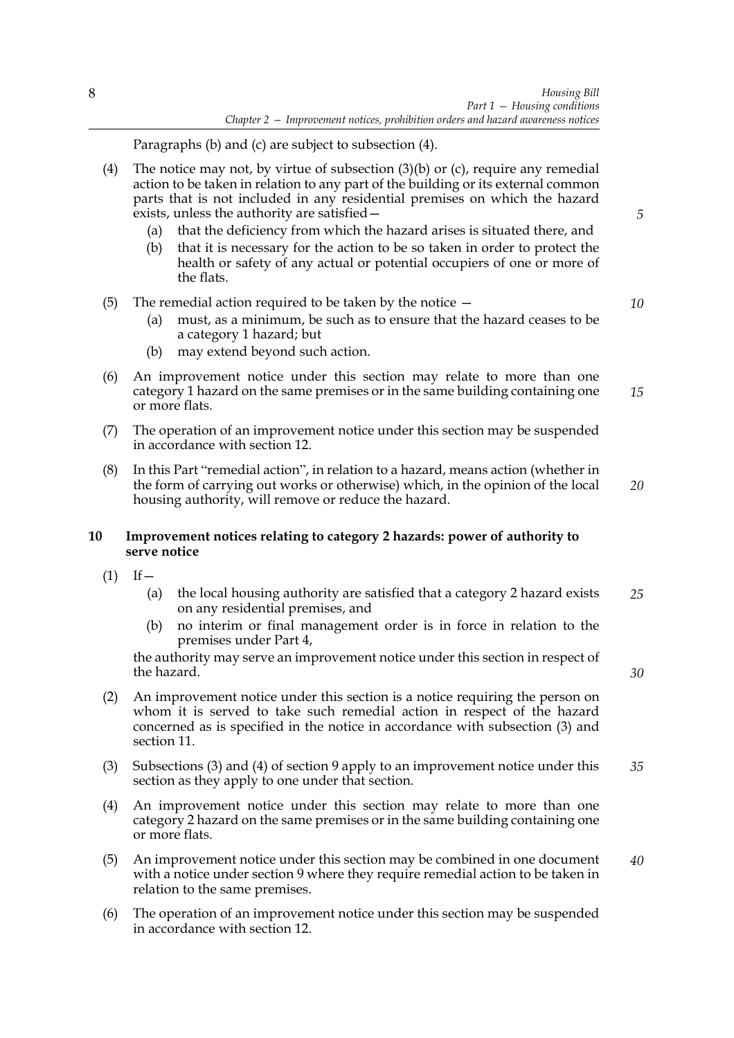Paragraphs (b) and (c) are subject to subsection (4).

(4) The notice may not, by virtue of subsection (3)(b) or (c), require any remedial action to be taken in relation to any part of the building or its external common parts that is not included in any residential premises on which the hazard exists, unless the authority are satisfied—

  (a) that the deficiency from which the hazard arises is situated there, and

  (b) that it is necessary for the action to be so taken in order to protect the health or safety of any actual or potential occupiers of one or more of the flats.

(5) The remedial action required to be taken by the notice —

  (a) must, as a minimum, be such as to ensure that the hazard ceases to be a category 1 hazard; but

  (b) may extend beyond such action.

(6) An improvement notice under this section may relate to more than one category 1 hazard on the same premises or in the same building containing one or more flats.

(7) The operation of an improvement notice under this section may be suspended in accordance with section 12.

(8) In this Part "remedial action", in relation to a hazard, means action (whether in the form of carrying out works or otherwise) which, in the opinion of the local housing authority, will remove or reduce the hazard.

### 10 Improvement notices relating to category 2 hazards: power of authority to serve notice

(1) If—

  (a) the local housing authority are satisfied that a category 2 hazard exists on any residential premises, and

  (b) no interim or final management order is in force in relation to the premises under Part 4,

the authority may serve an improvement notice under this section in respect of the hazard.

(2) An improvement notice under this section is a notice requiring the person on whom it is served to take such remedial action in respect of the hazard concerned as is specified in the notice in accordance with subsection (3) and section 11.

(3) Subsections (3) and (4) of section 9 apply to an improvement notice under this section as they apply to one under that section.

(4) An improvement notice under this section may relate to more than one category 2 hazard on the same premises or in the same building containing one or more flats.

(5) An improvement notice under this section may be combined in one document with a notice under section 9 where they require remedial action to be taken in relation to the same premises.

(6) The operation of an improvement notice under this section may be suspended in accordance with section 12.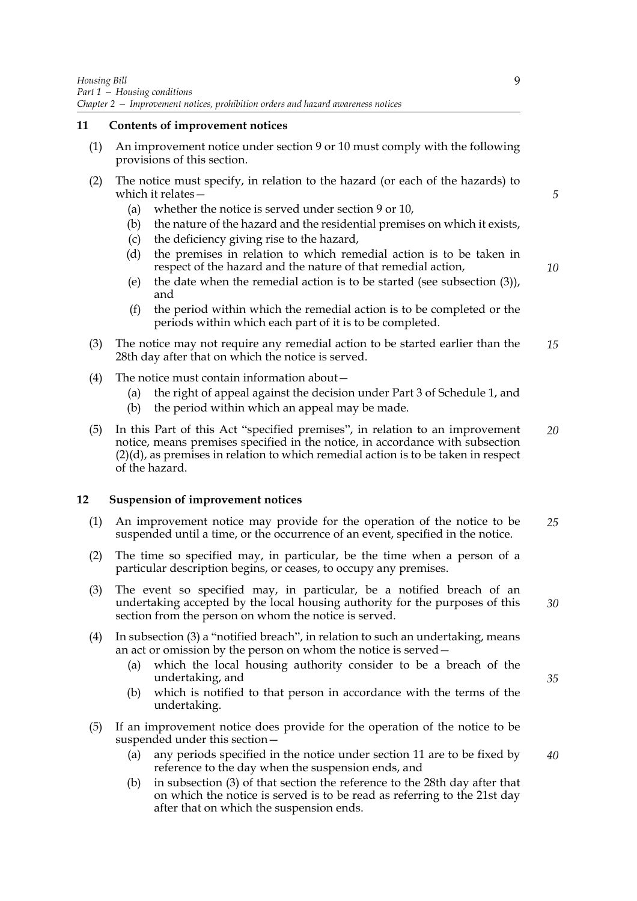## 11 Contents of improvement notices

(1) An improvement notice under section 9 or 10 must comply with the following provisions of this section.

(2) The notice must specify, in relation to the hazard (or each of the hazards) to which it relates—

- (a) whether the notice is served under section 9 or 10,
- (b) the nature of the hazard and the residential premises on which it exists,
- (c) the deficiency giving rise to the hazard,
- (d) the premises in relation to which remedial action is to be taken in respect of the hazard and the nature of that remedial action,
- (e) the date when the remedial action is to be started (see subsection (3)), and
- (f) the period within which the remedial action is to be completed or the periods within which each part of it is to be completed.

(3) The notice may not require any remedial action to be started earlier than the 28th day after that on which the notice is served.

(4) The notice must contain information about—

- (a) the right of appeal against the decision under Part 3 of Schedule 1, and
- (b) the period within which an appeal may be made.

(5) In this Part of this Act "specified premises", in relation to an improvement notice, means premises specified in the notice, in accordance with subsection (2)(d), as premises in relation to which remedial action is to be taken in respect of the hazard.

## 12 Suspension of improvement notices

(1) An improvement notice may provide for the operation of the notice to be suspended until a time, or the occurrence of an event, specified in the notice.

(2) The time so specified may, in particular, be the time when a person of a particular description begins, or ceases, to occupy any premises.

(3) The event so specified may, in particular, be a notified breach of an undertaking accepted by the local housing authority for the purposes of this section from the person on whom the notice is served.

(4) In subsection (3) a "notified breach", in relation to such an undertaking, means an act or omission by the person on whom the notice is served—

- (a) which the local housing authority consider to be a breach of the undertaking, and
- (b) which is notified to that person in accordance with the terms of the undertaking.

(5) If an improvement notice does provide for the operation of the notice to be suspended under this section—

- (a) any periods specified in the notice under section 11 are to be fixed by reference to the day when the suspension ends, and
- (b) in subsection (3) of that section the reference to the 28th day after that on which the notice is served is to be read as referring to the 21st day after that on which the suspension ends.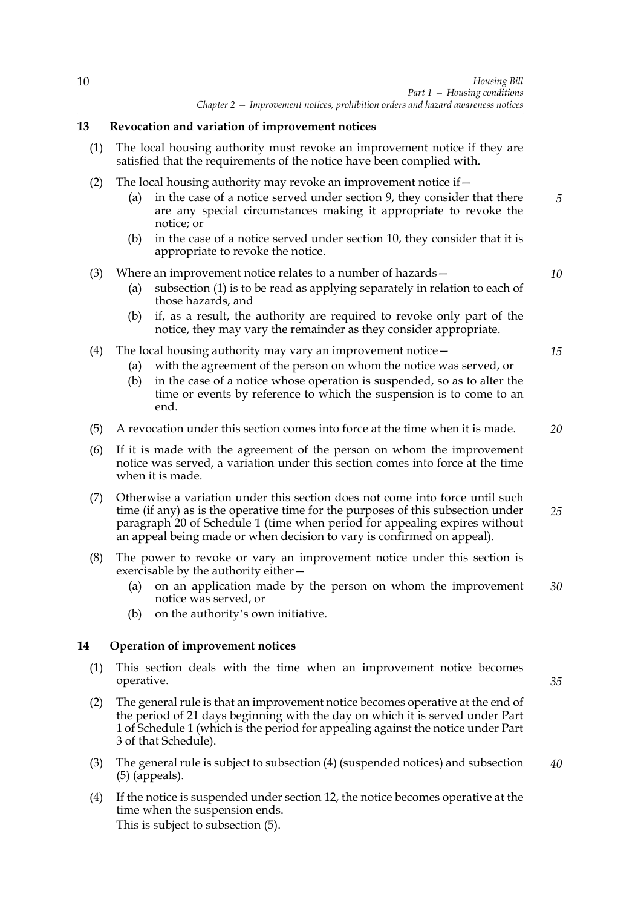### 13 Revocation and variation of improvement notices

(1) The local housing authority must revoke an improvement notice if they are satisfied that the requirements of the notice have been complied with.

(2) The local housing authority may revoke an improvement notice if—

- (a) in the case of a notice served under section 9, they consider that there are any special circumstances making it appropriate to revoke the notice; or
- (b) in the case of a notice served under section 10, they consider that it is appropriate to revoke the notice.

(3) Where an improvement notice relates to a number of hazards—

- (a) subsection (1) is to be read as applying separately in relation to each of those hazards, and
- (b) if, as a result, the authority are required to revoke only part of the notice, they may vary the remainder as they consider appropriate.

(4) The local housing authority may vary an improvement notice—

- (a) with the agreement of the person on whom the notice was served, or
- (b) in the case of a notice whose operation is suspended, so as to alter the time or events by reference to which the suspension is to come to an end.

(5) A revocation under this section comes into force at the time when it is made.

(6) If it is made with the agreement of the person on whom the improvement notice was served, a variation under this section comes into force at the time when it is made.

(7) Otherwise a variation under this section does not come into force until such time (if any) as is the operative time for the purposes of this subsection under paragraph 20 of Schedule 1 (time when period for appealing expires without an appeal being made or when decision to vary is confirmed on appeal).

(8) The power to revoke or vary an improvement notice under this section is exercisable by the authority either—

- (a) on an application made by the person on whom the improvement notice was served, or
- (b) on the authority's own initiative.

### 14 Operation of improvement notices

(1) This section deals with the time when an improvement notice becomes operative.

(2) The general rule is that an improvement notice becomes operative at the end of the period of 21 days beginning with the day on which it is served under Part 1 of Schedule 1 (which is the period for appealing against the notice under Part 3 of that Schedule).

(3) The general rule is subject to subsection (4) (suspended notices) and subsection (5) (appeals).

(4) If the notice is suspended under section 12, the notice becomes operative at the time when the suspension ends.
This is subject to subsection (5).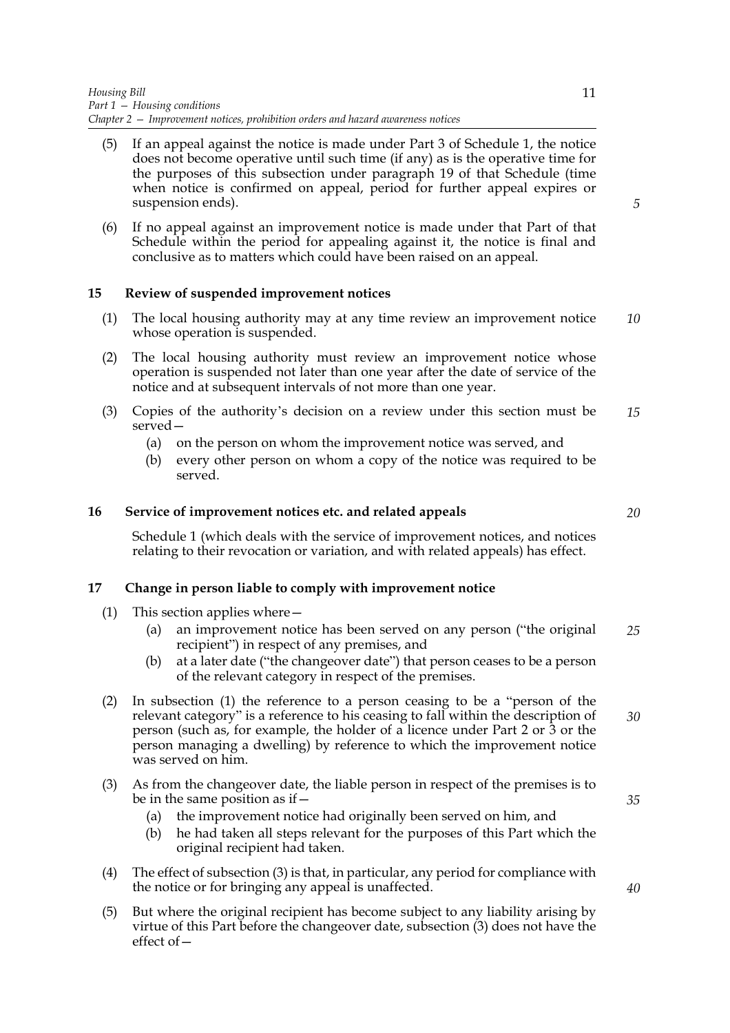(5) If an appeal against the notice is made under Part 3 of Schedule 1, the notice does not become operative until such time (if any) as is the operative time for the purposes of this subsection under paragraph 19 of that Schedule (time when notice is confirmed on appeal, period for further appeal expires or suspension ends).

(6) If no appeal against an improvement notice is made under that Part of that Schedule within the period for appealing against it, the notice is final and conclusive as to matters which could have been raised on an appeal.

## 15 Review of suspended improvement notices

(1) The local housing authority may at any time review an improvement notice whose operation is suspended.

(2) The local housing authority must review an improvement notice whose operation is suspended not later than one year after the date of service of the notice and at subsequent intervals of not more than one year.

(3) Copies of the authority's decision on a review under this section must be served—

- (a) on the person on whom the improvement notice was served, and
- (b) every other person on whom a copy of the notice was required to be served.

## 16 Service of improvement notices etc. and related appeals

Schedule 1 (which deals with the service of improvement notices, and notices relating to their revocation or variation, and with related appeals) has effect.

## 17 Change in person liable to comply with improvement notice

(1) This section applies where—

- (a) an improvement notice has been served on any person ("the original recipient") in respect of any premises, and
- (b) at a later date ("the changeover date") that person ceases to be a person of the relevant category in respect of the premises.

(2) In subsection (1) the reference to a person ceasing to be a "person of the relevant category" is a reference to his ceasing to fall within the description of person (such as, for example, the holder of a licence under Part 2 or 3 or the person managing a dwelling) by reference to which the improvement notice was served on him.

(3) As from the changeover date, the liable person in respect of the premises is to be in the same position as if—

- (a) the improvement notice had originally been served on him, and
- (b) he had taken all steps relevant for the purposes of this Part which the original recipient had taken.

(4) The effect of subsection (3) is that, in particular, any period for compliance with the notice or for bringing any appeal is unaffected.

(5) But where the original recipient has become subject to any liability arising by virtue of this Part before the changeover date, subsection (3) does not have the effect of—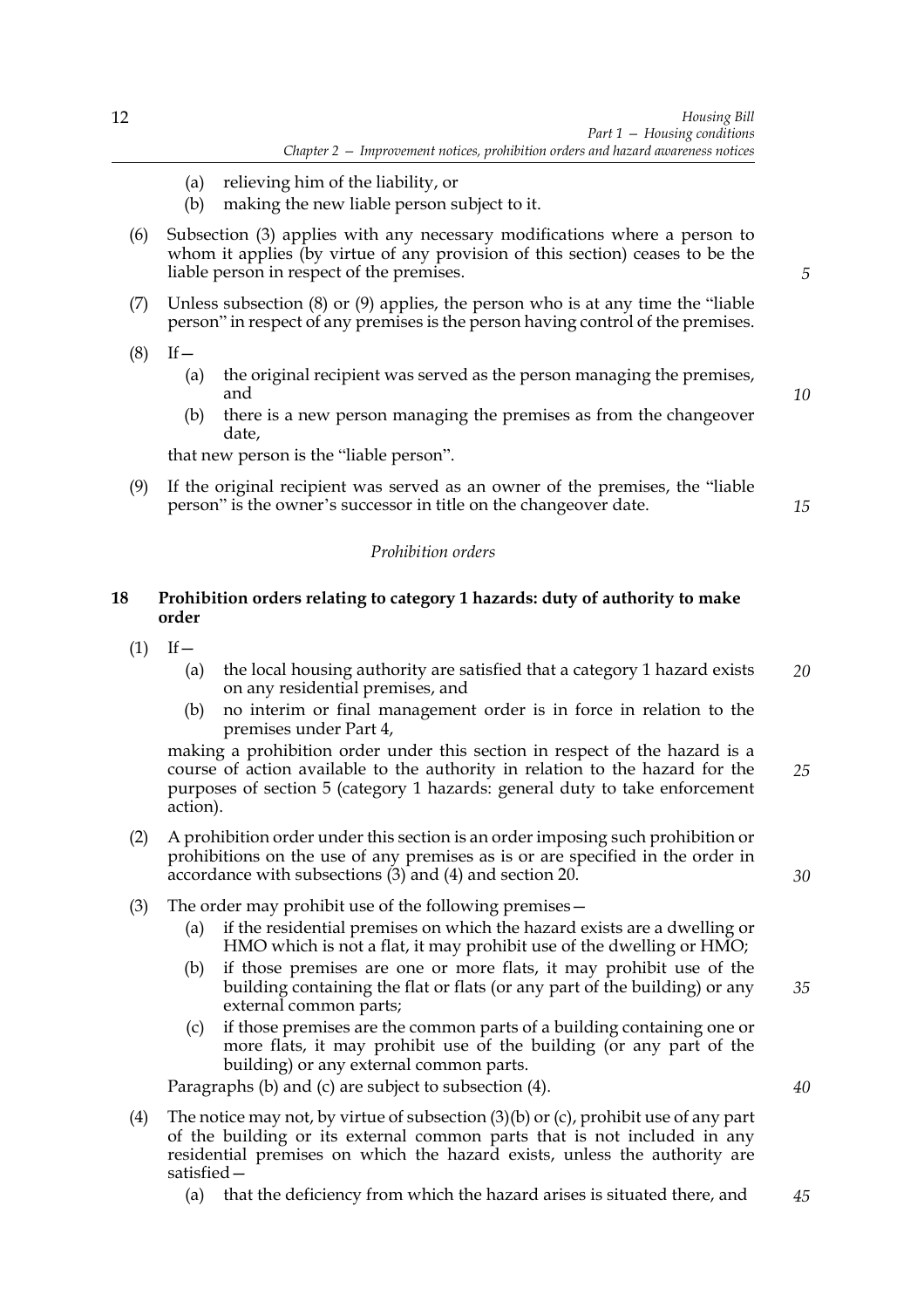(a) relieving him of the liability, or

(b) making the new liable person subject to it.

(6) Subsection (3) applies with any necessary modifications where a person to whom it applies (by virtue of any provision of this section) ceases to be the liable person in respect of the premises.

(7) Unless subsection (8) or (9) applies, the person who is at any time the "liable person" in respect of any premises is the person having control of the premises.

(8) If—

(a) the original recipient was served as the person managing the premises, and

(b) there is a new person managing the premises as from the changeover date,

that new person is the "liable person".

(9) If the original recipient was served as an owner of the premises, the "liable person" is the owner's successor in title on the changeover date.

*Prohibition orders*

### 18 Prohibition orders relating to category 1 hazards: duty of authority to make order

(1) If—

(a) the local housing authority are satisfied that a category 1 hazard exists on any residential premises, and

(b) no interim or final management order is in force in relation to the premises under Part 4,

making a prohibition order under this section in respect of the hazard is a course of action available to the authority in relation to the hazard for the purposes of section 5 (category 1 hazards: general duty to take enforcement action).

(2) A prohibition order under this section is an order imposing such prohibition or prohibitions on the use of any premises as is or are specified in the order in accordance with subsections (3) and (4) and section 20.

(3) The order may prohibit use of the following premises—

(a) if the residential premises on which the hazard exists are a dwelling or HMO which is not a flat, it may prohibit use of the dwelling or HMO;

(b) if those premises are one or more flats, it may prohibit use of the building containing the flat or flats (or any part of the building) or any external common parts;

(c) if those premises are the common parts of a building containing one or more flats, it may prohibit use of the building (or any part of the building) or any external common parts.

Paragraphs (b) and (c) are subject to subsection (4).

(4) The notice may not, by virtue of subsection (3)(b) or (c), prohibit use of any part of the building or its external common parts that is not included in any residential premises on which the hazard exists, unless the authority are satisfied—

(a) that the deficiency from which the hazard arises is situated there, and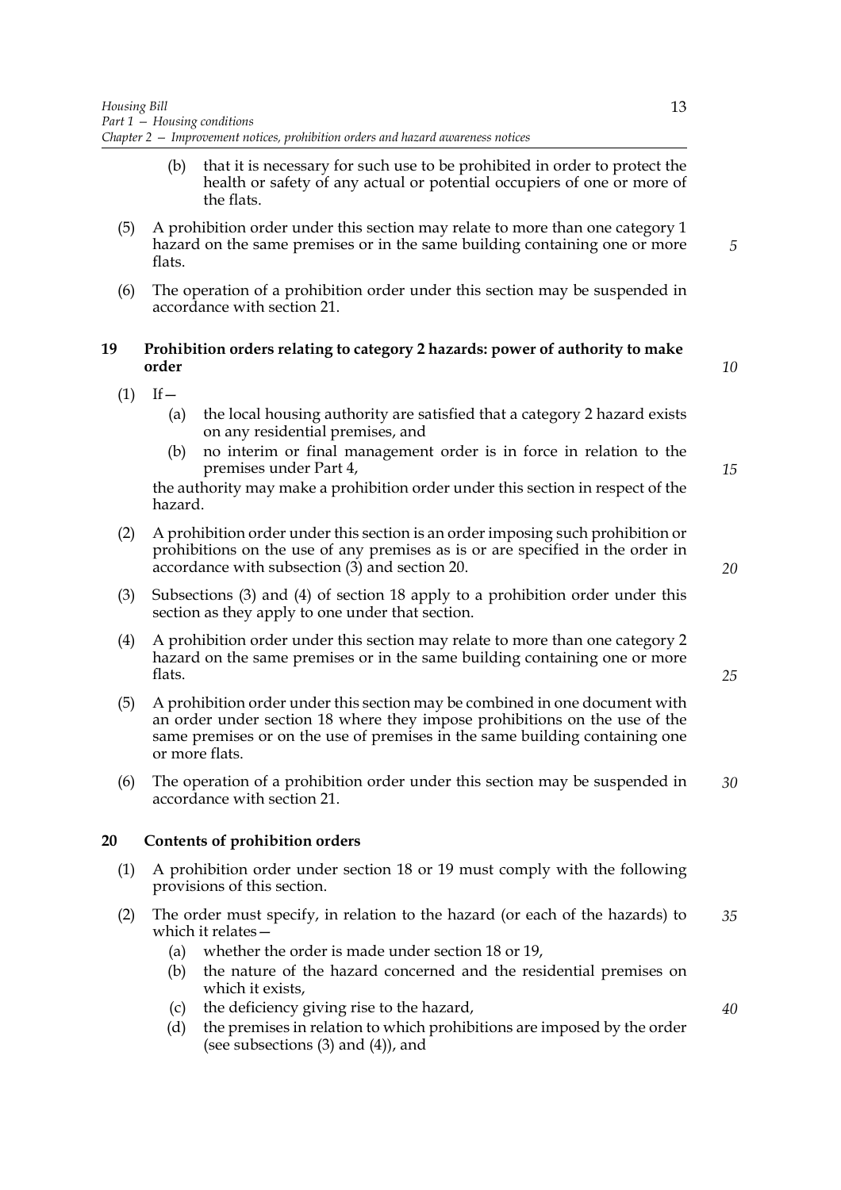(b) that it is necessary for such use to be prohibited in order to protect the health or safety of any actual or potential occupiers of one or more of the flats.

(5) A prohibition order under this section may relate to more than one category 1 hazard on the same premises or in the same building containing one or more flats.

(6) The operation of a prohibition order under this section may be suspended in accordance with section 21.

## 19 Prohibition orders relating to category 2 hazards: power of authority to make order

(1) If—

(a) the local housing authority are satisfied that a category 2 hazard exists on any residential premises, and

(b) no interim or final management order is in force in relation to the premises under Part 4,

the authority may make a prohibition order under this section in respect of the hazard.

(2) A prohibition order under this section is an order imposing such prohibition or prohibitions on the use of any premises as is or are specified in the order in accordance with subsection (3) and section 20.

(3) Subsections (3) and (4) of section 18 apply to a prohibition order under this section as they apply to one under that section.

(4) A prohibition order under this section may relate to more than one category 2 hazard on the same premises or in the same building containing one or more flats.

(5) A prohibition order under this section may be combined in one document with an order under section 18 where they impose prohibitions on the use of the same premises or on the use of premises in the same building containing one or more flats.

(6) The operation of a prohibition order under this section may be suspended in accordance with section 21.

## 20 Contents of prohibition orders

(1) A prohibition order under section 18 or 19 must comply with the following provisions of this section.

(2) The order must specify, in relation to the hazard (or each of the hazards) to which it relates—

(a) whether the order is made under section 18 or 19,

(b) the nature of the hazard concerned and the residential premises on which it exists,

(c) the deficiency giving rise to the hazard,

(d) the premises in relation to which prohibitions are imposed by the order (see subsections (3) and (4)), and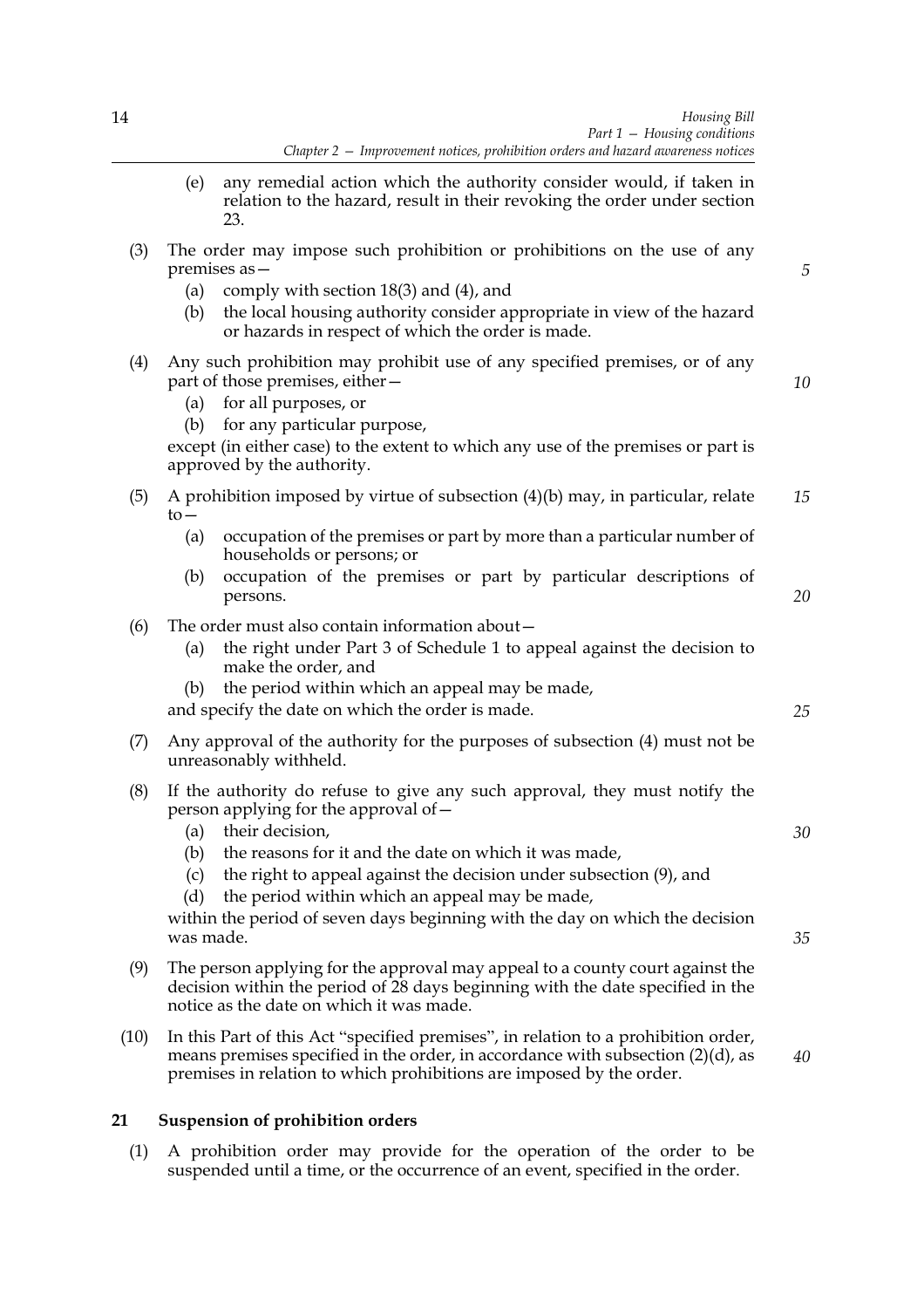(e) any remedial action which the authority consider would, if taken in relation to the hazard, result in their revoking the order under section 23.

(3) The order may impose such prohibition or prohibitions on the use of any premises as—

(a) comply with section 18(3) and (4), and

(b) the local housing authority consider appropriate in view of the hazard or hazards in respect of which the order is made.

(4) Any such prohibition may prohibit use of any specified premises, or of any part of those premises, either—

(a) for all purposes, or

(b) for any particular purpose,

except (in either case) to the extent to which any use of the premises or part is approved by the authority.

(5) A prohibition imposed by virtue of subsection (4)(b) may, in particular, relate to—

(a) occupation of the premises or part by more than a particular number of households or persons; or

(b) occupation of the premises or part by particular descriptions of persons.

(6) The order must also contain information about—

(a) the right under Part 3 of Schedule 1 to appeal against the decision to make the order, and

(b) the period within which an appeal may be made,

and specify the date on which the order is made.

(7) Any approval of the authority for the purposes of subsection (4) must not be unreasonably withheld.

(8) If the authority do refuse to give any such approval, they must notify the person applying for the approval of—

(a) their decision,

(b) the reasons for it and the date on which it was made,

(c) the right to appeal against the decision under subsection (9), and

(d) the period within which an appeal may be made,

within the period of seven days beginning with the day on which the decision was made.

(9) The person applying for the approval may appeal to a county court against the decision within the period of 28 days beginning with the date specified in the notice as the date on which it was made.

(10) In this Part of this Act "specified premises", in relation to a prohibition order, means premises specified in the order, in accordance with subsection (2)(d), as premises in relation to which prohibitions are imposed by the order.

## 21 Suspension of prohibition orders

(1) A prohibition order may provide for the operation of the order to be suspended until a time, or the occurrence of an event, specified in the order.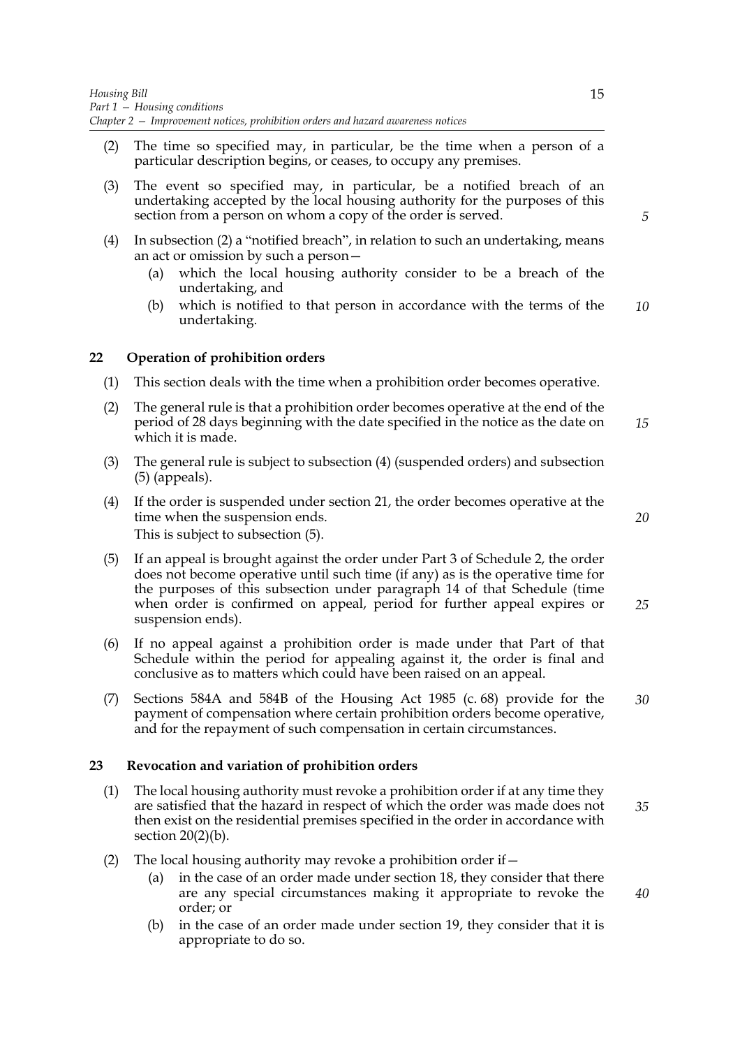(2) The time so specified may, in particular, be the time when a person of a particular description begins, or ceases, to occupy any premises.

(3) The event so specified may, in particular, be a notified breach of an undertaking accepted by the local housing authority for the purposes of this section from a person on whom a copy of the order is served.

(4) In subsection (2) a "notified breach", in relation to such an undertaking, means an act or omission by such a person—

 (a) which the local housing authority consider to be a breach of the undertaking, and

 (b) which is notified to that person in accordance with the terms of the undertaking.

**22 Operation of prohibition orders**

(1) This section deals with the time when a prohibition order becomes operative.

(2) The general rule is that a prohibition order becomes operative at the end of the period of 28 days beginning with the date specified in the notice as the date on which it is made.

(3) The general rule is subject to subsection (4) (suspended orders) and subsection (5) (appeals).

(4) If the order is suspended under section 21, the order becomes operative at the time when the suspension ends.
This is subject to subsection (5).

(5) If an appeal is brought against the order under Part 3 of Schedule 2, the order does not become operative until such time (if any) as is the operative time for the purposes of this subsection under paragraph 14 of that Schedule (time when order is confirmed on appeal, period for further appeal expires or suspension ends).

(6) If no appeal against a prohibition order is made under that Part of that Schedule within the period for appealing against it, the order is final and conclusive as to matters which could have been raised on an appeal.

(7) Sections 584A and 584B of the Housing Act 1985 (c. 68) provide for the payment of compensation where certain prohibition orders become operative, and for the repayment of such compensation in certain circumstances.

**23 Revocation and variation of prohibition orders**

(1) The local housing authority must revoke a prohibition order if at any time they are satisfied that the hazard in respect of which the order was made does not then exist on the residential premises specified in the order in accordance with section 20(2)(b).

(2) The local housing authority may revoke a prohibition order if—

 (a) in the case of an order made under section 18, they consider that there are any special circumstances making it appropriate to revoke the order; or

 (b) in the case of an order made under section 19, they consider that it is appropriate to do so.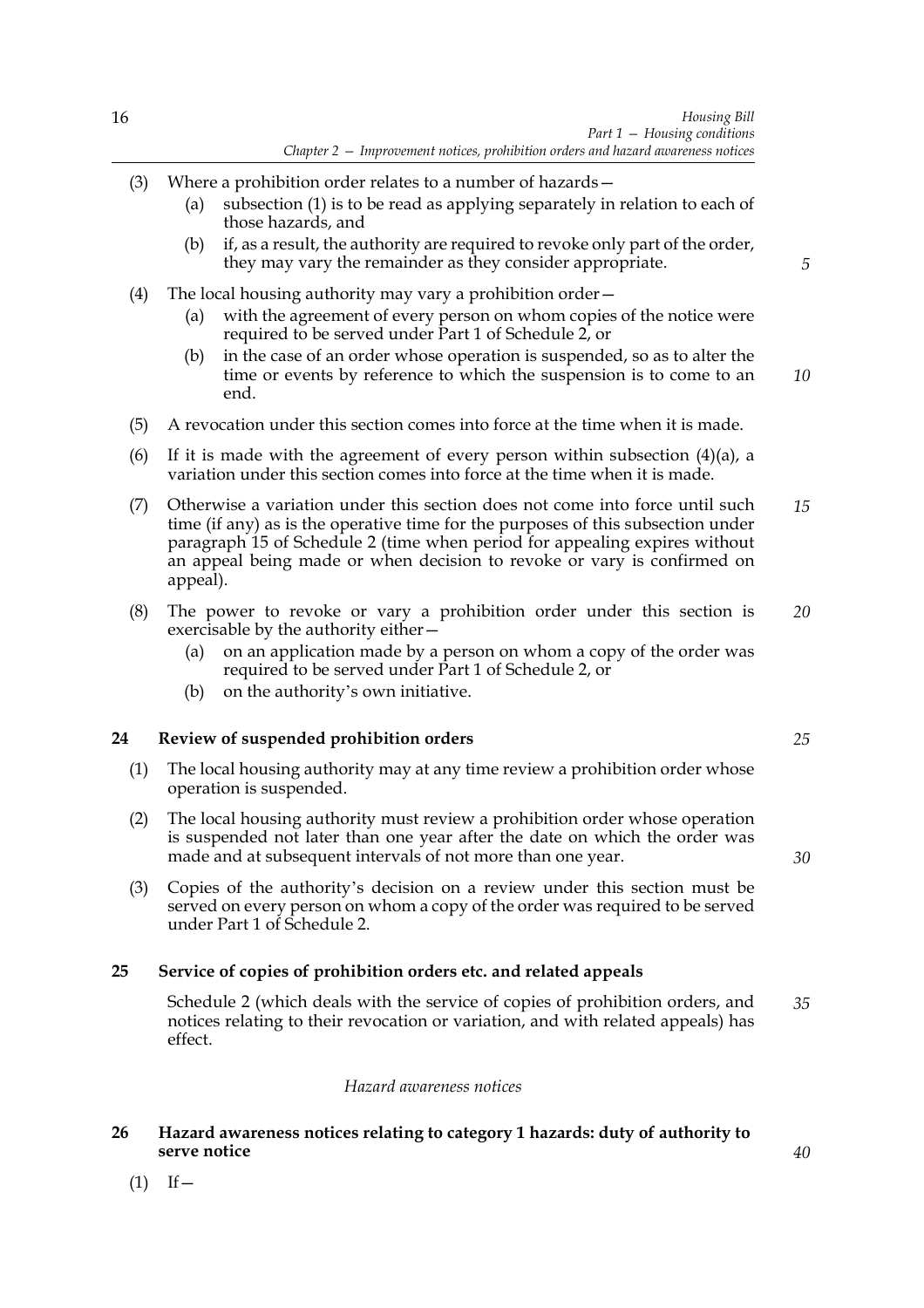(3) Where a prohibition order relates to a number of hazards—

(a) subsection (1) is to be read as applying separately in relation to each of those hazards, and

(b) if, as a result, the authority are required to revoke only part of the order, they may vary the remainder as they consider appropriate.

(4) The local housing authority may vary a prohibition order—

(a) with the agreement of every person on whom copies of the notice were required to be served under Part 1 of Schedule 2, or

(b) in the case of an order whose operation is suspended, so as to alter the time or events by reference to which the suspension is to come to an end.

(5) A revocation under this section comes into force at the time when it is made.

(6) If it is made with the agreement of every person within subsection (4)(a), a variation under this section comes into force at the time when it is made.

(7) Otherwise a variation under this section does not come into force until such time (if any) as is the operative time for the purposes of this subsection under paragraph 15 of Schedule 2 (time when period for appealing expires without an appeal being made or when decision to revoke or vary is confirmed on appeal).

(8) The power to revoke or vary a prohibition order under this section is exercisable by the authority either—

(a) on an application made by a person on whom a copy of the order was required to be served under Part 1 of Schedule 2, or

(b) on the authority's own initiative.

**24 Review of suspended prohibition orders**

(1) The local housing authority may at any time review a prohibition order whose operation is suspended.

(2) The local housing authority must review a prohibition order whose operation is suspended not later than one year after the date on which the order was made and at subsequent intervals of not more than one year.

(3) Copies of the authority's decision on a review under this section must be served on every person on whom a copy of the order was required to be served under Part 1 of Schedule 2.

**25 Service of copies of prohibition orders etc. and related appeals**

Schedule 2 (which deals with the service of copies of prohibition orders, and notices relating to their revocation or variation, and with related appeals) has effect.

*Hazard awareness notices*

**26 Hazard awareness notices relating to category 1 hazards: duty of authority to serve notice**

(1) If—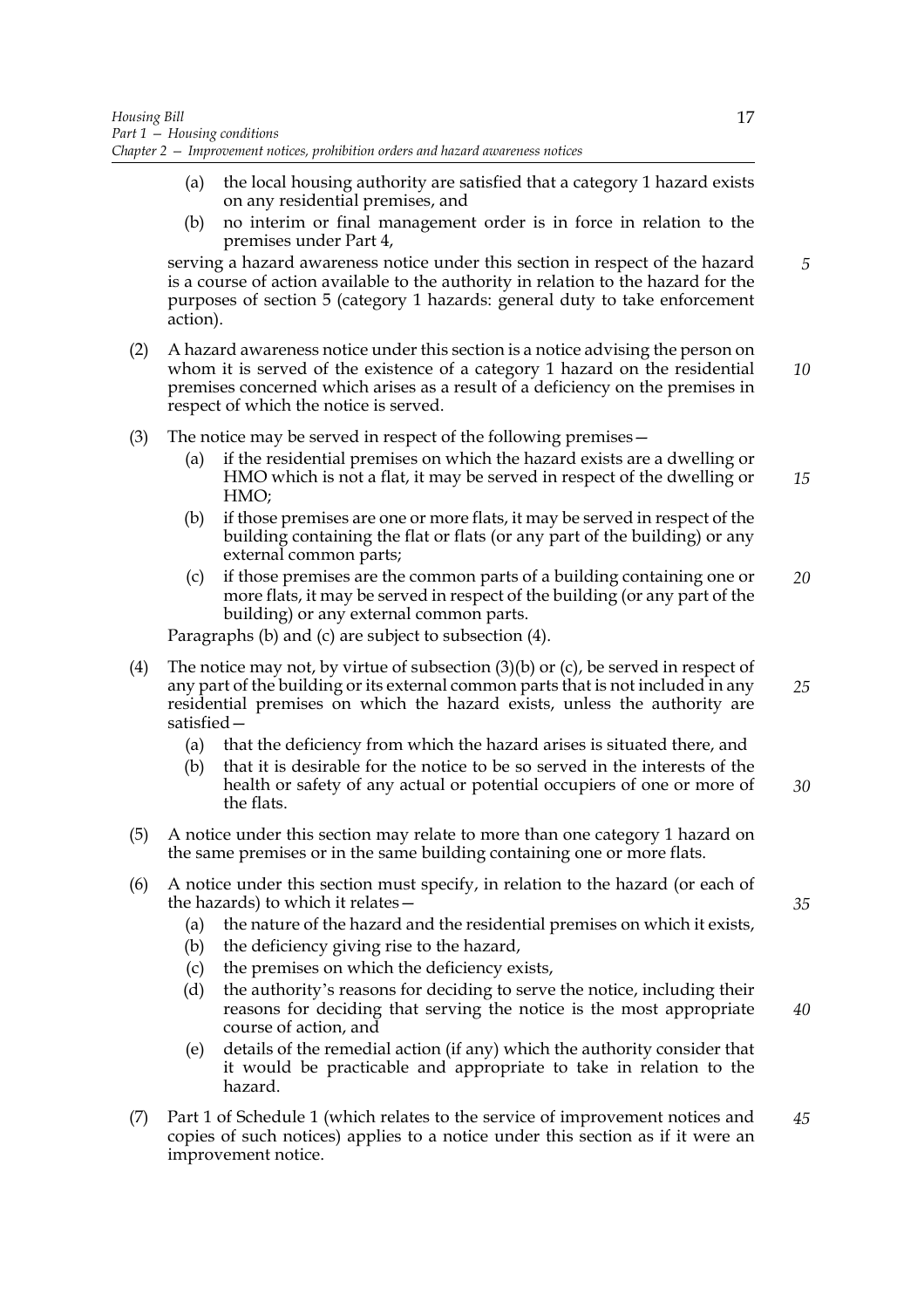(a) the local housing authority are satisfied that a category 1 hazard exists on any residential premises, and

(b) no interim or final management order is in force in relation to the premises under Part 4,

serving a hazard awareness notice under this section in respect of the hazard is a course of action available to the authority in relation to the hazard for the purposes of section 5 (category 1 hazards: general duty to take enforcement action).

(2) A hazard awareness notice under this section is a notice advising the person on whom it is served of the existence of a category 1 hazard on the residential premises concerned which arises as a result of a deficiency on the premises in respect of which the notice is served.

(3) The notice may be served in respect of the following premises—

(a) if the residential premises on which the hazard exists are a dwelling or HMO which is not a flat, it may be served in respect of the dwelling or HMO;

(b) if those premises are one or more flats, it may be served in respect of the building containing the flat or flats (or any part of the building) or any external common parts;

(c) if those premises are the common parts of a building containing one or more flats, it may be served in respect of the building (or any part of the building) or any external common parts.

Paragraphs (b) and (c) are subject to subsection (4).

(4) The notice may not, by virtue of subsection (3)(b) or (c), be served in respect of any part of the building or its external common parts that is not included in any residential premises on which the hazard exists, unless the authority are satisfied—

(a) that the deficiency from which the hazard arises is situated there, and

(b) that it is desirable for the notice to be so served in the interests of the health or safety of any actual or potential occupiers of one or more of the flats.

(5) A notice under this section may relate to more than one category 1 hazard on the same premises or in the same building containing one or more flats.

(6) A notice under this section must specify, in relation to the hazard (or each of the hazards) to which it relates—

(a) the nature of the hazard and the residential premises on which it exists,

(b) the deficiency giving rise to the hazard,

(c) the premises on which the deficiency exists,

(d) the authority's reasons for deciding to serve the notice, including their reasons for deciding that serving the notice is the most appropriate course of action, and

(e) details of the remedial action (if any) which the authority consider that it would be practicable and appropriate to take in relation to the hazard.

(7) Part 1 of Schedule 1 (which relates to the service of improvement notices and copies of such notices) applies to a notice under this section as if it were an improvement notice.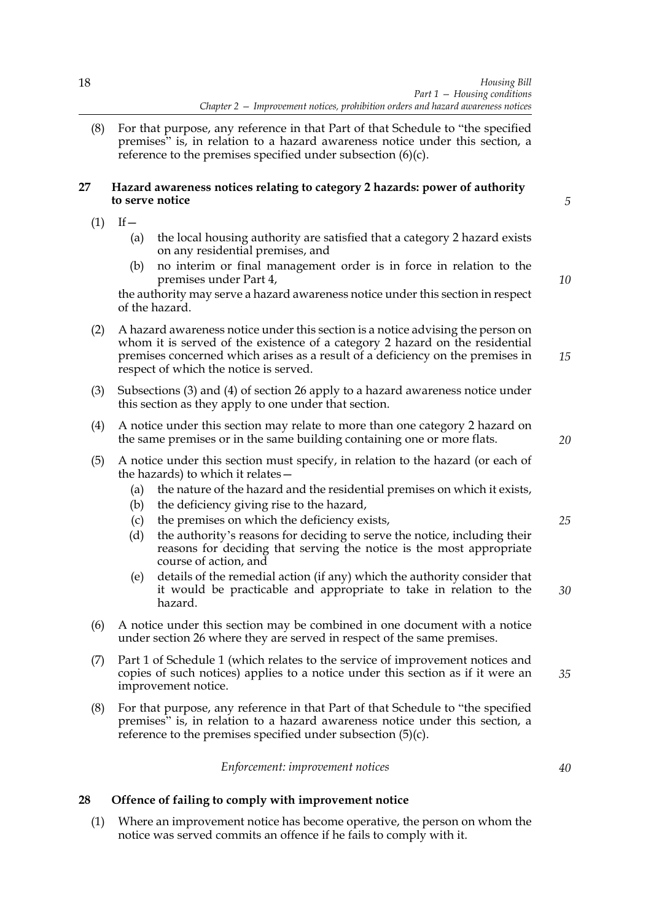(8) For that purpose, any reference in that Part of that Schedule to "the specified premises" is, in relation to a hazard awareness notice under this section, a reference to the premises specified under subsection (6)(c).

### 27 Hazard awareness notices relating to category 2 hazards: power of authority to serve notice

(1) If—

  (a) the local housing authority are satisfied that a category 2 hazard exists on any residential premises, and

  (b) no interim or final management order is in force in relation to the premises under Part 4,

the authority may serve a hazard awareness notice under this section in respect of the hazard.

(2) A hazard awareness notice under this section is a notice advising the person on whom it is served of the existence of a category 2 hazard on the residential premises concerned which arises as a result of a deficiency on the premises in respect of which the notice is served.

(3) Subsections (3) and (4) of section 26 apply to a hazard awareness notice under this section as they apply to one under that section.

(4) A notice under this section may relate to more than one category 2 hazard on the same premises or in the same building containing one or more flats.

(5) A notice under this section must specify, in relation to the hazard (or each of the hazards) to which it relates—

  (a) the nature of the hazard and the residential premises on which it exists,

  (b) the deficiency giving rise to the hazard,

  (c) the premises on which the deficiency exists,

  (d) the authority's reasons for deciding to serve the notice, including their reasons for deciding that serving the notice is the most appropriate course of action, and

  (e) details of the remedial action (if any) which the authority consider that it would be practicable and appropriate to take in relation to the hazard.

(6) A notice under this section may be combined in one document with a notice under section 26 where they are served in respect of the same premises.

(7) Part 1 of Schedule 1 (which relates to the service of improvement notices and copies of such notices) applies to a notice under this section as if it were an improvement notice.

(8) For that purpose, any reference in that Part of that Schedule to "the specified premises" is, in relation to a hazard awareness notice under this section, a reference to the premises specified under subsection (5)(c).

*Enforcement: improvement notices*

### 28 Offence of failing to comply with improvement notice

(1) Where an improvement notice has become operative, the person on whom the notice was served commits an offence if he fails to comply with it.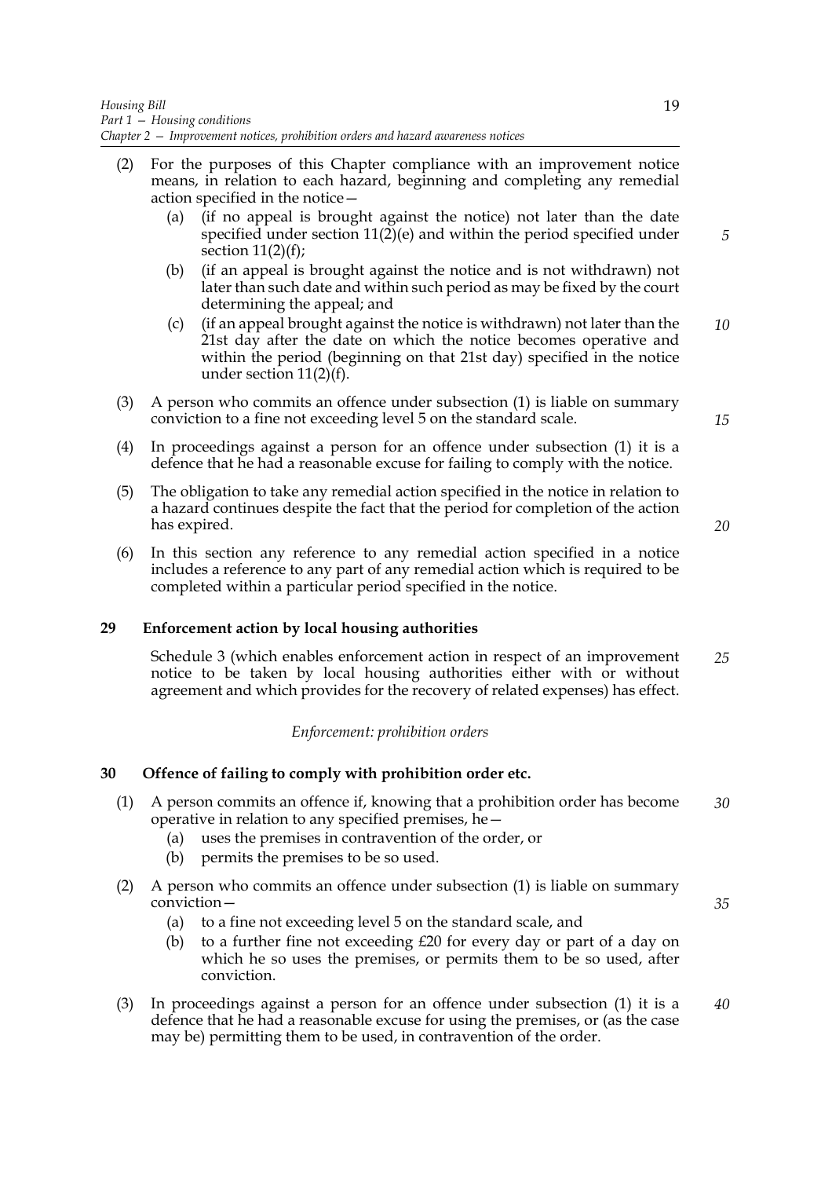(2) For the purposes of this Chapter compliance with an improvement notice means, in relation to each hazard, beginning and completing any remedial action specified in the notice—

   (a) (if no appeal is brought against the notice) not later than the date specified under section 11(2)(e) and within the period specified under section 11(2)(f);

   (b) (if an appeal is brought against the notice and is not withdrawn) not later than such date and within such period as may be fixed by the court determining the appeal; and

   (c) (if an appeal brought against the notice is withdrawn) not later than the 21st day after the date on which the notice becomes operative and within the period (beginning on that 21st day) specified in the notice under section 11(2)(f).

(3) A person who commits an offence under subsection (1) is liable on summary conviction to a fine not exceeding level 5 on the standard scale.

(4) In proceedings against a person for an offence under subsection (1) it is a defence that he had a reasonable excuse for failing to comply with the notice.

(5) The obligation to take any remedial action specified in the notice in relation to a hazard continues despite the fact that the period for completion of the action has expired.

(6) In this section any reference to any remedial action specified in a notice includes a reference to any part of any remedial action which is required to be completed within a particular period specified in the notice.

## 29 Enforcement action by local housing authorities

Schedule 3 (which enables enforcement action in respect of an improvement notice to be taken by local housing authorities either with or without agreement and which provides for the recovery of related expenses) has effect.

*Enforcement: prohibition orders*

## 30 Offence of failing to comply with prohibition order etc.

(1) A person commits an offence if, knowing that a prohibition order has become operative in relation to any specified premises, he—

   (a) uses the premises in contravention of the order, or

   (b) permits the premises to be so used.

(2) A person who commits an offence under subsection (1) is liable on summary conviction—

   (a) to a fine not exceeding level 5 on the standard scale, and

   (b) to a further fine not exceeding £20 for every day or part of a day on which he so uses the premises, or permits them to be so used, after conviction.

(3) In proceedings against a person for an offence under subsection (1) it is a defence that he had a reasonable excuse for using the premises, or (as the case may be) permitting them to be used, in contravention of the order.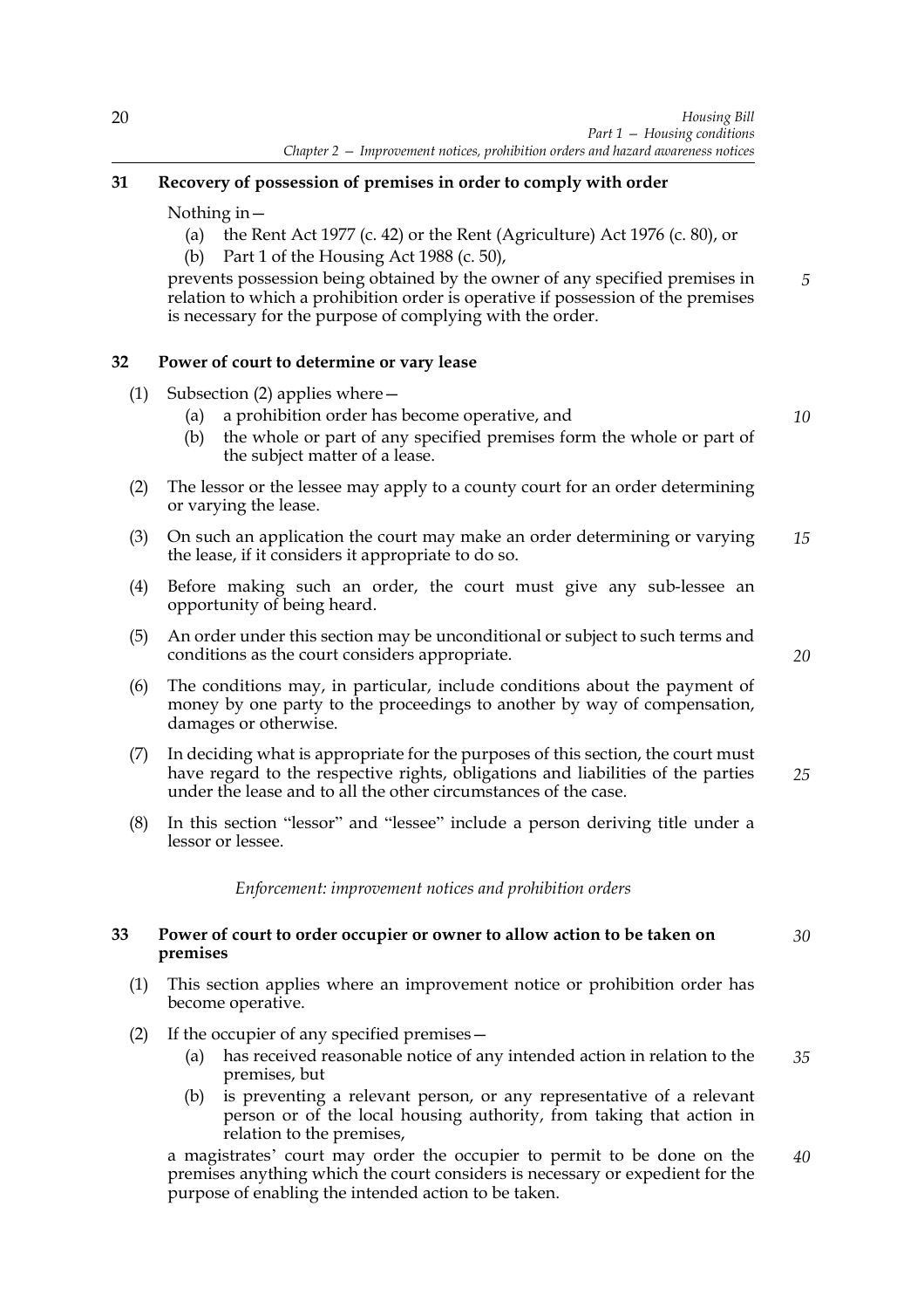### 31 Recovery of possession of premises in order to comply with order

Nothing in—

(a) the Rent Act 1977 (c. 42) or the Rent (Agriculture) Act 1976 (c. 80), or

(b) Part 1 of the Housing Act 1988 (c. 50),

prevents possession being obtained by the owner of any specified premises in relation to which a prohibition order is operative if possession of the premises is necessary for the purpose of complying with the order.

### 32 Power of court to determine or vary lease

(1) Subsection (2) applies where—

(a) a prohibition order has become operative, and

(b) the whole or part of any specified premises form the whole or part of the subject matter of a lease.

(2) The lessor or the lessee may apply to a county court for an order determining or varying the lease.

(3) On such an application the court may make an order determining or varying the lease, if it considers it appropriate to do so.

(4) Before making such an order, the court must give any sub-lessee an opportunity of being heard.

(5) An order under this section may be unconditional or subject to such terms and conditions as the court considers appropriate.

(6) The conditions may, in particular, include conditions about the payment of money by one party to the proceedings to another by way of compensation, damages or otherwise.

(7) In deciding what is appropriate for the purposes of this section, the court must have regard to the respective rights, obligations and liabilities of the parties under the lease and to all the other circumstances of the case.

(8) In this section "lessor" and "lessee" include a person deriving title under a lessor or lessee.

*Enforcement: improvement notices and prohibition orders*

### 33 Power of court to order occupier or owner to allow action to be taken on premises

(1) This section applies where an improvement notice or prohibition order has become operative.

(2) If the occupier of any specified premises—

(a) has received reasonable notice of any intended action in relation to the premises, but

(b) is preventing a relevant person, or any representative of a relevant person or of the local housing authority, from taking that action in relation to the premises,

a magistrates' court may order the occupier to permit to be done on the premises anything which the court considers is necessary or expedient for the purpose of enabling the intended action to be taken.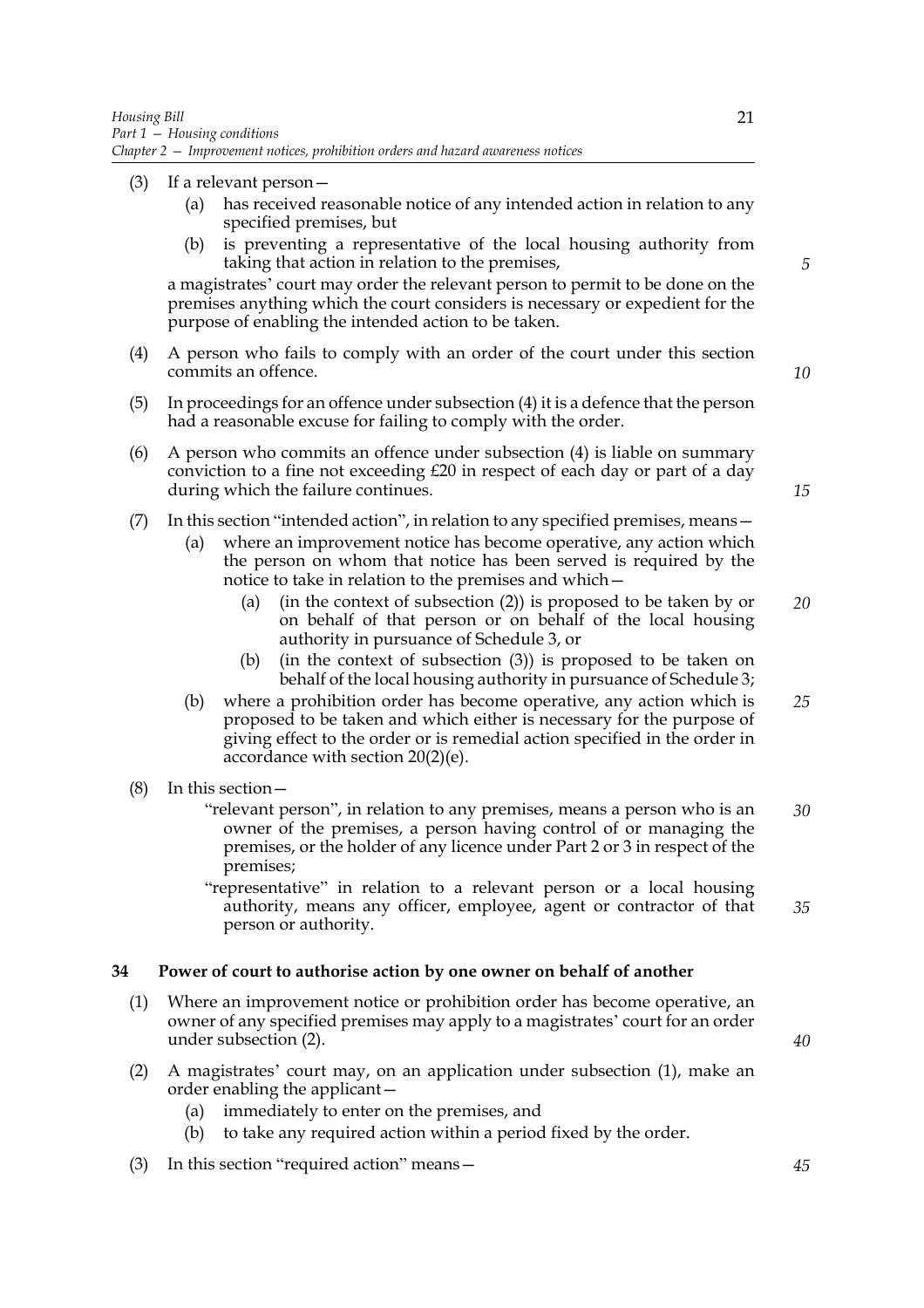(3) If a relevant person—

  (a) has received reasonable notice of any intended action in relation to any specified premises, but

  (b) is preventing a representative of the local housing authority from taking that action in relation to the premises,

a magistrates' court may order the relevant person to permit to be done on the premises anything which the court considers is necessary or expedient for the purpose of enabling the intended action to be taken.

(4) A person who fails to comply with an order of the court under this section commits an offence.

(5) In proceedings for an offence under subsection (4) it is a defence that the person had a reasonable excuse for failing to comply with the order.

(6) A person who commits an offence under subsection (4) is liable on summary conviction to a fine not exceeding £20 in respect of each day or part of a day during which the failure continues.

(7) In this section "intended action", in relation to any specified premises, means—

  (a) where an improvement notice has become operative, any action which the person on whom that notice has been served is required by the notice to take in relation to the premises and which—

    (a) (in the context of subsection (2)) is proposed to be taken by or on behalf of that person or on behalf of the local housing authority in pursuance of Schedule 3, or

    (b) (in the context of subsection (3)) is proposed to be taken on behalf of the local housing authority in pursuance of Schedule 3;

  (b) where a prohibition order has become operative, any action which is proposed to be taken and which either is necessary for the purpose of giving effect to the order or is remedial action specified in the order in accordance with section 20(2)(e).

(8) In this section—

  "relevant person", in relation to any premises, means a person who is an owner of the premises, a person having control of or managing the premises, or the holder of any licence under Part 2 or 3 in respect of the premises;

  "representative" in relation to a relevant person or a local housing authority, means any officer, employee, agent or contractor of that person or authority.

## 34 Power of court to authorise action by one owner on behalf of another

(1) Where an improvement notice or prohibition order has become operative, an owner of any specified premises may apply to a magistrates' court for an order under subsection (2).

(2) A magistrates' court may, on an application under subsection (1), make an order enabling the applicant—

  (a) immediately to enter on the premises, and

  (b) to take any required action within a period fixed by the order.

(3) In this section "required action" means—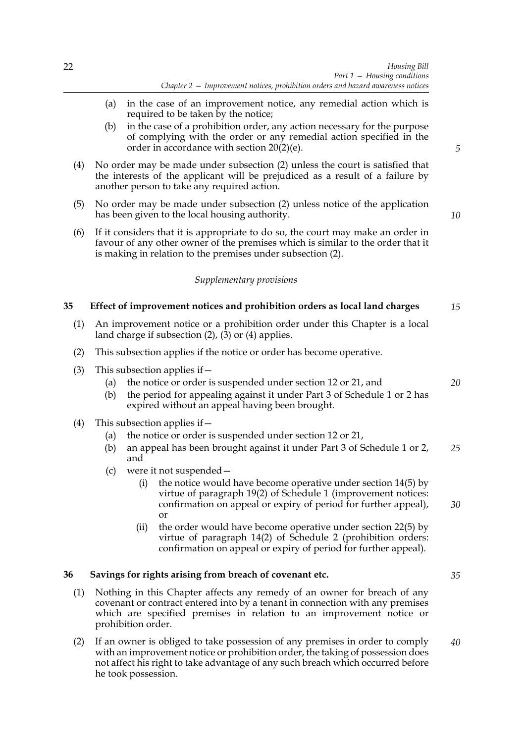(a) in the case of an improvement notice, any remedial action which is required to be taken by the notice;

(b) in the case of a prohibition order, any action necessary for the purpose of complying with the order or any remedial action specified in the order in accordance with section 20(2)(e).

(4) No order may be made under subsection (2) unless the court is satisfied that the interests of the applicant will be prejudiced as a result of a failure by another person to take any required action.

(5) No order may be made under subsection (2) unless notice of the application has been given to the local housing authority.

(6) If it considers that it is appropriate to do so, the court may make an order in favour of any other owner of the premises which is similar to the order that it is making in relation to the premises under subsection (2).

*Supplementary provisions*

### 35 Effect of improvement notices and prohibition orders as local land charges

(1) An improvement notice or a prohibition order under this Chapter is a local land charge if subsection (2), (3) or (4) applies.

(2) This subsection applies if the notice or order has become operative.

(3) This subsection applies if—

(a) the notice or order is suspended under section 12 or 21, and

(b) the period for appealing against it under Part 3 of Schedule 1 or 2 has expired without an appeal having been brought.

(4) This subsection applies if—

(a) the notice or order is suspended under section 12 or 21,

(b) an appeal has been brought against it under Part 3 of Schedule 1 or 2, and

(c) were it not suspended—

(i) the notice would have become operative under section 14(5) by virtue of paragraph 19(2) of Schedule 1 (improvement notices: confirmation on appeal or expiry of period for further appeal), or

(ii) the order would have become operative under section 22(5) by virtue of paragraph 14(2) of Schedule 2 (prohibition orders: confirmation on appeal or expiry of period for further appeal).

### 36 Savings for rights arising from breach of covenant etc.

(1) Nothing in this Chapter affects any remedy of an owner for breach of any covenant or contract entered into by a tenant in connection with any premises which are specified premises in relation to an improvement notice or prohibition order.

(2) If an owner is obliged to take possession of any premises in order to comply with an improvement notice or prohibition order, the taking of possession does not affect his right to take advantage of any such breach which occurred before he took possession.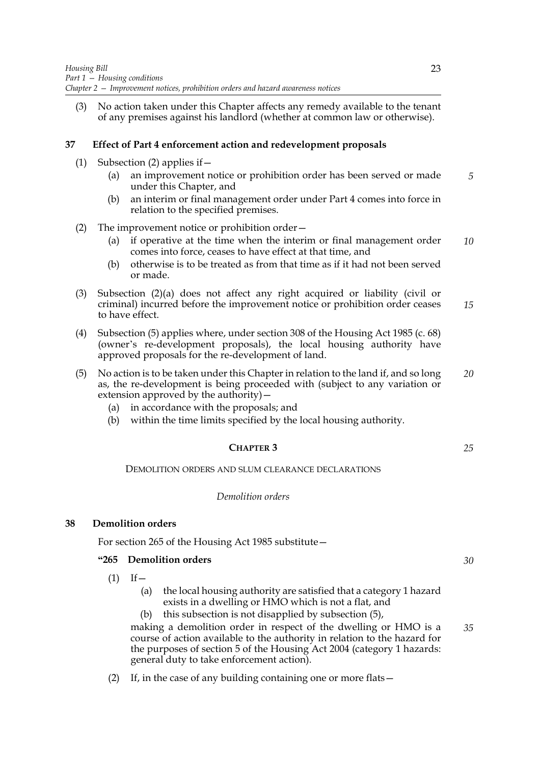(3) No action taken under this Chapter affects any remedy available to the tenant of any premises against his landlord (whether at common law or otherwise).

### 37 Effect of Part 4 enforcement action and redevelopment proposals

(1) Subsection (2) applies if—

(a) an improvement notice or prohibition order has been served or made under this Chapter, and

(b) an interim or final management order under Part 4 comes into force in relation to the specified premises.

(2) The improvement notice or prohibition order—

(a) if operative at the time when the interim or final management order comes into force, ceases to have effect at that time, and

(b) otherwise is to be treated as from that time as if it had not been served or made.

(3) Subsection (2)(a) does not affect any right acquired or liability (civil or criminal) incurred before the improvement notice or prohibition order ceases to have effect.

(4) Subsection (5) applies where, under section 308 of the Housing Act 1985 (c. 68) (owner's re-development proposals), the local housing authority have approved proposals for the re-development of land.

(5) No action is to be taken under this Chapter in relation to the land if, and so long as, the re-development is being proceeded with (subject to any variation or extension approved by the authority)—

(a) in accordance with the proposals; and

(b) within the time limits specified by the local housing authority.

## CHAPTER 3

DEMOLITION ORDERS AND SLUM CLEARANCE DECLARATIONS

*Demolition orders*

### 38 Demolition orders

For section 265 of the Housing Act 1985 substitute—

**"265 Demolition orders**

(1) If—

(a) the local housing authority are satisfied that a category 1 hazard exists in a dwelling or HMO which is not a flat, and

(b) this subsection is not disapplied by subsection (5),

making a demolition order in respect of the dwelling or HMO is a course of action available to the authority in relation to the hazard for the purposes of section 5 of the Housing Act 2004 (category 1 hazards: general duty to take enforcement action).

(2) If, in the case of any building containing one or more flats—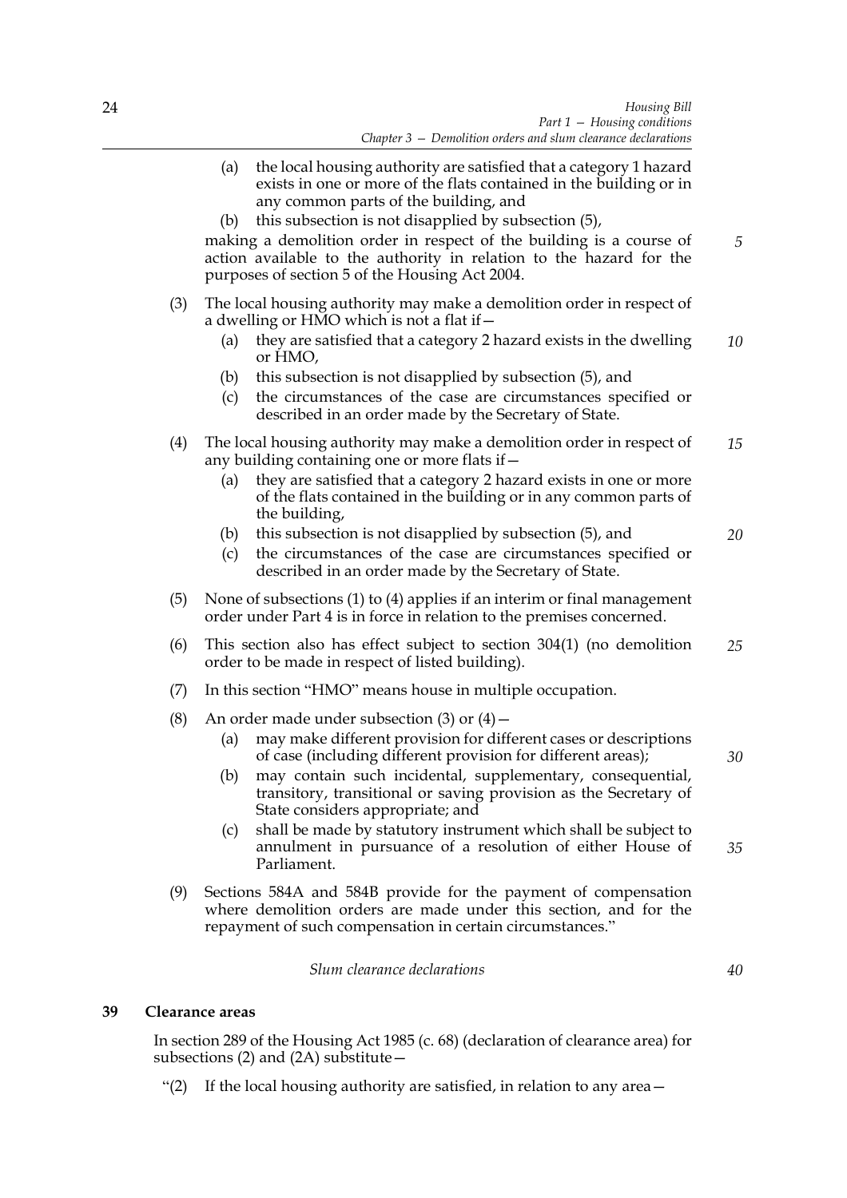(a) the local housing authority are satisfied that a category 1 hazard exists in one or more of the flats contained in the building or in any common parts of the building, and

(b) this subsection is not disapplied by subsection (5),

making a demolition order in respect of the building is a course of action available to the authority in relation to the hazard for the purposes of section 5 of the Housing Act 2004.

(3) The local housing authority may make a demolition order in respect of a dwelling or HMO which is not a flat if—

(a) they are satisfied that a category 2 hazard exists in the dwelling or HMO,

(b) this subsection is not disapplied by subsection (5), and

(c) the circumstances of the case are circumstances specified or described in an order made by the Secretary of State.

(4) The local housing authority may make a demolition order in respect of any building containing one or more flats if—

(a) they are satisfied that a category 2 hazard exists in one or more of the flats contained in the building or in any common parts of the building,

(b) this subsection is not disapplied by subsection (5), and

(c) the circumstances of the case are circumstances specified or described in an order made by the Secretary of State.

(5) None of subsections (1) to (4) applies if an interim or final management order under Part 4 is in force in relation to the premises concerned.

(6) This section also has effect subject to section 304(1) (no demolition order to be made in respect of listed building).

(7) In this section "HMO" means house in multiple occupation.

(8) An order made under subsection (3) or (4)—

(a) may make different provision for different cases or descriptions of case (including different provision for different areas);

(b) may contain such incidental, supplementary, consequential, transitory, transitional or saving provision as the Secretary of State considers appropriate; and

(c) shall be made by statutory instrument which shall be subject to annulment in pursuance of a resolution of either House of Parliament.

(9) Sections 584A and 584B provide for the payment of compensation where demolition orders are made under this section, and for the repayment of such compensation in certain circumstances."

*Slum clearance declarations*

## 39 Clearance areas

In section 289 of the Housing Act 1985 (c. 68) (declaration of clearance area) for subsections (2) and (2A) substitute—

"(2) If the local housing authority are satisfied, in relation to any area—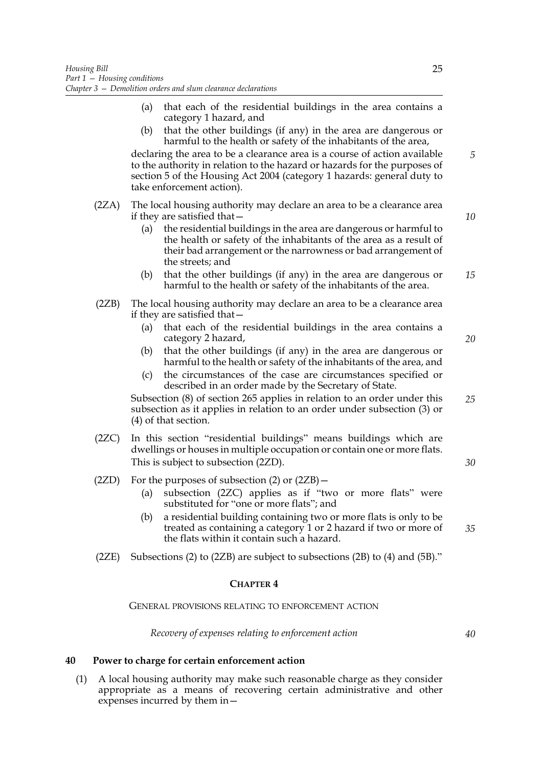(a) that each of the residential buildings in the area contains a category 1 hazard, and

(b) that the other buildings (if any) in the area are dangerous or harmful to the health or safety of the inhabitants of the area,

declaring the area to be a clearance area is a course of action available to the authority in relation to the hazard or hazards for the purposes of section 5 of the Housing Act 2004 (category 1 hazards: general duty to take enforcement action).

(2ZA) The local housing authority may declare an area to be a clearance area if they are satisfied that—

(a) the residential buildings in the area are dangerous or harmful to the health or safety of the inhabitants of the area as a result of their bad arrangement or the narrowness or bad arrangement of the streets; and

(b) that the other buildings (if any) in the area are dangerous or harmful to the health or safety of the inhabitants of the area.

(2ZB) The local housing authority may declare an area to be a clearance area if they are satisfied that—

(a) that each of the residential buildings in the area contains a category 2 hazard,

(b) that the other buildings (if any) in the area are dangerous or harmful to the health or safety of the inhabitants of the area, and

(c) the circumstances of the case are circumstances specified or described in an order made by the Secretary of State.

Subsection (8) of section 265 applies in relation to an order under this subsection as it applies in relation to an order under subsection (3) or (4) of that section.

(2ZC) In this section "residential buildings" means buildings which are dwellings or houses in multiple occupation or contain one or more flats. This is subject to subsection (2ZD).

(2ZD) For the purposes of subsection (2) or (2ZB)—

(a) subsection (2ZC) applies as if "two or more flats" were substituted for "one or more flats"; and

(b) a residential building containing two or more flats is only to be treated as containing a category 1 or 2 hazard if two or more of the flats within it contain such a hazard.

(2ZE) Subsections (2) to (2ZB) are subject to subsections (2B) to (4) and (5B)."

## CHAPTER 4

GENERAL PROVISIONS RELATING TO ENFORCEMENT ACTION

*Recovery of expenses relating to enforcement action*

### 40 Power to charge for certain enforcement action

(1) A local housing authority may make such reasonable charge as they consider appropriate as a means of recovering certain administrative and other expenses incurred by them in—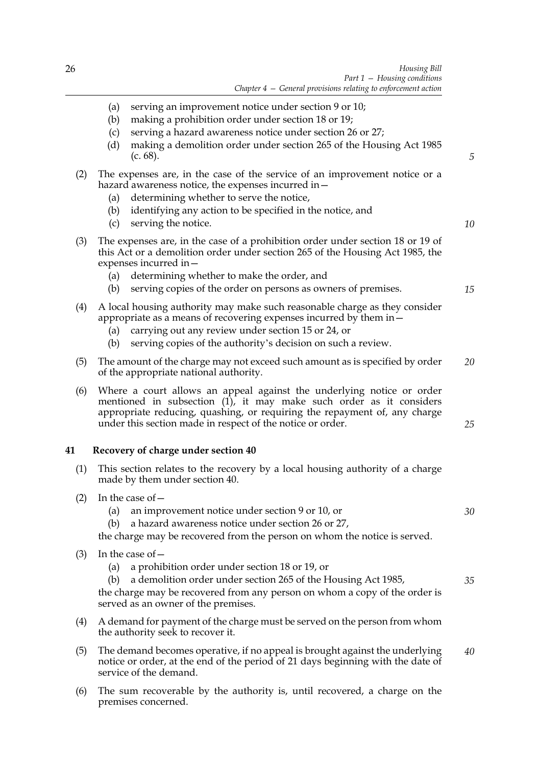(a) serving an improvement notice under section 9 or 10;
(b) making a prohibition order under section 18 or 19;
(c) serving a hazard awareness notice under section 26 or 27;
(d) making a demolition order under section 265 of the Housing Act 1985 (c. 68).

(2) The expenses are, in the case of the service of an improvement notice or a hazard awareness notice, the expenses incurred in—
(a) determining whether to serve the notice,
(b) identifying any action to be specified in the notice, and
(c) serving the notice.

(3) The expenses are, in the case of a prohibition order under section 18 or 19 of this Act or a demolition order under section 265 of the Housing Act 1985, the expenses incurred in—
(a) determining whether to make the order, and
(b) serving copies of the order on persons as owners of premises.

(4) A local housing authority may make such reasonable charge as they consider appropriate as a means of recovering expenses incurred by them in—
(a) carrying out any review under section 15 or 24, or
(b) serving copies of the authority's decision on such a review.

(5) The amount of the charge may not exceed such amount as is specified by order of the appropriate national authority.

(6) Where a court allows an appeal against the underlying notice or order mentioned in subsection (1), it may make such order as it considers appropriate reducing, quashing, or requiring the repayment of, any charge under this section made in respect of the notice or order.

## 41 Recovery of charge under section 40

(1) This section relates to the recovery by a local housing authority of a charge made by them under section 40.

(2) In the case of—
(a) an improvement notice under section 9 or 10, or
(b) a hazard awareness notice under section 26 or 27,

the charge may be recovered from the person on whom the notice is served.

(3) In the case of—
(a) a prohibition order under section 18 or 19, or
(b) a demolition order under section 265 of the Housing Act 1985,

the charge may be recovered from any person on whom a copy of the order is served as an owner of the premises.

(4) A demand for payment of the charge must be served on the person from whom the authority seek to recover it.

(5) The demand becomes operative, if no appeal is brought against the underlying notice or order, at the end of the period of 21 days beginning with the date of service of the demand.

(6) The sum recoverable by the authority is, until recovered, a charge on the premises concerned.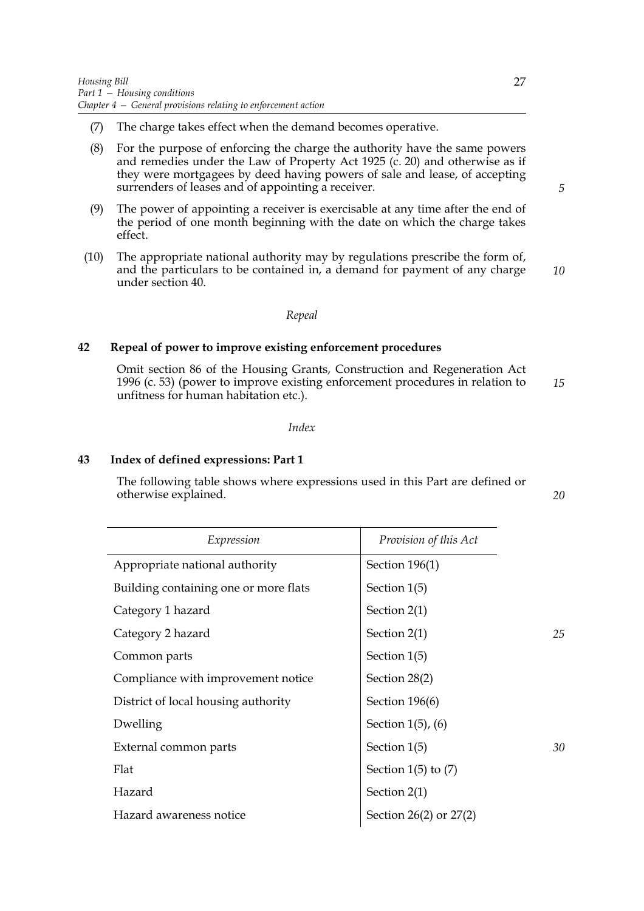(7) The charge takes effect when the demand becomes operative.

(8) For the purpose of enforcing the charge the authority have the same powers and remedies under the Law of Property Act 1925 (c. 20) and otherwise as if they were mortgagees by deed having powers of sale and lease, of accepting surrenders of leases and of appointing a receiver.

(9) The power of appointing a receiver is exercisable at any time after the end of the period of one month beginning with the date on which the charge takes effect.

(10) The appropriate national authority may by regulations prescribe the form of, and the particulars to be contained in, a demand for payment of any charge under section 40.

*Repeal*

### 42 Repeal of power to improve existing enforcement procedures

Omit section 86 of the Housing Grants, Construction and Regeneration Act 1996 (c. 53) (power to improve existing enforcement procedures in relation to unfitness for human habitation etc.).

*Index*

### 43 Index of defined expressions: Part 1

The following table shows where expressions used in this Part are defined or otherwise explained.

| *Expression* | *Provision of this Act* |
|---|---|
| Appropriate national authority | Section 196(1) |
| Building containing one or more flats | Section 1(5) |
| Category 1 hazard | Section 2(1) |
| Category 2 hazard | Section 2(1) |
| Common parts | Section 1(5) |
| Compliance with improvement notice | Section 28(2) |
| District of local housing authority | Section 196(6) |
| Dwelling | Section 1(5), (6) |
| External common parts | Section 1(5) |
| Flat | Section 1(5) to (7) |
| Hazard | Section 2(1) |
| Hazard awareness notice | Section 26(2) or 27(2) |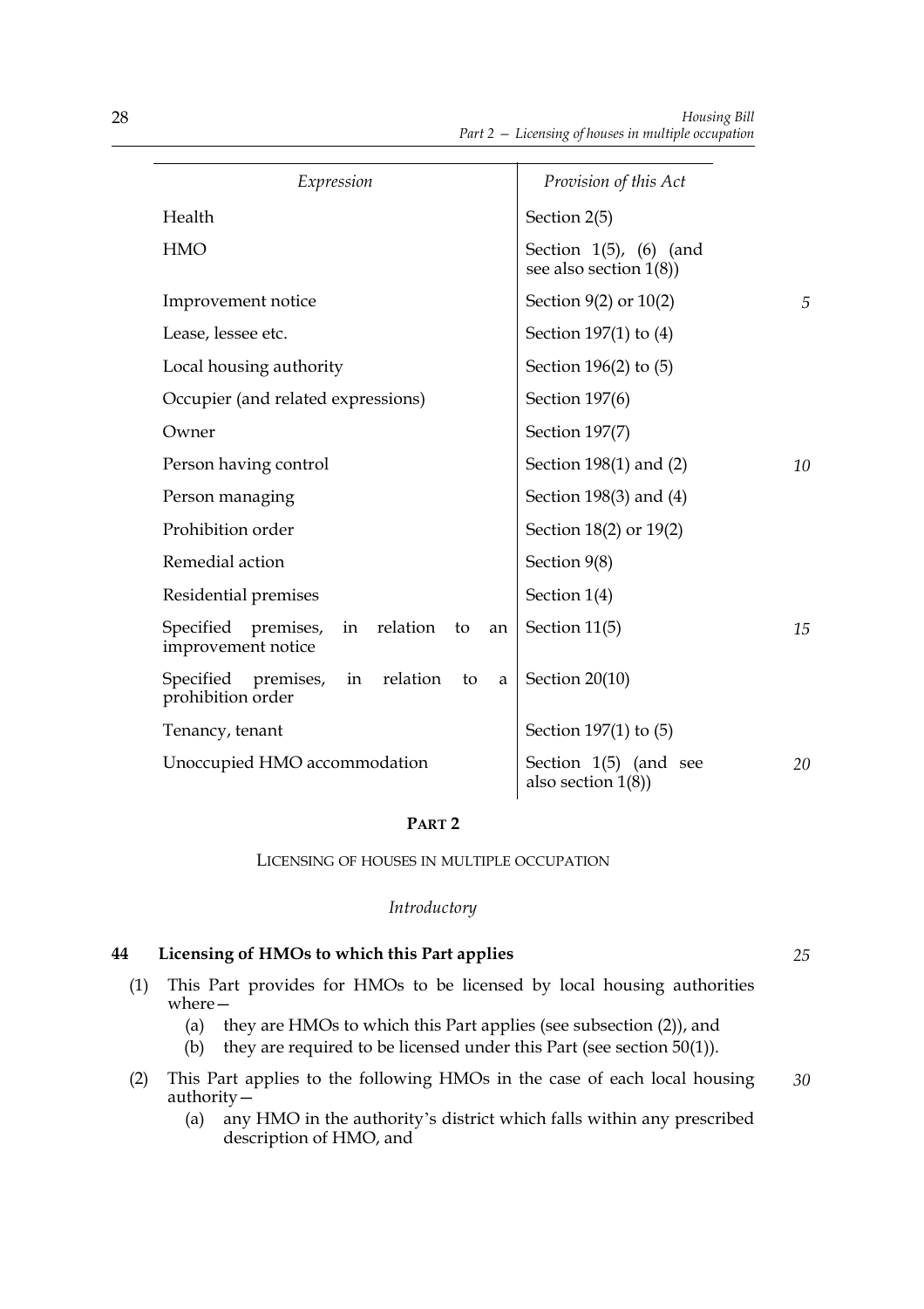| Expression | Provision of this Act |
|---|---|
| Health | Section 2(5) |
| HMO | Section 1(5), (6) (and see also section 1(8)) |
| Improvement notice | Section 9(2) or 10(2) |
| Lease, lessee etc. | Section 197(1) to (4) |
| Local housing authority | Section 196(2) to (5) |
| Occupier (and related expressions) | Section 197(6) |
| Owner | Section 197(7) |
| Person having control | Section 198(1) and (2) |
| Person managing | Section 198(3) and (4) |
| Prohibition order | Section 18(2) or 19(2) |
| Remedial action | Section 9(8) |
| Residential premises | Section 1(4) |
| Specified premises, in relation to an improvement notice | Section 11(5) |
| Specified premises, in relation to a prohibition order | Section 20(10) |
| Tenancy, tenant | Section 197(1) to (5) |
| Unoccupied HMO accommodation | Section 1(5) (and see also section 1(8)) |

## PART 2

### LICENSING OF HOUSES IN MULTIPLE OCCUPATION

*Introductory*

**44 Licensing of HMOs to which this Part applies**

(1) This Part provides for HMOs to be licensed by local housing authorities where—

- (a) they are HMOs to which this Part applies (see subsection (2)), and
- (b) they are required to be licensed under this Part (see section 50(1)).

(2) This Part applies to the following HMOs in the case of each local housing authority—

- (a) any HMO in the authority's district which falls within any prescribed description of HMO, and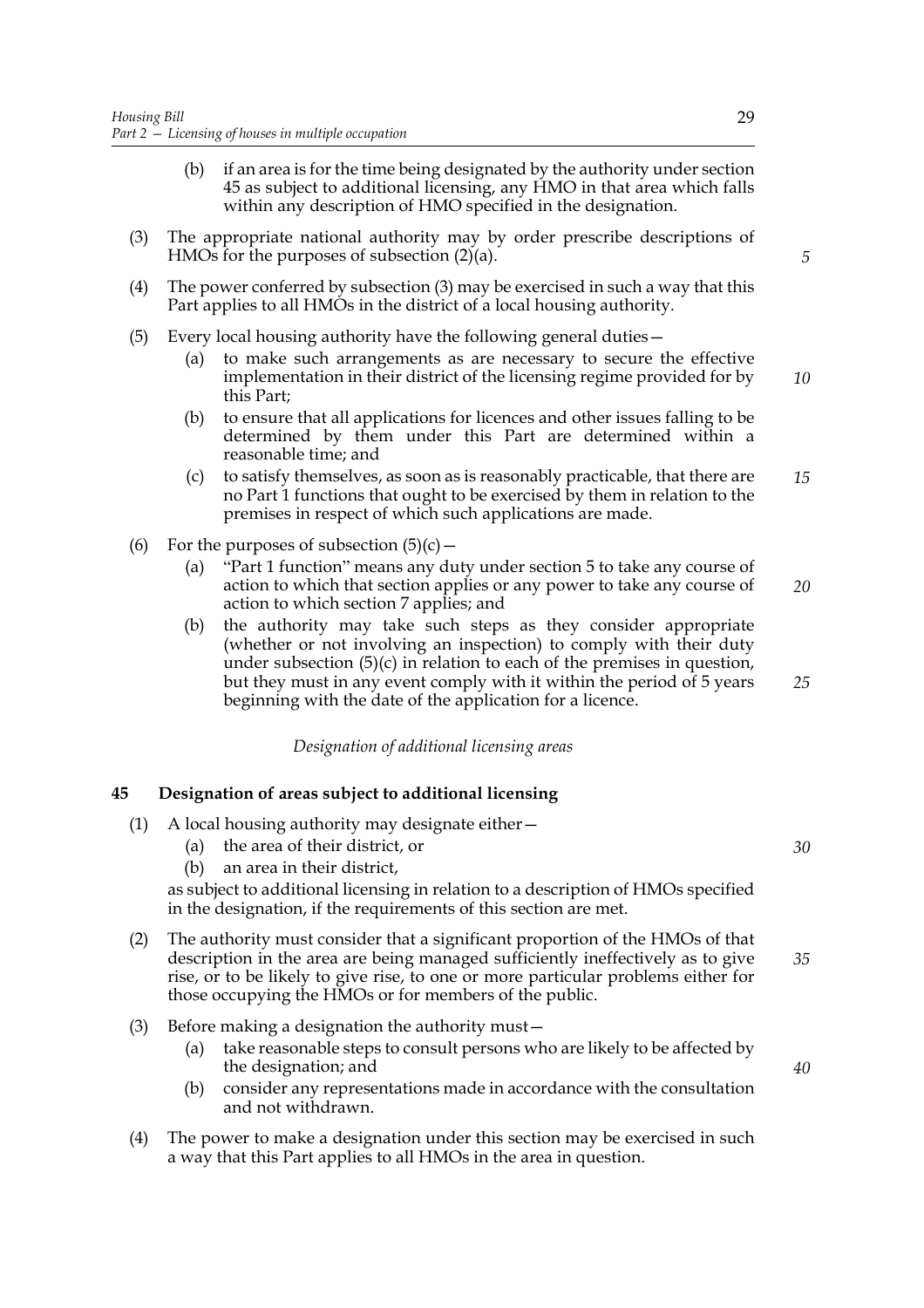(b) if an area is for the time being designated by the authority under section 45 as subject to additional licensing, any HMO in that area which falls within any description of HMO specified in the designation.

(3) The appropriate national authority may by order prescribe descriptions of HMOs for the purposes of subsection (2)(a).

(4) The power conferred by subsection (3) may be exercised in such a way that this Part applies to all HMOs in the district of a local housing authority.

(5) Every local housing authority have the following general duties—

(a) to make such arrangements as are necessary to secure the effective implementation in their district of the licensing regime provided for by this Part;

(b) to ensure that all applications for licences and other issues falling to be determined by them under this Part are determined within a reasonable time; and

(c) to satisfy themselves, as soon as is reasonably practicable, that there are no Part 1 functions that ought to be exercised by them in relation to the premises in respect of which such applications are made.

(6) For the purposes of subsection (5)(c)—

(a) "Part 1 function" means any duty under section 5 to take any course of action to which that section applies or any power to take any course of action to which section 7 applies; and

(b) the authority may take such steps as they consider appropriate (whether or not involving an inspection) to comply with their duty under subsection (5)(c) in relation to each of the premises in question, but they must in any event comply with it within the period of 5 years beginning with the date of the application for a licence.

*Designation of additional licensing areas*

### 45 Designation of areas subject to additional licensing

(1) A local housing authority may designate either—

(a) the area of their district, or

(b) an area in their district,

as subject to additional licensing in relation to a description of HMOs specified in the designation, if the requirements of this section are met.

(2) The authority must consider that a significant proportion of the HMOs of that description in the area are being managed sufficiently ineffectively as to give rise, or to be likely to give rise, to one or more particular problems either for those occupying the HMOs or for members of the public.

(3) Before making a designation the authority must—

(a) take reasonable steps to consult persons who are likely to be affected by the designation; and

(b) consider any representations made in accordance with the consultation and not withdrawn.

(4) The power to make a designation under this section may be exercised in such a way that this Part applies to all HMOs in the area in question.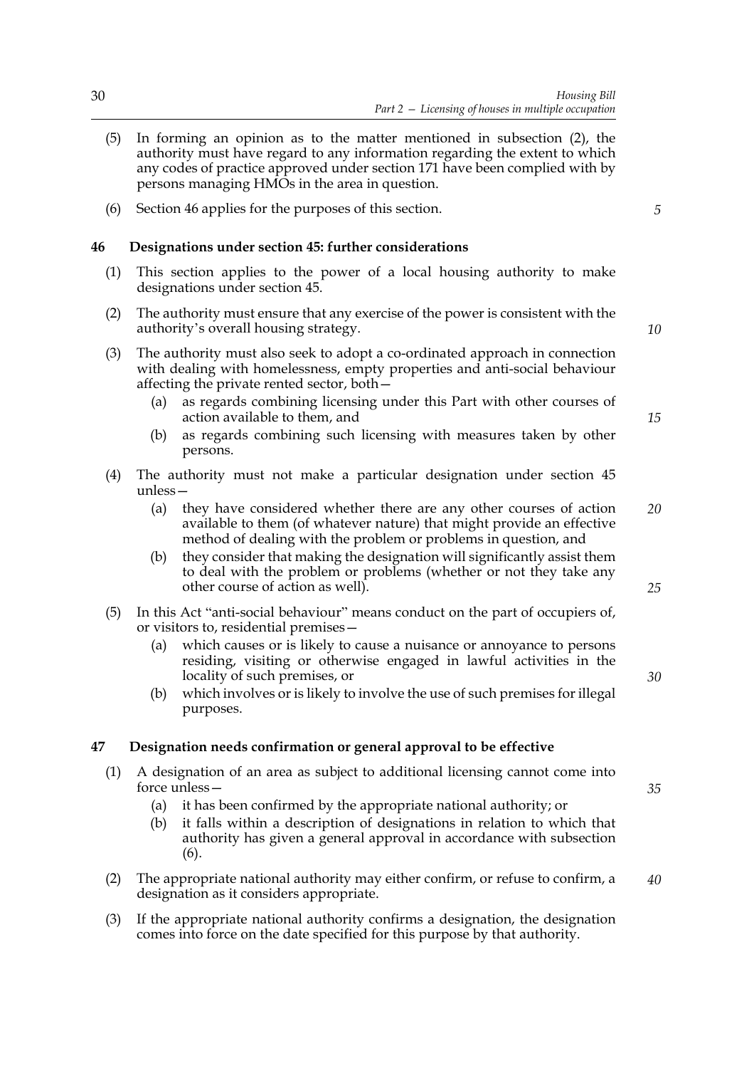(5) In forming an opinion as to the matter mentioned in subsection (2), the authority must have regard to any information regarding the extent to which any codes of practice approved under section 171 have been complied with by persons managing HMOs in the area in question.

(6) Section 46 applies for the purposes of this section.

### 46 Designations under section 45: further considerations

(1) This section applies to the power of a local housing authority to make designations under section 45.

(2) The authority must ensure that any exercise of the power is consistent with the authority's overall housing strategy.

(3) The authority must also seek to adopt a co-ordinated approach in connection with dealing with homelessness, empty properties and anti-social behaviour affecting the private rented sector, both—

- (a) as regards combining licensing under this Part with other courses of action available to them, and
- (b) as regards combining such licensing with measures taken by other persons.

(4) The authority must not make a particular designation under section 45 unless—

- (a) they have considered whether there are any other courses of action available to them (of whatever nature) that might provide an effective method of dealing with the problem or problems in question, and
- (b) they consider that making the designation will significantly assist them to deal with the problem or problems (whether or not they take any other course of action as well).

(5) In this Act "anti-social behaviour" means conduct on the part of occupiers of, or visitors to, residential premises—

- (a) which causes or is likely to cause a nuisance or annoyance to persons residing, visiting or otherwise engaged in lawful activities in the locality of such premises, or
- (b) which involves or is likely to involve the use of such premises for illegal purposes.

### 47 Designation needs confirmation or general approval to be effective

(1) A designation of an area as subject to additional licensing cannot come into force unless—

- (a) it has been confirmed by the appropriate national authority; or
- (b) it falls within a description of designations in relation to which that authority has given a general approval in accordance with subsection (6).

(2) The appropriate national authority may either confirm, or refuse to confirm, a designation as it considers appropriate.

(3) If the appropriate national authority confirms a designation, the designation comes into force on the date specified for this purpose by that authority.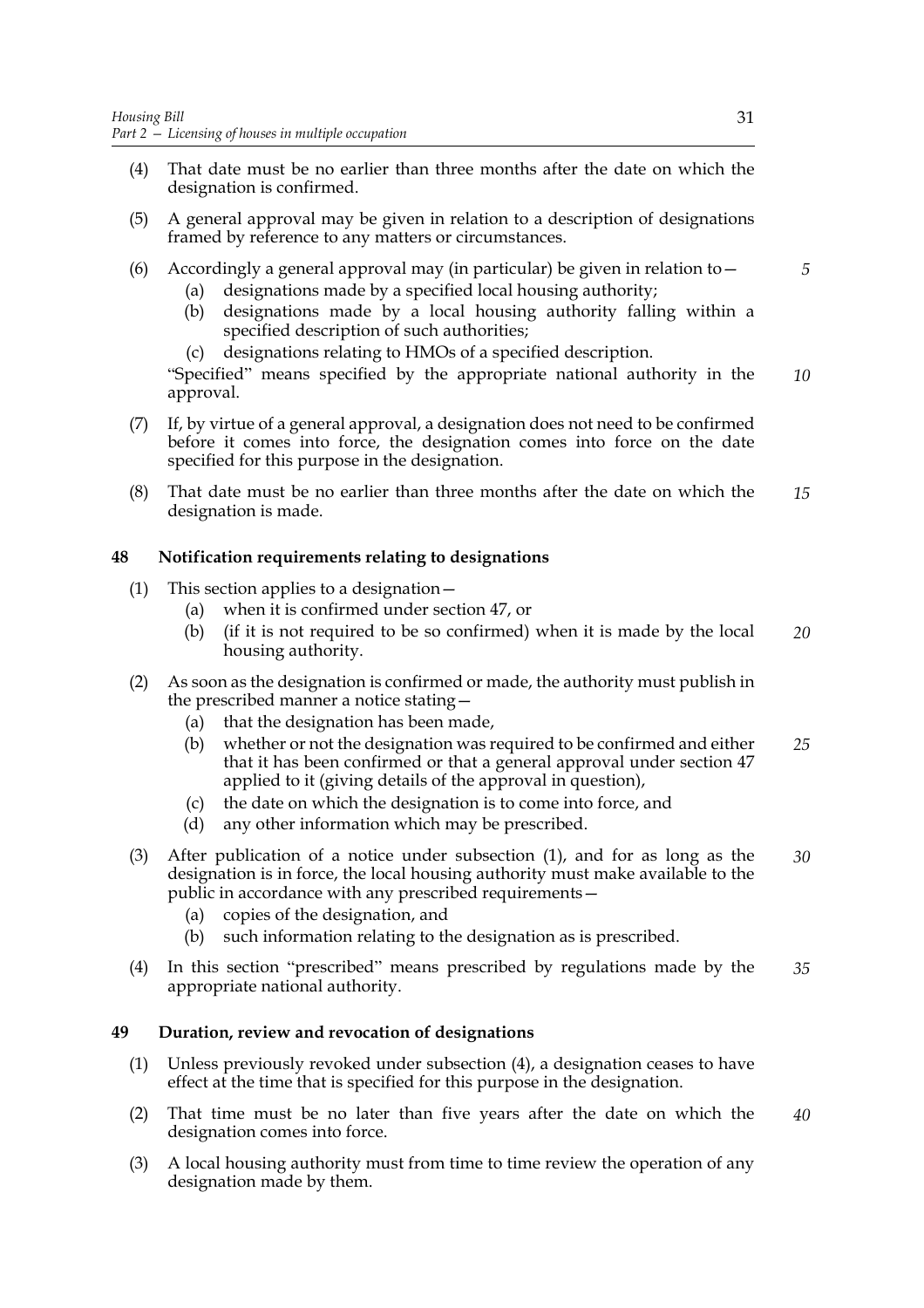(4) That date must be no earlier than three months after the date on which the designation is confirmed.

(5) A general approval may be given in relation to a description of designations framed by reference to any matters or circumstances.

(6) Accordingly a general approval may (in particular) be given in relation to—

  (a) designations made by a specified local housing authority;

  (b) designations made by a local housing authority falling within a specified description of such authorities;

  (c) designations relating to HMOs of a specified description.

"Specified" means specified by the appropriate national authority in the approval.

(7) If, by virtue of a general approval, a designation does not need to be confirmed before it comes into force, the designation comes into force on the date specified for this purpose in the designation.

(8) That date must be no earlier than three months after the date on which the designation is made.

### 48 Notification requirements relating to designations

(1) This section applies to a designation—

  (a) when it is confirmed under section 47, or

  (b) (if it is not required to be so confirmed) when it is made by the local housing authority.

(2) As soon as the designation is confirmed or made, the authority must publish in the prescribed manner a notice stating—

  (a) that the designation has been made,

  (b) whether or not the designation was required to be confirmed and either that it has been confirmed or that a general approval under section 47 applied to it (giving details of the approval in question),

  (c) the date on which the designation is to come into force, and

  (d) any other information which may be prescribed.

(3) After publication of a notice under subsection (1), and for as long as the designation is in force, the local housing authority must make available to the public in accordance with any prescribed requirements—

  (a) copies of the designation, and

  (b) such information relating to the designation as is prescribed.

(4) In this section "prescribed" means prescribed by regulations made by the appropriate national authority.

### 49 Duration, review and revocation of designations

(1) Unless previously revoked under subsection (4), a designation ceases to have effect at the time that is specified for this purpose in the designation.

(2) That time must be no later than five years after the date on which the designation comes into force.

(3) A local housing authority must from time to time review the operation of any designation made by them.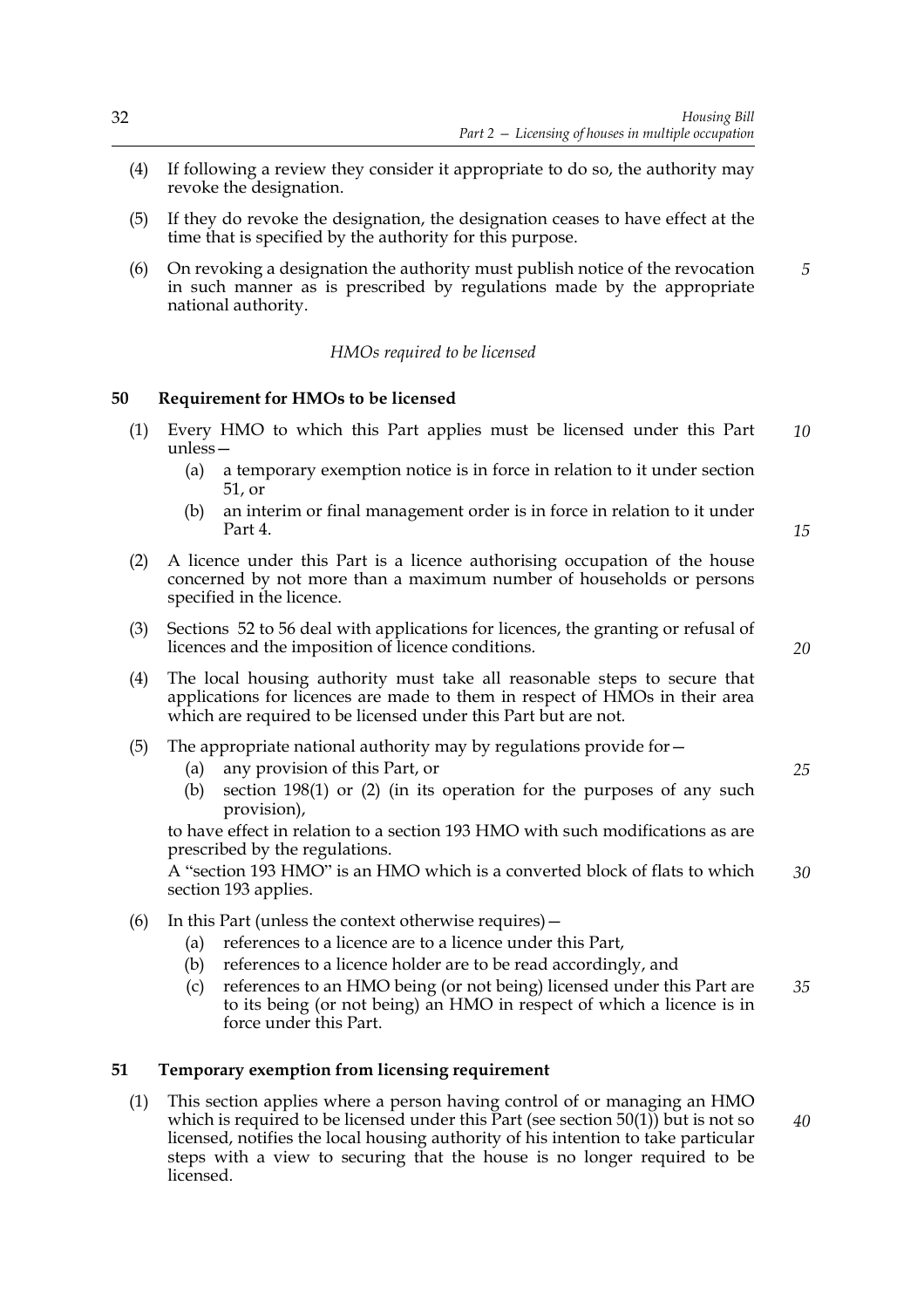(4) If following a review they consider it appropriate to do so, the authority may revoke the designation.

(5) If they do revoke the designation, the designation ceases to have effect at the time that is specified by the authority for this purpose.

(6) On revoking a designation the authority must publish notice of the revocation in such manner as is prescribed by regulations made by the appropriate national authority.

*HMOs required to be licensed*

### 50 Requirement for HMOs to be licensed

(1) Every HMO to which this Part applies must be licensed under this Part unless—

   (a) a temporary exemption notice is in force in relation to it under section 51, or

   (b) an interim or final management order is in force in relation to it under Part 4.

(2) A licence under this Part is a licence authorising occupation of the house concerned by not more than a maximum number of households or persons specified in the licence.

(3) Sections 52 to 56 deal with applications for licences, the granting or refusal of licences and the imposition of licence conditions.

(4) The local housing authority must take all reasonable steps to secure that applications for licences are made to them in respect of HMOs in their area which are required to be licensed under this Part but are not.

(5) The appropriate national authority may by regulations provide for—

   (a) any provision of this Part, or

   (b) section 198(1) or (2) (in its operation for the purposes of any such provision),

to have effect in relation to a section 193 HMO with such modifications as are prescribed by the regulations.

A "section 193 HMO" is an HMO which is a converted block of flats to which section 193 applies.

(6) In this Part (unless the context otherwise requires)—

   (a) references to a licence are to a licence under this Part,

   (b) references to a licence holder are to be read accordingly, and

   (c) references to an HMO being (or not being) licensed under this Part are to its being (or not being) an HMO in respect of which a licence is in force under this Part.

### 51 Temporary exemption from licensing requirement

(1) This section applies where a person having control of or managing an HMO which is required to be licensed under this Part (see section 50(1)) but is not so licensed, notifies the local housing authority of his intention to take particular steps with a view to securing that the house is no longer required to be licensed.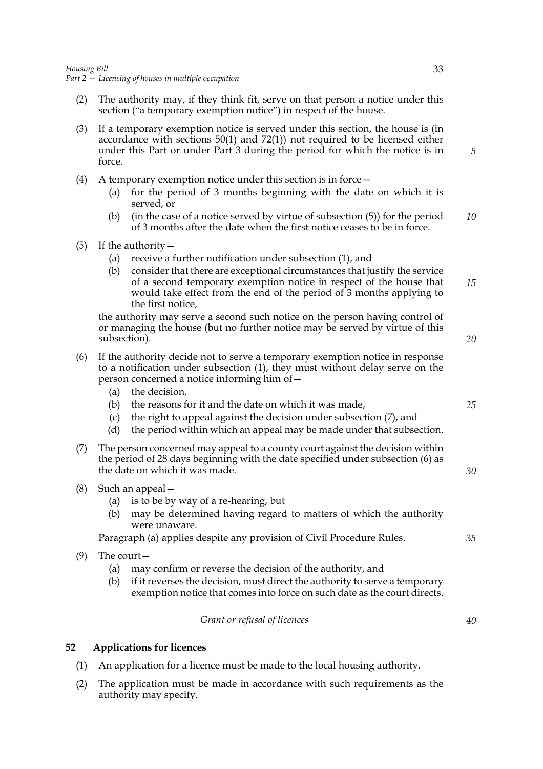(2) The authority may, if they think fit, serve on that person a notice under this section ("a temporary exemption notice") in respect of the house.

(3) If a temporary exemption notice is served under this section, the house is (in accordance with sections 50(1) and 72(1)) not required to be licensed either under this Part or under Part 3 during the period for which the notice is in force.

(4) A temporary exemption notice under this section is in force—

   (a) for the period of 3 months beginning with the date on which it is served, or

   (b) (in the case of a notice served by virtue of subsection (5)) for the period of 3 months after the date when the first notice ceases to be in force.

(5) If the authority—

   (a) receive a further notification under subsection (1), and

   (b) consider that there are exceptional circumstances that justify the service of a second temporary exemption notice in respect of the house that would take effect from the end of the period of 3 months applying to the first notice,

   the authority may serve a second such notice on the person having control of or managing the house (but no further notice may be served by virtue of this subsection).

(6) If the authority decide not to serve a temporary exemption notice in response to a notification under subsection (1), they must without delay serve on the person concerned a notice informing him of—

   (a) the decision,

   (b) the reasons for it and the date on which it was made,

   (c) the right to appeal against the decision under subsection (7), and

   (d) the period within which an appeal may be made under that subsection.

(7) The person concerned may appeal to a county court against the decision within the period of 28 days beginning with the date specified under subsection (6) as the date on which it was made.

(8) Such an appeal—

   (a) is to be by way of a re-hearing, but

   (b) may be determined having regard to matters of which the authority were unaware.

   Paragraph (a) applies despite any provision of Civil Procedure Rules.

(9) The court—

   (a) may confirm or reverse the decision of the authority, and

   (b) if it reverses the decision, must direct the authority to serve a temporary exemption notice that comes into force on such date as the court directs.

*Grant or refusal of licences*

## 52 Applications for licences

(1) An application for a licence must be made to the local housing authority.

(2) The application must be made in accordance with such requirements as the authority may specify.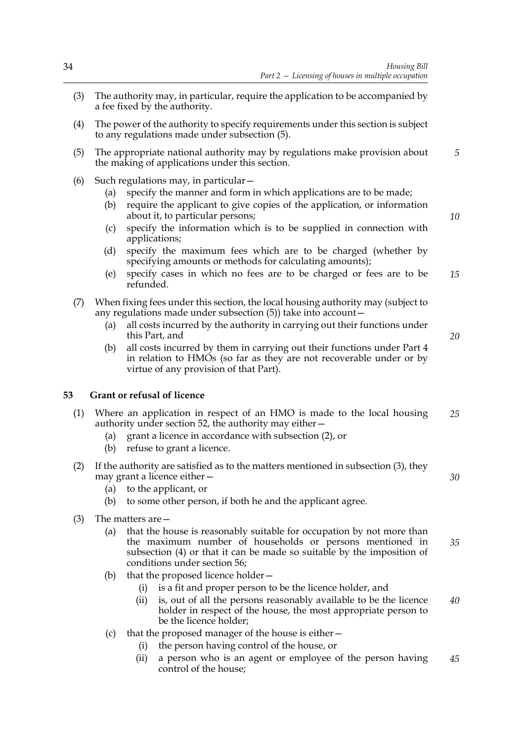(3) The authority may, in particular, require the application to be accompanied by a fee fixed by the authority.

(4) The power of the authority to specify requirements under this section is subject to any regulations made under subsection (5).

(5) The appropriate national authority may by regulations make provision about the making of applications under this section.

(6) Such regulations may, in particular—

 (a) specify the manner and form in which applications are to be made;

 (b) require the applicant to give copies of the application, or information about it, to particular persons;

 (c) specify the information which is to be supplied in connection with applications;

 (d) specify the maximum fees which are to be charged (whether by specifying amounts or methods for calculating amounts);

 (e) specify cases in which no fees are to be charged or fees are to be refunded.

(7) When fixing fees under this section, the local housing authority may (subject to any regulations made under subsection (5)) take into account—

 (a) all costs incurred by the authority in carrying out their functions under this Part, and

 (b) all costs incurred by them in carrying out their functions under Part 4 in relation to HMOs (so far as they are not recoverable under or by virtue of any provision of that Part).

### 53 Grant or refusal of licence

(1) Where an application in respect of an HMO is made to the local housing authority under section 52, the authority may either—

 (a) grant a licence in accordance with subsection (2), or

 (b) refuse to grant a licence.

(2) If the authority are satisfied as to the matters mentioned in subsection (3), they may grant a licence either—

 (a) to the applicant, or

 (b) to some other person, if both he and the applicant agree.

(3) The matters are—

 (a) that the house is reasonably suitable for occupation by not more than the maximum number of households or persons mentioned in subsection (4) or that it can be made so suitable by the imposition of conditions under section 56;

 (b) that the proposed licence holder—

  (i) is a fit and proper person to be the licence holder, and

  (ii) is, out of all the persons reasonably available to be the licence holder in respect of the house, the most appropriate person to be the licence holder;

 (c) that the proposed manager of the house is either—

  (i) the person having control of the house, or

  (ii) a person who is an agent or employee of the person having control of the house;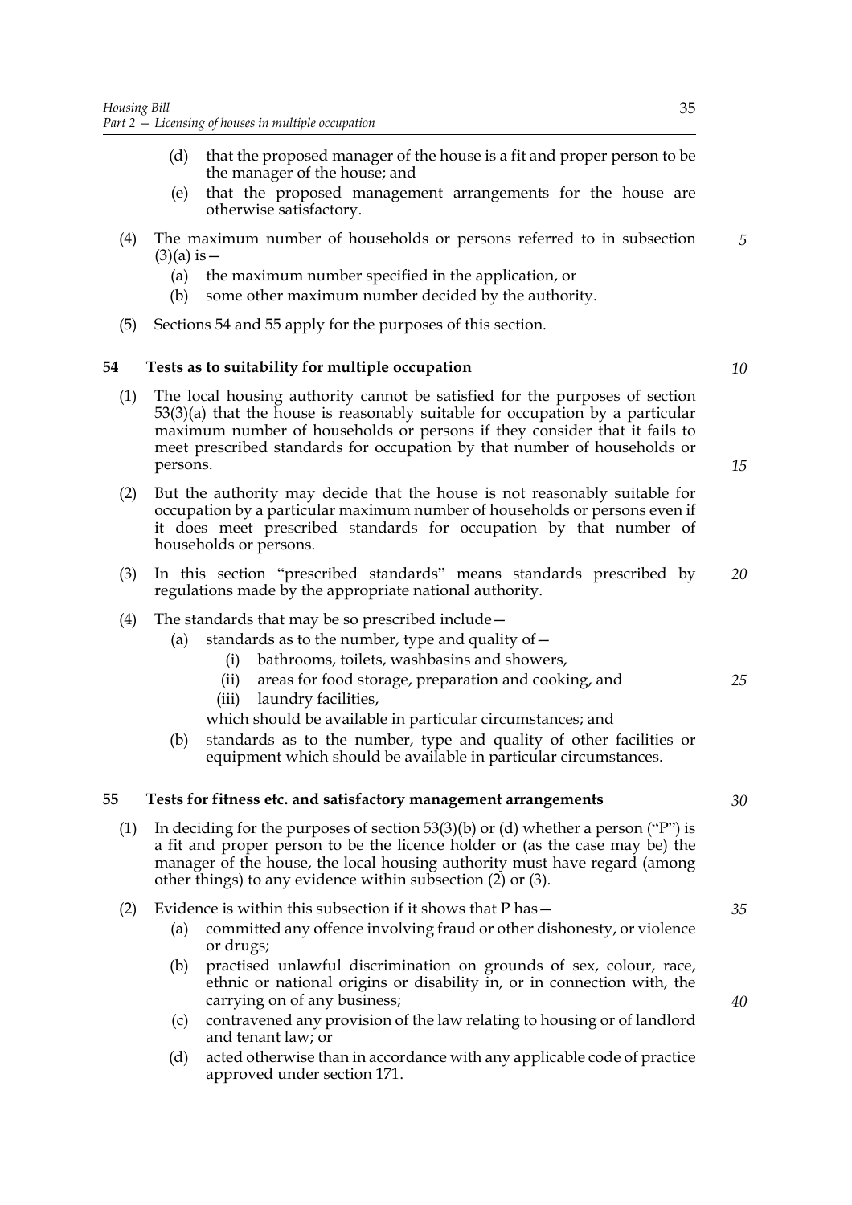(d) that the proposed manager of the house is a fit and proper person to be the manager of the house; and

(e) that the proposed management arrangements for the house are otherwise satisfactory.

(4) The maximum number of households or persons referred to in subsection (3)(a) is—

(a) the maximum number specified in the application, or

(b) some other maximum number decided by the authority.

(5) Sections 54 and 55 apply for the purposes of this section.

### 54 Tests as to suitability for multiple occupation

(1) The local housing authority cannot be satisfied for the purposes of section 53(3)(a) that the house is reasonably suitable for occupation by a particular maximum number of households or persons if they consider that it fails to meet prescribed standards for occupation by that number of households or persons.

(2) But the authority may decide that the house is not reasonably suitable for occupation by a particular maximum number of households or persons even if it does meet prescribed standards for occupation by that number of households or persons.

(3) In this section "prescribed standards" means standards prescribed by regulations made by the appropriate national authority.

(4) The standards that may be so prescribed include—

(a) standards as to the number, type and quality of—

(i) bathrooms, toilets, washbasins and showers,

(ii) areas for food storage, preparation and cooking, and

(iii) laundry facilities,

which should be available in particular circumstances; and

(b) standards as to the number, type and quality of other facilities or equipment which should be available in particular circumstances.

### 55 Tests for fitness etc. and satisfactory management arrangements

(1) In deciding for the purposes of section 53(3)(b) or (d) whether a person ("P") is a fit and proper person to be the licence holder or (as the case may be) the manager of the house, the local housing authority must have regard (among other things) to any evidence within subsection (2) or (3).

(2) Evidence is within this subsection if it shows that P has—

(a) committed any offence involving fraud or other dishonesty, or violence or drugs;

(b) practised unlawful discrimination on grounds of sex, colour, race, ethnic or national origins or disability in, or in connection with, the carrying on of any business;

(c) contravened any provision of the law relating to housing or of landlord and tenant law; or

(d) acted otherwise than in accordance with any applicable code of practice approved under section 171.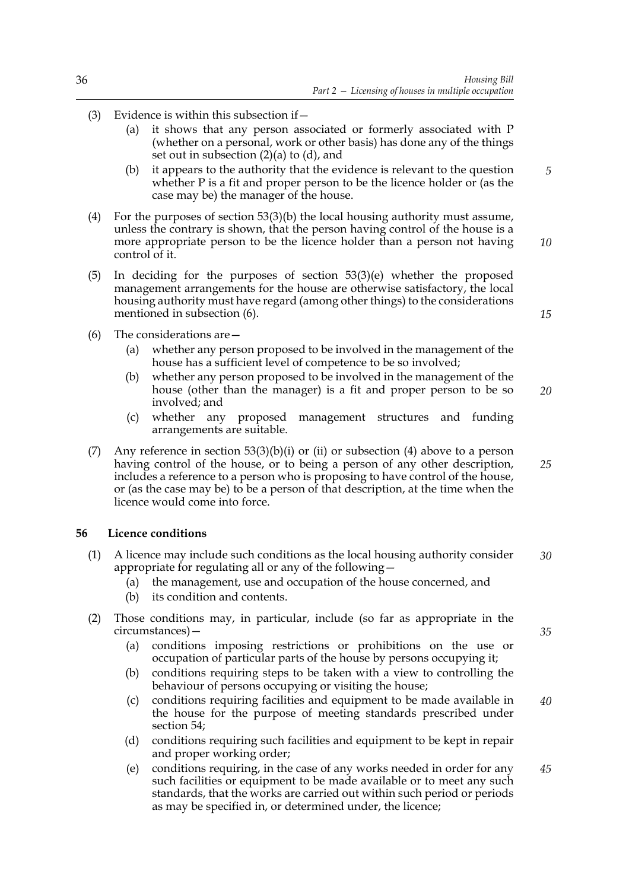(3) Evidence is within this subsection if—

(a) it shows that any person associated or formerly associated with P (whether on a personal, work or other basis) has done any of the things set out in subsection (2)(a) to (d), and

(b) it appears to the authority that the evidence is relevant to the question whether P is a fit and proper person to be the licence holder or (as the case may be) the manager of the house.

(4) For the purposes of section 53(3)(b) the local housing authority must assume, unless the contrary is shown, that the person having control of the house is a more appropriate person to be the licence holder than a person not having control of it.

(5) In deciding for the purposes of section 53(3)(e) whether the proposed management arrangements for the house are otherwise satisfactory, the local housing authority must have regard (among other things) to the considerations mentioned in subsection (6).

(6) The considerations are—

(a) whether any person proposed to be involved in the management of the house has a sufficient level of competence to be so involved;

(b) whether any person proposed to be involved in the management of the house (other than the manager) is a fit and proper person to be so involved; and

(c) whether any proposed management structures and funding arrangements are suitable.

(7) Any reference in section 53(3)(b)(i) or (ii) or subsection (4) above to a person having control of the house, or to being a person of any other description, includes a reference to a person who is proposing to have control of the house, or (as the case may be) to be a person of that description, at the time when the licence would come into force.

## 56 Licence conditions

(1) A licence may include such conditions as the local housing authority consider appropriate for regulating all or any of the following—

(a) the management, use and occupation of the house concerned, and

(b) its condition and contents.

(2) Those conditions may, in particular, include (so far as appropriate in the circumstances)—

(a) conditions imposing restrictions or prohibitions on the use or occupation of particular parts of the house by persons occupying it;

(b) conditions requiring steps to be taken with a view to controlling the behaviour of persons occupying or visiting the house;

(c) conditions requiring facilities and equipment to be made available in the house for the purpose of meeting standards prescribed under section 54;

(d) conditions requiring such facilities and equipment to be kept in repair and proper working order;

(e) conditions requiring, in the case of any works needed in order for any such facilities or equipment to be made available or to meet any such standards, that the works are carried out within such period or periods as may be specified in, or determined under, the licence;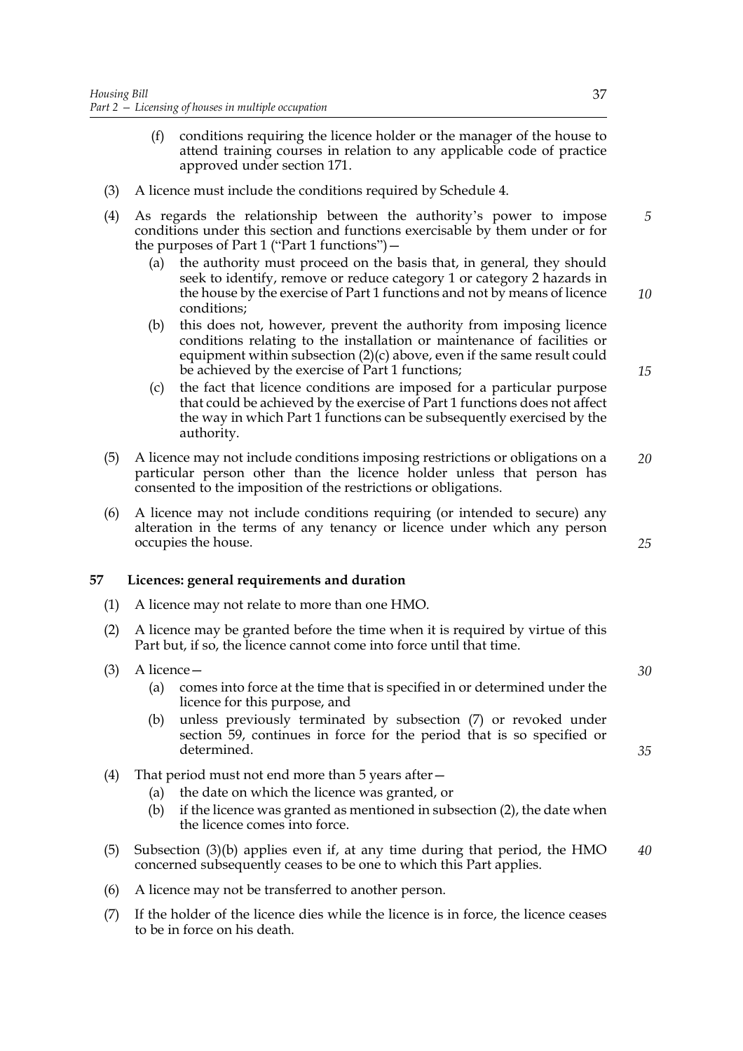(f) conditions requiring the licence holder or the manager of the house to attend training courses in relation to any applicable code of practice approved under section 171.

(3) A licence must include the conditions required by Schedule 4.

(4) As regards the relationship between the authority's power to impose conditions under this section and functions exercisable by them under or for the purposes of Part 1 ("Part 1 functions")—

(a) the authority must proceed on the basis that, in general, they should seek to identify, remove or reduce category 1 or category 2 hazards in the house by the exercise of Part 1 functions and not by means of licence conditions;

(b) this does not, however, prevent the authority from imposing licence conditions relating to the installation or maintenance of facilities or equipment within subsection (2)(c) above, even if the same result could be achieved by the exercise of Part 1 functions;

(c) the fact that licence conditions are imposed for a particular purpose that could be achieved by the exercise of Part 1 functions does not affect the way in which Part 1 functions can be subsequently exercised by the authority.

(5) A licence may not include conditions imposing restrictions or obligations on a particular person other than the licence holder unless that person has consented to the imposition of the restrictions or obligations.

(6) A licence may not include conditions requiring (or intended to secure) any alteration in the terms of any tenancy or licence under which any person occupies the house.

## 57 Licences: general requirements and duration

(1) A licence may not relate to more than one HMO.

(2) A licence may be granted before the time when it is required by virtue of this Part but, if so, the licence cannot come into force until that time.

(3) A licence—

(a) comes into force at the time that is specified in or determined under the licence for this purpose, and

(b) unless previously terminated by subsection (7) or revoked under section 59, continues in force for the period that is so specified or determined.

(4) That period must not end more than 5 years after—

(a) the date on which the licence was granted, or

(b) if the licence was granted as mentioned in subsection (2), the date when the licence comes into force.

(5) Subsection (3)(b) applies even if, at any time during that period, the HMO concerned subsequently ceases to be one to which this Part applies.

(6) A licence may not be transferred to another person.

(7) If the holder of the licence dies while the licence is in force, the licence ceases to be in force on his death.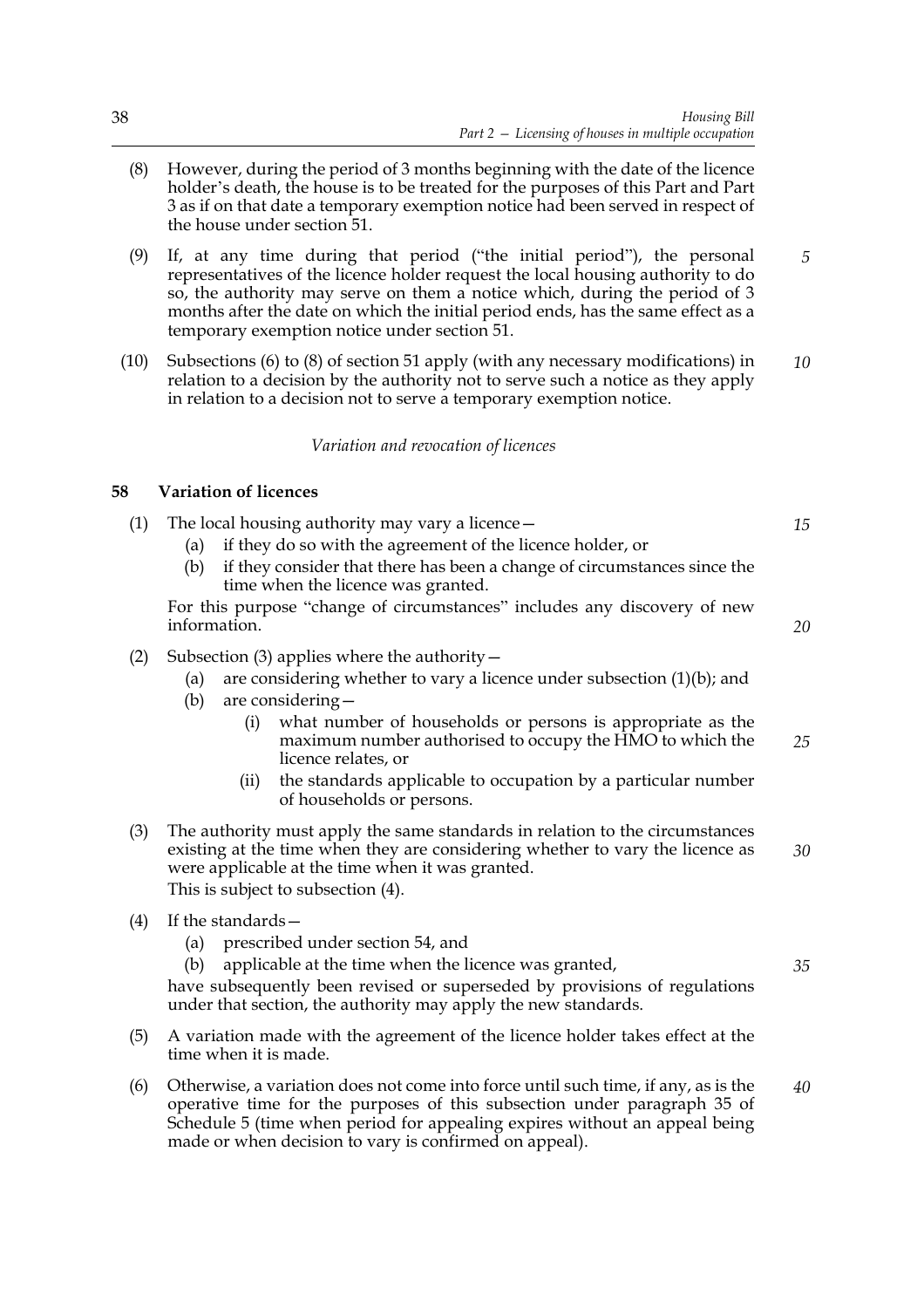(8) However, during the period of 3 months beginning with the date of the licence holder's death, the house is to be treated for the purposes of this Part and Part 3 as if on that date a temporary exemption notice had been served in respect of the house under section 51.

(9) If, at any time during that period ("the initial period"), the personal representatives of the licence holder request the local housing authority to do so, the authority may serve on them a notice which, during the period of 3 months after the date on which the initial period ends, has the same effect as a temporary exemption notice under section 51.

(10) Subsections (6) to (8) of section 51 apply (with any necessary modifications) in relation to a decision by the authority not to serve such a notice as they apply in relation to a decision not to serve a temporary exemption notice.

*Variation and revocation of licences*

## 58 Variation of licences

(1) The local housing authority may vary a licence—
  - (a) if they do so with the agreement of the licence holder, or
  - (b) if they consider that there has been a change of circumstances since the time when the licence was granted.

  For this purpose "change of circumstances" includes any discovery of new information.

(2) Subsection (3) applies where the authority—
  - (a) are considering whether to vary a licence under subsection (1)(b); and
  - (b) are considering—
    - (i) what number of households or persons is appropriate as the maximum number authorised to occupy the HMO to which the licence relates, or
    - (ii) the standards applicable to occupation by a particular number of households or persons.

(3) The authority must apply the same standards in relation to the circumstances existing at the time when they are considering whether to vary the licence as were applicable at the time when it was granted.
  This is subject to subsection (4).

(4) If the standards—
  - (a) prescribed under section 54, and
  - (b) applicable at the time when the licence was granted,

  have subsequently been revised or superseded by provisions of regulations under that section, the authority may apply the new standards.

(5) A variation made with the agreement of the licence holder takes effect at the time when it is made.

(6) Otherwise, a variation does not come into force until such time, if any, as is the operative time for the purposes of this subsection under paragraph 35 of Schedule 5 (time when period for appealing expires without an appeal being made or when decision to vary is confirmed on appeal).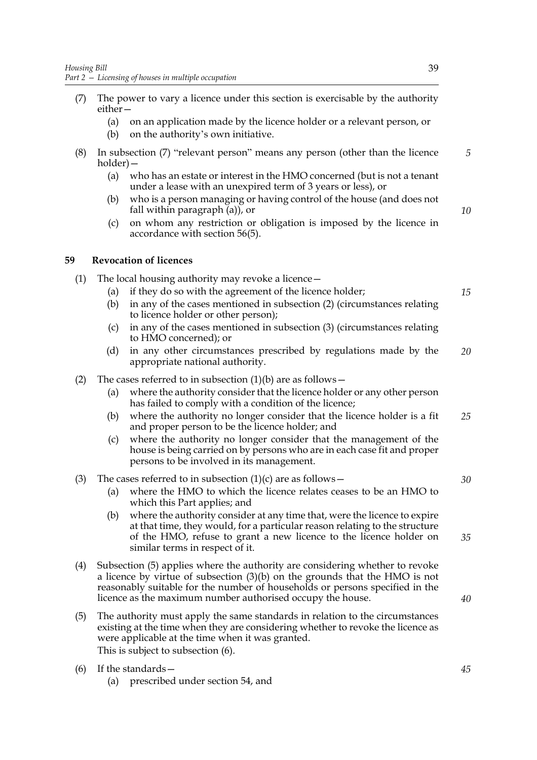(7) The power to vary a licence under this section is exercisable by the authority either—

  (a) on an application made by the licence holder or a relevant person, or

  (b) on the authority's own initiative.

(8) In subsection (7) "relevant person" means any person (other than the licence holder)—

  (a) who has an estate or interest in the HMO concerned (but is not a tenant under a lease with an unexpired term of 3 years or less), or

  (b) who is a person managing or having control of the house (and does not fall within paragraph (a)), or

  (c) on whom any restriction or obligation is imposed by the licence in accordance with section 56(5).

## 59 Revocation of licences

(1) The local housing authority may revoke a licence—

  (a) if they do so with the agreement of the licence holder;

  (b) in any of the cases mentioned in subsection (2) (circumstances relating to licence holder or other person);

  (c) in any of the cases mentioned in subsection (3) (circumstances relating to HMO concerned); or

  (d) in any other circumstances prescribed by regulations made by the appropriate national authority.

(2) The cases referred to in subsection (1)(b) are as follows—

  (a) where the authority consider that the licence holder or any other person has failed to comply with a condition of the licence;

  (b) where the authority no longer consider that the licence holder is a fit and proper person to be the licence holder; and

  (c) where the authority no longer consider that the management of the house is being carried on by persons who are in each case fit and proper persons to be involved in its management.

(3) The cases referred to in subsection (1)(c) are as follows—

  (a) where the HMO to which the licence relates ceases to be an HMO to which this Part applies; and

  (b) where the authority consider at any time that, were the licence to expire at that time, they would, for a particular reason relating to the structure of the HMO, refuse to grant a new licence to the licence holder on similar terms in respect of it.

(4) Subsection (5) applies where the authority are considering whether to revoke a licence by virtue of subsection (3)(b) on the grounds that the HMO is not reasonably suitable for the number of households or persons specified in the licence as the maximum number authorised occupy the house.

(5) The authority must apply the same standards in relation to the circumstances existing at the time when they are considering whether to revoke the licence as were applicable at the time when it was granted.
This is subject to subsection (6).

(6) If the standards—

  (a) prescribed under section 54, and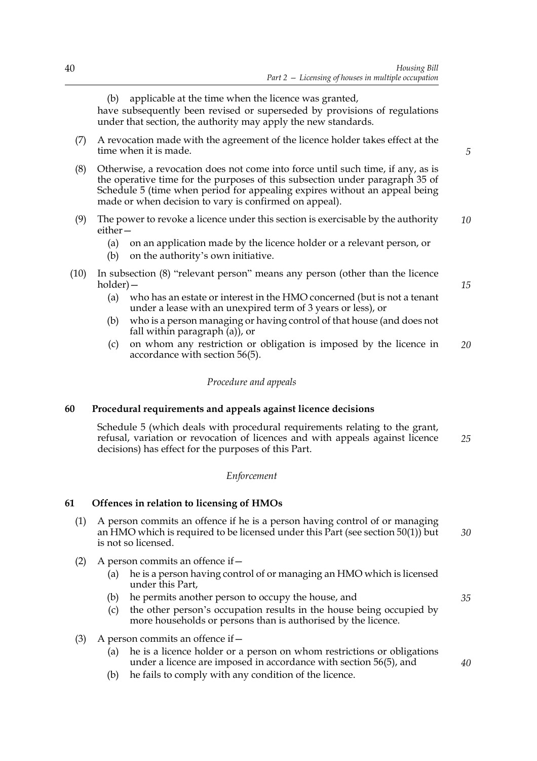(b) applicable at the time when the licence was granted,

have subsequently been revised or superseded by provisions of regulations under that section, the authority may apply the new standards.

(7) A revocation made with the agreement of the licence holder takes effect at the time when it is made.

(8) Otherwise, a revocation does not come into force until such time, if any, as is the operative time for the purposes of this subsection under paragraph 35 of Schedule 5 (time when period for appealing expires without an appeal being made or when decision to vary is confirmed on appeal).

(9) The power to revoke a licence under this section is exercisable by the authority either—

- (a) on an application made by the licence holder or a relevant person, or
- (b) on the authority's own initiative.

(10) In subsection (8) "relevant person" means any person (other than the licence holder)—

- (a) who has an estate or interest in the HMO concerned (but is not a tenant under a lease with an unexpired term of 3 years or less), or
- (b) who is a person managing or having control of that house (and does not fall within paragraph (a)), or
- (c) on whom any restriction or obligation is imposed by the licence in accordance with section 56(5).

*Procedure and appeals*

### 60 Procedural requirements and appeals against licence decisions

Schedule 5 (which deals with procedural requirements relating to the grant, refusal, variation or revocation of licences and with appeals against licence decisions) has effect for the purposes of this Part.

*Enforcement*

### 61 Offences in relation to licensing of HMOs

(1) A person commits an offence if he is a person having control of or managing an HMO which is required to be licensed under this Part (see section 50(1)) but is not so licensed.

(2) A person commits an offence if—

- (a) he is a person having control of or managing an HMO which is licensed under this Part,
- (b) he permits another person to occupy the house, and
- (c) the other person's occupation results in the house being occupied by more households or persons than is authorised by the licence.

(3) A person commits an offence if—

- (a) he is a licence holder or a person on whom restrictions or obligations under a licence are imposed in accordance with section 56(5), and
- (b) he fails to comply with any condition of the licence.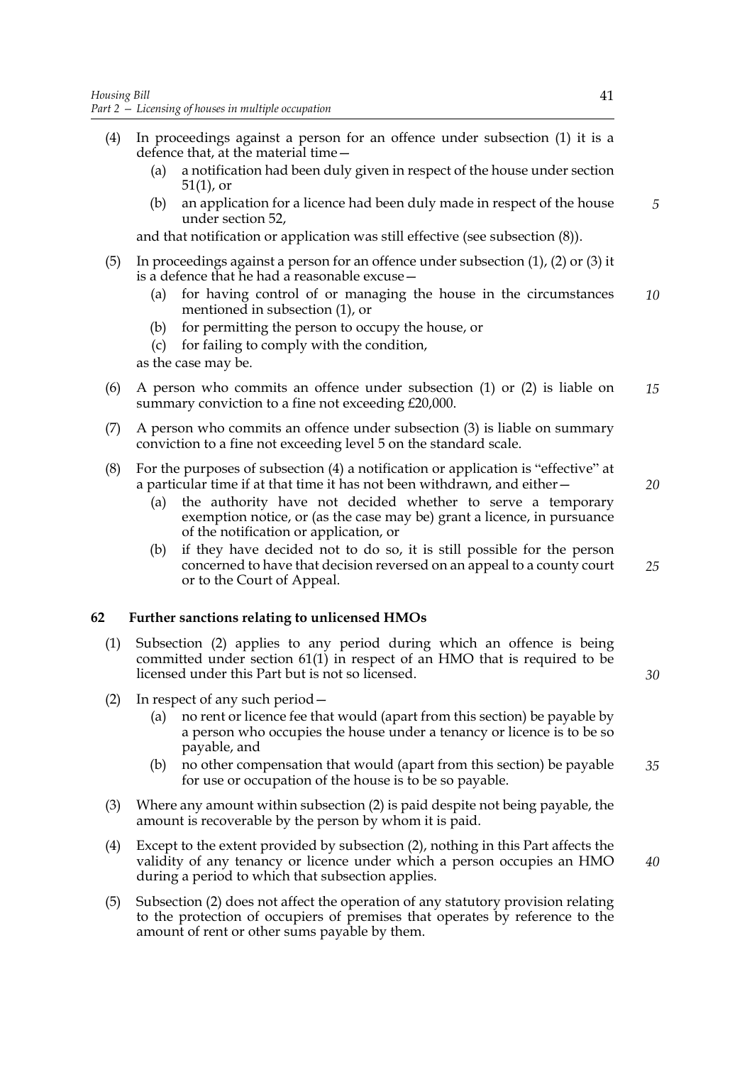(4) In proceedings against a person for an offence under subsection (1) it is a defence that, at the material time—

  (a) a notification had been duly given in respect of the house under section 51(1), or

  (b) an application for a licence had been duly made in respect of the house under section 52,

and that notification or application was still effective (see subsection (8)).

(5) In proceedings against a person for an offence under subsection (1), (2) or (3) it is a defence that he had a reasonable excuse—

  (a) for having control of or managing the house in the circumstances mentioned in subsection (1), or

  (b) for permitting the person to occupy the house, or

  (c) for failing to comply with the condition,

as the case may be.

(6) A person who commits an offence under subsection (1) or (2) is liable on summary conviction to a fine not exceeding £20,000.

(7) A person who commits an offence under subsection (3) is liable on summary conviction to a fine not exceeding level 5 on the standard scale.

(8) For the purposes of subsection (4) a notification or application is "effective" at a particular time if at that time it has not been withdrawn, and either—

  (a) the authority have not decided whether to serve a temporary exemption notice, or (as the case may be) grant a licence, in pursuance of the notification or application, or

  (b) if they have decided not to do so, it is still possible for the person concerned to have that decision reversed on an appeal to a county court or to the Court of Appeal.

**62 Further sanctions relating to unlicensed HMOs**

(1) Subsection (2) applies to any period during which an offence is being committed under section 61(1) in respect of an HMO that is required to be licensed under this Part but is not so licensed.

(2) In respect of any such period—

  (a) no rent or licence fee that would (apart from this section) be payable by a person who occupies the house under a tenancy or licence is to be so payable, and

  (b) no other compensation that would (apart from this section) be payable for use or occupation of the house is to be so payable.

(3) Where any amount within subsection (2) is paid despite not being payable, the amount is recoverable by the person by whom it is paid.

(4) Except to the extent provided by subsection (2), nothing in this Part affects the validity of any tenancy or licence under which a person occupies an HMO during a period to which that subsection applies.

(5) Subsection (2) does not affect the operation of any statutory provision relating to the protection of occupiers of premises that operates by reference to the amount of rent or other sums payable by them.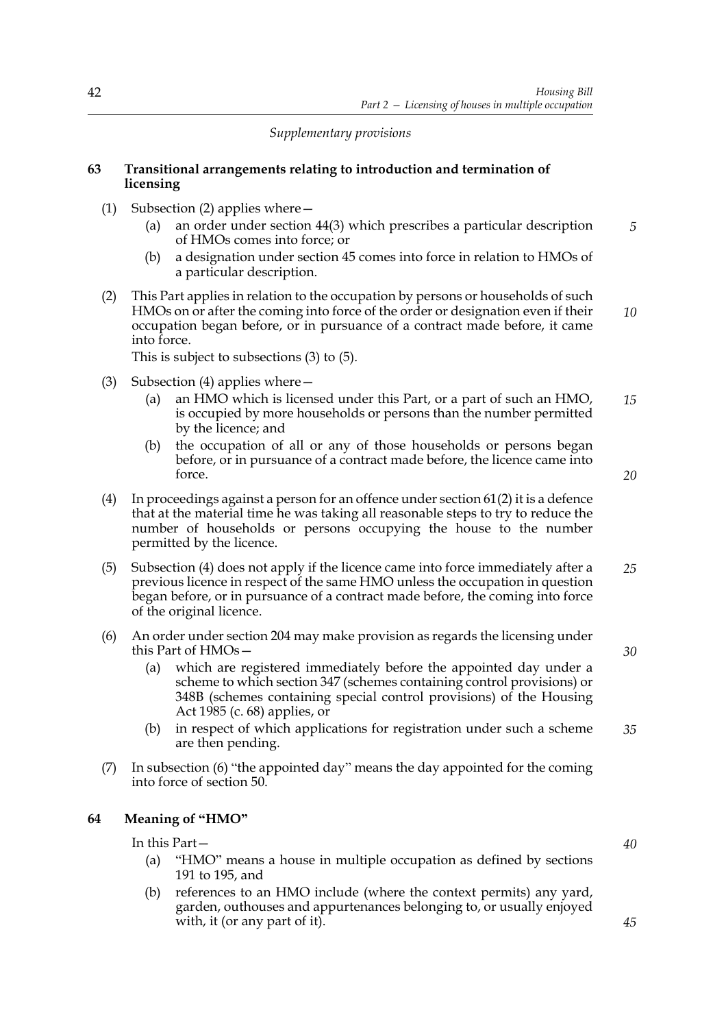*Supplementary provisions*

### 63 Transitional arrangements relating to introduction and termination of licensing

(1) Subsection (2) applies where—

- (a) an order under section 44(3) which prescribes a particular description of HMOs comes into force; or
- (b) a designation under section 45 comes into force in relation to HMOs of a particular description.

(2) This Part applies in relation to the occupation by persons or households of such HMOs on or after the coming into force of the order or designation even if their occupation began before, or in pursuance of a contract made before, it came into force.

This is subject to subsections (3) to (5).

(3) Subsection (4) applies where—

- (a) an HMO which is licensed under this Part, or a part of such an HMO, is occupied by more households or persons than the number permitted by the licence; and
- (b) the occupation of all or any of those households or persons began before, or in pursuance of a contract made before, the licence came into force.

(4) In proceedings against a person for an offence under section 61(2) it is a defence that at the material time he was taking all reasonable steps to try to reduce the number of households or persons occupying the house to the number permitted by the licence.

(5) Subsection (4) does not apply if the licence came into force immediately after a previous licence in respect of the same HMO unless the occupation in question began before, or in pursuance of a contract made before, the coming into force of the original licence.

(6) An order under section 204 may make provision as regards the licensing under this Part of HMOs—

- (a) which are registered immediately before the appointed day under a scheme to which section 347 (schemes containing control provisions) or 348B (schemes containing special control provisions) of the Housing Act 1985 (c. 68) applies, or
- (b) in respect of which applications for registration under such a scheme are then pending.

(7) In subsection (6) "the appointed day" means the day appointed for the coming into force of section 50.

### 64 Meaning of "HMO"

In this Part—

- (a) "HMO" means a house in multiple occupation as defined by sections 191 to 195, and
- (b) references to an HMO include (where the context permits) any yard, garden, outhouses and appurtenances belonging to, or usually enjoyed with, it (or any part of it).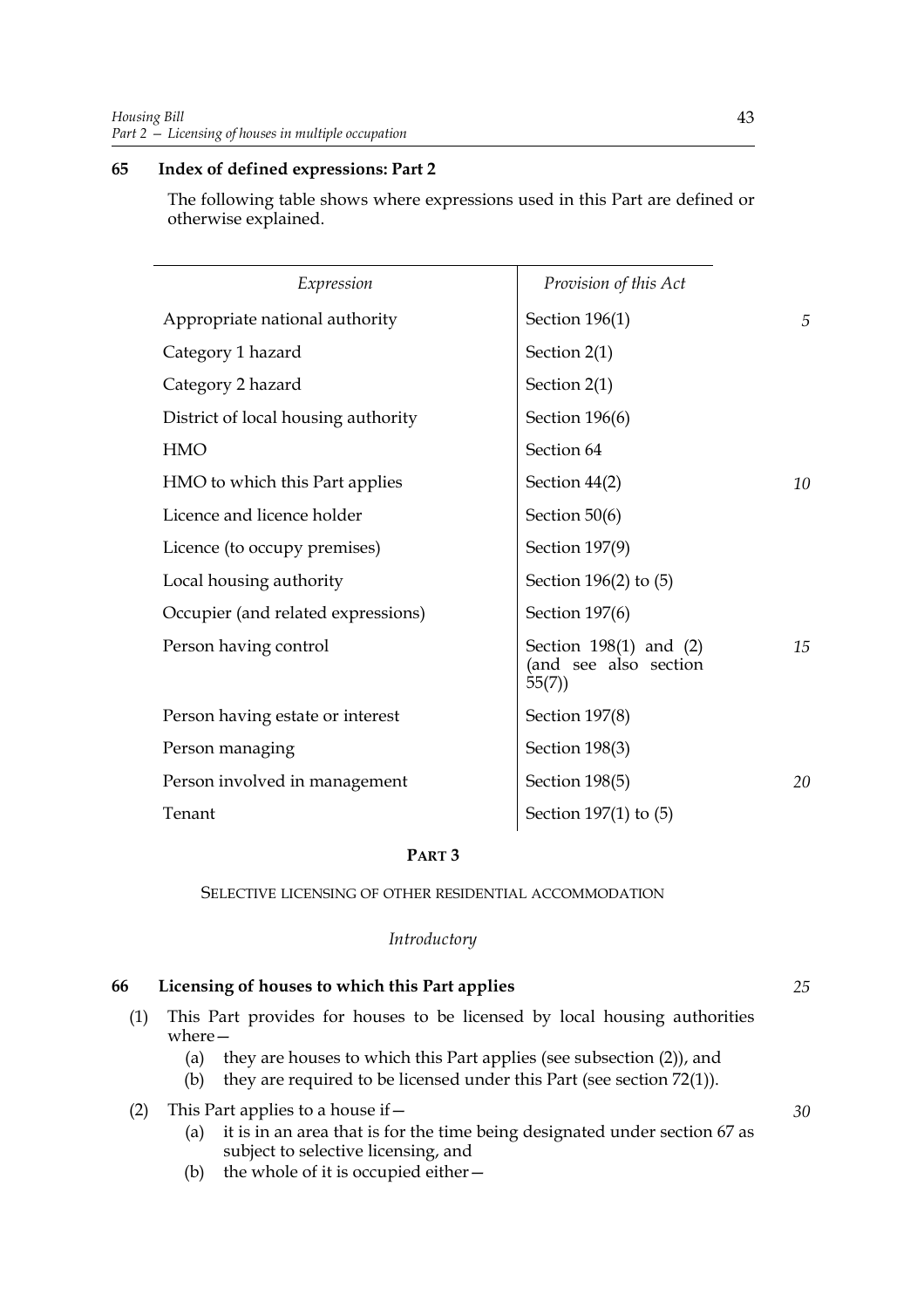## 65 Index of defined expressions: Part 2

The following table shows where expressions used in this Part are defined or otherwise explained.

| *Expression* | *Provision of this Act* |
|---|---|
| Appropriate national authority | Section 196(1) |
| Category 1 hazard | Section 2(1) |
| Category 2 hazard | Section 2(1) |
| District of local housing authority | Section 196(6) |
| HMO | Section 64 |
| HMO to which this Part applies | Section 44(2) |
| Licence and licence holder | Section 50(6) |
| Licence (to occupy premises) | Section 197(9) |
| Local housing authority | Section 196(2) to (5) |
| Occupier (and related expressions) | Section 197(6) |
| Person having control | Section 198(1) and (2) (and see also section 55(7)) |
| Person having estate or interest | Section 197(8) |
| Person managing | Section 198(3) |
| Person involved in management | Section 198(5) |
| Tenant | Section 197(1) to (5) |

# PART 3

SELECTIVE LICENSING OF OTHER RESIDENTIAL ACCOMMODATION

*Introductory*

## 66 Licensing of houses to which this Part applies

(1) This Part provides for houses to be licensed by local housing authorities where—
   - (a) they are houses to which this Part applies (see subsection (2)), and
   - (b) they are required to be licensed under this Part (see section 72(1)).

(2) This Part applies to a house if—
   - (a) it is in an area that is for the time being designated under section 67 as subject to selective licensing, and
   - (b) the whole of it is occupied either—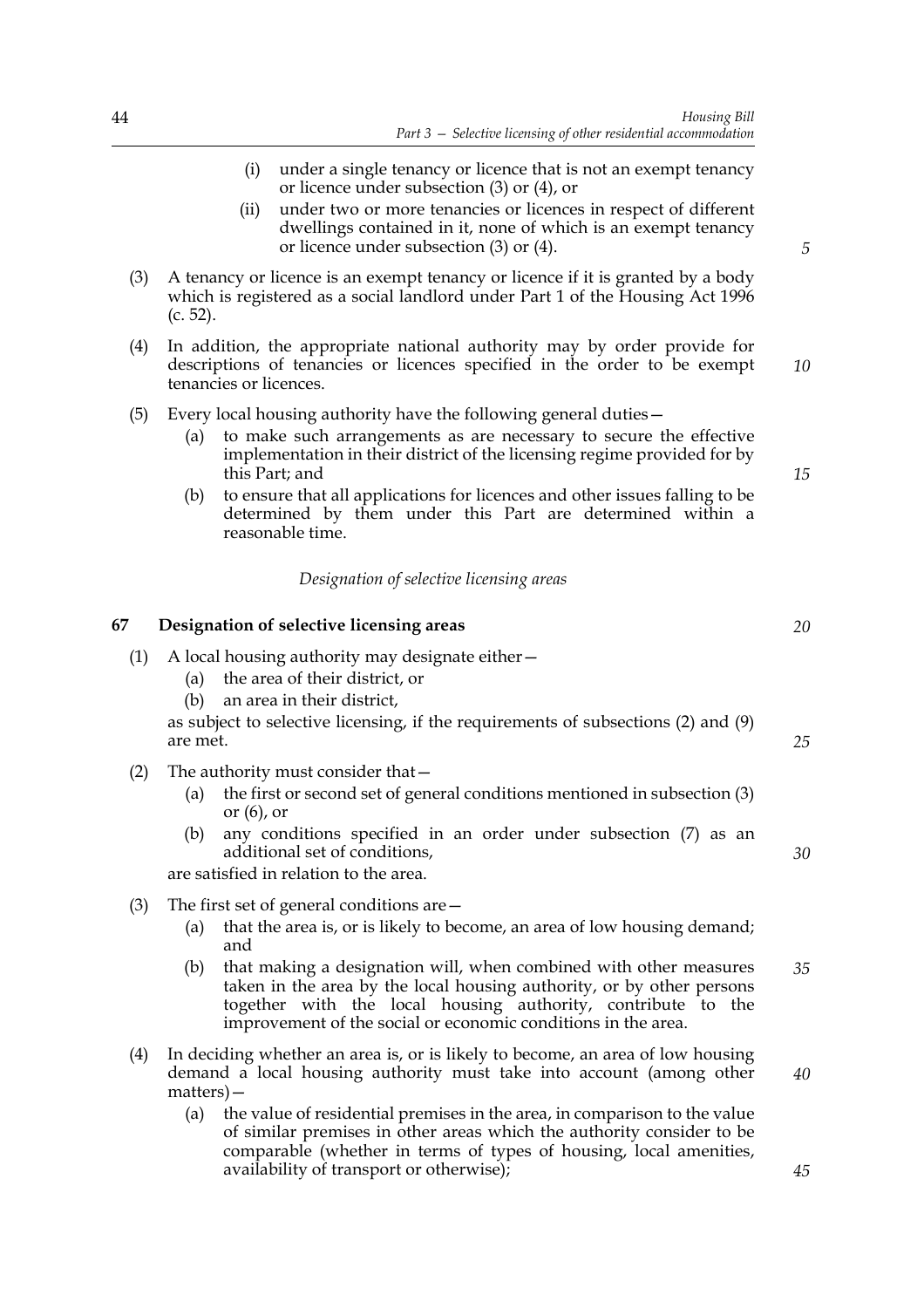(i) under a single tenancy or licence that is not an exempt tenancy or licence under subsection (3) or (4), or

(ii) under two or more tenancies or licences in respect of different dwellings contained in it, none of which is an exempt tenancy or licence under subsection (3) or (4).

(3) A tenancy or licence is an exempt tenancy or licence if it is granted by a body which is registered as a social landlord under Part 1 of the Housing Act 1996 (c. 52).

(4) In addition, the appropriate national authority may by order provide for descriptions of tenancies or licences specified in the order to be exempt tenancies or licences.

(5) Every local housing authority have the following general duties—

(a) to make such arrangements as are necessary to secure the effective implementation in their district of the licensing regime provided for by this Part; and

(b) to ensure that all applications for licences and other issues falling to be determined by them under this Part are determined within a reasonable time.

*Designation of selective licensing areas*

## 67 Designation of selective licensing areas

(1) A local housing authority may designate either—

(a) the area of their district, or

(b) an area in their district,

as subject to selective licensing, if the requirements of subsections (2) and (9) are met.

(2) The authority must consider that—

(a) the first or second set of general conditions mentioned in subsection (3) or (6), or

(b) any conditions specified in an order under subsection (7) as an additional set of conditions,

are satisfied in relation to the area.

(3) The first set of general conditions are—

(a) that the area is, or is likely to become, an area of low housing demand; and

(b) that making a designation will, when combined with other measures taken in the area by the local housing authority, or by other persons together with the local housing authority, contribute to the improvement of the social or economic conditions in the area.

(4) In deciding whether an area is, or is likely to become, an area of low housing demand a local housing authority must take into account (among other matters)—

(a) the value of residential premises in the area, in comparison to the value of similar premises in other areas which the authority consider to be comparable (whether in terms of types of housing, local amenities, availability of transport or otherwise);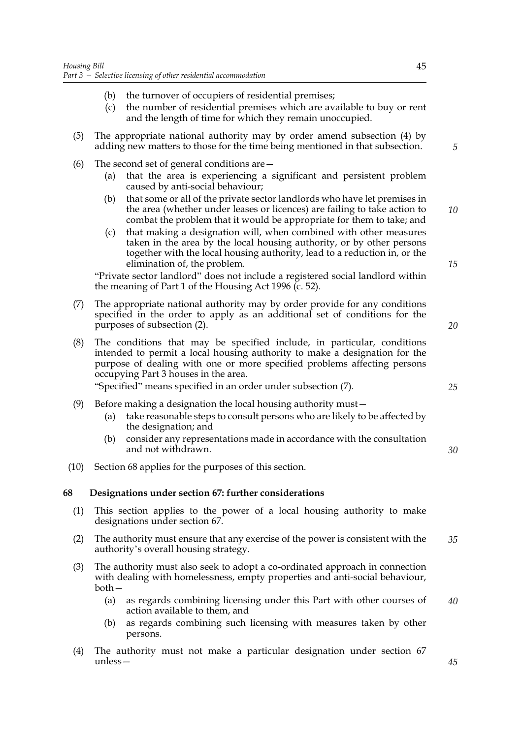(b) the turnover of occupiers of residential premises;

(c) the number of residential premises which are available to buy or rent and the length of time for which they remain unoccupied.

(5) The appropriate national authority may by order amend subsection (4) by adding new matters to those for the time being mentioned in that subsection.

(6) The second set of general conditions are—

(a) that the area is experiencing a significant and persistent problem caused by anti-social behaviour;

(b) that some or all of the private sector landlords who have let premises in the area (whether under leases or licences) are failing to take action to combat the problem that it would be appropriate for them to take; and

(c) that making a designation will, when combined with other measures taken in the area by the local housing authority, or by other persons together with the local housing authority, lead to a reduction in, or the elimination of, the problem.

"Private sector landlord" does not include a registered social landlord within the meaning of Part 1 of the Housing Act 1996 (c. 52).

(7) The appropriate national authority may by order provide for any conditions specified in the order to apply as an additional set of conditions for the purposes of subsection (2).

(8) The conditions that may be specified include, in particular, conditions intended to permit a local housing authority to make a designation for the purpose of dealing with one or more specified problems affecting persons occupying Part 3 houses in the area.

"Specified" means specified in an order under subsection (7).

(9) Before making a designation the local housing authority must—

(a) take reasonable steps to consult persons who are likely to be affected by the designation; and

(b) consider any representations made in accordance with the consultation and not withdrawn.

(10) Section 68 applies for the purposes of this section.

## 68 Designations under section 67: further considerations

(1) This section applies to the power of a local housing authority to make designations under section 67.

(2) The authority must ensure that any exercise of the power is consistent with the authority's overall housing strategy.

(3) The authority must also seek to adopt a co-ordinated approach in connection with dealing with homelessness, empty properties and anti-social behaviour, both—

(a) as regards combining licensing under this Part with other courses of action available to them, and

(b) as regards combining such licensing with measures taken by other persons.

(4) The authority must not make a particular designation under section 67 unless—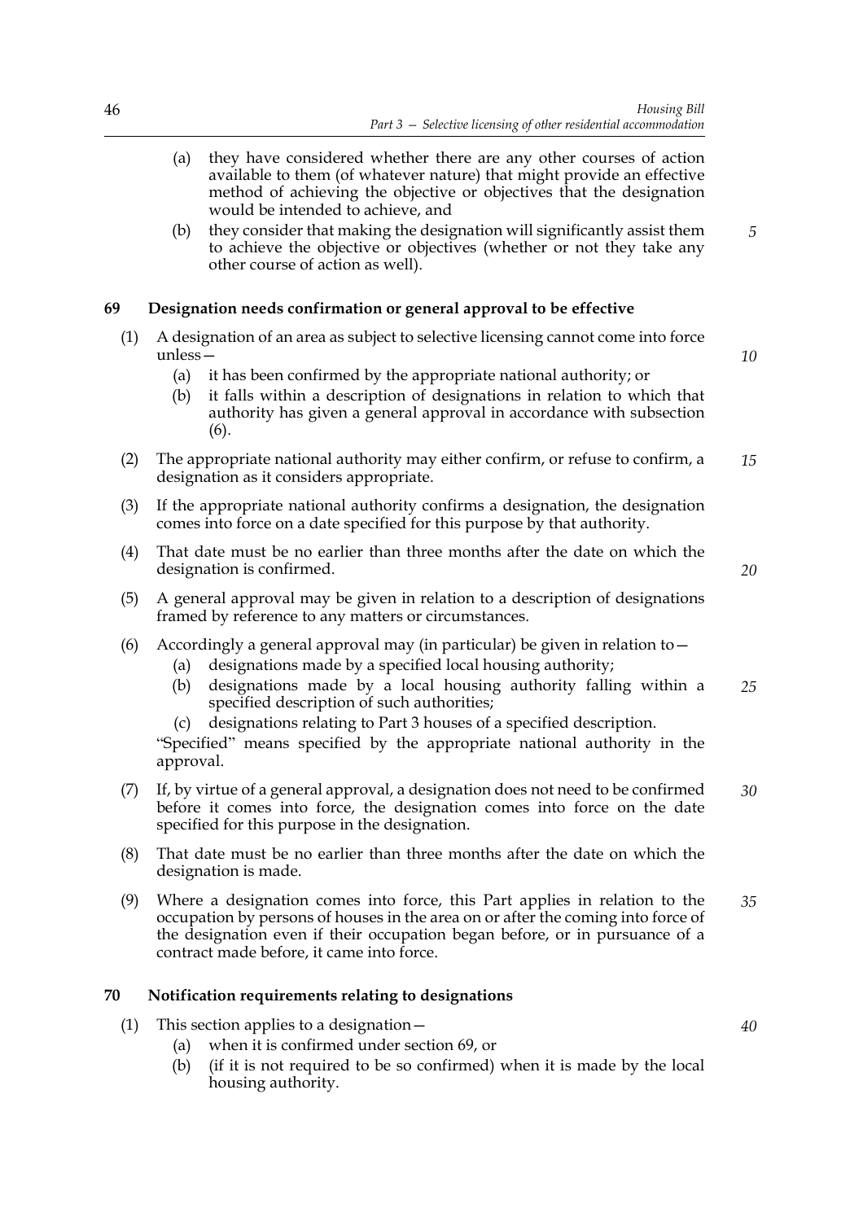(a) they have considered whether there are any other courses of action available to them (of whatever nature) that might provide an effective method of achieving the objective or objectives that the designation would be intended to achieve, and

(b) they consider that making the designation will significantly assist them to achieve the objective or objectives (whether or not they take any other course of action as well).

**69 Designation needs confirmation or general approval to be effective**

(1) A designation of an area as subject to selective licensing cannot come into force unless—

(a) it has been confirmed by the appropriate national authority; or

(b) it falls within a description of designations in relation to which that authority has given a general approval in accordance with subsection (6).

(2) The appropriate national authority may either confirm, or refuse to confirm, a designation as it considers appropriate.

(3) If the appropriate national authority confirms a designation, the designation comes into force on a date specified for this purpose by that authority.

(4) That date must be no earlier than three months after the date on which the designation is confirmed.

(5) A general approval may be given in relation to a description of designations framed by reference to any matters or circumstances.

(6) Accordingly a general approval may (in particular) be given in relation to—

(a) designations made by a specified local housing authority;

(b) designations made by a local housing authority falling within a specified description of such authorities;

(c) designations relating to Part 3 houses of a specified description.

"Specified" means specified by the appropriate national authority in the approval.

(7) If, by virtue of a general approval, a designation does not need to be confirmed before it comes into force, the designation comes into force on the date specified for this purpose in the designation.

(8) That date must be no earlier than three months after the date on which the designation is made.

(9) Where a designation comes into force, this Part applies in relation to the occupation by persons of houses in the area on or after the coming into force of the designation even if their occupation began before, or in pursuance of a contract made before, it came into force.

**70 Notification requirements relating to designations**

(1) This section applies to a designation—

(a) when it is confirmed under section 69, or

(b) (if it is not required to be so confirmed) when it is made by the local housing authority.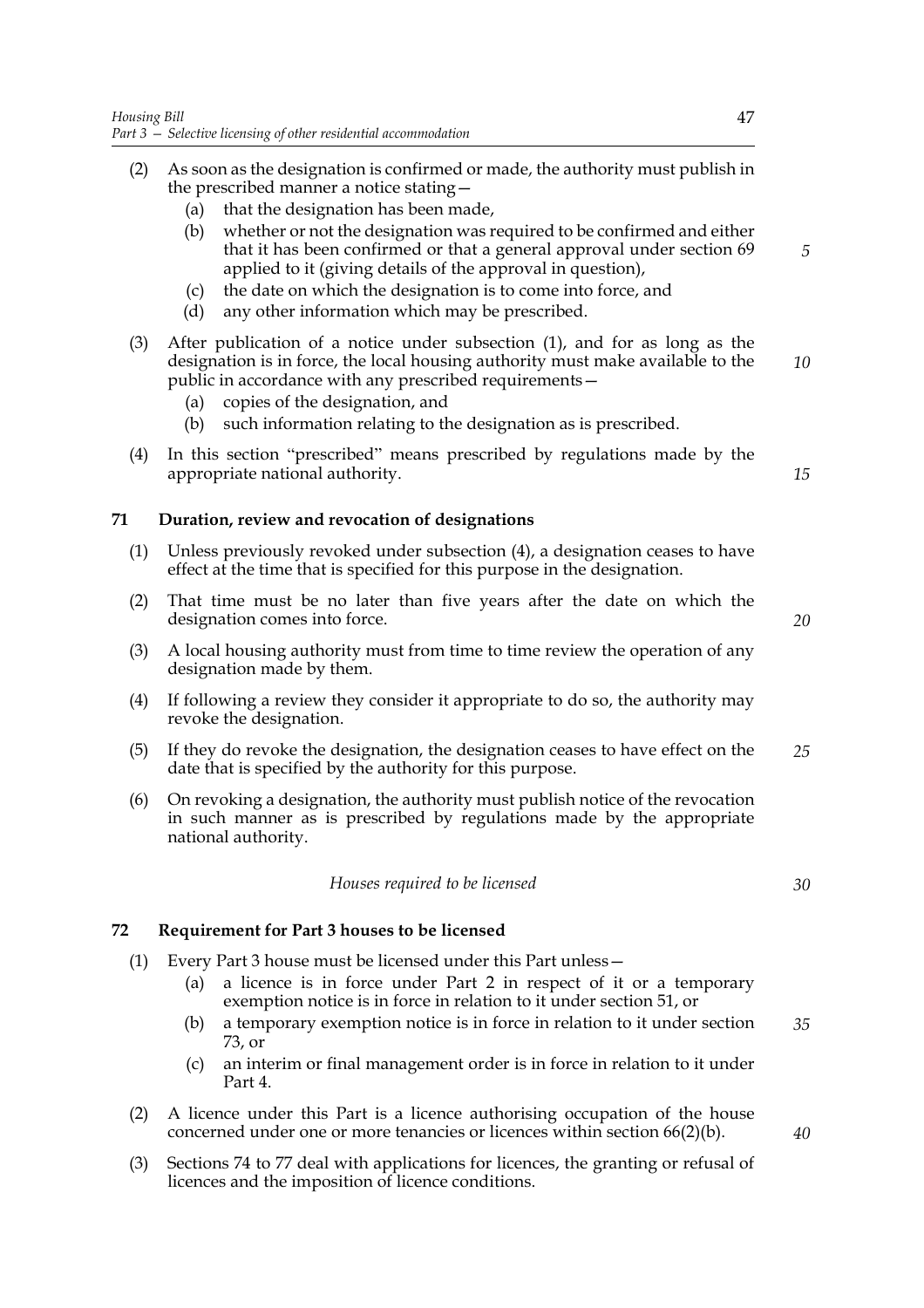(2) As soon as the designation is confirmed or made, the authority must publish in the prescribed manner a notice stating—

  (a) that the designation has been made,

  (b) whether or not the designation was required to be confirmed and either that it has been confirmed or that a general approval under section 69 applied to it (giving details of the approval in question),

  (c) the date on which the designation is to come into force, and

  (d) any other information which may be prescribed.

(3) After publication of a notice under subsection (1), and for as long as the designation is in force, the local housing authority must make available to the public in accordance with any prescribed requirements—

  (a) copies of the designation, and

  (b) such information relating to the designation as is prescribed.

(4) In this section "prescribed" means prescribed by regulations made by the appropriate national authority.

## 71 Duration, review and revocation of designations

(1) Unless previously revoked under subsection (4), a designation ceases to have effect at the time that is specified for this purpose in the designation.

(2) That time must be no later than five years after the date on which the designation comes into force.

(3) A local housing authority must from time to time review the operation of any designation made by them.

(4) If following a review they consider it appropriate to do so, the authority may revoke the designation.

(5) If they do revoke the designation, the designation ceases to have effect on the date that is specified by the authority for this purpose.

(6) On revoking a designation, the authority must publish notice of the revocation in such manner as is prescribed by regulations made by the appropriate national authority.

*Houses required to be licensed*

## 72 Requirement for Part 3 houses to be licensed

(1) Every Part 3 house must be licensed under this Part unless—

  (a) a licence is in force under Part 2 in respect of it or a temporary exemption notice is in force in relation to it under section 51, or

  (b) a temporary exemption notice is in force in relation to it under section 73, or

  (c) an interim or final management order is in force in relation to it under Part 4.

(2) A licence under this Part is a licence authorising occupation of the house concerned under one or more tenancies or licences within section 66(2)(b).

(3) Sections 74 to 77 deal with applications for licences, the granting or refusal of licences and the imposition of licence conditions.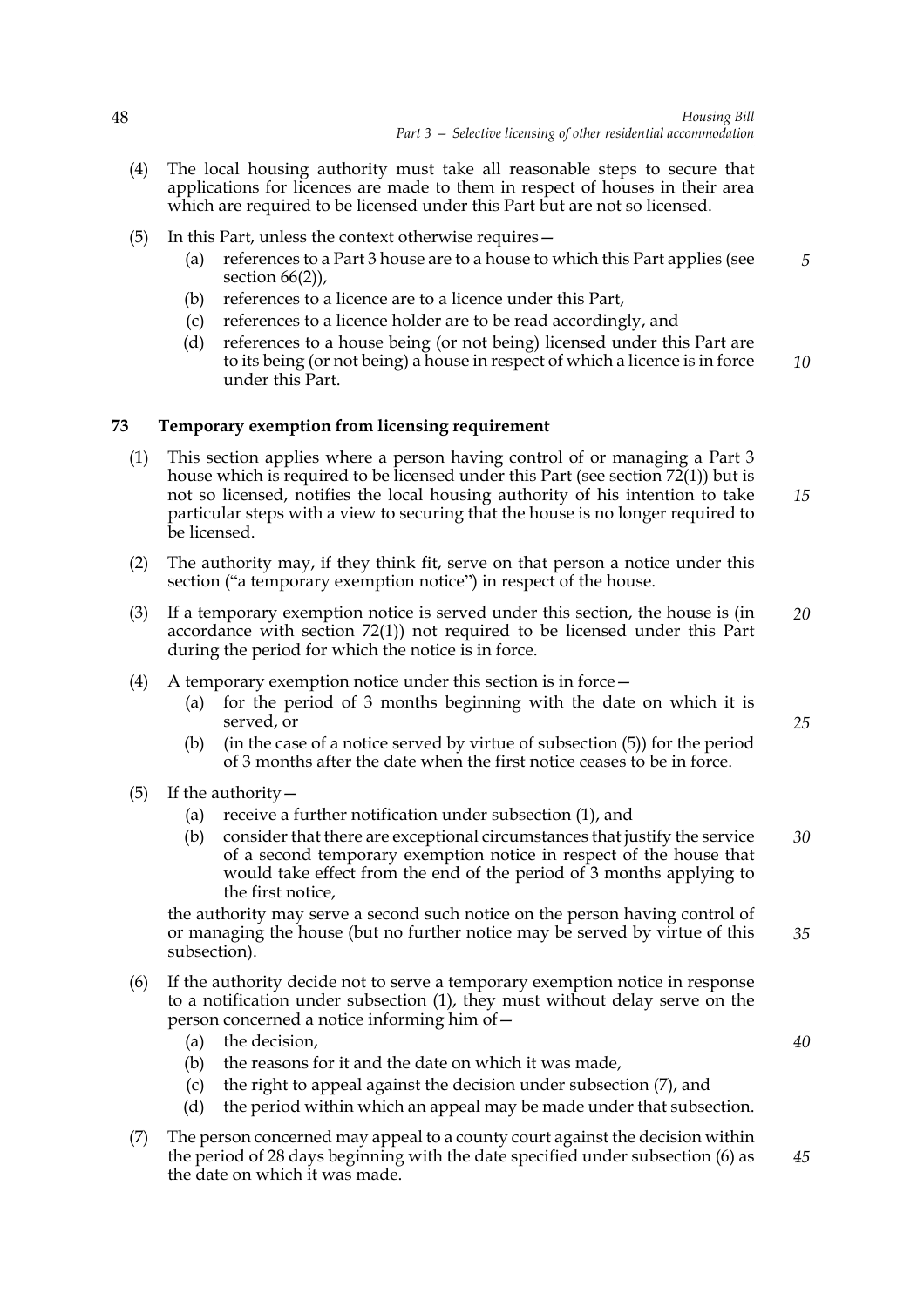(4) The local housing authority must take all reasonable steps to secure that applications for licences are made to them in respect of houses in their area which are required to be licensed under this Part but are not so licensed.

(5) In this Part, unless the context otherwise requires—

- (a) references to a Part 3 house are to a house to which this Part applies (see section 66(2)),
- (b) references to a licence are to a licence under this Part,
- (c) references to a licence holder are to be read accordingly, and
- (d) references to a house being (or not being) licensed under this Part are to its being (or not being) a house in respect of which a licence is in force under this Part.

### 73 Temporary exemption from licensing requirement

(1) This section applies where a person having control of or managing a Part 3 house which is required to be licensed under this Part (see section 72(1)) but is not so licensed, notifies the local housing authority of his intention to take particular steps with a view to securing that the house is no longer required to be licensed.

(2) The authority may, if they think fit, serve on that person a notice under this section ("a temporary exemption notice") in respect of the house.

(3) If a temporary exemption notice is served under this section, the house is (in accordance with section 72(1)) not required to be licensed under this Part during the period for which the notice is in force.

(4) A temporary exemption notice under this section is in force—

- (a) for the period of 3 months beginning with the date on which it is served, or
- (b) (in the case of a notice served by virtue of subsection (5)) for the period of 3 months after the date when the first notice ceases to be in force.

(5) If the authority—

- (a) receive a further notification under subsection (1), and
- (b) consider that there are exceptional circumstances that justify the service of a second temporary exemption notice in respect of the house that would take effect from the end of the period of 3 months applying to the first notice,

the authority may serve a second such notice on the person having control of or managing the house (but no further notice may be served by virtue of this subsection).

(6) If the authority decide not to serve a temporary exemption notice in response to a notification under subsection (1), they must without delay serve on the person concerned a notice informing him of—

- (a) the decision,
- (b) the reasons for it and the date on which it was made,
- (c) the right to appeal against the decision under subsection (7), and
- (d) the period within which an appeal may be made under that subsection.

(7) The person concerned may appeal to a county court against the decision within the period of 28 days beginning with the date specified under subsection (6) as the date on which it was made.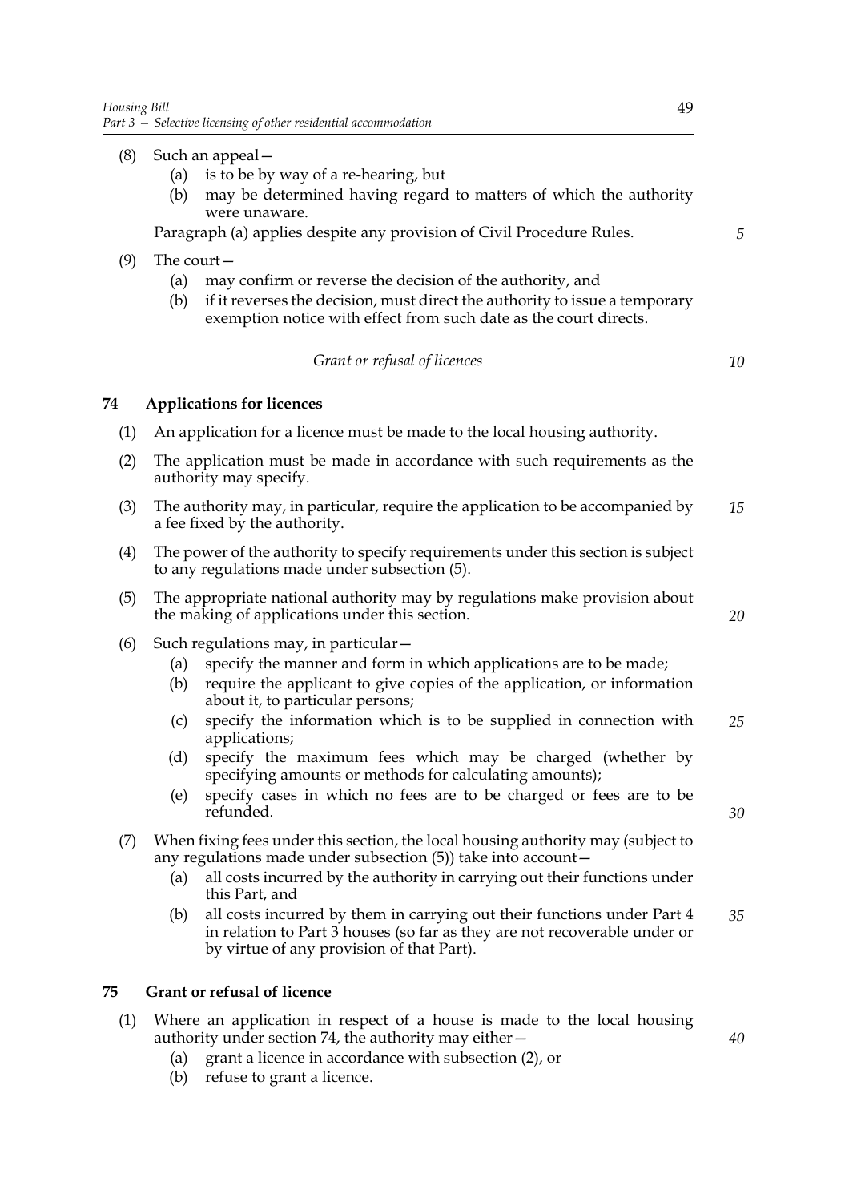(8) Such an appeal—

  (a) is to be by way of a re-hearing, but

  (b) may be determined having regard to matters of which the authority were unaware.

  Paragraph (a) applies despite any provision of Civil Procedure Rules.

(9) The court—

  (a) may confirm or reverse the decision of the authority, and

  (b) if it reverses the decision, must direct the authority to issue a temporary exemption notice with effect from such date as the court directs.

*Grant or refusal of licences*

### 74 Applications for licences

(1) An application for a licence must be made to the local housing authority.

(2) The application must be made in accordance with such requirements as the authority may specify.

(3) The authority may, in particular, require the application to be accompanied by a fee fixed by the authority.

(4) The power of the authority to specify requirements under this section is subject to any regulations made under subsection (5).

(5) The appropriate national authority may by regulations make provision about the making of applications under this section.

(6) Such regulations may, in particular—

  (a) specify the manner and form in which applications are to be made;

  (b) require the applicant to give copies of the application, or information about it, to particular persons;

  (c) specify the information which is to be supplied in connection with applications;

  (d) specify the maximum fees which may be charged (whether by specifying amounts or methods for calculating amounts);

  (e) specify cases in which no fees are to be charged or fees are to be refunded.

(7) When fixing fees under this section, the local housing authority may (subject to any regulations made under subsection (5)) take into account—

  (a) all costs incurred by the authority in carrying out their functions under this Part, and

  (b) all costs incurred by them in carrying out their functions under Part 4 in relation to Part 3 houses (so far as they are not recoverable under or by virtue of any provision of that Part).

### 75 Grant or refusal of licence

(1) Where an application in respect of a house is made to the local housing authority under section 74, the authority may either—

  (a) grant a licence in accordance with subsection (2), or

  (b) refuse to grant a licence.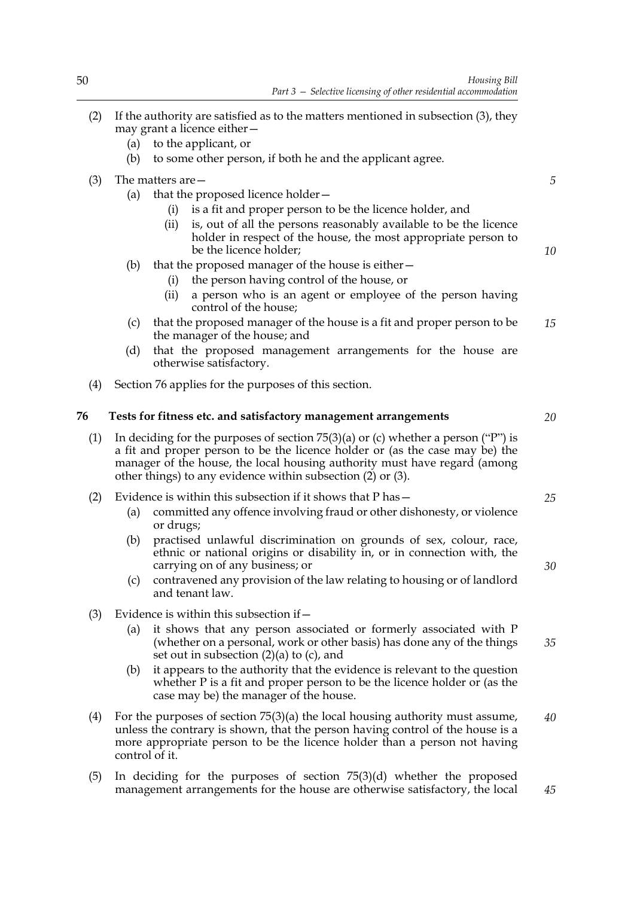(2) If the authority are satisfied as to the matters mentioned in subsection (3), they may grant a licence either—

  (a) to the applicant, or

  (b) to some other person, if both he and the applicant agree.

(3) The matters are—

  (a) that the proposed licence holder—

    (i) is a fit and proper person to be the licence holder, and

    (ii) is, out of all the persons reasonably available to be the licence holder in respect of the house, the most appropriate person to be the licence holder;

  (b) that the proposed manager of the house is either—

    (i) the person having control of the house, or

    (ii) a person who is an agent or employee of the person having control of the house;

  (c) that the proposed manager of the house is a fit and proper person to be the manager of the house; and

  (d) that the proposed management arrangements for the house are otherwise satisfactory.

(4) Section 76 applies for the purposes of this section.

## 76 Tests for fitness etc. and satisfactory management arrangements

(1) In deciding for the purposes of section 75(3)(a) or (c) whether a person ("P") is a fit and proper person to be the licence holder or (as the case may be) the manager of the house, the local housing authority must have regard (among other things) to any evidence within subsection (2) or (3).

(2) Evidence is within this subsection if it shows that P has—

  (a) committed any offence involving fraud or other dishonesty, or violence or drugs;

  (b) practised unlawful discrimination on grounds of sex, colour, race, ethnic or national origins or disability in, or in connection with, the carrying on of any business; or

  (c) contravened any provision of the law relating to housing or of landlord and tenant law.

(3) Evidence is within this subsection if—

  (a) it shows that any person associated or formerly associated with P (whether on a personal, work or other basis) has done any of the things set out in subsection (2)(a) to (c), and

  (b) it appears to the authority that the evidence is relevant to the question whether P is a fit and proper person to be the licence holder or (as the case may be) the manager of the house.

(4) For the purposes of section 75(3)(a) the local housing authority must assume, unless the contrary is shown, that the person having control of the house is a more appropriate person to be the licence holder than a person not having control of it.

(5) In deciding for the purposes of section 75(3)(d) whether the proposed management arrangements for the house are otherwise satisfactory, the local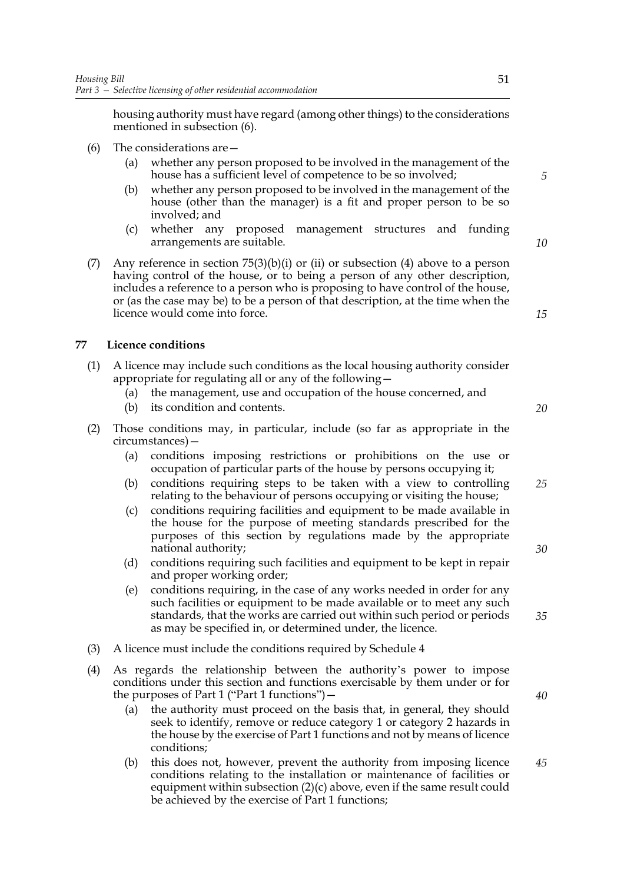housing authority must have regard (among other things) to the considerations mentioned in subsection (6).

(6) The considerations are—

(a) whether any person proposed to be involved in the management of the house has a sufficient level of competence to be so involved;

(b) whether any person proposed to be involved in the management of the house (other than the manager) is a fit and proper person to be so involved; and

(c) whether any proposed management structures and funding arrangements are suitable.

(7) Any reference in section 75(3)(b)(i) or (ii) or subsection (4) above to a person having control of the house, or to being a person of any other description, includes a reference to a person who is proposing to have control of the house, or (as the case may be) to be a person of that description, at the time when the licence would come into force.

### 77 Licence conditions

(1) A licence may include such conditions as the local housing authority consider appropriate for regulating all or any of the following—

(a) the management, use and occupation of the house concerned, and

(b) its condition and contents.

(2) Those conditions may, in particular, include (so far as appropriate in the circumstances)—

(a) conditions imposing restrictions or prohibitions on the use or occupation of particular parts of the house by persons occupying it;

(b) conditions requiring steps to be taken with a view to controlling relating to the behaviour of persons occupying or visiting the house;

(c) conditions requiring facilities and equipment to be made available in the house for the purpose of meeting standards prescribed for the purposes of this section by regulations made by the appropriate national authority;

(d) conditions requiring such facilities and equipment to be kept in repair and proper working order;

(e) conditions requiring, in the case of any works needed in order for any such facilities or equipment to be made available or to meet any such standards, that the works are carried out within such period or periods as may be specified in, or determined under, the licence.

(3) A licence must include the conditions required by Schedule 4

(4) As regards the relationship between the authority's power to impose conditions under this section and functions exercisable by them under or for the purposes of Part 1 ("Part 1 functions")—

(a) the authority must proceed on the basis that, in general, they should seek to identify, remove or reduce category 1 or category 2 hazards in the house by the exercise of Part 1 functions and not by means of licence conditions;

(b) this does not, however, prevent the authority from imposing licence conditions relating to the installation or maintenance of facilities or equipment within subsection (2)(c) above, even if the same result could be achieved by the exercise of Part 1 functions;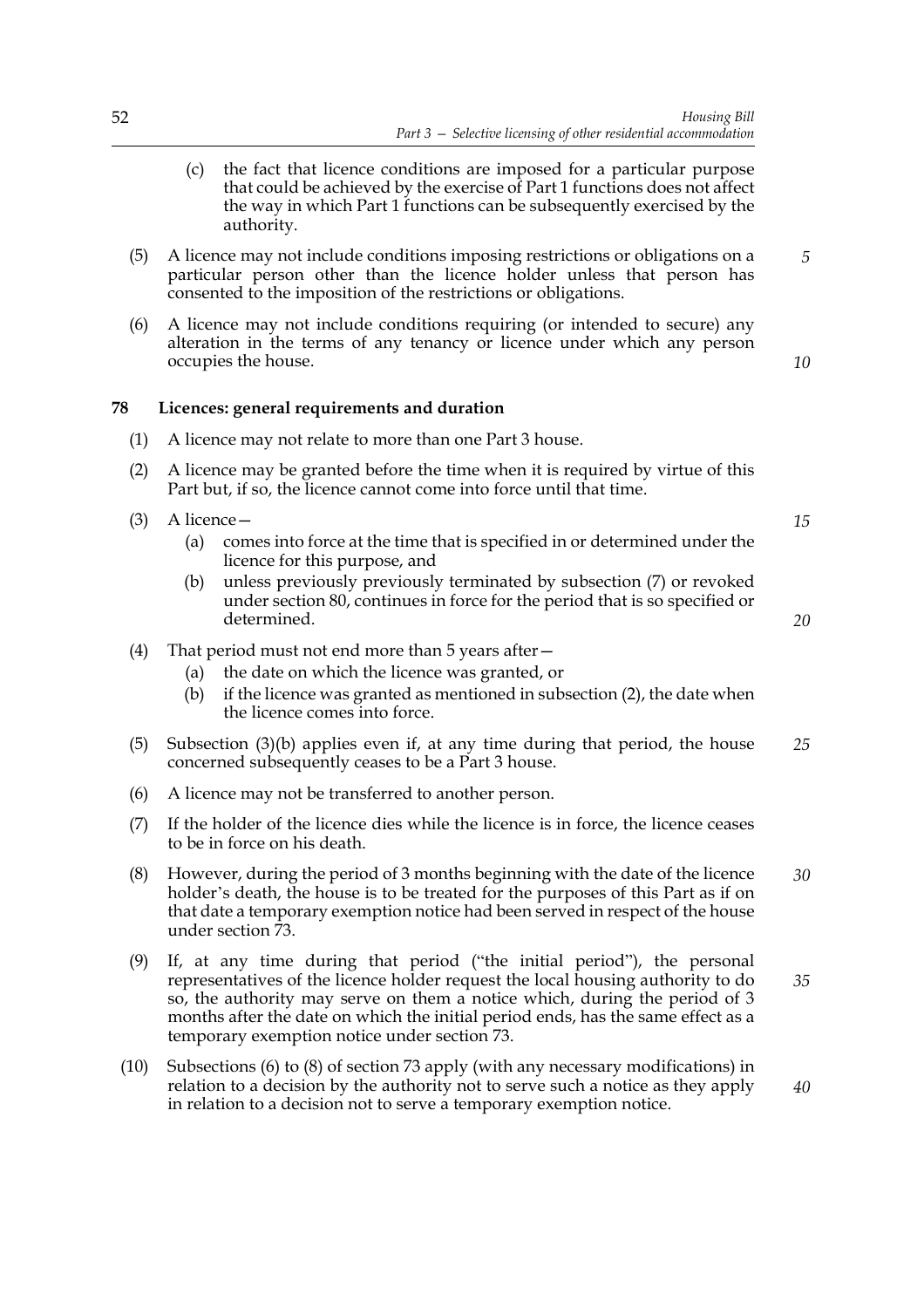(c) the fact that licence conditions are imposed for a particular purpose that could be achieved by the exercise of Part 1 functions does not affect the way in which Part 1 functions can be subsequently exercised by the authority.

(5) A licence may not include conditions imposing restrictions or obligations on a particular person other than the licence holder unless that person has consented to the imposition of the restrictions or obligations.

(6) A licence may not include conditions requiring (or intended to secure) any alteration in the terms of any tenancy or licence under which any person occupies the house.

## 78 Licences: general requirements and duration

(1) A licence may not relate to more than one Part 3 house.

(2) A licence may be granted before the time when it is required by virtue of this Part but, if so, the licence cannot come into force until that time.

(3) A licence—

(a) comes into force at the time that is specified in or determined under the licence for this purpose, and

(b) unless previously previously terminated by subsection (7) or revoked under section 80, continues in force for the period that is so specified or determined.

(4) That period must not end more than 5 years after—

(a) the date on which the licence was granted, or

(b) if the licence was granted as mentioned in subsection (2), the date when the licence comes into force.

(5) Subsection (3)(b) applies even if, at any time during that period, the house concerned subsequently ceases to be a Part 3 house.

(6) A licence may not be transferred to another person.

(7) If the holder of the licence dies while the licence is in force, the licence ceases to be in force on his death.

(8) However, during the period of 3 months beginning with the date of the licence holder's death, the house is to be treated for the purposes of this Part as if on that date a temporary exemption notice had been served in respect of the house under section 73.

(9) If, at any time during that period ("the initial period"), the personal representatives of the licence holder request the local housing authority to do so, the authority may serve on them a notice which, during the period of 3 months after the date on which the initial period ends, has the same effect as a temporary exemption notice under section 73.

(10) Subsections (6) to (8) of section 73 apply (with any necessary modifications) in relation to a decision by the authority not to serve such a notice as they apply in relation to a decision not to serve a temporary exemption notice.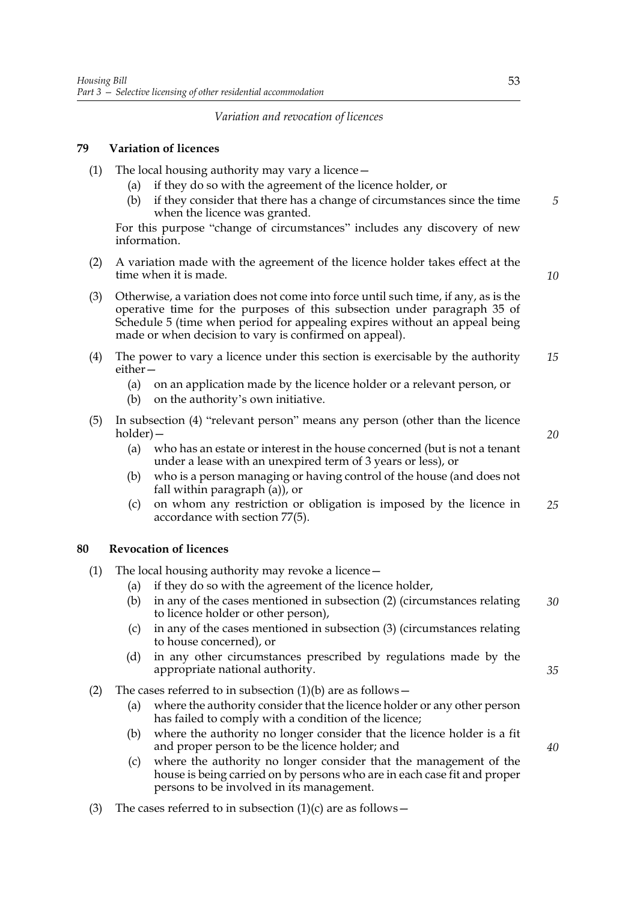*Variation and revocation of licences*

## 79 Variation of licences

(1) The local housing authority may vary a licence—

(a) if they do so with the agreement of the licence holder, or

(b) if they consider that there has a change of circumstances since the time when the licence was granted.

For this purpose "change of circumstances" includes any discovery of new information.

(2) A variation made with the agreement of the licence holder takes effect at the time when it is made.

(3) Otherwise, a variation does not come into force until such time, if any, as is the operative time for the purposes of this subsection under paragraph 35 of Schedule 5 (time when period for appealing expires without an appeal being made or when decision to vary is confirmed on appeal).

(4) The power to vary a licence under this section is exercisable by the authority either—

(a) on an application made by the licence holder or a relevant person, or

(b) on the authority's own initiative.

(5) In subsection (4) "relevant person" means any person (other than the licence holder)—

(a) who has an estate or interest in the house concerned (but is not a tenant under a lease with an unexpired term of 3 years or less), or

(b) who is a person managing or having control of the house (and does not fall within paragraph (a)), or

(c) on whom any restriction or obligation is imposed by the licence in accordance with section 77(5).

## 80 Revocation of licences

(1) The local housing authority may revoke a licence—

(a) if they do so with the agreement of the licence holder,

(b) in any of the cases mentioned in subsection (2) (circumstances relating to licence holder or other person),

(c) in any of the cases mentioned in subsection (3) (circumstances relating to house concerned), or

(d) in any other circumstances prescribed by regulations made by the appropriate national authority.

(2) The cases referred to in subsection (1)(b) are as follows—

(a) where the authority consider that the licence holder or any other person has failed to comply with a condition of the licence;

(b) where the authority no longer consider that the licence holder is a fit and proper person to be the licence holder; and

(c) where the authority no longer consider that the management of the house is being carried on by persons who are in each case fit and proper persons to be involved in its management.

(3) The cases referred to in subsection (1)(c) are as follows—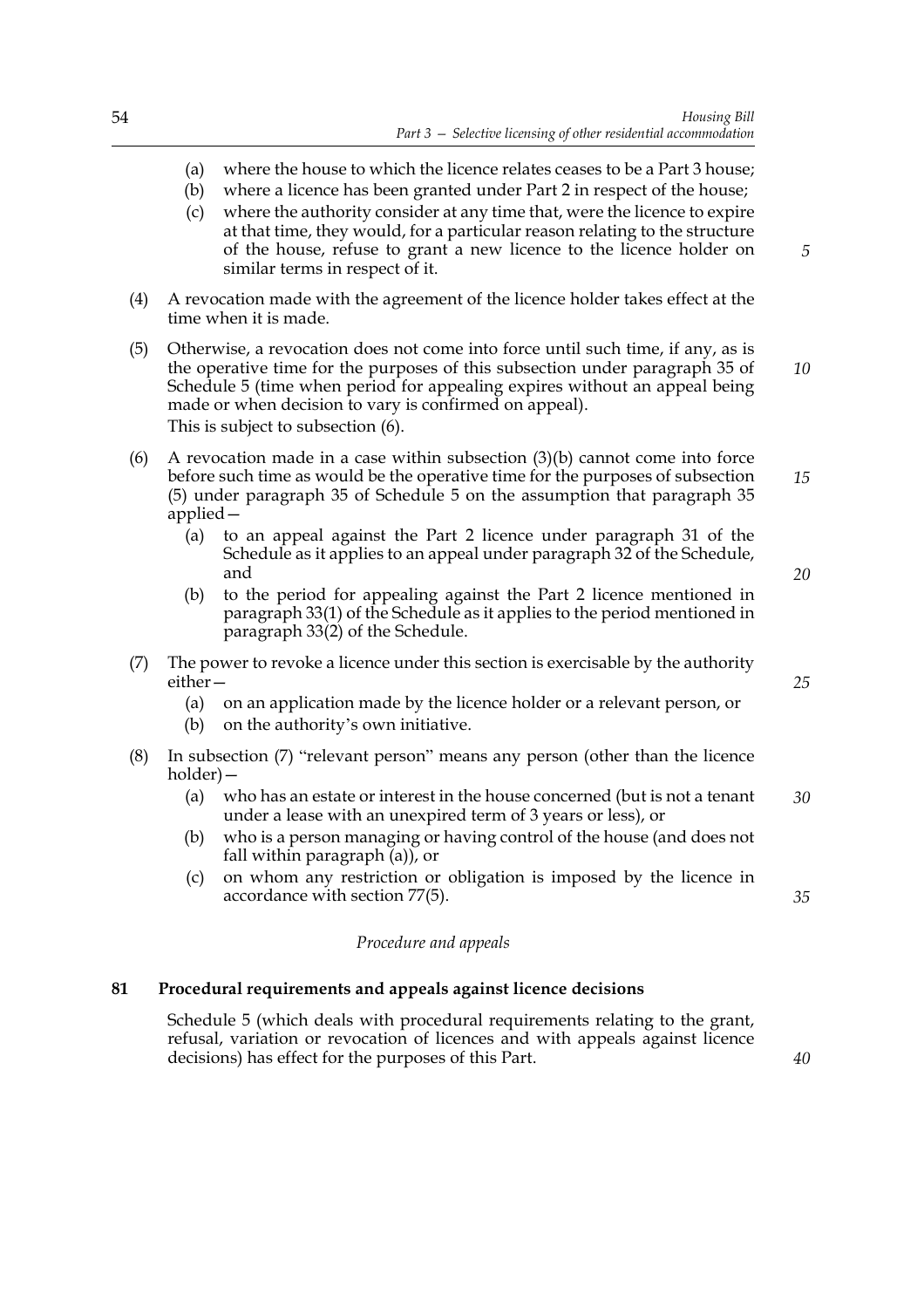(a) where the house to which the licence relates ceases to be a Part 3 house;
(b) where a licence has been granted under Part 2 in respect of the house;
(c) where the authority consider at any time that, were the licence to expire at that time, they would, for a particular reason relating to the structure of the house, refuse to grant a new licence to the licence holder on similar terms in respect of it.

(4) A revocation made with the agreement of the licence holder takes effect at the time when it is made.

(5) Otherwise, a revocation does not come into force until such time, if any, as is the operative time for the purposes of this subsection under paragraph 35 of Schedule 5 (time when period for appealing expires without an appeal being made or when decision to vary is confirmed on appeal).
This is subject to subsection (6).

(6) A revocation made in a case within subsection (3)(b) cannot come into force before such time as would be the operative time for the purposes of subsection (5) under paragraph 35 of Schedule 5 on the assumption that paragraph 35 applied—
(a) to an appeal against the Part 2 licence under paragraph 31 of the Schedule as it applies to an appeal under paragraph 32 of the Schedule, and
(b) to the period for appealing against the Part 2 licence mentioned in paragraph 33(1) of the Schedule as it applies to the period mentioned in paragraph 33(2) of the Schedule.

(7) The power to revoke a licence under this section is exercisable by the authority either—
(a) on an application made by the licence holder or a relevant person, or
(b) on the authority's own initiative.

(8) In subsection (7) "relevant person" means any person (other than the licence holder)—
(a) who has an estate or interest in the house concerned (but is not a tenant under a lease with an unexpired term of 3 years or less), or
(b) who is a person managing or having control of the house (and does not fall within paragraph (a)), or
(c) on whom any restriction or obligation is imposed by the licence in accordance with section 77(5).

*Procedure and appeals*

### 81 Procedural requirements and appeals against licence decisions

Schedule 5 (which deals with procedural requirements relating to the grant, refusal, variation or revocation of licences and with appeals against licence decisions) has effect for the purposes of this Part.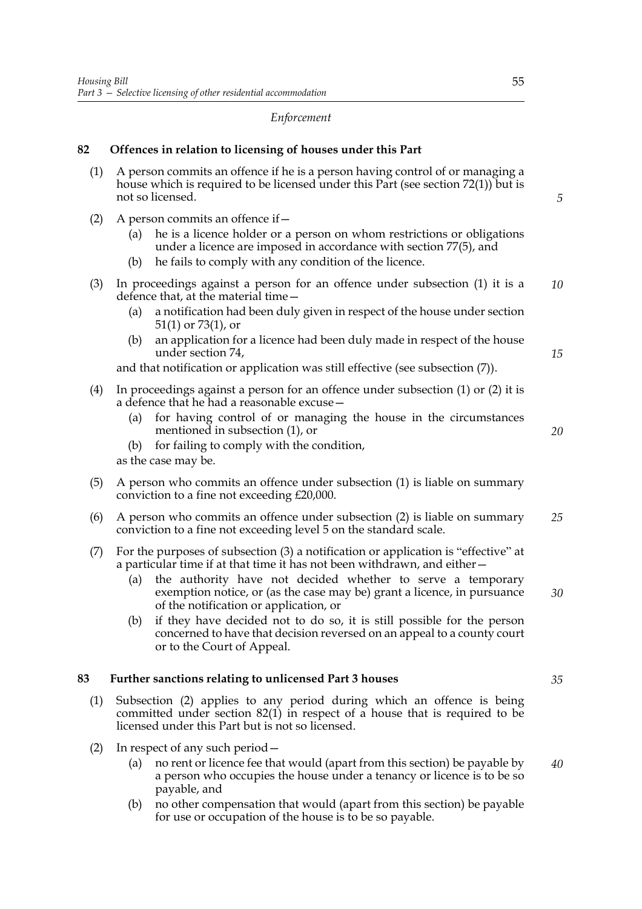*Enforcement*

**82 Offences in relation to licensing of houses under this Part**

(1) A person commits an offence if he is a person having control of or managing a house which is required to be licensed under this Part (see section 72(1)) but is not so licensed.

(2) A person commits an offence if—

(a) he is a licence holder or a person on whom restrictions or obligations under a licence are imposed in accordance with section 77(5), and

(b) he fails to comply with any condition of the licence.

(3) In proceedings against a person for an offence under subsection (1) it is a defence that, at the material time—

(a) a notification had been duly given in respect of the house under section 51(1) or 73(1), or

(b) an application for a licence had been duly made in respect of the house under section 74,

and that notification or application was still effective (see subsection (7)).

(4) In proceedings against a person for an offence under subsection (1) or (2) it is a defence that he had a reasonable excuse—

(a) for having control of or managing the house in the circumstances mentioned in subsection (1), or

(b) for failing to comply with the condition,

as the case may be.

(5) A person who commits an offence under subsection (1) is liable on summary conviction to a fine not exceeding £20,000.

(6) A person who commits an offence under subsection (2) is liable on summary conviction to a fine not exceeding level 5 on the standard scale.

(7) For the purposes of subsection (3) a notification or application is "effective" at a particular time if at that time it has not been withdrawn, and either—

(a) the authority have not decided whether to serve a temporary exemption notice, or (as the case may be) grant a licence, in pursuance of the notification or application, or

(b) if they have decided not to do so, it is still possible for the person concerned to have that decision reversed on an appeal to a county court or to the Court of Appeal.

**83 Further sanctions relating to unlicensed Part 3 houses**

(1) Subsection (2) applies to any period during which an offence is being committed under section 82(1) in respect of a house that is required to be licensed under this Part but is not so licensed.

(2) In respect of any such period—

(a) no rent or licence fee that would (apart from this section) be payable by a person who occupies the house under a tenancy or licence is to be so payable, and

(b) no other compensation that would (apart from this section) be payable for use or occupation of the house is to be so payable.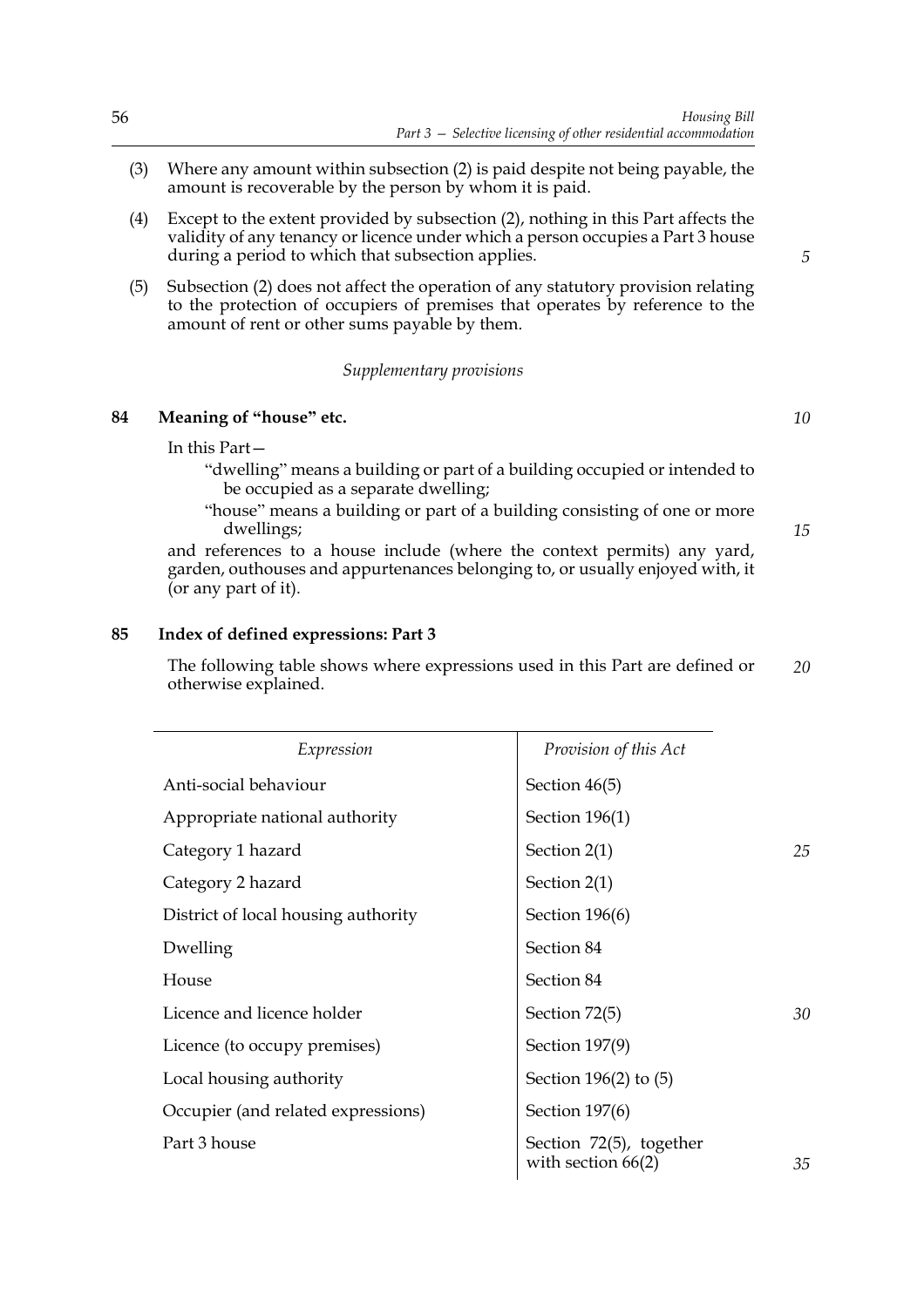(3) Where any amount within subsection (2) is paid despite not being payable, the amount is recoverable by the person by whom it is paid.

(4) Except to the extent provided by subsection (2), nothing in this Part affects the validity of any tenancy or licence under which a person occupies a Part 3 house during a period to which that subsection applies.

(5) Subsection (2) does not affect the operation of any statutory provision relating to the protection of occupiers of premises that operates by reference to the amount of rent or other sums payable by them.

*Supplementary provisions*

### 84 Meaning of "house" etc.

In this Part—

"dwelling" means a building or part of a building occupied or intended to be occupied as a separate dwelling;

"house" means a building or part of a building consisting of one or more dwellings;

and references to a house include (where the context permits) any yard, garden, outhouses and appurtenances belonging to, or usually enjoyed with, it (or any part of it).

### 85 Index of defined expressions: Part 3

The following table shows where expressions used in this Part are defined or otherwise explained.

| *Expression* | *Provision of this Act* |
|---|---|
| Anti-social behaviour | Section 46(5) |
| Appropriate national authority | Section 196(1) |
| Category 1 hazard | Section 2(1) |
| Category 2 hazard | Section 2(1) |
| District of local housing authority | Section 196(6) |
| Dwelling | Section 84 |
| House | Section 84 |
| Licence and licence holder | Section 72(5) |
| Licence (to occupy premises) | Section 197(9) |
| Local housing authority | Section 196(2) to (5) |
| Occupier (and related expressions) | Section 197(6) |
| Part 3 house | Section 72(5), together with section 66(2) |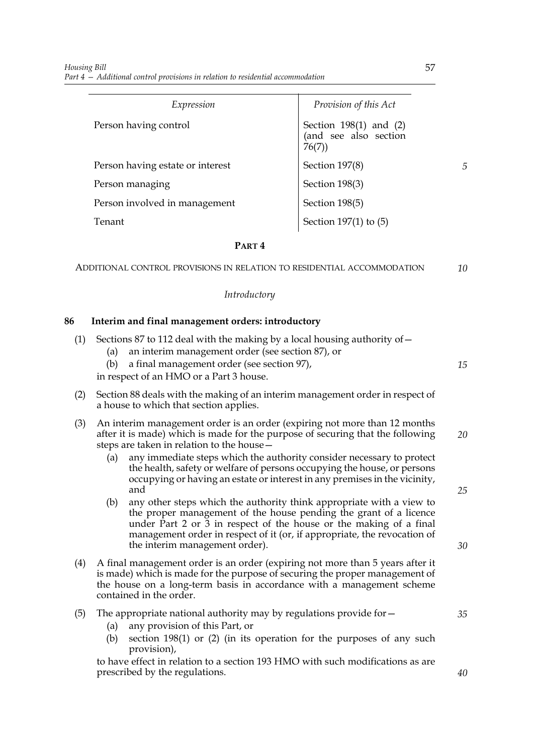| Expression | Provision of this Act |
| --- | --- |
| Person having control | Section 198(1) and (2) (and see also section 76(7)) |
| Person having estate or interest | Section 197(8) |
| Person managing | Section 198(3) |
| Person involved in management | Section 198(5) |
| Tenant | Section 197(1) to (5) |

## PART 4

## ADDITIONAL CONTROL PROVISIONS IN RELATION TO RESIDENTIAL ACCOMMODATION

### *Introductory*

### 86 Interim and final management orders: introductory

(1) Sections 87 to 112 deal with the making by a local housing authority of—

- (a) an interim management order (see section 87), or
- (b) a final management order (see section 97),

in respect of an HMO or a Part 3 house.

(2) Section 88 deals with the making of an interim management order in respect of a house to which that section applies.

(3) An interim management order is an order (expiring not more than 12 months after it is made) which is made for the purpose of securing that the following steps are taken in relation to the house—

- (a) any immediate steps which the authority consider necessary to protect the health, safety or welfare of persons occupying the house, or persons occupying or having an estate or interest in any premises in the vicinity, and
- (b) any other steps which the authority think appropriate with a view to the proper management of the house pending the grant of a licence under Part 2 or 3 in respect of the house or the making of a final management order in respect of it (or, if appropriate, the revocation of the interim management order).

(4) A final management order is an order (expiring not more than 5 years after it is made) which is made for the purpose of securing the proper management of the house on a long-term basis in accordance with a management scheme contained in the order.

(5) The appropriate national authority may by regulations provide for—

- (a) any provision of this Part, or
- (b) section 198(1) or (2) (in its operation for the purposes of any such provision),

to have effect in relation to a section 193 HMO with such modifications as are prescribed by the regulations.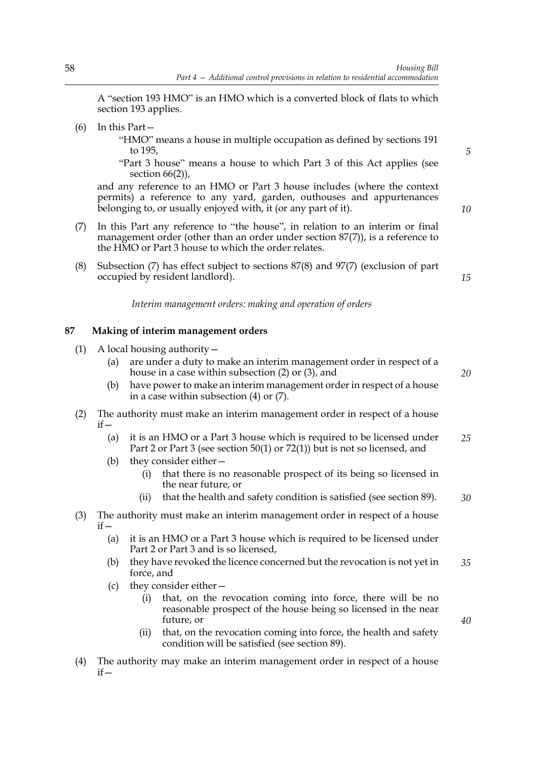A "section 193 HMO" is an HMO which is a converted block of flats to which section 193 applies.

(6) In this Part—

"HMO" means a house in multiple occupation as defined by sections 191 to 195,

"Part 3 house" means a house to which Part 3 of this Act applies (see section 66(2)),

and any reference to an HMO or Part 3 house includes (where the context permits) a reference to any yard, garden, outhouses and appurtenances belonging to, or usually enjoyed with, it (or any part of it).

(7) In this Part any reference to "the house", in relation to an interim or final management order (other than an order under section 87(7)), is a reference to the HMO or Part 3 house to which the order relates.

(8) Subsection (7) has effect subject to sections 87(8) and 97(7) (exclusion of part occupied by resident landlord).

*Interim management orders: making and operation of orders*

## 87 Making of interim management orders

(1) A local housing authority—

(a) are under a duty to make an interim management order in respect of a house in a case within subsection (2) or (3), and

(b) have power to make an interim management order in respect of a house in a case within subsection (4) or (7).

(2) The authority must make an interim management order in respect of a house if—

(a) it is an HMO or a Part 3 house which is required to be licensed under Part 2 or Part 3 (see section 50(1) or 72(1)) but is not so licensed, and

(b) they consider either—

(i) that there is no reasonable prospect of its being so licensed in the near future, or

(ii) that the health and safety condition is satisfied (see section 89).

(3) The authority must make an interim management order in respect of a house if—

(a) it is an HMO or a Part 3 house which is required to be licensed under Part 2 or Part 3 and is so licensed,

(b) they have revoked the licence concerned but the revocation is not yet in force, and

(c) they consider either—

(i) that, on the revocation coming into force, there will be no reasonable prospect of the house being so licensed in the near future, or

(ii) that, on the revocation coming into force, the health and safety condition will be satisfied (see section 89).

(4) The authority may make an interim management order in respect of a house if—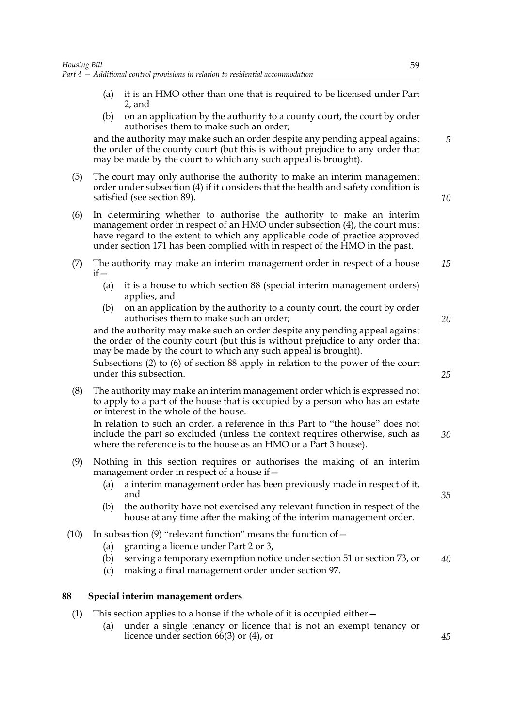(a) it is an HMO other than one that is required to be licensed under Part 2, and

(b) on an application by the authority to a county court, the court by order authorises them to make such an order;

and the authority may make such an order despite any pending appeal against the order of the county court (but this is without prejudice to any order that may be made by the court to which any such appeal is brought).

(5) The court may only authorise the authority to make an interim management order under subsection (4) if it considers that the health and safety condition is satisfied (see section 89).

(6) In determining whether to authorise the authority to make an interim management order in respect of an HMO under subsection (4), the court must have regard to the extent to which any applicable code of practice approved under section 171 has been complied with in respect of the HMO in the past.

(7) The authority may make an interim management order in respect of a house if—

(a) it is a house to which section 88 (special interim management orders) applies, and

(b) on an application by the authority to a county court, the court by order authorises them to make such an order;

and the authority may make such an order despite any pending appeal against the order of the county court (but this is without prejudice to any order that may be made by the court to which any such appeal is brought).

Subsections (2) to (6) of section 88 apply in relation to the power of the court under this subsection.

(8) The authority may make an interim management order which is expressed not to apply to a part of the house that is occupied by a person who has an estate or interest in the whole of the house.

In relation to such an order, a reference in this Part to "the house" does not include the part so excluded (unless the context requires otherwise, such as where the reference is to the house as an HMO or a Part 3 house).

(9) Nothing in this section requires or authorises the making of an interim management order in respect of a house if—

(a) a interim management order has been previously made in respect of it, and

(b) the authority have not exercised any relevant function in respect of the house at any time after the making of the interim management order.

(10) In subsection (9) "relevant function" means the function of—

(a) granting a licence under Part 2 or 3,

(b) serving a temporary exemption notice under section 51 or section 73, or

(c) making a final management order under section 97.

## 88 Special interim management orders

(1) This section applies to a house if the whole of it is occupied either—

(a) under a single tenancy or licence that is not an exempt tenancy or licence under section 66(3) or (4), or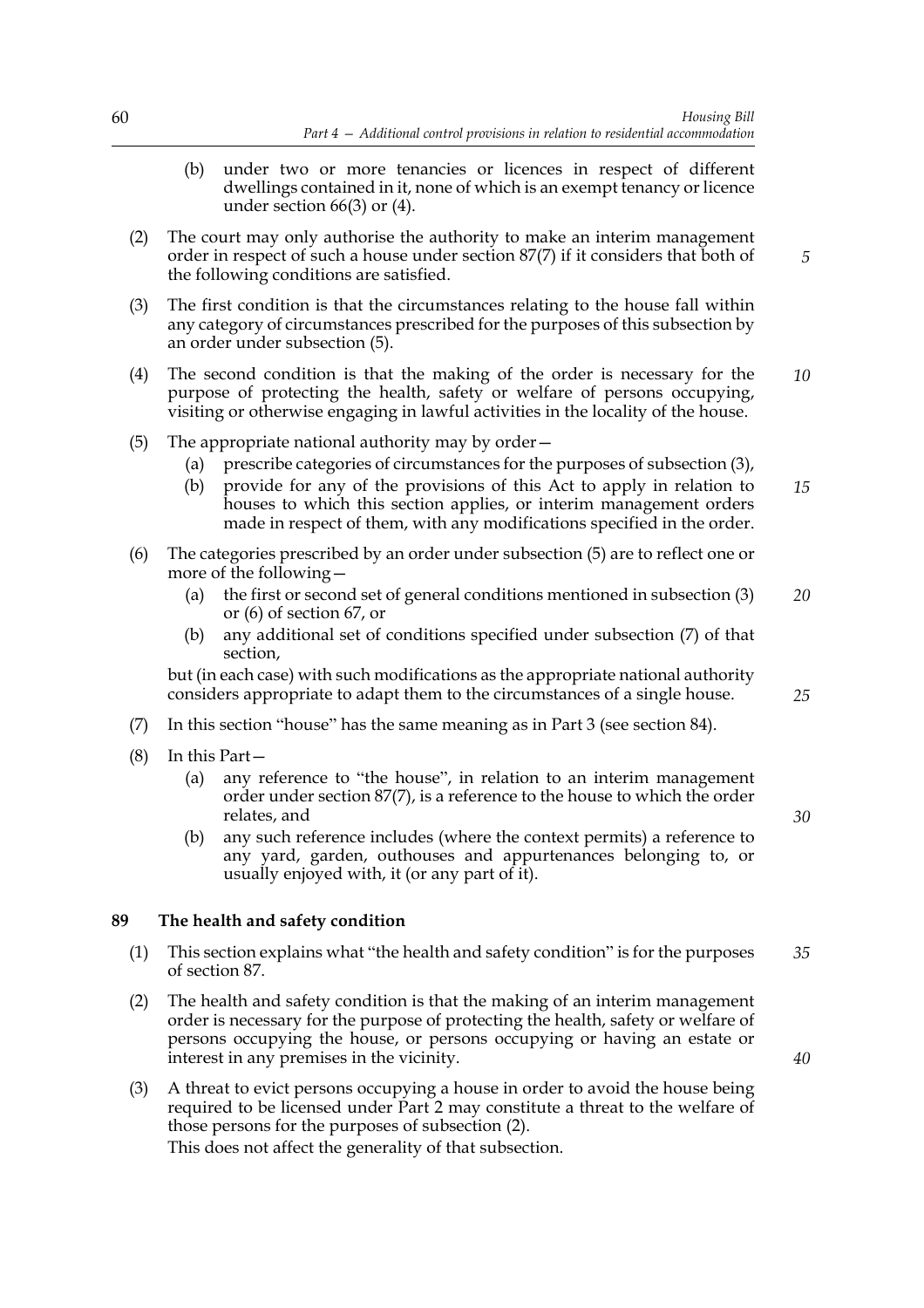(b) under two or more tenancies or licences in respect of different dwellings contained in it, none of which is an exempt tenancy or licence under section 66(3) or (4).

(2) The court may only authorise the authority to make an interim management order in respect of such a house under section 87(7) if it considers that both of the following conditions are satisfied.

(3) The first condition is that the circumstances relating to the house fall within any category of circumstances prescribed for the purposes of this subsection by an order under subsection (5).

(4) The second condition is that the making of the order is necessary for the purpose of protecting the health, safety or welfare of persons occupying, visiting or otherwise engaging in lawful activities in the locality of the house.

(5) The appropriate national authority may by order—

(a) prescribe categories of circumstances for the purposes of subsection (3),

(b) provide for any of the provisions of this Act to apply in relation to houses to which this section applies, or interim management orders made in respect of them, with any modifications specified in the order.

(6) The categories prescribed by an order under subsection (5) are to reflect one or more of the following—

(a) the first or second set of general conditions mentioned in subsection (3) or (6) of section 67, or

(b) any additional set of conditions specified under subsection (7) of that section,

but (in each case) with such modifications as the appropriate national authority considers appropriate to adapt them to the circumstances of a single house.

(7) In this section "house" has the same meaning as in Part 3 (see section 84).

(8) In this Part—

(a) any reference to "the house", in relation to an interim management order under section 87(7), is a reference to the house to which the order relates, and

(b) any such reference includes (where the context permits) a reference to any yard, garden, outhouses and appurtenances belonging to, or usually enjoyed with, it (or any part of it).

**89 The health and safety condition**

(1) This section explains what "the health and safety condition" is for the purposes of section 87.

(2) The health and safety condition is that the making of an interim management order is necessary for the purpose of protecting the health, safety or welfare of persons occupying the house, or persons occupying or having an estate or interest in any premises in the vicinity.

(3) A threat to evict persons occupying a house in order to avoid the house being required to be licensed under Part 2 may constitute a threat to the welfare of those persons for the purposes of subsection (2).
This does not affect the generality of that subsection.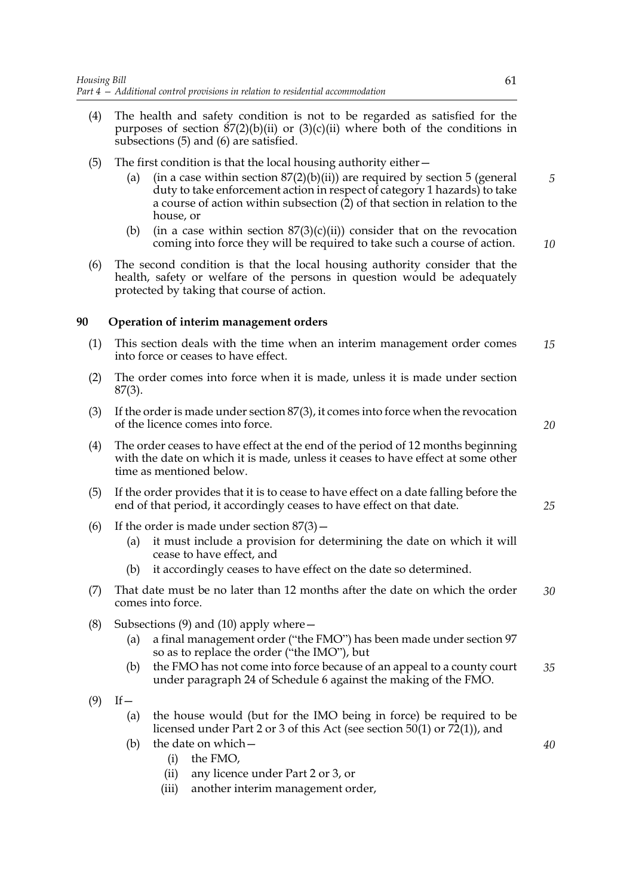(4) The health and safety condition is not to be regarded as satisfied for the purposes of section 87(2)(b)(ii) or (3)(c)(ii) where both of the conditions in subsections (5) and (6) are satisfied.

(5) The first condition is that the local housing authority either—

(a) (in a case within section 87(2)(b)(ii)) are required by section 5 (general duty to take enforcement action in respect of category 1 hazards) to take a course of action within subsection (2) of that section in relation to the house, or

(b) (in a case within section 87(3)(c)(ii)) consider that on the revocation coming into force they will be required to take such a course of action.

(6) The second condition is that the local housing authority consider that the health, safety or welfare of the persons in question would be adequately protected by taking that course of action.

## 90 Operation of interim management orders

(1) This section deals with the time when an interim management order comes into force or ceases to have effect.

(2) The order comes into force when it is made, unless it is made under section 87(3).

(3) If the order is made under section 87(3), it comes into force when the revocation of the licence comes into force.

(4) The order ceases to have effect at the end of the period of 12 months beginning with the date on which it is made, unless it ceases to have effect at some other time as mentioned below.

(5) If the order provides that it is to cease to have effect on a date falling before the end of that period, it accordingly ceases to have effect on that date.

(6) If the order is made under section 87(3)—

(a) it must include a provision for determining the date on which it will cease to have effect, and

(b) it accordingly ceases to have effect on the date so determined.

(7) That date must be no later than 12 months after the date on which the order comes into force.

(8) Subsections (9) and (10) apply where—

(a) a final management order ("the FMO") has been made under section 97 so as to replace the order ("the IMO"), but

(b) the FMO has not come into force because of an appeal to a county court under paragraph 24 of Schedule 6 against the making of the FMO.

(9) If—

(a) the house would (but for the IMO being in force) be required to be licensed under Part 2 or 3 of this Act (see section 50(1) or 72(1)), and

(b) the date on which—

(i) the FMO,

(ii) any licence under Part 2 or 3, or

(iii) another interim management order,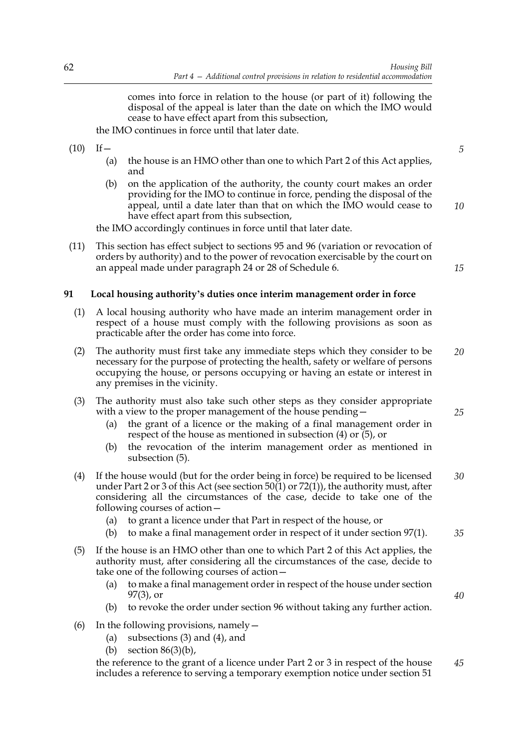comes into force in relation to the house (or part of it) following the disposal of the appeal is later than the date on which the IMO would cease to have effect apart from this subsection,

the IMO continues in force until that later date.

(10) If—

(a) the house is an HMO other than one to which Part 2 of this Act applies, and

(b) on the application of the authority, the county court makes an order providing for the IMO to continue in force, pending the disposal of the appeal, until a date later than that on which the IMO would cease to have effect apart from this subsection,

the IMO accordingly continues in force until that later date.

(11) This section has effect subject to sections 95 and 96 (variation or revocation of orders by authority) and to the power of revocation exercisable by the court on an appeal made under paragraph 24 or 28 of Schedule 6.

### 91 Local housing authority's duties once interim management order in force

(1) A local housing authority who have made an interim management order in respect of a house must comply with the following provisions as soon as practicable after the order has come into force.

(2) The authority must first take any immediate steps which they consider to be necessary for the purpose of protecting the health, safety or welfare of persons occupying the house, or persons occupying or having an estate or interest in any premises in the vicinity.

(3) The authority must also take such other steps as they consider appropriate with a view to the proper management of the house pending—

(a) the grant of a licence or the making of a final management order in respect of the house as mentioned in subsection (4) or (5), or

(b) the revocation of the interim management order as mentioned in subsection (5).

(4) If the house would (but for the order being in force) be required to be licensed under Part 2 or 3 of this Act (see section 50(1) or 72(1)), the authority must, after considering all the circumstances of the case, decide to take one of the following courses of action—

(a) to grant a licence under that Part in respect of the house, or

(b) to make a final management order in respect of it under section 97(1).

(5) If the house is an HMO other than one to which Part 2 of this Act applies, the authority must, after considering all the circumstances of the case, decide to take one of the following courses of action—

(a) to make a final management order in respect of the house under section 97(3), or

(b) to revoke the order under section 96 without taking any further action.

(6) In the following provisions, namely—

(a) subsections (3) and (4), and

(b) section 86(3)(b),

the reference to the grant of a licence under Part 2 or 3 in respect of the house includes a reference to serving a temporary exemption notice under section 51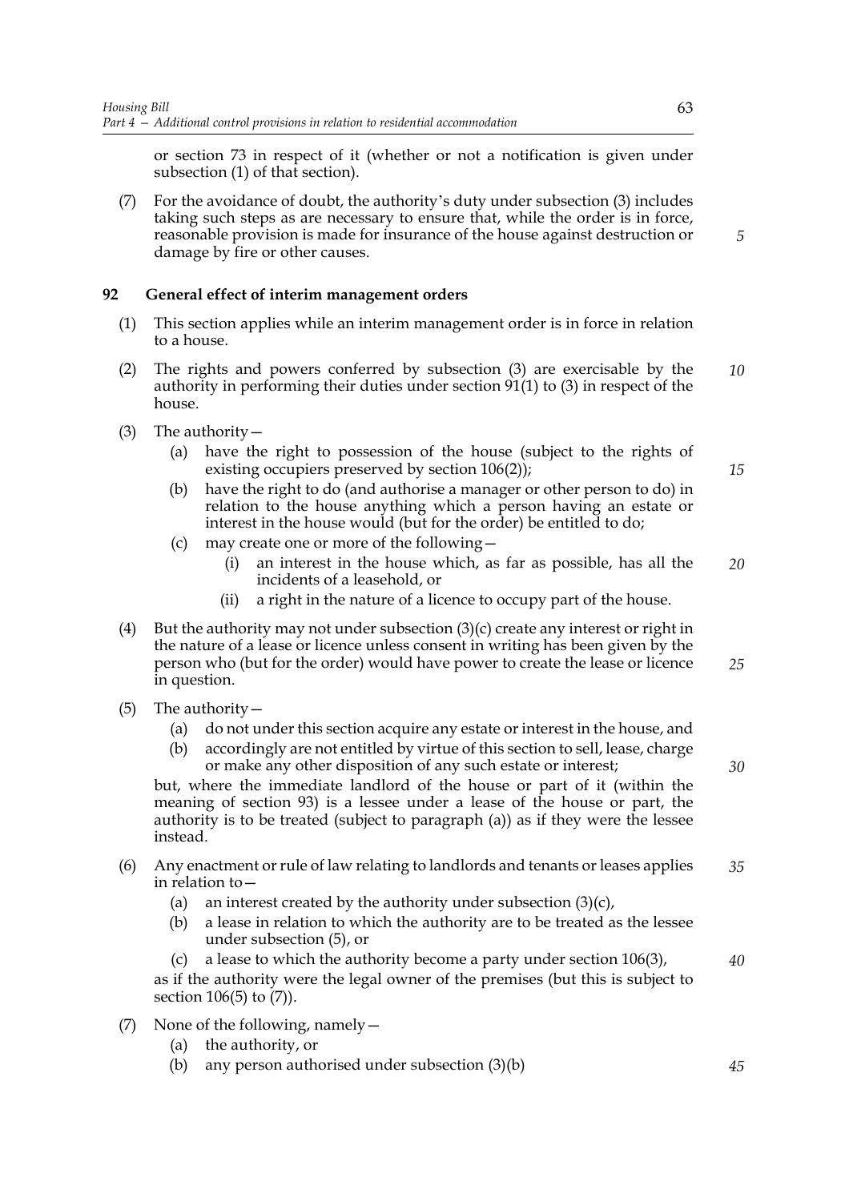or section 73 in respect of it (whether or not a notification is given under subsection (1) of that section).

(7) For the avoidance of doubt, the authority's duty under subsection (3) includes taking such steps as are necessary to ensure that, while the order is in force, reasonable provision is made for insurance of the house against destruction or damage by fire or other causes.

**92 General effect of interim management orders**

(1) This section applies while an interim management order is in force in relation to a house.

(2) The rights and powers conferred by subsection (3) are exercisable by the authority in performing their duties under section 91(1) to (3) in respect of the house.

(3) The authority—

(a) have the right to possession of the house (subject to the rights of existing occupiers preserved by section 106(2));

(b) have the right to do (and authorise a manager or other person to do) in relation to the house anything which a person having an estate or interest in the house would (but for the order) be entitled to do;

(c) may create one or more of the following—

(i) an interest in the house which, as far as possible, has all the incidents of a leasehold, or

(ii) a right in the nature of a licence to occupy part of the house.

(4) But the authority may not under subsection (3)(c) create any interest or right in the nature of a lease or licence unless consent in writing has been given by the person who (but for the order) would have power to create the lease or licence in question.

(5) The authority—

(a) do not under this section acquire any estate or interest in the house, and

(b) accordingly are not entitled by virtue of this section to sell, lease, charge or make any other disposition of any such estate or interest;

but, where the immediate landlord of the house or part of it (within the meaning of section 93) is a lessee under a lease of the house or part, the authority is to be treated (subject to paragraph (a)) as if they were the lessee instead.

(6) Any enactment or rule of law relating to landlords and tenants or leases applies in relation to—

(a) an interest created by the authority under subsection (3)(c),

(b) a lease in relation to which the authority are to be treated as the lessee under subsection (5), or

(c) a lease to which the authority become a party under section 106(3),

as if the authority were the legal owner of the premises (but this is subject to section 106(5) to (7)).

(7) None of the following, namely—

(a) the authority, or

(b) any person authorised under subsection (3)(b)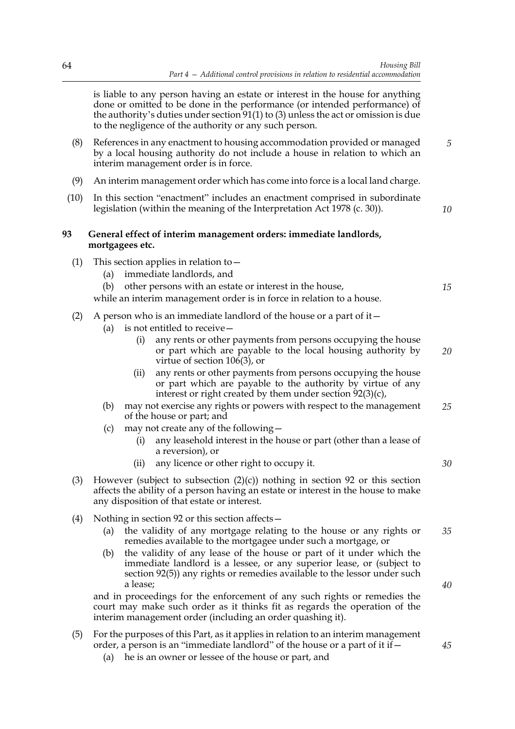is liable to any person having an estate or interest in the house for anything done or omitted to be done in the performance (or intended performance) of the authority's duties under section 91(1) to (3) unless the act or omission is due to the negligence of the authority or any such person.

(8) References in any enactment to housing accommodation provided or managed by a local housing authority do not include a house in relation to which an interim management order is in force.

(9) An interim management order which has come into force is a local land charge.

(10) In this section "enactment" includes an enactment comprised in subordinate legislation (within the meaning of the Interpretation Act 1978 (c. 30)).

## 93 General effect of interim management orders: immediate landlords, mortgagees etc.

(1) This section applies in relation to—

- (a) immediate landlords, and
- (b) other persons with an estate or interest in the house,

while an interim management order is in force in relation to a house.

(2) A person who is an immediate landlord of the house or a part of it—

- (a) is not entitled to receive—
  - (i) any rents or other payments from persons occupying the house or part which are payable to the local housing authority by virtue of section 106(3), or
  - (ii) any rents or other payments from persons occupying the house or part which are payable to the authority by virtue of any interest or right created by them under section 92(3)(c),
- (b) may not exercise any rights or powers with respect to the management of the house or part; and
- (c) may not create any of the following—
  - (i) any leasehold interest in the house or part (other than a lease of a reversion), or
  - (ii) any licence or other right to occupy it.

(3) However (subject to subsection (2)(c)) nothing in section 92 or this section affects the ability of a person having an estate or interest in the house to make any disposition of that estate or interest.

(4) Nothing in section 92 or this section affects—

- (a) the validity of any mortgage relating to the house or any rights or remedies available to the mortgagee under such a mortgage, or
- (b) the validity of any lease of the house or part of it under which the immediate landlord is a lessee, or any superior lease, or (subject to section 92(5)) any rights or remedies available to the lessor under such a lease;

and in proceedings for the enforcement of any such rights or remedies the court may make such order as it thinks fit as regards the operation of the interim management order (including an order quashing it).

(5) For the purposes of this Part, as it applies in relation to an interim management order, a person is an "immediate landlord" of the house or a part of it if—

- (a) he is an owner or lessee of the house or part, and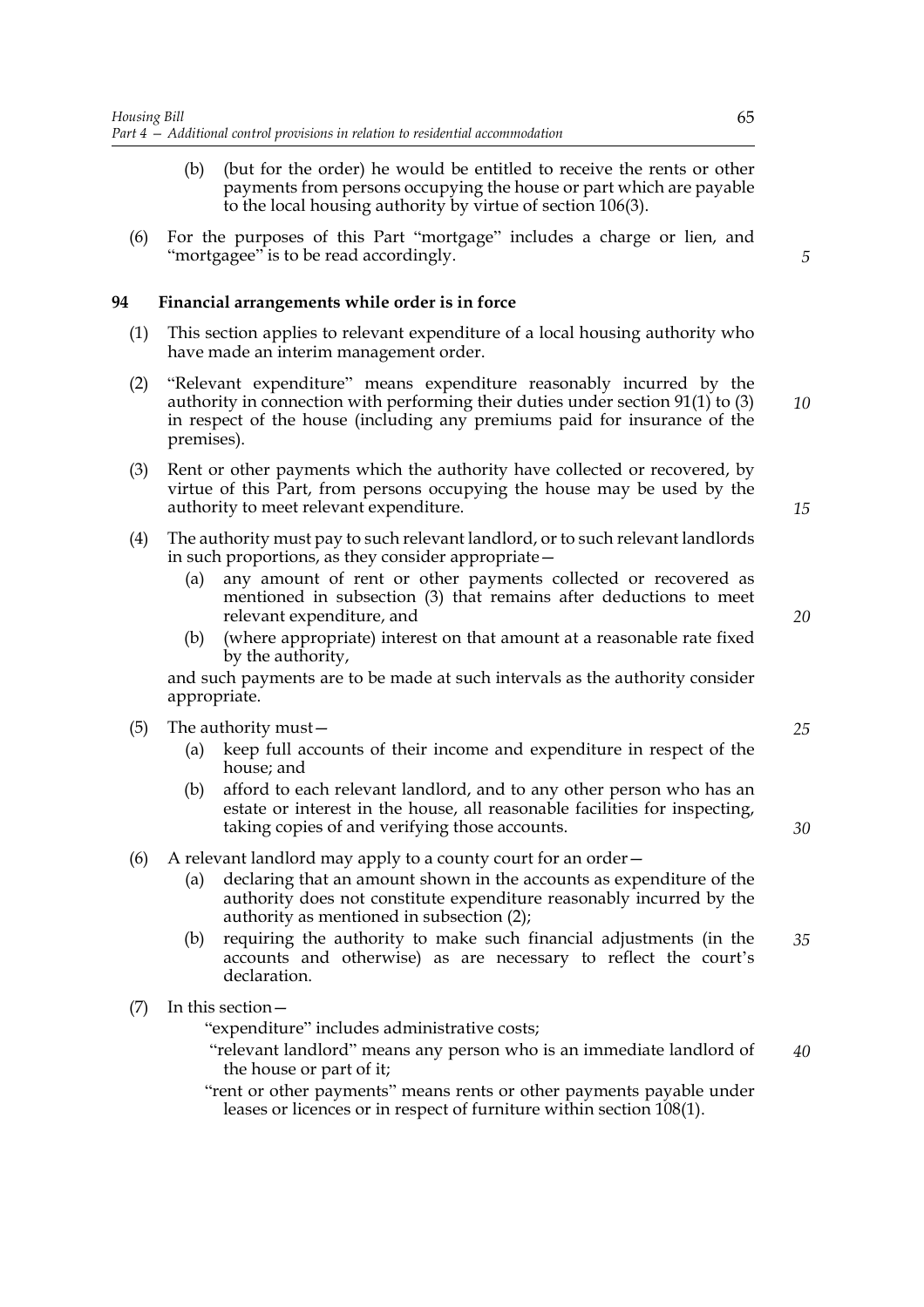(b) (but for the order) he would be entitled to receive the rents or other payments from persons occupying the house or part which are payable to the local housing authority by virtue of section 106(3).

(6) For the purposes of this Part "mortgage" includes a charge or lien, and "mortgagee" is to be read accordingly.

## 94 Financial arrangements while order is in force

(1) This section applies to relevant expenditure of a local housing authority who have made an interim management order.

(2) "Relevant expenditure" means expenditure reasonably incurred by the authority in connection with performing their duties under section 91(1) to (3) in respect of the house (including any premiums paid for insurance of the premises).

(3) Rent or other payments which the authority have collected or recovered, by virtue of this Part, from persons occupying the house may be used by the authority to meet relevant expenditure.

(4) The authority must pay to such relevant landlord, or to such relevant landlords in such proportions, as they consider appropriate—

(a) any amount of rent or other payments collected or recovered as mentioned in subsection (3) that remains after deductions to meet relevant expenditure, and

(b) (where appropriate) interest on that amount at a reasonable rate fixed by the authority,

and such payments are to be made at such intervals as the authority consider appropriate.

(5) The authority must—

(a) keep full accounts of their income and expenditure in respect of the house; and

(b) afford to each relevant landlord, and to any other person who has an estate or interest in the house, all reasonable facilities for inspecting, taking copies of and verifying those accounts.

(6) A relevant landlord may apply to a county court for an order—

(a) declaring that an amount shown in the accounts as expenditure of the authority does not constitute expenditure reasonably incurred by the authority as mentioned in subsection (2);

(b) requiring the authority to make such financial adjustments (in the accounts and otherwise) as are necessary to reflect the court's declaration.

(7) In this section—

"expenditure" includes administrative costs;

"relevant landlord" means any person who is an immediate landlord of the house or part of it;

"rent or other payments" means rents or other payments payable under leases or licences or in respect of furniture within section 108(1).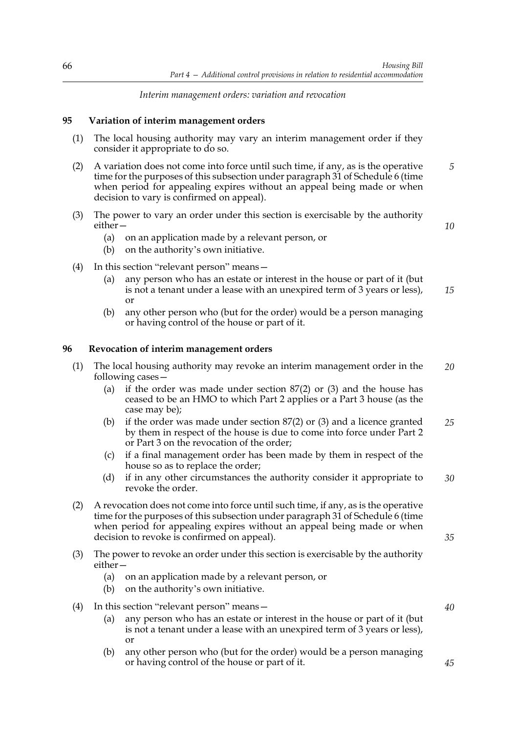*Interim management orders: variation and revocation*

**95 Variation of interim management orders**

(1) The local housing authority may vary an interim management order if they consider it appropriate to do so.

(2) A variation does not come into force until such time, if any, as is the operative time for the purposes of this subsection under paragraph 31 of Schedule 6 (time when period for appealing expires without an appeal being made or when decision to vary is confirmed on appeal).

(3) The power to vary an order under this section is exercisable by the authority either—

- (a) on an application made by a relevant person, or
- (b) on the authority's own initiative.

(4) In this section "relevant person" means—

- (a) any person who has an estate or interest in the house or part of it (but is not a tenant under a lease with an unexpired term of 3 years or less), or
- (b) any other person who (but for the order) would be a person managing or having control of the house or part of it.

**96 Revocation of interim management orders**

(1) The local housing authority may revoke an interim management order in the following cases—

- (a) if the order was made under section 87(2) or (3) and the house has ceased to be an HMO to which Part 2 applies or a Part 3 house (as the case may be);
- (b) if the order was made under section 87(2) or (3) and a licence granted by them in respect of the house is due to come into force under Part 2 or Part 3 on the revocation of the order;
- (c) if a final management order has been made by them in respect of the house so as to replace the order;
- (d) if in any other circumstances the authority consider it appropriate to revoke the order.

(2) A revocation does not come into force until such time, if any, as is the operative time for the purposes of this subsection under paragraph 31 of Schedule 6 (time when period for appealing expires without an appeal being made or when decision to revoke is confirmed on appeal).

(3) The power to revoke an order under this section is exercisable by the authority either—

- (a) on an application made by a relevant person, or
- (b) on the authority's own initiative.

(4) In this section "relevant person" means—

- (a) any person who has an estate or interest in the house or part of it (but is not a tenant under a lease with an unexpired term of 3 years or less), or
- (b) any other person who (but for the order) would be a person managing or having control of the house or part of it.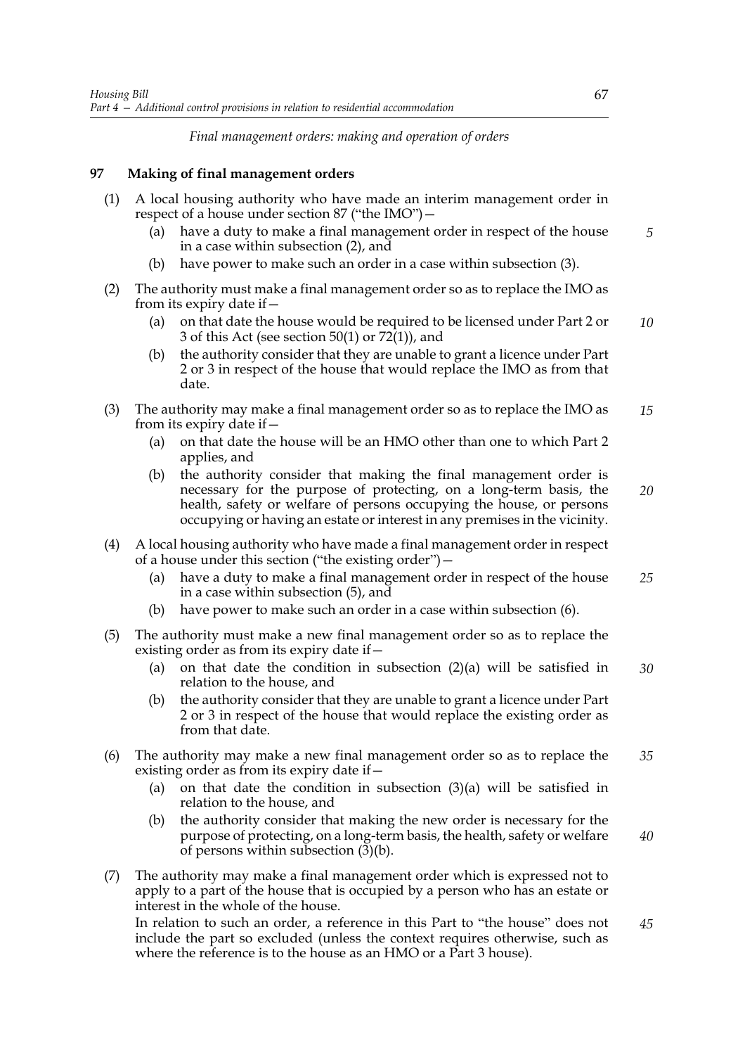*Final management orders: making and operation of orders*

## 97 Making of final management orders

(1) A local housing authority who have made an interim management order in respect of a house under section 87 ("the IMO")—

- (a) have a duty to make a final management order in respect of the house in a case within subsection (2), and
- (b) have power to make such an order in a case within subsection (3).

(2) The authority must make a final management order so as to replace the IMO as from its expiry date if—

- (a) on that date the house would be required to be licensed under Part 2 or 3 of this Act (see section 50(1) or 72(1)), and
- (b) the authority consider that they are unable to grant a licence under Part 2 or 3 in respect of the house that would replace the IMO as from that date.

(3) The authority may make a final management order so as to replace the IMO as from its expiry date if—

- (a) on that date the house will be an HMO other than one to which Part 2 applies, and
- (b) the authority consider that making the final management order is necessary for the purpose of protecting, on a long-term basis, the health, safety or welfare of persons occupying the house, or persons occupying or having an estate or interest in any premises in the vicinity.

(4) A local housing authority who have made a final management order in respect of a house under this section ("the existing order")—

- (a) have a duty to make a final management order in respect of the house in a case within subsection (5), and
- (b) have power to make such an order in a case within subsection (6).

(5) The authority must make a new final management order so as to replace the existing order as from its expiry date if—

- (a) on that date the condition in subsection (2)(a) will be satisfied in relation to the house, and
- (b) the authority consider that they are unable to grant a licence under Part 2 or 3 in respect of the house that would replace the existing order as from that date.

(6) The authority may make a new final management order so as to replace the existing order as from its expiry date if—

- (a) on that date the condition in subsection (3)(a) will be satisfied in relation to the house, and
- (b) the authority consider that making the new order is necessary for the purpose of protecting, on a long-term basis, the health, safety or welfare of persons within subsection (3)(b).

(7) The authority may make a final management order which is expressed not to apply to a part of the house that is occupied by a person who has an estate or interest in the whole of the house.

In relation to such an order, a reference in this Part to "the house" does not include the part so excluded (unless the context requires otherwise, such as where the reference is to the house as an HMO or a Part 3 house).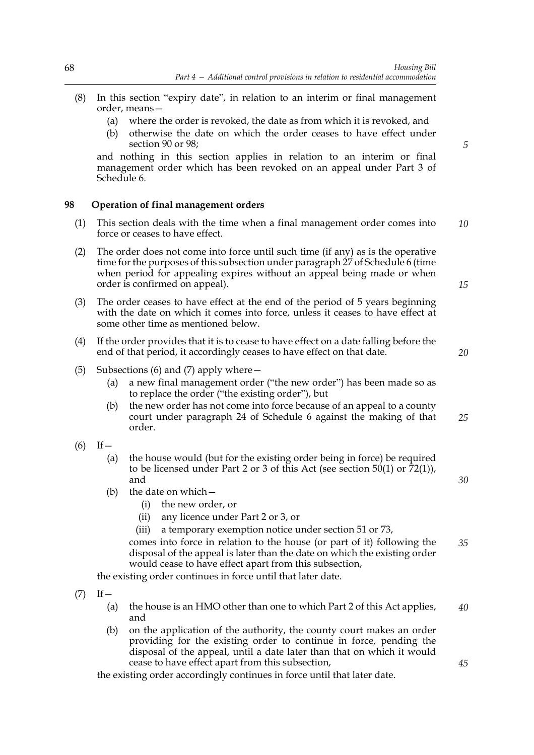(8) In this section "expiry date", in relation to an interim or final management order, means—

(a) where the order is revoked, the date as from which it is revoked, and

(b) otherwise the date on which the order ceases to have effect under section 90 or 98;

and nothing in this section applies in relation to an interim or final management order which has been revoked on an appeal under Part 3 of Schedule 6.

## 98 Operation of final management orders

(1) This section deals with the time when a final management order comes into force or ceases to have effect.

(2) The order does not come into force until such time (if any) as is the operative time for the purposes of this subsection under paragraph 27 of Schedule 6 (time when period for appealing expires without an appeal being made or when order is confirmed on appeal).

(3) The order ceases to have effect at the end of the period of 5 years beginning with the date on which it comes into force, unless it ceases to have effect at some other time as mentioned below.

(4) If the order provides that it is to cease to have effect on a date falling before the end of that period, it accordingly ceases to have effect on that date.

(5) Subsections (6) and (7) apply where—

(a) a new final management order ("the new order") has been made so as to replace the order ("the existing order"), but

(b) the new order has not come into force because of an appeal to a county court under paragraph 24 of Schedule 6 against the making of that order.

(6) If—

(a) the house would (but for the existing order being in force) be required to be licensed under Part 2 or 3 of this Act (see section 50(1) or 72(1)), and

(b) the date on which—

(i) the new order, or

(ii) any licence under Part 2 or 3, or

(iii) a temporary exemption notice under section 51 or 73,

comes into force in relation to the house (or part of it) following the disposal of the appeal is later than the date on which the existing order would cease to have effect apart from this subsection,

the existing order continues in force until that later date.

(7) If—

(a) the house is an HMO other than one to which Part 2 of this Act applies, and

(b) on the application of the authority, the county court makes an order providing for the existing order to continue in force, pending the disposal of the appeal, until a date later than that on which it would cease to have effect apart from this subsection,

the existing order accordingly continues in force until that later date.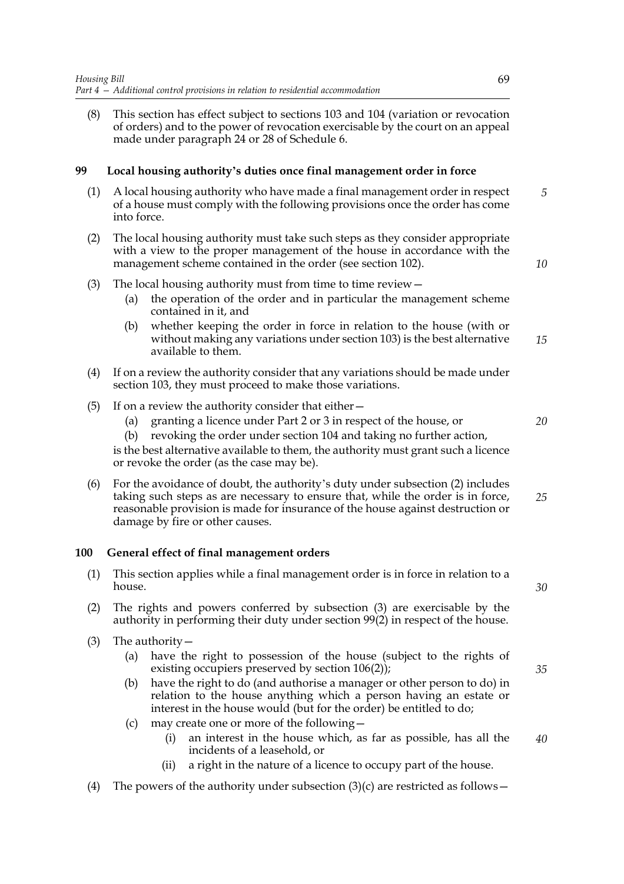(8) This section has effect subject to sections 103 and 104 (variation or revocation of orders) and to the power of revocation exercisable by the court on an appeal made under paragraph 24 or 28 of Schedule 6.

## 99 Local housing authority's duties once final management order in force

(1) A local housing authority who have made a final management order in respect of a house must comply with the following provisions once the order has come into force.

(2) The local housing authority must take such steps as they consider appropriate with a view to the proper management of the house in accordance with the management scheme contained in the order (see section 102).

(3) The local housing authority must from time to time review—

- (a) the operation of the order and in particular the management scheme contained in it, and
- (b) whether keeping the order in force in relation to the house (with or without making any variations under section 103) is the best alternative available to them.

(4) If on a review the authority consider that any variations should be made under section 103, they must proceed to make those variations.

(5) If on a review the authority consider that either—

- (a) granting a licence under Part 2 or 3 in respect of the house, or
- (b) revoking the order under section 104 and taking no further action,

is the best alternative available to them, the authority must grant such a licence or revoke the order (as the case may be).

(6) For the avoidance of doubt, the authority's duty under subsection (2) includes taking such steps as are necessary to ensure that, while the order is in force, reasonable provision is made for insurance of the house against destruction or damage by fire or other causes.

## 100 General effect of final management orders

(1) This section applies while a final management order is in force in relation to a house.

(2) The rights and powers conferred by subsection (3) are exercisable by the authority in performing their duty under section 99(2) in respect of the house.

(3) The authority—

- (a) have the right to possession of the house (subject to the rights of existing occupiers preserved by section 106(2));
- (b) have the right to do (and authorise a manager or other person to do) in relation to the house anything which a person having an estate or interest in the house would (but for the order) be entitled to do;
- (c) may create one or more of the following—
  - (i) an interest in the house which, as far as possible, has all the incidents of a leasehold, or
  - (ii) a right in the nature of a licence to occupy part of the house.

(4) The powers of the authority under subsection (3)(c) are restricted as follows—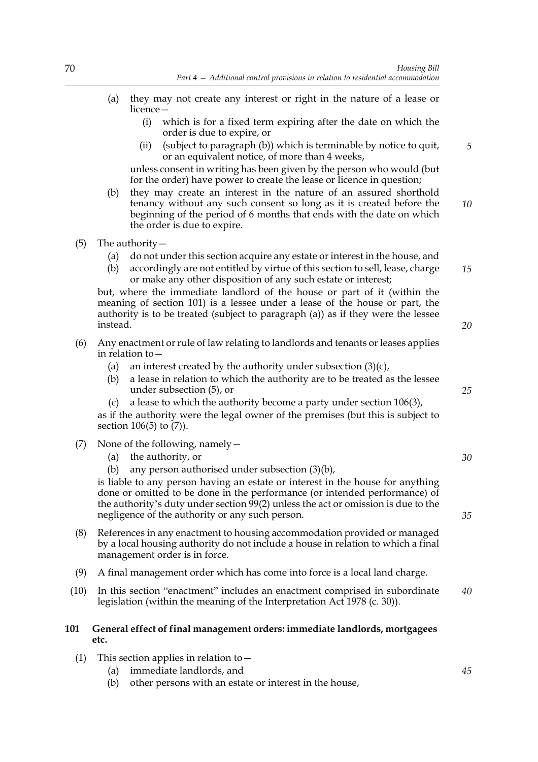(a) they may not create any interest or right in the nature of a lease or licence—

  (i) which is for a fixed term expiring after the date on which the order is due to expire, or

  (ii) (subject to paragraph (b)) which is terminable by notice to quit, or an equivalent notice, of more than 4 weeks,

unless consent in writing has been given by the person who would (but for the order) have power to create the lease or licence in question;

(b) they may create an interest in the nature of an assured shorthold tenancy without any such consent so long as it is created before the beginning of the period of 6 months that ends with the date on which the order is due to expire.

(5) The authority—

  (a) do not under this section acquire any estate or interest in the house, and

  (b) accordingly are not entitled by virtue of this section to sell, lease, charge or make any other disposition of any such estate or interest;

but, where the immediate landlord of the house or part of it (within the meaning of section 101) is a lessee under a lease of the house or part, the authority is to be treated (subject to paragraph (a)) as if they were the lessee instead.

(6) Any enactment or rule of law relating to landlords and tenants or leases applies in relation to—

  (a) an interest created by the authority under subsection (3)(c),

  (b) a lease in relation to which the authority are to be treated as the lessee under subsection (5), or

  (c) a lease to which the authority become a party under section 106(3),

as if the authority were the legal owner of the premises (but this is subject to section 106(5) to (7)).

(7) None of the following, namely—

  (a) the authority, or

  (b) any person authorised under subsection (3)(b),

is liable to any person having an estate or interest in the house for anything done or omitted to be done in the performance (or intended performance) of the authority's duty under section 99(2) unless the act or omission is due to the negligence of the authority or any such person.

(8) References in any enactment to housing accommodation provided or managed by a local housing authority do not include a house in relation to which a final management order is in force.

(9) A final management order which has come into force is a local land charge.

(10) In this section "enactment" includes an enactment comprised in subordinate legislation (within the meaning of the Interpretation Act 1978 (c. 30)).

### 101 General effect of final management orders: immediate landlords, mortgagees etc.

(1) This section applies in relation to—

  (a) immediate landlords, and

  (b) other persons with an estate or interest in the house,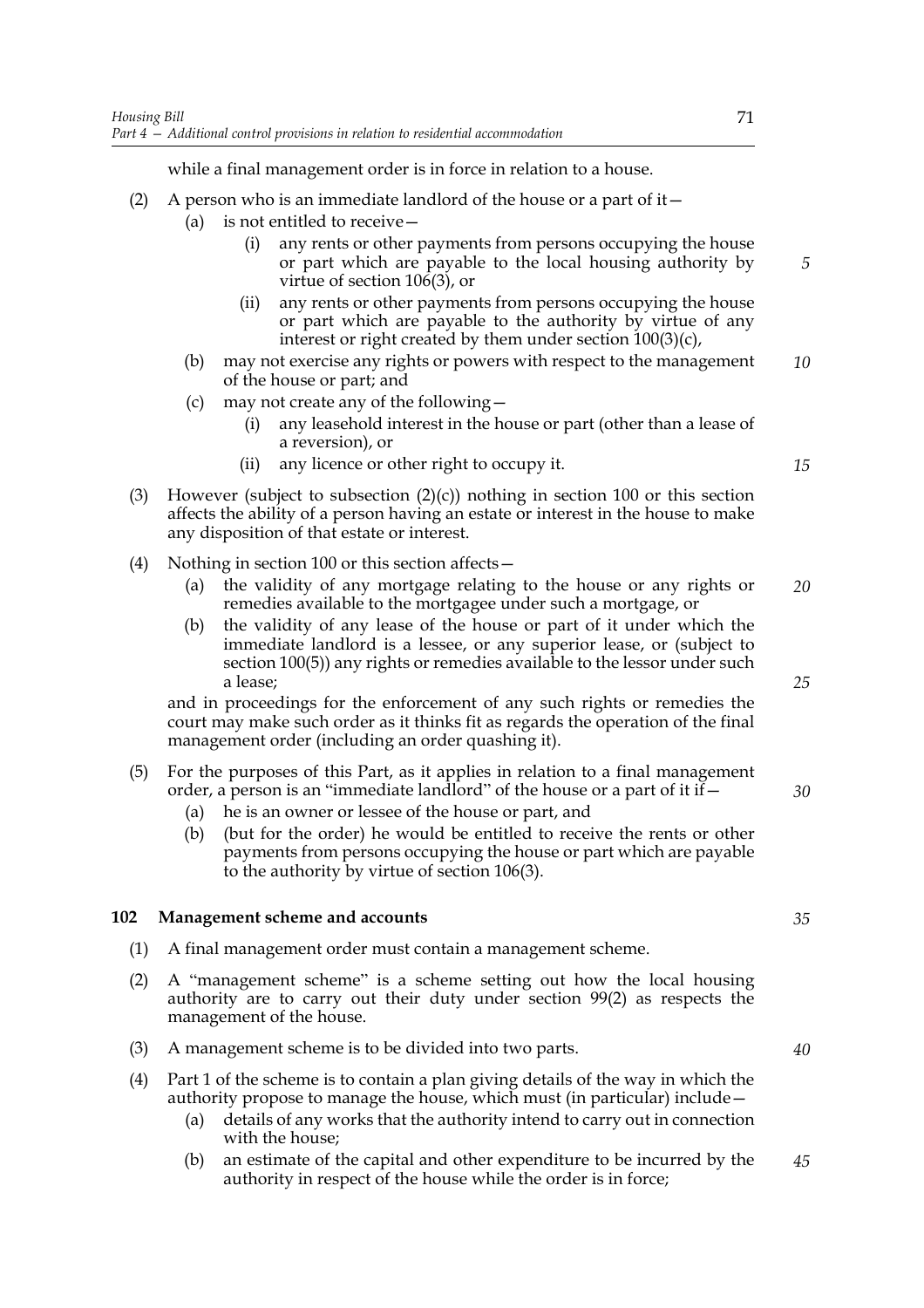while a final management order is in force in relation to a house.

(2) A person who is an immediate landlord of the house or a part of it—

   (a) is not entitled to receive—

      (i) any rents or other payments from persons occupying the house or part which are payable to the local housing authority by virtue of section 106(3), or

      (ii) any rents or other payments from persons occupying the house or part which are payable to the authority by virtue of any interest or right created by them under section 100(3)(c),

   (b) may not exercise any rights or powers with respect to the management of the house or part; and

   (c) may not create any of the following—

      (i) any leasehold interest in the house or part (other than a lease of a reversion), or

      (ii) any licence or other right to occupy it.

(3) However (subject to subsection (2)(c)) nothing in section 100 or this section affects the ability of a person having an estate or interest in the house to make any disposition of that estate or interest.

(4) Nothing in section 100 or this section affects—

   (a) the validity of any mortgage relating to the house or any rights or remedies available to the mortgagee under such a mortgage, or

   (b) the validity of any lease of the house or part of it under which the immediate landlord is a lessee, or any superior lease, or (subject to section 100(5)) any rights or remedies available to the lessor under such a lease;

and in proceedings for the enforcement of any such rights or remedies the court may make such order as it thinks fit as regards the operation of the final management order (including an order quashing it).

(5) For the purposes of this Part, as it applies in relation to a final management order, a person is an "immediate landlord" of the house or a part of it if—

   (a) he is an owner or lessee of the house or part, and

   (b) (but for the order) he would be entitled to receive the rents or other payments from persons occupying the house or part which are payable to the authority by virtue of section 106(3).

## 102 Management scheme and accounts

(1) A final management order must contain a management scheme.

(2) A "management scheme" is a scheme setting out how the local housing authority are to carry out their duty under section 99(2) as respects the management of the house.

(3) A management scheme is to be divided into two parts.

(4) Part 1 of the scheme is to contain a plan giving details of the way in which the authority propose to manage the house, which must (in particular) include—

   (a) details of any works that the authority intend to carry out in connection with the house;

   (b) an estimate of the capital and other expenditure to be incurred by the authority in respect of the house while the order is in force;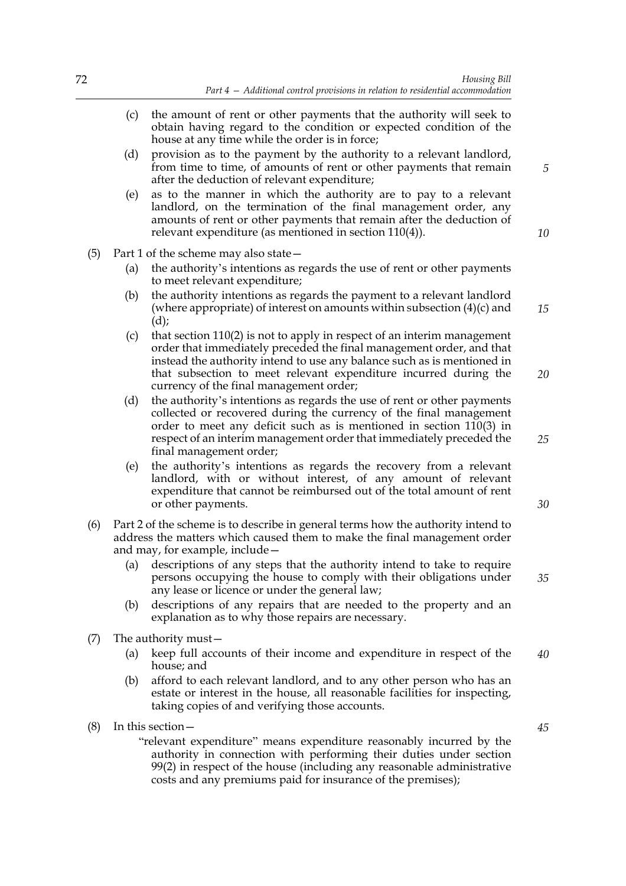(c) the amount of rent or other payments that the authority will seek to obtain having regard to the condition or expected condition of the house at any time while the order is in force;

(d) provision as to the payment by the authority to a relevant landlord, from time to time, of amounts of rent or other payments that remain after the deduction of relevant expenditure;

(e) as to the manner in which the authority are to pay to a relevant landlord, on the termination of the final management order, any amounts of rent or other payments that remain after the deduction of relevant expenditure (as mentioned in section 110(4)).

(5) Part 1 of the scheme may also state—

(a) the authority's intentions as regards the use of rent or other payments to meet relevant expenditure;

(b) the authority intentions as regards the payment to a relevant landlord (where appropriate) of interest on amounts within subsection (4)(c) and (d);

(c) that section 110(2) is not to apply in respect of an interim management order that immediately preceded the final management order, and that instead the authority intend to use any balance such as is mentioned in that subsection to meet relevant expenditure incurred during the currency of the final management order;

(d) the authority's intentions as regards the use of rent or other payments collected or recovered during the currency of the final management order to meet any deficit such as is mentioned in section 110(3) in respect of an interim management order that immediately preceded the final management order;

(e) the authority's intentions as regards the recovery from a relevant landlord, with or without interest, of any amount of relevant expenditure that cannot be reimbursed out of the total amount of rent or other payments.

(6) Part 2 of the scheme is to describe in general terms how the authority intend to address the matters which caused them to make the final management order and may, for example, include—

(a) descriptions of any steps that the authority intend to take to require persons occupying the house to comply with their obligations under any lease or licence or under the general law;

(b) descriptions of any repairs that are needed to the property and an explanation as to why those repairs are necessary.

(7) The authority must—

(a) keep full accounts of their income and expenditure in respect of the house; and

(b) afford to each relevant landlord, and to any other person who has an estate or interest in the house, all reasonable facilities for inspecting, taking copies of and verifying those accounts.

(8) In this section—

"relevant expenditure" means expenditure reasonably incurred by the authority in connection with performing their duties under section 99(2) in respect of the house (including any reasonable administrative costs and any premiums paid for insurance of the premises);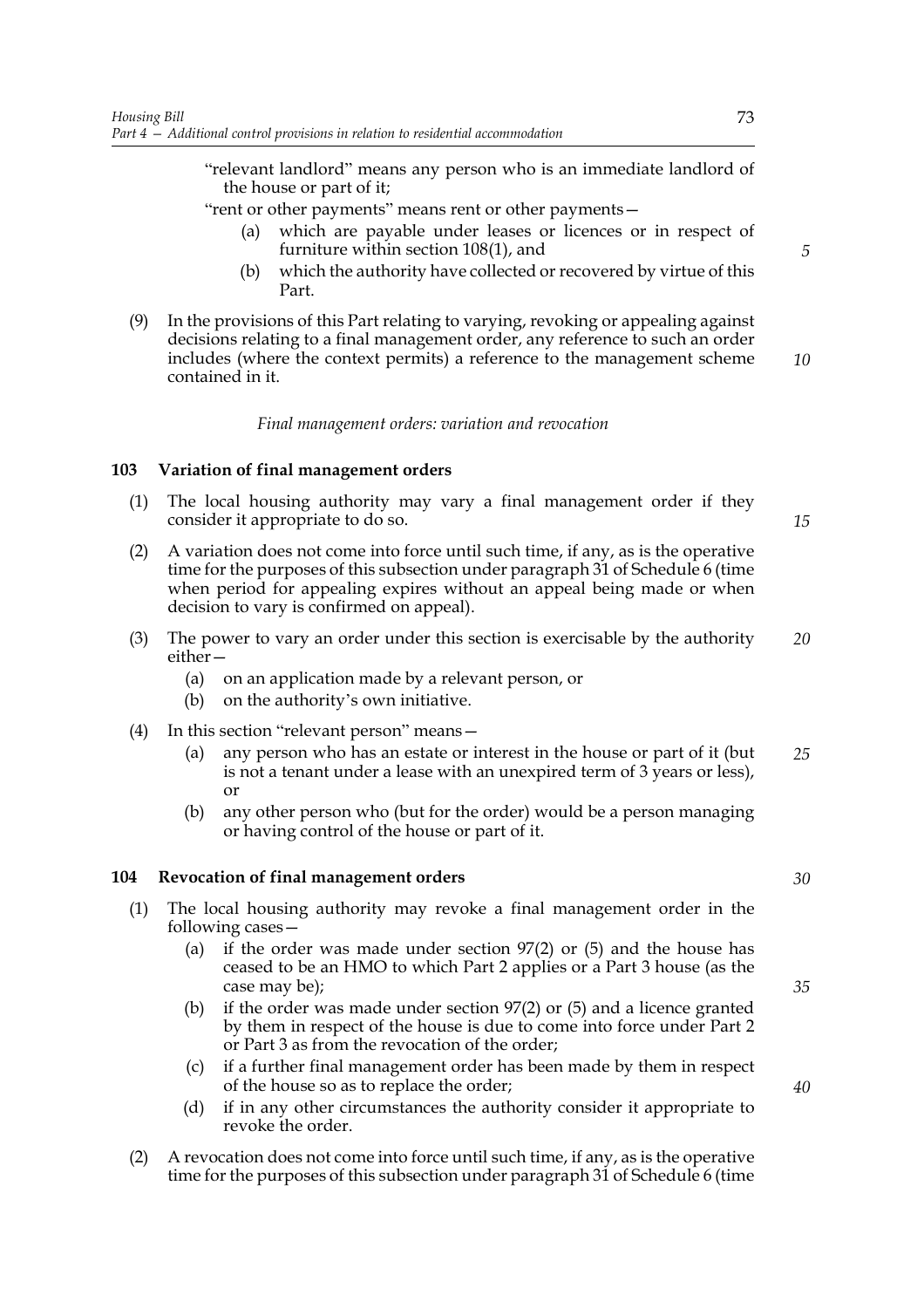"relevant landlord" means any person who is an immediate landlord of the house or part of it;

"rent or other payments" means rent or other payments—

(a) which are payable under leases or licences or in respect of furniture within section 108(1), and

(b) which the authority have collected or recovered by virtue of this Part.

(9) In the provisions of this Part relating to varying, revoking or appealing against decisions relating to a final management order, any reference to such an order includes (where the context permits) a reference to the management scheme contained in it.

*Final management orders: variation and revocation*

### 103 Variation of final management orders

(1) The local housing authority may vary a final management order if they consider it appropriate to do so.

(2) A variation does not come into force until such time, if any, as is the operative time for the purposes of this subsection under paragraph 31 of Schedule 6 (time when period for appealing expires without an appeal being made or when decision to vary is confirmed on appeal).

(3) The power to vary an order under this section is exercisable by the authority either—

(a) on an application made by a relevant person, or

(b) on the authority's own initiative.

(4) In this section "relevant person" means—

(a) any person who has an estate or interest in the house or part of it (but is not a tenant under a lease with an unexpired term of 3 years or less), or

(b) any other person who (but for the order) would be a person managing or having control of the house or part of it.

### 104 Revocation of final management orders

(1) The local housing authority may revoke a final management order in the following cases—

(a) if the order was made under section 97(2) or (5) and the house has ceased to be an HMO to which Part 2 applies or a Part 3 house (as the case may be);

(b) if the order was made under section 97(2) or (5) and a licence granted by them in respect of the house is due to come into force under Part 2 or Part 3 as from the revocation of the order;

(c) if a further final management order has been made by them in respect of the house so as to replace the order;

(d) if in any other circumstances the authority consider it appropriate to revoke the order.

(2) A revocation does not come into force until such time, if any, as is the operative time for the purposes of this subsection under paragraph 31 of Schedule 6 (time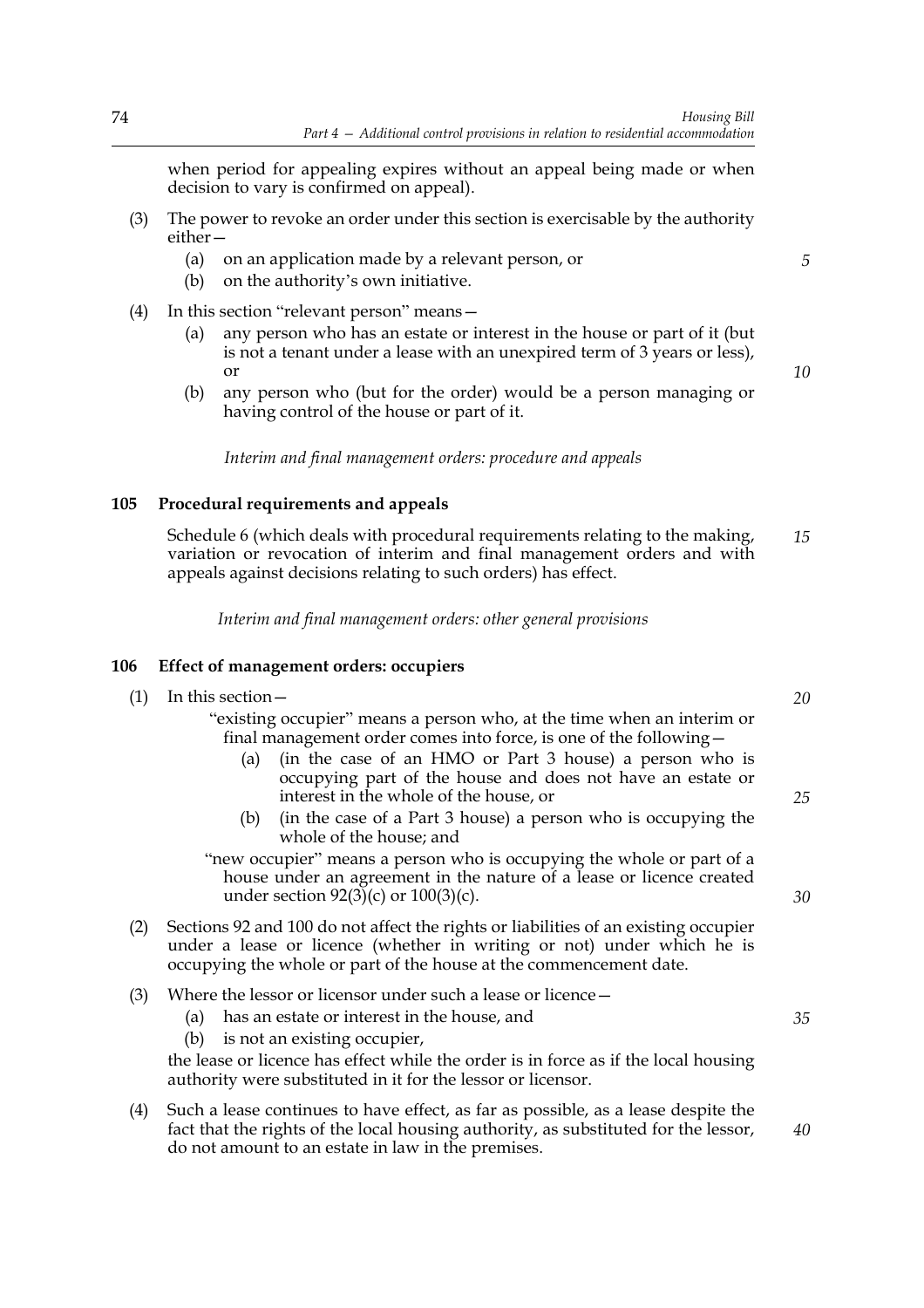when period for appealing expires without an appeal being made or when decision to vary is confirmed on appeal).

(3) The power to revoke an order under this section is exercisable by the authority either—

(a) on an application made by a relevant person, or

(b) on the authority's own initiative.

(4) In this section "relevant person" means—

(a) any person who has an estate or interest in the house or part of it (but is not a tenant under a lease with an unexpired term of 3 years or less), or

(b) any person who (but for the order) would be a person managing or having control of the house or part of it.

*Interim and final management orders: procedure and appeals*

### 105 Procedural requirements and appeals

Schedule 6 (which deals with procedural requirements relating to the making, variation or revocation of interim and final management orders and with appeals against decisions relating to such orders) has effect.

*Interim and final management orders: other general provisions*

### 106 Effect of management orders: occupiers

(1) In this section—

"existing occupier" means a person who, at the time when an interim or final management order comes into force, is one of the following—

(a) (in the case of an HMO or Part 3 house) a person who is occupying part of the house and does not have an estate or interest in the whole of the house, or

(b) (in the case of a Part 3 house) a person who is occupying the whole of the house; and

"new occupier" means a person who is occupying the whole or part of a house under an agreement in the nature of a lease or licence created under section 92(3)(c) or 100(3)(c).

(2) Sections 92 and 100 do not affect the rights or liabilities of an existing occupier under a lease or licence (whether in writing or not) under which he is occupying the whole or part of the house at the commencement date.

(3) Where the lessor or licensor under such a lease or licence—

(a) has an estate or interest in the house, and

(b) is not an existing occupier,

the lease or licence has effect while the order is in force as if the local housing authority were substituted in it for the lessor or licensor.

(4) Such a lease continues to have effect, as far as possible, as a lease despite the fact that the rights of the local housing authority, as substituted for the lessor, do not amount to an estate in law in the premises.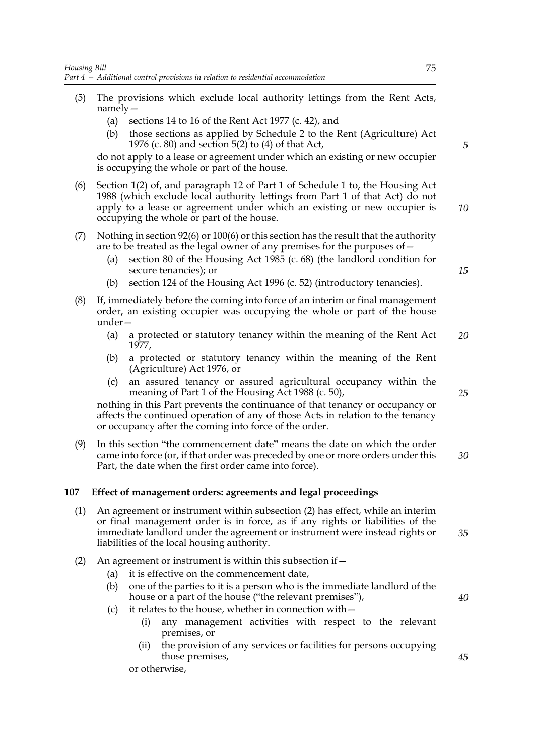(5) The provisions which exclude local authority lettings from the Rent Acts, namely—

   (a) sections 14 to 16 of the Rent Act 1977 (c. 42), and

   (b) those sections as applied by Schedule 2 to the Rent (Agriculture) Act 1976 (c. 80) and section 5(2) to (4) of that Act,

   do not apply to a lease or agreement under which an existing or new occupier is occupying the whole or part of the house.

(6) Section 1(2) of, and paragraph 12 of Part 1 of Schedule 1 to, the Housing Act 1988 (which exclude local authority lettings from Part 1 of that Act) do not apply to a lease or agreement under which an existing or new occupier is occupying the whole or part of the house.

(7) Nothing in section 92(6) or 100(6) or this section has the result that the authority are to be treated as the legal owner of any premises for the purposes of—

   (a) section 80 of the Housing Act 1985 (c. 68) (the landlord condition for secure tenancies); or

   (b) section 124 of the Housing Act 1996 (c. 52) (introductory tenancies).

(8) If, immediately before the coming into force of an interim or final management order, an existing occupier was occupying the whole or part of the house under—

   (a) a protected or statutory tenancy within the meaning of the Rent Act 1977,

   (b) a protected or statutory tenancy within the meaning of the Rent (Agriculture) Act 1976, or

   (c) an assured tenancy or assured agricultural occupancy within the meaning of Part 1 of the Housing Act 1988 (c. 50),

   nothing in this Part prevents the continuance of that tenancy or occupancy or affects the continued operation of any of those Acts in relation to the tenancy or occupancy after the coming into force of the order.

(9) In this section "the commencement date" means the date on which the order came into force (or, if that order was preceded by one or more orders under this Part, the date when the first order came into force).

### 107 Effect of management orders: agreements and legal proceedings

(1) An agreement or instrument within subsection (2) has effect, while an interim or final management order is in force, as if any rights or liabilities of the immediate landlord under the agreement or instrument were instead rights or liabilities of the local housing authority.

(2) An agreement or instrument is within this subsection if—

   (a) it is effective on the commencement date,

   (b) one of the parties to it is a person who is the immediate landlord of the house or a part of the house ("the relevant premises"),

   (c) it relates to the house, whether in connection with—

      (i) any management activities with respect to the relevant premises, or

      (ii) the provision of any services or facilities for persons occupying those premises,

   or otherwise,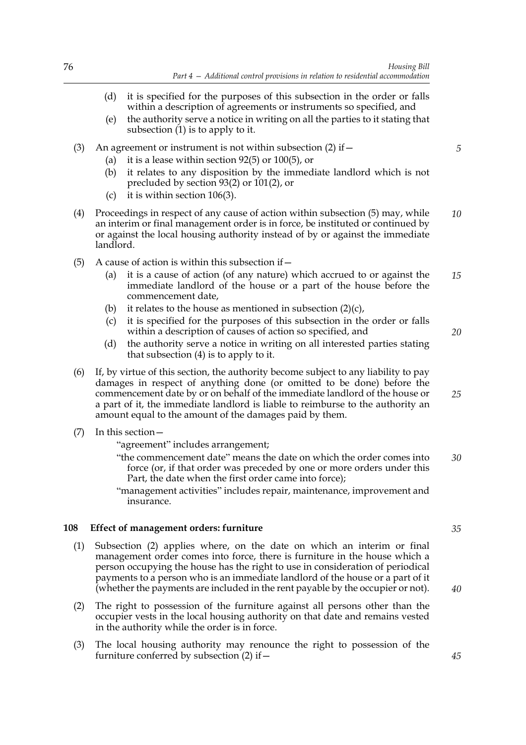(d) it is specified for the purposes of this subsection in the order or falls within a description of agreements or instruments so specified, and

(e) the authority serve a notice in writing on all the parties to it stating that subsection (1) is to apply to it.

(3) An agreement or instrument is not within subsection (2) if—

(a) it is a lease within section 92(5) or 100(5), or

(b) it relates to any disposition by the immediate landlord which is not precluded by section 93(2) or 101(2), or

(c) it is within section 106(3).

(4) Proceedings in respect of any cause of action within subsection (5) may, while an interim or final management order is in force, be instituted or continued by or against the local housing authority instead of by or against the immediate landlord.

(5) A cause of action is within this subsection if—

(a) it is a cause of action (of any nature) which accrued to or against the immediate landlord of the house or a part of the house before the commencement date,

(b) it relates to the house as mentioned in subsection (2)(c),

(c) it is specified for the purposes of this subsection in the order or falls within a description of causes of action so specified, and

(d) the authority serve a notice in writing on all interested parties stating that subsection (4) is to apply to it.

(6) If, by virtue of this section, the authority become subject to any liability to pay damages in respect of anything done (or omitted to be done) before the commencement date by or on behalf of the immediate landlord of the house or a part of it, the immediate landlord is liable to reimburse to the authority an amount equal to the amount of the damages paid by them.

(7) In this section—

"agreement" includes arrangement;

"the commencement date" means the date on which the order comes into force (or, if that order was preceded by one or more orders under this Part, the date when the first order came into force);

"management activities" includes repair, maintenance, improvement and insurance.

## 108 Effect of management orders: furniture

(1) Subsection (2) applies where, on the date on which an interim or final management order comes into force, there is furniture in the house which a person occupying the house has the right to use in consideration of periodical payments to a person who is an immediate landlord of the house or a part of it (whether the payments are included in the rent payable by the occupier or not).

(2) The right to possession of the furniture against all persons other than the occupier vests in the local housing authority on that date and remains vested in the authority while the order is in force.

(3) The local housing authority may renounce the right to possession of the furniture conferred by subsection (2) if—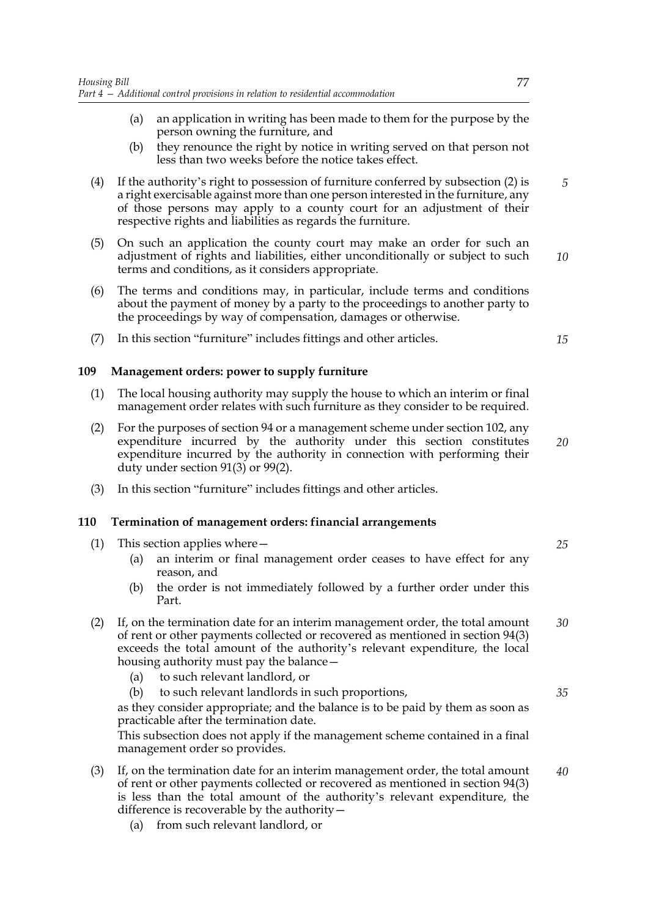(a) an application in writing has been made to them for the purpose by the person owning the furniture, and

(b) they renounce the right by notice in writing served on that person not less than two weeks before the notice takes effect.

(4) If the authority's right to possession of furniture conferred by subsection (2) is a right exercisable against more than one person interested in the furniture, any of those persons may apply to a county court for an adjustment of their respective rights and liabilities as regards the furniture.

(5) On such an application the county court may make an order for such an adjustment of rights and liabilities, either unconditionally or subject to such terms and conditions, as it considers appropriate.

(6) The terms and conditions may, in particular, include terms and conditions about the payment of money by a party to the proceedings to another party to the proceedings by way of compensation, damages or otherwise.

(7) In this section "furniture" includes fittings and other articles.

### 109 Management orders: power to supply furniture

(1) The local housing authority may supply the house to which an interim or final management order relates with such furniture as they consider to be required.

(2) For the purposes of section 94 or a management scheme under section 102, any expenditure incurred by the authority under this section constitutes expenditure incurred by the authority in connection with performing their duty under section 91(3) or 99(2).

(3) In this section "furniture" includes fittings and other articles.

### 110 Termination of management orders: financial arrangements

(1) This section applies where—

(a) an interim or final management order ceases to have effect for any reason, and

(b) the order is not immediately followed by a further order under this Part.

(2) If, on the termination date for an interim management order, the total amount of rent or other payments collected or recovered as mentioned in section 94(3) exceeds the total amount of the authority's relevant expenditure, the local housing authority must pay the balance—

(a) to such relevant landlord, or

(b) to such relevant landlords in such proportions,

as they consider appropriate; and the balance is to be paid by them as soon as practicable after the termination date.

This subsection does not apply if the management scheme contained in a final management order so provides.

(3) If, on the termination date for an interim management order, the total amount of rent or other payments collected or recovered as mentioned in section 94(3) is less than the total amount of the authority's relevant expenditure, the difference is recoverable by the authority—

(a) from such relevant landlord, or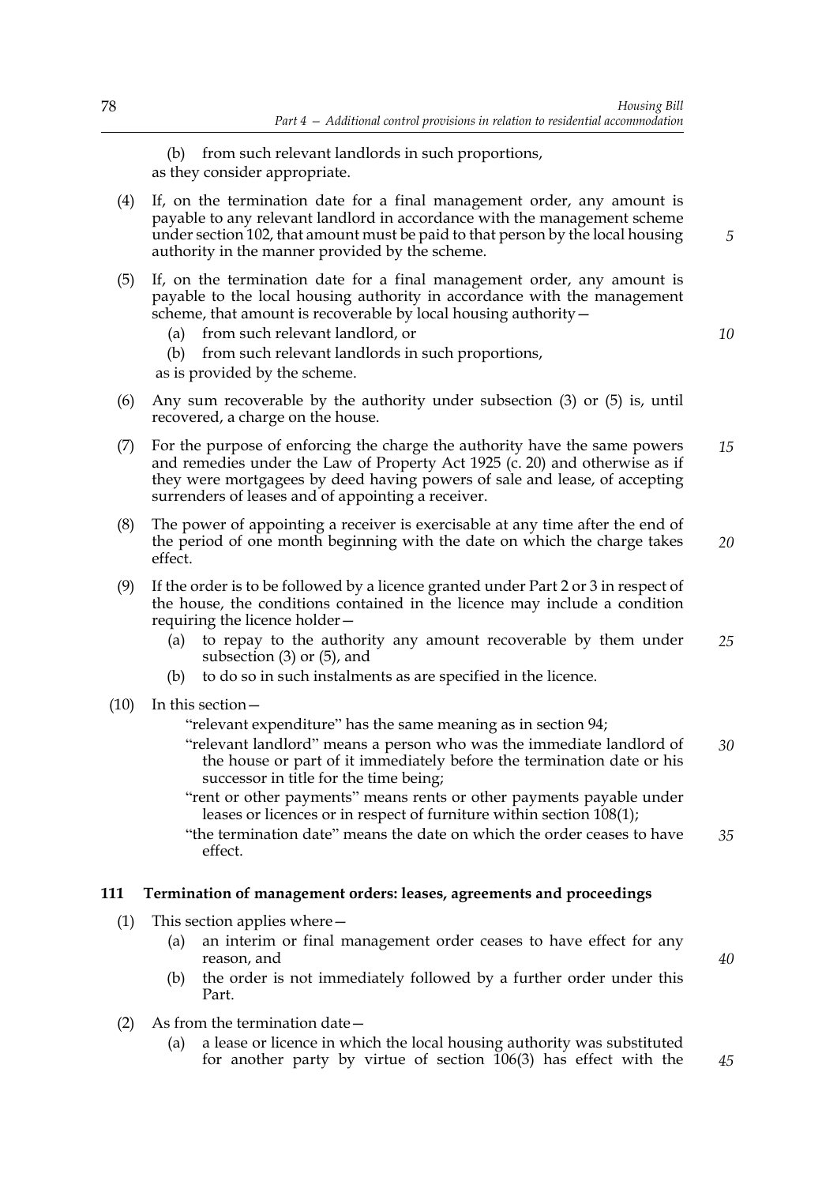(b) from such relevant landlords in such proportions,

as they consider appropriate.

(4) If, on the termination date for a final management order, any amount is payable to any relevant landlord in accordance with the management scheme under section 102, that amount must be paid to that person by the local housing authority in the manner provided by the scheme.

(5) If, on the termination date for a final management order, any amount is payable to the local housing authority in accordance with the management scheme, that amount is recoverable by local housing authority—

(a) from such relevant landlord, or

(b) from such relevant landlords in such proportions,

as is provided by the scheme.

(6) Any sum recoverable by the authority under subsection (3) or (5) is, until recovered, a charge on the house.

(7) For the purpose of enforcing the charge the authority have the same powers and remedies under the Law of Property Act 1925 (c. 20) and otherwise as if they were mortgagees by deed having powers of sale and lease, of accepting surrenders of leases and of appointing a receiver.

(8) The power of appointing a receiver is exercisable at any time after the end of the period of one month beginning with the date on which the charge takes effect.

(9) If the order is to be followed by a licence granted under Part 2 or 3 in respect of the house, the conditions contained in the licence may include a condition requiring the licence holder—

(a) to repay to the authority any amount recoverable by them under subsection (3) or (5), and

(b) to do so in such instalments as are specified in the licence.

(10) In this section—

"relevant expenditure" has the same meaning as in section 94;

"relevant landlord" means a person who was the immediate landlord of the house or part of it immediately before the termination date or his successor in title for the time being;

"rent or other payments" means rents or other payments payable under leases or licences or in respect of furniture within section 108(1);

"the termination date" means the date on which the order ceases to have effect.

### 111 Termination of management orders: leases, agreements and proceedings

(1) This section applies where—

(a) an interim or final management order ceases to have effect for any reason, and

(b) the order is not immediately followed by a further order under this Part.

(2) As from the termination date—

(a) a lease or licence in which the local housing authority was substituted for another party by virtue of section 106(3) has effect with the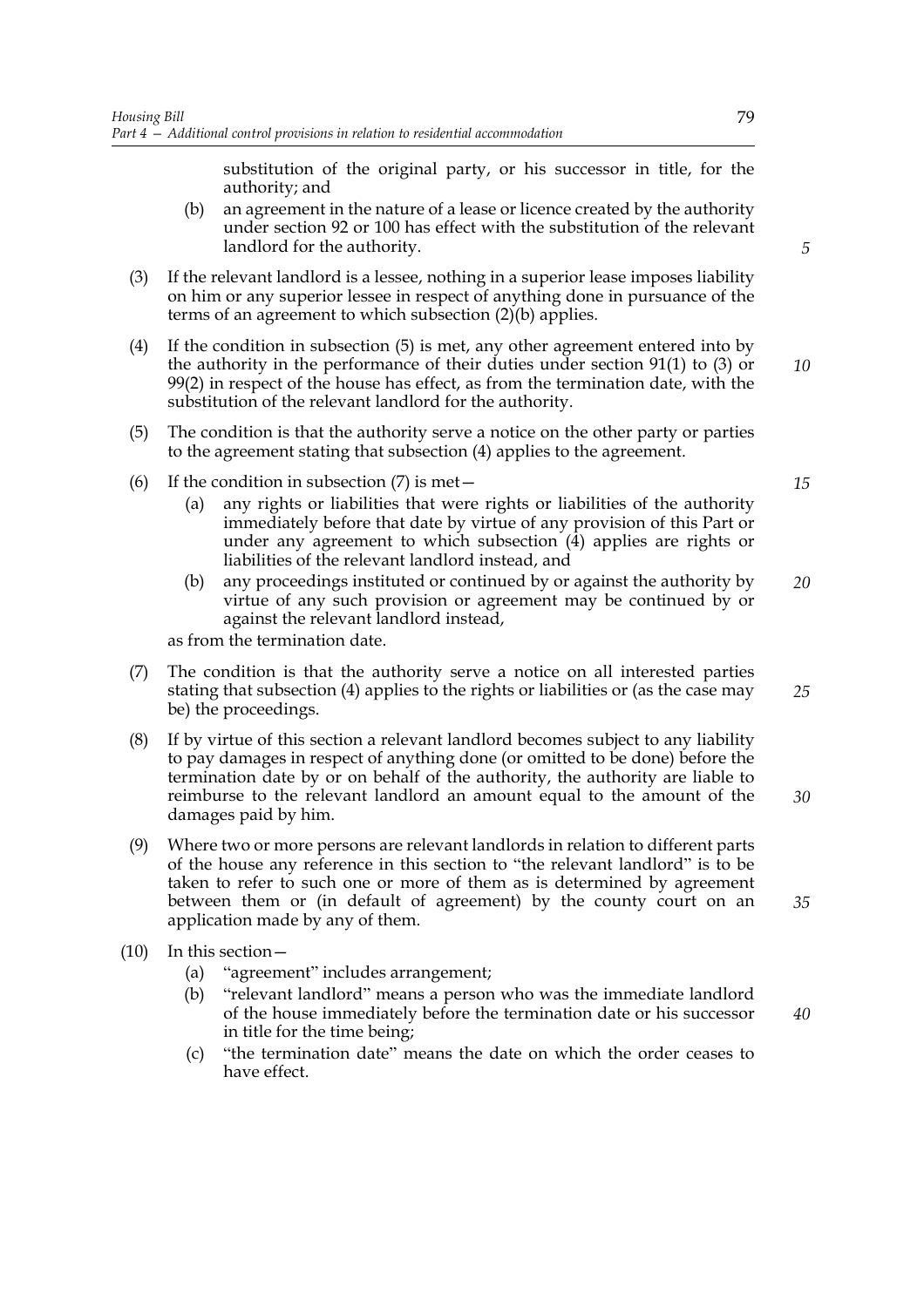substitution of the original party, or his successor in title, for the authority; and

(b) an agreement in the nature of a lease or licence created by the authority under section 92 or 100 has effect with the substitution of the relevant landlord for the authority.

(3) If the relevant landlord is a lessee, nothing in a superior lease imposes liability on him or any superior lessee in respect of anything done in pursuance of the terms of an agreement to which subsection (2)(b) applies.

(4) If the condition in subsection (5) is met, any other agreement entered into by the authority in the performance of their duties under section 91(1) to (3) or 99(2) in respect of the house has effect, as from the termination date, with the substitution of the relevant landlord for the authority.

(5) The condition is that the authority serve a notice on the other party or parties to the agreement stating that subsection (4) applies to the agreement.

(6) If the condition in subsection (7) is met—

(a) any rights or liabilities that were rights or liabilities of the authority immediately before that date by virtue of any provision of this Part or under any agreement to which subsection (4) applies are rights or liabilities of the relevant landlord instead, and

(b) any proceedings instituted or continued by or against the authority by virtue of any such provision or agreement may be continued by or against the relevant landlord instead,

as from the termination date.

(7) The condition is that the authority serve a notice on all interested parties stating that subsection (4) applies to the rights or liabilities or (as the case may be) the proceedings.

(8) If by virtue of this section a relevant landlord becomes subject to any liability to pay damages in respect of anything done (or omitted to be done) before the termination date by or on behalf of the authority, the authority are liable to reimburse to the relevant landlord an amount equal to the amount of the damages paid by him.

(9) Where two or more persons are relevant landlords in relation to different parts of the house any reference in this section to "the relevant landlord" is to be taken to refer to such one or more of them as is determined by agreement between them or (in default of agreement) by the county court on an application made by any of them.

(10) In this section—

(a) "agreement" includes arrangement;

(b) "relevant landlord" means a person who was the immediate landlord of the house immediately before the termination date or his successor in title for the time being;

(c) "the termination date" means the date on which the order ceases to have effect.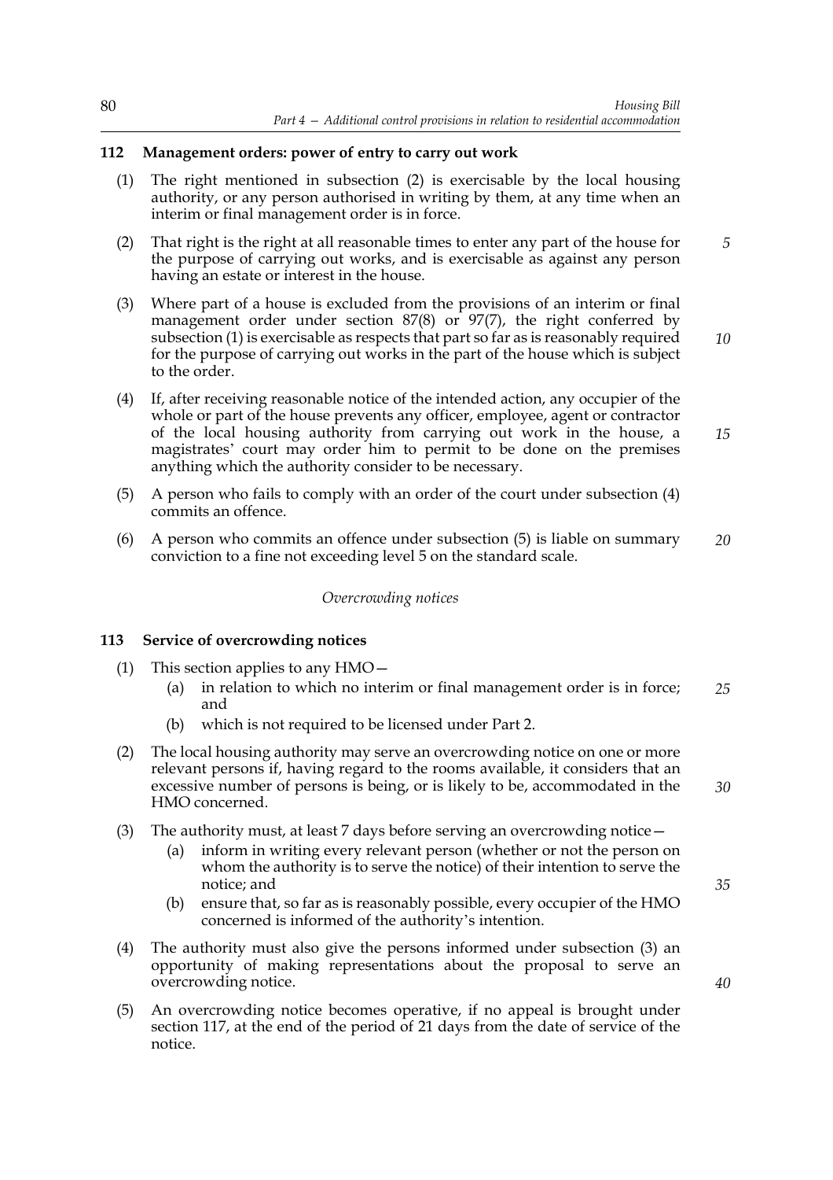### 112 Management orders: power of entry to carry out work

(1) The right mentioned in subsection (2) is exercisable by the local housing authority, or any person authorised in writing by them, at any time when an interim or final management order is in force.

(2) That right is the right at all reasonable times to enter any part of the house for the purpose of carrying out works, and is exercisable as against any person having an estate or interest in the house.

(3) Where part of a house is excluded from the provisions of an interim or final management order under section 87(8) or 97(7), the right conferred by subsection (1) is exercisable as respects that part so far as is reasonably required for the purpose of carrying out works in the part of the house which is subject to the order.

(4) If, after receiving reasonable notice of the intended action, any occupier of the whole or part of the house prevents any officer, employee, agent or contractor of the local housing authority from carrying out work in the house, a magistrates' court may order him to permit to be done on the premises anything which the authority consider to be necessary.

(5) A person who fails to comply with an order of the court under subsection (4) commits an offence.

(6) A person who commits an offence under subsection (5) is liable on summary conviction to a fine not exceeding level 5 on the standard scale.

*Overcrowding notices*

### 113 Service of overcrowding notices

(1) This section applies to any HMO—
  (a) in relation to which no interim or final management order is in force; and
  (b) which is not required to be licensed under Part 2.

(2) The local housing authority may serve an overcrowding notice on one or more relevant persons if, having regard to the rooms available, it considers that an excessive number of persons is being, or is likely to be, accommodated in the HMO concerned.

(3) The authority must, at least 7 days before serving an overcrowding notice—
  (a) inform in writing every relevant person (whether or not the person on whom the authority is to serve the notice) of their intention to serve the notice; and
  (b) ensure that, so far as is reasonably possible, every occupier of the HMO concerned is informed of the authority's intention.

(4) The authority must also give the persons informed under subsection (3) an opportunity of making representations about the proposal to serve an overcrowding notice.

(5) An overcrowding notice becomes operative, if no appeal is brought under section 117, at the end of the period of 21 days from the date of service of the notice.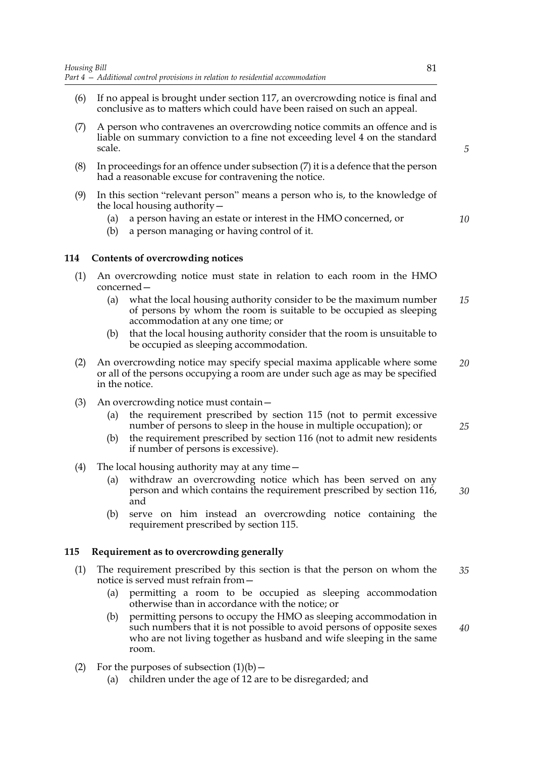(6) If no appeal is brought under section 117, an overcrowding notice is final and conclusive as to matters which could have been raised on such an appeal.

(7) A person who contravenes an overcrowding notice commits an offence and is liable on summary conviction to a fine not exceeding level 4 on the standard scale.

(8) In proceedings for an offence under subsection (7) it is a defence that the person had a reasonable excuse for contravening the notice.

(9) In this section "relevant person" means a person who is, to the knowledge of the local housing authority—

  (a) a person having an estate or interest in the HMO concerned, or

  (b) a person managing or having control of it.

## 114 Contents of overcrowding notices

(1) An overcrowding notice must state in relation to each room in the HMO concerned—

  (a) what the local housing authority consider to be the maximum number of persons by whom the room is suitable to be occupied as sleeping accommodation at any one time; or

  (b) that the local housing authority consider that the room is unsuitable to be occupied as sleeping accommodation.

(2) An overcrowding notice may specify special maxima applicable where some or all of the persons occupying a room are under such age as may be specified in the notice.

(3) An overcrowding notice must contain—

  (a) the requirement prescribed by section 115 (not to permit excessive number of persons to sleep in the house in multiple occupation); or

  (b) the requirement prescribed by section 116 (not to admit new residents if number of persons is excessive).

(4) The local housing authority may at any time—

  (a) withdraw an overcrowding notice which has been served on any person and which contains the requirement prescribed by section 116, and

  (b) serve on him instead an overcrowding notice containing the requirement prescribed by section 115.

## 115 Requirement as to overcrowding generally

(1) The requirement prescribed by this section is that the person on whom the notice is served must refrain from—

  (a) permitting a room to be occupied as sleeping accommodation otherwise than in accordance with the notice; or

  (b) permitting persons to occupy the HMO as sleeping accommodation in such numbers that it is not possible to avoid persons of opposite sexes who are not living together as husband and wife sleeping in the same room.

(2) For the purposes of subsection (1)(b)—

  (a) children under the age of 12 are to be disregarded; and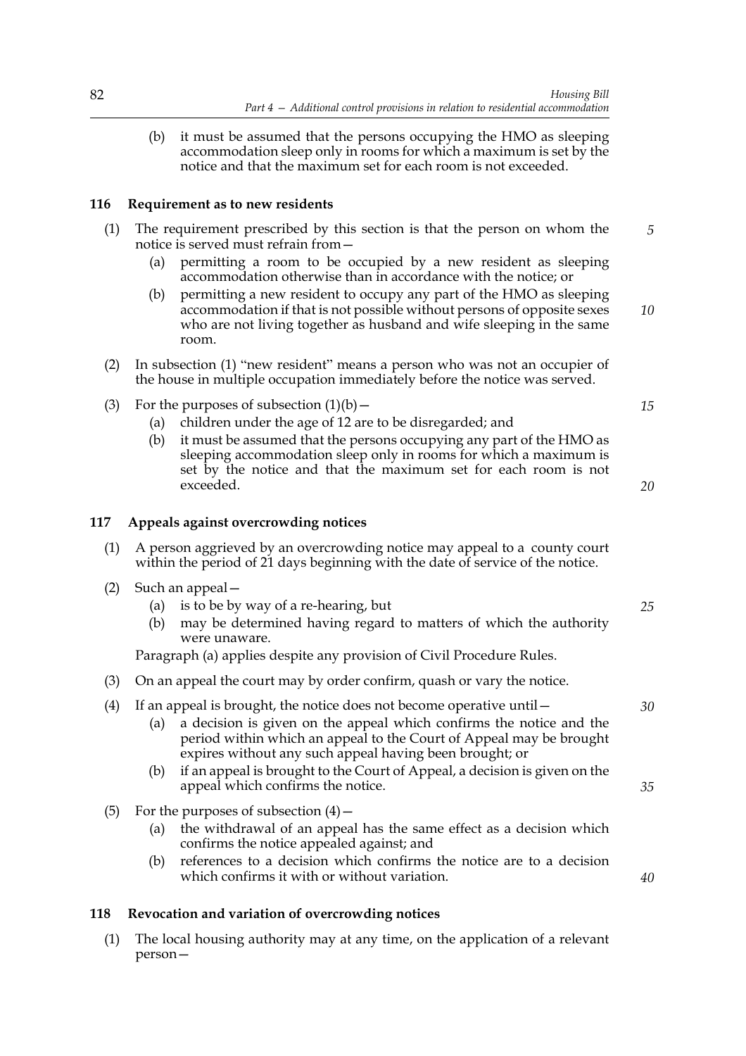(b) it must be assumed that the persons occupying the HMO as sleeping accommodation sleep only in rooms for which a maximum is set by the notice and that the maximum set for each room is not exceeded.

### 116 Requirement as to new residents

(1) The requirement prescribed by this section is that the person on whom the notice is served must refrain from—

(a) permitting a room to be occupied by a new resident as sleeping accommodation otherwise than in accordance with the notice; or

(b) permitting a new resident to occupy any part of the HMO as sleeping accommodation if that is not possible without persons of opposite sexes who are not living together as husband and wife sleeping in the same room.

(2) In subsection (1) "new resident" means a person who was not an occupier of the house in multiple occupation immediately before the notice was served.

(3) For the purposes of subsection (1)(b)—

(a) children under the age of 12 are to be disregarded; and

(b) it must be assumed that the persons occupying any part of the HMO as sleeping accommodation sleep only in rooms for which a maximum is set by the notice and that the maximum set for each room is not exceeded.

### 117 Appeals against overcrowding notices

(1) A person aggrieved by an overcrowding notice may appeal to a county court within the period of 21 days beginning with the date of service of the notice.

(2) Such an appeal—

(a) is to be by way of a re-hearing, but

(b) may be determined having regard to matters of which the authority were unaware.

Paragraph (a) applies despite any provision of Civil Procedure Rules.

(3) On an appeal the court may by order confirm, quash or vary the notice.

(4) If an appeal is brought, the notice does not become operative until—

(a) a decision is given on the appeal which confirms the notice and the period within which an appeal to the Court of Appeal may be brought expires without any such appeal having been brought; or

(b) if an appeal is brought to the Court of Appeal, a decision is given on the appeal which confirms the notice.

(5) For the purposes of subsection (4)—

(a) the withdrawal of an appeal has the same effect as a decision which confirms the notice appealed against; and

(b) references to a decision which confirms the notice are to a decision which confirms it with or without variation.

### 118 Revocation and variation of overcrowding notices

(1) The local housing authority may at any time, on the application of a relevant person—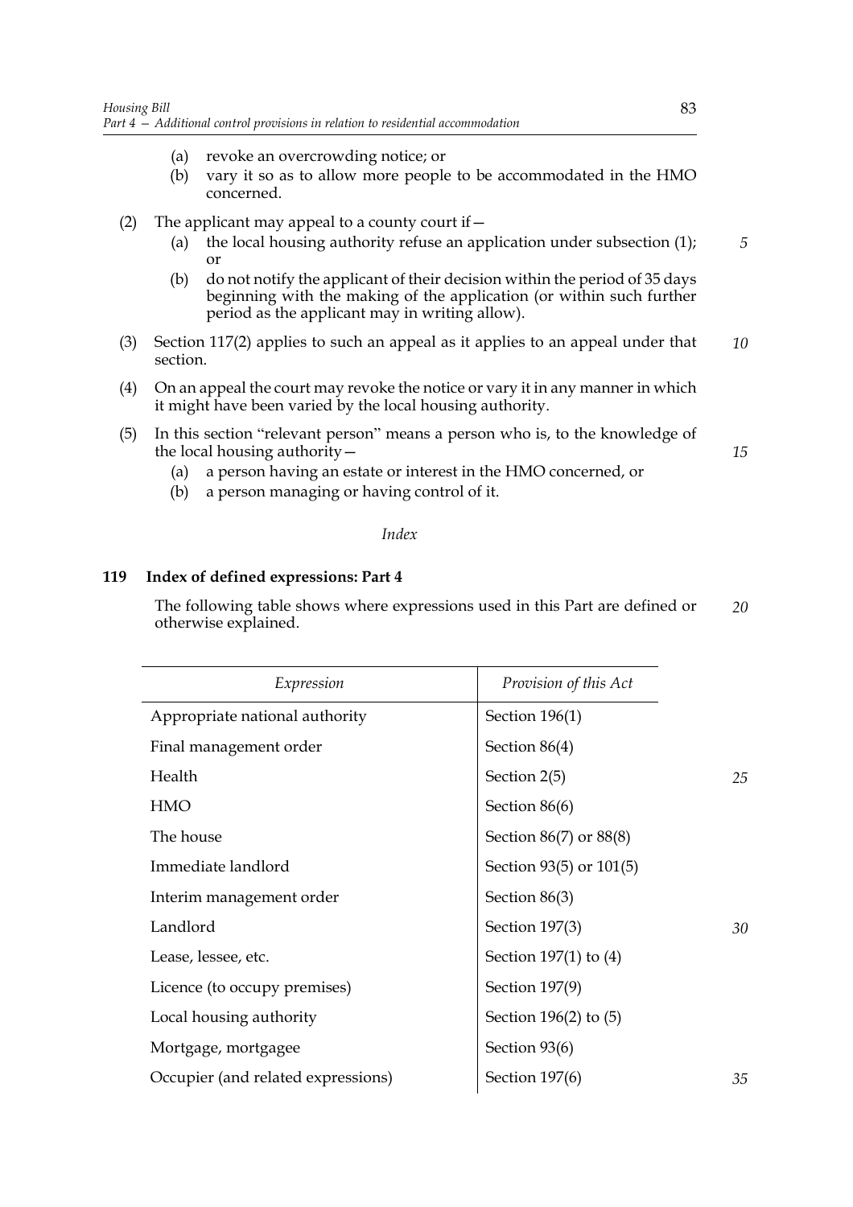(a) revoke an overcrowding notice; or
(b) vary it so as to allow more people to be accommodated in the HMO concerned.

(2) The applicant may appeal to a county court if—
(a) the local housing authority refuse an application under subsection (1); or
(b) do not notify the applicant of their decision within the period of 35 days beginning with the making of the application (or within such further period as the applicant may in writing allow).

(3) Section 117(2) applies to such an appeal as it applies to an appeal under that section.

(4) On an appeal the court may revoke the notice or vary it in any manner in which it might have been varied by the local housing authority.

(5) In this section "relevant person" means a person who is, to the knowledge of the local housing authority—
(a) a person having an estate or interest in the HMO concerned, or
(b) a person managing or having control of it.

*Index*

### 119 Index of defined expressions: Part 4

The following table shows where expressions used in this Part are defined or otherwise explained.

| *Expression* | *Provision of this Act* |
|---|---|
| Appropriate national authority | Section 196(1) |
| Final management order | Section 86(4) |
| Health | Section 2(5) |
| HMO | Section 86(6) |
| The house | Section 86(7) or 88(8) |
| Immediate landlord | Section 93(5) or 101(5) |
| Interim management order | Section 86(3) |
| Landlord | Section 197(3) |
| Lease, lessee, etc. | Section 197(1) to (4) |
| Licence (to occupy premises) | Section 197(9) |
| Local housing authority | Section 196(2) to (5) |
| Mortgage, mortgagee | Section 93(6) |
| Occupier (and related expressions) | Section 197(6) |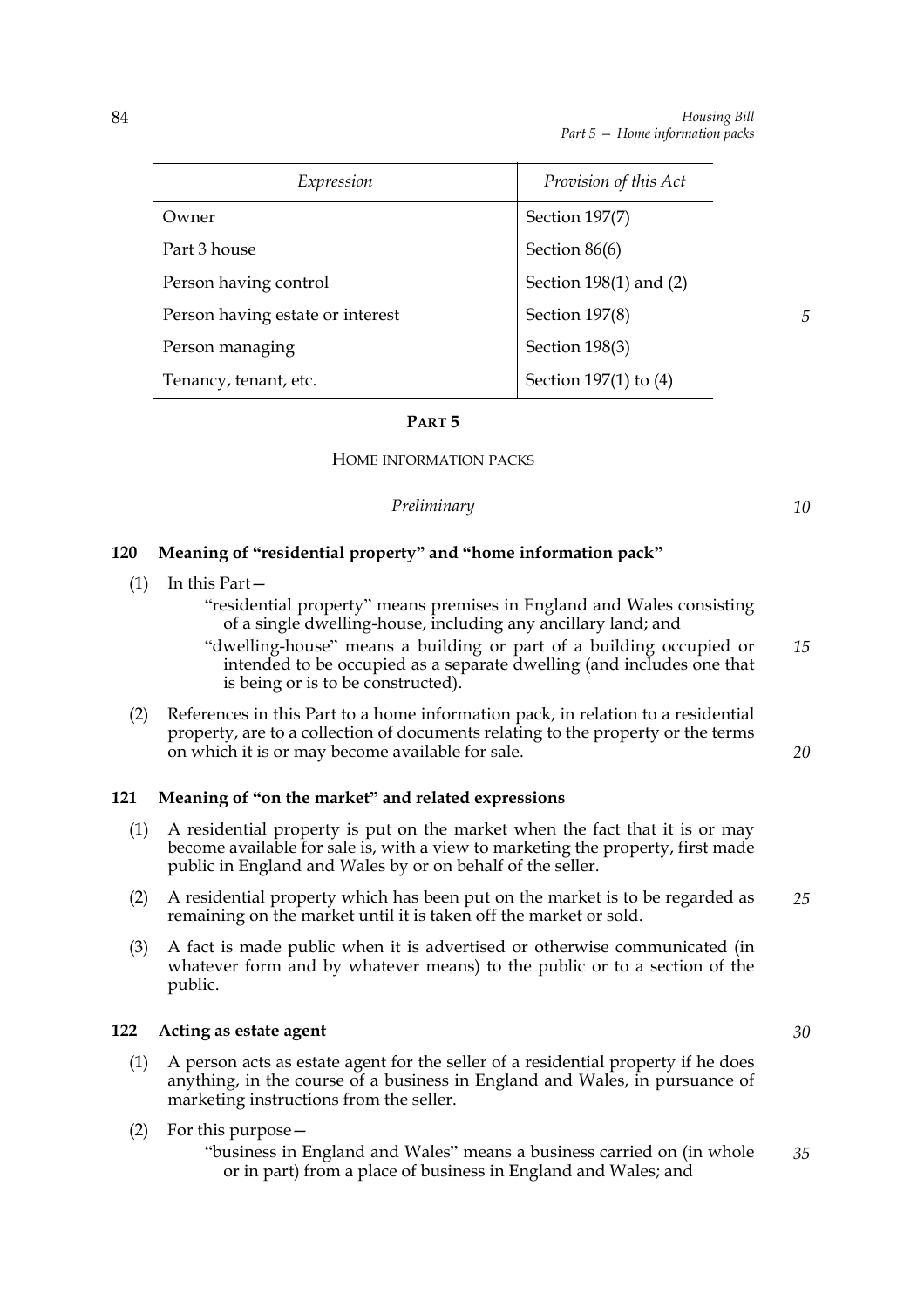| Expression | Provision of this Act |
|---|---|
| Owner | Section 197(7) |
| Part 3 house | Section 86(6) |
| Person having control | Section 198(1) and (2) |
| Person having estate or interest | Section 197(8) |
| Person managing | Section 198(3) |
| Tenancy, tenant, etc. | Section 197(1) to (4) |

## PART 5

### HOME INFORMATION PACKS

*Preliminary*

#### 120 Meaning of "residential property" and "home information pack"

(1) In this Part—

"residential property" means premises in England and Wales consisting of a single dwelling-house, including any ancillary land; and

"dwelling-house" means a building or part of a building occupied or intended to be occupied as a separate dwelling (and includes one that is being or is to be constructed).

(2) References in this Part to a home information pack, in relation to a residential property, are to a collection of documents relating to the property or the terms on which it is or may become available for sale.

#### 121 Meaning of "on the market" and related expressions

(1) A residential property is put on the market when the fact that it is or may become available for sale is, with a view to marketing the property, first made public in England and Wales by or on behalf of the seller.

(2) A residential property which has been put on the market is to be regarded as remaining on the market until it is taken off the market or sold.

(3) A fact is made public when it is advertised or otherwise communicated (in whatever form and by whatever means) to the public or to a section of the public.

#### 122 Acting as estate agent

(1) A person acts as estate agent for the seller of a residential property if he does anything, in the course of a business in England and Wales, in pursuance of marketing instructions from the seller.

(2) For this purpose—

"business in England and Wales" means a business carried on (in whole or in part) from a place of business in England and Wales; and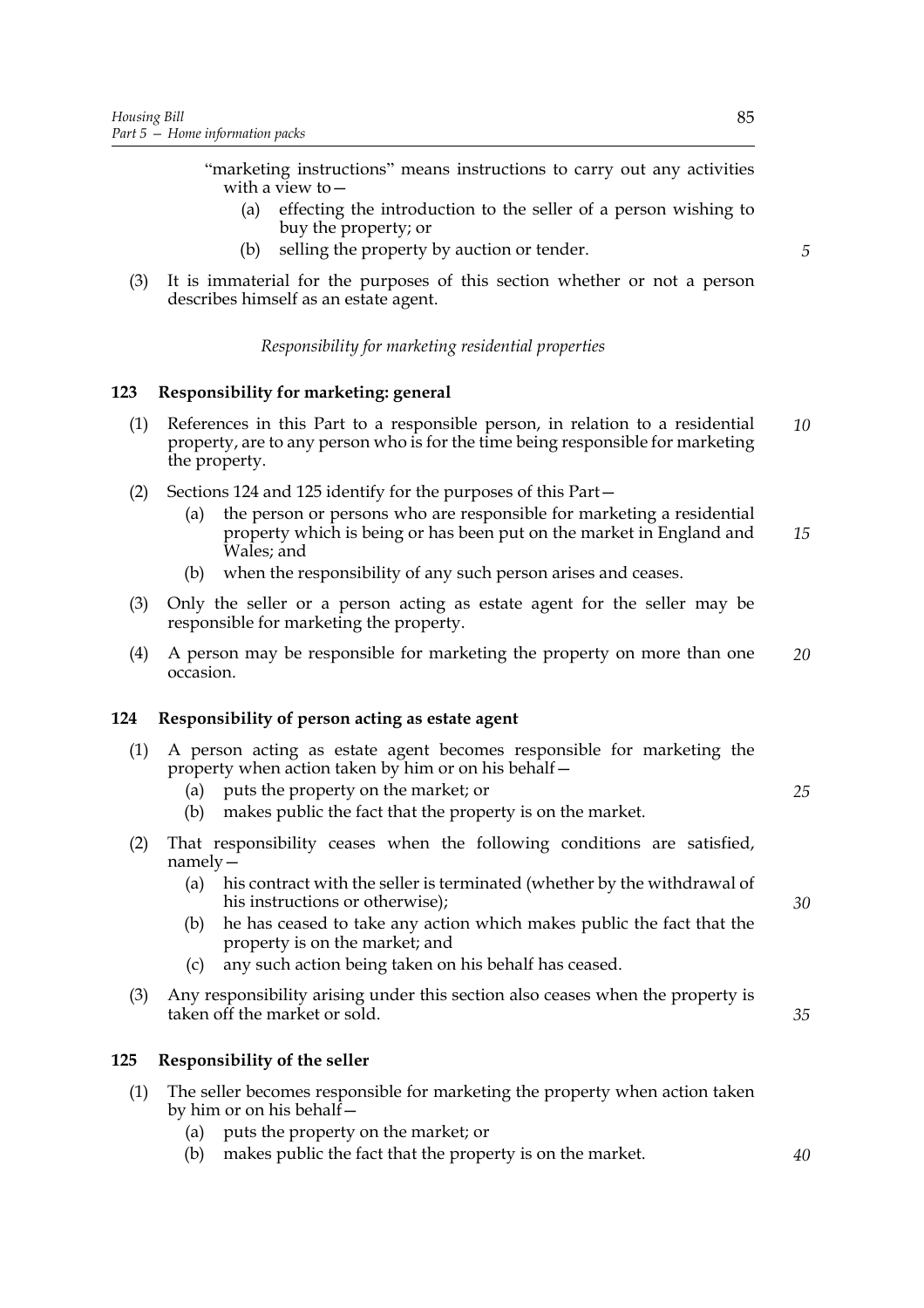"marketing instructions" means instructions to carry out any activities with a view to—

(a) effecting the introduction to the seller of a person wishing to buy the property; or

(b) selling the property by auction or tender.

(3) It is immaterial for the purposes of this section whether or not a person describes himself as an estate agent.

*Responsibility for marketing residential properties*

### 123 Responsibility for marketing: general

(1) References in this Part to a responsible person, in relation to a residential property, are to any person who is for the time being responsible for marketing the property.

(2) Sections 124 and 125 identify for the purposes of this Part—

(a) the person or persons who are responsible for marketing a residential property which is being or has been put on the market in England and Wales; and

(b) when the responsibility of any such person arises and ceases.

(3) Only the seller or a person acting as estate agent for the seller may be responsible for marketing the property.

(4) A person may be responsible for marketing the property on more than one occasion.

### 124 Responsibility of person acting as estate agent

(1) A person acting as estate agent becomes responsible for marketing the property when action taken by him or on his behalf—

(a) puts the property on the market; or

(b) makes public the fact that the property is on the market.

(2) That responsibility ceases when the following conditions are satisfied, namely—

(a) his contract with the seller is terminated (whether by the withdrawal of his instructions or otherwise);

(b) he has ceased to take any action which makes public the fact that the property is on the market; and

(c) any such action being taken on his behalf has ceased.

(3) Any responsibility arising under this section also ceases when the property is taken off the market or sold.

### 125 Responsibility of the seller

(1) The seller becomes responsible for marketing the property when action taken by him or on his behalf—

(a) puts the property on the market; or

(b) makes public the fact that the property is on the market.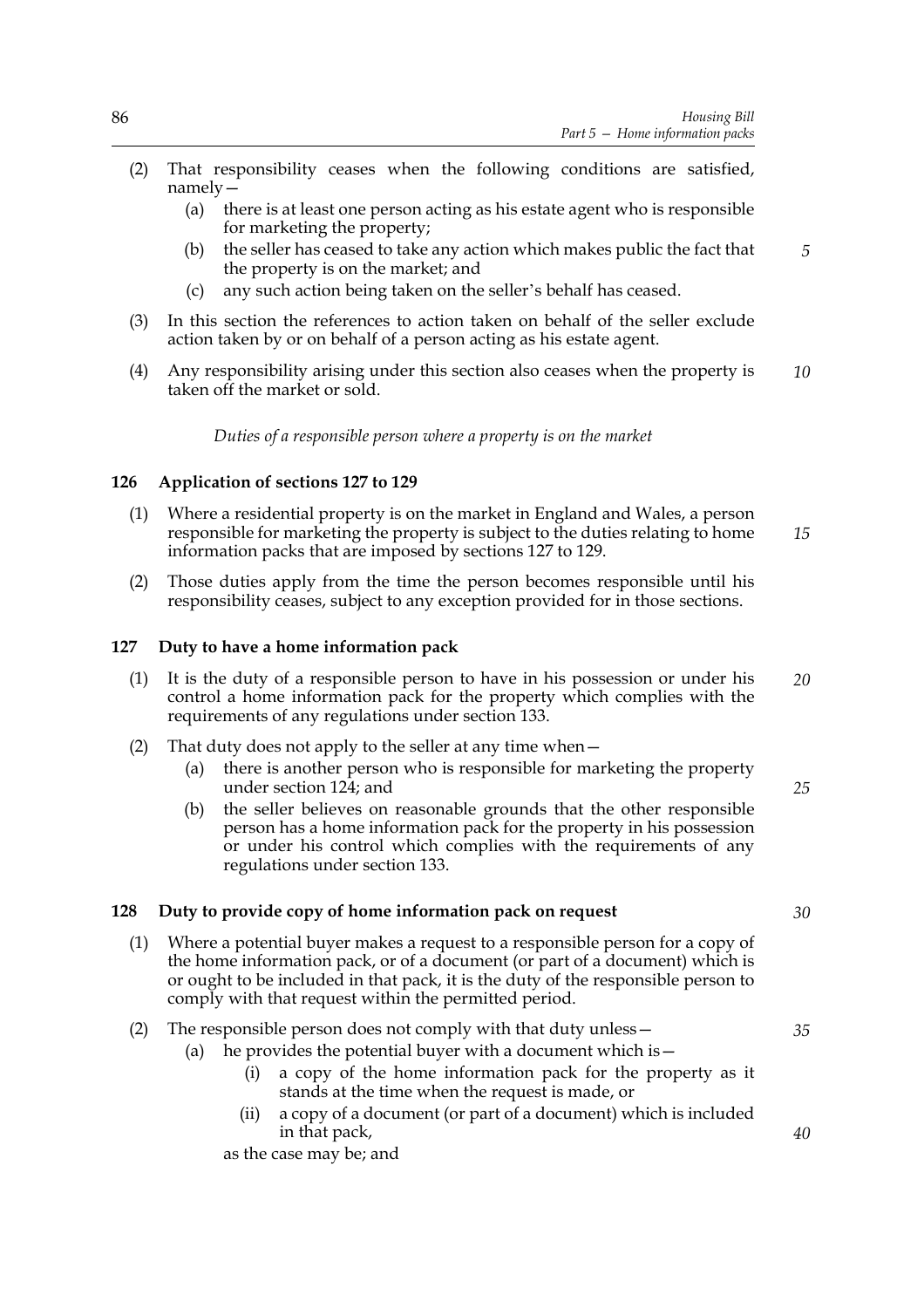(2) That responsibility ceases when the following conditions are satisfied, namely—

   (a) there is at least one person acting as his estate agent who is responsible for marketing the property;

   (b) the seller has ceased to take any action which makes public the fact that the property is on the market; and

   (c) any such action being taken on the seller's behalf has ceased.

(3) In this section the references to action taken on behalf of the seller exclude action taken by or on behalf of a person acting as his estate agent.

(4) Any responsibility arising under this section also ceases when the property is taken off the market or sold.

*Duties of a responsible person where a property is on the market*

### 126 Application of sections 127 to 129

(1) Where a residential property is on the market in England and Wales, a person responsible for marketing the property is subject to the duties relating to home information packs that are imposed by sections 127 to 129.

(2) Those duties apply from the time the person becomes responsible until his responsibility ceases, subject to any exception provided for in those sections.

### 127 Duty to have a home information pack

(1) It is the duty of a responsible person to have in his possession or under his control a home information pack for the property which complies with the requirements of any regulations under section 133.

(2) That duty does not apply to the seller at any time when—

   (a) there is another person who is responsible for marketing the property under section 124; and

   (b) the seller believes on reasonable grounds that the other responsible person has a home information pack for the property in his possession or under his control which complies with the requirements of any regulations under section 133.

### 128 Duty to provide copy of home information pack on request

(1) Where a potential buyer makes a request to a responsible person for a copy of the home information pack, or of a document (or part of a document) which is or ought to be included in that pack, it is the duty of the responsible person to comply with that request within the permitted period.

(2) The responsible person does not comply with that duty unless—

   (a) he provides the potential buyer with a document which is—

      (i) a copy of the home information pack for the property as it stands at the time when the request is made, or

      (ii) a copy of a document (or part of a document) which is included in that pack,

   as the case may be; and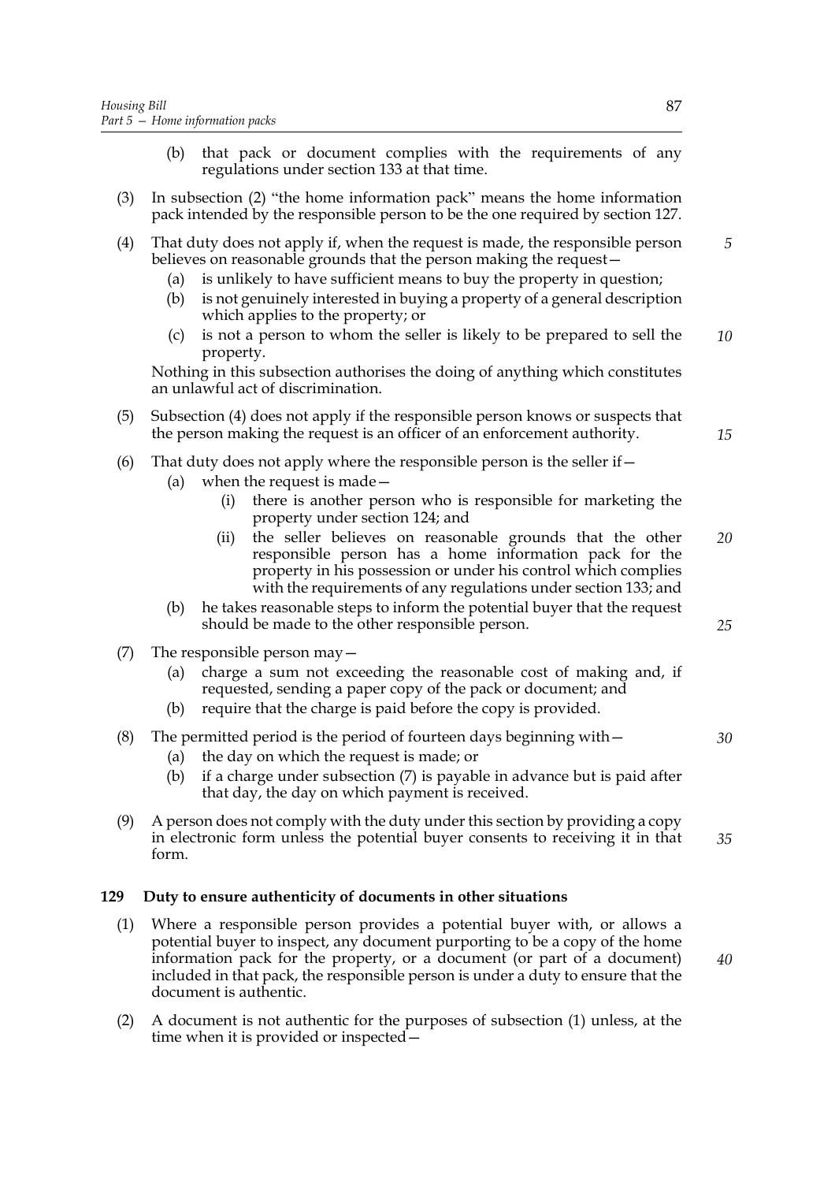(b) that pack or document complies with the requirements of any regulations under section 133 at that time.

(3) In subsection (2) "the home information pack" means the home information pack intended by the responsible person to be the one required by section 127.

(4) That duty does not apply if, when the request is made, the responsible person believes on reasonable grounds that the person making the request—

(a) is unlikely to have sufficient means to buy the property in question;

(b) is not genuinely interested in buying a property of a general description which applies to the property; or

(c) is not a person to whom the seller is likely to be prepared to sell the property.

Nothing in this subsection authorises the doing of anything which constitutes an unlawful act of discrimination.

(5) Subsection (4) does not apply if the responsible person knows or suspects that the person making the request is an officer of an enforcement authority.

(6) That duty does not apply where the responsible person is the seller if—

(a) when the request is made—

(i) there is another person who is responsible for marketing the property under section 124; and

(ii) the seller believes on reasonable grounds that the other responsible person has a home information pack for the property in his possession or under his control which complies with the requirements of any regulations under section 133; and

(b) he takes reasonable steps to inform the potential buyer that the request should be made to the other responsible person.

(7) The responsible person may—

(a) charge a sum not exceeding the reasonable cost of making and, if requested, sending a paper copy of the pack or document; and

(b) require that the charge is paid before the copy is provided.

(8) The permitted period is the period of fourteen days beginning with—

(a) the day on which the request is made; or

(b) if a charge under subsection (7) is payable in advance but is paid after that day, the day on which payment is received.

(9) A person does not comply with the duty under this section by providing a copy in electronic form unless the potential buyer consents to receiving it in that form.

### 129 Duty to ensure authenticity of documents in other situations

(1) Where a responsible person provides a potential buyer with, or allows a potential buyer to inspect, any document purporting to be a copy of the home information pack for the property, or a document (or part of a document) included in that pack, the responsible person is under a duty to ensure that the document is authentic.

(2) A document is not authentic for the purposes of subsection (1) unless, at the time when it is provided or inspected—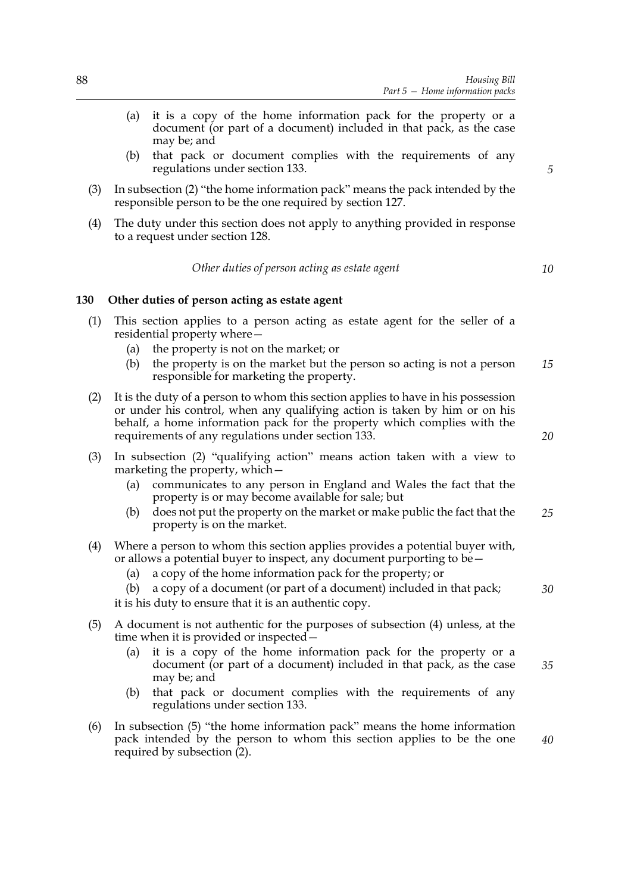(a) it is a copy of the home information pack for the property or a document (or part of a document) included in that pack, as the case may be; and

(b) that pack or document complies with the requirements of any regulations under section 133.

(3) In subsection (2) "the home information pack" means the pack intended by the responsible person to be the one required by section 127.

(4) The duty under this section does not apply to anything provided in response to a request under section 128.

*Other duties of person acting as estate agent*

### 130 Other duties of person acting as estate agent

(1) This section applies to a person acting as estate agent for the seller of a residential property where—

(a) the property is not on the market; or

(b) the property is on the market but the person so acting is not a person responsible for marketing the property.

(2) It is the duty of a person to whom this section applies to have in his possession or under his control, when any qualifying action is taken by him or on his behalf, a home information pack for the property which complies with the requirements of any regulations under section 133.

(3) In subsection (2) "qualifying action" means action taken with a view to marketing the property, which—

(a) communicates to any person in England and Wales the fact that the property is or may become available for sale; but

(b) does not put the property on the market or make public the fact that the property is on the market.

(4) Where a person to whom this section applies provides a potential buyer with, or allows a potential buyer to inspect, any document purporting to be—

(a) a copy of the home information pack for the property; or

(b) a copy of a document (or part of a document) included in that pack;

it is his duty to ensure that it is an authentic copy.

(5) A document is not authentic for the purposes of subsection (4) unless, at the time when it is provided or inspected—

(a) it is a copy of the home information pack for the property or a document (or part of a document) included in that pack, as the case may be; and

(b) that pack or document complies with the requirements of any regulations under section 133.

(6) In subsection (5) "the home information pack" means the home information pack intended by the person to whom this section applies to be the one required by subsection (2).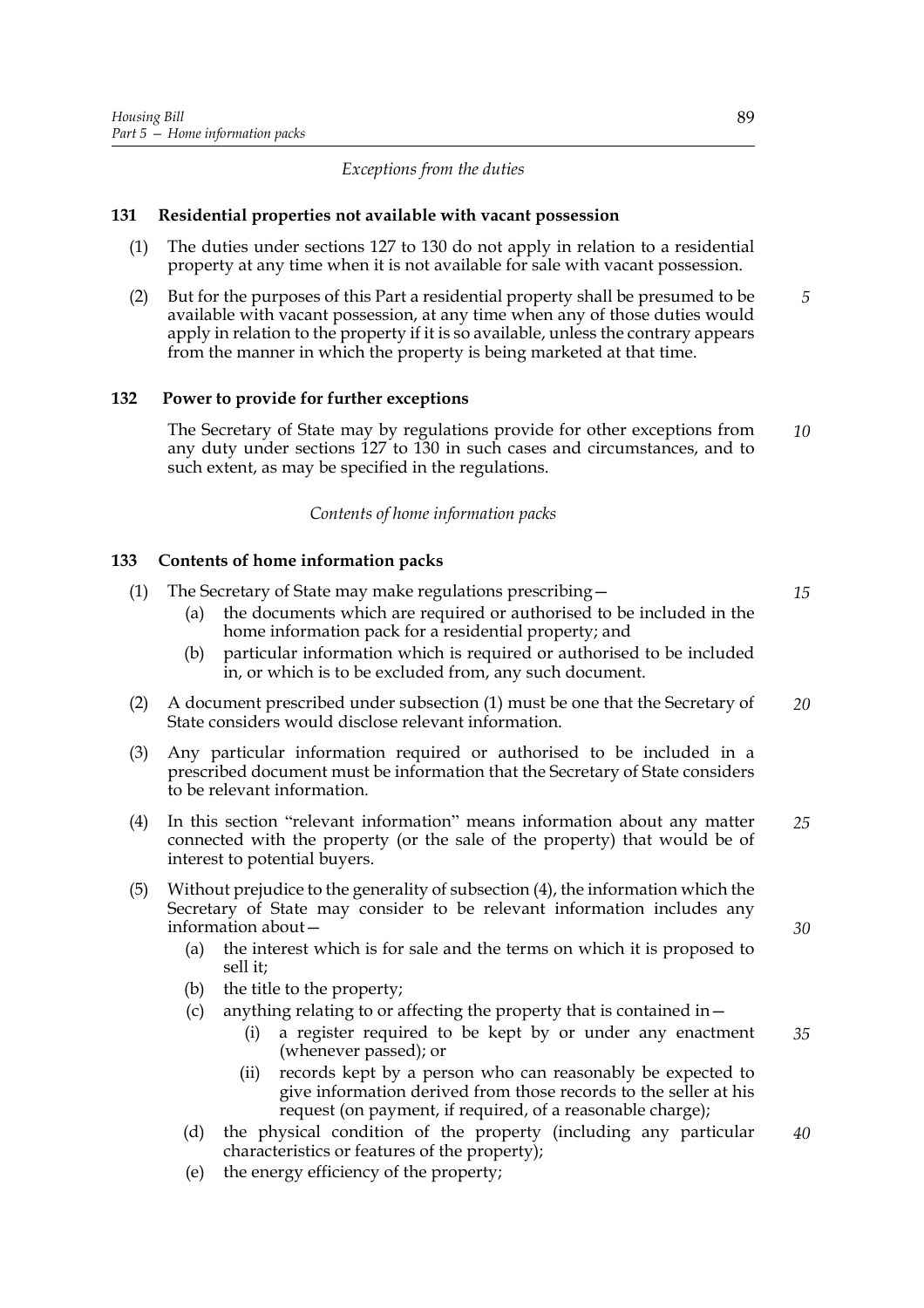*Exceptions from the duties*

### 131 Residential properties not available with vacant possession

(1) The duties under sections 127 to 130 do not apply in relation to a residential property at any time when it is not available for sale with vacant possession.

(2) But for the purposes of this Part a residential property shall be presumed to be available with vacant possession, at any time when any of those duties would apply in relation to the property if it is so available, unless the contrary appears from the manner in which the property is being marketed at that time.

### 132 Power to provide for further exceptions

The Secretary of State may by regulations provide for other exceptions from any duty under sections 127 to 130 in such cases and circumstances, and to such extent, as may be specified in the regulations.

*Contents of home information packs*

### 133 Contents of home information packs

(1) The Secretary of State may make regulations prescribing—

- (a) the documents which are required or authorised to be included in the home information pack for a residential property; and
- (b) particular information which is required or authorised to be included in, or which is to be excluded from, any such document.

(2) A document prescribed under subsection (1) must be one that the Secretary of State considers would disclose relevant information.

(3) Any particular information required or authorised to be included in a prescribed document must be information that the Secretary of State considers to be relevant information.

(4) In this section "relevant information" means information about any matter connected with the property (or the sale of the property) that would be of interest to potential buyers.

(5) Without prejudice to the generality of subsection (4), the information which the Secretary of State may consider to be relevant information includes any information about—

- (a) the interest which is for sale and the terms on which it is proposed to sell it;
- (b) the title to the property;
- (c) anything relating to or affecting the property that is contained in—
  - (i) a register required to be kept by or under any enactment (whenever passed); or
  - (ii) records kept by a person who can reasonably be expected to give information derived from those records to the seller at his request (on payment, if required, of a reasonable charge);
- (d) the physical condition of the property (including any particular characteristics or features of the property);
- (e) the energy efficiency of the property;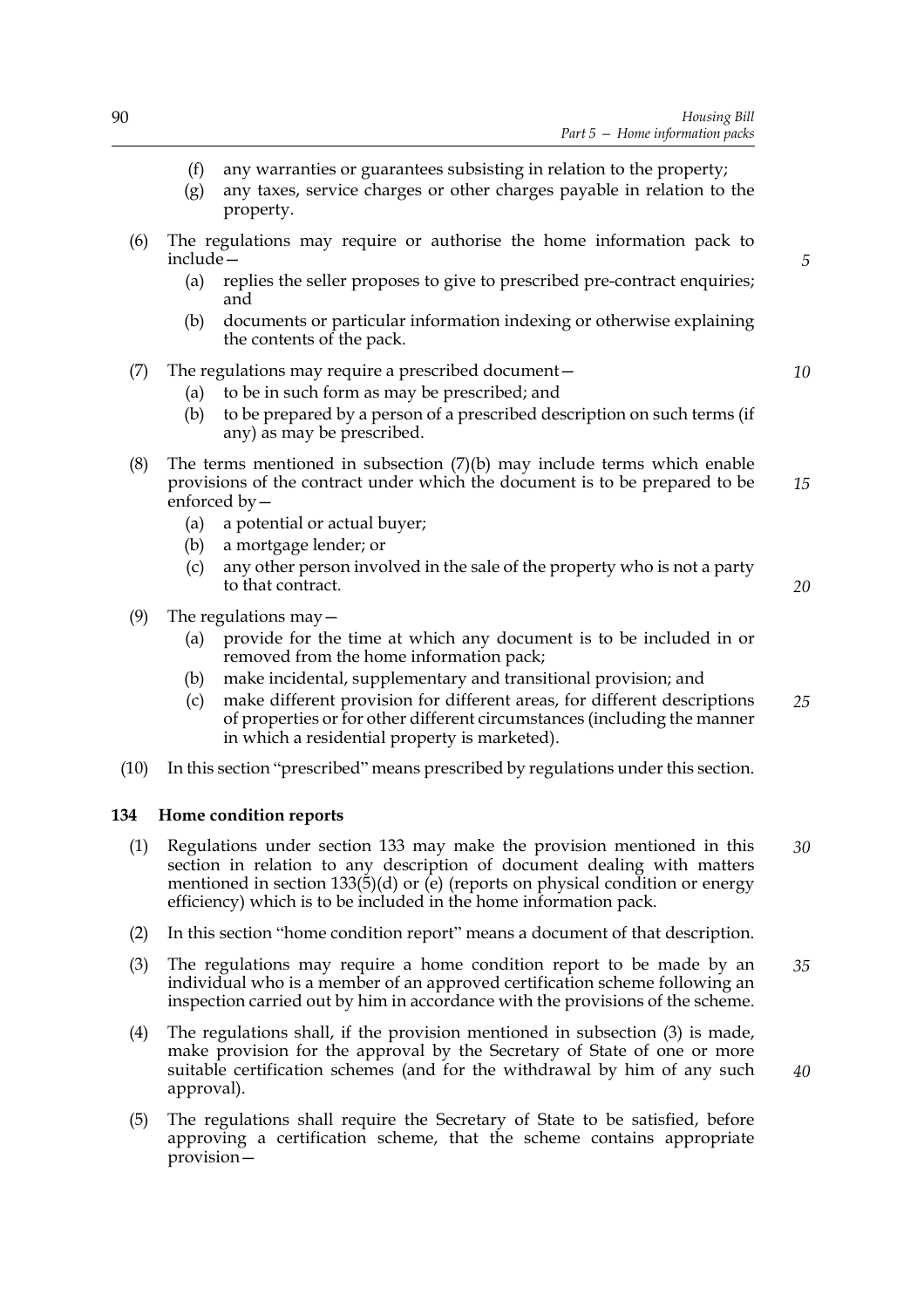(f) any warranties or guarantees subsisting in relation to the property;

(g) any taxes, service charges or other charges payable in relation to the property.

(6) The regulations may require or authorise the home information pack to include—

(a) replies the seller proposes to give to prescribed pre-contract enquiries; and

(b) documents or particular information indexing or otherwise explaining the contents of the pack.

(7) The regulations may require a prescribed document—

(a) to be in such form as may be prescribed; and

(b) to be prepared by a person of a prescribed description on such terms (if any) as may be prescribed.

(8) The terms mentioned in subsection (7)(b) may include terms which enable provisions of the contract under which the document is to be prepared to be enforced by—

(a) a potential or actual buyer;

(b) a mortgage lender; or

(c) any other person involved in the sale of the property who is not a party to that contract.

(9) The regulations may—

(a) provide for the time at which any document is to be included in or removed from the home information pack;

(b) make incidental, supplementary and transitional provision; and

(c) make different provision for different areas, for different descriptions of properties or for other different circumstances (including the manner in which a residential property is marketed).

(10) In this section "prescribed" means prescribed by regulations under this section.

### 134 Home condition reports

(1) Regulations under section 133 may make the provision mentioned in this section in relation to any description of document dealing with matters mentioned in section 133(5)(d) or (e) (reports on physical condition or energy efficiency) which is to be included in the home information pack.

(2) In this section "home condition report" means a document of that description.

(3) The regulations may require a home condition report to be made by an individual who is a member of an approved certification scheme following an inspection carried out by him in accordance with the provisions of the scheme.

(4) The regulations shall, if the provision mentioned in subsection (3) is made, make provision for the approval by the Secretary of State of one or more suitable certification schemes (and for the withdrawal by him of any such approval).

(5) The regulations shall require the Secretary of State to be satisfied, before approving a certification scheme, that the scheme contains appropriate provision—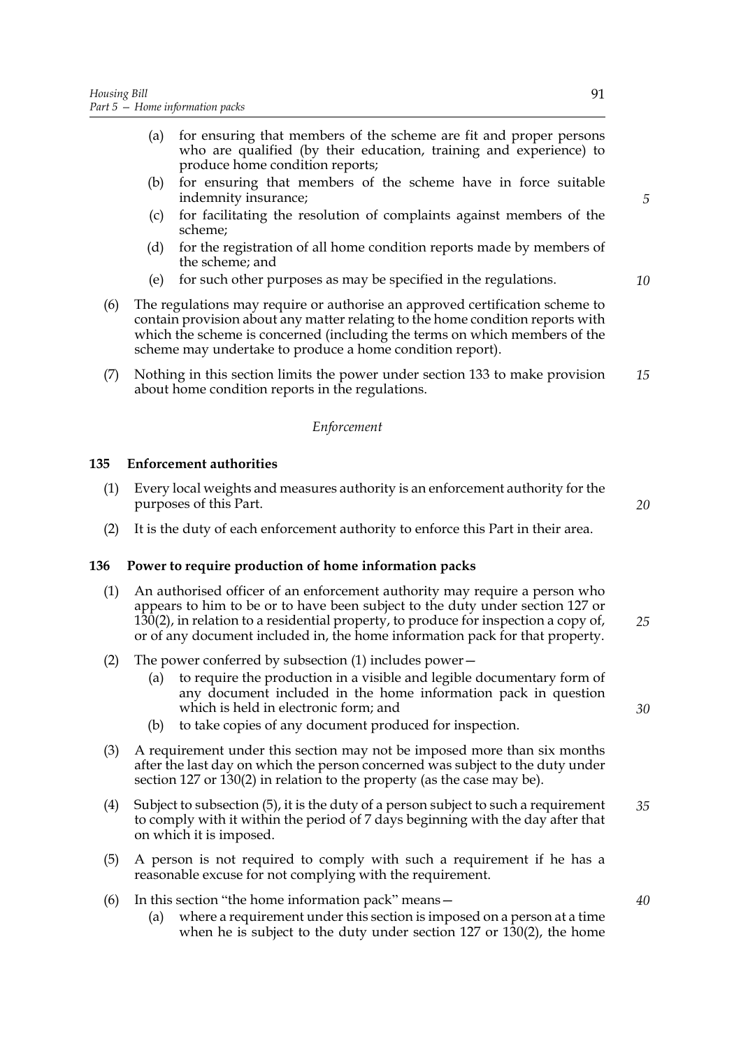(a) for ensuring that members of the scheme are fit and proper persons who are qualified (by their education, training and experience) to produce home condition reports;

(b) for ensuring that members of the scheme have in force suitable indemnity insurance;

(c) for facilitating the resolution of complaints against members of the scheme;

(d) for the registration of all home condition reports made by members of the scheme; and

(e) for such other purposes as may be specified in the regulations.

(6) The regulations may require or authorise an approved certification scheme to contain provision about any matter relating to the home condition reports with which the scheme is concerned (including the terms on which members of the scheme may undertake to produce a home condition report).

(7) Nothing in this section limits the power under section 133 to make provision about home condition reports in the regulations.

*Enforcement*

**135 Enforcement authorities**

(1) Every local weights and measures authority is an enforcement authority for the purposes of this Part.

(2) It is the duty of each enforcement authority to enforce this Part in their area.

**136 Power to require production of home information packs**

(1) An authorised officer of an enforcement authority may require a person who appears to him to be or to have been subject to the duty under section 127 or 130(2), in relation to a residential property, to produce for inspection a copy of, or of any document included in, the home information pack for that property.

(2) The power conferred by subsection (1) includes power—

(a) to require the production in a visible and legible documentary form of any document included in the home information pack in question which is held in electronic form; and

(b) to take copies of any document produced for inspection.

(3) A requirement under this section may not be imposed more than six months after the last day on which the person concerned was subject to the duty under section 127 or 130(2) in relation to the property (as the case may be).

(4) Subject to subsection (5), it is the duty of a person subject to such a requirement to comply with it within the period of 7 days beginning with the day after that on which it is imposed.

(5) A person is not required to comply with such a requirement if he has a reasonable excuse for not complying with the requirement.

(6) In this section "the home information pack" means—

(a) where a requirement under this section is imposed on a person at a time when he is subject to the duty under section 127 or 130(2), the home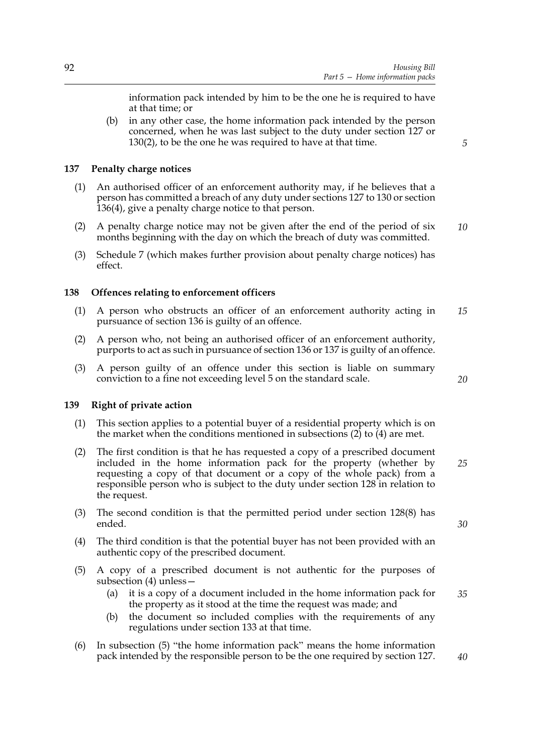information pack intended by him to be the one he is required to have at that time; or

(b) in any other case, the home information pack intended by the person concerned, when he was last subject to the duty under section 127 or 130(2), to be the one he was required to have at that time.

### 137 Penalty charge notices

(1) An authorised officer of an enforcement authority may, if he believes that a person has committed a breach of any duty under sections 127 to 130 or section 136(4), give a penalty charge notice to that person.

(2) A penalty charge notice may not be given after the end of the period of six months beginning with the day on which the breach of duty was committed.

(3) Schedule 7 (which makes further provision about penalty charge notices) has effect.

### 138 Offences relating to enforcement officers

(1) A person who obstructs an officer of an enforcement authority acting in pursuance of section 136 is guilty of an offence.

(2) A person who, not being an authorised officer of an enforcement authority, purports to act as such in pursuance of section 136 or 137 is guilty of an offence.

(3) A person guilty of an offence under this section is liable on summary conviction to a fine not exceeding level 5 on the standard scale.

### 139 Right of private action

(1) This section applies to a potential buyer of a residential property which is on the market when the conditions mentioned in subsections (2) to (4) are met.

(2) The first condition is that he has requested a copy of a prescribed document included in the home information pack for the property (whether by requesting a copy of that document or a copy of the whole pack) from a responsible person who is subject to the duty under section 128 in relation to the request.

(3) The second condition is that the permitted period under section 128(8) has ended.

(4) The third condition is that the potential buyer has not been provided with an authentic copy of the prescribed document.

(5) A copy of a prescribed document is not authentic for the purposes of subsection (4) unless—

(a) it is a copy of a document included in the home information pack for the property as it stood at the time the request was made; and

(b) the document so included complies with the requirements of any regulations under section 133 at that time.

(6) In subsection (5) "the home information pack" means the home information pack intended by the responsible person to be the one required by section 127.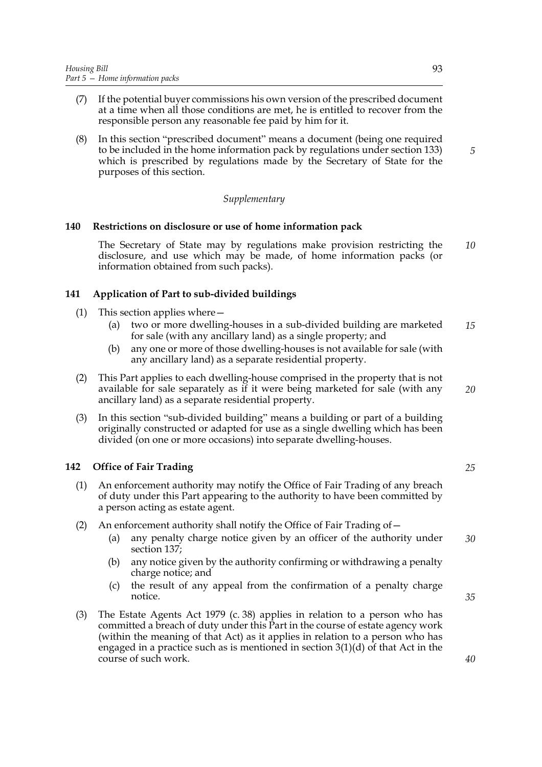(7) If the potential buyer commissions his own version of the prescribed document at a time when all those conditions are met, he is entitled to recover from the responsible person any reasonable fee paid by him for it.

(8) In this section "prescribed document" means a document (being one required to be included in the home information pack by regulations under section 133) which is prescribed by regulations made by the Secretary of State for the purposes of this section.

*Supplementary*

### 140 Restrictions on disclosure or use of home information pack

The Secretary of State may by regulations make provision restricting the disclosure, and use which may be made, of home information packs (or information obtained from such packs).

### 141 Application of Part to sub-divided buildings

(1) This section applies where—

(a) two or more dwelling-houses in a sub-divided building are marketed for sale (with any ancillary land) as a single property; and

(b) any one or more of those dwelling-houses is not available for sale (with any ancillary land) as a separate residential property.

(2) This Part applies to each dwelling-house comprised in the property that is not available for sale separately as if it were being marketed for sale (with any ancillary land) as a separate residential property.

(3) In this section "sub-divided building" means a building or part of a building originally constructed or adapted for use as a single dwelling which has been divided (on one or more occasions) into separate dwelling-houses.

### 142 Office of Fair Trading

(1) An enforcement authority may notify the Office of Fair Trading of any breach of duty under this Part appearing to the authority to have been committed by a person acting as estate agent.

(2) An enforcement authority shall notify the Office of Fair Trading of—

(a) any penalty charge notice given by an officer of the authority under section 137;

(b) any notice given by the authority confirming or withdrawing a penalty charge notice; and

(c) the result of any appeal from the confirmation of a penalty charge notice.

(3) The Estate Agents Act 1979 (c. 38) applies in relation to a person who has committed a breach of duty under this Part in the course of estate agency work (within the meaning of that Act) as it applies in relation to a person who has engaged in a practice such as is mentioned in section 3(1)(d) of that Act in the course of such work.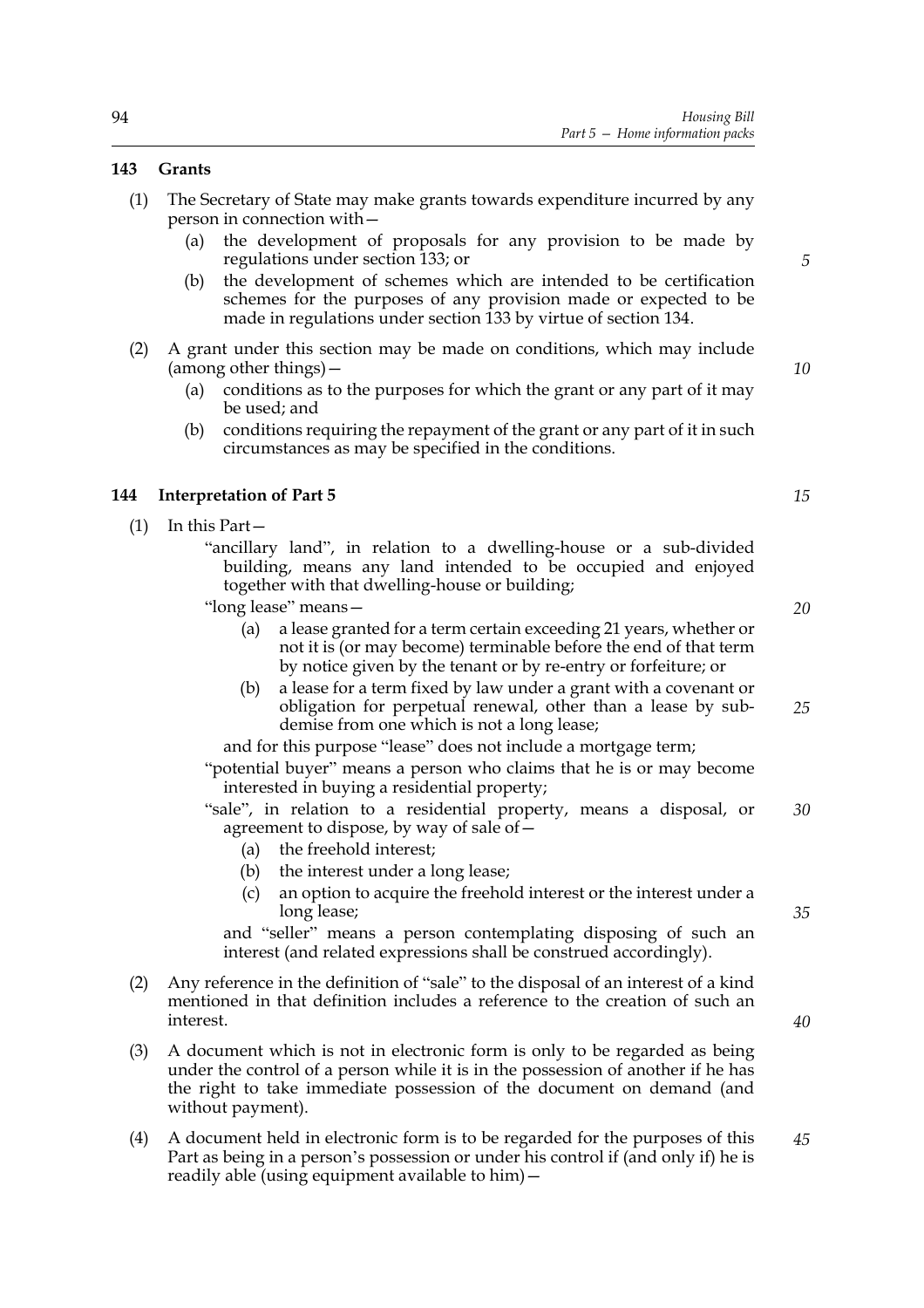### 143 Grants

(1) The Secretary of State may make grants towards expenditure incurred by any person in connection with—

   (a) the development of proposals for any provision to be made by regulations under section 133; or

   (b) the development of schemes which are intended to be certification schemes for the purposes of any provision made or expected to be made in regulations under section 133 by virtue of section 134.

(2) A grant under this section may be made on conditions, which may include (among other things)—

   (a) conditions as to the purposes for which the grant or any part of it may be used; and

   (b) conditions requiring the repayment of the grant or any part of it in such circumstances as may be specified in the conditions.

### 144 Interpretation of Part 5

(1) In this Part—

"ancillary land", in relation to a dwelling-house or a sub-divided building, means any land intended to be occupied and enjoyed together with that dwelling-house or building;

"long lease" means—

   (a) a lease granted for a term certain exceeding 21 years, whether or not it is (or may become) terminable before the end of that term by notice given by the tenant or by re-entry or forfeiture; or

   (b) a lease for a term fixed by law under a grant with a covenant or obligation for perpetual renewal, other than a lease by sub-demise from one which is not a long lease;

and for this purpose "lease" does not include a mortgage term;

"potential buyer" means a person who claims that he is or may become interested in buying a residential property;

"sale", in relation to a residential property, means a disposal, or agreement to dispose, by way of sale of—

   (a) the freehold interest;

   (b) the interest under a long lease;

   (c) an option to acquire the freehold interest or the interest under a long lease;

and "seller" means a person contemplating disposing of such an interest (and related expressions shall be construed accordingly).

(2) Any reference in the definition of "sale" to the disposal of an interest of a kind mentioned in that definition includes a reference to the creation of such an interest.

(3) A document which is not in electronic form is only to be regarded as being under the control of a person while it is in the possession of another if he has the right to take immediate possession of the document on demand (and without payment).

(4) A document held in electronic form is to be regarded for the purposes of this Part as being in a person's possession or under his control if (and only if) he is readily able (using equipment available to him)—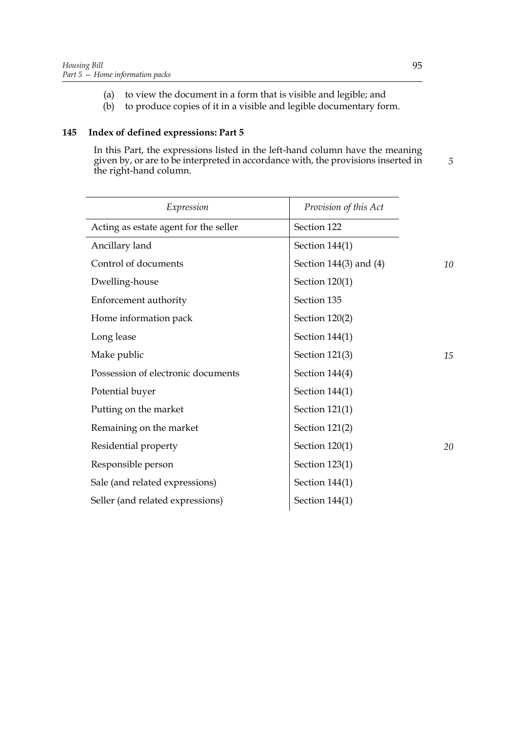(a) to view the document in a form that is visible and legible; and
(b) to produce copies of it in a visible and legible documentary form.

### 145 Index of defined expressions: Part 5

In this Part, the expressions listed in the left-hand column have the meaning given by, or are to be interpreted in accordance with, the provisions inserted in the right-hand column.

| *Expression* | *Provision of this Act* |
|---|---|
| Acting as estate agent for the seller | Section 122 |
| Ancillary land | Section 144(1) |
| Control of documents | Section 144(3) and (4) |
| Dwelling-house | Section 120(1) |
| Enforcement authority | Section 135 |
| Home information pack | Section 120(2) |
| Long lease | Section 144(1) |
| Make public | Section 121(3) |
| Possession of electronic documents | Section 144(4) |
| Potential buyer | Section 144(1) |
| Putting on the market | Section 121(1) |
| Remaining on the market | Section 121(2) |
| Residential property | Section 120(1) |
| Responsible person | Section 123(1) |
| Sale (and related expressions) | Section 144(1) |
| Seller (and related expressions) | Section 144(1) |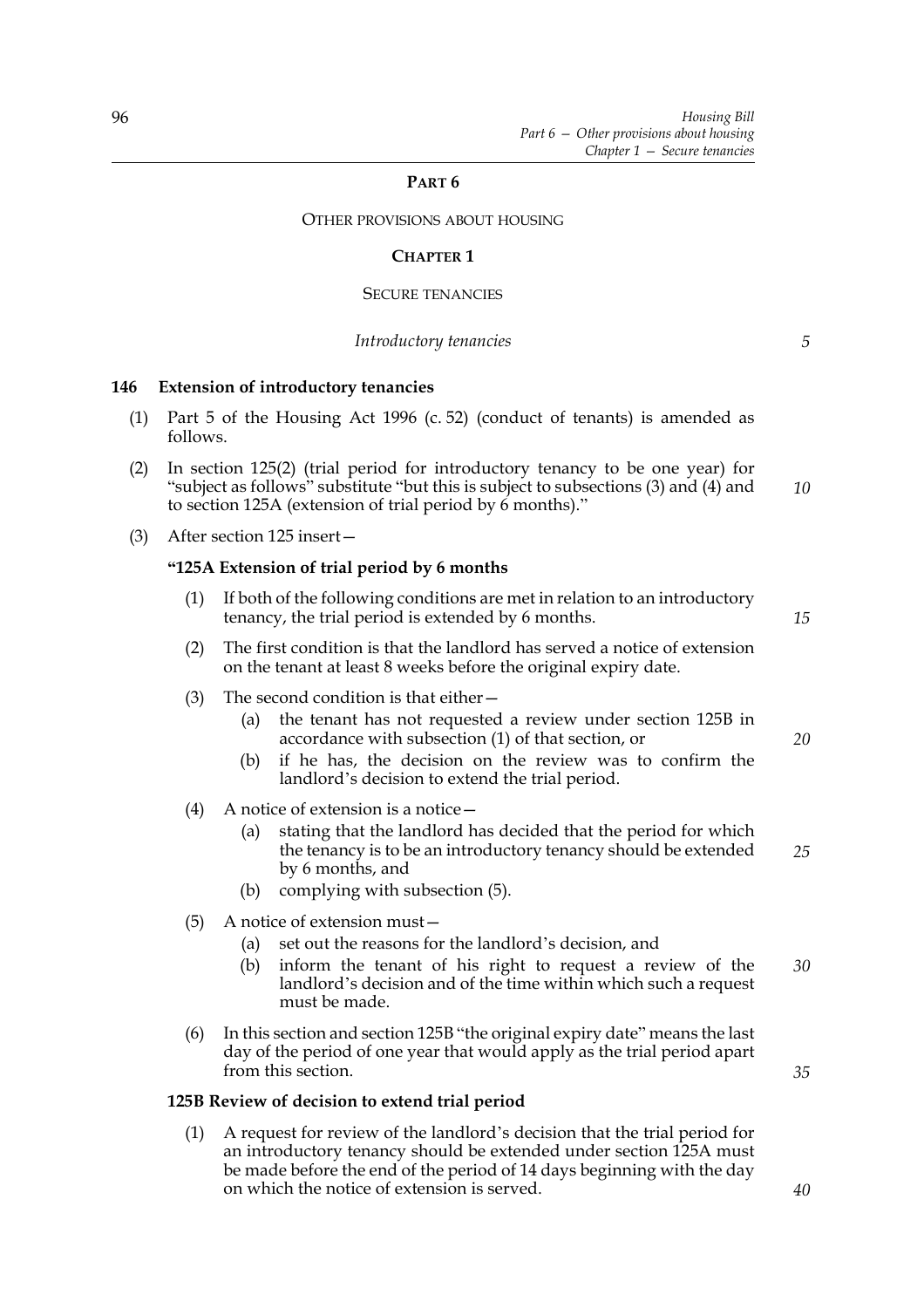## PART 6

### OTHER PROVISIONS ABOUT HOUSING

### CHAPTER 1

### SECURE TENANCIES

*Introductory tenancies*

**146 Extension of introductory tenancies**

(1) Part 5 of the Housing Act 1996 (c. 52) (conduct of tenants) is amended as follows.

(2) In section 125(2) (trial period for introductory tenancy to be one year) for "subject as follows" substitute "but this is subject to subsections (3) and (4) and to section 125A (extension of trial period by 6 months)."

(3) After section 125 insert—

**"125A Extension of trial period by 6 months**

(1) If both of the following conditions are met in relation to an introductory tenancy, the trial period is extended by 6 months.

(2) The first condition is that the landlord has served a notice of extension on the tenant at least 8 weeks before the original expiry date.

(3) The second condition is that either—

(a) the tenant has not requested a review under section 125B in accordance with subsection (1) of that section, or

(b) if he has, the decision on the review was to confirm the landlord's decision to extend the trial period.

(4) A notice of extension is a notice—

(a) stating that the landlord has decided that the period for which the tenancy is to be an introductory tenancy should be extended by 6 months, and

(b) complying with subsection (5).

(5) A notice of extension must—

(a) set out the reasons for the landlord's decision, and

(b) inform the tenant of his right to request a review of the landlord's decision and of the time within which such a request must be made.

(6) In this section and section 125B "the original expiry date" means the last day of the period of one year that would apply as the trial period apart from this section.

**125B Review of decision to extend trial period**

(1) A request for review of the landlord's decision that the trial period for an introductory tenancy should be extended under section 125A must be made before the end of the period of 14 days beginning with the day on which the notice of extension is served.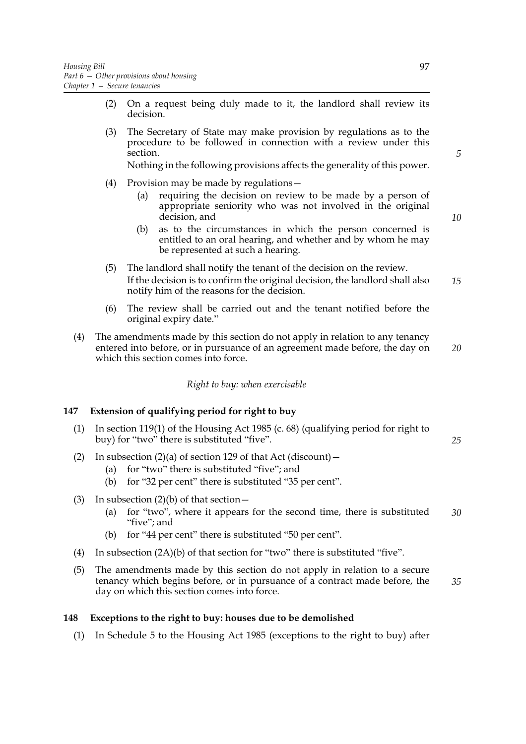(2) On a request being duly made to it, the landlord shall review its decision.

(3) The Secretary of State may make provision by regulations as to the procedure to be followed in connection with a review under this section.

Nothing in the following provisions affects the generality of this power.

(4) Provision may be made by regulations—

(a) requiring the decision on review to be made by a person of appropriate seniority who was not involved in the original decision, and

(b) as to the circumstances in which the person concerned is entitled to an oral hearing, and whether and by whom he may be represented at such a hearing.

(5) The landlord shall notify the tenant of the decision on the review.

If the decision is to confirm the original decision, the landlord shall also notify him of the reasons for the decision.

(6) The review shall be carried out and the tenant notified before the original expiry date."

(4) The amendments made by this section do not apply in relation to any tenancy entered into before, or in pursuance of an agreement made before, the day on which this section comes into force.

*Right to buy: when exercisable*

### 147 Extension of qualifying period for right to buy

(1) In section 119(1) of the Housing Act 1985 (c. 68) (qualifying period for right to buy) for "two" there is substituted "five".

(2) In subsection (2)(a) of section 129 of that Act (discount)—

(a) for "two" there is substituted "five"; and

(b) for "32 per cent" there is substituted "35 per cent".

(3) In subsection (2)(b) of that section—

(a) for "two", where it appears for the second time, there is substituted "five"; and

(b) for "44 per cent" there is substituted "50 per cent".

(4) In subsection (2A)(b) of that section for "two" there is substituted "five".

(5) The amendments made by this section do not apply in relation to a secure tenancy which begins before, or in pursuance of a contract made before, the day on which this section comes into force.

### 148 Exceptions to the right to buy: houses due to be demolished

(1) In Schedule 5 to the Housing Act 1985 (exceptions to the right to buy) after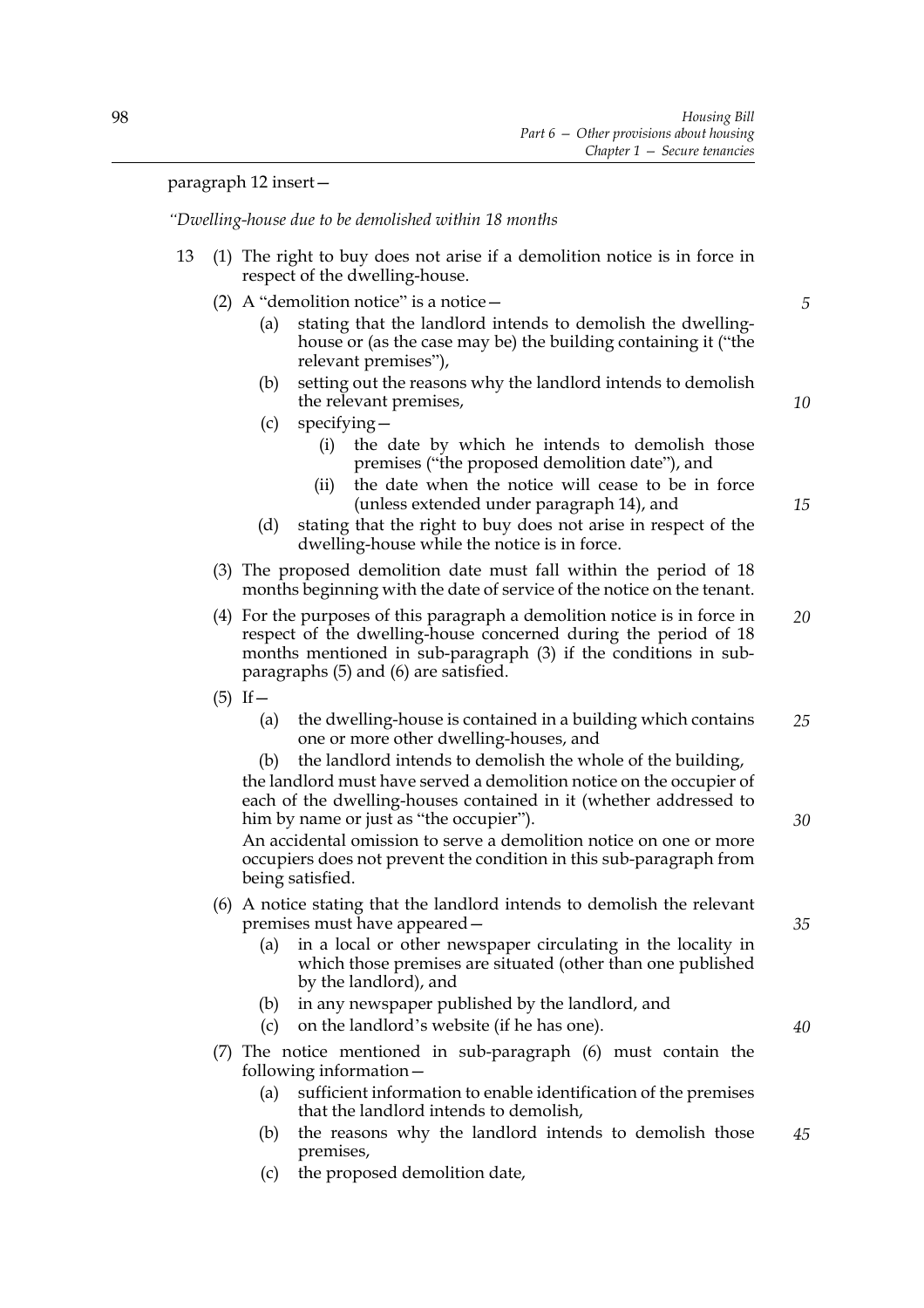paragraph 12 insert—

*"Dwelling-house due to be demolished within 18 months*

13 (1) The right to buy does not arise if a demolition notice is in force in respect of the dwelling-house.

(2) A "demolition notice" is a notice—

(a) stating that the landlord intends to demolish the dwelling-house or (as the case may be) the building containing it ("the relevant premises"),

(b) setting out the reasons why the landlord intends to demolish the relevant premises,

(c) specifying—

(i) the date by which he intends to demolish those premises ("the proposed demolition date"), and

(ii) the date when the notice will cease to be in force (unless extended under paragraph 14), and

(d) stating that the right to buy does not arise in respect of the dwelling-house while the notice is in force.

(3) The proposed demolition date must fall within the period of 18 months beginning with the date of service of the notice on the tenant.

(4) For the purposes of this paragraph a demolition notice is in force in respect of the dwelling-house concerned during the period of 18 months mentioned in sub-paragraph (3) if the conditions in sub-paragraphs (5) and (6) are satisfied.

(5) If—

(a) the dwelling-house is contained in a building which contains one or more other dwelling-houses, and

(b) the landlord intends to demolish the whole of the building,

the landlord must have served a demolition notice on the occupier of each of the dwelling-houses contained in it (whether addressed to him by name or just as "the occupier").

An accidental omission to serve a demolition notice on one or more occupiers does not prevent the condition in this sub-paragraph from being satisfied.

(6) A notice stating that the landlord intends to demolish the relevant premises must have appeared—

(a) in a local or other newspaper circulating in the locality in which those premises are situated (other than one published by the landlord), and

(b) in any newspaper published by the landlord, and

(c) on the landlord's website (if he has one).

(7) The notice mentioned in sub-paragraph (6) must contain the following information—

(a) sufficient information to enable identification of the premises that the landlord intends to demolish,

(b) the reasons why the landlord intends to demolish those premises,

(c) the proposed demolition date,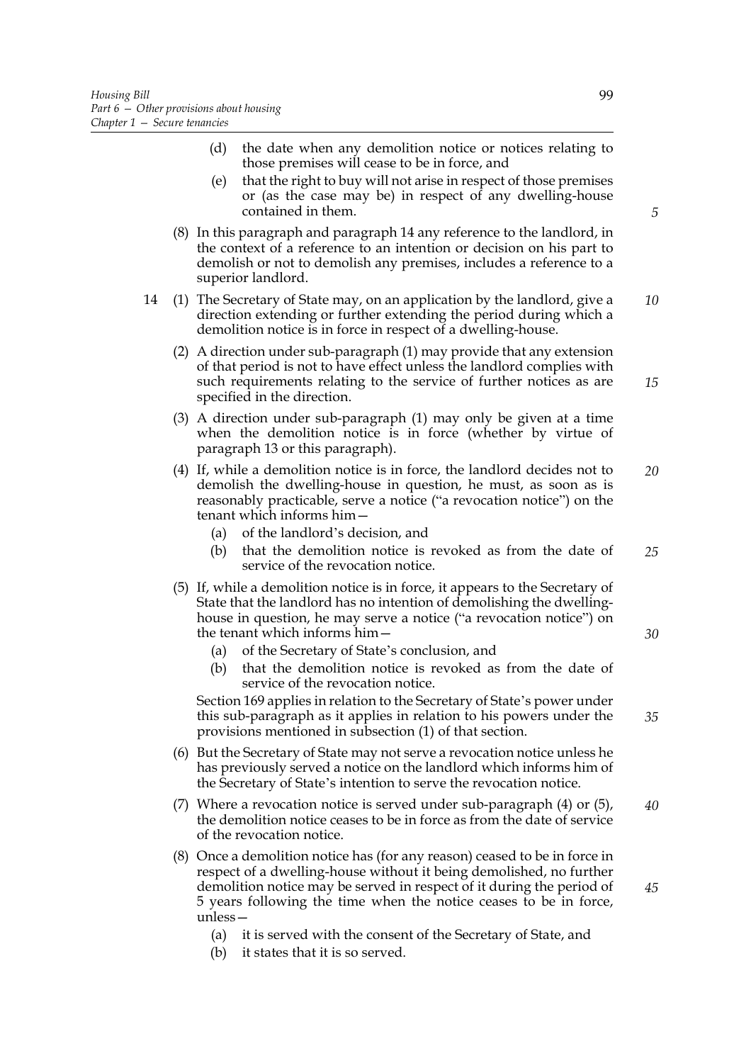(d) the date when any demolition notice or notices relating to those premises will cease to be in force, and

(e) that the right to buy will not arise in respect of those premises or (as the case may be) in respect of any dwelling-house contained in them.

(8) In this paragraph and paragraph 14 any reference to the landlord, in the context of a reference to an intention or decision on his part to demolish or not to demolish any premises, includes a reference to a superior landlord.

14 (1) The Secretary of State may, on an application by the landlord, give a direction extending or further extending the period during which a demolition notice is in force in respect of a dwelling-house.

(2) A direction under sub-paragraph (1) may provide that any extension of that period is not to have effect unless the landlord complies with such requirements relating to the service of further notices as are specified in the direction.

(3) A direction under sub-paragraph (1) may only be given at a time when the demolition notice is in force (whether by virtue of paragraph 13 or this paragraph).

(4) If, while a demolition notice is in force, the landlord decides not to demolish the dwelling-house in question, he must, as soon as is reasonably practicable, serve a notice ("a revocation notice") on the tenant which informs him—

(a) of the landlord's decision, and

(b) that the demolition notice is revoked as from the date of service of the revocation notice.

(5) If, while a demolition notice is in force, it appears to the Secretary of State that the landlord has no intention of demolishing the dwelling-house in question, he may serve a notice ("a revocation notice") on the tenant which informs him—

(a) of the Secretary of State's conclusion, and

(b) that the demolition notice is revoked as from the date of service of the revocation notice.

Section 169 applies in relation to the Secretary of State's power under this sub-paragraph as it applies in relation to his powers under the provisions mentioned in subsection (1) of that section.

(6) But the Secretary of State may not serve a revocation notice unless he has previously served a notice on the landlord which informs him of the Secretary of State's intention to serve the revocation notice.

(7) Where a revocation notice is served under sub-paragraph (4) or (5), the demolition notice ceases to be in force as from the date of service of the revocation notice.

(8) Once a demolition notice has (for any reason) ceased to be in force in respect of a dwelling-house without it being demolished, no further demolition notice may be served in respect of it during the period of 5 years following the time when the notice ceases to be in force, unless—

(a) it is served with the consent of the Secretary of State, and

(b) it states that it is so served.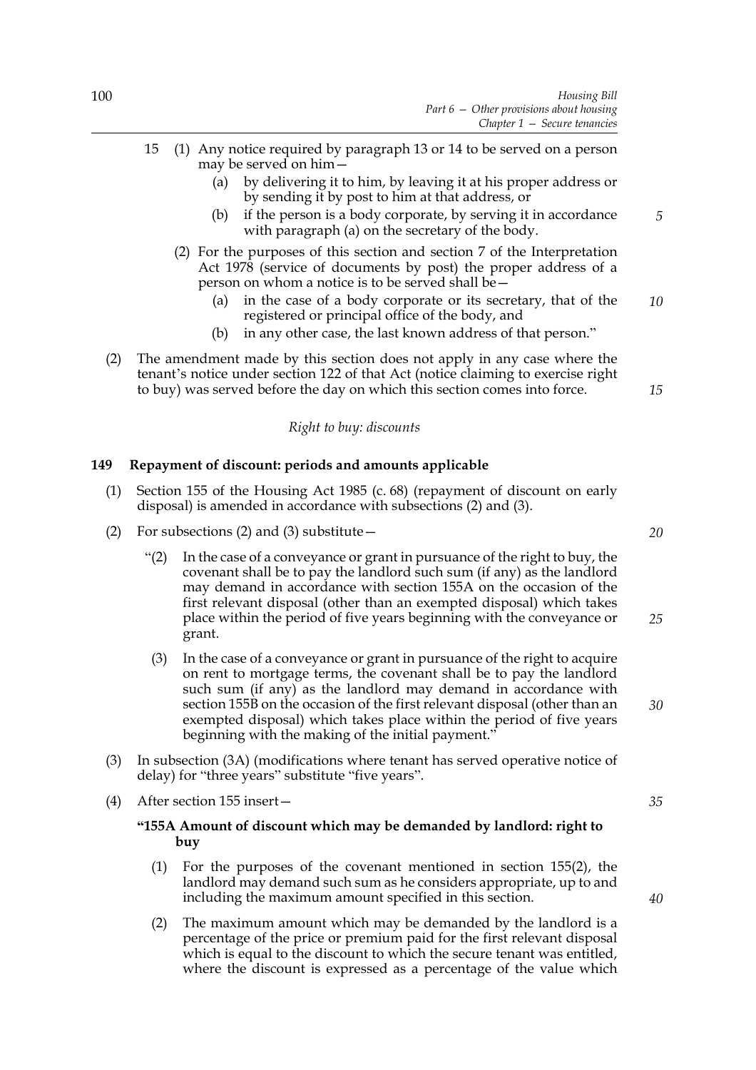15 (1) Any notice required by paragraph 13 or 14 to be served on a person may be served on him—

(a) by delivering it to him, by leaving it at his proper address or by sending it by post to him at that address, or

(b) if the person is a body corporate, by serving it in accordance with paragraph (a) on the secretary of the body.

(2) For the purposes of this section and section 7 of the Interpretation Act 1978 (service of documents by post) the proper address of a person on whom a notice is to be served shall be—

(a) in the case of a body corporate or its secretary, that of the registered or principal office of the body, and

(b) in any other case, the last known address of that person."

(2) The amendment made by this section does not apply in any case where the tenant's notice under section 122 of that Act (notice claiming to exercise right to buy) was served before the day on which this section comes into force.

*Right to buy: discounts*

**149 Repayment of discount: periods and amounts applicable**

(1) Section 155 of the Housing Act 1985 (c. 68) (repayment of discount on early disposal) is amended in accordance with subsections (2) and (3).

(2) For subsections (2) and (3) substitute—

"(2) In the case of a conveyance or grant in pursuance of the right to buy, the covenant shall be to pay the landlord such sum (if any) as the landlord may demand in accordance with section 155A on the occasion of the first relevant disposal (other than an exempted disposal) which takes place within the period of five years beginning with the conveyance or grant.

(3) In the case of a conveyance or grant in pursuance of the right to acquire on rent to mortgage terms, the covenant shall be to pay the landlord such sum (if any) as the landlord may demand in accordance with section 155B on the occasion of the first relevant disposal (other than an exempted disposal) which takes place within the period of five years beginning with the making of the initial payment."

(3) In subsection (3A) (modifications where tenant has served operative notice of delay) for "three years" substitute "five years".

(4) After section 155 insert—

**"155A Amount of discount which may be demanded by landlord: right to buy**

(1) For the purposes of the covenant mentioned in section 155(2), the landlord may demand such sum as he considers appropriate, up to and including the maximum amount specified in this section.

(2) The maximum amount which may be demanded by the landlord is a percentage of the price or premium paid for the first relevant disposal which is equal to the discount to which the secure tenant was entitled, where the discount is expressed as a percentage of the value which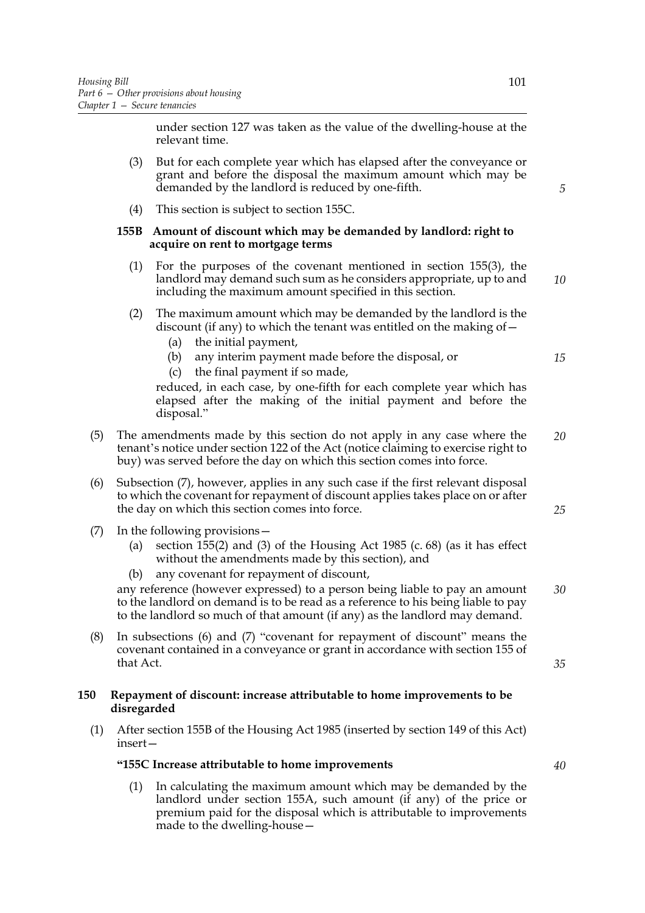under section 127 was taken as the value of the dwelling-house at the relevant time.

(3) But for each complete year which has elapsed after the conveyance or grant and before the disposal the maximum amount which may be demanded by the landlord is reduced by one-fifth.

(4) This section is subject to section 155C.

**155B Amount of discount which may be demanded by landlord: right to acquire on rent to mortgage terms**

(1) For the purposes of the covenant mentioned in section 155(3), the landlord may demand such sum as he considers appropriate, up to and including the maximum amount specified in this section.

(2) The maximum amount which may be demanded by the landlord is the discount (if any) to which the tenant was entitled on the making of—

(a) the initial payment,

(b) any interim payment made before the disposal, or

(c) the final payment if so made,

reduced, in each case, by one-fifth for each complete year which has elapsed after the making of the initial payment and before the disposal."

(5) The amendments made by this section do not apply in any case where the tenant's notice under section 122 of the Act (notice claiming to exercise right to buy) was served before the day on which this section comes into force.

(6) Subsection (7), however, applies in any such case if the first relevant disposal to which the covenant for repayment of discount applies takes place on or after the day on which this section comes into force.

(7) In the following provisions—

(a) section 155(2) and (3) of the Housing Act 1985 (c. 68) (as it has effect without the amendments made by this section), and

(b) any covenant for repayment of discount,

any reference (however expressed) to a person being liable to pay an amount to the landlord on demand is to be read as a reference to his being liable to pay to the landlord so much of that amount (if any) as the landlord may demand.

(8) In subsections (6) and (7) "covenant for repayment of discount" means the covenant contained in a conveyance or grant in accordance with section 155 of that Act.

## 150 Repayment of discount: increase attributable to home improvements to be disregarded

(1) After section 155B of the Housing Act 1985 (inserted by section 149 of this Act) insert—

**"155C Increase attributable to home improvements**

(1) In calculating the maximum amount which may be demanded by the landlord under section 155A, such amount (if any) of the price or premium paid for the disposal which is attributable to improvements made to the dwelling-house—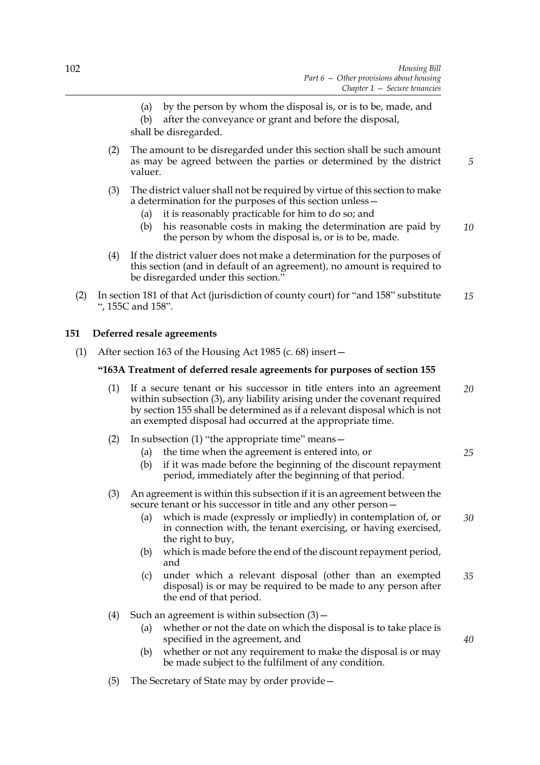(a) by the person by whom the disposal is, or is to be, made, and

(b) after the conveyance or grant and before the disposal,

shall be disregarded.

(2) The amount to be disregarded under this section shall be such amount as may be agreed between the parties or determined by the district valuer.

(3) The district valuer shall not be required by virtue of this section to make a determination for the purposes of this section unless—

(a) it is reasonably practicable for him to do so; and

(b) his reasonable costs in making the determination are paid by the person by whom the disposal is, or is to be, made.

(4) If the district valuer does not make a determination for the purposes of this section (and in default of an agreement), no amount is required to be disregarded under this section."

(2) In section 181 of that Act (jurisdiction of county court) for "and 158" substitute ", 155C and 158".

**151 Deferred resale agreements**

(1) After section 163 of the Housing Act 1985 (c. 68) insert—

**"163A Treatment of deferred resale agreements for purposes of section 155**

(1) If a secure tenant or his successor in title enters into an agreement within subsection (3), any liability arising under the covenant required by section 155 shall be determined as if a relevant disposal which is not an exempted disposal had occurred at the appropriate time.

(2) In subsection (1) "the appropriate time" means—

(a) the time when the agreement is entered into, or

(b) if it was made before the beginning of the discount repayment period, immediately after the beginning of that period.

(3) An agreement is within this subsection if it is an agreement between the secure tenant or his successor in title and any other person—

(a) which is made (expressly or impliedly) in contemplation of, or in connection with, the tenant exercising, or having exercised, the right to buy,

(b) which is made before the end of the discount repayment period, and

(c) under which a relevant disposal (other than an exempted disposal) is or may be required to be made to any person after the end of that period.

(4) Such an agreement is within subsection (3)—

(a) whether or not the date on which the disposal is to take place is specified in the agreement, and

(b) whether or not any requirement to make the disposal is or may be made subject to the fulfilment of any condition.

(5) The Secretary of State may by order provide—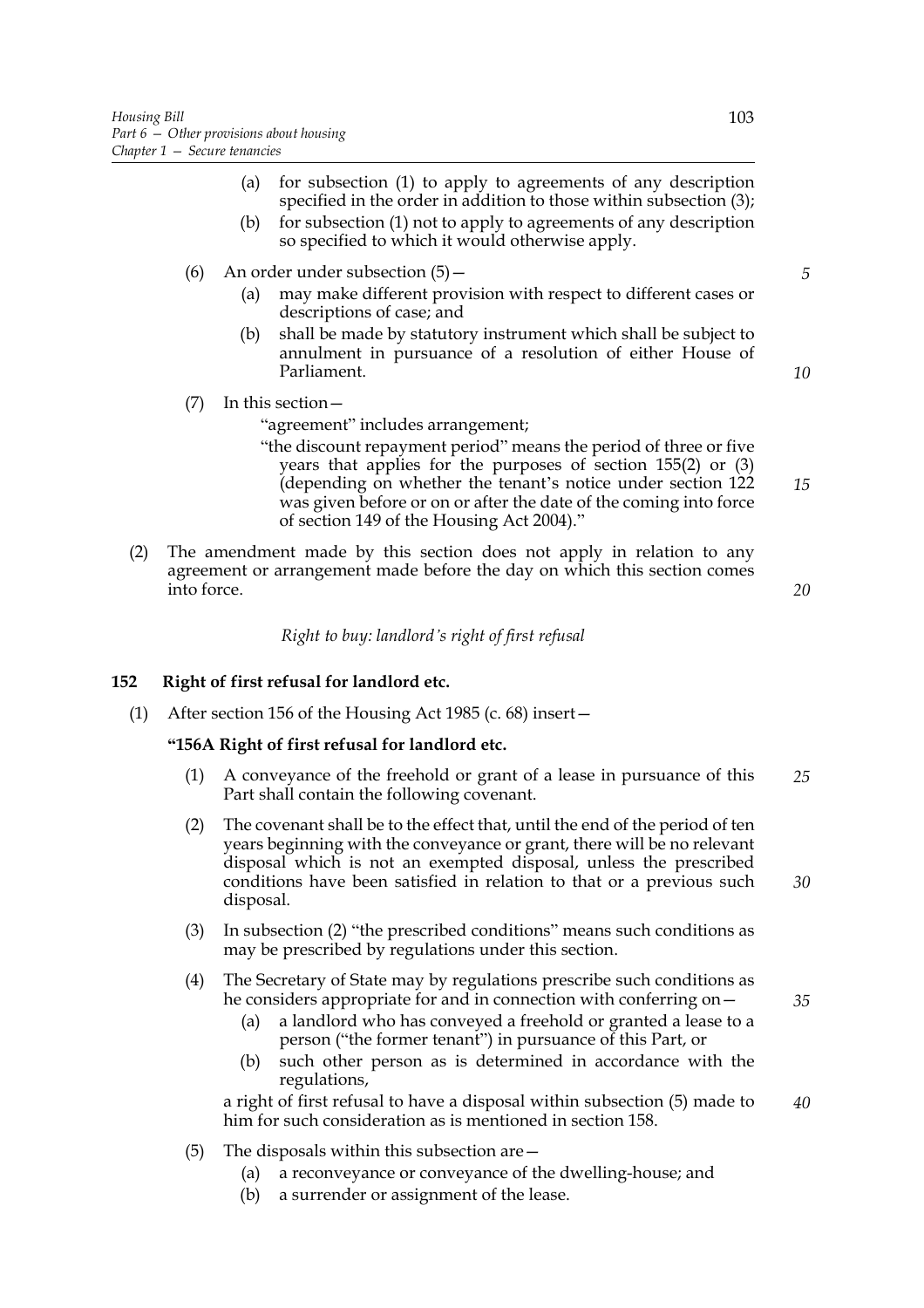(a) for subsection (1) to apply to agreements of any description specified in the order in addition to those within subsection (3);

(b) for subsection (1) not to apply to agreements of any description so specified to which it would otherwise apply.

(6) An order under subsection (5)—

(a) may make different provision with respect to different cases or descriptions of case; and

(b) shall be made by statutory instrument which shall be subject to annulment in pursuance of a resolution of either House of Parliament.

(7) In this section—

"agreement" includes arrangement;

"the discount repayment period" means the period of three or five years that applies for the purposes of section 155(2) or (3) (depending on whether the tenant's notice under section 122 was given before or on or after the date of the coming into force of section 149 of the Housing Act 2004)."

(2) The amendment made by this section does not apply in relation to any agreement or arrangement made before the day on which this section comes into force.

*Right to buy: landlord's right of first refusal*

### 152 Right of first refusal for landlord etc.

(1) After section 156 of the Housing Act 1985 (c. 68) insert—

**"156A Right of first refusal for landlord etc.**

(1) A conveyance of the freehold or grant of a lease in pursuance of this Part shall contain the following covenant.

(2) The covenant shall be to the effect that, until the end of the period of ten years beginning with the conveyance or grant, there will be no relevant disposal which is not an exempted disposal, unless the prescribed conditions have been satisfied in relation to that or a previous such disposal.

(3) In subsection (2) "the prescribed conditions" means such conditions as may be prescribed by regulations under this section.

(4) The Secretary of State may by regulations prescribe such conditions as he considers appropriate for and in connection with conferring on—

(a) a landlord who has conveyed a freehold or granted a lease to a person ("the former tenant") in pursuance of this Part, or

(b) such other person as is determined in accordance with the regulations,

a right of first refusal to have a disposal within subsection (5) made to him for such consideration as is mentioned in section 158.

(5) The disposals within this subsection are—

(a) a reconveyance or conveyance of the dwelling-house; and

(b) a surrender or assignment of the lease.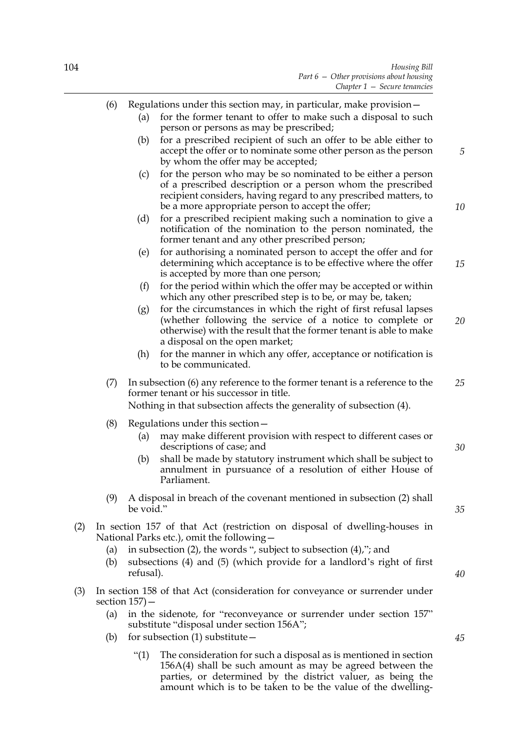(6) Regulations under this section may, in particular, make provision—

(a) for the former tenant to offer to make such a disposal to such person or persons as may be prescribed;

(b) for a prescribed recipient of such an offer to be able either to accept the offer or to nominate some other person as the person by whom the offer may be accepted;

(c) for the person who may be so nominated to be either a person of a prescribed description or a person whom the prescribed recipient considers, having regard to any prescribed matters, to be a more appropriate person to accept the offer;

(d) for a prescribed recipient making such a nomination to give a notification of the nomination to the person nominated, the former tenant and any other prescribed person;

(e) for authorising a nominated person to accept the offer and for determining which acceptance is to be effective where the offer is accepted by more than one person;

(f) for the period within which the offer may be accepted or within which any other prescribed step is to be, or may be, taken;

(g) for the circumstances in which the right of first refusal lapses (whether following the service of a notice to complete or otherwise) with the result that the former tenant is able to make a disposal on the open market;

(h) for the manner in which any offer, acceptance or notification is to be communicated.

(7) In subsection (6) any reference to the former tenant is a reference to the former tenant or his successor in title.

Nothing in that subsection affects the generality of subsection (4).

(8) Regulations under this section—

(a) may make different provision with respect to different cases or descriptions of case; and

(b) shall be made by statutory instrument which shall be subject to annulment in pursuance of a resolution of either House of Parliament.

(9) A disposal in breach of the covenant mentioned in subsection (2) shall be void."

(2) In section 157 of that Act (restriction on disposal of dwelling-houses in National Parks etc.), omit the following—

(a) in subsection (2), the words ", subject to subsection (4),"; and

(b) subsections (4) and (5) (which provide for a landlord's right of first refusal).

(3) In section 158 of that Act (consideration for conveyance or surrender under section 157)—

(a) in the sidenote, for "reconveyance or surrender under section 157" substitute "disposal under section 156A";

(b) for subsection (1) substitute—

"(1) The consideration for such a disposal as is mentioned in section 156A(4) shall be such amount as may be agreed between the parties, or determined by the district valuer, as being the amount which is to be taken to be the value of the dwelling-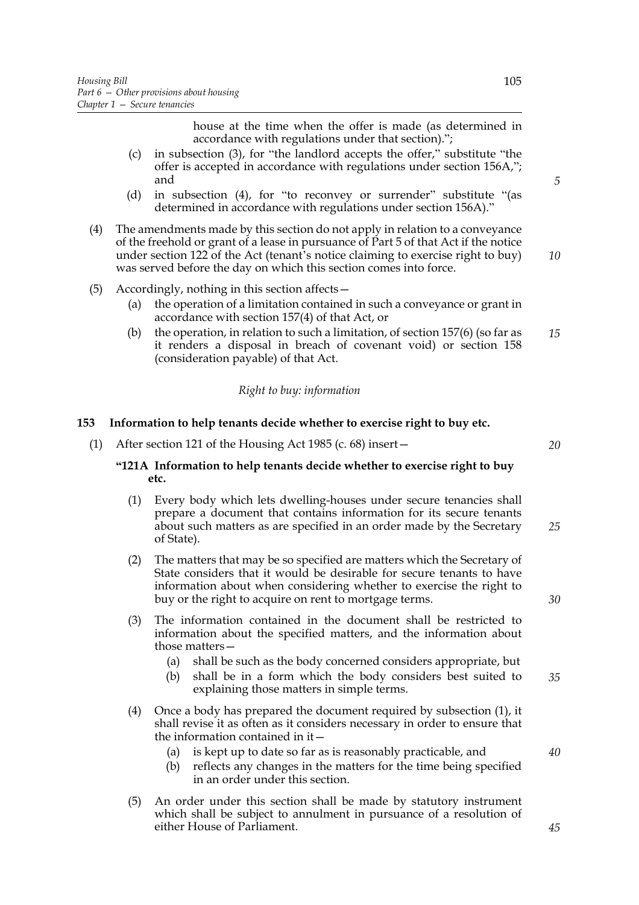house at the time when the offer is made (as determined in accordance with regulations under that section).";

(c) in subsection (3), for "the landlord accepts the offer," substitute "the offer is accepted in accordance with regulations under section 156A,"; and

(d) in subsection (4), for "to reconvey or surrender" substitute "(as determined in accordance with regulations under section 156A)."

(4) The amendments made by this section do not apply in relation to a conveyance of the freehold or grant of a lease in pursuance of Part 5 of that Act if the notice under section 122 of the Act (tenant's notice claiming to exercise right to buy) was served before the day on which this section comes into force.

(5) Accordingly, nothing in this section affects—

(a) the operation of a limitation contained in such a conveyance or grant in accordance with section 157(4) of that Act, or

(b) the operation, in relation to such a limitation, of section 157(6) (so far as it renders a disposal in breach of covenant void) or section 158 (consideration payable) of that Act.

*Right to buy: information*

**153 Information to help tenants decide whether to exercise right to buy etc.**

(1) After section 121 of the Housing Act 1985 (c. 68) insert—

**"121A Information to help tenants decide whether to exercise right to buy etc.**

(1) Every body which lets dwelling-houses under secure tenancies shall prepare a document that contains information for its secure tenants about such matters as are specified in an order made by the Secretary of State).

(2) The matters that may be so specified are matters which the Secretary of State considers that it would be desirable for secure tenants to have information about when considering whether to exercise the right to buy or the right to acquire on rent to mortgage terms.

(3) The information contained in the document shall be restricted to information about the specified matters, and the information about those matters—

(a) shall be such as the body concerned considers appropriate, but

(b) shall be in a form which the body considers best suited to explaining those matters in simple terms.

(4) Once a body has prepared the document required by subsection (1), it shall revise it as often as it considers necessary in order to ensure that the information contained in it—

(a) is kept up to date so far as is reasonably practicable, and

(b) reflects any changes in the matters for the time being specified in an order under this section.

(5) An order under this section shall be made by statutory instrument which shall be subject to annulment in pursuance of a resolution of either House of Parliament.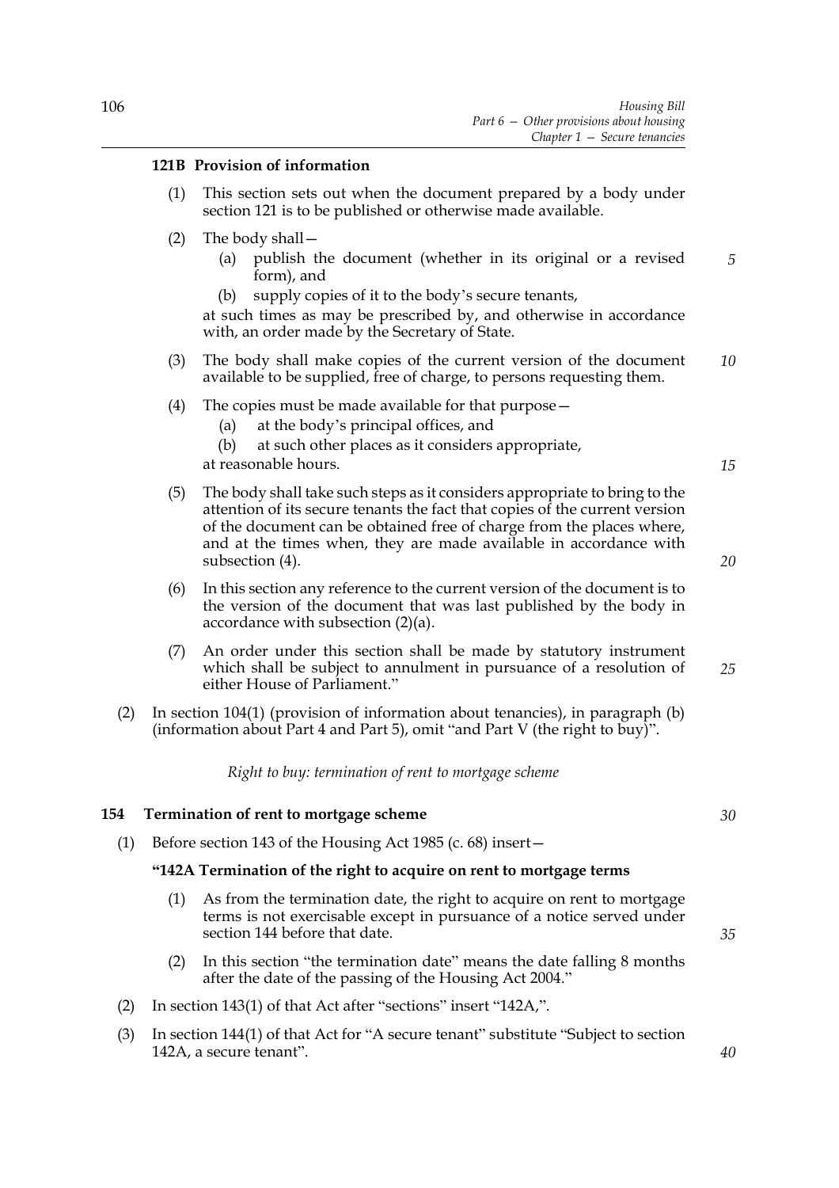### 121B Provision of information

(1) This section sets out when the document prepared by a body under section 121 is to be published or otherwise made available.

(2) The body shall—

(a) publish the document (whether in its original or a revised form), and

(b) supply copies of it to the body's secure tenants,

at such times as may be prescribed by, and otherwise in accordance with, an order made by the Secretary of State.

(3) The body shall make copies of the current version of the document available to be supplied, free of charge, to persons requesting them.

(4) The copies must be made available for that purpose—

(a) at the body's principal offices, and

(b) at such other places as it considers appropriate,

at reasonable hours.

(5) The body shall take such steps as it considers appropriate to bring to the attention of its secure tenants the fact that copies of the current version of the document can be obtained free of charge from the places where, and at the times when, they are made available in accordance with subsection (4).

(6) In this section any reference to the current version of the document is to the version of the document that was last published by the body in accordance with subsection (2)(a).

(7) An order under this section shall be made by statutory instrument which shall be subject to annulment in pursuance of a resolution of either House of Parliament."

(2) In section 104(1) (provision of information about tenancies), in paragraph (b) (information about Part 4 and Part 5), omit "and Part V (the right to buy)".

*Right to buy: termination of rent to mortgage scheme*

## 154 Termination of rent to mortgage scheme

(1) Before section 143 of the Housing Act 1985 (c. 68) insert—

**"142A Termination of the right to acquire on rent to mortgage terms**

(1) As from the termination date, the right to acquire on rent to mortgage terms is not exercisable except in pursuance of a notice served under section 144 before that date.

(2) In this section "the termination date" means the date falling 8 months after the date of the passing of the Housing Act 2004."

(2) In section 143(1) of that Act after "sections" insert "142A,".

(3) In section 144(1) of that Act for "A secure tenant" substitute "Subject to section 142A, a secure tenant".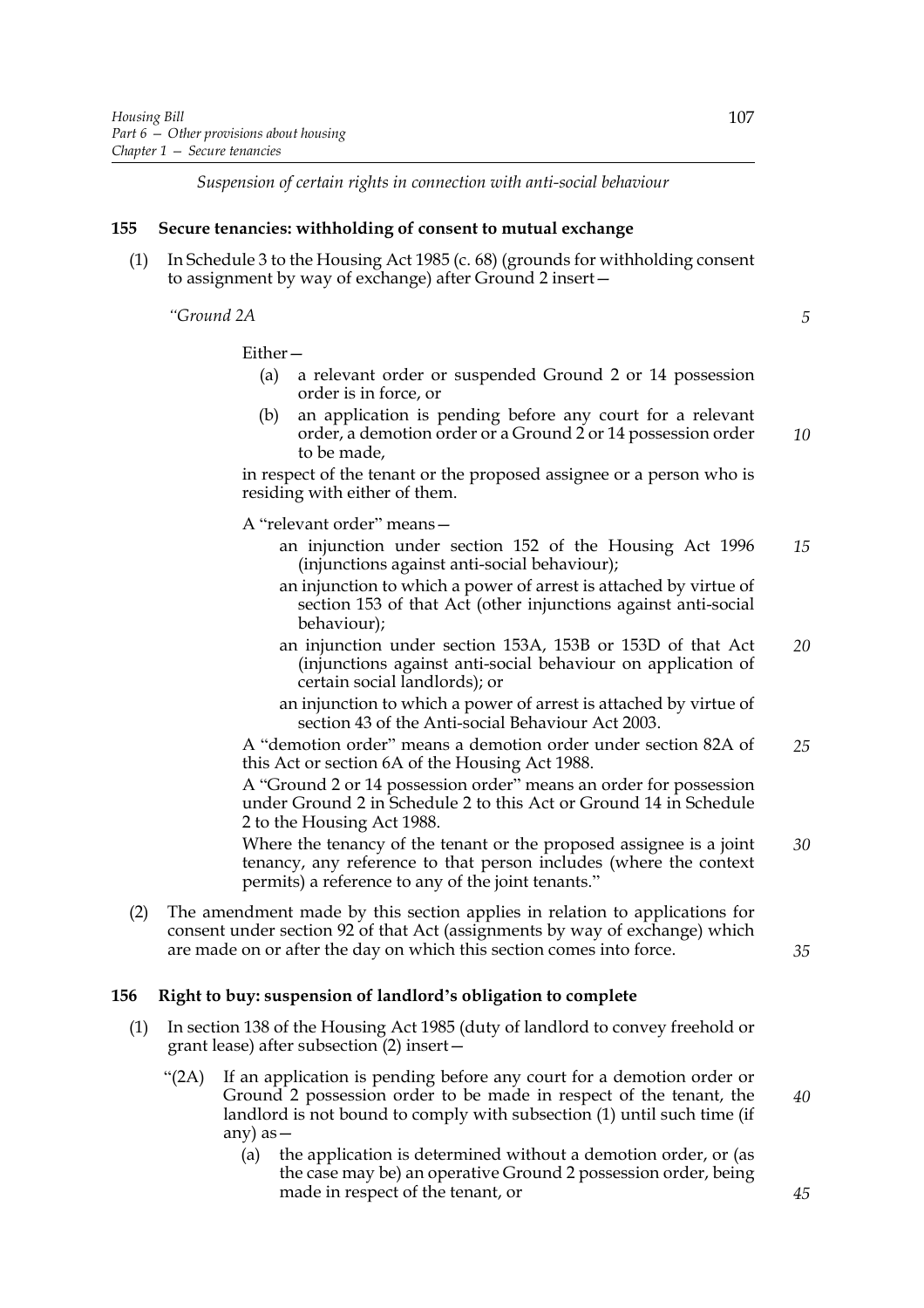*Suspension of certain rights in connection with anti-social behaviour*

**155 Secure tenancies: withholding of consent to mutual exchange**

(1) In Schedule 3 to the Housing Act 1985 (c. 68) (grounds for withholding consent to assignment by way of exchange) after Ground 2 insert—

"*Ground 2A*

Either—

(a) a relevant order or suspended Ground 2 or 14 possession order is in force, or

(b) an application is pending before any court for a relevant order, a demotion order or a Ground 2 or 14 possession order to be made,

in respect of the tenant or the proposed assignee or a person who is residing with either of them.

A "relevant order" means—

an injunction under section 152 of the Housing Act 1996 (injunctions against anti-social behaviour);

an injunction to which a power of arrest is attached by virtue of section 153 of that Act (other injunctions against anti-social behaviour);

an injunction under section 153A, 153B or 153D of that Act (injunctions against anti-social behaviour on application of certain social landlords); or

an injunction to which a power of arrest is attached by virtue of section 43 of the Anti-social Behaviour Act 2003.

A "demotion order" means a demotion order under section 82A of this Act or section 6A of the Housing Act 1988.

A "Ground 2 or 14 possession order" means an order for possession under Ground 2 in Schedule 2 to this Act or Ground 14 in Schedule 2 to the Housing Act 1988.

Where the tenancy of the tenant or the proposed assignee is a joint tenancy, any reference to that person includes (where the context permits) a reference to any of the joint tenants."

(2) The amendment made by this section applies in relation to applications for consent under section 92 of that Act (assignments by way of exchange) which are made on or after the day on which this section comes into force.

**156 Right to buy: suspension of landlord's obligation to complete**

(1) In section 138 of the Housing Act 1985 (duty of landlord to convey freehold or grant lease) after subsection (2) insert—

"(2A) If an application is pending before any court for a demotion order or Ground 2 possession order to be made in respect of the tenant, the landlord is not bound to comply with subsection (1) until such time (if any) as—

(a) the application is determined without a demotion order, or (as the case may be) an operative Ground 2 possession order, being made in respect of the tenant, or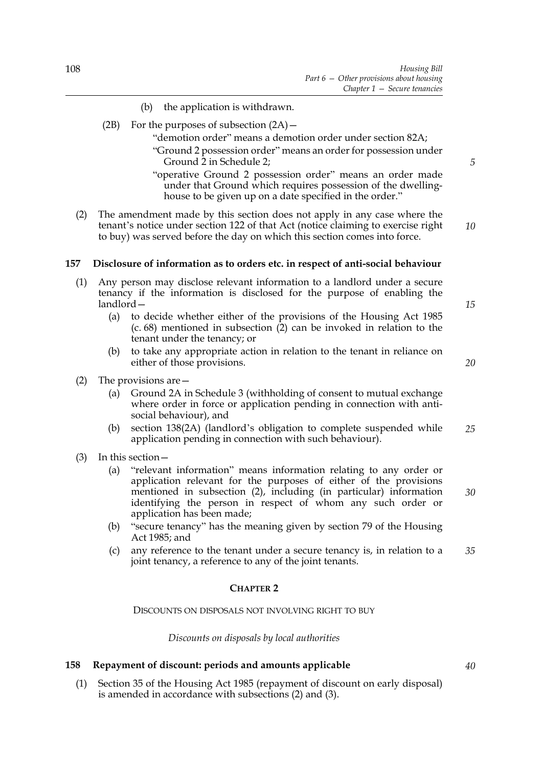(b) the application is withdrawn.

(2B) For the purposes of subsection (2A)—

"demotion order" means a demotion order under section 82A;

"Ground 2 possession order" means an order for possession under Ground 2 in Schedule 2;

"operative Ground 2 possession order" means an order made under that Ground which requires possession of the dwelling-house to be given up on a date specified in the order."

(2) The amendment made by this section does not apply in any case where the tenant's notice under section 122 of that Act (notice claiming to exercise right to buy) was served before the day on which this section comes into force.

### 157 Disclosure of information as to orders etc. in respect of anti-social behaviour

(1) Any person may disclose relevant information to a landlord under a secure tenancy if the information is disclosed for the purpose of enabling the landlord—

(a) to decide whether either of the provisions of the Housing Act 1985 (c. 68) mentioned in subsection (2) can be invoked in relation to the tenant under the tenancy; or

(b) to take any appropriate action in relation to the tenant in reliance on either of those provisions.

(2) The provisions are—

(a) Ground 2A in Schedule 3 (withholding of consent to mutual exchange where order in force or application pending in connection with anti-social behaviour), and

(b) section 138(2A) (landlord's obligation to complete suspended while application pending in connection with such behaviour).

(3) In this section—

(a) "relevant information" means information relating to any order or application relevant for the purposes of either of the provisions mentioned in subsection (2), including (in particular) information identifying the person in respect of whom any such order or application has been made;

(b) "secure tenancy" has the meaning given by section 79 of the Housing Act 1985; and

(c) any reference to the tenant under a secure tenancy is, in relation to a joint tenancy, a reference to any of the joint tenants.

## CHAPTER 2

DISCOUNTS ON DISPOSALS NOT INVOLVING RIGHT TO BUY

*Discounts on disposals by local authorities*

### 158 Repayment of discount: periods and amounts applicable

(1) Section 35 of the Housing Act 1985 (repayment of discount on early disposal) is amended in accordance with subsections (2) and (3).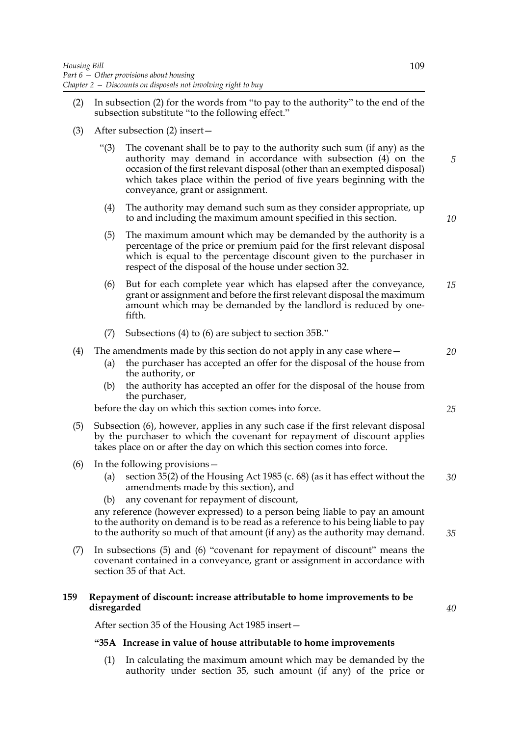(2) In subsection (2) for the words from "to pay to the authority" to the end of the subsection substitute "to the following effect."

(3) After subsection (2) insert—

> "(3) The covenant shall be to pay to the authority such sum (if any) as the authority may demand in accordance with subsection (4) on the occasion of the first relevant disposal (other than an exempted disposal) which takes place within the period of five years beginning with the conveyance, grant or assignment.
>
> (4) The authority may demand such sum as they consider appropriate, up to and including the maximum amount specified in this section.
>
> (5) The maximum amount which may be demanded by the authority is a percentage of the price or premium paid for the first relevant disposal which is equal to the percentage discount given to the purchaser in respect of the disposal of the house under section 32.
>
> (6) But for each complete year which has elapsed after the conveyance, grant or assignment and before the first relevant disposal the maximum amount which may be demanded by the landlord is reduced by one-fifth.
>
> (7) Subsections (4) to (6) are subject to section 35B."

(4) The amendments made by this section do not apply in any case where—

- (a) the purchaser has accepted an offer for the disposal of the house from the authority, or
- (b) the authority has accepted an offer for the disposal of the house from the purchaser,

before the day on which this section comes into force.

(5) Subsection (6), however, applies in any such case if the first relevant disposal by the purchaser to which the covenant for repayment of discount applies takes place on or after the day on which this section comes into force.

(6) In the following provisions—

- (a) section 35(2) of the Housing Act 1985 (c. 68) (as it has effect without the amendments made by this section), and
- (b) any covenant for repayment of discount,

any reference (however expressed) to a person being liable to pay an amount to the authority on demand is to be read as a reference to his being liable to pay to the authority so much of that amount (if any) as the authority may demand.

(7) In subsections (5) and (6) "covenant for repayment of discount" means the covenant contained in a conveyance, grant or assignment in accordance with section 35 of that Act.

### 159 Repayment of discount: increase attributable to home improvements to be disregarded

After section 35 of the Housing Act 1985 insert—

**"35A Increase in value of house attributable to home improvements**

> (1) In calculating the maximum amount which may be demanded by the authority under section 35, such amount (if any) of the price or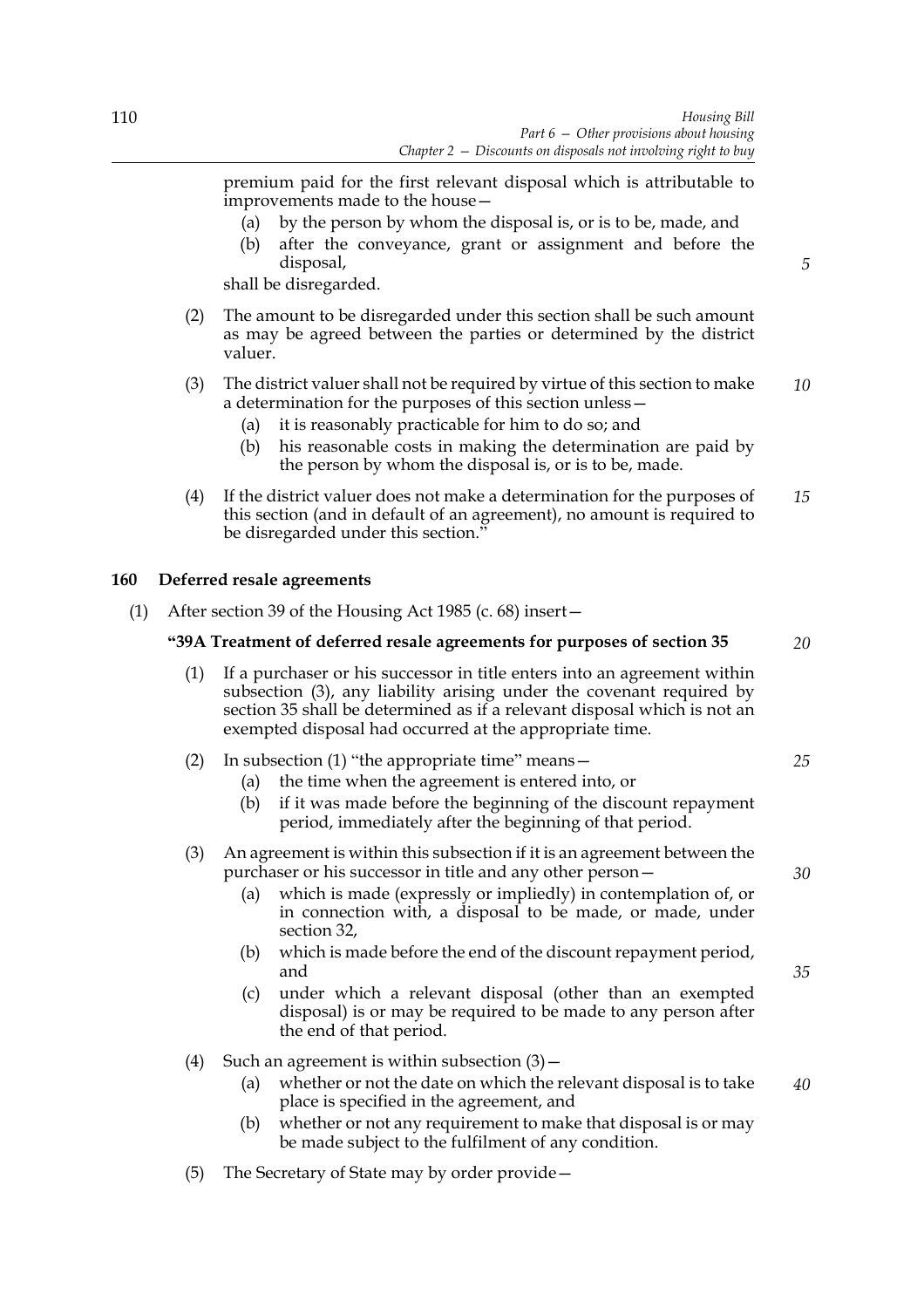premium paid for the first relevant disposal which is attributable to improvements made to the house—

(a) by the person by whom the disposal is, or is to be, made, and

(b) after the conveyance, grant or assignment and before the disposal,

shall be disregarded.

(2) The amount to be disregarded under this section shall be such amount as may be agreed between the parties or determined by the district valuer.

(3) The district valuer shall not be required by virtue of this section to make a determination for the purposes of this section unless—

(a) it is reasonably practicable for him to do so; and

(b) his reasonable costs in making the determination are paid by the person by whom the disposal is, or is to be, made.

(4) If the district valuer does not make a determination for the purposes of this section (and in default of an agreement), no amount is required to be disregarded under this section."

**160 Deferred resale agreements**

(1) After section 39 of the Housing Act 1985 (c. 68) insert—

**"39A Treatment of deferred resale agreements for purposes of section 35**

(1) If a purchaser or his successor in title enters into an agreement within subsection (3), any liability arising under the covenant required by section 35 shall be determined as if a relevant disposal which is not an exempted disposal had occurred at the appropriate time.

(2) In subsection (1) "the appropriate time" means—

(a) the time when the agreement is entered into, or

(b) if it was made before the beginning of the discount repayment period, immediately after the beginning of that period.

(3) An agreement is within this subsection if it is an agreement between the purchaser or his successor in title and any other person—

(a) which is made (expressly or impliedly) in contemplation of, or in connection with, a disposal to be made, or made, under section 32,

(b) which is made before the end of the discount repayment period, and

(c) under which a relevant disposal (other than an exempted disposal) is or may be required to be made to any person after the end of that period.

(4) Such an agreement is within subsection (3)—

(a) whether or not the date on which the relevant disposal is to take place is specified in the agreement, and

(b) whether or not any requirement to make that disposal is or may be made subject to the fulfilment of any condition.

(5) The Secretary of State may by order provide—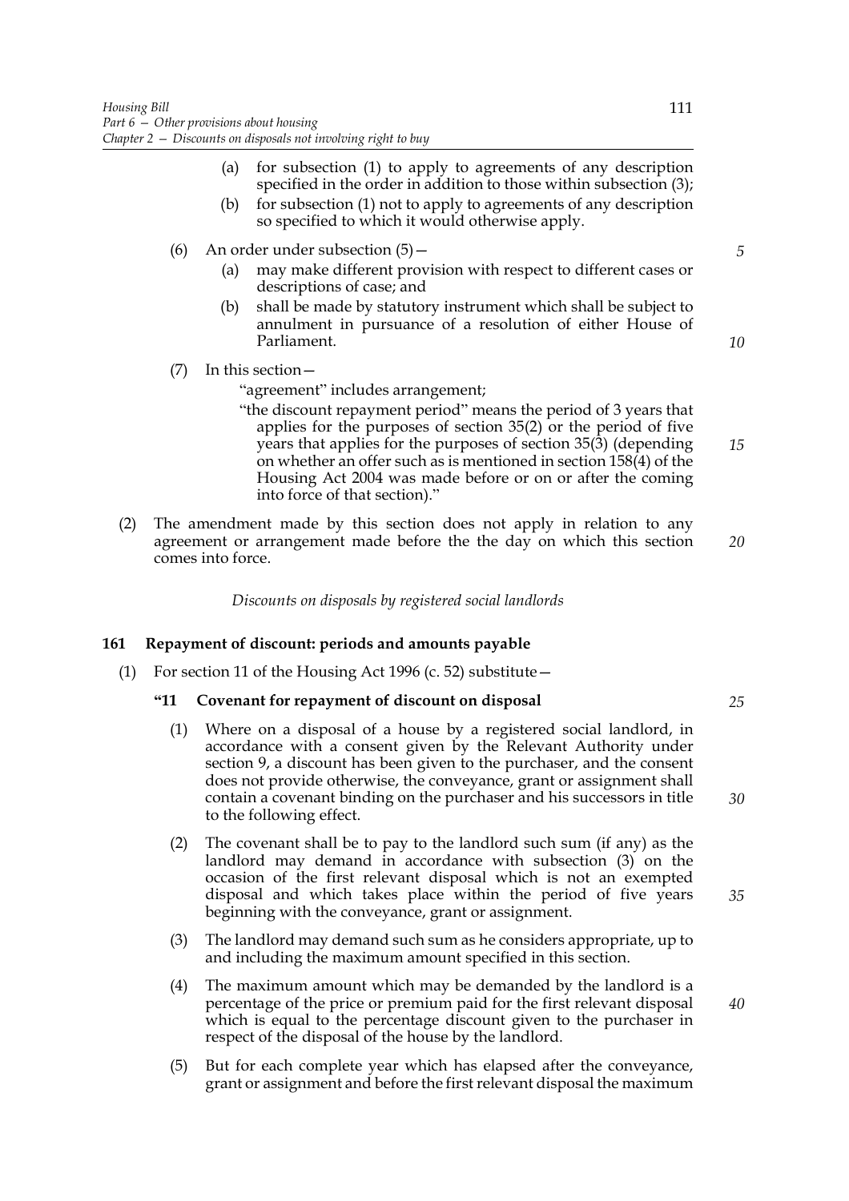(a) for subsection (1) to apply to agreements of any description specified in the order in addition to those within subsection (3);

(b) for subsection (1) not to apply to agreements of any description so specified to which it would otherwise apply.

(6) An order under subsection (5)—

(a) may make different provision with respect to different cases or descriptions of case; and

(b) shall be made by statutory instrument which shall be subject to annulment in pursuance of a resolution of either House of Parliament.

(7) In this section—

"agreement" includes arrangement;

"the discount repayment period" means the period of 3 years that applies for the purposes of section 35(2) or the period of five years that applies for the purposes of section 35(3) (depending on whether an offer such as is mentioned in section 158(4) of the Housing Act 2004 was made before or on or after the coming into force of that section)."

(2) The amendment made by this section does not apply in relation to any agreement or arrangement made before the the day on which this section comes into force.

*Discounts on disposals by registered social landlords*

**161 Repayment of discount: periods and amounts payable**

(1) For section 11 of the Housing Act 1996 (c. 52) substitute—

**"11 Covenant for repayment of discount on disposal**

(1) Where on a disposal of a house by a registered social landlord, in accordance with a consent given by the Relevant Authority under section 9, a discount has been given to the purchaser, and the consent does not provide otherwise, the conveyance, grant or assignment shall contain a covenant binding on the purchaser and his successors in title to the following effect.

(2) The covenant shall be to pay to the landlord such sum (if any) as the landlord may demand in accordance with subsection (3) on the occasion of the first relevant disposal which is not an exempted disposal and which takes place within the period of five years beginning with the conveyance, grant or assignment.

(3) The landlord may demand such sum as he considers appropriate, up to and including the maximum amount specified in this section.

(4) The maximum amount which may be demanded by the landlord is a percentage of the price or premium paid for the first relevant disposal which is equal to the percentage discount given to the purchaser in respect of the disposal of the house by the landlord.

(5) But for each complete year which has elapsed after the conveyance, grant or assignment and before the first relevant disposal the maximum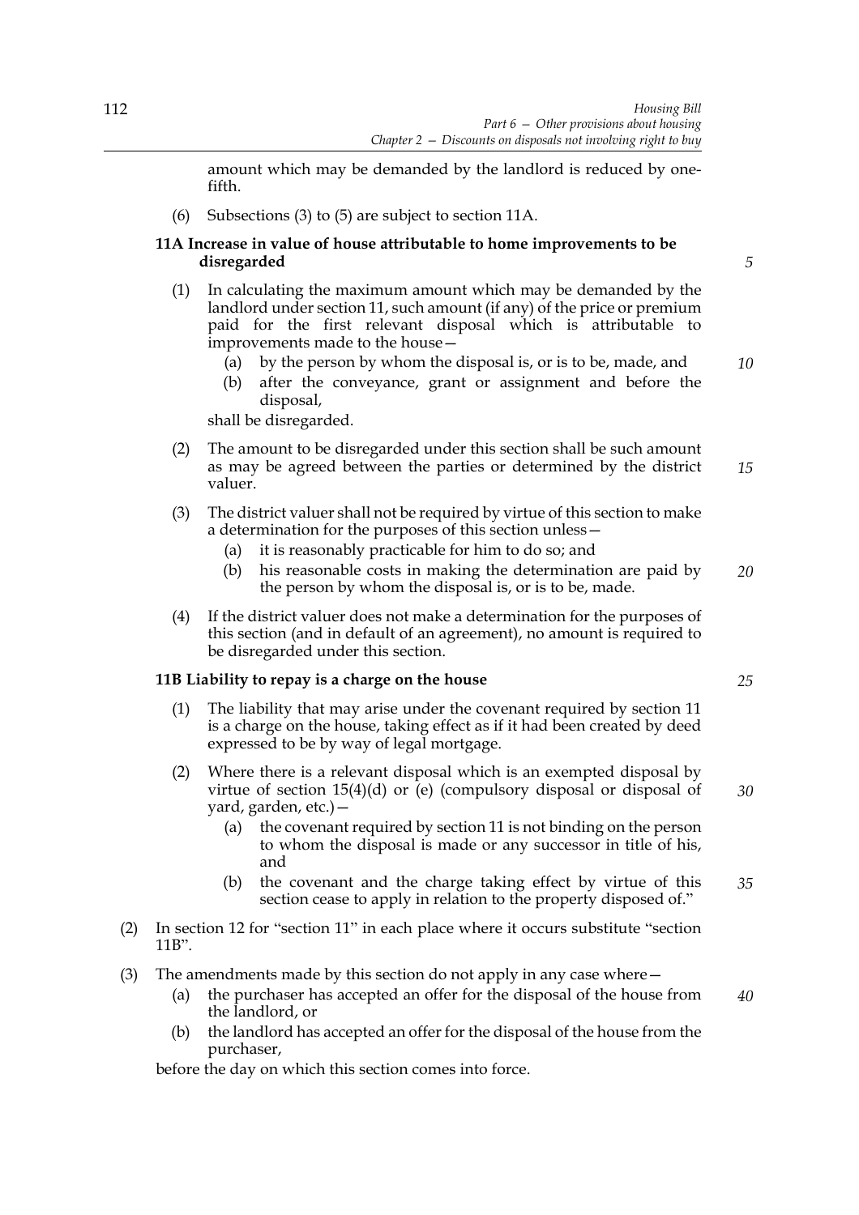amount which may be demanded by the landlord is reduced by one-fifth.

(6) Subsections (3) to (5) are subject to section 11A.

**11A Increase in value of house attributable to home improvements to be disregarded**

(1) In calculating the maximum amount which may be demanded by the landlord under section 11, such amount (if any) of the price or premium paid for the first relevant disposal which is attributable to improvements made to the house—

(a) by the person by whom the disposal is, or is to be, made, and

(b) after the conveyance, grant or assignment and before the disposal,

shall be disregarded.

(2) The amount to be disregarded under this section shall be such amount as may be agreed between the parties or determined by the district valuer.

(3) The district valuer shall not be required by virtue of this section to make a determination for the purposes of this section unless—

(a) it is reasonably practicable for him to do so; and

(b) his reasonable costs in making the determination are paid by the person by whom the disposal is, or is to be, made.

(4) If the district valuer does not make a determination for the purposes of this section (and in default of an agreement), no amount is required to be disregarded under this section.

**11B Liability to repay is a charge on the house**

(1) The liability that may arise under the covenant required by section 11 is a charge on the house, taking effect as if it had been created by deed expressed to be by way of legal mortgage.

(2) Where there is a relevant disposal which is an exempted disposal by virtue of section 15(4)(d) or (e) (compulsory disposal or disposal of yard, garden, etc.)—

(a) the covenant required by section 11 is not binding on the person to whom the disposal is made or any successor in title of his, and

(b) the covenant and the charge taking effect by virtue of this section cease to apply in relation to the property disposed of."

(2) In section 12 for "section 11" in each place where it occurs substitute "section 11B".

(3) The amendments made by this section do not apply in any case where—

(a) the purchaser has accepted an offer for the disposal of the house from the landlord, or

(b) the landlord has accepted an offer for the disposal of the house from the purchaser,

before the day on which this section comes into force.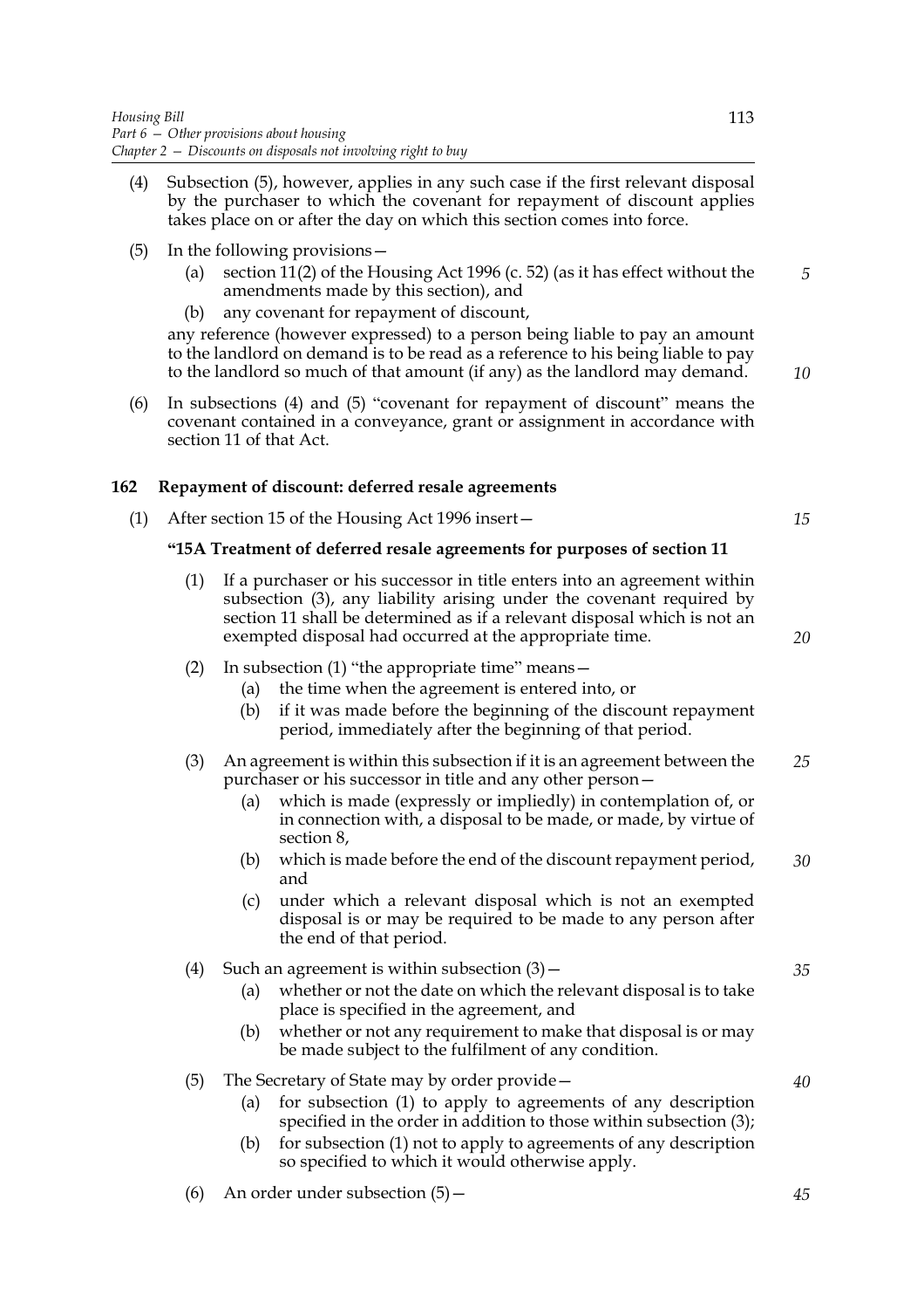(4) Subsection (5), however, applies in any such case if the first relevant disposal by the purchaser to which the covenant for repayment of discount applies takes place on or after the day on which this section comes into force.

(5) In the following provisions—

  (a) section 11(2) of the Housing Act 1996 (c. 52) (as it has effect without the amendments made by this section), and

  (b) any covenant for repayment of discount,

any reference (however expressed) to a person being liable to pay an amount to the landlord on demand is to be read as a reference to his being liable to pay to the landlord so much of that amount (if any) as the landlord may demand.

(6) In subsections (4) and (5) "covenant for repayment of discount" means the covenant contained in a conveyance, grant or assignment in accordance with section 11 of that Act.

### 162 Repayment of discount: deferred resale agreements

(1) After section 15 of the Housing Act 1996 insert—

**"15A Treatment of deferred resale agreements for purposes of section 11**

(1) If a purchaser or his successor in title enters into an agreement within subsection (3), any liability arising under the covenant required by section 11 shall be determined as if a relevant disposal which is not an exempted disposal had occurred at the appropriate time.

(2) In subsection (1) "the appropriate time" means—

  (a) the time when the agreement is entered into, or

  (b) if it was made before the beginning of the discount repayment period, immediately after the beginning of that period.

(3) An agreement is within this subsection if it is an agreement between the purchaser or his successor in title and any other person—

  (a) which is made (expressly or impliedly) in contemplation of, or in connection with, a disposal to be made, or made, by virtue of section 8,

  (b) which is made before the end of the discount repayment period, and

  (c) under which a relevant disposal which is not an exempted disposal is or may be required to be made to any person after the end of that period.

(4) Such an agreement is within subsection (3)—

  (a) whether or not the date on which the relevant disposal is to take place is specified in the agreement, and

  (b) whether or not any requirement to make that disposal is or may be made subject to the fulfilment of any condition.

(5) The Secretary of State may by order provide—

  (a) for subsection (1) to apply to agreements of any description specified in the order in addition to those within subsection (3);

  (b) for subsection (1) not to apply to agreements of any description so specified to which it would otherwise apply.

(6) An order under subsection (5)—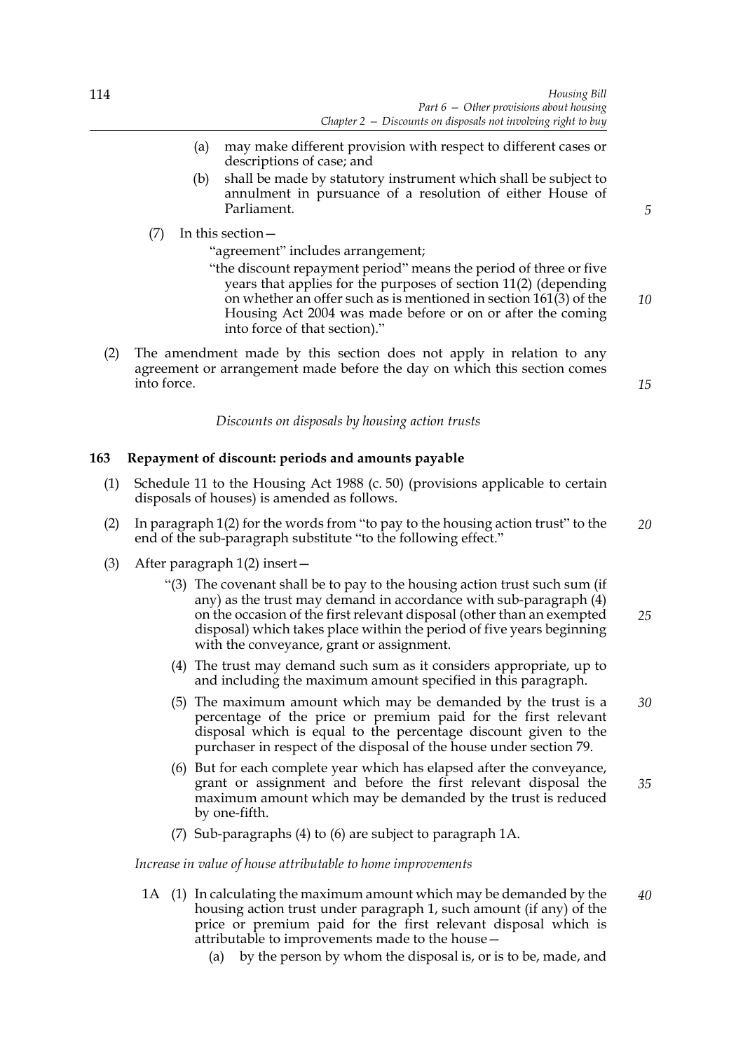(a) may make different provision with respect to different cases or descriptions of case; and

(b) shall be made by statutory instrument which shall be subject to annulment in pursuance of a resolution of either House of Parliament.

(7) In this section—

"agreement" includes arrangement;

"the discount repayment period" means the period of three or five years that applies for the purposes of section 11(2) (depending on whether an offer such as is mentioned in section 161(3) of the Housing Act 2004 was made before or on or after the coming into force of that section)."

(2) The amendment made by this section does not apply in relation to any agreement or arrangement made before the day on which this section comes into force.

*Discounts on disposals by housing action trusts*

**163 Repayment of discount: periods and amounts payable**

(1) Schedule 11 to the Housing Act 1988 (c. 50) (provisions applicable to certain disposals of houses) is amended as follows.

(2) In paragraph 1(2) for the words from "to pay to the housing action trust" to the end of the sub-paragraph substitute "to the following effect."

(3) After paragraph 1(2) insert—

"(3) The covenant shall be to pay to the housing action trust such sum (if any) as the trust may demand in accordance with sub-paragraph (4) on the occasion of the first relevant disposal (other than an exempted disposal) which takes place within the period of five years beginning with the conveyance, grant or assignment.

(4) The trust may demand such sum as it considers appropriate, up to and including the maximum amount specified in this paragraph.

(5) The maximum amount which may be demanded by the trust is a percentage of the price or premium paid for the first relevant disposal which is equal to the percentage discount given to the purchaser in respect of the disposal of the house under section 79.

(6) But for each complete year which has elapsed after the conveyance, grant or assignment and before the first relevant disposal the maximum amount which may be demanded by the trust is reduced by one-fifth.

(7) Sub-paragraphs (4) to (6) are subject to paragraph 1A.

*Increase in value of house attributable to home improvements*

1A (1) In calculating the maximum amount which may be demanded by the housing action trust under paragraph 1, such amount (if any) of the price or premium paid for the first relevant disposal which is attributable to improvements made to the house—

(a) by the person by whom the disposal is, or is to be, made, and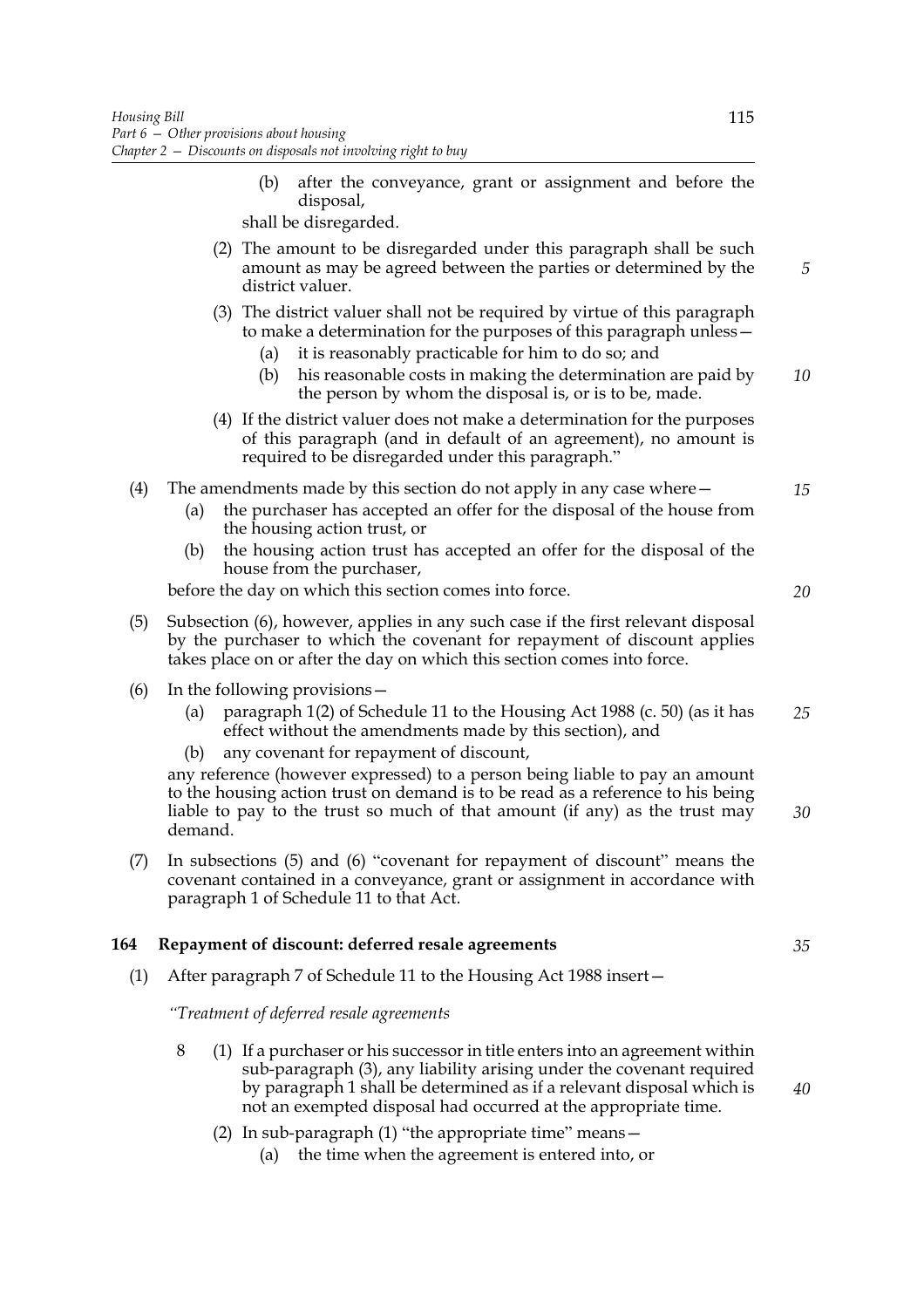(b) after the conveyance, grant or assignment and before the disposal,

shall be disregarded.

(2) The amount to be disregarded under this paragraph shall be such amount as may be agreed between the parties or determined by the district valuer.

(3) The district valuer shall not be required by virtue of this paragraph to make a determination for the purposes of this paragraph unless—

(a) it is reasonably practicable for him to do so; and

(b) his reasonable costs in making the determination are paid by the person by whom the disposal is, or is to be, made.

(4) If the district valuer does not make a determination for the purposes of this paragraph (and in default of an agreement), no amount is required to be disregarded under this paragraph."

(4) The amendments made by this section do not apply in any case where—

(a) the purchaser has accepted an offer for the disposal of the house from the housing action trust, or

(b) the housing action trust has accepted an offer for the disposal of the house from the purchaser,

before the day on which this section comes into force.

(5) Subsection (6), however, applies in any such case if the first relevant disposal by the purchaser to which the covenant for repayment of discount applies takes place on or after the day on which this section comes into force.

(6) In the following provisions—

(a) paragraph 1(2) of Schedule 11 to the Housing Act 1988 (c. 50) (as it has effect without the amendments made by this section), and

(b) any covenant for repayment of discount,

any reference (however expressed) to a person being liable to pay an amount to the housing action trust on demand is to be read as a reference to his being liable to pay to the trust so much of that amount (if any) as the trust may demand.

(7) In subsections (5) and (6) "covenant for repayment of discount" means the covenant contained in a conveyance, grant or assignment in accordance with paragraph 1 of Schedule 11 to that Act.

## 164 Repayment of discount: deferred resale agreements

(1) After paragraph 7 of Schedule 11 to the Housing Act 1988 insert—

*"Treatment of deferred resale agreements*

8 (1) If a purchaser or his successor in title enters into an agreement within sub-paragraph (3), any liability arising under the covenant required by paragraph 1 shall be determined as if a relevant disposal which is not an exempted disposal had occurred at the appropriate time.

(2) In sub-paragraph (1) "the appropriate time" means—

(a) the time when the agreement is entered into, or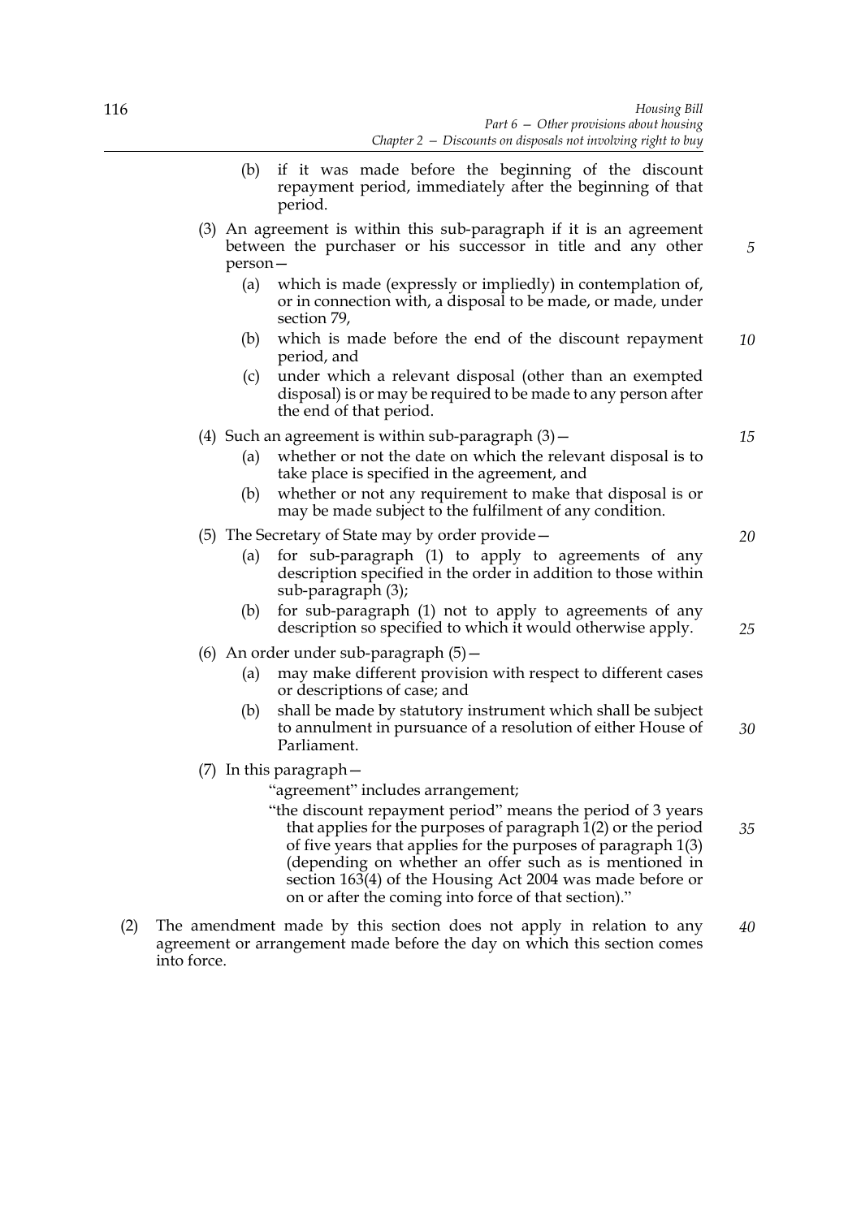(b) if it was made before the beginning of the discount repayment period, immediately after the beginning of that period.

(3) An agreement is within this sub-paragraph if it is an agreement between the purchaser or his successor in title and any other person—

(a) which is made (expressly or impliedly) in contemplation of, or in connection with, a disposal to be made, or made, under section 79,

(b) which is made before the end of the discount repayment period, and

(c) under which a relevant disposal (other than an exempted disposal) is or may be required to be made to any person after the end of that period.

(4) Such an agreement is within sub-paragraph (3)—

(a) whether or not the date on which the relevant disposal is to take place is specified in the agreement, and

(b) whether or not any requirement to make that disposal is or may be made subject to the fulfilment of any condition.

(5) The Secretary of State may by order provide—

(a) for sub-paragraph (1) to apply to agreements of any description specified in the order in addition to those within sub-paragraph (3);

(b) for sub-paragraph (1) not to apply to agreements of any description so specified to which it would otherwise apply.

(6) An order under sub-paragraph (5)—

(a) may make different provision with respect to different cases or descriptions of case; and

(b) shall be made by statutory instrument which shall be subject to annulment in pursuance of a resolution of either House of Parliament.

(7) In this paragraph—

"agreement" includes arrangement;

"the discount repayment period" means the period of 3 years that applies for the purposes of paragraph 1(2) or the period of five years that applies for the purposes of paragraph 1(3) (depending on whether an offer such as is mentioned in section 163(4) of the Housing Act 2004 was made before or on or after the coming into force of that section)."

(2) The amendment made by this section does not apply in relation to any agreement or arrangement made before the day on which this section comes into force.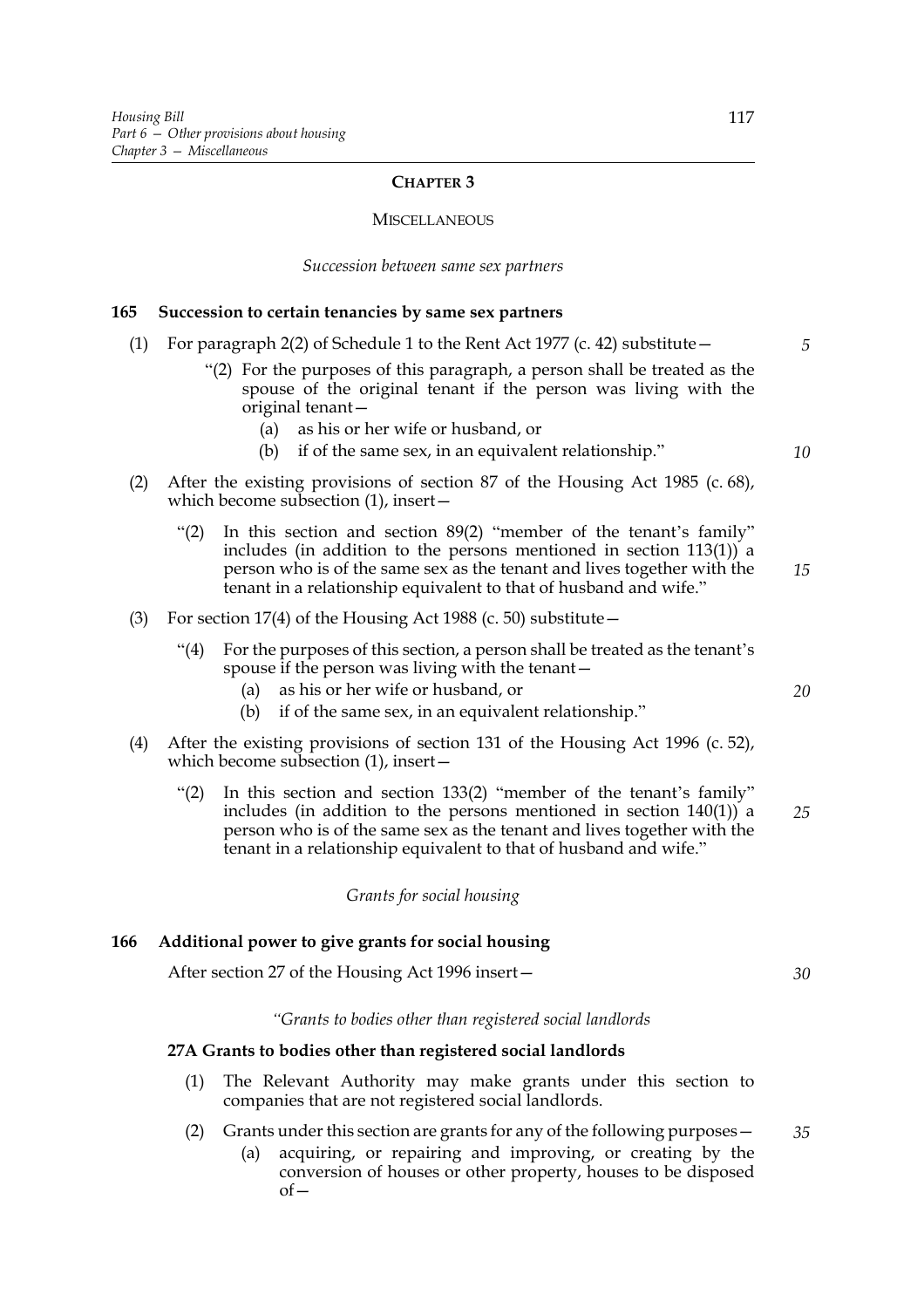## CHAPTER 3

### MISCELLANEOUS

*Succession between same sex partners*

**165 Succession to certain tenancies by same sex partners**

(1) For paragraph 2(2) of Schedule 1 to the Rent Act 1977 (c. 42) substitute—

"(2) For the purposes of this paragraph, a person shall be treated as the spouse of the original tenant if the person was living with the original tenant—

(a) as his or her wife or husband, or

(b) if of the same sex, in an equivalent relationship."

(2) After the existing provisions of section 87 of the Housing Act 1985 (c. 68), which become subsection (1), insert—

"(2) In this section and section 89(2) "member of the tenant's family" includes (in addition to the persons mentioned in section 113(1)) a person who is of the same sex as the tenant and lives together with the tenant in a relationship equivalent to that of husband and wife."

(3) For section 17(4) of the Housing Act 1988 (c. 50) substitute—

"(4) For the purposes of this section, a person shall be treated as the tenant's spouse if the person was living with the tenant—

(a) as his or her wife or husband, or

(b) if of the same sex, in an equivalent relationship."

(4) After the existing provisions of section 131 of the Housing Act 1996 (c. 52), which become subsection (1), insert—

"(2) In this section and section 133(2) "member of the tenant's family" includes (in addition to the persons mentioned in section 140(1)) a person who is of the same sex as the tenant and lives together with the tenant in a relationship equivalent to that of husband and wife."

*Grants for social housing*

**166 Additional power to give grants for social housing**

After section 27 of the Housing Act 1996 insert—

*"Grants to bodies other than registered social landlords*

**27A Grants to bodies other than registered social landlords**

(1) The Relevant Authority may make grants under this section to companies that are not registered social landlords.

(2) Grants under this section are grants for any of the following purposes—

(a) acquiring, or repairing and improving, or creating by the conversion of houses or other property, houses to be disposed of—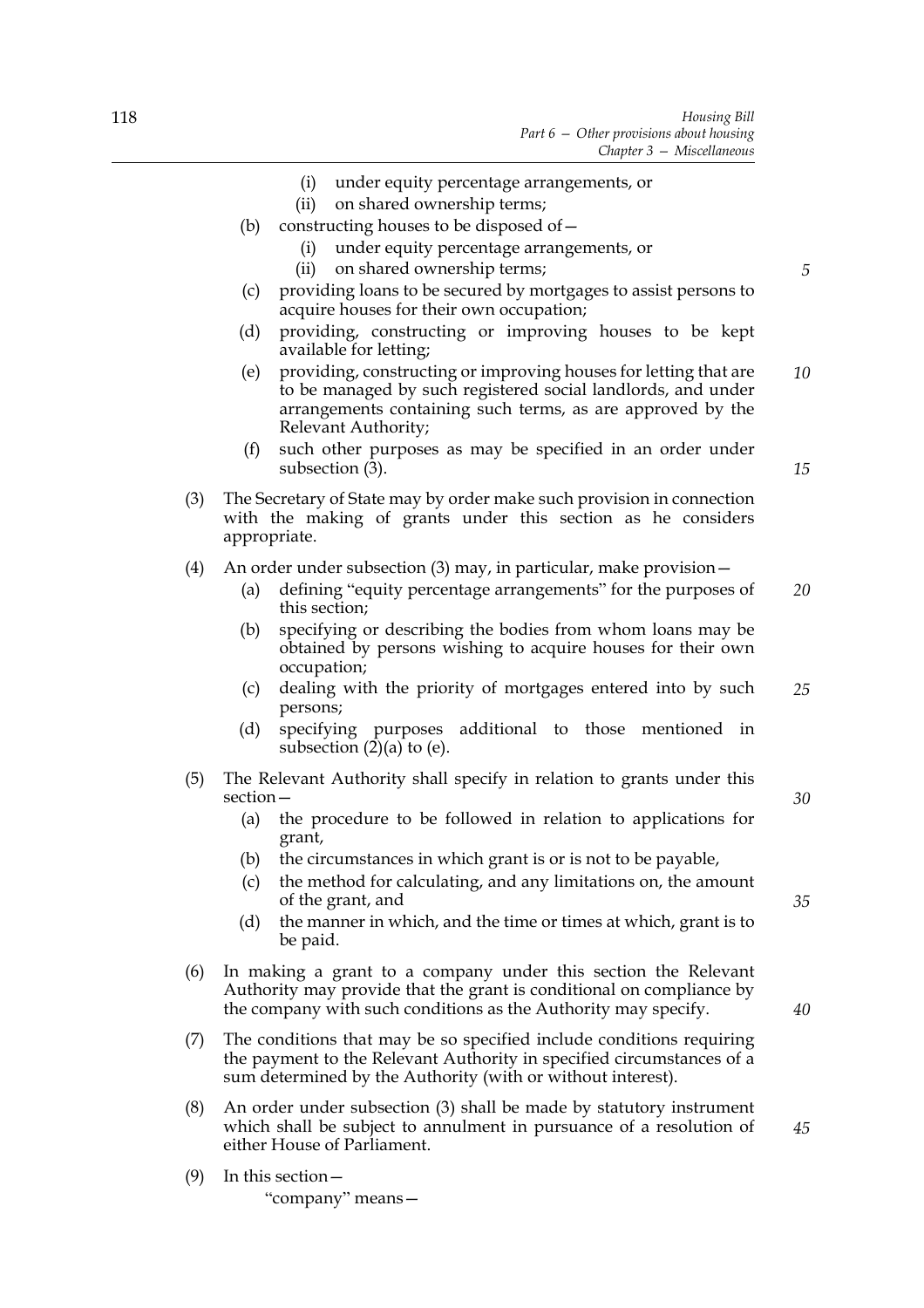(i) under equity percentage arrangements, or

(ii) on shared ownership terms;

(b) constructing houses to be disposed of—

(i) under equity percentage arrangements, or

(ii) on shared ownership terms;

(c) providing loans to be secured by mortgages to assist persons to acquire houses for their own occupation;

(d) providing, constructing or improving houses to be kept available for letting;

(e) providing, constructing or improving houses for letting that are to be managed by such registered social landlords, and under arrangements containing such terms, as are approved by the Relevant Authority;

(f) such other purposes as may be specified in an order under subsection (3).

(3) The Secretary of State may by order make such provision in connection with the making of grants under this section as he considers appropriate.

(4) An order under subsection (3) may, in particular, make provision—

(a) defining "equity percentage arrangements" for the purposes of this section;

(b) specifying or describing the bodies from whom loans may be obtained by persons wishing to acquire houses for their own occupation;

(c) dealing with the priority of mortgages entered into by such persons;

(d) specifying purposes additional to those mentioned in subsection (2)(a) to (e).

(5) The Relevant Authority shall specify in relation to grants under this section—

(a) the procedure to be followed in relation to applications for grant,

(b) the circumstances in which grant is or is not to be payable,

(c) the method for calculating, and any limitations on, the amount of the grant, and

(d) the manner in which, and the time or times at which, grant is to be paid.

(6) In making a grant to a company under this section the Relevant Authority may provide that the grant is conditional on compliance by the company with such conditions as the Authority may specify.

(7) The conditions that may be so specified include conditions requiring the payment to the Relevant Authority in specified circumstances of a sum determined by the Authority (with or without interest).

(8) An order under subsection (3) shall be made by statutory instrument which shall be subject to annulment in pursuance of a resolution of either House of Parliament.

(9) In this section—

"company" means—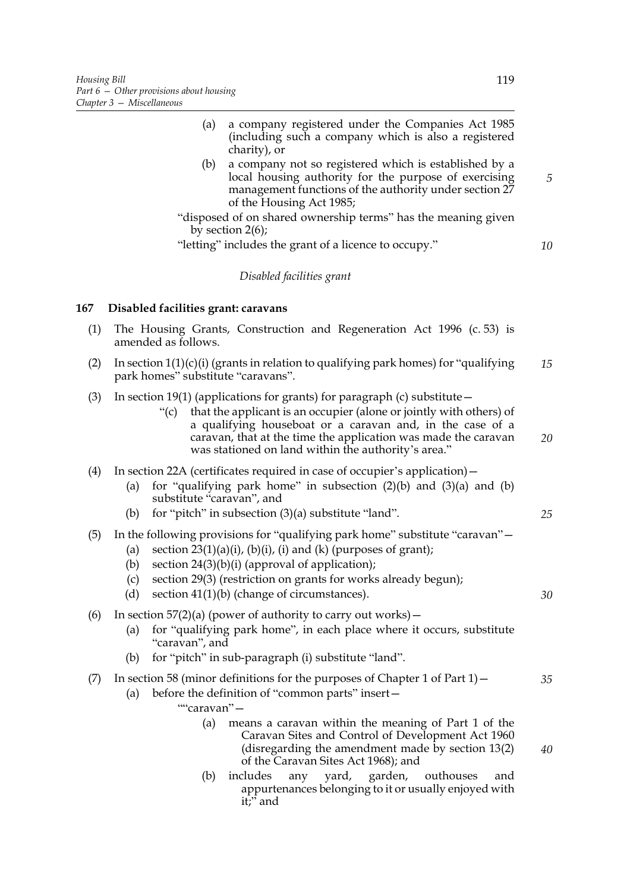(a) a company registered under the Companies Act 1985 (including such a company which is also a registered charity), or

(b) a company not so registered which is established by a local housing authority for the purpose of exercising management functions of the authority under section 27 of the Housing Act 1985;

"disposed of on shared ownership terms" has the meaning given by section 2(6);

"letting" includes the grant of a licence to occupy."

*Disabled facilities grant*

**167 Disabled facilities grant: caravans**

(1) The Housing Grants, Construction and Regeneration Act 1996 (c. 53) is amended as follows.

(2) In section 1(1)(c)(i) (grants in relation to qualifying park homes) for "qualifying park homes" substitute "caravans".

(3) In section 19(1) (applications for grants) for paragraph (c) substitute—

"(c) that the applicant is an occupier (alone or jointly with others) of a qualifying houseboat or a caravan and, in the case of a caravan, that at the time the application was made the caravan was stationed on land within the authority's area."

(4) In section 22A (certificates required in case of occupier's application)—

(a) for "qualifying park home" in subsection (2)(b) and (3)(a) and (b) substitute "caravan", and

(b) for "pitch" in subsection (3)(a) substitute "land".

(5) In the following provisions for "qualifying park home" substitute "caravan"—

(a) section 23(1)(a)(i), (b)(i), (i) and (k) (purposes of grant);

(b) section 24(3)(b)(i) (approval of application);

(c) section 29(3) (restriction on grants for works already begun);

(d) section 41(1)(b) (change of circumstances).

(6) In section 57(2)(a) (power of authority to carry out works)—

(a) for "qualifying park home", in each place where it occurs, substitute "caravan", and

(b) for "pitch" in sub-paragraph (i) substitute "land".

(7) In section 58 (minor definitions for the purposes of Chapter 1 of Part 1)—

(a) before the definition of "common parts" insert—

""caravan"—

(a) means a caravan within the meaning of Part 1 of the Caravan Sites and Control of Development Act 1960 (disregarding the amendment made by section 13(2) of the Caravan Sites Act 1968); and

(b) includes any yard, garden, outhouses and appurtenances belonging to it or usually enjoyed with it;" and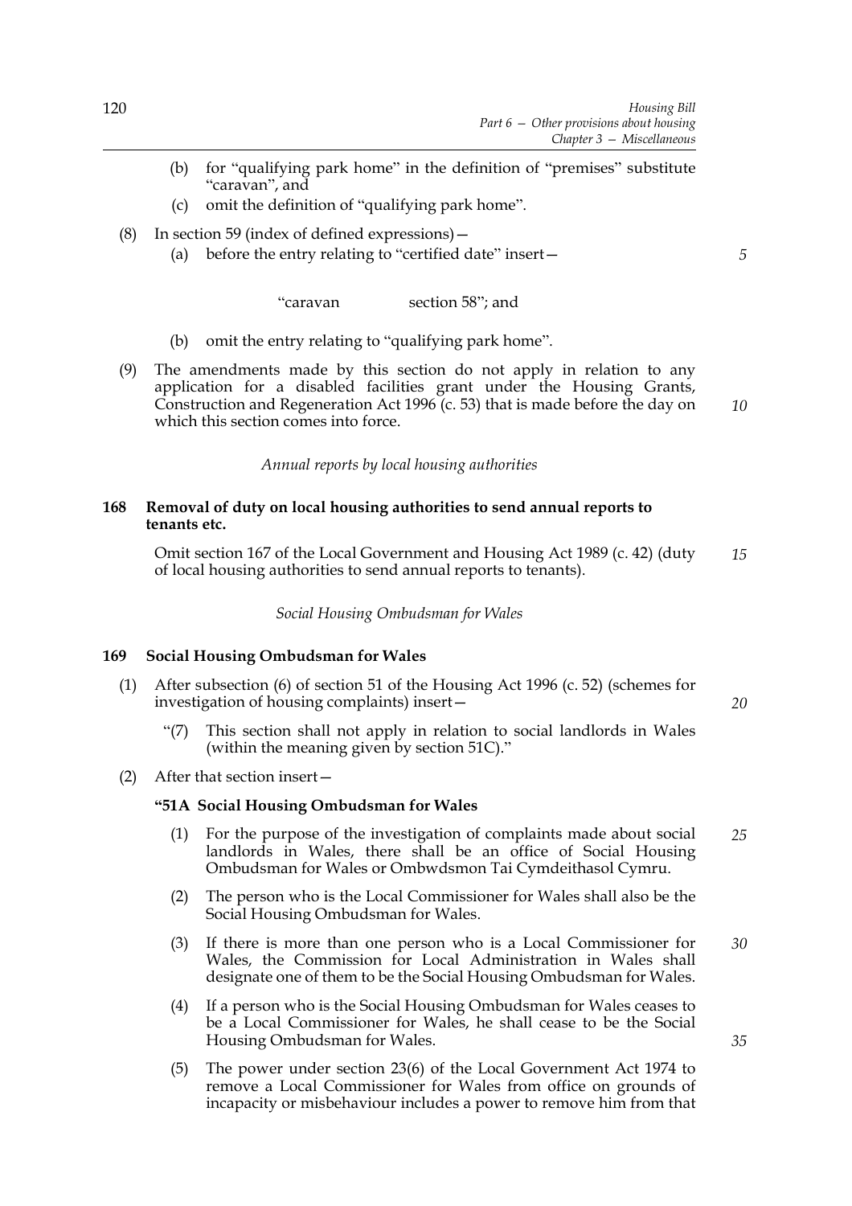(b) for "qualifying park home" in the definition of "premises" substitute "caravan", and

(c) omit the definition of "qualifying park home".

(8) In section 59 (index of defined expressions)—

(a) before the entry relating to "certified date" insert—

"caravan section 58"; and

(b) omit the entry relating to "qualifying park home".

(9) The amendments made by this section do not apply in relation to any application for a disabled facilities grant under the Housing Grants, Construction and Regeneration Act 1996 (c. 53) that is made before the day on which this section comes into force.

*Annual reports by local housing authorities*

**168 Removal of duty on local housing authorities to send annual reports to tenants etc.**

Omit section 167 of the Local Government and Housing Act 1989 (c. 42) (duty of local housing authorities to send annual reports to tenants).

*Social Housing Ombudsman for Wales*

**169 Social Housing Ombudsman for Wales**

(1) After subsection (6) of section 51 of the Housing Act 1996 (c. 52) (schemes for investigation of housing complaints) insert—

"(7) This section shall not apply in relation to social landlords in Wales (within the meaning given by section 51C)."

(2) After that section insert—

**"51A Social Housing Ombudsman for Wales**

(1) For the purpose of the investigation of complaints made about social landlords in Wales, there shall be an office of Social Housing Ombudsman for Wales or Ombwdsmon Tai Cymdeithasol Cymru.

(2) The person who is the Local Commissioner for Wales shall also be the Social Housing Ombudsman for Wales.

(3) If there is more than one person who is a Local Commissioner for Wales, the Commission for Local Administration in Wales shall designate one of them to be the Social Housing Ombudsman for Wales.

(4) If a person who is the Social Housing Ombudsman for Wales ceases to be a Local Commissioner for Wales, he shall cease to be the Social Housing Ombudsman for Wales.

(5) The power under section 23(6) of the Local Government Act 1974 to remove a Local Commissioner for Wales from office on grounds of incapacity or misbehaviour includes a power to remove him from that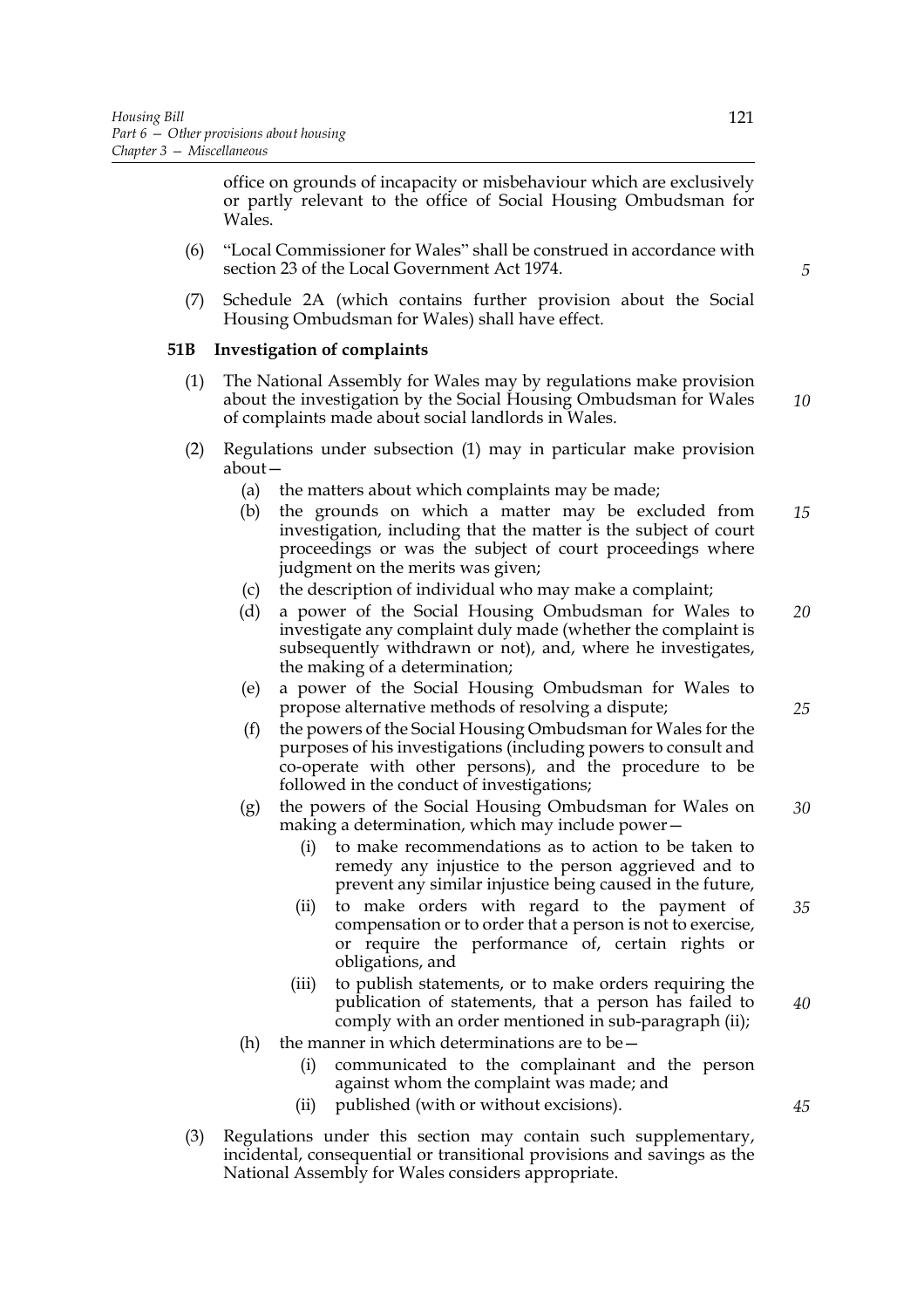office on grounds of incapacity or misbehaviour which are exclusively or partly relevant to the office of Social Housing Ombudsman for Wales.

(6) "Local Commissioner for Wales" shall be construed in accordance with section 23 of the Local Government Act 1974.

(7) Schedule 2A (which contains further provision about the Social Housing Ombudsman for Wales) shall have effect.

**51B Investigation of complaints**

(1) The National Assembly for Wales may by regulations make provision about the investigation by the Social Housing Ombudsman for Wales of complaints made about social landlords in Wales.

(2) Regulations under subsection (1) may in particular make provision about—

(a) the matters about which complaints may be made;

(b) the grounds on which a matter may be excluded from investigation, including that the matter is the subject of court proceedings or was the subject of court proceedings where judgment on the merits was given;

(c) the description of individual who may make a complaint;

(d) a power of the Social Housing Ombudsman for Wales to investigate any complaint duly made (whether the complaint is subsequently withdrawn or not), and, where he investigates, the making of a determination;

(e) a power of the Social Housing Ombudsman for Wales to propose alternative methods of resolving a dispute;

(f) the powers of the Social Housing Ombudsman for Wales for the purposes of his investigations (including powers to consult and co-operate with other persons), and the procedure to be followed in the conduct of investigations;

(g) the powers of the Social Housing Ombudsman for Wales on making a determination, which may include power—

(i) to make recommendations as to action to be taken to remedy any injustice to the person aggrieved and to prevent any similar injustice being caused in the future,

(ii) to make orders with regard to the payment of compensation or to order that a person is not to exercise, or require the performance of, certain rights or obligations, and

(iii) to publish statements, or to make orders requiring the publication of statements, that a person has failed to comply with an order mentioned in sub-paragraph (ii);

(h) the manner in which determinations are to be—

(i) communicated to the complainant and the person against whom the complaint was made; and

(ii) published (with or without excisions).

(3) Regulations under this section may contain such supplementary, incidental, consequential or transitional provisions and savings as the National Assembly for Wales considers appropriate.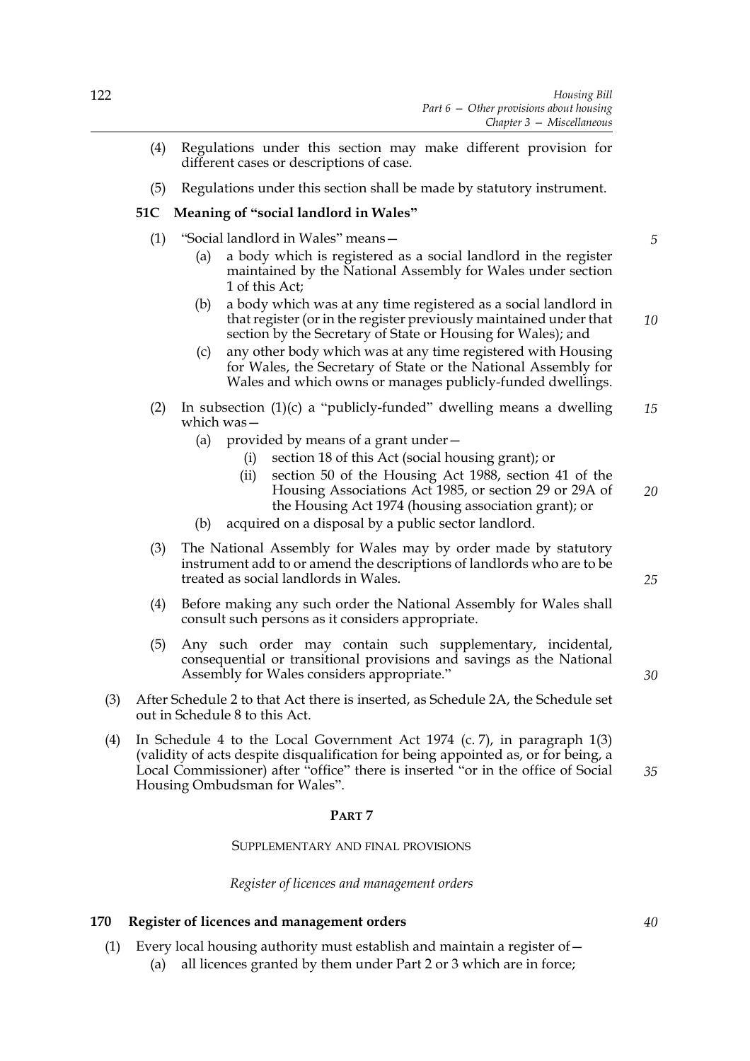(4) Regulations under this section may make different provision for different cases or descriptions of case.

(5) Regulations under this section shall be made by statutory instrument.

**51C Meaning of "social landlord in Wales"**

(1) "Social landlord in Wales" means—

(a) a body which is registered as a social landlord in the register maintained by the National Assembly for Wales under section 1 of this Act;

(b) a body which was at any time registered as a social landlord in that register (or in the register previously maintained under that section by the Secretary of State or Housing for Wales); and

(c) any other body which was at any time registered with Housing for Wales, the Secretary of State or the National Assembly for Wales and which owns or manages publicly-funded dwellings.

(2) In subsection (1)(c) a "publicly-funded" dwelling means a dwelling which was—

(a) provided by means of a grant under—

(i) section 18 of this Act (social housing grant); or

(ii) section 50 of the Housing Act 1988, section 41 of the Housing Associations Act 1985, or section 29 or 29A of the Housing Act 1974 (housing association grant); or

(b) acquired on a disposal by a public sector landlord.

(3) The National Assembly for Wales may by order made by statutory instrument add to or amend the descriptions of landlords who are to be treated as social landlords in Wales.

(4) Before making any such order the National Assembly for Wales shall consult such persons as it considers appropriate.

(5) Any such order may contain such supplementary, incidental, consequential or transitional provisions and savings as the National Assembly for Wales considers appropriate."

(3) After Schedule 2 to that Act there is inserted, as Schedule 2A, the Schedule set out in Schedule 8 to this Act.

(4) In Schedule 4 to the Local Government Act 1974 (c. 7), in paragraph 1(3) (validity of acts despite disqualification for being appointed as, or for being, a Local Commissioner) after "office" there is inserted "or in the office of Social Housing Ombudsman for Wales".

## PART 7

### SUPPLEMENTARY AND FINAL PROVISIONS

*Register of licences and management orders*

**170 Register of licences and management orders**

(1) Every local housing authority must establish and maintain a register of—

(a) all licences granted by them under Part 2 or 3 which are in force;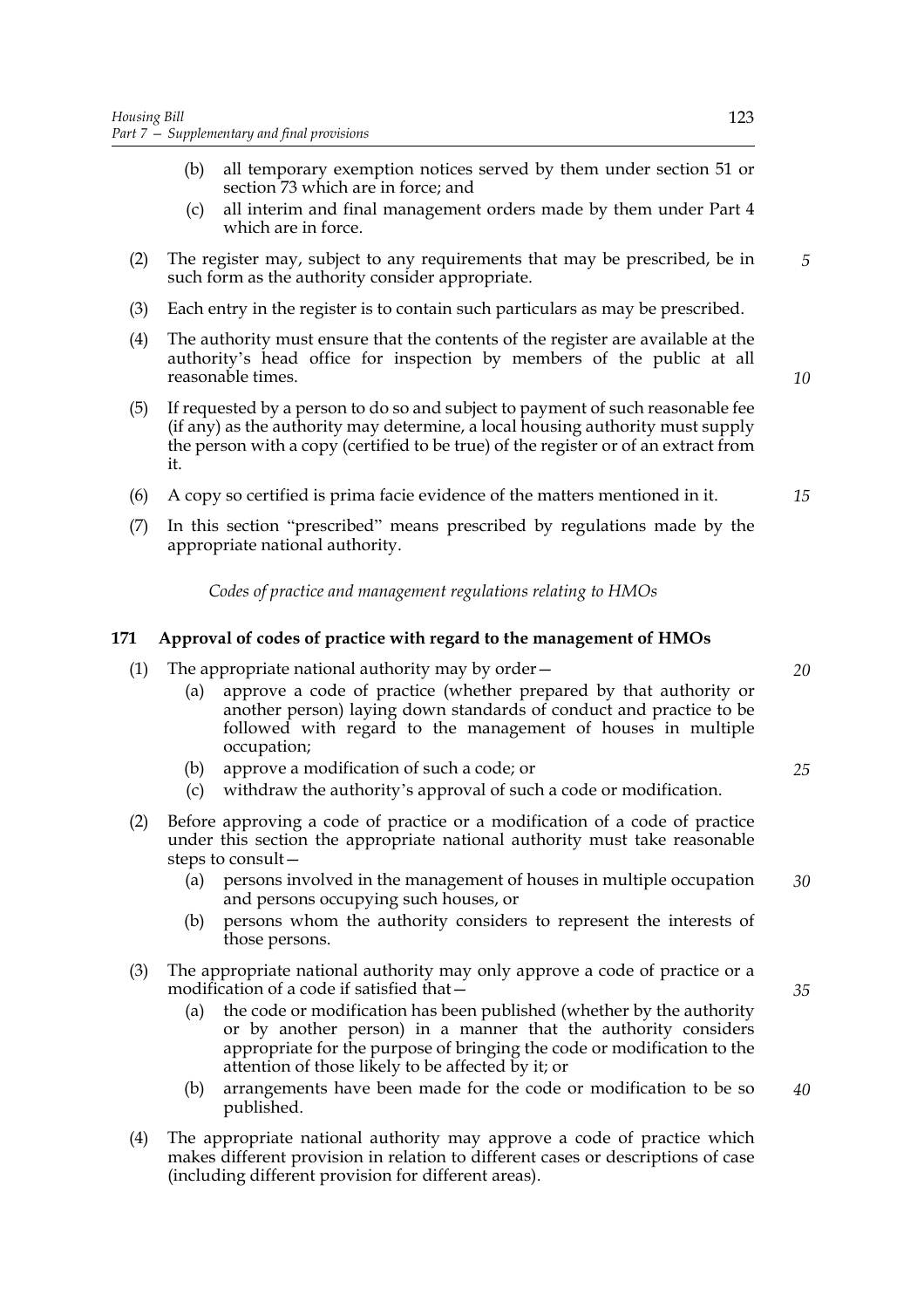(b) all temporary exemption notices served by them under section 51 or section 73 which are in force; and

(c) all interim and final management orders made by them under Part 4 which are in force.

(2) The register may, subject to any requirements that may be prescribed, be in such form as the authority consider appropriate.

(3) Each entry in the register is to contain such particulars as may be prescribed.

(4) The authority must ensure that the contents of the register are available at the authority's head office for inspection by members of the public at all reasonable times.

(5) If requested by a person to do so and subject to payment of such reasonable fee (if any) as the authority may determine, a local housing authority must supply the person with a copy (certified to be true) of the register or of an extract from it.

(6) A copy so certified is prima facie evidence of the matters mentioned in it.

(7) In this section "prescribed" means prescribed by regulations made by the appropriate national authority.

*Codes of practice and management regulations relating to HMOs*

### 171 Approval of codes of practice with regard to the management of HMOs

(1) The appropriate national authority may by order—

(a) approve a code of practice (whether prepared by that authority or another person) laying down standards of conduct and practice to be followed with regard to the management of houses in multiple occupation;

(b) approve a modification of such a code; or

(c) withdraw the authority's approval of such a code or modification.

(2) Before approving a code of practice or a modification of a code of practice under this section the appropriate national authority must take reasonable steps to consult—

(a) persons involved in the management of houses in multiple occupation and persons occupying such houses, or

(b) persons whom the authority considers to represent the interests of those persons.

(3) The appropriate national authority may only approve a code of practice or a modification of a code if satisfied that—

(a) the code or modification has been published (whether by the authority or by another person) in a manner that the authority considers appropriate for the purpose of bringing the code or modification to the attention of those likely to be affected by it; or

(b) arrangements have been made for the code or modification to be so published.

(4) The appropriate national authority may approve a code of practice which makes different provision in relation to different cases or descriptions of case (including different provision for different areas).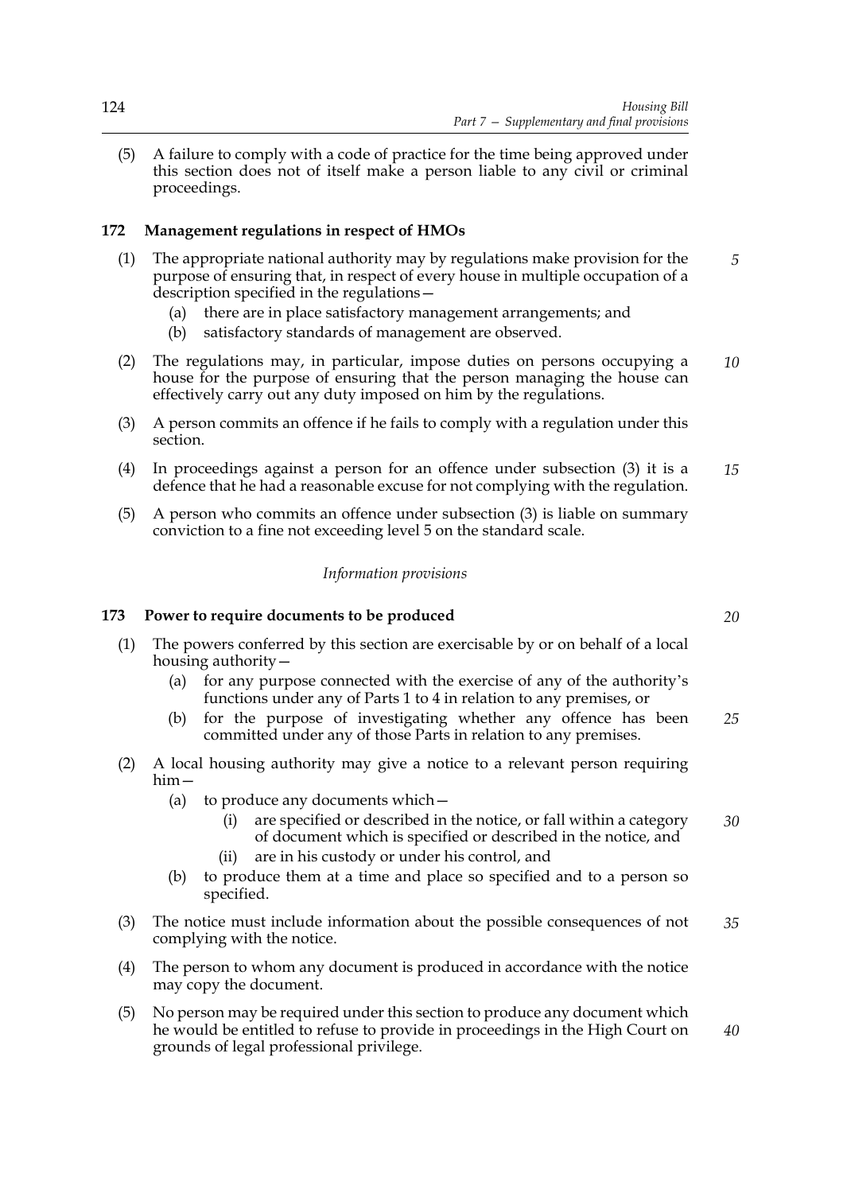(5) A failure to comply with a code of practice for the time being approved under this section does not of itself make a person liable to any civil or criminal proceedings.

**172 Management regulations in respect of HMOs**

(1) The appropriate national authority may by regulations make provision for the purpose of ensuring that, in respect of every house in multiple occupation of a description specified in the regulations—

(a) there are in place satisfactory management arrangements; and

(b) satisfactory standards of management are observed.

(2) The regulations may, in particular, impose duties on persons occupying a house for the purpose of ensuring that the person managing the house can effectively carry out any duty imposed on him by the regulations.

(3) A person commits an offence if he fails to comply with a regulation under this section.

(4) In proceedings against a person for an offence under subsection (3) it is a defence that he had a reasonable excuse for not complying with the regulation.

(5) A person who commits an offence under subsection (3) is liable on summary conviction to a fine not exceeding level 5 on the standard scale.

*Information provisions*

**173 Power to require documents to be produced**

(1) The powers conferred by this section are exercisable by or on behalf of a local housing authority—

(a) for any purpose connected with the exercise of any of the authority's functions under any of Parts 1 to 4 in relation to any premises, or

(b) for the purpose of investigating whether any offence has been committed under any of those Parts in relation to any premises.

(2) A local housing authority may give a notice to a relevant person requiring him—

(a) to produce any documents which—

(i) are specified or described in the notice, or fall within a category of document which is specified or described in the notice, and

(ii) are in his custody or under his control, and

(b) to produce them at a time and place so specified and to a person so specified.

(3) The notice must include information about the possible consequences of not complying with the notice.

(4) The person to whom any document is produced in accordance with the notice may copy the document.

(5) No person may be required under this section to produce any document which he would be entitled to refuse to provide in proceedings in the High Court on grounds of legal professional privilege.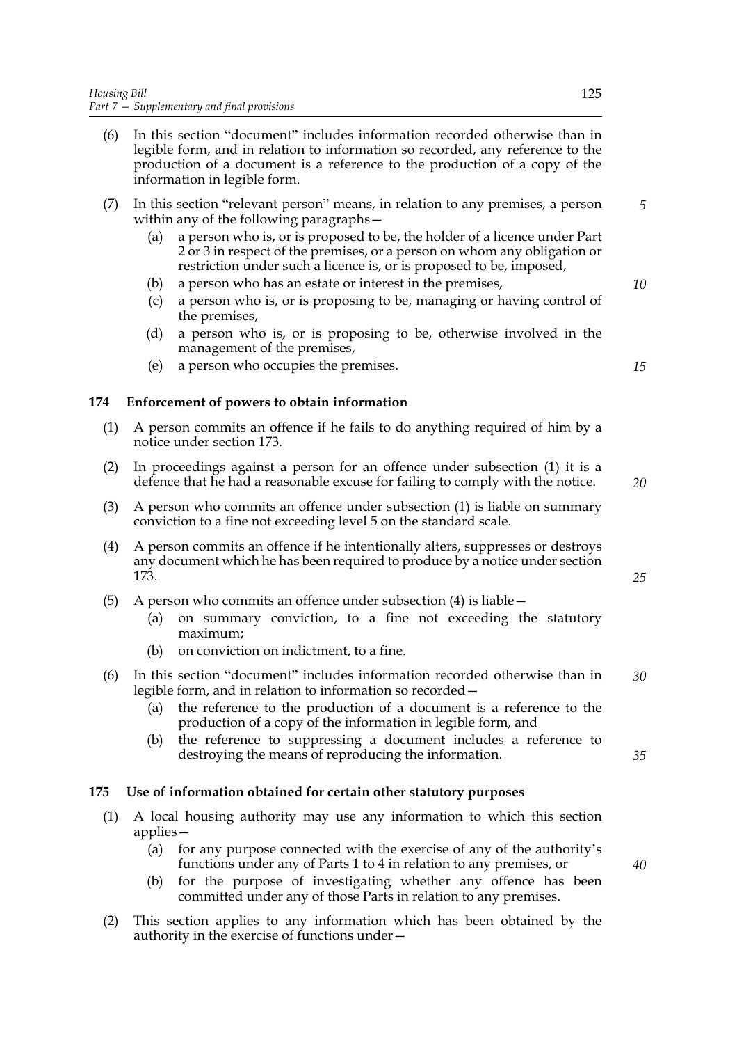(6) In this section "document" includes information recorded otherwise than in legible form, and in relation to information so recorded, any reference to the production of a document is a reference to the production of a copy of the information in legible form.

(7) In this section "relevant person" means, in relation to any premises, a person within any of the following paragraphs—

- (a) a person who is, or is proposed to be, the holder of a licence under Part 2 or 3 in respect of the premises, or a person on whom any obligation or restriction under such a licence is, or is proposed to be, imposed,
- (b) a person who has an estate or interest in the premises,
- (c) a person who is, or is proposing to be, managing or having control of the premises,
- (d) a person who is, or is proposing to be, otherwise involved in the management of the premises,
- (e) a person who occupies the premises.

### 174 Enforcement of powers to obtain information

(1) A person commits an offence if he fails to do anything required of him by a notice under section 173.

(2) In proceedings against a person for an offence under subsection (1) it is a defence that he had a reasonable excuse for failing to comply with the notice.

(3) A person who commits an offence under subsection (1) is liable on summary conviction to a fine not exceeding level 5 on the standard scale.

(4) A person commits an offence if he intentionally alters, suppresses or destroys any document which he has been required to produce by a notice under section 173.

(5) A person who commits an offence under subsection (4) is liable—

- (a) on summary conviction, to a fine not exceeding the statutory maximum;
- (b) on conviction on indictment, to a fine.

(6) In this section "document" includes information recorded otherwise than in legible form, and in relation to information so recorded—

- (a) the reference to the production of a document is a reference to the production of a copy of the information in legible form, and
- (b) the reference to suppressing a document includes a reference to destroying the means of reproducing the information.

### 175 Use of information obtained for certain other statutory purposes

(1) A local housing authority may use any information to which this section applies—

- (a) for any purpose connected with the exercise of any of the authority's functions under any of Parts 1 to 4 in relation to any premises, or
- (b) for the purpose of investigating whether any offence has been committed under any of those Parts in relation to any premises.

(2) This section applies to any information which has been obtained by the authority in the exercise of functions under—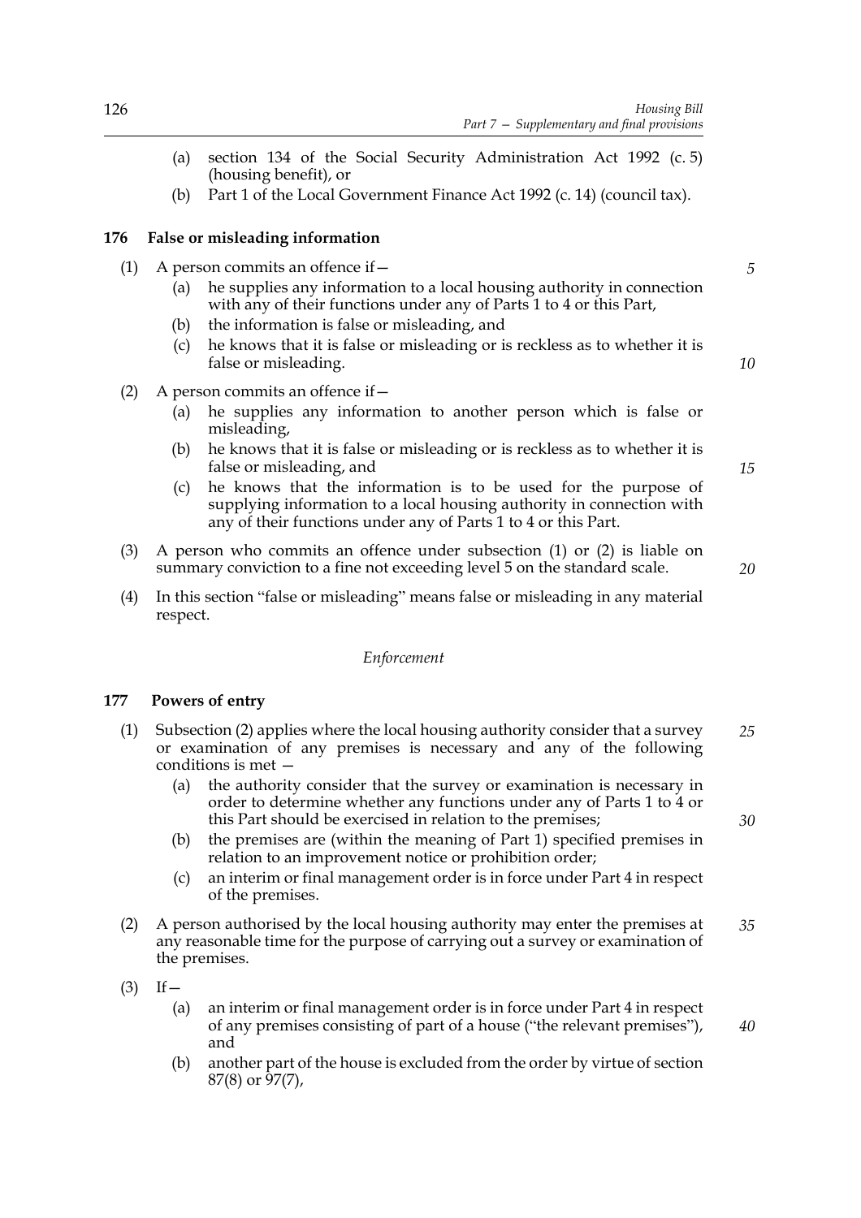(a) section 134 of the Social Security Administration Act 1992 (c. 5) (housing benefit), or

(b) Part 1 of the Local Government Finance Act 1992 (c. 14) (council tax).

### 176 False or misleading information

(1) A person commits an offence if—

(a) he supplies any information to a local housing authority in connection with any of their functions under any of Parts 1 to 4 or this Part,

(b) the information is false or misleading, and

(c) he knows that it is false or misleading or is reckless as to whether it is false or misleading.

(2) A person commits an offence if—

(a) he supplies any information to another person which is false or misleading,

(b) he knows that it is false or misleading or is reckless as to whether it is false or misleading, and

(c) he knows that the information is to be used for the purpose of supplying information to a local housing authority in connection with any of their functions under any of Parts 1 to 4 or this Part.

(3) A person who commits an offence under subsection (1) or (2) is liable on summary conviction to a fine not exceeding level 5 on the standard scale.

(4) In this section "false or misleading" means false or misleading in any material respect.

*Enforcement*

### 177 Powers of entry

(1) Subsection (2) applies where the local housing authority consider that a survey or examination of any premises is necessary and any of the following conditions is met —

(a) the authority consider that the survey or examination is necessary in order to determine whether any functions under any of Parts 1 to 4 or this Part should be exercised in relation to the premises;

(b) the premises are (within the meaning of Part 1) specified premises in relation to an improvement notice or prohibition order;

(c) an interim or final management order is in force under Part 4 in respect of the premises.

(2) A person authorised by the local housing authority may enter the premises at any reasonable time for the purpose of carrying out a survey or examination of the premises.

(3) If—

(a) an interim or final management order is in force under Part 4 in respect of any premises consisting of part of a house ("the relevant premises"), and

(b) another part of the house is excluded from the order by virtue of section 87(8) or 97(7),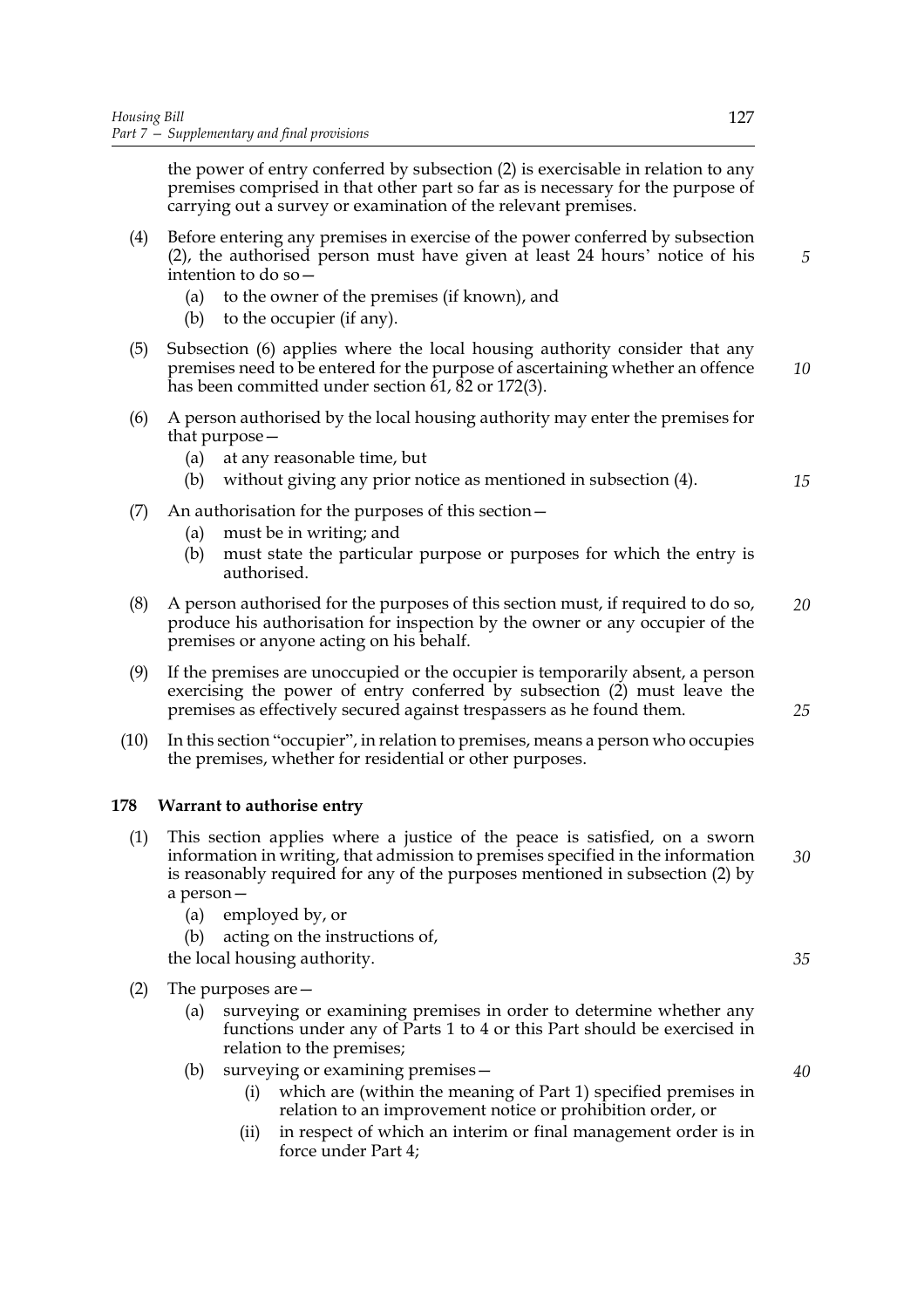the power of entry conferred by subsection (2) is exercisable in relation to any premises comprised in that other part so far as is necessary for the purpose of carrying out a survey or examination of the relevant premises.

(4) Before entering any premises in exercise of the power conferred by subsection (2), the authorised person must have given at least 24 hours' notice of his intention to do so—

   (a) to the owner of the premises (if known), and
   (b) to the occupier (if any).

(5) Subsection (6) applies where the local housing authority consider that any premises need to be entered for the purpose of ascertaining whether an offence has been committed under section 61, 82 or 172(3).

(6) A person authorised by the local housing authority may enter the premises for that purpose—

   (a) at any reasonable time, but
   (b) without giving any prior notice as mentioned in subsection (4).

(7) An authorisation for the purposes of this section—

   (a) must be in writing; and
   (b) must state the particular purpose or purposes for which the entry is authorised.

(8) A person authorised for the purposes of this section must, if required to do so, produce his authorisation for inspection by the owner or any occupier of the premises or anyone acting on his behalf.

(9) If the premises are unoccupied or the occupier is temporarily absent, a person exercising the power of entry conferred by subsection (2) must leave the premises as effectively secured against trespassers as he found them.

(10) In this section "occupier", in relation to premises, means a person who occupies the premises, whether for residential or other purposes.

**178 Warrant to authorise entry**

(1) This section applies where a justice of the peace is satisfied, on a sworn information in writing, that admission to premises specified in the information is reasonably required for any of the purposes mentioned in subsection (2) by a person—

   (a) employed by, or
   (b) acting on the instructions of,

   the local housing authority.

(2) The purposes are—

   (a) surveying or examining premises in order to determine whether any functions under any of Parts 1 to 4 or this Part should be exercised in relation to the premises;
   (b) surveying or examining premises—
      (i) which are (within the meaning of Part 1) specified premises in relation to an improvement notice or prohibition order, or
      (ii) in respect of which an interim or final management order is in force under Part 4;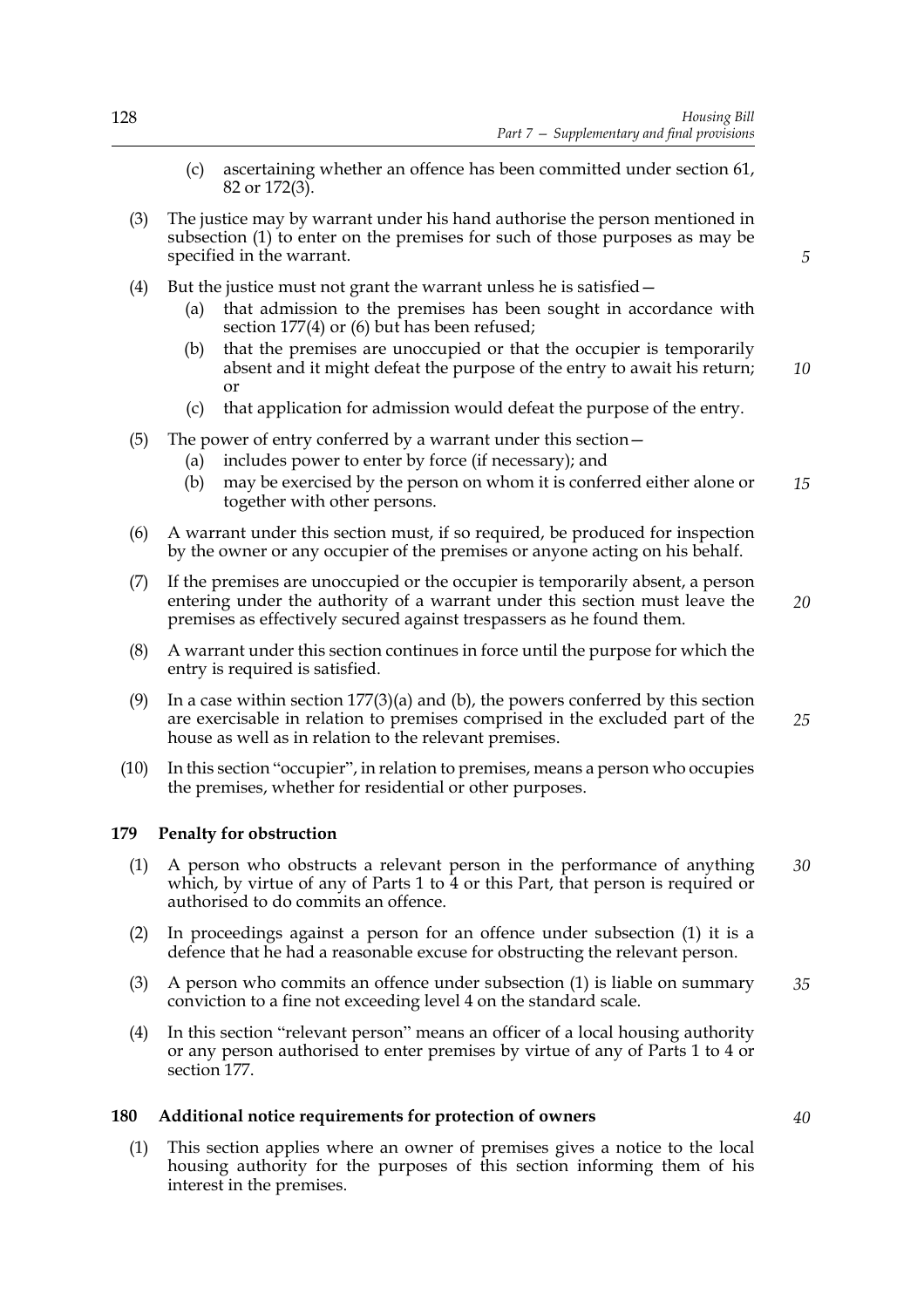(c) ascertaining whether an offence has been committed under section 61, 82 or 172(3).

(3) The justice may by warrant under his hand authorise the person mentioned in subsection (1) to enter on the premises for such of those purposes as may be specified in the warrant.

(4) But the justice must not grant the warrant unless he is satisfied—

(a) that admission to the premises has been sought in accordance with section 177(4) or (6) but has been refused;

(b) that the premises are unoccupied or that the occupier is temporarily absent and it might defeat the purpose of the entry to await his return; or

(c) that application for admission would defeat the purpose of the entry.

(5) The power of entry conferred by a warrant under this section—

(a) includes power to enter by force (if necessary); and

(b) may be exercised by the person on whom it is conferred either alone or together with other persons.

(6) A warrant under this section must, if so required, be produced for inspection by the owner or any occupier of the premises or anyone acting on his behalf.

(7) If the premises are unoccupied or the occupier is temporarily absent, a person entering under the authority of a warrant under this section must leave the premises as effectively secured against trespassers as he found them.

(8) A warrant under this section continues in force until the purpose for which the entry is required is satisfied.

(9) In a case within section 177(3)(a) and (b), the powers conferred by this section are exercisable in relation to premises comprised in the excluded part of the house as well as in relation to the relevant premises.

(10) In this section "occupier", in relation to premises, means a person who occupies the premises, whether for residential or other purposes.

## 179 Penalty for obstruction

(1) A person who obstructs a relevant person in the performance of anything which, by virtue of any of Parts 1 to 4 or this Part, that person is required or authorised to do commits an offence.

(2) In proceedings against a person for an offence under subsection (1) it is a defence that he had a reasonable excuse for obstructing the relevant person.

(3) A person who commits an offence under subsection (1) is liable on summary conviction to a fine not exceeding level 4 on the standard scale.

(4) In this section "relevant person" means an officer of a local housing authority or any person authorised to enter premises by virtue of any of Parts 1 to 4 or section 177.

## 180 Additional notice requirements for protection of owners

(1) This section applies where an owner of premises gives a notice to the local housing authority for the purposes of this section informing them of his interest in the premises.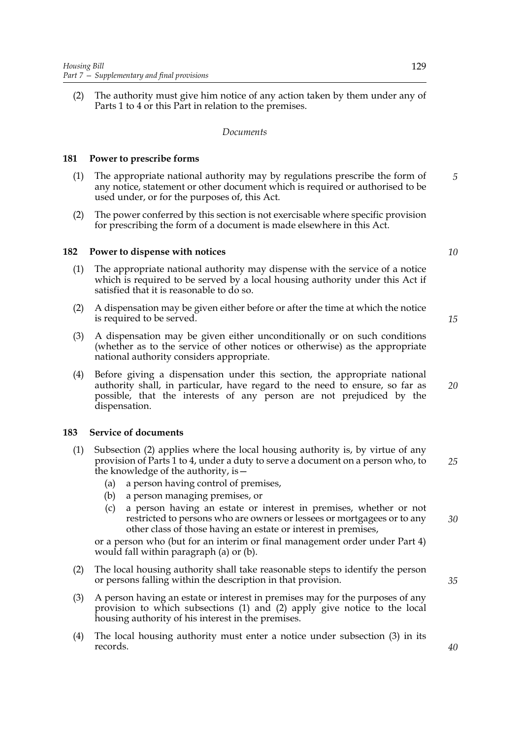(2) The authority must give him notice of any action taken by them under any of Parts 1 to 4 or this Part in relation to the premises.

*Documents*

### 181 Power to prescribe forms

(1) The appropriate national authority may by regulations prescribe the form of any notice, statement or other document which is required or authorised to be used under, or for the purposes of, this Act.

(2) The power conferred by this section is not exercisable where specific provision for prescribing the form of a document is made elsewhere in this Act.

### 182 Power to dispense with notices

(1) The appropriate national authority may dispense with the service of a notice which is required to be served by a local housing authority under this Act if satisfied that it is reasonable to do so.

(2) A dispensation may be given either before or after the time at which the notice is required to be served.

(3) A dispensation may be given either unconditionally or on such conditions (whether as to the service of other notices or otherwise) as the appropriate national authority considers appropriate.

(4) Before giving a dispensation under this section, the appropriate national authority shall, in particular, have regard to the need to ensure, so far as possible, that the interests of any person are not prejudiced by the dispensation.

### 183 Service of documents

(1) Subsection (2) applies where the local housing authority is, by virtue of any provision of Parts 1 to 4, under a duty to serve a document on a person who, to the knowledge of the authority, is—

- (a) a person having control of premises,
- (b) a person managing premises, or
- (c) a person having an estate or interest in premises, whether or not restricted to persons who are owners or lessees or mortgagees or to any other class of those having an estate or interest in premises,

or a person who (but for an interim or final management order under Part 4) would fall within paragraph (a) or (b).

(2) The local housing authority shall take reasonable steps to identify the person or persons falling within the description in that provision.

(3) A person having an estate or interest in premises may for the purposes of any provision to which subsections (1) and (2) apply give notice to the local housing authority of his interest in the premises.

(4) The local housing authority must enter a notice under subsection (3) in its records.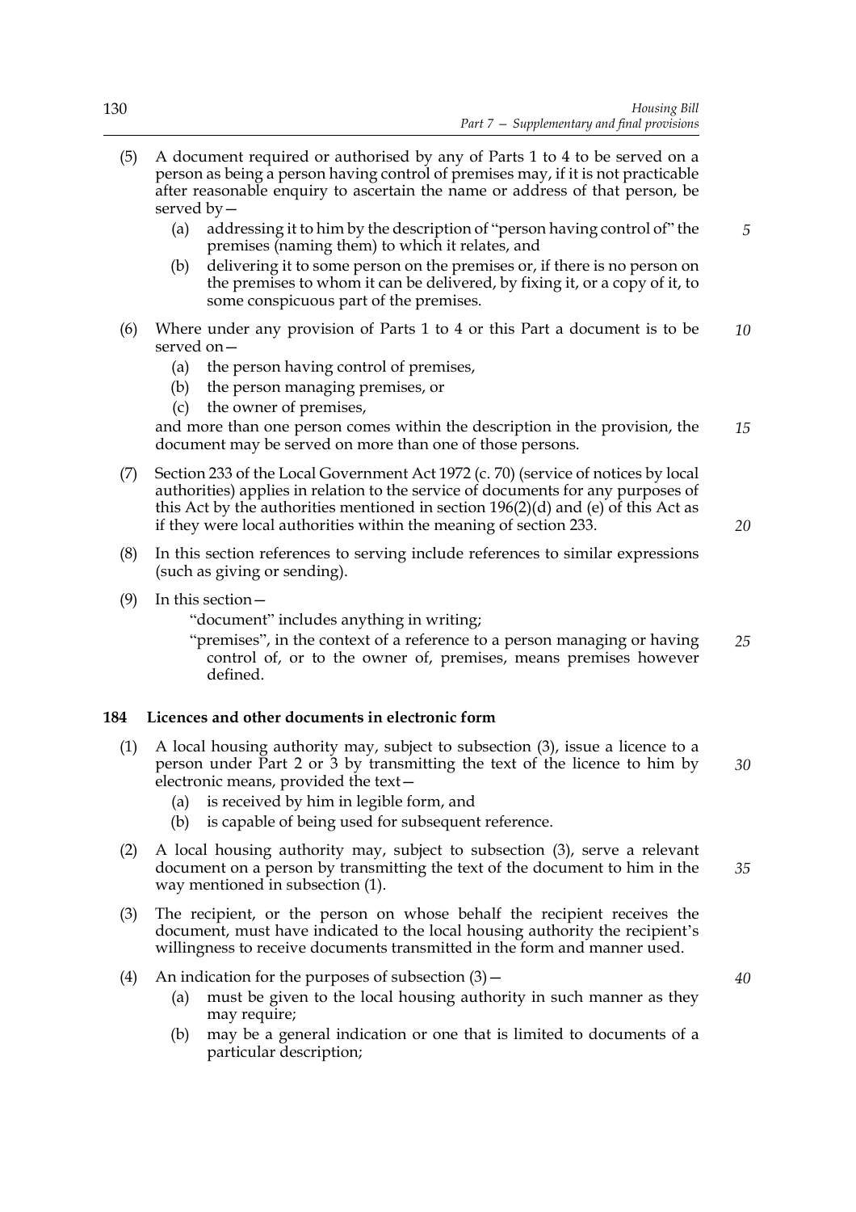(5) A document required or authorised by any of Parts 1 to 4 to be served on a person as being a person having control of premises may, if it is not practicable after reasonable enquiry to ascertain the name or address of that person, be served by—

   (a) addressing it to him by the description of "person having control of" the premises (naming them) to which it relates, and

   (b) delivering it to some person on the premises or, if there is no person on the premises to whom it can be delivered, by fixing it, or a copy of it, to some conspicuous part of the premises.

(6) Where under any provision of Parts 1 to 4 or this Part a document is to be served on—

   (a) the person having control of premises,

   (b) the person managing premises, or

   (c) the owner of premises,

and more than one person comes within the description in the provision, the document may be served on more than one of those persons.

(7) Section 233 of the Local Government Act 1972 (c. 70) (service of notices by local authorities) applies in relation to the service of documents for any purposes of this Act by the authorities mentioned in section 196(2)(d) and (e) of this Act as if they were local authorities within the meaning of section 233.

(8) In this section references to serving include references to similar expressions (such as giving or sending).

(9) In this section—

"document" includes anything in writing;

"premises", in the context of a reference to a person managing or having control of, or to the owner of, premises, means premises however defined.

### 184 Licences and other documents in electronic form

(1) A local housing authority may, subject to subsection (3), issue a licence to a person under Part 2 or 3 by transmitting the text of the licence to him by electronic means, provided the text—

   (a) is received by him in legible form, and

   (b) is capable of being used for subsequent reference.

(2) A local housing authority may, subject to subsection (3), serve a relevant document on a person by transmitting the text of the document to him in the way mentioned in subsection (1).

(3) The recipient, or the person on whose behalf the recipient receives the document, must have indicated to the local housing authority the recipient's willingness to receive documents transmitted in the form and manner used.

(4) An indication for the purposes of subsection (3)—

   (a) must be given to the local housing authority in such manner as they may require;

   (b) may be a general indication or one that is limited to documents of a particular description;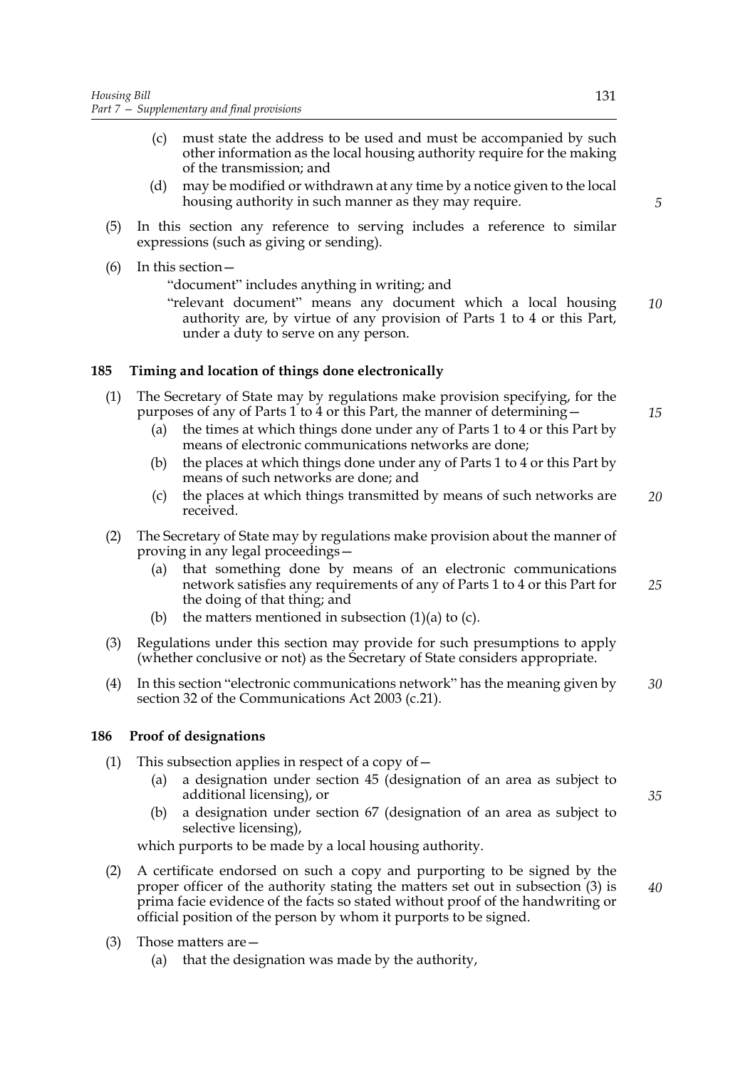(c) must state the address to be used and must be accompanied by such other information as the local housing authority require for the making of the transmission; and

(d) may be modified or withdrawn at any time by a notice given to the local housing authority in such manner as they may require.

(5) In this section any reference to serving includes a reference to similar expressions (such as giving or sending).

(6) In this section—

"document" includes anything in writing; and

"relevant document" means any document which a local housing authority are, by virtue of any provision of Parts 1 to 4 or this Part, under a duty to serve on any person.

### 185 Timing and location of things done electronically

(1) The Secretary of State may by regulations make provision specifying, for the purposes of any of Parts 1 to 4 or this Part, the manner of determining—

(a) the times at which things done under any of Parts 1 to 4 or this Part by means of electronic communications networks are done;

(b) the places at which things done under any of Parts 1 to 4 or this Part by means of such networks are done; and

(c) the places at which things transmitted by means of such networks are received.

(2) The Secretary of State may by regulations make provision about the manner of proving in any legal proceedings—

(a) that something done by means of an electronic communications network satisfies any requirements of any of Parts 1 to 4 or this Part for the doing of that thing; and

(b) the matters mentioned in subsection (1)(a) to (c).

(3) Regulations under this section may provide for such presumptions to apply (whether conclusive or not) as the Secretary of State considers appropriate.

(4) In this section "electronic communications network" has the meaning given by section 32 of the Communications Act 2003 (c.21).

### 186 Proof of designations

(1) This subsection applies in respect of a copy of—

(a) a designation under section 45 (designation of an area as subject to additional licensing), or

(b) a designation under section 67 (designation of an area as subject to selective licensing),

which purports to be made by a local housing authority.

(2) A certificate endorsed on such a copy and purporting to be signed by the proper officer of the authority stating the matters set out in subsection (3) is prima facie evidence of the facts so stated without proof of the handwriting or official position of the person by whom it purports to be signed.

(3) Those matters are—

(a) that the designation was made by the authority,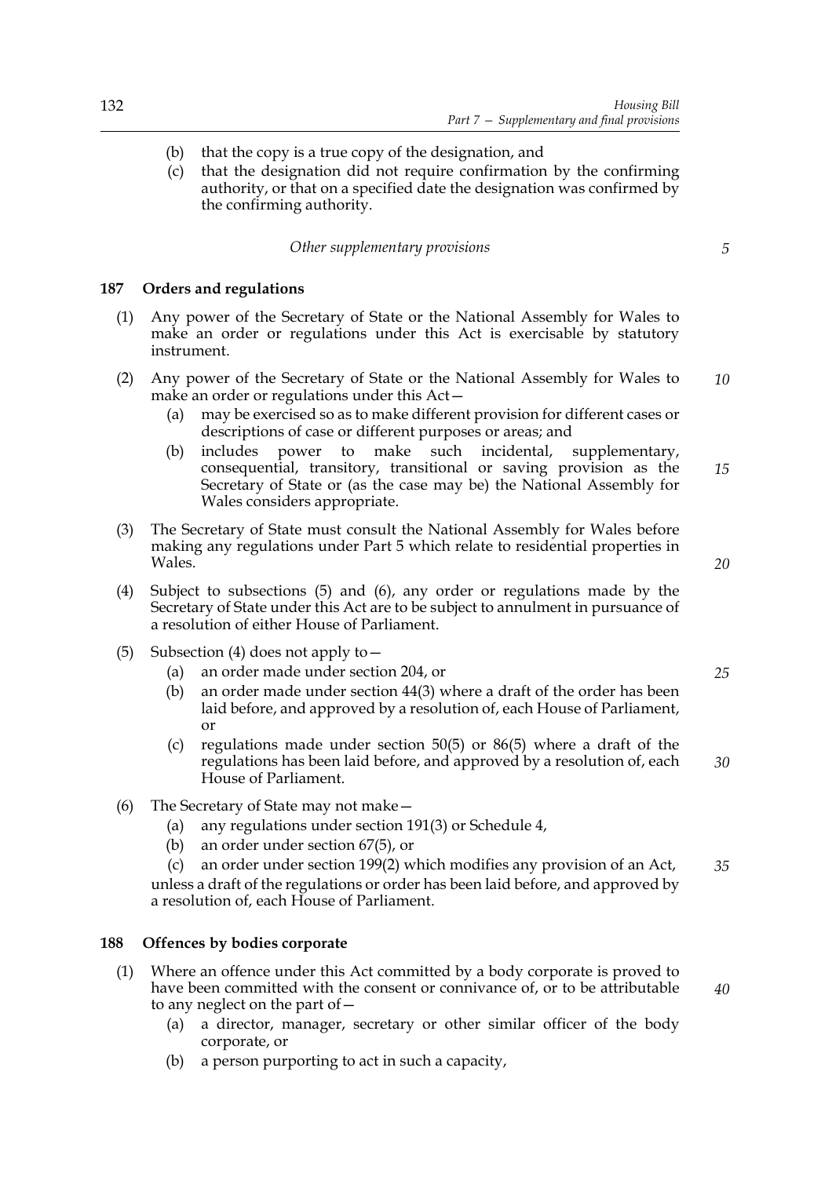(b) that the copy is a true copy of the designation, and

(c) that the designation did not require confirmation by the confirming authority, or that on a specified date the designation was confirmed by the confirming authority.

*Other supplementary provisions*

**187 Orders and regulations**

(1) Any power of the Secretary of State or the National Assembly for Wales to make an order or regulations under this Act is exercisable by statutory instrument.

(2) Any power of the Secretary of State or the National Assembly for Wales to make an order or regulations under this Act—

(a) may be exercised so as to make different provision for different cases or descriptions of case or different purposes or areas; and

(b) includes power to make such incidental, supplementary, consequential, transitory, transitional or saving provision as the Secretary of State or (as the case may be) the National Assembly for Wales considers appropriate.

(3) The Secretary of State must consult the National Assembly for Wales before making any regulations under Part 5 which relate to residential properties in Wales.

(4) Subject to subsections (5) and (6), any order or regulations made by the Secretary of State under this Act are to be subject to annulment in pursuance of a resolution of either House of Parliament.

(5) Subsection (4) does not apply to—

(a) an order made under section 204, or

(b) an order made under section 44(3) where a draft of the order has been laid before, and approved by a resolution of, each House of Parliament, or

(c) regulations made under section 50(5) or 86(5) where a draft of the regulations has been laid before, and approved by a resolution of, each House of Parliament.

(6) The Secretary of State may not make—

(a) any regulations under section 191(3) or Schedule 4,

(b) an order under section 67(5), or

(c) an order under section 199(2) which modifies any provision of an Act,

unless a draft of the regulations or order has been laid before, and approved by a resolution of, each House of Parliament.

**188 Offences by bodies corporate**

(1) Where an offence under this Act committed by a body corporate is proved to have been committed with the consent or connivance of, or to be attributable to any neglect on the part of—

(a) a director, manager, secretary or other similar officer of the body corporate, or

(b) a person purporting to act in such a capacity,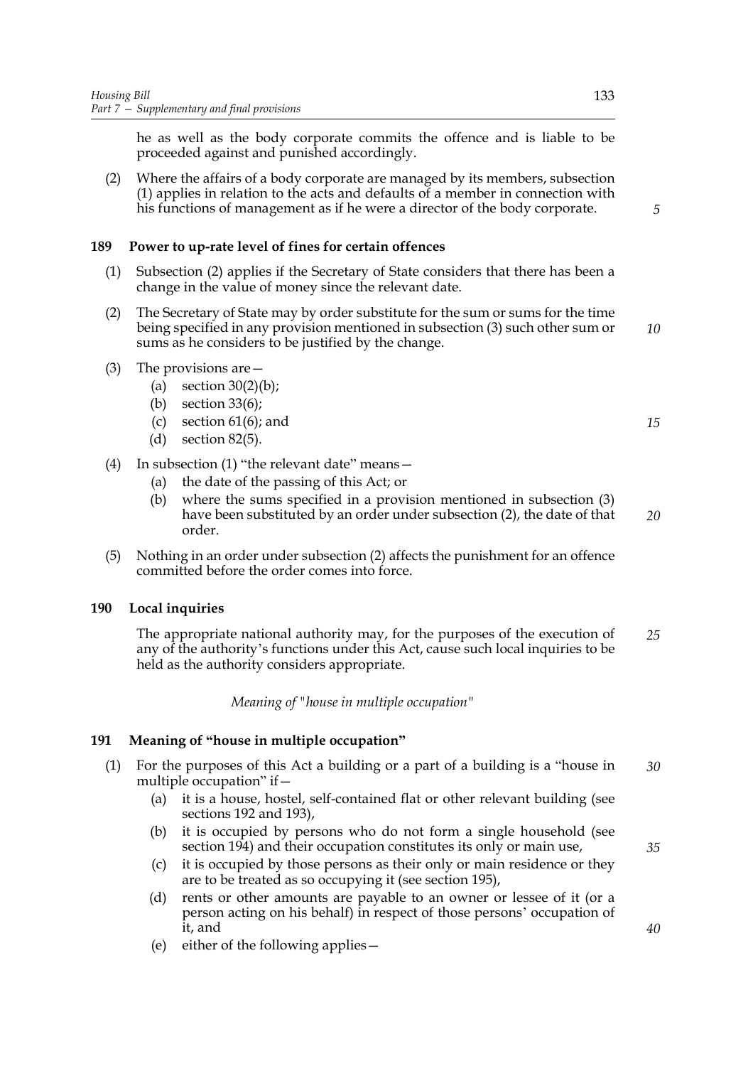he as well as the body corporate commits the offence and is liable to be proceeded against and punished accordingly.

(2) Where the affairs of a body corporate are managed by its members, subsection (1) applies in relation to the acts and defaults of a member in connection with his functions of management as if he were a director of the body corporate.

### 189 Power to up-rate level of fines for certain offences

(1) Subsection (2) applies if the Secretary of State considers that there has been a change in the value of money since the relevant date.

(2) The Secretary of State may by order substitute for the sum or sums for the time being specified in any provision mentioned in subsection (3) such other sum or sums as he considers to be justified by the change.

(3) The provisions are—
   - (a) section 30(2)(b);
   - (b) section 33(6);
   - (c) section 61(6); and
   - (d) section 82(5).

(4) In subsection (1) "the relevant date" means—
   - (a) the date of the passing of this Act; or
   - (b) where the sums specified in a provision mentioned in subsection (3) have been substituted by an order under subsection (2), the date of that order.

(5) Nothing in an order under subsection (2) affects the punishment for an offence committed before the order comes into force.

### 190 Local inquiries

The appropriate national authority may, for the purposes of the execution of any of the authority's functions under this Act, cause such local inquiries to be held as the authority considers appropriate.

*Meaning of "house in multiple occupation"*

### 191 Meaning of "house in multiple occupation"

(1) For the purposes of this Act a building or a part of a building is a "house in multiple occupation" if—
   - (a) it is a house, hostel, self-contained flat or other relevant building (see sections 192 and 193),
   - (b) it is occupied by persons who do not form a single household (see section 194) and their occupation constitutes its only or main use,
   - (c) it is occupied by those persons as their only or main residence or they are to be treated as so occupying it (see section 195),
   - (d) rents or other amounts are payable to an owner or lessee of it (or a person acting on his behalf) in respect of those persons' occupation of it, and
   - (e) either of the following applies—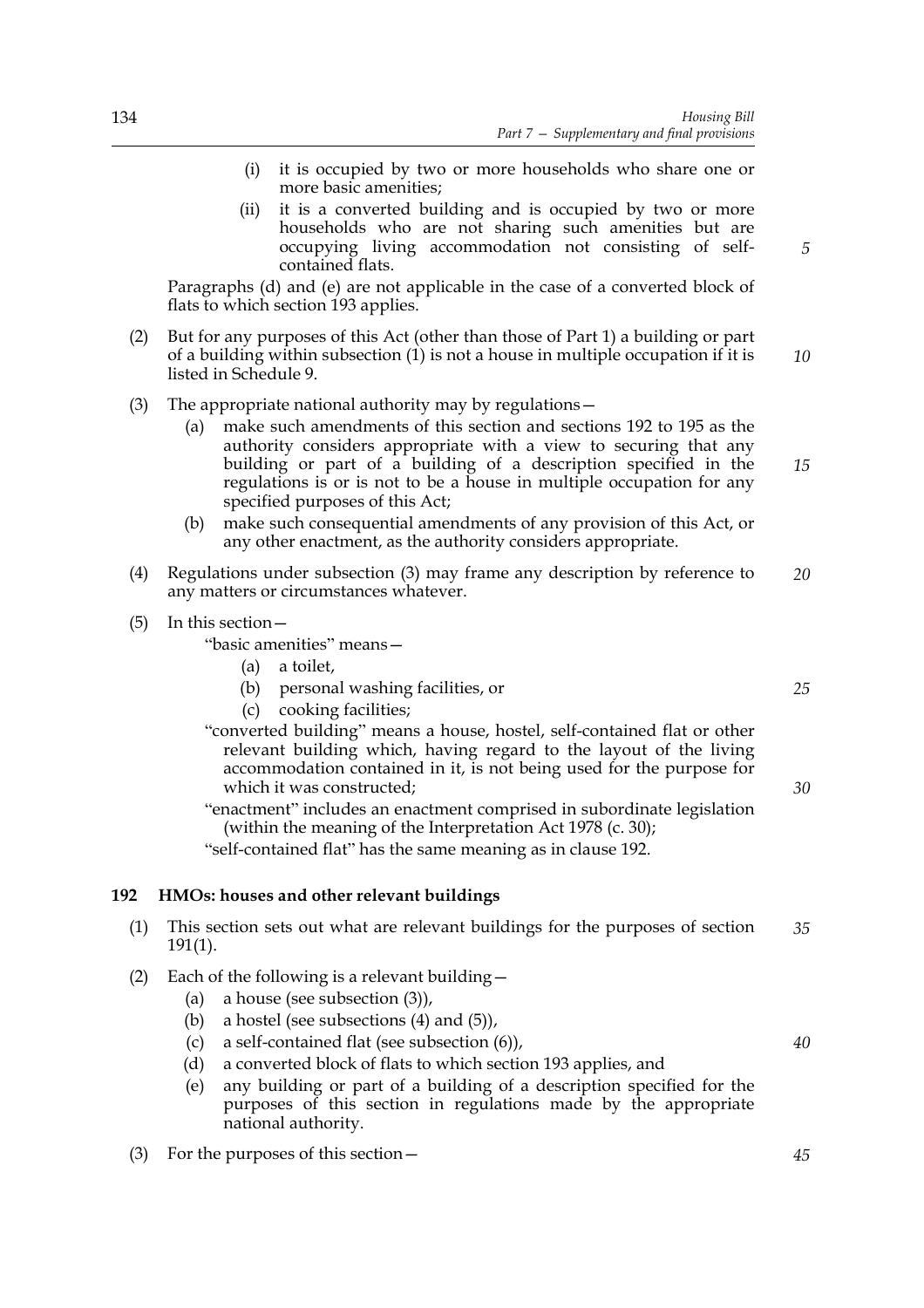(i) it is occupied by two or more households who share one or more basic amenities;

(ii) it is a converted building and is occupied by two or more households who are not sharing such amenities but are occupying living accommodation not consisting of self-contained flats.

Paragraphs (d) and (e) are not applicable in the case of a converted block of flats to which section 193 applies.

(2) But for any purposes of this Act (other than those of Part 1) a building or part of a building within subsection (1) is not a house in multiple occupation if it is listed in Schedule 9.

(3) The appropriate national authority may by regulations—

(a) make such amendments of this section and sections 192 to 195 as the authority considers appropriate with a view to securing that any building or part of a building of a description specified in the regulations is or is not to be a house in multiple occupation for any specified purposes of this Act;

(b) make such consequential amendments of any provision of this Act, or any other enactment, as the authority considers appropriate.

(4) Regulations under subsection (3) may frame any description by reference to any matters or circumstances whatever.

(5) In this section—

"basic amenities" means—

(a) a toilet,

(b) personal washing facilities, or

(c) cooking facilities;

"converted building" means a house, hostel, self-contained flat or other relevant building which, having regard to the layout of the living accommodation contained in it, is not being used for the purpose for which it was constructed;

"enactment" includes an enactment comprised in subordinate legislation (within the meaning of the Interpretation Act 1978 (c. 30);

"self-contained flat" has the same meaning as in clause 192.

## 192 HMOs: houses and other relevant buildings

(1) This section sets out what are relevant buildings for the purposes of section 191(1).

(2) Each of the following is a relevant building—

(a) a house (see subsection (3)),

(b) a hostel (see subsections (4) and (5)),

(c) a self-contained flat (see subsection (6)),

(d) a converted block of flats to which section 193 applies, and

(e) any building or part of a building of a description specified for the purposes of this section in regulations made by the appropriate national authority.

(3) For the purposes of this section—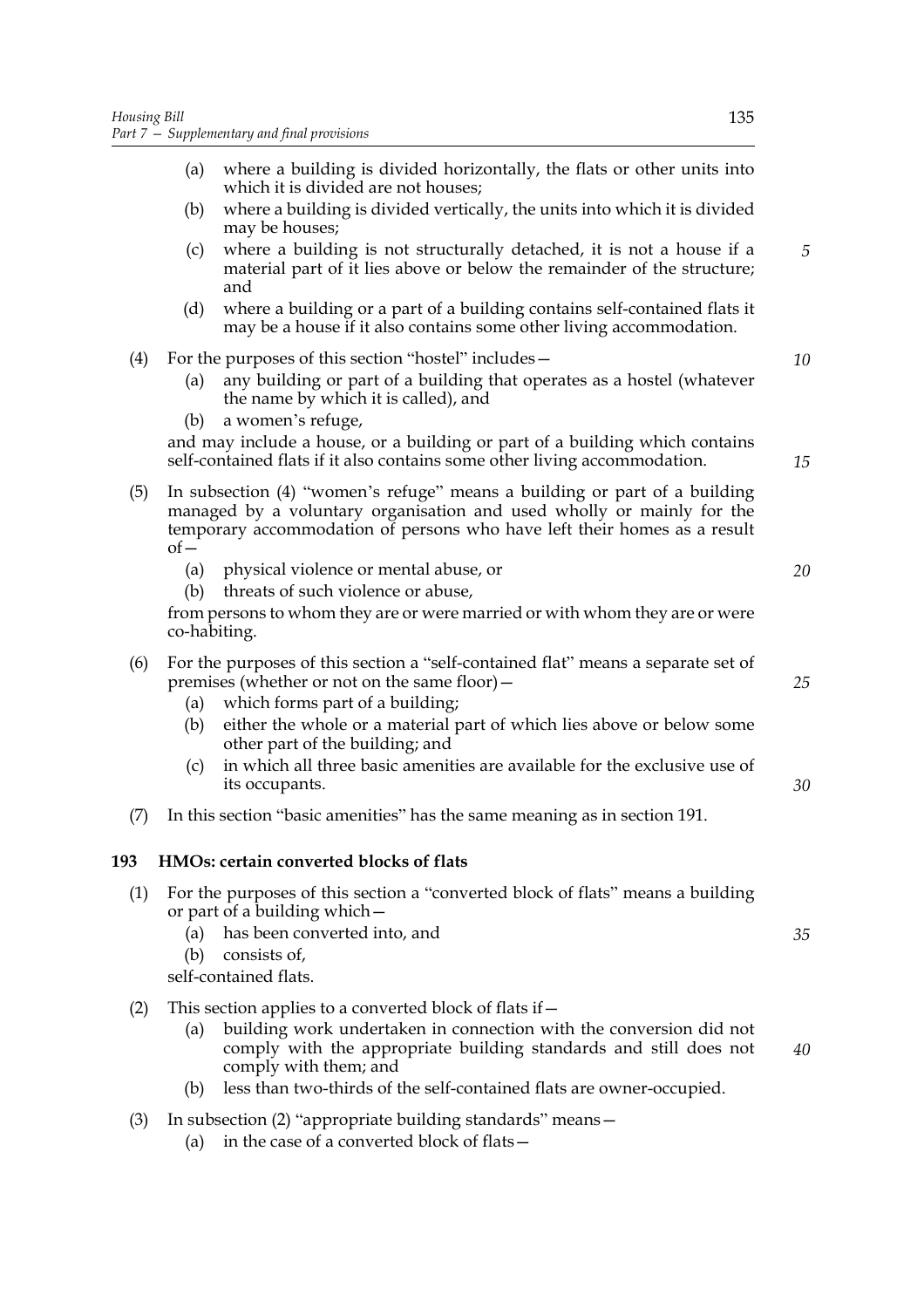(a) where a building is divided horizontally, the flats or other units into which it is divided are not houses;

(b) where a building is divided vertically, the units into which it is divided may be houses;

(c) where a building is not structurally detached, it is not a house if a material part of it lies above or below the remainder of the structure; and

(d) where a building or a part of a building contains self-contained flats it may be a house if it also contains some other living accommodation.

(4) For the purposes of this section "hostel" includes—

(a) any building or part of a building that operates as a hostel (whatever the name by which it is called), and

(b) a women's refuge,

and may include a house, or a building or part of a building which contains self-contained flats if it also contains some other living accommodation.

(5) In subsection (4) "women's refuge" means a building or part of a building managed by a voluntary organisation and used wholly or mainly for the temporary accommodation of persons who have left their homes as a result of—

(a) physical violence or mental abuse, or

(b) threats of such violence or abuse,

from persons to whom they are or were married or with whom they are or were co-habiting.

(6) For the purposes of this section a "self-contained flat" means a separate set of premises (whether or not on the same floor)—

(a) which forms part of a building;

(b) either the whole or a material part of which lies above or below some other part of the building; and

(c) in which all three basic amenities are available for the exclusive use of its occupants.

(7) In this section "basic amenities" has the same meaning as in section 191.

### 193 HMOs: certain converted blocks of flats

(1) For the purposes of this section a "converted block of flats" means a building or part of a building which—

(a) has been converted into, and

(b) consists of,

self-contained flats.

(2) This section applies to a converted block of flats if—

(a) building work undertaken in connection with the conversion did not comply with the appropriate building standards and still does not comply with them; and

(b) less than two-thirds of the self-contained flats are owner-occupied.

(3) In subsection (2) "appropriate building standards" means—

(a) in the case of a converted block of flats—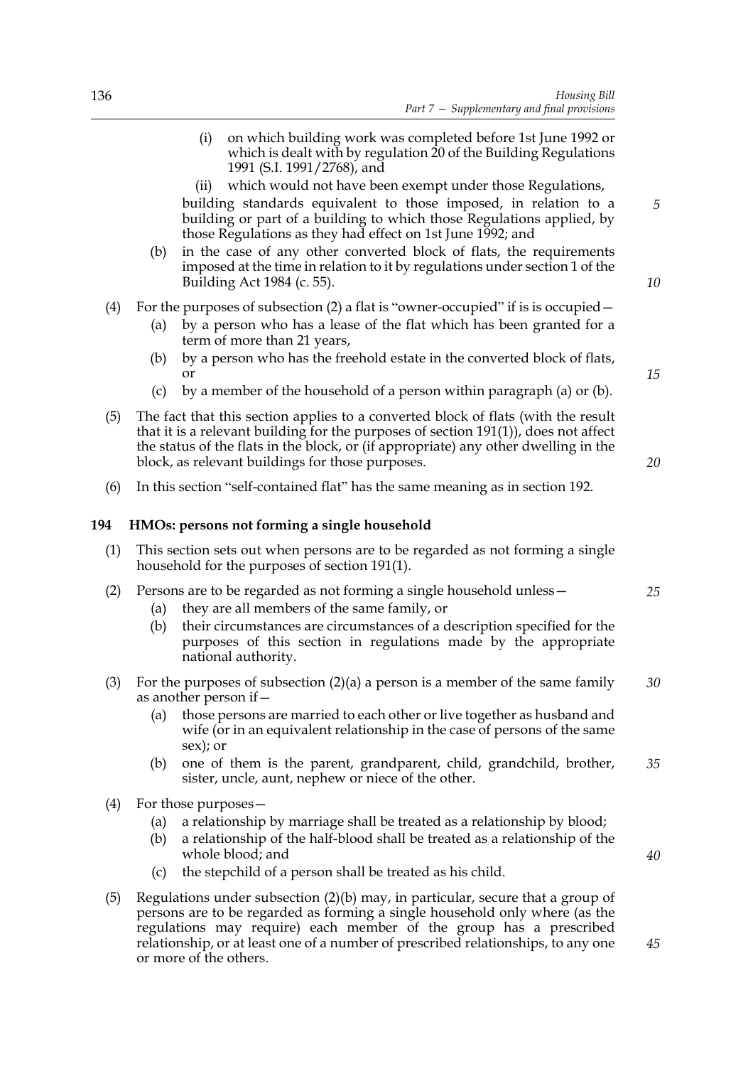(i) on which building work was completed before 1st June 1992 or which is dealt with by regulation 20 of the Building Regulations 1991 (S.I. 1991/2768), and

(ii) which would not have been exempt under those Regulations,

building standards equivalent to those imposed, in relation to a building or part of a building to which those Regulations applied, by those Regulations as they had effect on 1st June 1992; and

(b) in the case of any other converted block of flats, the requirements imposed at the time in relation to it by regulations under section 1 of the Building Act 1984 (c. 55).

(4) For the purposes of subsection (2) a flat is "owner-occupied" if is is occupied—

(a) by a person who has a lease of the flat which has been granted for a term of more than 21 years,

(b) by a person who has the freehold estate in the converted block of flats, or

(c) by a member of the household of a person within paragraph (a) or (b).

(5) The fact that this section applies to a converted block of flats (with the result that it is a relevant building for the purposes of section 191(1)), does not affect the status of the flats in the block, or (if appropriate) any other dwelling in the block, as relevant buildings for those purposes.

(6) In this section "self-contained flat" has the same meaning as in section 192.

## 194 HMOs: persons not forming a single household

(1) This section sets out when persons are to be regarded as not forming a single household for the purposes of section 191(1).

(2) Persons are to be regarded as not forming a single household unless—

(a) they are all members of the same family, or

(b) their circumstances are circumstances of a description specified for the purposes of this section in regulations made by the appropriate national authority.

(3) For the purposes of subsection (2)(a) a person is a member of the same family as another person if—

(a) those persons are married to each other or live together as husband and wife (or in an equivalent relationship in the case of persons of the same sex); or

(b) one of them is the parent, grandparent, child, grandchild, brother, sister, uncle, aunt, nephew or niece of the other.

(4) For those purposes—

(a) a relationship by marriage shall be treated as a relationship by blood;

(b) a relationship of the half-blood shall be treated as a relationship of the whole blood; and

(c) the stepchild of a person shall be treated as his child.

(5) Regulations under subsection (2)(b) may, in particular, secure that a group of persons are to be regarded as forming a single household only where (as the regulations may require) each member of the group has a prescribed relationship, or at least one of a number of prescribed relationships, to any one or more of the others.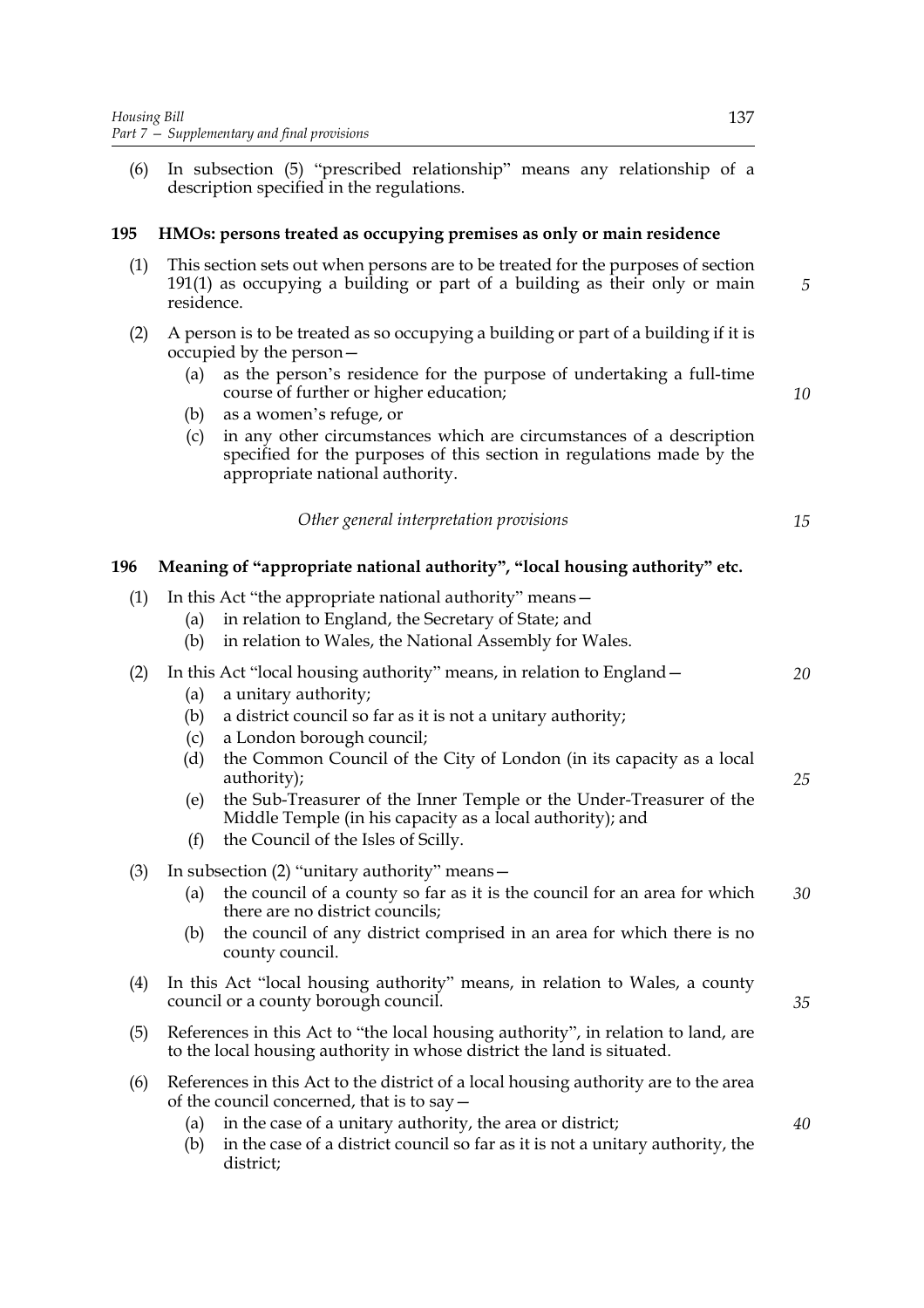(6) In subsection (5) "prescribed relationship" means any relationship of a description specified in the regulations.

### 195 HMOs: persons treated as occupying premises as only or main residence

(1) This section sets out when persons are to be treated for the purposes of section 191(1) as occupying a building or part of a building as their only or main residence.

(2) A person is to be treated as so occupying a building or part of a building if it is occupied by the person—

(a) as the person's residence for the purpose of undertaking a full-time course of further or higher education;

(b) as a women's refuge, or

(c) in any other circumstances which are circumstances of a description specified for the purposes of this section in regulations made by the appropriate national authority.

*Other general interpretation provisions*

### 196 Meaning of "appropriate national authority", "local housing authority" etc.

(1) In this Act "the appropriate national authority" means—

(a) in relation to England, the Secretary of State; and

(b) in relation to Wales, the National Assembly for Wales.

(2) In this Act "local housing authority" means, in relation to England—

(a) a unitary authority;

(b) a district council so far as it is not a unitary authority;

(c) a London borough council;

(d) the Common Council of the City of London (in its capacity as a local authority);

(e) the Sub-Treasurer of the Inner Temple or the Under-Treasurer of the Middle Temple (in his capacity as a local authority); and

(f) the Council of the Isles of Scilly.

(3) In subsection (2) "unitary authority" means—

(a) the council of a county so far as it is the council for an area for which there are no district councils;

(b) the council of any district comprised in an area for which there is no county council.

(4) In this Act "local housing authority" means, in relation to Wales, a county council or a county borough council.

(5) References in this Act to "the local housing authority", in relation to land, are to the local housing authority in whose district the land is situated.

(6) References in this Act to the district of a local housing authority are to the area of the council concerned, that is to say—

(a) in the case of a unitary authority, the area or district;

(b) in the case of a district council so far as it is not a unitary authority, the district;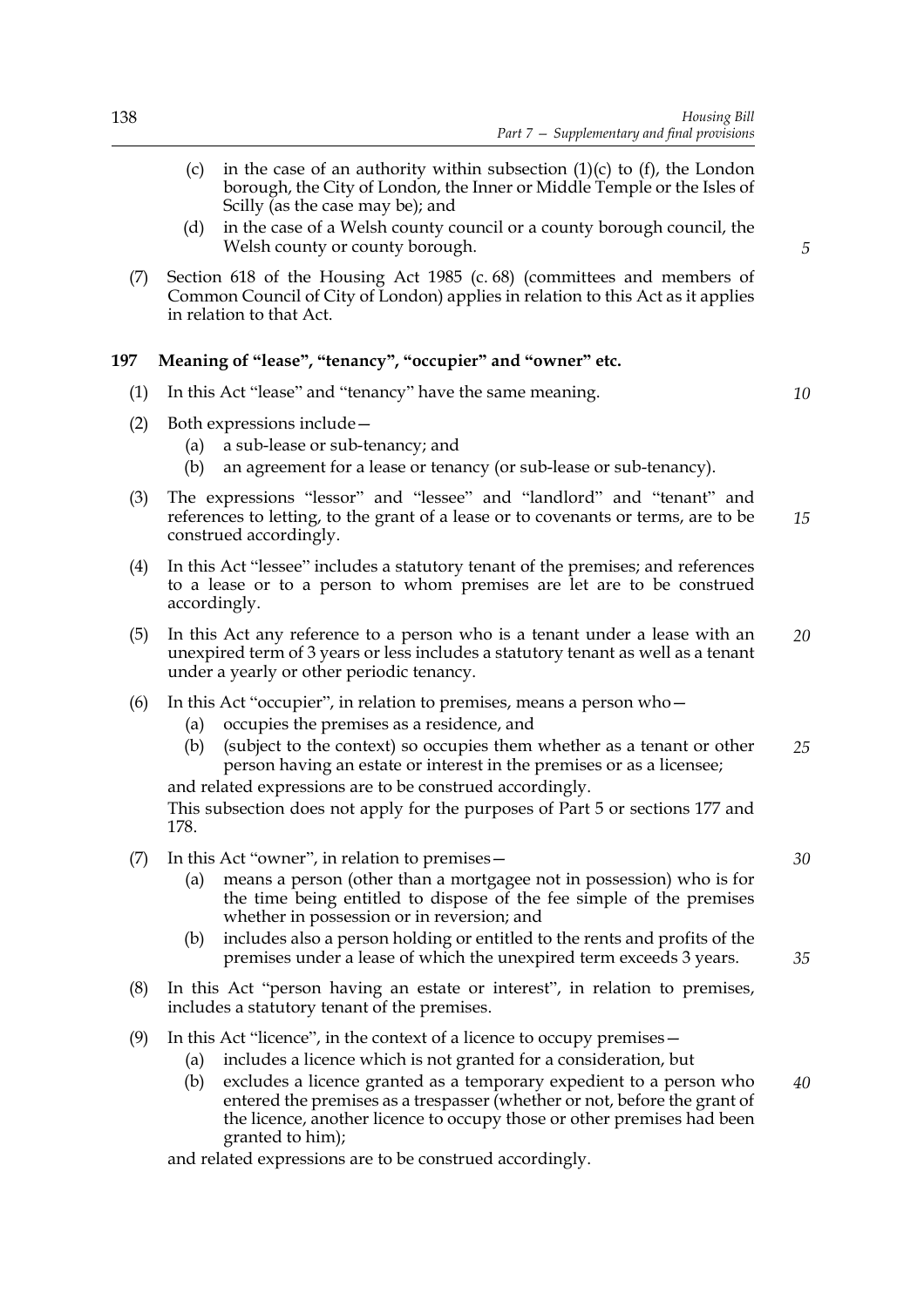(c) in the case of an authority within subsection (1)(c) to (f), the London borough, the City of London, the Inner or Middle Temple or the Isles of Scilly (as the case may be); and

(d) in the case of a Welsh county council or a county borough council, the Welsh county or county borough.

(7) Section 618 of the Housing Act 1985 (c. 68) (committees and members of Common Council of City of London) applies in relation to this Act as it applies in relation to that Act.

### 197 Meaning of "lease", "tenancy", "occupier" and "owner" etc.

(1) In this Act "lease" and "tenancy" have the same meaning.

(2) Both expressions include—

(a) a sub-lease or sub-tenancy; and

(b) an agreement for a lease or tenancy (or sub-lease or sub-tenancy).

(3) The expressions "lessor" and "lessee" and "landlord" and "tenant" and references to letting, to the grant of a lease or to covenants or terms, are to be construed accordingly.

(4) In this Act "lessee" includes a statutory tenant of the premises; and references to a lease or to a person to whom premises are let are to be construed accordingly.

(5) In this Act any reference to a person who is a tenant under a lease with an unexpired term of 3 years or less includes a statutory tenant as well as a tenant under a yearly or other periodic tenancy.

(6) In this Act "occupier", in relation to premises, means a person who—

(a) occupies the premises as a residence, and

(b) (subject to the context) so occupies them whether as a tenant or other person having an estate or interest in the premises or as a licensee;

and related expressions are to be construed accordingly.

This subsection does not apply for the purposes of Part 5 or sections 177 and 178.

(7) In this Act "owner", in relation to premises—

(a) means a person (other than a mortgagee not in possession) who is for the time being entitled to dispose of the fee simple of the premises whether in possession or in reversion; and

(b) includes also a person holding or entitled to the rents and profits of the premises under a lease of which the unexpired term exceeds 3 years.

(8) In this Act "person having an estate or interest", in relation to premises, includes a statutory tenant of the premises.

(9) In this Act "licence", in the context of a licence to occupy premises—

(a) includes a licence which is not granted for a consideration, but

(b) excludes a licence granted as a temporary expedient to a person who entered the premises as a trespasser (whether or not, before the grant of the licence, another licence to occupy those or other premises had been granted to him);

and related expressions are to be construed accordingly.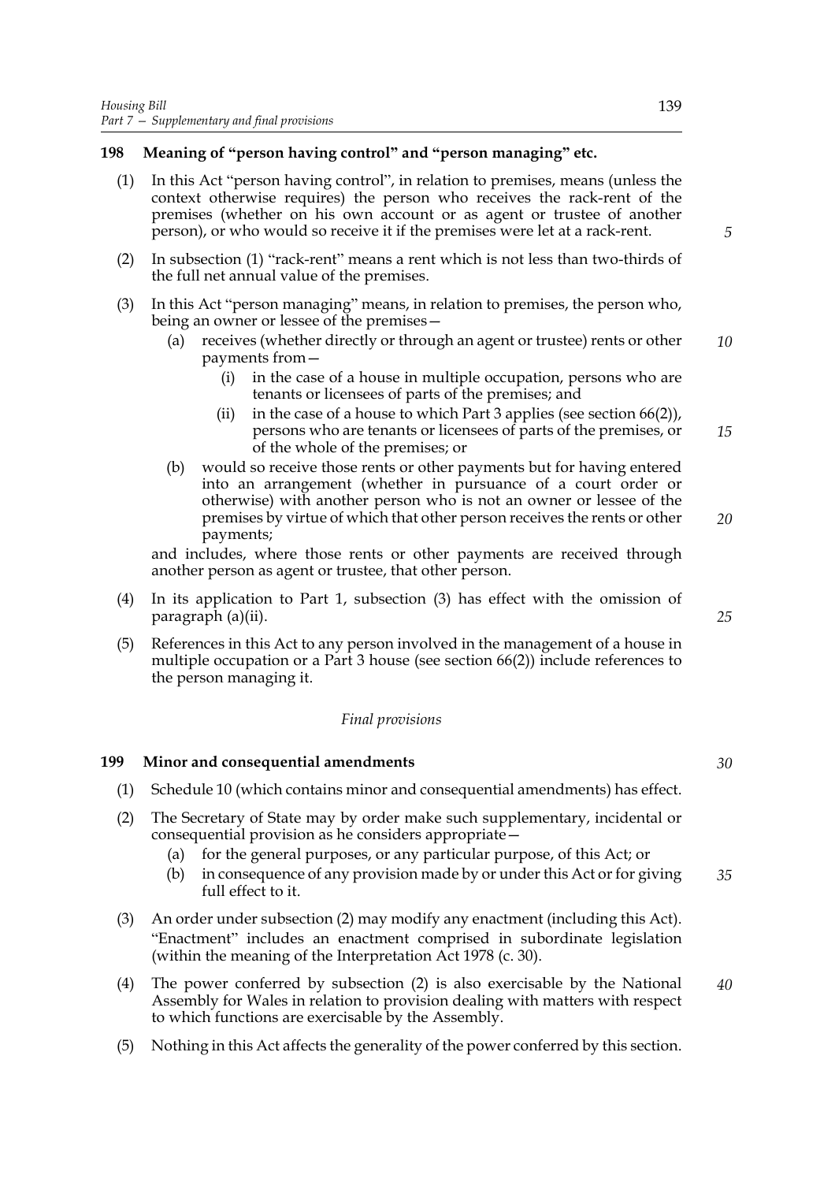## 198 Meaning of "person having control" and "person managing" etc.

(1) In this Act "person having control", in relation to premises, means (unless the context otherwise requires) the person who receives the rack-rent of the premises (whether on his own account or as agent or trustee of another person), or who would so receive it if the premises were let at a rack-rent.

(2) In subsection (1) "rack-rent" means a rent which is not less than two-thirds of the full net annual value of the premises.

(3) In this Act "person managing" means, in relation to premises, the person who, being an owner or lessee of the premises—

- (a) receives (whether directly or through an agent or trustee) rents or other payments from—
  - (i) in the case of a house in multiple occupation, persons who are tenants or licensees of parts of the premises; and
  - (ii) in the case of a house to which Part 3 applies (see section 66(2)), persons who are tenants or licensees of parts of the premises, or of the whole of the premises; or
- (b) would so receive those rents or other payments but for having entered into an arrangement (whether in pursuance of a court order or otherwise) with another person who is not an owner or lessee of the premises by virtue of which that other person receives the rents or other payments;

and includes, where those rents or other payments are received through another person as agent or trustee, that other person.

(4) In its application to Part 1, subsection (3) has effect with the omission of paragraph (a)(ii).

(5) References in this Act to any person involved in the management of a house in multiple occupation or a Part 3 house (see section 66(2)) include references to the person managing it.

*Final provisions*

## 199 Minor and consequential amendments

(1) Schedule 10 (which contains minor and consequential amendments) has effect.

(2) The Secretary of State may by order make such supplementary, incidental or consequential provision as he considers appropriate—

- (a) for the general purposes, or any particular purpose, of this Act; or
- (b) in consequence of any provision made by or under this Act or for giving full effect to it.

(3) An order under subsection (2) may modify any enactment (including this Act). "Enactment" includes an enactment comprised in subordinate legislation (within the meaning of the Interpretation Act 1978 (c. 30).

(4) The power conferred by subsection (2) is also exercisable by the National Assembly for Wales in relation to provision dealing with matters with respect to which functions are exercisable by the Assembly.

(5) Nothing in this Act affects the generality of the power conferred by this section.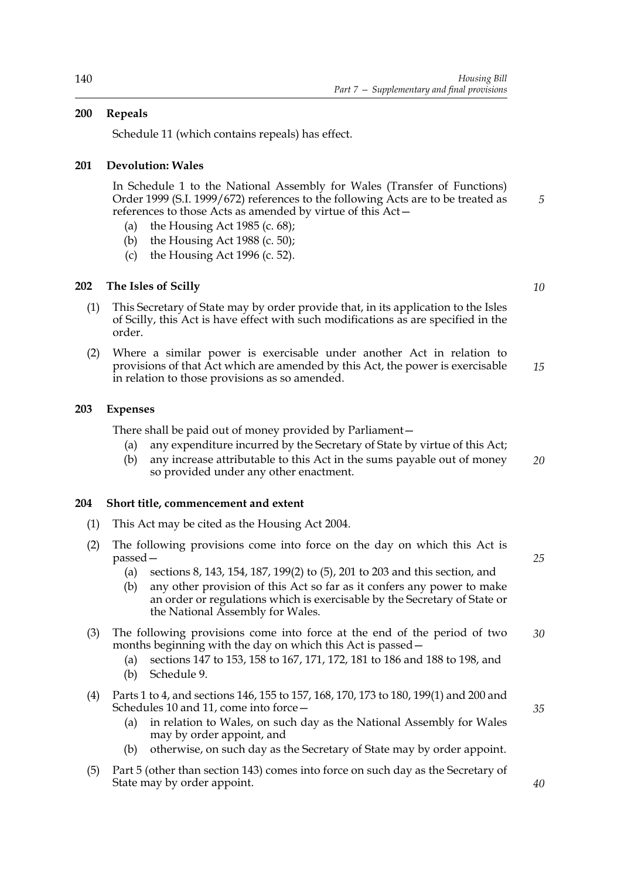**200 Repeals**

Schedule 11 (which contains repeals) has effect.

**201 Devolution: Wales**

In Schedule 1 to the National Assembly for Wales (Transfer of Functions) Order 1999 (S.I. 1999/672) references to the following Acts are to be treated as references to those Acts as amended by virtue of this Act—

- (a) the Housing Act 1985 (c. 68);
- (b) the Housing Act 1988 (c. 50);
- (c) the Housing Act 1996 (c. 52).

**202 The Isles of Scilly**

(1) This Secretary of State may by order provide that, in its application to the Isles of Scilly, this Act is have effect with such modifications as are specified in the order.

(2) Where a similar power is exercisable under another Act in relation to provisions of that Act which are amended by this Act, the power is exercisable in relation to those provisions as so amended.

**203 Expenses**

There shall be paid out of money provided by Parliament—

- (a) any expenditure incurred by the Secretary of State by virtue of this Act;
- (b) any increase attributable to this Act in the sums payable out of money so provided under any other enactment.

**204 Short title, commencement and extent**

(1) This Act may be cited as the Housing Act 2004.

(2) The following provisions come into force on the day on which this Act is passed—

- (a) sections 8, 143, 154, 187, 199(2) to (5), 201 to 203 and this section, and
- (b) any other provision of this Act so far as it confers any power to make an order or regulations which is exercisable by the Secretary of State or the National Assembly for Wales.

(3) The following provisions come into force at the end of the period of two months beginning with the day on which this Act is passed—

- (a) sections 147 to 153, 158 to 167, 171, 172, 181 to 186 and 188 to 198, and
- (b) Schedule 9.

(4) Parts 1 to 4, and sections 146, 155 to 157, 168, 170, 173 to 180, 199(1) and 200 and Schedules 10 and 11, come into force—

- (a) in relation to Wales, on such day as the National Assembly for Wales may by order appoint, and
- (b) otherwise, on such day as the Secretary of State may by order appoint.

(5) Part 5 (other than section 143) comes into force on such day as the Secretary of State may by order appoint.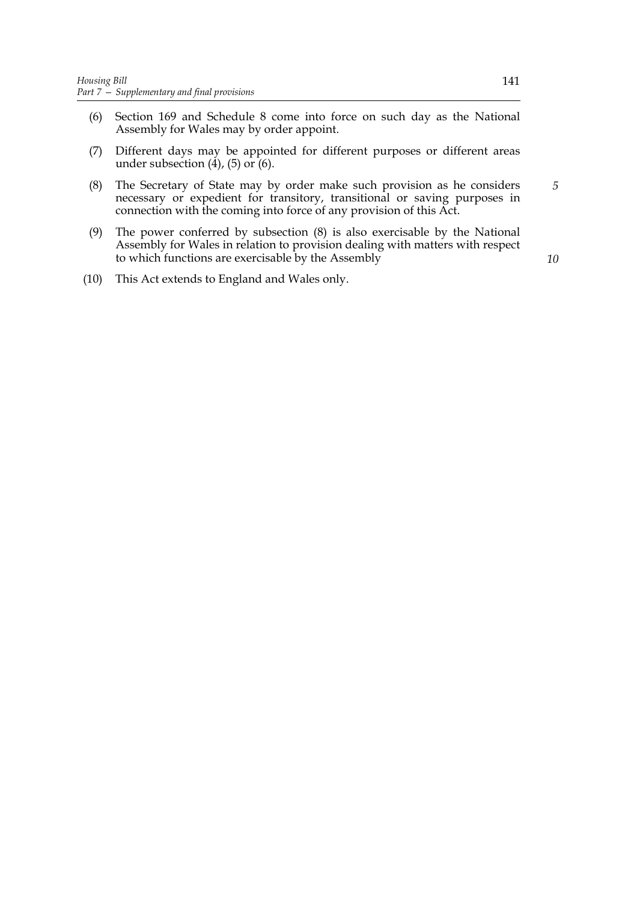(6) Section 169 and Schedule 8 come into force on such day as the National Assembly for Wales may by order appoint.

(7) Different days may be appointed for different purposes or different areas under subsection (4), (5) or (6).

(8) The Secretary of State may by order make such provision as he considers necessary or expedient for transitory, transitional or saving purposes in connection with the coming into force of any provision of this Act.

(9) The power conferred by subsection (8) is also exercisable by the National Assembly for Wales in relation to provision dealing with matters with respect to which functions are exercisable by the Assembly

(10) This Act extends to England and Wales only.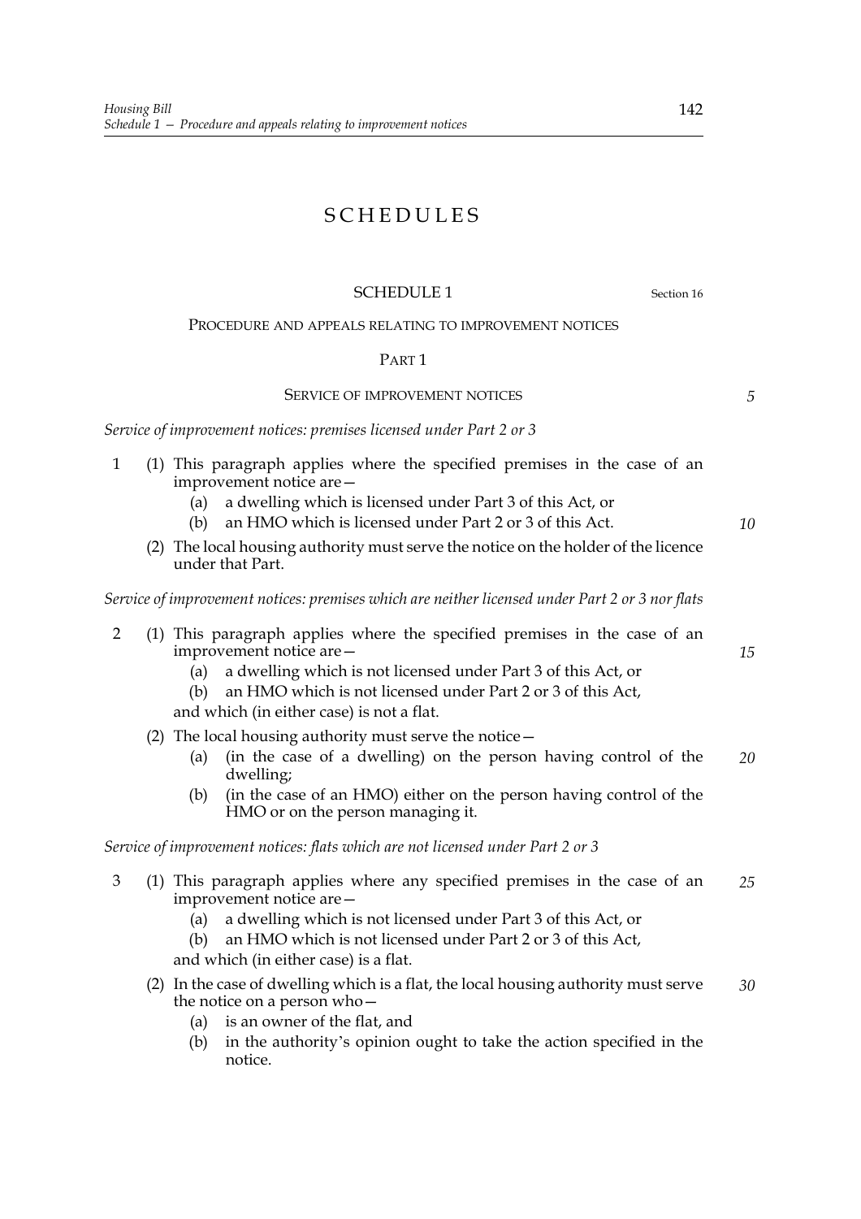# SCHEDULES

## SCHEDULE 1

Section 16

### PROCEDURE AND APPEALS RELATING TO IMPROVEMENT NOTICES

#### PART 1

#### SERVICE OF IMPROVEMENT NOTICES

*Service of improvement notices: premises licensed under Part 2 or 3*

1 (1) This paragraph applies where the specified premises in the case of an improvement notice are—

(a) a dwelling which is licensed under Part 3 of this Act, or

(b) an HMO which is licensed under Part 2 or 3 of this Act.

(2) The local housing authority must serve the notice on the holder of the licence under that Part.

*Service of improvement notices: premises which are neither licensed under Part 2 or 3 nor flats*

2 (1) This paragraph applies where the specified premises in the case of an improvement notice are—

(a) a dwelling which is not licensed under Part 3 of this Act, or

(b) an HMO which is not licensed under Part 2 or 3 of this Act,

and which (in either case) is not a flat.

(2) The local housing authority must serve the notice—

(a) (in the case of a dwelling) on the person having control of the dwelling;

(b) (in the case of an HMO) either on the person having control of the HMO or on the person managing it.

*Service of improvement notices: flats which are not licensed under Part 2 or 3*

3 (1) This paragraph applies where any specified premises in the case of an improvement notice are—

(a) a dwelling which is not licensed under Part 3 of this Act, or

(b) an HMO which is not licensed under Part 2 or 3 of this Act,

and which (in either case) is a flat.

(2) In the case of dwelling which is a flat, the local housing authority must serve the notice on a person who—

(a) is an owner of the flat, and

(b) in the authority's opinion ought to take the action specified in the notice.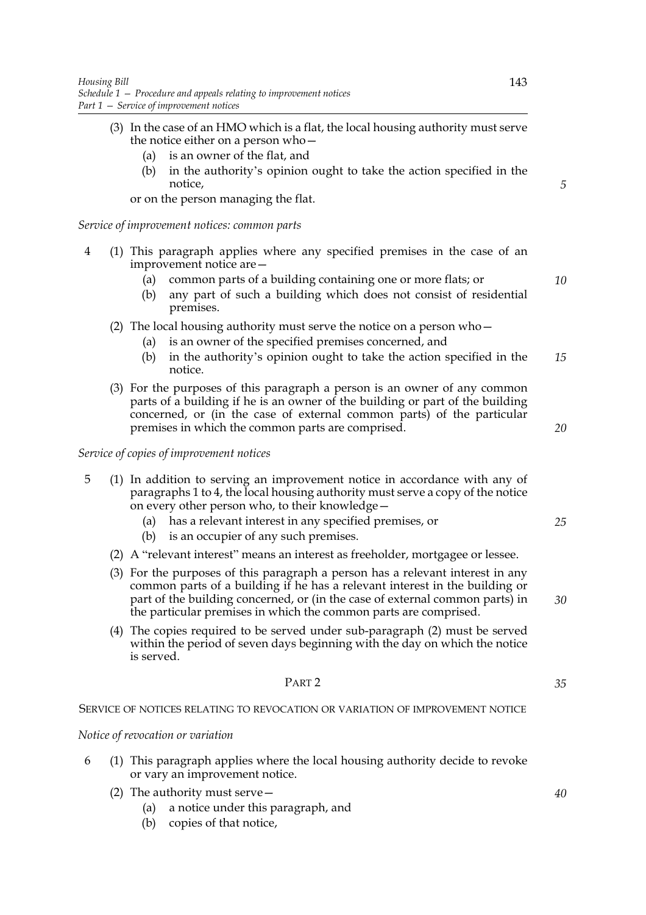(3) In the case of an HMO which is a flat, the local housing authority must serve the notice either on a person who—

(a) is an owner of the flat, and

(b) in the authority's opinion ought to take the action specified in the notice,

or on the person managing the flat.

*Service of improvement notices: common parts*

4 (1) This paragraph applies where any specified premises in the case of an improvement notice are—

(a) common parts of a building containing one or more flats; or

(b) any part of such a building which does not consist of residential premises.

(2) The local housing authority must serve the notice on a person who—

(a) is an owner of the specified premises concerned, and

(b) in the authority's opinion ought to take the action specified in the notice.

(3) For the purposes of this paragraph a person is an owner of any common parts of a building if he is an owner of the building or part of the building concerned, or (in the case of external common parts) of the particular premises in which the common parts are comprised.

*Service of copies of improvement notices*

5 (1) In addition to serving an improvement notice in accordance with any of paragraphs 1 to 4, the local housing authority must serve a copy of the notice on every other person who, to their knowledge—

(a) has a relevant interest in any specified premises, or

(b) is an occupier of any such premises.

(2) A "relevant interest" means an interest as freeholder, mortgagee or lessee.

(3) For the purposes of this paragraph a person has a relevant interest in any common parts of a building if he has a relevant interest in the building or part of the building concerned, or (in the case of external common parts) in the particular premises in which the common parts are comprised.

(4) The copies required to be served under sub-paragraph (2) must be served within the period of seven days beginning with the day on which the notice is served.

## PART 2

### SERVICE OF NOTICES RELATING TO REVOCATION OR VARIATION OF IMPROVEMENT NOTICE

*Notice of revocation or variation*

6 (1) This paragraph applies where the local housing authority decide to revoke or vary an improvement notice.

(2) The authority must serve—

(a) a notice under this paragraph, and

(b) copies of that notice,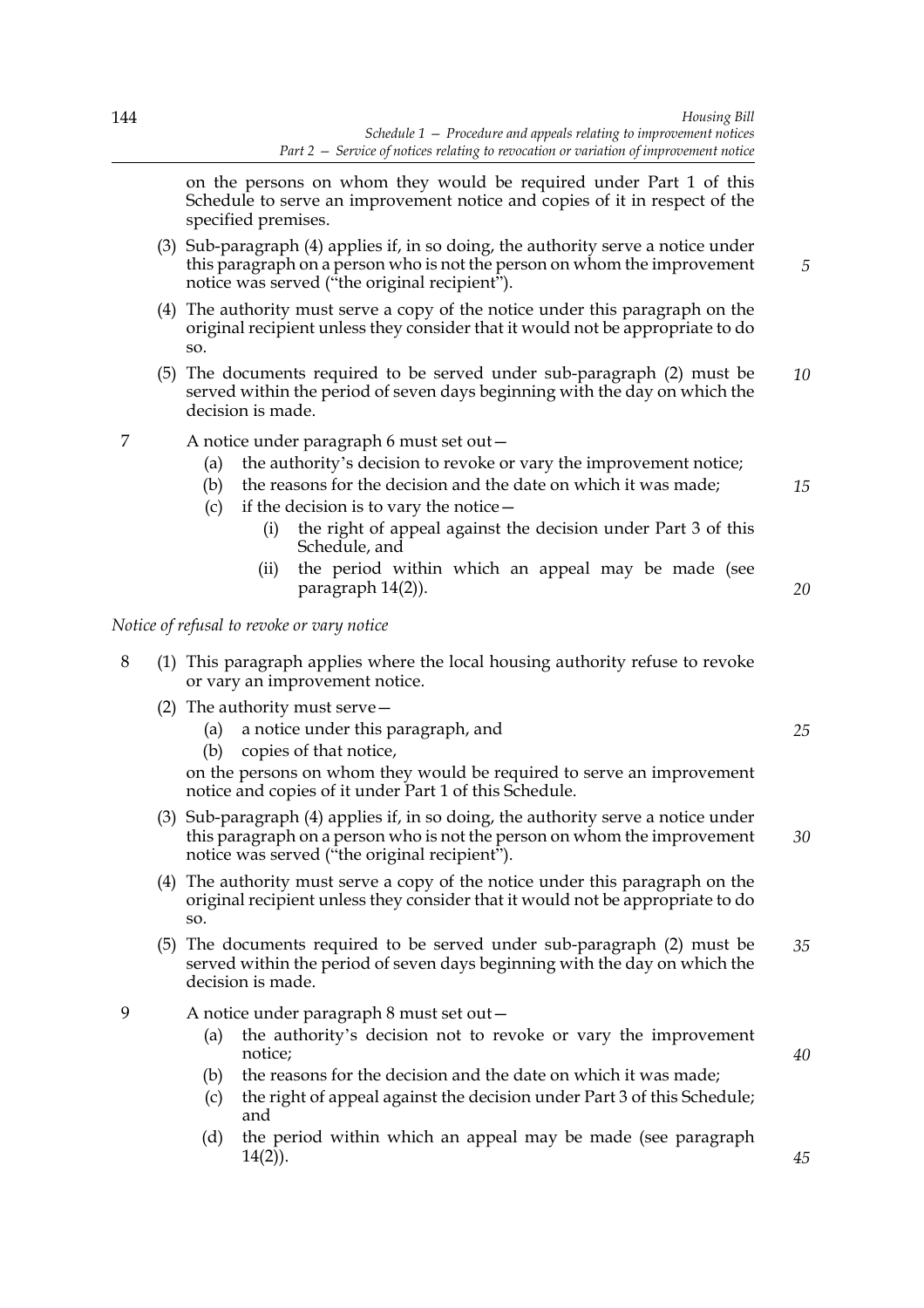on the persons on whom they would be required under Part 1 of this Schedule to serve an improvement notice and copies of it in respect of the specified premises.

(3) Sub-paragraph (4) applies if, in so doing, the authority serve a notice under this paragraph on a person who is not the person on whom the improvement notice was served ("the original recipient").

(4) The authority must serve a copy of the notice under this paragraph on the original recipient unless they consider that it would not be appropriate to do so.

(5) The documents required to be served under sub-paragraph (2) must be served within the period of seven days beginning with the day on which the decision is made.

7 A notice under paragraph 6 must set out—

(a) the authority's decision to revoke or vary the improvement notice;

(b) the reasons for the decision and the date on which it was made;

(c) if the decision is to vary the notice—

(i) the right of appeal against the decision under Part 3 of this Schedule, and

(ii) the period within which an appeal may be made (see paragraph 14(2)).

*Notice of refusal to revoke or vary notice*

8 (1) This paragraph applies where the local housing authority refuse to revoke or vary an improvement notice.

(2) The authority must serve—

(a) a notice under this paragraph, and

(b) copies of that notice,

on the persons on whom they would be required to serve an improvement notice and copies of it under Part 1 of this Schedule.

(3) Sub-paragraph (4) applies if, in so doing, the authority serve a notice under this paragraph on a person who is not the person on whom the improvement notice was served ("the original recipient").

(4) The authority must serve a copy of the notice under this paragraph on the original recipient unless they consider that it would not be appropriate to do so.

(5) The documents required to be served under sub-paragraph (2) must be served within the period of seven days beginning with the day on which the decision is made.

9 A notice under paragraph 8 must set out—

(a) the authority's decision not to revoke or vary the improvement notice;

(b) the reasons for the decision and the date on which it was made;

(c) the right of appeal against the decision under Part 3 of this Schedule; and

(d) the period within which an appeal may be made (see paragraph 14(2)).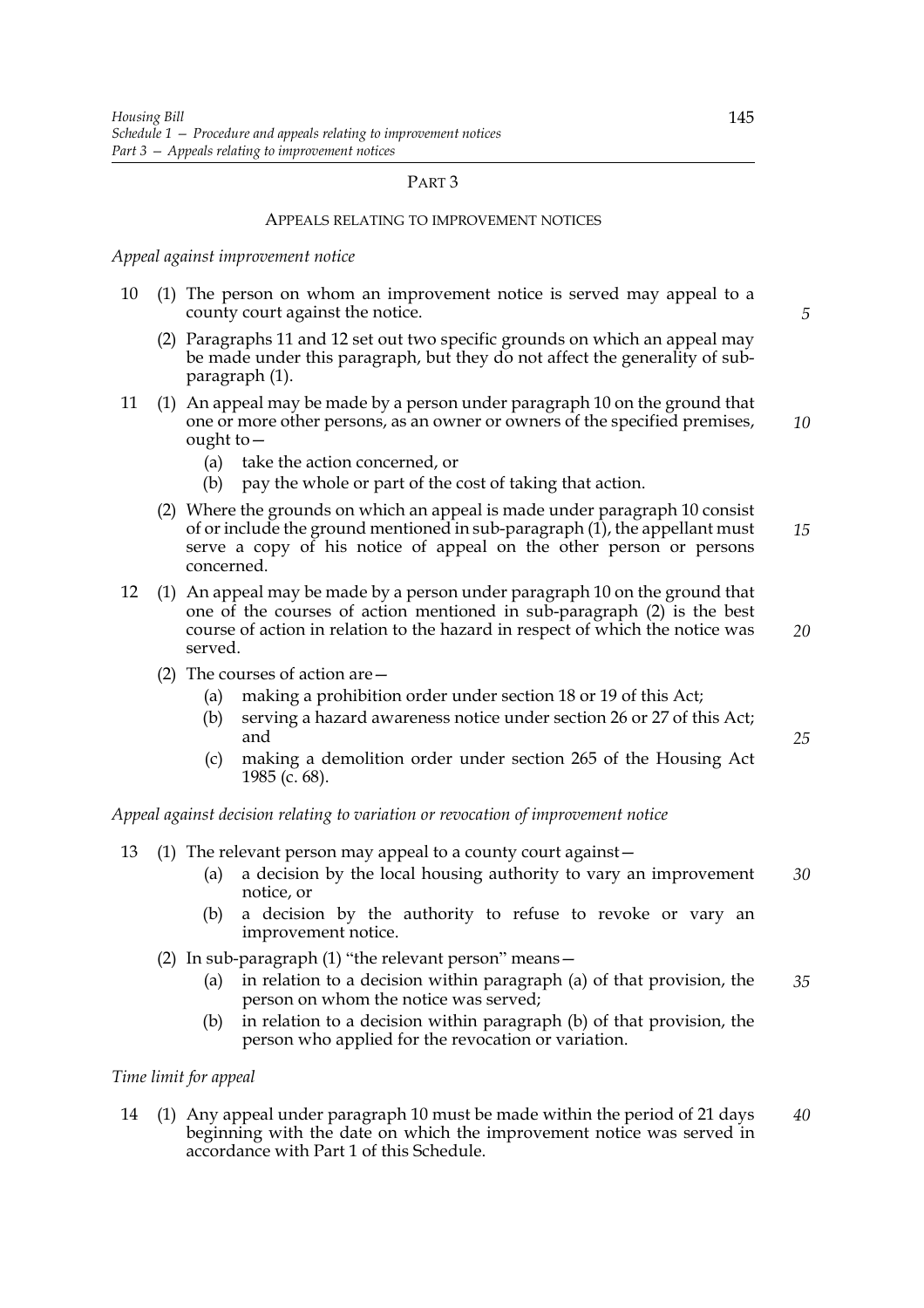## PART 3

### APPEALS RELATING TO IMPROVEMENT NOTICES

*Appeal against improvement notice*

10 (1) The person on whom an improvement notice is served may appeal to a county court against the notice.

(2) Paragraphs 11 and 12 set out two specific grounds on which an appeal may be made under this paragraph, but they do not affect the generality of sub-paragraph (1).

11 (1) An appeal may be made by a person under paragraph 10 on the ground that one or more other persons, as an owner or owners of the specified premises, ought to—

(a) take the action concerned, or

(b) pay the whole or part of the cost of taking that action.

(2) Where the grounds on which an appeal is made under paragraph 10 consist of or include the ground mentioned in sub-paragraph (1), the appellant must serve a copy of his notice of appeal on the other person or persons concerned.

12 (1) An appeal may be made by a person under paragraph 10 on the ground that one of the courses of action mentioned in sub-paragraph (2) is the best course of action in relation to the hazard in respect of which the notice was served.

(2) The courses of action are—

(a) making a prohibition order under section 18 or 19 of this Act;

(b) serving a hazard awareness notice under section 26 or 27 of this Act; and

(c) making a demolition order under section 265 of the Housing Act 1985 (c. 68).

*Appeal against decision relating to variation or revocation of improvement notice*

13 (1) The relevant person may appeal to a county court against—

(a) a decision by the local housing authority to vary an improvement notice, or

(b) a decision by the authority to refuse to revoke or vary an improvement notice.

(2) In sub-paragraph (1) "the relevant person" means—

(a) in relation to a decision within paragraph (a) of that provision, the person on whom the notice was served;

(b) in relation to a decision within paragraph (b) of that provision, the person who applied for the revocation or variation.

*Time limit for appeal*

14 (1) Any appeal under paragraph 10 must be made within the period of 21 days beginning with the date on which the improvement notice was served in accordance with Part 1 of this Schedule.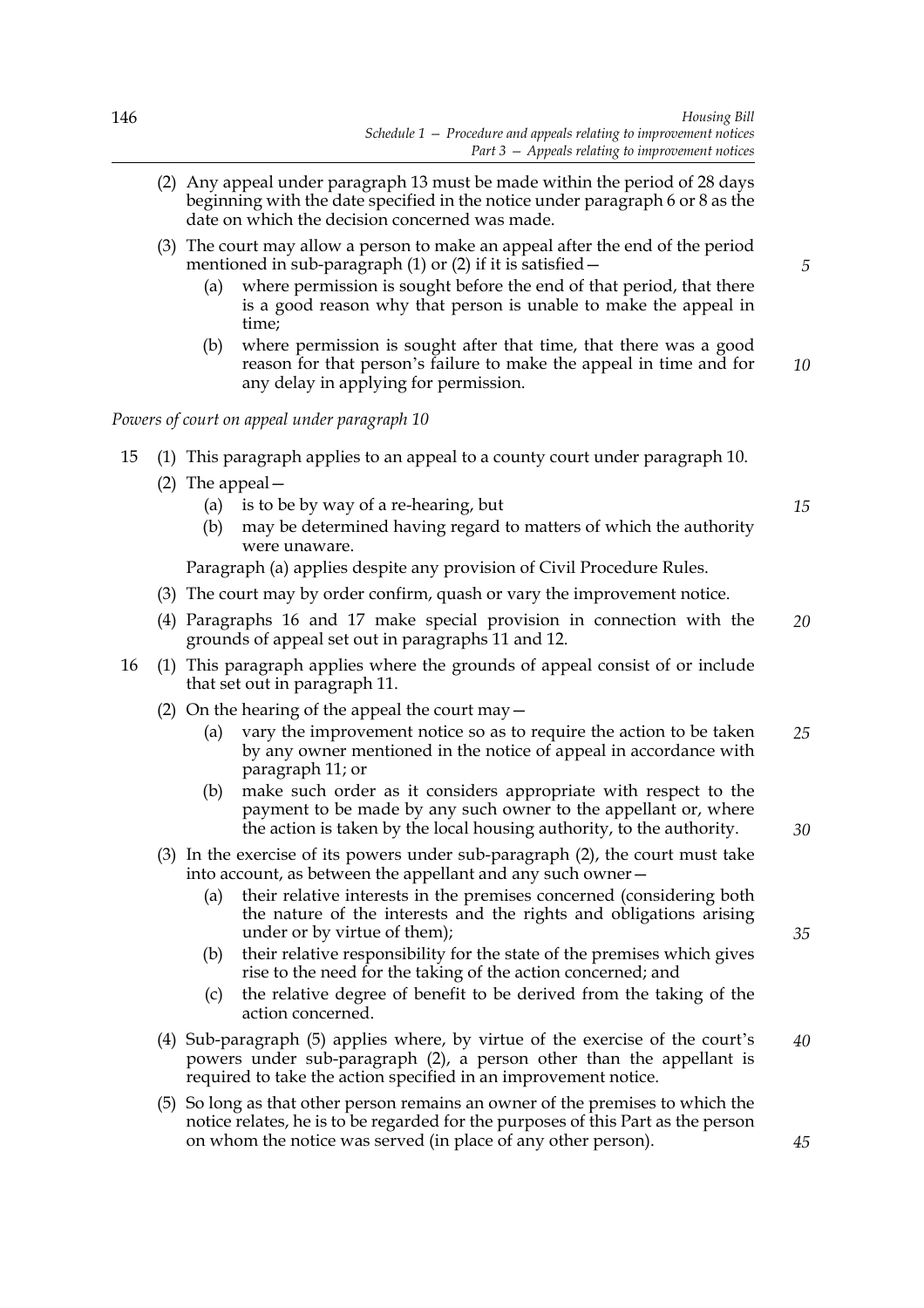(2) Any appeal under paragraph 13 must be made within the period of 28 days beginning with the date specified in the notice under paragraph 6 or 8 as the date on which the decision concerned was made.

(3) The court may allow a person to make an appeal after the end of the period mentioned in sub-paragraph (1) or (2) if it is satisfied—

- (a) where permission is sought before the end of that period, that there is a good reason why that person is unable to make the appeal in time;
- (b) where permission is sought after that time, that there was a good reason for that person's failure to make the appeal in time and for any delay in applying for permission.

*Powers of court on appeal under paragraph 10*

15 (1) This paragraph applies to an appeal to a county court under paragraph 10.

(2) The appeal—

- (a) is to be by way of a re-hearing, but
- (b) may be determined having regard to matters of which the authority were unaware.

Paragraph (a) applies despite any provision of Civil Procedure Rules.

(3) The court may by order confirm, quash or vary the improvement notice.

(4) Paragraphs 16 and 17 make special provision in connection with the grounds of appeal set out in paragraphs 11 and 12.

16 (1) This paragraph applies where the grounds of appeal consist of or include that set out in paragraph 11.

(2) On the hearing of the appeal the court may—

- (a) vary the improvement notice so as to require the action to be taken by any owner mentioned in the notice of appeal in accordance with paragraph 11; or
- (b) make such order as it considers appropriate with respect to the payment to be made by any such owner to the appellant or, where the action is taken by the local housing authority, to the authority.

(3) In the exercise of its powers under sub-paragraph (2), the court must take into account, as between the appellant and any such owner—

- (a) their relative interests in the premises concerned (considering both the nature of the interests and the rights and obligations arising under or by virtue of them);
- (b) their relative responsibility for the state of the premises which gives rise to the need for the taking of the action concerned; and
- (c) the relative degree of benefit to be derived from the taking of the action concerned.

(4) Sub-paragraph (5) applies where, by virtue of the exercise of the court's powers under sub-paragraph (2), a person other than the appellant is required to take the action specified in an improvement notice.

(5) So long as that other person remains an owner of the premises to which the notice relates, he is to be regarded for the purposes of this Part as the person on whom the notice was served (in place of any other person).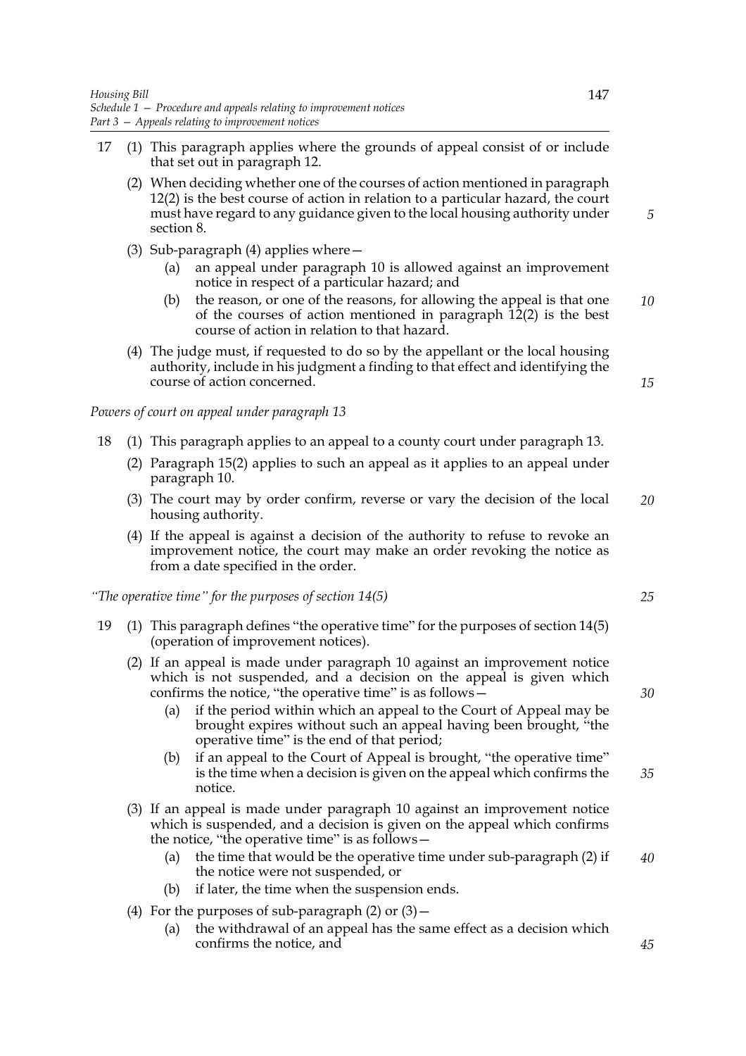17 (1) This paragraph applies where the grounds of appeal consist of or include that set out in paragraph 12.

(2) When deciding whether one of the courses of action mentioned in paragraph 12(2) is the best course of action in relation to a particular hazard, the court must have regard to any guidance given to the local housing authority under section 8.

(3) Sub-paragraph (4) applies where—

(a) an appeal under paragraph 10 is allowed against an improvement notice in respect of a particular hazard; and

(b) the reason, or one of the reasons, for allowing the appeal is that one of the courses of action mentioned in paragraph 12(2) is the best course of action in relation to that hazard.

(4) The judge must, if requested to do so by the appellant or the local housing authority, include in his judgment a finding to that effect and identifying the course of action concerned.

*Powers of court on appeal under paragraph 13*

18 (1) This paragraph applies to an appeal to a county court under paragraph 13.

(2) Paragraph 15(2) applies to such an appeal as it applies to an appeal under paragraph 10.

(3) The court may by order confirm, reverse or vary the decision of the local housing authority.

(4) If the appeal is against a decision of the authority to refuse to revoke an improvement notice, the court may make an order revoking the notice as from a date specified in the order.

*"The operative time" for the purposes of section 14(5)*

19 (1) This paragraph defines "the operative time" for the purposes of section 14(5) (operation of improvement notices).

(2) If an appeal is made under paragraph 10 against an improvement notice which is not suspended, and a decision on the appeal is given which confirms the notice, "the operative time" is as follows—

(a) if the period within which an appeal to the Court of Appeal may be brought expires without such an appeal having been brought, "the operative time" is the end of that period;

(b) if an appeal to the Court of Appeal is brought, "the operative time" is the time when a decision is given on the appeal which confirms the notice.

(3) If an appeal is made under paragraph 10 against an improvement notice which is suspended, and a decision is given on the appeal which confirms the notice, "the operative time" is as follows—

(a) the time that would be the operative time under sub-paragraph (2) if the notice were not suspended, or

(b) if later, the time when the suspension ends.

(4) For the purposes of sub-paragraph (2) or (3)—

(a) the withdrawal of an appeal has the same effect as a decision which confirms the notice, and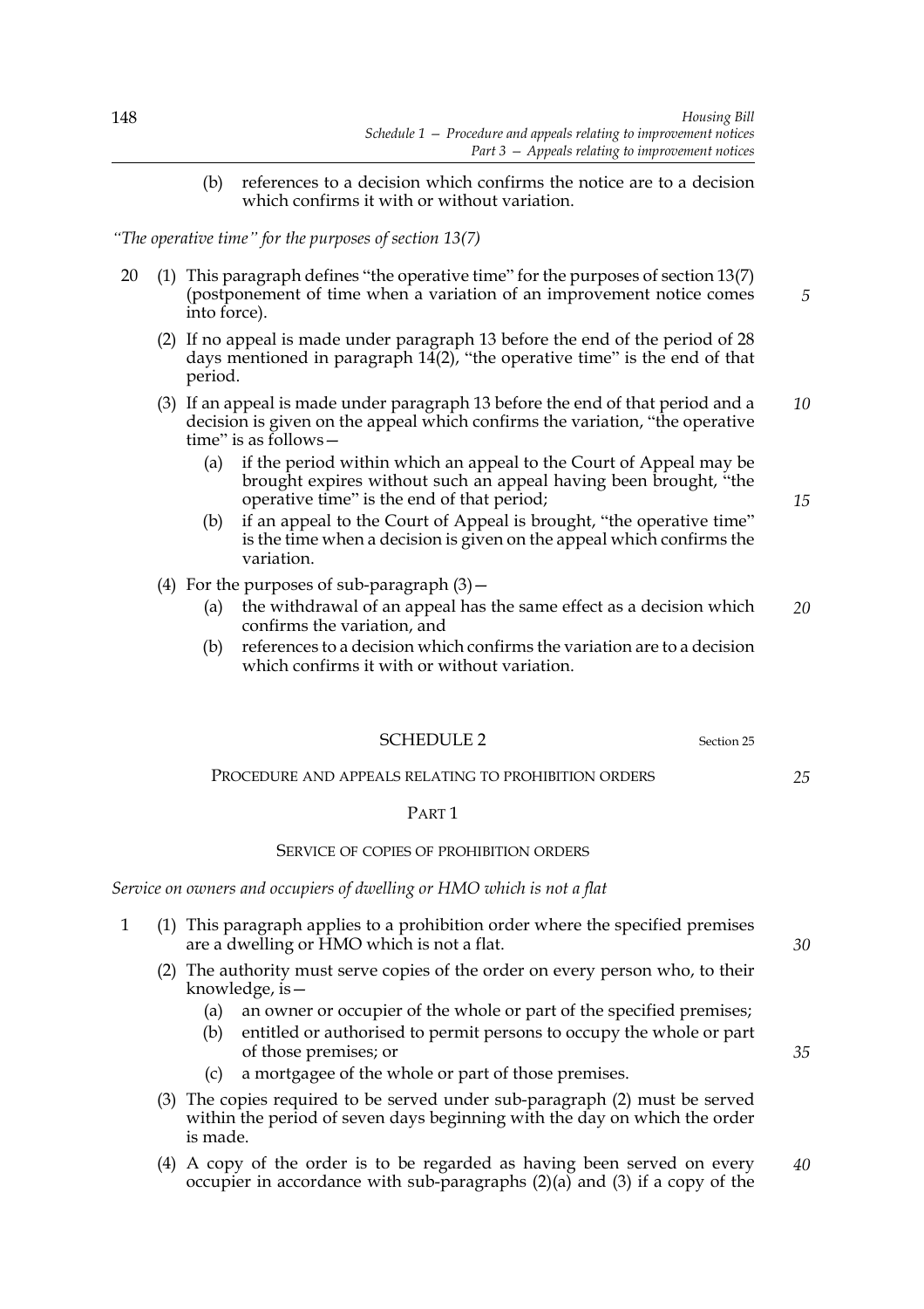(b) references to a decision which confirms the notice are to a decision which confirms it with or without variation.

*"The operative time" for the purposes of section 13(7)*

20 (1) This paragraph defines "the operative time" for the purposes of section 13(7) (postponement of time when a variation of an improvement notice comes into force).

(2) If no appeal is made under paragraph 13 before the end of the period of 28 days mentioned in paragraph 14(2), "the operative time" is the end of that period.

(3) If an appeal is made under paragraph 13 before the end of that period and a decision is given on the appeal which confirms the variation, "the operative time" is as follows—

(a) if the period within which an appeal to the Court of Appeal may be brought expires without such an appeal having been brought, "the operative time" is the end of that period;

(b) if an appeal to the Court of Appeal is brought, "the operative time" is the time when a decision is given on the appeal which confirms the variation.

(4) For the purposes of sub-paragraph (3)—

(a) the withdrawal of an appeal has the same effect as a decision which confirms the variation, and

(b) references to a decision which confirms the variation are to a decision which confirms it with or without variation.

## SCHEDULE 2

Section 25

### PROCEDURE AND APPEALS RELATING TO PROHIBITION ORDERS

### PART 1

### SERVICE OF COPIES OF PROHIBITION ORDERS

*Service on owners and occupiers of dwelling or HMO which is not a flat*

1 (1) This paragraph applies to a prohibition order where the specified premises are a dwelling or HMO which is not a flat.

(2) The authority must serve copies of the order on every person who, to their knowledge, is—

(a) an owner or occupier of the whole or part of the specified premises;

(b) entitled or authorised to permit persons to occupy the whole or part of those premises; or

(c) a mortgagee of the whole or part of those premises.

(3) The copies required to be served under sub-paragraph (2) must be served within the period of seven days beginning with the day on which the order is made.

(4) A copy of the order is to be regarded as having been served on every occupier in accordance with sub-paragraphs (2)(a) and (3) if a copy of the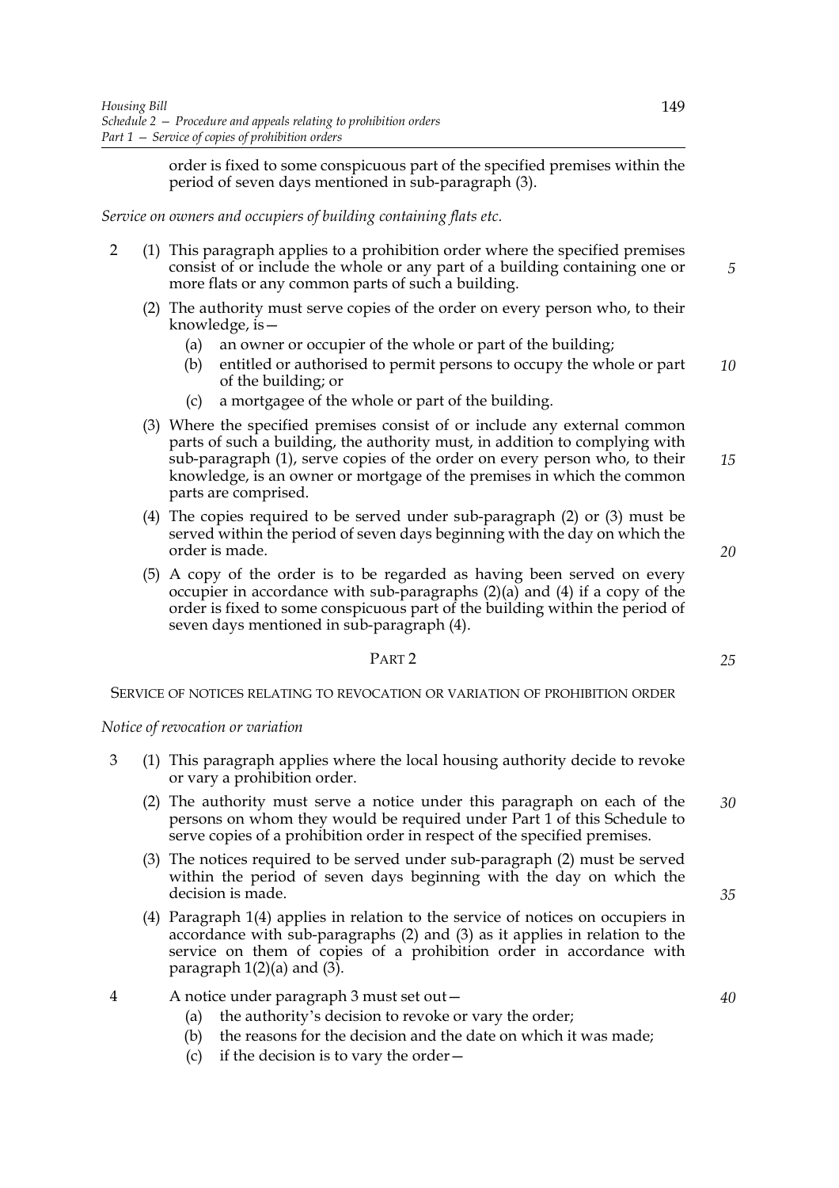order is fixed to some conspicuous part of the specified premises within the period of seven days mentioned in sub-paragraph (3).

*Service on owners and occupiers of building containing flats etc.*

2 (1) This paragraph applies to a prohibition order where the specified premises consist of or include the whole or any part of a building containing one or more flats or any common parts of such a building.

(2) The authority must serve copies of the order on every person who, to their knowledge, is—

(a) an owner or occupier of the whole or part of the building;

(b) entitled or authorised to permit persons to occupy the whole or part of the building; or

(c) a mortgagee of the whole or part of the building.

(3) Where the specified premises consist of or include any external common parts of such a building, the authority must, in addition to complying with sub-paragraph (1), serve copies of the order on every person who, to their knowledge, is an owner or mortgage of the premises in which the common parts are comprised.

(4) The copies required to be served under sub-paragraph (2) or (3) must be served within the period of seven days beginning with the day on which the order is made.

(5) A copy of the order is to be regarded as having been served on every occupier in accordance with sub-paragraphs (2)(a) and (4) if a copy of the order is fixed to some conspicuous part of the building within the period of seven days mentioned in sub-paragraph (4).

## PART 2

### SERVICE OF NOTICES RELATING TO REVOCATION OR VARIATION OF PROHIBITION ORDER

*Notice of revocation or variation*

3 (1) This paragraph applies where the local housing authority decide to revoke or vary a prohibition order.

(2) The authority must serve a notice under this paragraph on each of the persons on whom they would be required under Part 1 of this Schedule to serve copies of a prohibition order in respect of the specified premises.

(3) The notices required to be served under sub-paragraph (2) must be served within the period of seven days beginning with the day on which the decision is made.

(4) Paragraph 1(4) applies in relation to the service of notices on occupiers in accordance with sub-paragraphs (2) and (3) as it applies in relation to the service on them of copies of a prohibition order in accordance with paragraph 1(2)(a) and (3).

4 A notice under paragraph 3 must set out—

(a) the authority's decision to revoke or vary the order;

(b) the reasons for the decision and the date on which it was made;

(c) if the decision is to vary the order—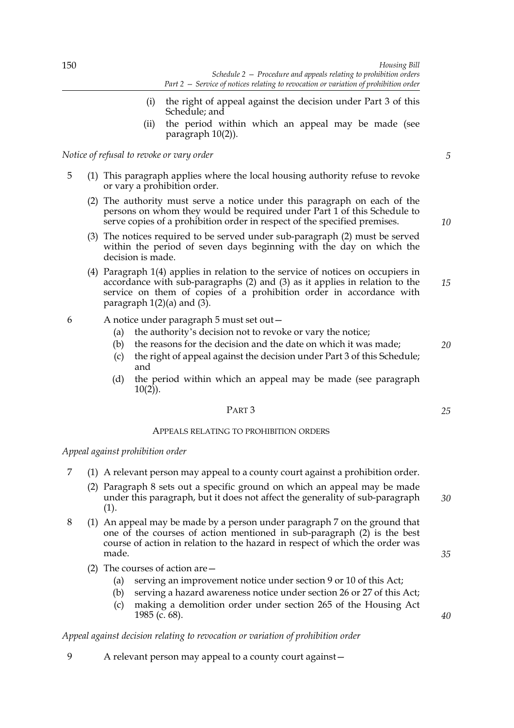(i) the right of appeal against the decision under Part 3 of this Schedule; and

(ii) the period within which an appeal may be made (see paragraph 10(2)).

*Notice of refusal to revoke or vary order*

5 (1) This paragraph applies where the local housing authority refuse to revoke or vary a prohibition order.

(2) The authority must serve a notice under this paragraph on each of the persons on whom they would be required under Part 1 of this Schedule to serve copies of a prohibition order in respect of the specified premises.

(3) The notices required to be served under sub-paragraph (2) must be served within the period of seven days beginning with the day on which the decision is made.

(4) Paragraph 1(4) applies in relation to the service of notices on occupiers in accordance with sub-paragraphs (2) and (3) as it applies in relation to the service on them of copies of a prohibition order in accordance with paragraph 1(2)(a) and (3).

6 A notice under paragraph 5 must set out—

(a) the authority's decision not to revoke or vary the notice;

(b) the reasons for the decision and the date on which it was made;

(c) the right of appeal against the decision under Part 3 of this Schedule; and

(d) the period within which an appeal may be made (see paragraph 10(2)).

## PART 3

### APPEALS RELATING TO PROHIBITION ORDERS

*Appeal against prohibition order*

7 (1) A relevant person may appeal to a county court against a prohibition order.

(2) Paragraph 8 sets out a specific ground on which an appeal may be made under this paragraph, but it does not affect the generality of sub-paragraph (1).

8 (1) An appeal may be made by a person under paragraph 7 on the ground that one of the courses of action mentioned in sub-paragraph (2) is the best course of action in relation to the hazard in respect of which the order was made.

(2) The courses of action are—

(a) serving an improvement notice under section 9 or 10 of this Act;

(b) serving a hazard awareness notice under section 26 or 27 of this Act;

(c) making a demolition order under section 265 of the Housing Act 1985 (c. 68).

*Appeal against decision relating to revocation or variation of prohibition order*

9 A relevant person may appeal to a county court against—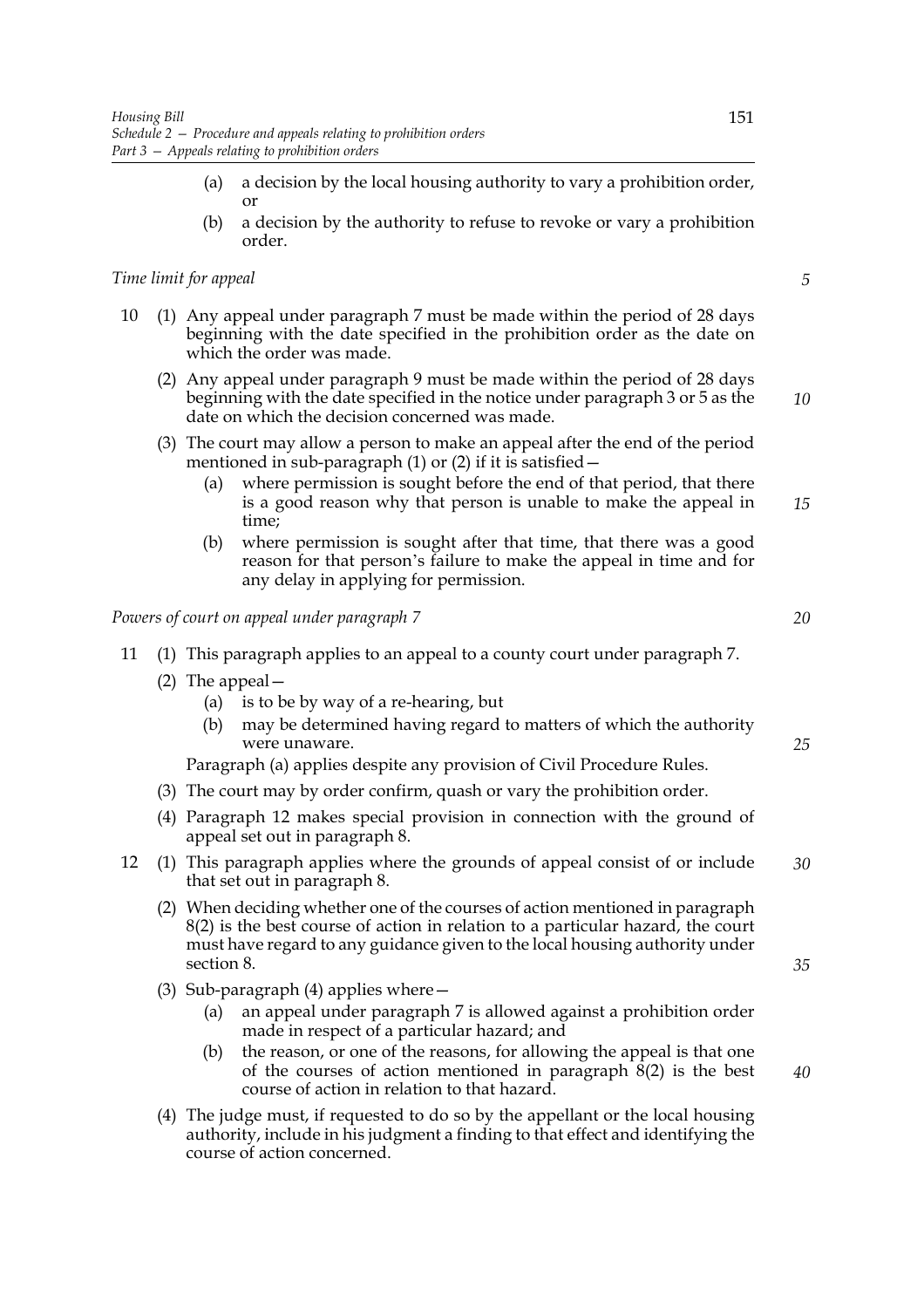(a) a decision by the local housing authority to vary a prohibition order, or

(b) a decision by the authority to refuse to revoke or vary a prohibition order.

*Time limit for appeal*

10 (1) Any appeal under paragraph 7 must be made within the period of 28 days beginning with the date specified in the prohibition order as the date on which the order was made.

(2) Any appeal under paragraph 9 must be made within the period of 28 days beginning with the date specified in the notice under paragraph 3 or 5 as the date on which the decision concerned was made.

(3) The court may allow a person to make an appeal after the end of the period mentioned in sub-paragraph (1) or (2) if it is satisfied—

(a) where permission is sought before the end of that period, that there is a good reason why that person is unable to make the appeal in time;

(b) where permission is sought after that time, that there was a good reason for that person's failure to make the appeal in time and for any delay in applying for permission.

*Powers of court on appeal under paragraph 7*

11 (1) This paragraph applies to an appeal to a county court under paragraph 7.

(2) The appeal—

(a) is to be by way of a re-hearing, but

(b) may be determined having regard to matters of which the authority were unaware.

Paragraph (a) applies despite any provision of Civil Procedure Rules.

(3) The court may by order confirm, quash or vary the prohibition order.

(4) Paragraph 12 makes special provision in connection with the ground of appeal set out in paragraph 8.

12 (1) This paragraph applies where the grounds of appeal consist of or include that set out in paragraph 8.

(2) When deciding whether one of the courses of action mentioned in paragraph 8(2) is the best course of action in relation to a particular hazard, the court must have regard to any guidance given to the local housing authority under section 8.

(3) Sub-paragraph (4) applies where—

(a) an appeal under paragraph 7 is allowed against a prohibition order made in respect of a particular hazard; and

(b) the reason, or one of the reasons, for allowing the appeal is that one of the courses of action mentioned in paragraph 8(2) is the best course of action in relation to that hazard.

(4) The judge must, if requested to do so by the appellant or the local housing authority, include in his judgment a finding to that effect and identifying the course of action concerned.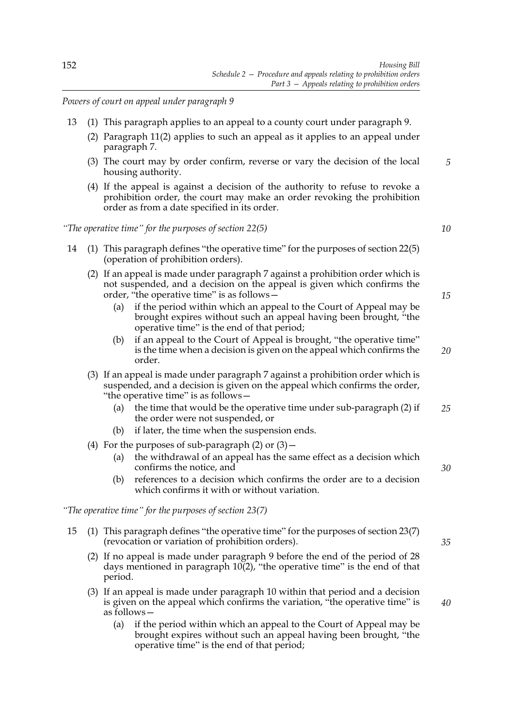*Powers of court on appeal under paragraph 9*

13 (1) This paragraph applies to an appeal to a county court under paragraph 9.

(2) Paragraph 11(2) applies to such an appeal as it applies to an appeal under paragraph 7.

(3) The court may by order confirm, reverse or vary the decision of the local housing authority.

(4) If the appeal is against a decision of the authority to refuse to revoke a prohibition order, the court may make an order revoking the prohibition order as from a date specified in its order.

*"The operative time" for the purposes of section 22(5)*

14 (1) This paragraph defines "the operative time" for the purposes of section 22(5) (operation of prohibition orders).

(2) If an appeal is made under paragraph 7 against a prohibition order which is not suspended, and a decision on the appeal is given which confirms the order, "the operative time" is as follows—

(a) if the period within which an appeal to the Court of Appeal may be brought expires without such an appeal having been brought, "the operative time" is the end of that period;

(b) if an appeal to the Court of Appeal is brought, "the operative time" is the time when a decision is given on the appeal which confirms the order.

(3) If an appeal is made under paragraph 7 against a prohibition order which is suspended, and a decision is given on the appeal which confirms the order, "the operative time" is as follows—

(a) the time that would be the operative time under sub-paragraph (2) if the order were not suspended, or

(b) if later, the time when the suspension ends.

(4) For the purposes of sub-paragraph (2) or (3)—

(a) the withdrawal of an appeal has the same effect as a decision which confirms the notice, and

(b) references to a decision which confirms the order are to a decision which confirms it with or without variation.

*"The operative time" for the purposes of section 23(7)*

15 (1) This paragraph defines "the operative time" for the purposes of section 23(7) (revocation or variation of prohibition orders).

(2) If no appeal is made under paragraph 9 before the end of the period of 28 days mentioned in paragraph 10(2), "the operative time" is the end of that period.

(3) If an appeal is made under paragraph 10 within that period and a decision is given on the appeal which confirms the variation, "the operative time" is as follows—

(a) if the period within which an appeal to the Court of Appeal may be brought expires without such an appeal having been brought, "the operative time" is the end of that period;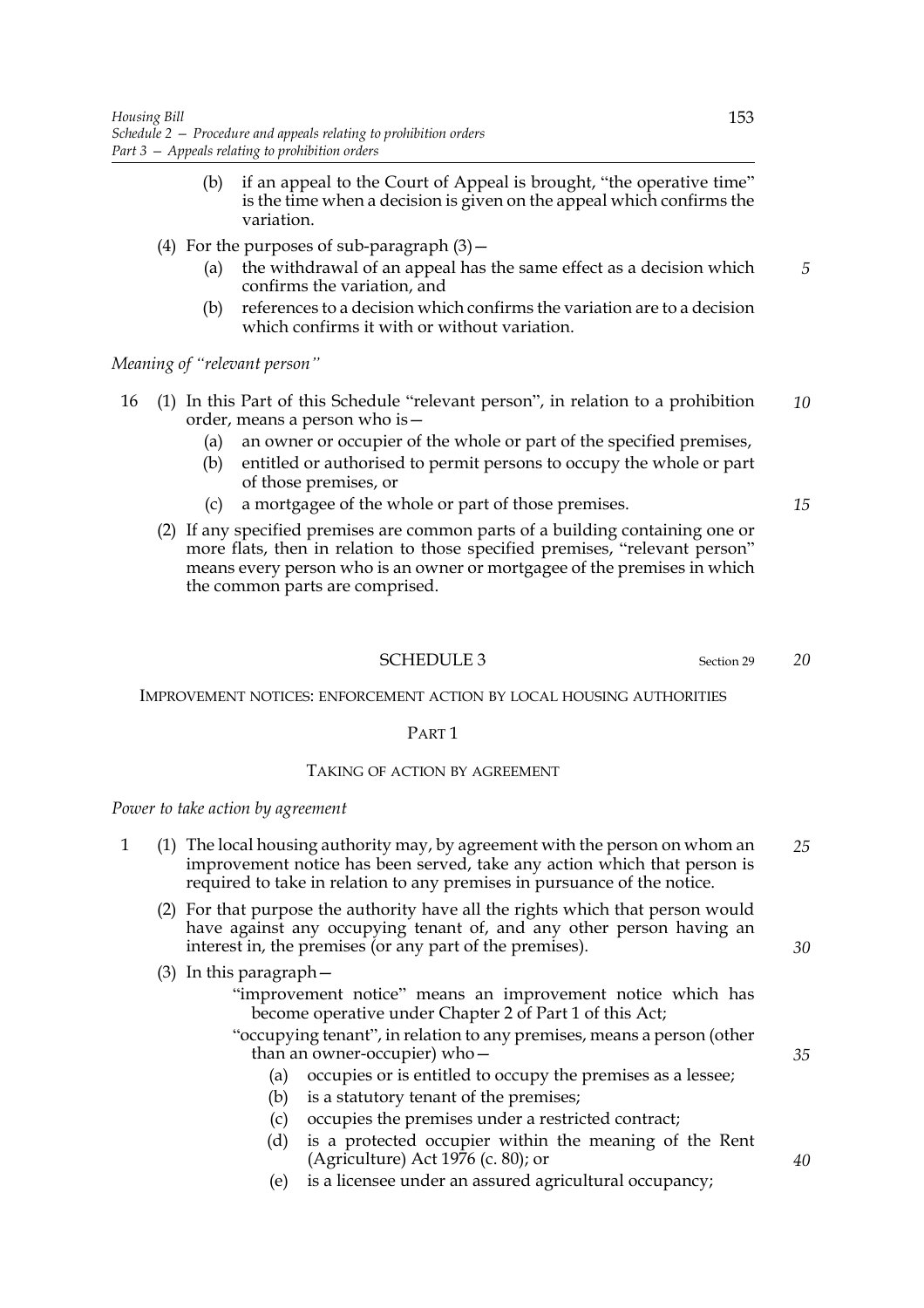(b) if an appeal to the Court of Appeal is brought, "the operative time" is the time when a decision is given on the appeal which confirms the variation.

(4) For the purposes of sub-paragraph (3)—

(a) the withdrawal of an appeal has the same effect as a decision which confirms the variation, and

(b) references to a decision which confirms the variation are to a decision which confirms it with or without variation.

*Meaning of "relevant person"*

16 (1) In this Part of this Schedule "relevant person", in relation to a prohibition order, means a person who is—

(a) an owner or occupier of the whole or part of the specified premises,

(b) entitled or authorised to permit persons to occupy the whole or part of those premises, or

(c) a mortgagee of the whole or part of those premises.

(2) If any specified premises are common parts of a building containing one or more flats, then in relation to those specified premises, "relevant person" means every person who is an owner or mortgagee of the premises in which the common parts are comprised.

## SCHEDULE 3

Section 29

### IMPROVEMENT NOTICES: ENFORCEMENT ACTION BY LOCAL HOUSING AUTHORITIES

### PART 1

### TAKING OF ACTION BY AGREEMENT

*Power to take action by agreement*

1 (1) The local housing authority may, by agreement with the person on whom an improvement notice has been served, take any action which that person is required to take in relation to any premises in pursuance of the notice.

(2) For that purpose the authority have all the rights which that person would have against any occupying tenant of, and any other person having an interest in, the premises (or any part of the premises).

(3) In this paragraph—

"improvement notice" means an improvement notice which has become operative under Chapter 2 of Part 1 of this Act;

"occupying tenant", in relation to any premises, means a person (other than an owner-occupier) who—

(a) occupies or is entitled to occupy the premises as a lessee;

(b) is a statutory tenant of the premises;

(c) occupies the premises under a restricted contract;

(d) is a protected occupier within the meaning of the Rent (Agriculture) Act 1976 (c. 80); or

(e) is a licensee under an assured agricultural occupancy;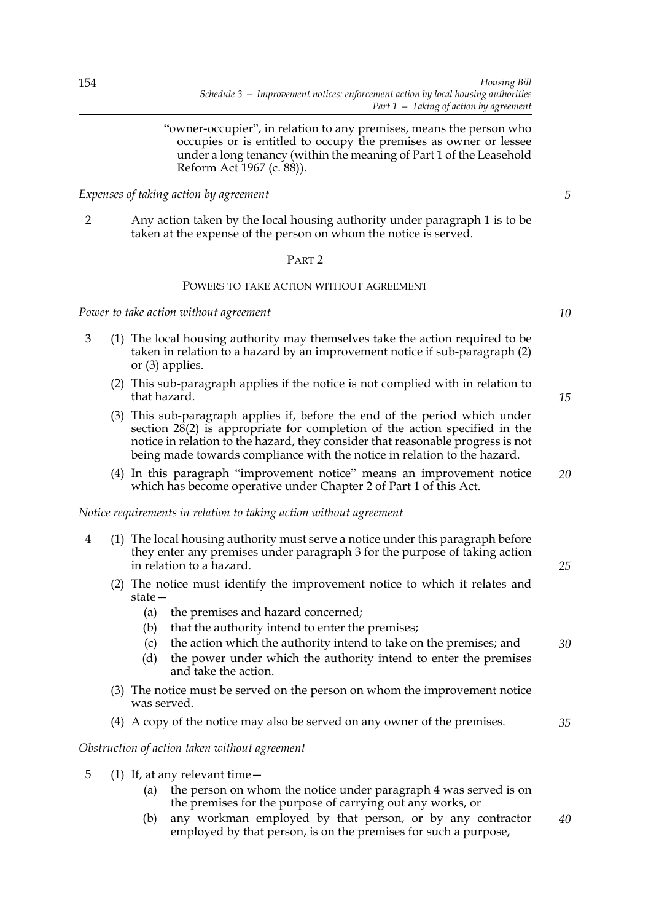"owner-occupier", in relation to any premises, means the person who occupies or is entitled to occupy the premises as owner or lessee under a long tenancy (within the meaning of Part 1 of the Leasehold Reform Act 1967 (c. 88)).

*Expenses of taking action by agreement*

2 Any action taken by the local housing authority under paragraph 1 is to be taken at the expense of the person on whom the notice is served.

## PART 2

### POWERS TO TAKE ACTION WITHOUT AGREEMENT

*Power to take action without agreement*

3 (1) The local housing authority may themselves take the action required to be taken in relation to a hazard by an improvement notice if sub-paragraph (2) or (3) applies.

(2) This sub-paragraph applies if the notice is not complied with in relation to that hazard.

(3) This sub-paragraph applies if, before the end of the period which under section 28(2) is appropriate for completion of the action specified in the notice in relation to the hazard, they consider that reasonable progress is not being made towards compliance with the notice in relation to the hazard.

(4) In this paragraph "improvement notice" means an improvement notice which has become operative under Chapter 2 of Part 1 of this Act.

*Notice requirements in relation to taking action without agreement*

4 (1) The local housing authority must serve a notice under this paragraph before they enter any premises under paragraph 3 for the purpose of taking action in relation to a hazard.

(2) The notice must identify the improvement notice to which it relates and state—

(a) the premises and hazard concerned;

(b) that the authority intend to enter the premises;

(c) the action which the authority intend to take on the premises; and

(d) the power under which the authority intend to enter the premises and take the action.

(3) The notice must be served on the person on whom the improvement notice was served.

(4) A copy of the notice may also be served on any owner of the premises.

*Obstruction of action taken without agreement*

5 (1) If, at any relevant time—

(a) the person on whom the notice under paragraph 4 was served is on the premises for the purpose of carrying out any works, or

(b) any workman employed by that person, or by any contractor employed by that person, is on the premises for such a purpose,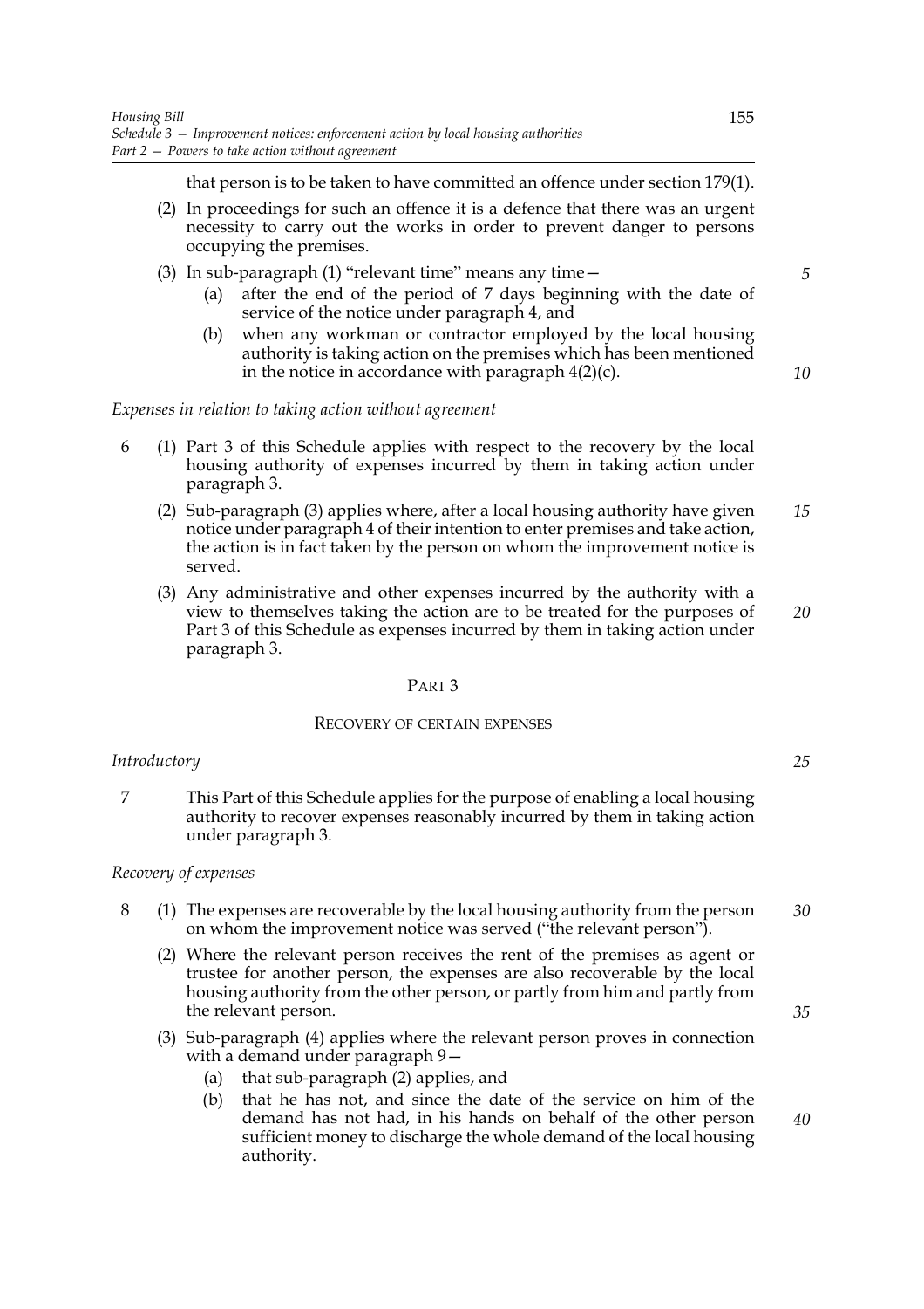that person is to be taken to have committed an offence under section 179(1).

(2) In proceedings for such an offence it is a defence that there was an urgent necessity to carry out the works in order to prevent danger to persons occupying the premises.

(3) In sub-paragraph (1) "relevant time" means any time—

- (a) after the end of the period of 7 days beginning with the date of service of the notice under paragraph 4, and
- (b) when any workman or contractor employed by the local housing authority is taking action on the premises which has been mentioned in the notice in accordance with paragraph 4(2)(c).

*Expenses in relation to taking action without agreement*

6 (1) Part 3 of this Schedule applies with respect to the recovery by the local housing authority of expenses incurred by them in taking action under paragraph 3.

(2) Sub-paragraph (3) applies where, after a local housing authority have given notice under paragraph 4 of their intention to enter premises and take action, the action is in fact taken by the person on whom the improvement notice is served.

(3) Any administrative and other expenses incurred by the authority with a view to themselves taking the action are to be treated for the purposes of Part 3 of this Schedule as expenses incurred by them in taking action under paragraph 3.

## PART 3

### RECOVERY OF CERTAIN EXPENSES

*Introductory*

7 This Part of this Schedule applies for the purpose of enabling a local housing authority to recover expenses reasonably incurred by them in taking action under paragraph 3.

*Recovery of expenses*

8 (1) The expenses are recoverable by the local housing authority from the person on whom the improvement notice was served ("the relevant person").

(2) Where the relevant person receives the rent of the premises as agent or trustee for another person, the expenses are also recoverable by the local housing authority from the other person, or partly from him and partly from the relevant person.

(3) Sub-paragraph (4) applies where the relevant person proves in connection with a demand under paragraph 9—

- (a) that sub-paragraph (2) applies, and
- (b) that he has not, and since the date of the service on him of the demand has not had, in his hands on behalf of the other person sufficient money to discharge the whole demand of the local housing authority.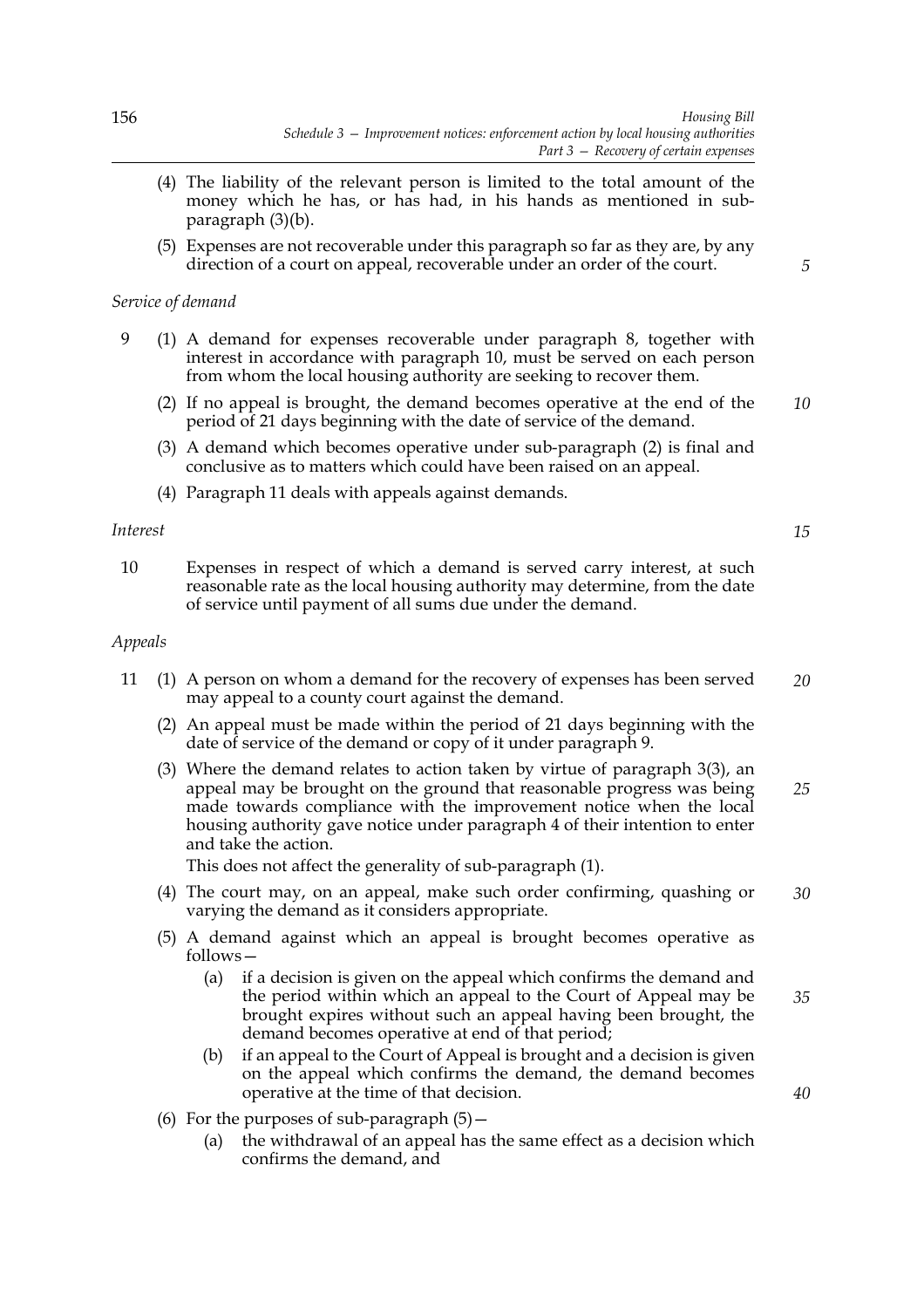(4) The liability of the relevant person is limited to the total amount of the money which he has, or has had, in his hands as mentioned in sub-paragraph (3)(b).

(5) Expenses are not recoverable under this paragraph so far as they are, by any direction of a court on appeal, recoverable under an order of the court.

*Service of demand*

9 (1) A demand for expenses recoverable under paragraph 8, together with interest in accordance with paragraph 10, must be served on each person from whom the local housing authority are seeking to recover them.

(2) If no appeal is brought, the demand becomes operative at the end of the period of 21 days beginning with the date of service of the demand.

(3) A demand which becomes operative under sub-paragraph (2) is final and conclusive as to matters which could have been raised on an appeal.

(4) Paragraph 11 deals with appeals against demands.

*Interest*

10 Expenses in respect of which a demand is served carry interest, at such reasonable rate as the local housing authority may determine, from the date of service until payment of all sums due under the demand.

*Appeals*

11 (1) A person on whom a demand for the recovery of expenses has been served may appeal to a county court against the demand.

(2) An appeal must be made within the period of 21 days beginning with the date of service of the demand or copy of it under paragraph 9.

(3) Where the demand relates to action taken by virtue of paragraph 3(3), an appeal may be brought on the ground that reasonable progress was being made towards compliance with the improvement notice when the local housing authority gave notice under paragraph 4 of their intention to enter and take the action.

This does not affect the generality of sub-paragraph (1).

(4) The court may, on an appeal, make such order confirming, quashing or varying the demand as it considers appropriate.

(5) A demand against which an appeal is brought becomes operative as follows—

(a) if a decision is given on the appeal which confirms the demand and the period within which an appeal to the Court of Appeal may be brought expires without such an appeal having been brought, the demand becomes operative at end of that period;

(b) if an appeal to the Court of Appeal is brought and a decision is given on the appeal which confirms the demand, the demand becomes operative at the time of that decision.

(6) For the purposes of sub-paragraph (5)—

(a) the withdrawal of an appeal has the same effect as a decision which confirms the demand, and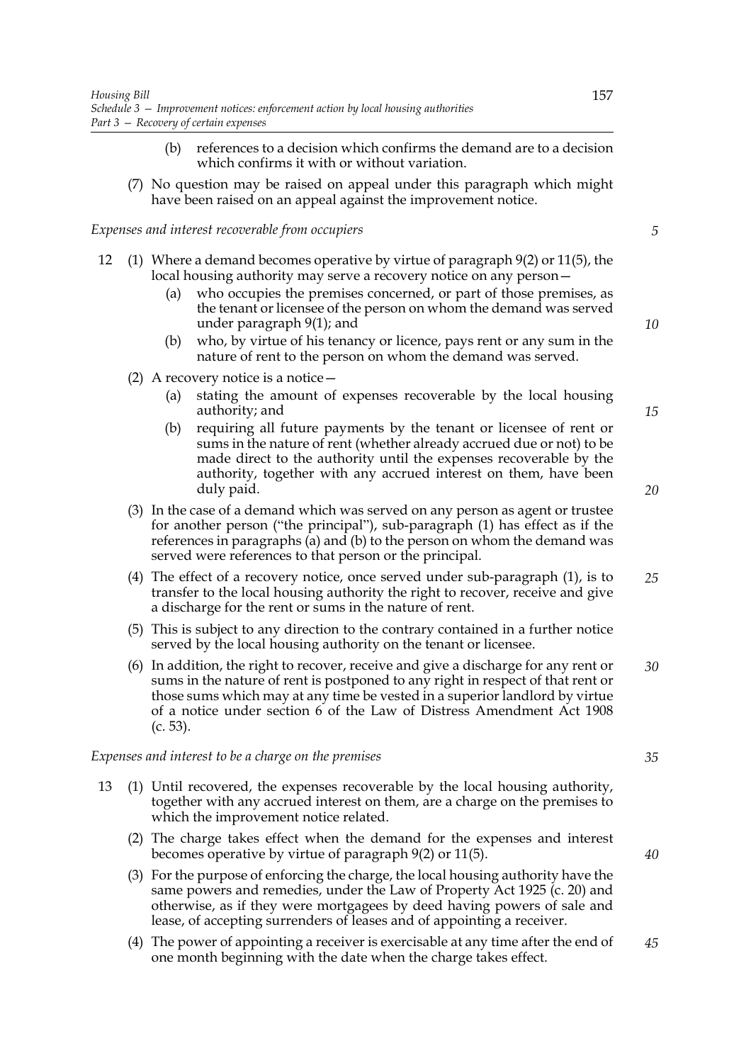(b) references to a decision which confirms the demand are to a decision which confirms it with or without variation.

(7) No question may be raised on appeal under this paragraph which might have been raised on an appeal against the improvement notice.

*Expenses and interest recoverable from occupiers*

12 (1) Where a demand becomes operative by virtue of paragraph 9(2) or 11(5), the local housing authority may serve a recovery notice on any person—

(a) who occupies the premises concerned, or part of those premises, as the tenant or licensee of the person on whom the demand was served under paragraph 9(1); and

(b) who, by virtue of his tenancy or licence, pays rent or any sum in the nature of rent to the person on whom the demand was served.

(2) A recovery notice is a notice—

(a) stating the amount of expenses recoverable by the local housing authority; and

(b) requiring all future payments by the tenant or licensee of rent or sums in the nature of rent (whether already accrued due or not) to be made direct to the authority until the expenses recoverable by the authority, together with any accrued interest on them, have been duly paid.

(3) In the case of a demand which was served on any person as agent or trustee for another person ("the principal"), sub-paragraph (1) has effect as if the references in paragraphs (a) and (b) to the person on whom the demand was served were references to that person or the principal.

(4) The effect of a recovery notice, once served under sub-paragraph (1), is to transfer to the local housing authority the right to recover, receive and give a discharge for the rent or sums in the nature of rent.

(5) This is subject to any direction to the contrary contained in a further notice served by the local housing authority on the tenant or licensee.

(6) In addition, the right to recover, receive and give a discharge for any rent or sums in the nature of rent is postponed to any right in respect of that rent or those sums which may at any time be vested in a superior landlord by virtue of a notice under section 6 of the Law of Distress Amendment Act 1908 (c. 53).

*Expenses and interest to be a charge on the premises*

13 (1) Until recovered, the expenses recoverable by the local housing authority, together with any accrued interest on them, are a charge on the premises to which the improvement notice related.

(2) The charge takes effect when the demand for the expenses and interest becomes operative by virtue of paragraph 9(2) or 11(5).

(3) For the purpose of enforcing the charge, the local housing authority have the same powers and remedies, under the Law of Property Act 1925 (c. 20) and otherwise, as if they were mortgagees by deed having powers of sale and lease, of accepting surrenders of leases and of appointing a receiver.

(4) The power of appointing a receiver is exercisable at any time after the end of one month beginning with the date when the charge takes effect.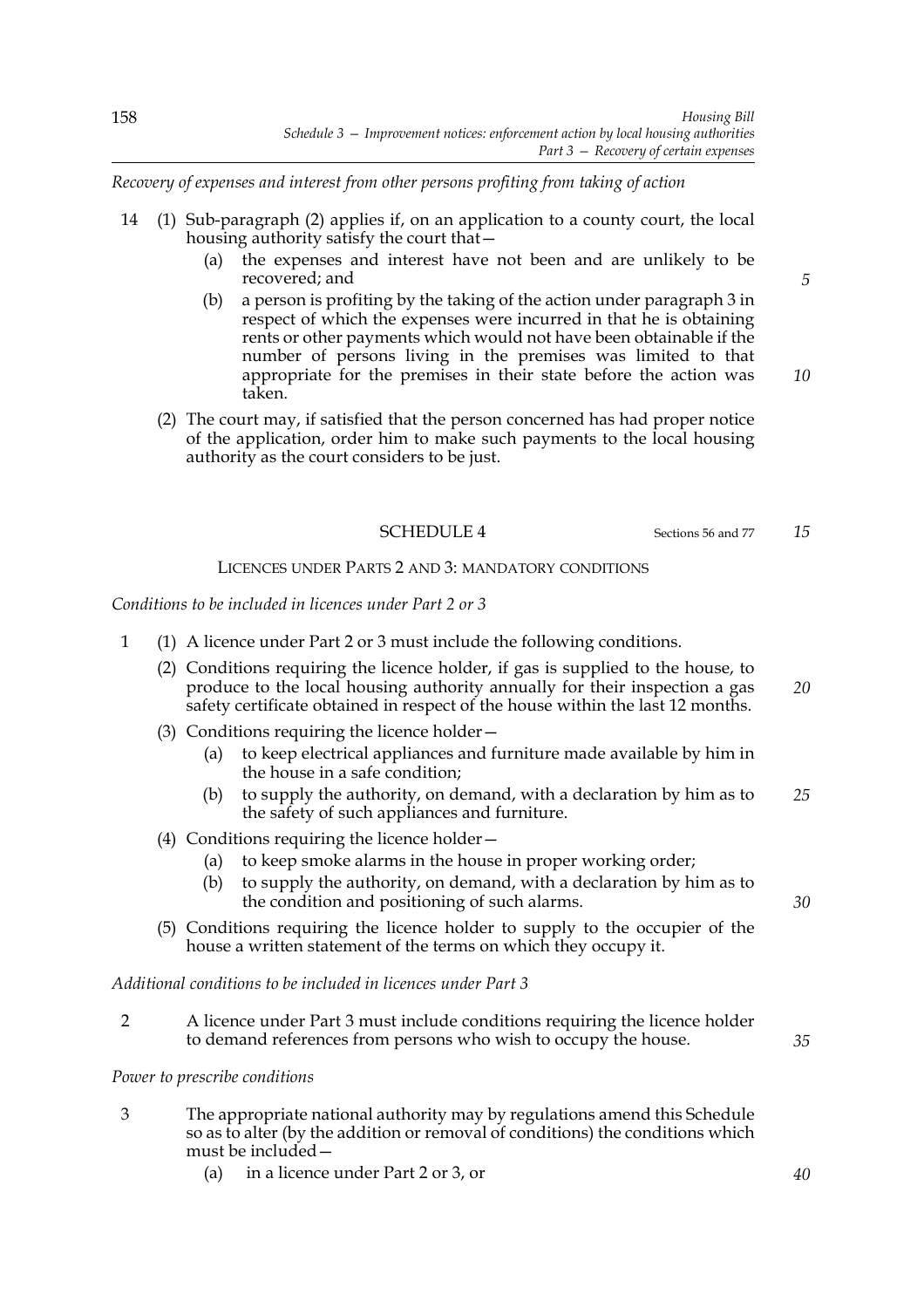*Recovery of expenses and interest from other persons profiting from taking of action*

14 (1) Sub-paragraph (2) applies if, on an application to a county court, the local housing authority satisfy the court that—

(a) the expenses and interest have not been and are unlikely to be recovered; and

(b) a person is profiting by the taking of the action under paragraph 3 in respect of which the expenses were incurred in that he is obtaining rents or other payments which would not have been obtainable if the number of persons living in the premises was limited to that appropriate for the premises in their state before the action was taken.

(2) The court may, if satisfied that the person concerned has had proper notice of the application, order him to make such payments to the local housing authority as the court considers to be just.

## SCHEDULE 4

Sections 56 and 77

### LICENCES UNDER PARTS 2 AND 3: MANDATORY CONDITIONS

*Conditions to be included in licences under Part 2 or 3*

1 (1) A licence under Part 2 or 3 must include the following conditions.

(2) Conditions requiring the licence holder, if gas is supplied to the house, to produce to the local housing authority annually for their inspection a gas safety certificate obtained in respect of the house within the last 12 months.

(3) Conditions requiring the licence holder—

(a) to keep electrical appliances and furniture made available by him in the house in a safe condition;

(b) to supply the authority, on demand, with a declaration by him as to the safety of such appliances and furniture.

(4) Conditions requiring the licence holder—

(a) to keep smoke alarms in the house in proper working order;

(b) to supply the authority, on demand, with a declaration by him as to the condition and positioning of such alarms.

(5) Conditions requiring the licence holder to supply to the occupier of the house a written statement of the terms on which they occupy it.

*Additional conditions to be included in licences under Part 3*

2 A licence under Part 3 must include conditions requiring the licence holder to demand references from persons who wish to occupy the house.

*Power to prescribe conditions*

3 The appropriate national authority may by regulations amend this Schedule so as to alter (by the addition or removal of conditions) the conditions which must be included—

(a) in a licence under Part 2 or 3, or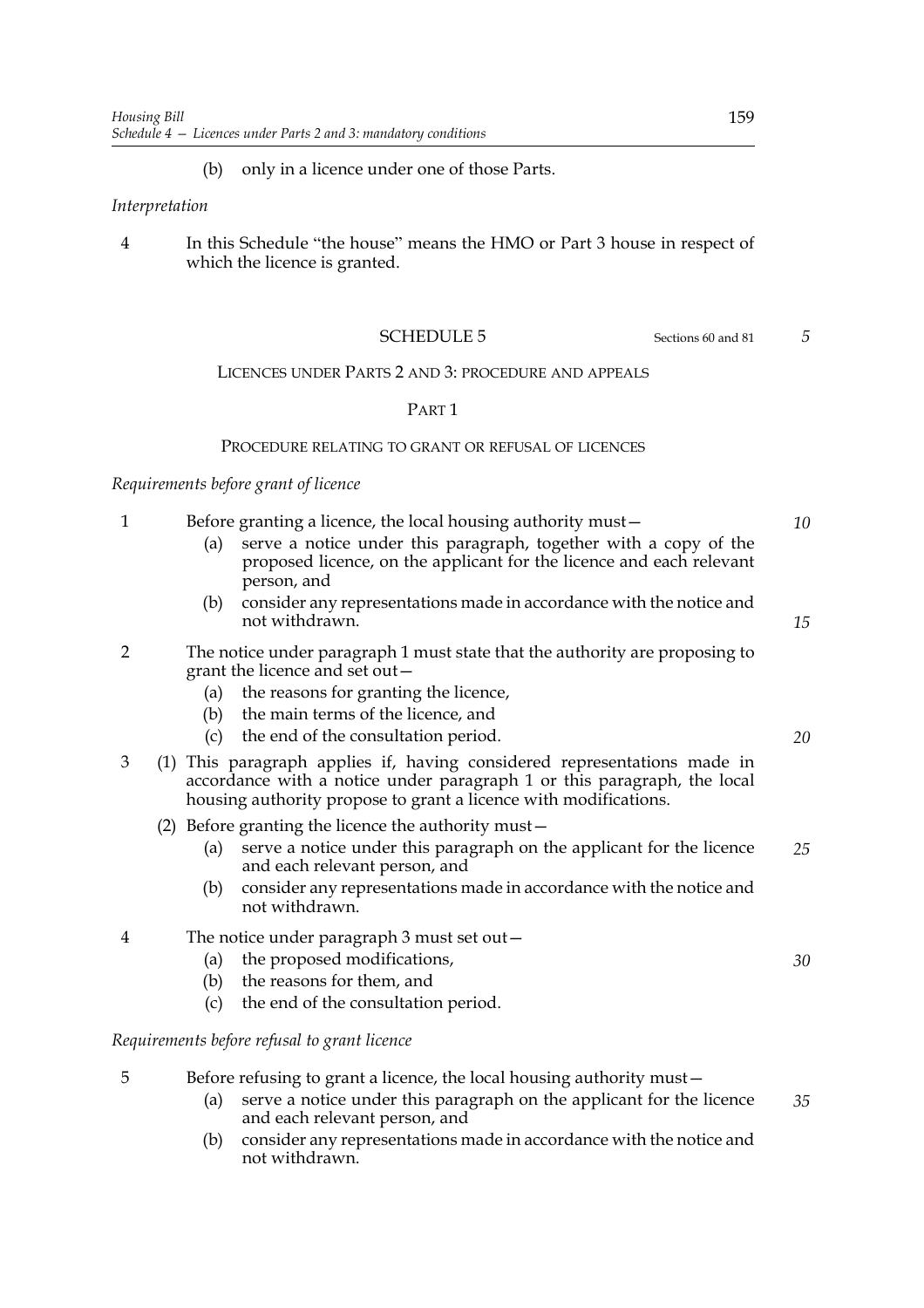(b) only in a licence under one of those Parts.

*Interpretation*

4 In this Schedule "the house" means the HMO or Part 3 house in respect of which the licence is granted.

## SCHEDULE 5

Sections 60 and 81

LICENCES UNDER PARTS 2 AND 3: PROCEDURE AND APPEALS

### PART 1

PROCEDURE RELATING TO GRANT OR REFUSAL OF LICENCES

*Requirements before grant of licence*

1 Before granting a licence, the local housing authority must—

(a) serve a notice under this paragraph, together with a copy of the proposed licence, on the applicant for the licence and each relevant person, and

(b) consider any representations made in accordance with the notice and not withdrawn.

2 The notice under paragraph 1 must state that the authority are proposing to grant the licence and set out—

(a) the reasons for granting the licence,

(b) the main terms of the licence, and

(c) the end of the consultation period.

3 (1) This paragraph applies if, having considered representations made in accordance with a notice under paragraph 1 or this paragraph, the local housing authority propose to grant a licence with modifications.

(2) Before granting the licence the authority must—

(a) serve a notice under this paragraph on the applicant for the licence and each relevant person, and

(b) consider any representations made in accordance with the notice and not withdrawn.

4 The notice under paragraph 3 must set out—

(a) the proposed modifications,

(b) the reasons for them, and

(c) the end of the consultation period.

*Requirements before refusal to grant licence*

5 Before refusing to grant a licence, the local housing authority must—

(a) serve a notice under this paragraph on the applicant for the licence and each relevant person, and

(b) consider any representations made in accordance with the notice and not withdrawn.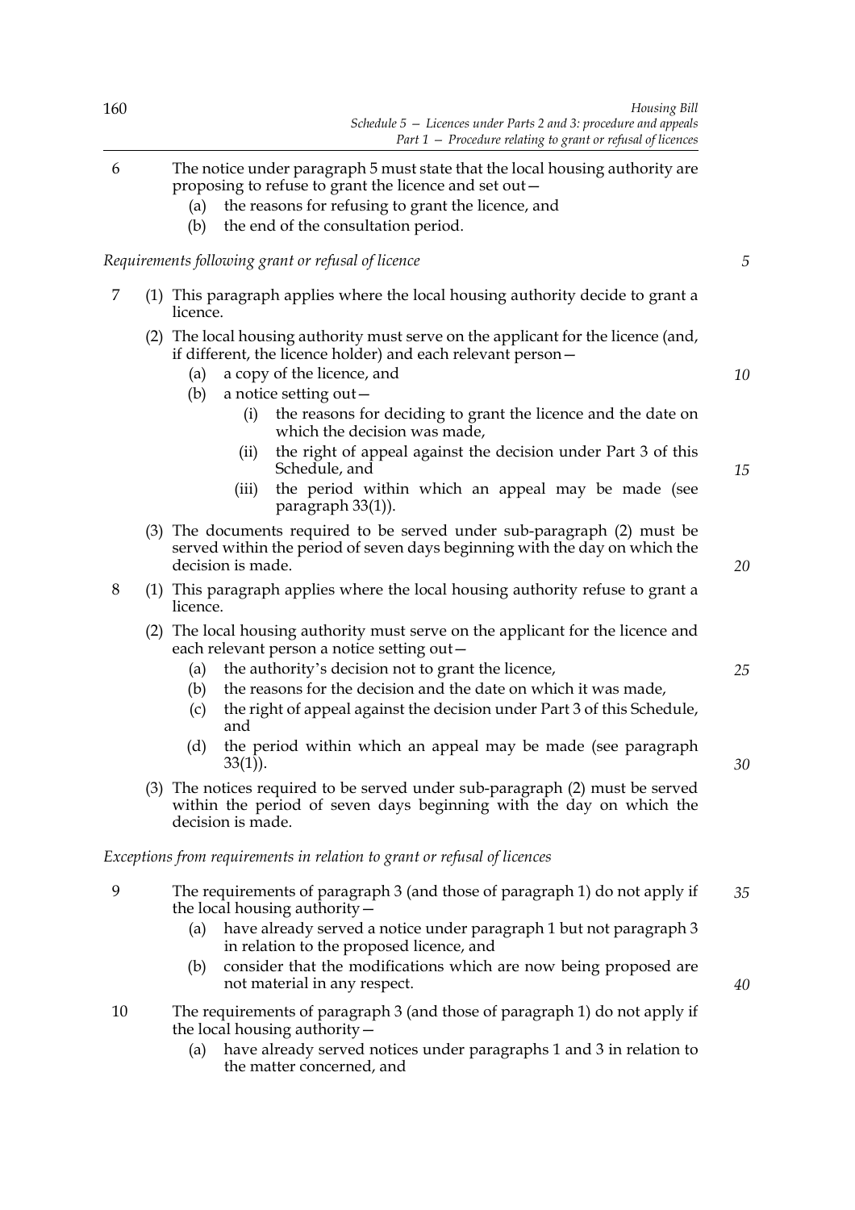6 The notice under paragraph 5 must state that the local housing authority are proposing to refuse to grant the licence and set out—

(a) the reasons for refusing to grant the licence, and

(b) the end of the consultation period.

*Requirements following grant or refusal of licence*

7 (1) This paragraph applies where the local housing authority decide to grant a licence.

(2) The local housing authority must serve on the applicant for the licence (and, if different, the licence holder) and each relevant person—

(a) a copy of the licence, and

(b) a notice setting out—

(i) the reasons for deciding to grant the licence and the date on which the decision was made,

(ii) the right of appeal against the decision under Part 3 of this Schedule, and

(iii) the period within which an appeal may be made (see paragraph 33(1)).

(3) The documents required to be served under sub-paragraph (2) must be served within the period of seven days beginning with the day on which the decision is made.

8 (1) This paragraph applies where the local housing authority refuse to grant a licence.

(2) The local housing authority must serve on the applicant for the licence and each relevant person a notice setting out—

(a) the authority's decision not to grant the licence,

(b) the reasons for the decision and the date on which it was made,

(c) the right of appeal against the decision under Part 3 of this Schedule, and

(d) the period within which an appeal may be made (see paragraph 33(1)).

(3) The notices required to be served under sub-paragraph (2) must be served within the period of seven days beginning with the day on which the decision is made.

*Exceptions from requirements in relation to grant or refusal of licences*

9 The requirements of paragraph 3 (and those of paragraph 1) do not apply if the local housing authority—

(a) have already served a notice under paragraph 1 but not paragraph 3 in relation to the proposed licence, and

(b) consider that the modifications which are now being proposed are not material in any respect.

10 The requirements of paragraph 3 (and those of paragraph 1) do not apply if the local housing authority—

(a) have already served notices under paragraphs 1 and 3 in relation to the matter concerned, and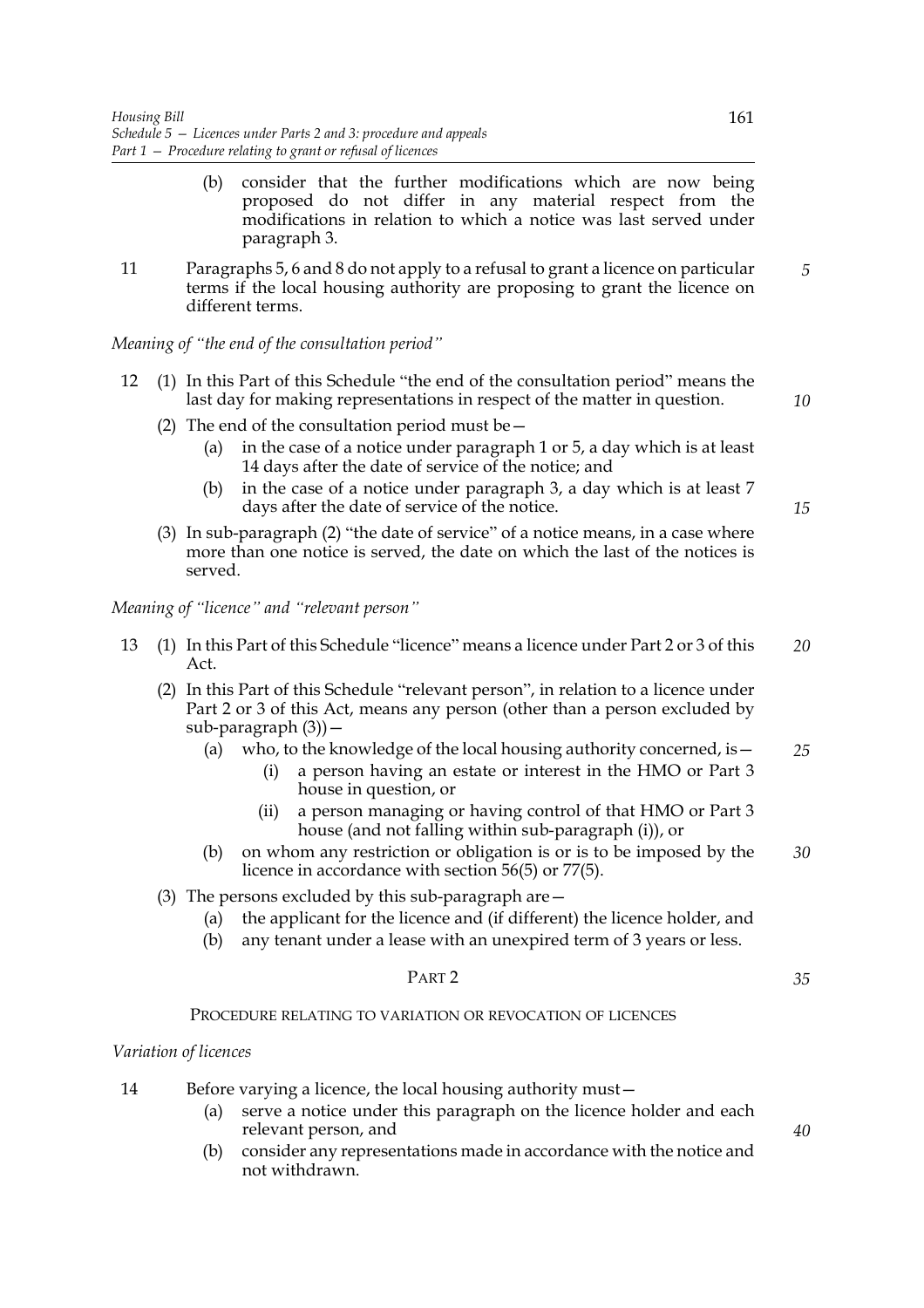(b) consider that the further modifications which are now being proposed do not differ in any material respect from the modifications in relation to which a notice was last served under paragraph 3.

11 Paragraphs 5, 6 and 8 do not apply to a refusal to grant a licence on particular terms if the local housing authority are proposing to grant the licence on different terms.

*Meaning of "the end of the consultation period"*

12 (1) In this Part of this Schedule "the end of the consultation period" means the last day for making representations in respect of the matter in question.

(2) The end of the consultation period must be—

(a) in the case of a notice under paragraph 1 or 5, a day which is at least 14 days after the date of service of the notice; and

(b) in the case of a notice under paragraph 3, a day which is at least 7 days after the date of service of the notice.

(3) In sub-paragraph (2) "the date of service" of a notice means, in a case where more than one notice is served, the date on which the last of the notices is served.

*Meaning of "licence" and "relevant person"*

13 (1) In this Part of this Schedule "licence" means a licence under Part 2 or 3 of this Act.

(2) In this Part of this Schedule "relevant person", in relation to a licence under Part 2 or 3 of this Act, means any person (other than a person excluded by sub-paragraph (3))—

(a) who, to the knowledge of the local housing authority concerned, is—

(i) a person having an estate or interest in the HMO or Part 3 house in question, or

(ii) a person managing or having control of that HMO or Part 3 house (and not falling within sub-paragraph (i)), or

(b) on whom any restriction or obligation is or is to be imposed by the licence in accordance with section 56(5) or 77(5).

(3) The persons excluded by this sub-paragraph are—

(a) the applicant for the licence and (if different) the licence holder, and

(b) any tenant under a lease with an unexpired term of 3 years or less.

## PART 2

### PROCEDURE RELATING TO VARIATION OR REVOCATION OF LICENCES

*Variation of licences*

14 Before varying a licence, the local housing authority must—

(a) serve a notice under this paragraph on the licence holder and each relevant person, and

(b) consider any representations made in accordance with the notice and not withdrawn.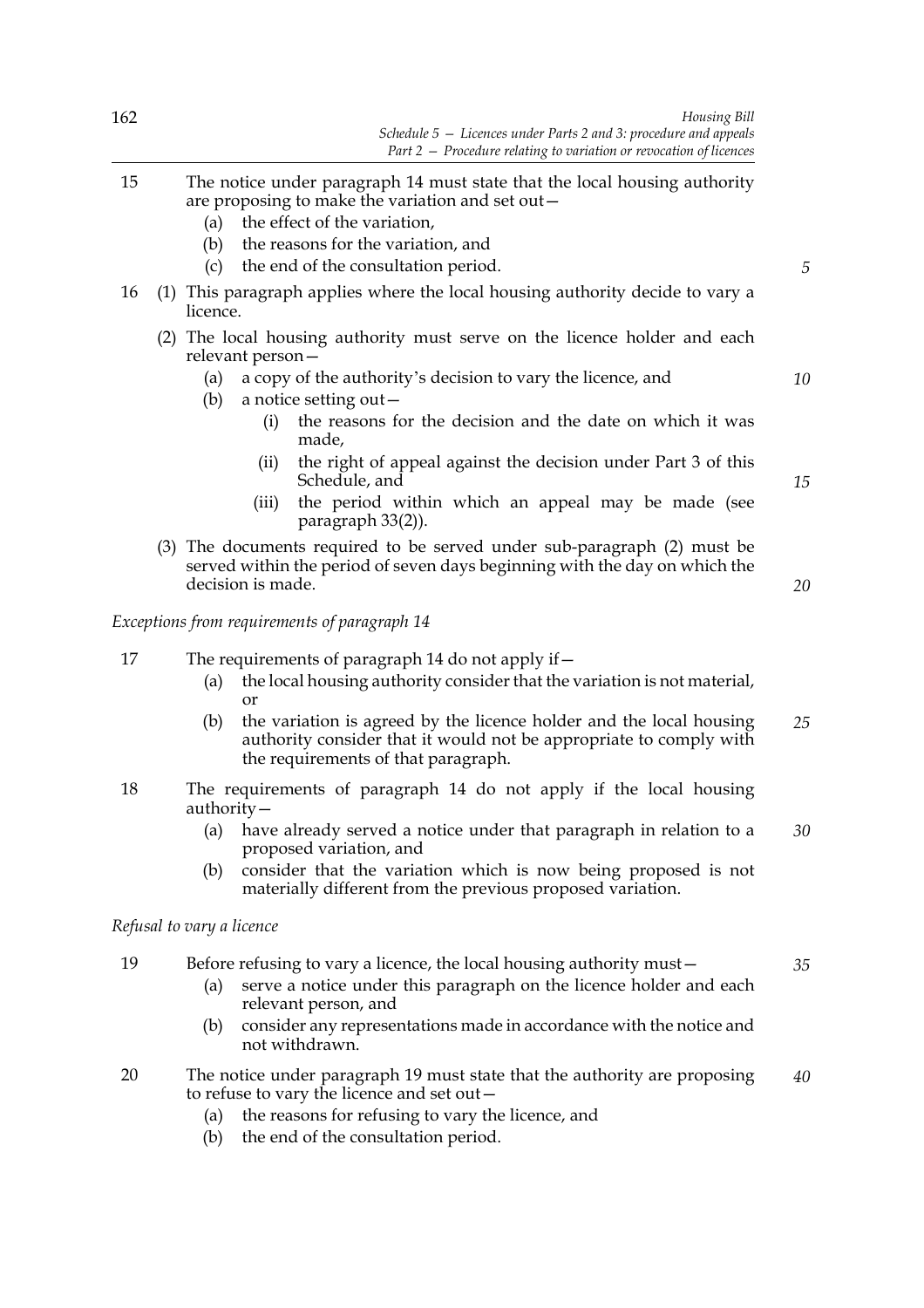15 The notice under paragraph 14 must state that the local housing authority are proposing to make the variation and set out—

(a) the effect of the variation,

(b) the reasons for the variation, and

(c) the end of the consultation period.

16 (1) This paragraph applies where the local housing authority decide to vary a licence.

(2) The local housing authority must serve on the licence holder and each relevant person—

(a) a copy of the authority's decision to vary the licence, and

(b) a notice setting out—

(i) the reasons for the decision and the date on which it was made,

(ii) the right of appeal against the decision under Part 3 of this Schedule, and

(iii) the period within which an appeal may be made (see paragraph 33(2)).

(3) The documents required to be served under sub-paragraph (2) must be served within the period of seven days beginning with the day on which the decision is made.

*Exceptions from requirements of paragraph 14*

17 The requirements of paragraph 14 do not apply if—

(a) the local housing authority consider that the variation is not material, or

(b) the variation is agreed by the licence holder and the local housing authority consider that it would not be appropriate to comply with the requirements of that paragraph.

18 The requirements of paragraph 14 do not apply if the local housing authority—

(a) have already served a notice under that paragraph in relation to a proposed variation, and

(b) consider that the variation which is now being proposed is not materially different from the previous proposed variation.

*Refusal to vary a licence*

19 Before refusing to vary a licence, the local housing authority must—

(a) serve a notice under this paragraph on the licence holder and each relevant person, and

(b) consider any representations made in accordance with the notice and not withdrawn.

20 The notice under paragraph 19 must state that the authority are proposing to refuse to vary the licence and set out—

(a) the reasons for refusing to vary the licence, and

(b) the end of the consultation period.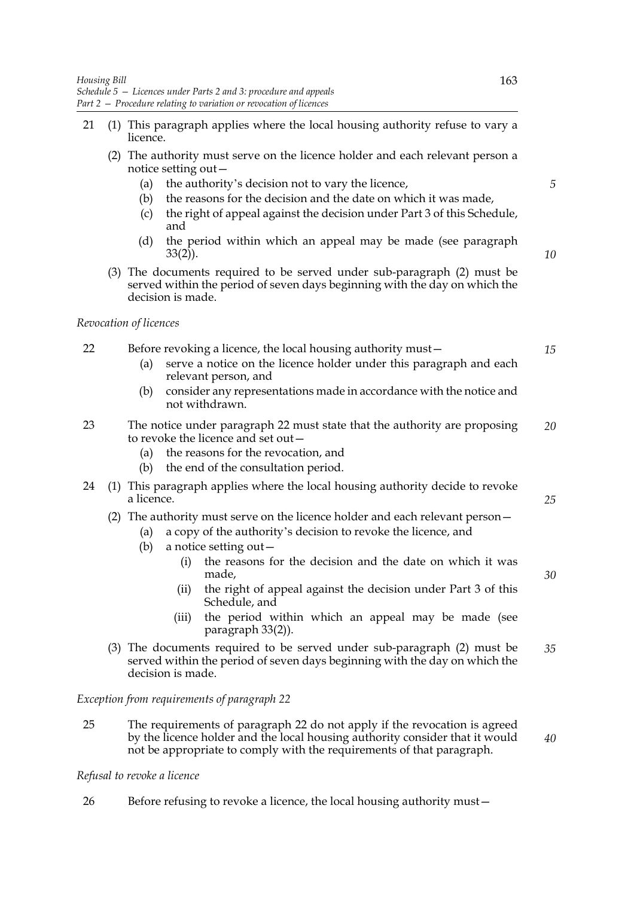21 (1) This paragraph applies where the local housing authority refuse to vary a licence.

(2) The authority must serve on the licence holder and each relevant person a notice setting out—

- (a) the authority's decision not to vary the licence,
- (b) the reasons for the decision and the date on which it was made,
- (c) the right of appeal against the decision under Part 3 of this Schedule, and
- (d) the period within which an appeal may be made (see paragraph 33(2)).

(3) The documents required to be served under sub-paragraph (2) must be served within the period of seven days beginning with the day on which the decision is made.

*Revocation of licences*

22 Before revoking a licence, the local housing authority must—

- (a) serve a notice on the licence holder under this paragraph and each relevant person, and
- (b) consider any representations made in accordance with the notice and not withdrawn.

23 The notice under paragraph 22 must state that the authority are proposing to revoke the licence and set out—

- (a) the reasons for the revocation, and
- (b) the end of the consultation period.

24 (1) This paragraph applies where the local housing authority decide to revoke a licence.

(2) The authority must serve on the licence holder and each relevant person—

- (a) a copy of the authority's decision to revoke the licence, and
- (b) a notice setting out—
  - (i) the reasons for the decision and the date on which it was made,
  - (ii) the right of appeal against the decision under Part 3 of this Schedule, and
  - (iii) the period within which an appeal may be made (see paragraph 33(2)).

(3) The documents required to be served under sub-paragraph (2) must be served within the period of seven days beginning with the day on which the decision is made.

*Exception from requirements of paragraph 22*

25 The requirements of paragraph 22 do not apply if the revocation is agreed by the licence holder and the local housing authority consider that it would not be appropriate to comply with the requirements of that paragraph.

*Refusal to revoke a licence*

26 Before refusing to revoke a licence, the local housing authority must—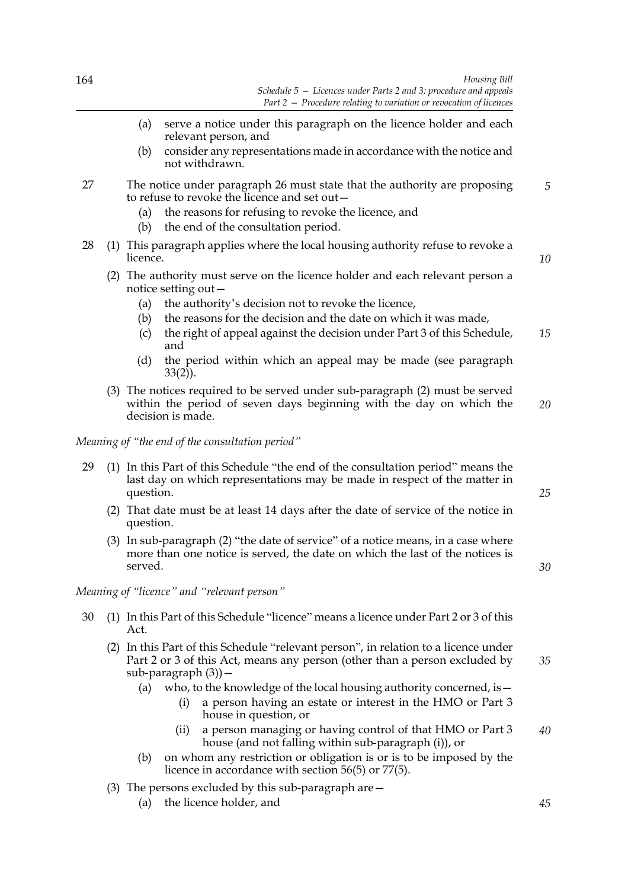(a) serve a notice under this paragraph on the licence holder and each relevant person, and

(b) consider any representations made in accordance with the notice and not withdrawn.

27 The notice under paragraph 26 must state that the authority are proposing to refuse to revoke the licence and set out—

(a) the reasons for refusing to revoke the licence, and

(b) the end of the consultation period.

28 (1) This paragraph applies where the local housing authority refuse to revoke a licence.

(2) The authority must serve on the licence holder and each relevant person a notice setting out—

(a) the authority's decision not to revoke the licence,

(b) the reasons for the decision and the date on which it was made,

(c) the right of appeal against the decision under Part 3 of this Schedule, and

(d) the period within which an appeal may be made (see paragraph 33(2)).

(3) The notices required to be served under sub-paragraph (2) must be served within the period of seven days beginning with the day on which the decision is made.

*Meaning of "the end of the consultation period"*

29 (1) In this Part of this Schedule "the end of the consultation period" means the last day on which representations may be made in respect of the matter in question.

(2) That date must be at least 14 days after the date of service of the notice in question.

(3) In sub-paragraph (2) "the date of service" of a notice means, in a case where more than one notice is served, the date on which the last of the notices is served.

*Meaning of "licence" and "relevant person"*

30 (1) In this Part of this Schedule "licence" means a licence under Part 2 or 3 of this Act.

(2) In this Part of this Schedule "relevant person", in relation to a licence under Part 2 or 3 of this Act, means any person (other than a person excluded by sub-paragraph (3))—

(a) who, to the knowledge of the local housing authority concerned, is—

(i) a person having an estate or interest in the HMO or Part 3 house in question, or

(ii) a person managing or having control of that HMO or Part 3 house (and not falling within sub-paragraph (i)), or

(b) on whom any restriction or obligation is or is to be imposed by the licence in accordance with section 56(5) or 77(5).

(3) The persons excluded by this sub-paragraph are—

(a) the licence holder, and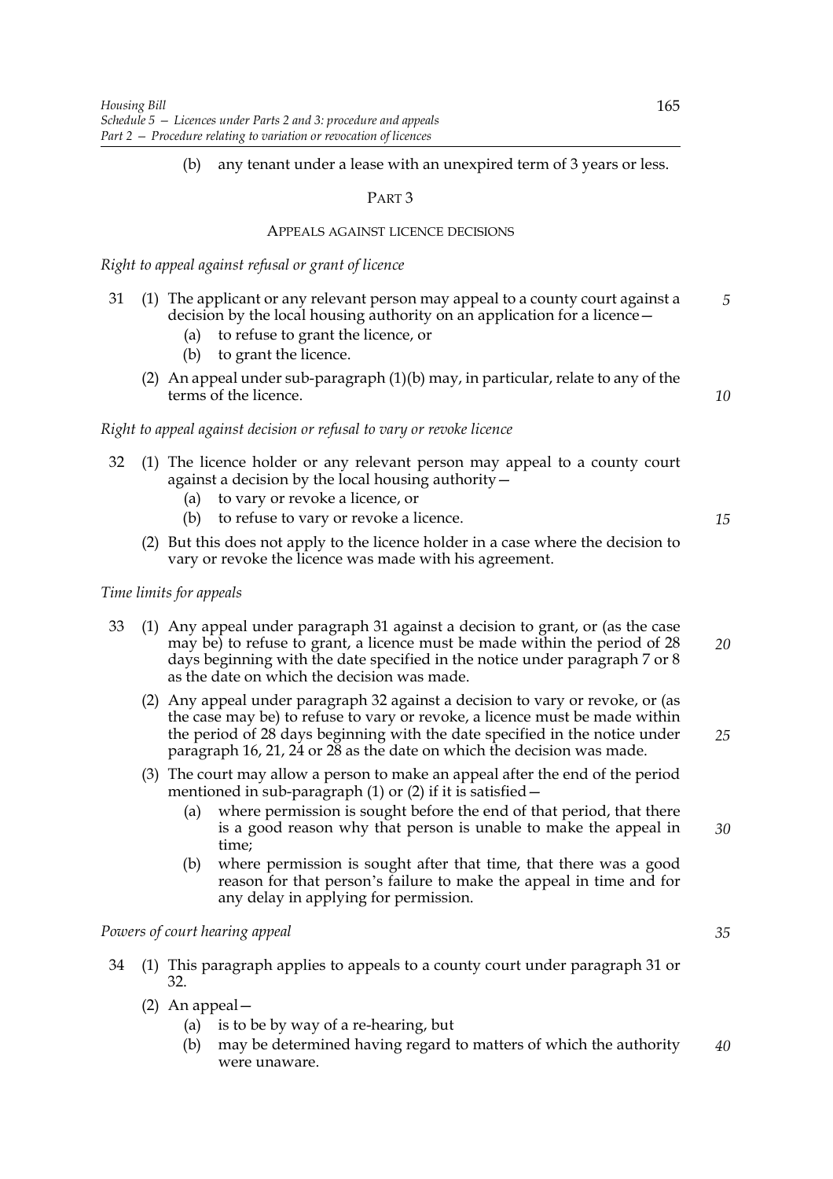(b) any tenant under a lease with an unexpired term of 3 years or less.

## PART 3

### APPEALS AGAINST LICENCE DECISIONS

*Right to appeal against refusal or grant of licence*

31 (1) The applicant or any relevant person may appeal to a county court against a decision by the local housing authority on an application for a licence—

(a) to refuse to grant the licence, or

(b) to grant the licence.

(2) An appeal under sub-paragraph (1)(b) may, in particular, relate to any of the terms of the licence.

*Right to appeal against decision or refusal to vary or revoke licence*

32 (1) The licence holder or any relevant person may appeal to a county court against a decision by the local housing authority—

(a) to vary or revoke a licence, or

(b) to refuse to vary or revoke a licence.

(2) But this does not apply to the licence holder in a case where the decision to vary or revoke the licence was made with his agreement.

*Time limits for appeals*

33 (1) Any appeal under paragraph 31 against a decision to grant, or (as the case may be) to refuse to grant, a licence must be made within the period of 28 days beginning with the date specified in the notice under paragraph 7 or 8 as the date on which the decision was made.

(2) Any appeal under paragraph 32 against a decision to vary or revoke, or (as the case may be) to refuse to vary or revoke, a licence must be made within the period of 28 days beginning with the date specified in the notice under paragraph 16, 21, 24 or 28 as the date on which the decision was made.

(3) The court may allow a person to make an appeal after the end of the period mentioned in sub-paragraph (1) or (2) if it is satisfied—

(a) where permission is sought before the end of that period, that there is a good reason why that person is unable to make the appeal in time;

(b) where permission is sought after that time, that there was a good reason for that person's failure to make the appeal in time and for any delay in applying for permission.

*Powers of court hearing appeal*

34 (1) This paragraph applies to appeals to a county court under paragraph 31 or 32.

(2) An appeal—

(a) is to be by way of a re-hearing, but

(b) may be determined having regard to matters of which the authority were unaware.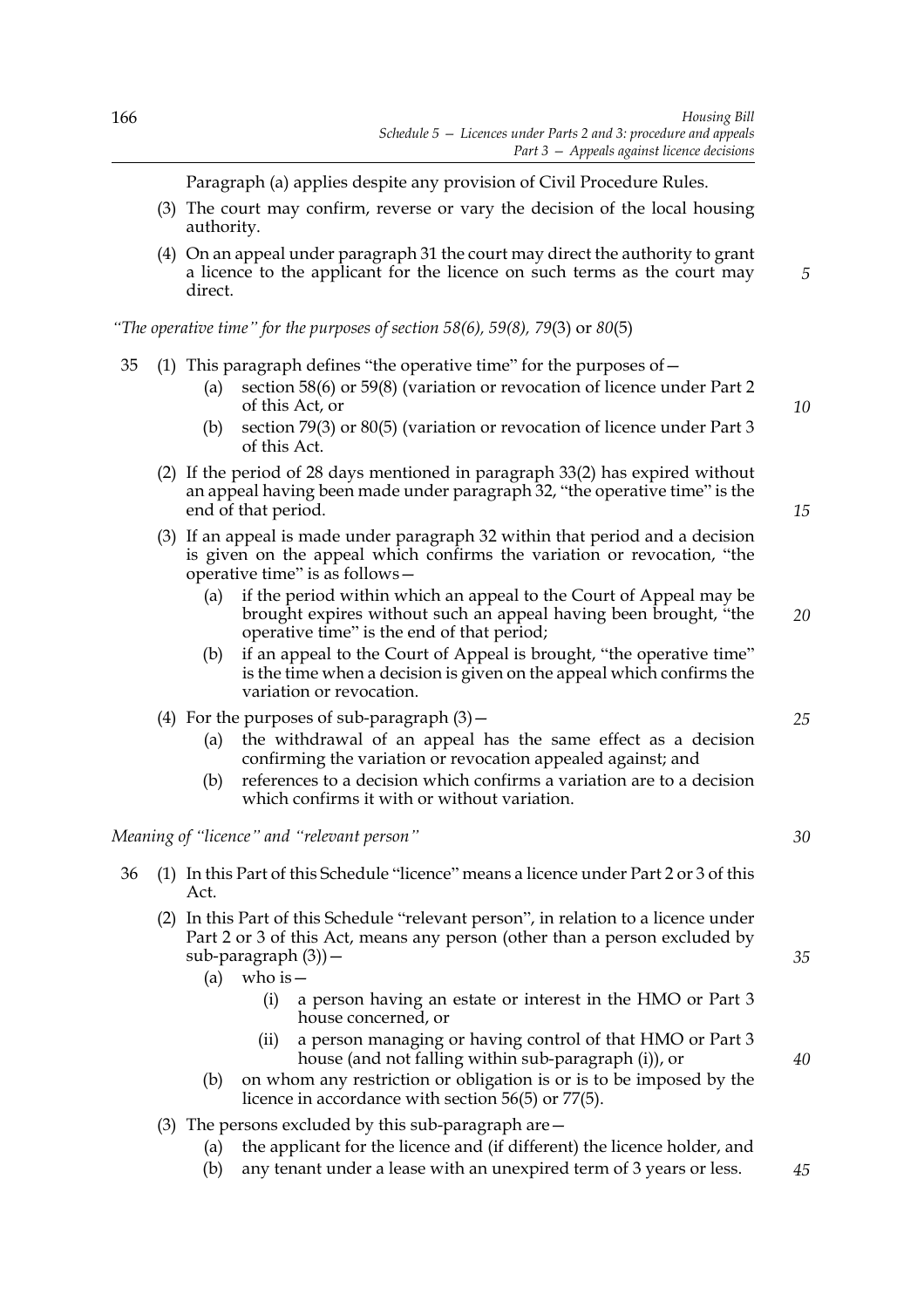Paragraph (a) applies despite any provision of Civil Procedure Rules.

(3) The court may confirm, reverse or vary the decision of the local housing authority.

(4) On an appeal under paragraph 31 the court may direct the authority to grant a licence to the applicant for the licence on such terms as the court may direct.

*"The operative time" for the purposes of section 58(6), 59(8), 79*(3) or *80*(5)

35 (1) This paragraph defines "the operative time" for the purposes of—

(a) section 58(6) or 59(8) (variation or revocation of licence under Part 2 of this Act, or

(b) section 79(3) or 80(5) (variation or revocation of licence under Part 3 of this Act.

(2) If the period of 28 days mentioned in paragraph 33(2) has expired without an appeal having been made under paragraph 32, "the operative time" is the end of that period.

(3) If an appeal is made under paragraph 32 within that period and a decision is given on the appeal which confirms the variation or revocation, "the operative time" is as follows—

(a) if the period within which an appeal to the Court of Appeal may be brought expires without such an appeal having been brought, "the operative time" is the end of that period;

(b) if an appeal to the Court of Appeal is brought, "the operative time" is the time when a decision is given on the appeal which confirms the variation or revocation.

(4) For the purposes of sub-paragraph (3)—

(a) the withdrawal of an appeal has the same effect as a decision confirming the variation or revocation appealed against; and

(b) references to a decision which confirms a variation are to a decision which confirms it with or without variation.

*Meaning of "licence" and "relevant person"*

36 (1) In this Part of this Schedule "licence" means a licence under Part 2 or 3 of this Act.

(2) In this Part of this Schedule "relevant person", in relation to a licence under Part 2 or 3 of this Act, means any person (other than a person excluded by sub-paragraph (3))—

(a) who is—

(i) a person having an estate or interest in the HMO or Part 3 house concerned, or

(ii) a person managing or having control of that HMO or Part 3 house (and not falling within sub-paragraph (i)), or

(b) on whom any restriction or obligation is or is to be imposed by the licence in accordance with section 56(5) or 77(5).

(3) The persons excluded by this sub-paragraph are—

(a) the applicant for the licence and (if different) the licence holder, and

(b) any tenant under a lease with an unexpired term of 3 years or less.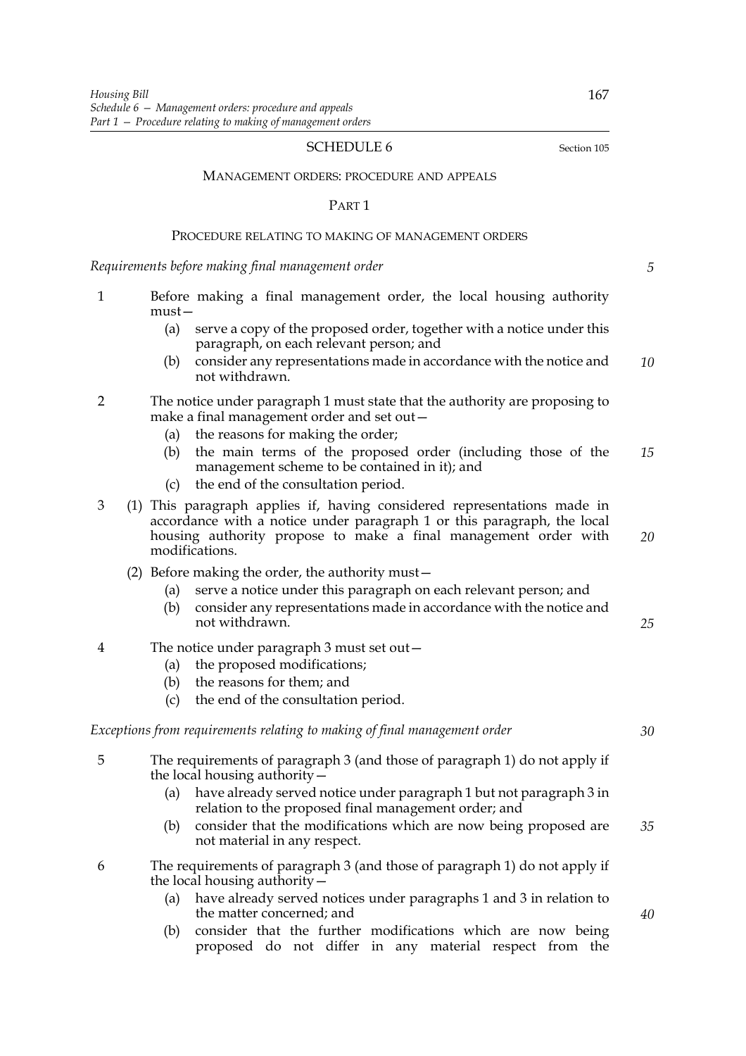# SCHEDULE 6

Section 105

## MANAGEMENT ORDERS: PROCEDURE AND APPEALS

### PART 1

#### PROCEDURE RELATING TO MAKING OF MANAGEMENT ORDERS

*Requirements before making final management order*

1 Before making a final management order, the local housing authority must—

(a) serve a copy of the proposed order, together with a notice under this paragraph, on each relevant person; and

(b) consider any representations made in accordance with the notice and not withdrawn.

2 The notice under paragraph 1 must state that the authority are proposing to make a final management order and set out—

(a) the reasons for making the order;

(b) the main terms of the proposed order (including those of the management scheme to be contained in it); and

(c) the end of the consultation period.

3 (1) This paragraph applies if, having considered representations made in accordance with a notice under paragraph 1 or this paragraph, the local housing authority propose to make a final management order with modifications.

(2) Before making the order, the authority must—

(a) serve a notice under this paragraph on each relevant person; and

(b) consider any representations made in accordance with the notice and not withdrawn.

4 The notice under paragraph 3 must set out—

(a) the proposed modifications;

(b) the reasons for them; and

(c) the end of the consultation period.

*Exceptions from requirements relating to making of final management order*

5 The requirements of paragraph 3 (and those of paragraph 1) do not apply if the local housing authority—

(a) have already served notice under paragraph 1 but not paragraph 3 in relation to the proposed final management order; and

(b) consider that the modifications which are now being proposed are not material in any respect.

6 The requirements of paragraph 3 (and those of paragraph 1) do not apply if the local housing authority—

(a) have already served notices under paragraphs 1 and 3 in relation to the matter concerned; and

(b) consider that the further modifications which are now being proposed do not differ in any material respect from the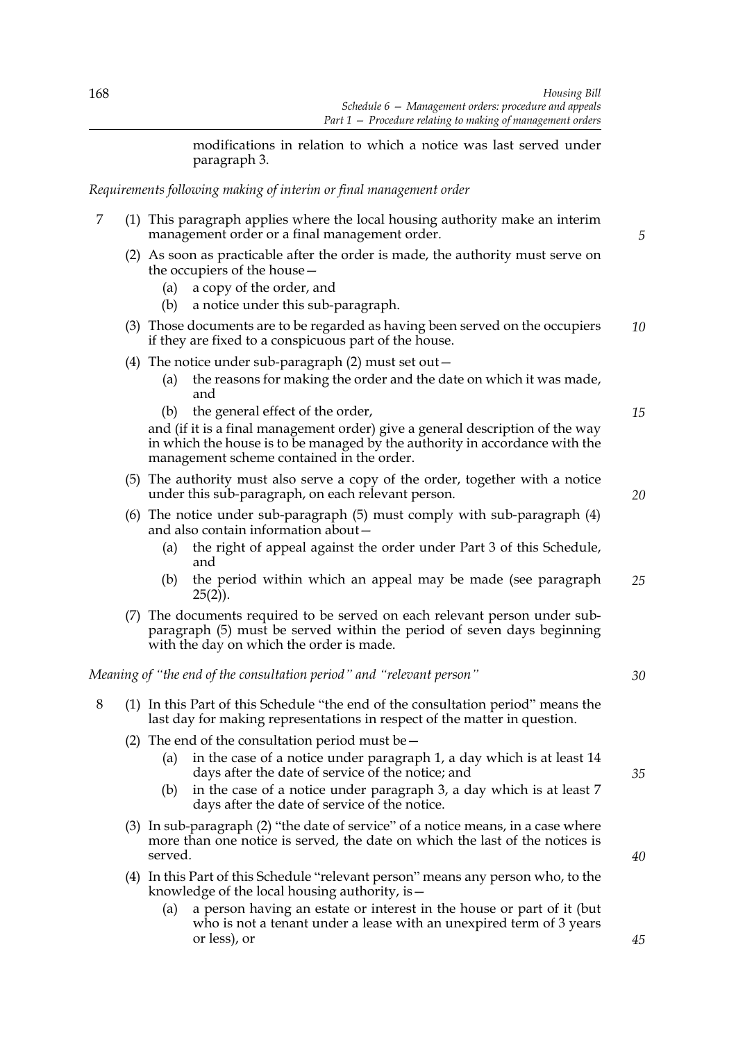modifications in relation to which a notice was last served under paragraph 3.

*Requirements following making of interim or final management order*

7 (1) This paragraph applies where the local housing authority make an interim management order or a final management order.

(2) As soon as practicable after the order is made, the authority must serve on the occupiers of the house—

(a) a copy of the order, and

(b) a notice under this sub-paragraph.

(3) Those documents are to be regarded as having been served on the occupiers if they are fixed to a conspicuous part of the house.

(4) The notice under sub-paragraph (2) must set out—

(a) the reasons for making the order and the date on which it was made, and

(b) the general effect of the order,

and (if it is a final management order) give a general description of the way in which the house is to be managed by the authority in accordance with the management scheme contained in the order.

(5) The authority must also serve a copy of the order, together with a notice under this sub-paragraph, on each relevant person.

(6) The notice under sub-paragraph (5) must comply with sub-paragraph (4) and also contain information about—

(a) the right of appeal against the order under Part 3 of this Schedule, and

(b) the period within which an appeal may be made (see paragraph 25(2)).

(7) The documents required to be served on each relevant person under sub-paragraph (5) must be served within the period of seven days beginning with the day on which the order is made.

*Meaning of "the end of the consultation period" and "relevant person"*

8 (1) In this Part of this Schedule "the end of the consultation period" means the last day for making representations in respect of the matter in question.

(2) The end of the consultation period must be—

(a) in the case of a notice under paragraph 1, a day which is at least 14 days after the date of service of the notice; and

(b) in the case of a notice under paragraph 3, a day which is at least 7 days after the date of service of the notice.

(3) In sub-paragraph (2) "the date of service" of a notice means, in a case where more than one notice is served, the date on which the last of the notices is served.

(4) In this Part of this Schedule "relevant person" means any person who, to the knowledge of the local housing authority, is—

(a) a person having an estate or interest in the house or part of it (but who is not a tenant under a lease with an unexpired term of 3 years or less), or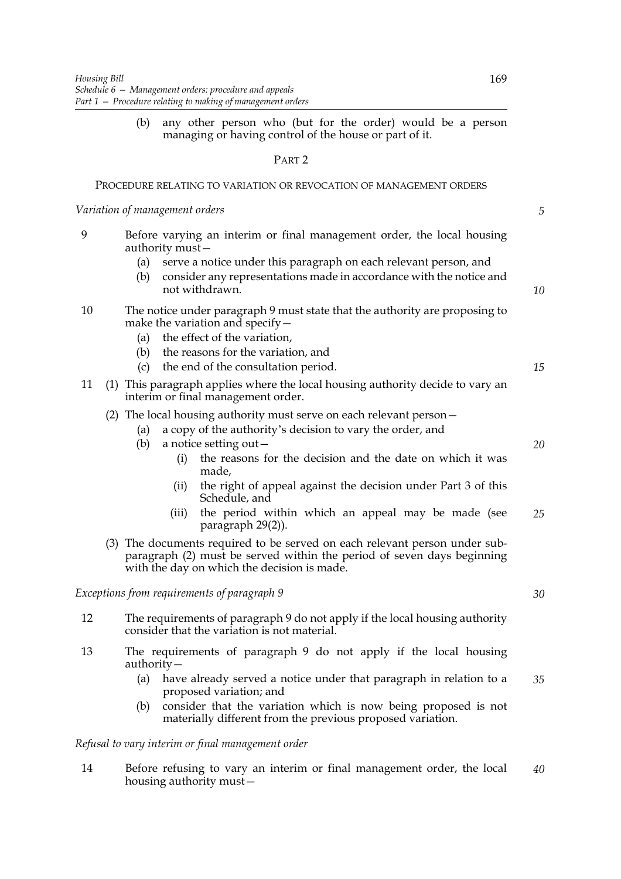(b) any other person who (but for the order) would be a person managing or having control of the house or part of it.

## PART 2

### PROCEDURE RELATING TO VARIATION OR REVOCATION OF MANAGEMENT ORDERS

*Variation of management orders*

9 Before varying an interim or final management order, the local housing authority must—

(a) serve a notice under this paragraph on each relevant person, and

(b) consider any representations made in accordance with the notice and not withdrawn.

10 The notice under paragraph 9 must state that the authority are proposing to make the variation and specify—

(a) the effect of the variation,

(b) the reasons for the variation, and

(c) the end of the consultation period.

11 (1) This paragraph applies where the local housing authority decide to vary an interim or final management order.

(2) The local housing authority must serve on each relevant person—

(a) a copy of the authority's decision to vary the order, and

(b) a notice setting out—

(i) the reasons for the decision and the date on which it was made,

(ii) the right of appeal against the decision under Part 3 of this Schedule, and

(iii) the period within which an appeal may be made (see paragraph 29(2)).

(3) The documents required to be served on each relevant person under sub-paragraph (2) must be served within the period of seven days beginning with the day on which the decision is made.

*Exceptions from requirements of paragraph 9*

12 The requirements of paragraph 9 do not apply if the local housing authority consider that the variation is not material.

13 The requirements of paragraph 9 do not apply if the local housing authority—

(a) have already served a notice under that paragraph in relation to a proposed variation; and

(b) consider that the variation which is now being proposed is not materially different from the previous proposed variation.

*Refusal to vary interim or final management order*

14 Before refusing to vary an interim or final management order, the local housing authority must—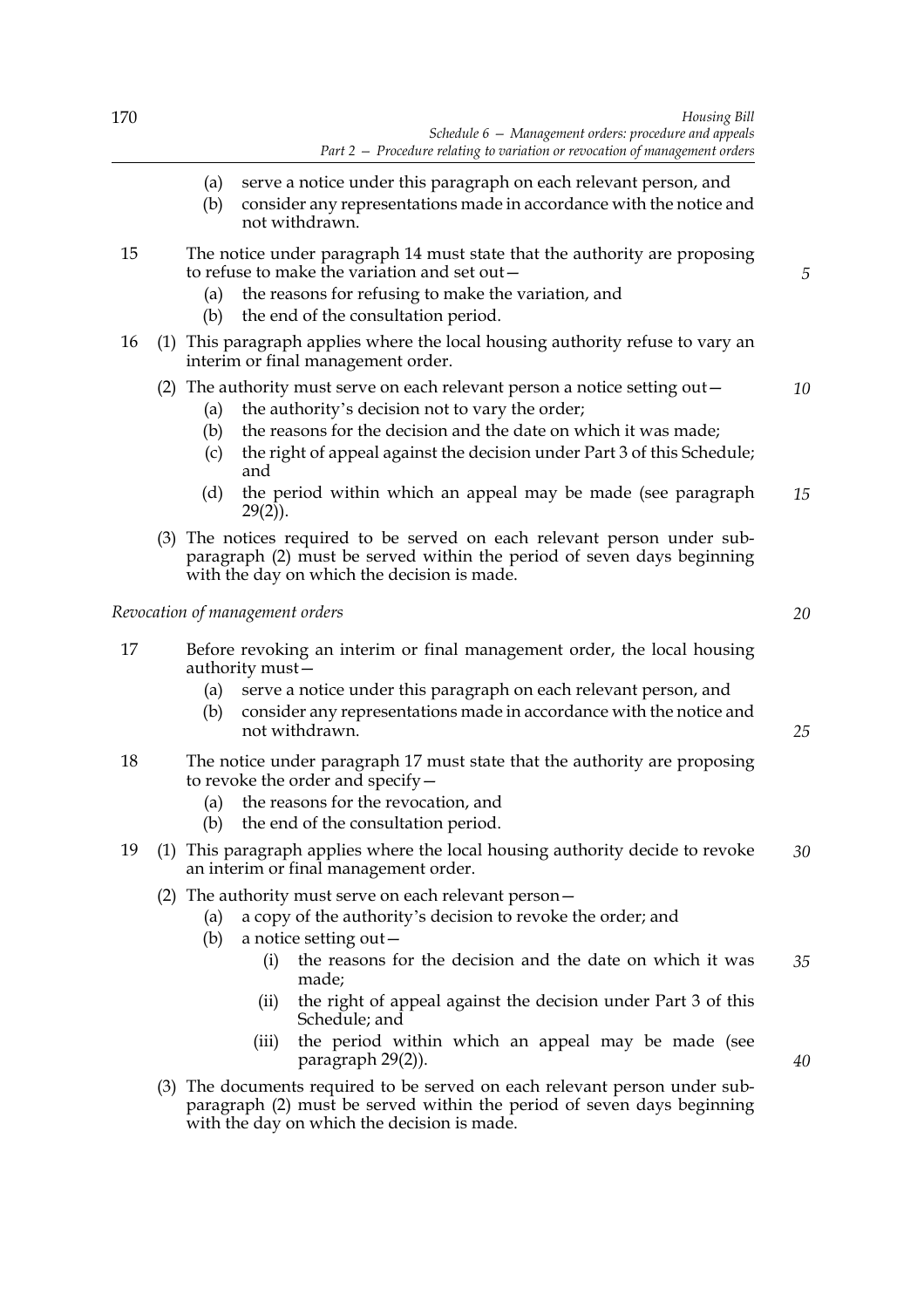(a) serve a notice under this paragraph on each relevant person, and

(b) consider any representations made in accordance with the notice and not withdrawn.

15 The notice under paragraph 14 must state that the authority are proposing to refuse to make the variation and set out—

(a) the reasons for refusing to make the variation, and

(b) the end of the consultation period.

16 (1) This paragraph applies where the local housing authority refuse to vary an interim or final management order.

(2) The authority must serve on each relevant person a notice setting out—

(a) the authority's decision not to vary the order;

(b) the reasons for the decision and the date on which it was made;

(c) the right of appeal against the decision under Part 3 of this Schedule; and

(d) the period within which an appeal may be made (see paragraph 29(2)).

(3) The notices required to be served on each relevant person under sub-paragraph (2) must be served within the period of seven days beginning with the day on which the decision is made.

*Revocation of management orders*

17 Before revoking an interim or final management order, the local housing authority must—

(a) serve a notice under this paragraph on each relevant person, and

(b) consider any representations made in accordance with the notice and not withdrawn.

18 The notice under paragraph 17 must state that the authority are proposing to revoke the order and specify—

(a) the reasons for the revocation, and

(b) the end of the consultation period.

19 (1) This paragraph applies where the local housing authority decide to revoke an interim or final management order.

(2) The authority must serve on each relevant person—

(a) a copy of the authority's decision to revoke the order; and

(b) a notice setting out—

(i) the reasons for the decision and the date on which it was made;

(ii) the right of appeal against the decision under Part 3 of this Schedule; and

(iii) the period within which an appeal may be made (see paragraph 29(2)).

(3) The documents required to be served on each relevant person under sub-paragraph (2) must be served within the period of seven days beginning with the day on which the decision is made.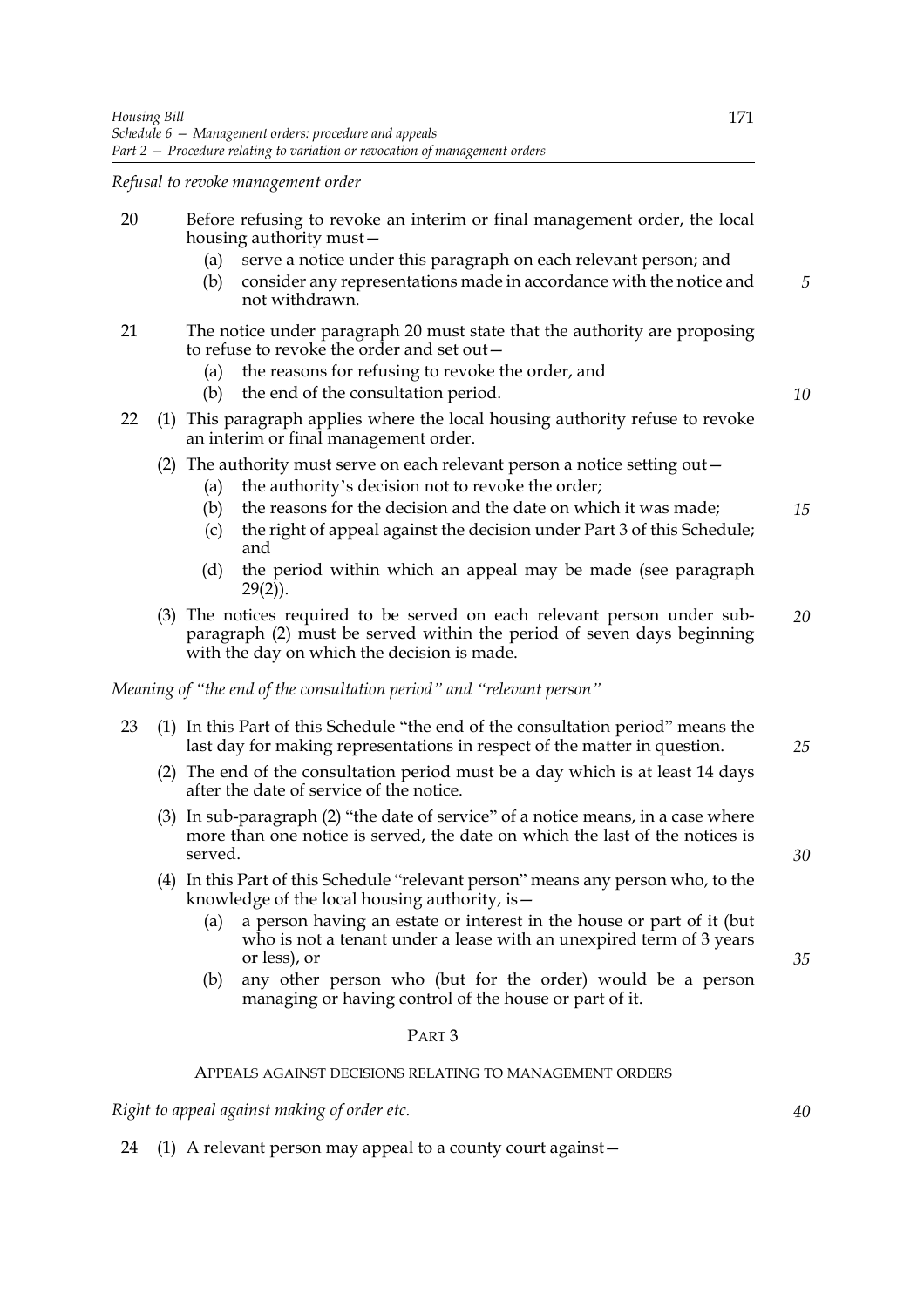*Refusal to revoke management order*

20 Before refusing to revoke an interim or final management order, the local housing authority must—

(a) serve a notice under this paragraph on each relevant person; and

(b) consider any representations made in accordance with the notice and not withdrawn.

21 The notice under paragraph 20 must state that the authority are proposing to refuse to revoke the order and set out—

(a) the reasons for refusing to revoke the order, and

(b) the end of the consultation period.

22 (1) This paragraph applies where the local housing authority refuse to revoke an interim or final management order.

(2) The authority must serve on each relevant person a notice setting out—

(a) the authority's decision not to revoke the order;

(b) the reasons for the decision and the date on which it was made;

(c) the right of appeal against the decision under Part 3 of this Schedule; and

(d) the period within which an appeal may be made (see paragraph 29(2)).

(3) The notices required to be served on each relevant person under sub-paragraph (2) must be served within the period of seven days beginning with the day on which the decision is made.

*Meaning of "the end of the consultation period" and "relevant person"*

23 (1) In this Part of this Schedule "the end of the consultation period" means the last day for making representations in respect of the matter in question.

(2) The end of the consultation period must be a day which is at least 14 days after the date of service of the notice.

(3) In sub-paragraph (2) "the date of service" of a notice means, in a case where more than one notice is served, the date on which the last of the notices is served.

(4) In this Part of this Schedule "relevant person" means any person who, to the knowledge of the local housing authority, is—

(a) a person having an estate or interest in the house or part of it (but who is not a tenant under a lease with an unexpired term of 3 years or less), or

(b) any other person who (but for the order) would be a person managing or having control of the house or part of it.

## PART 3

### APPEALS AGAINST DECISIONS RELATING TO MANAGEMENT ORDERS

*Right to appeal against making of order etc.*

24 (1) A relevant person may appeal to a county court against—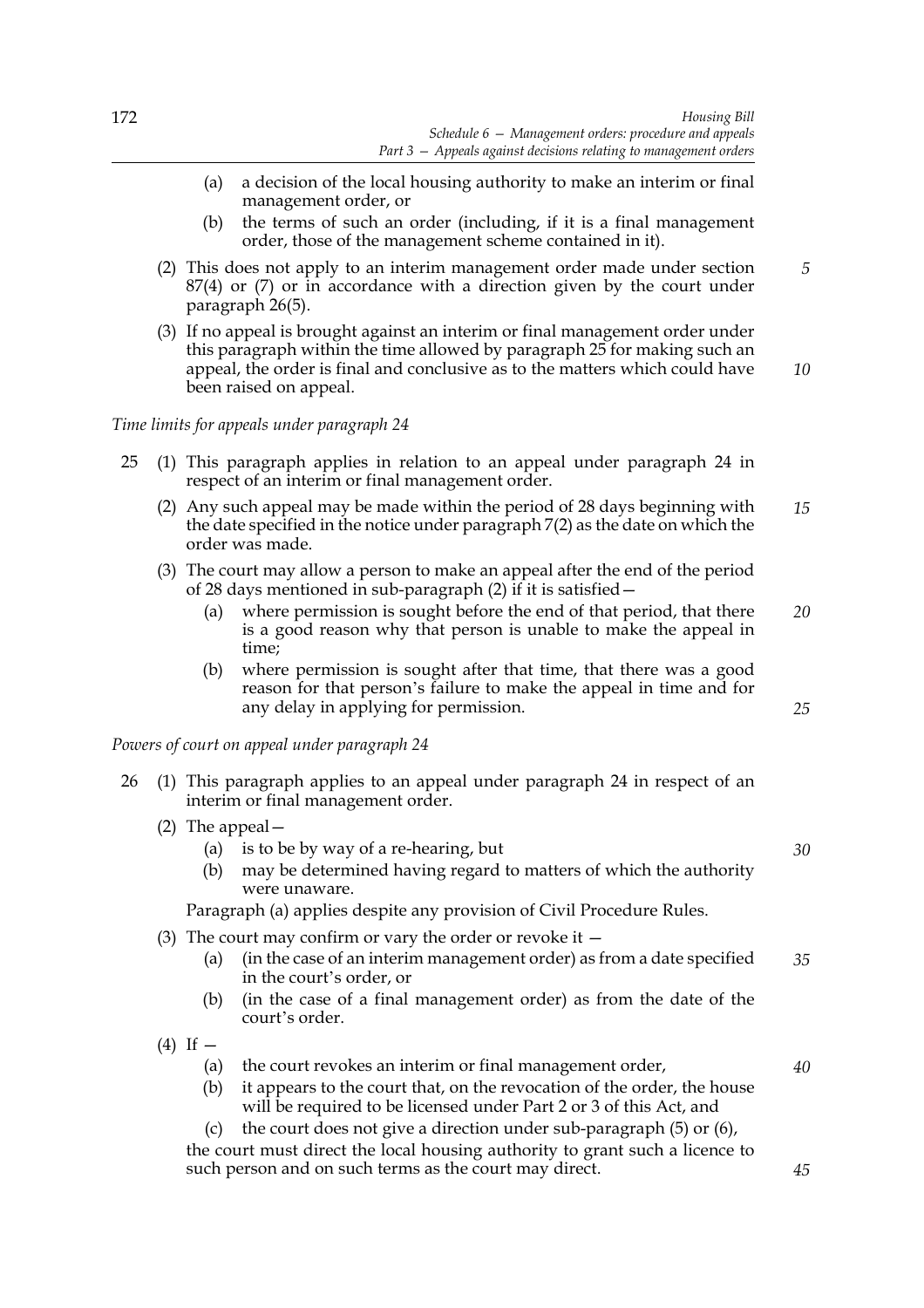(a) a decision of the local housing authority to make an interim or final management order, or

(b) the terms of such an order (including, if it is a final management order, those of the management scheme contained in it).

(2) This does not apply to an interim management order made under section 87(4) or (7) or in accordance with a direction given by the court under paragraph 26(5).

(3) If no appeal is brought against an interim or final management order under this paragraph within the time allowed by paragraph 25 for making such an appeal, the order is final and conclusive as to the matters which could have been raised on appeal.

*Time limits for appeals under paragraph 24*

25 (1) This paragraph applies in relation to an appeal under paragraph 24 in respect of an interim or final management order.

(2) Any such appeal may be made within the period of 28 days beginning with the date specified in the notice under paragraph 7(2) as the date on which the order was made.

(3) The court may allow a person to make an appeal after the end of the period of 28 days mentioned in sub-paragraph (2) if it is satisfied—

(a) where permission is sought before the end of that period, that there is a good reason why that person is unable to make the appeal in time;

(b) where permission is sought after that time, that there was a good reason for that person's failure to make the appeal in time and for any delay in applying for permission.

*Powers of court on appeal under paragraph 24*

26 (1) This paragraph applies to an appeal under paragraph 24 in respect of an interim or final management order.

(2) The appeal—

(a) is to be by way of a re-hearing, but

(b) may be determined having regard to matters of which the authority were unaware.

Paragraph (a) applies despite any provision of Civil Procedure Rules.

(3) The court may confirm or vary the order or revoke it —

(a) (in the case of an interim management order) as from a date specified in the court's order, or

(b) (in the case of a final management order) as from the date of the court's order.

(4) If —

(a) the court revokes an interim or final management order,

(b) it appears to the court that, on the revocation of the order, the house will be required to be licensed under Part 2 or 3 of this Act, and

(c) the court does not give a direction under sub-paragraph (5) or (6),

the court must direct the local housing authority to grant such a licence to such person and on such terms as the court may direct.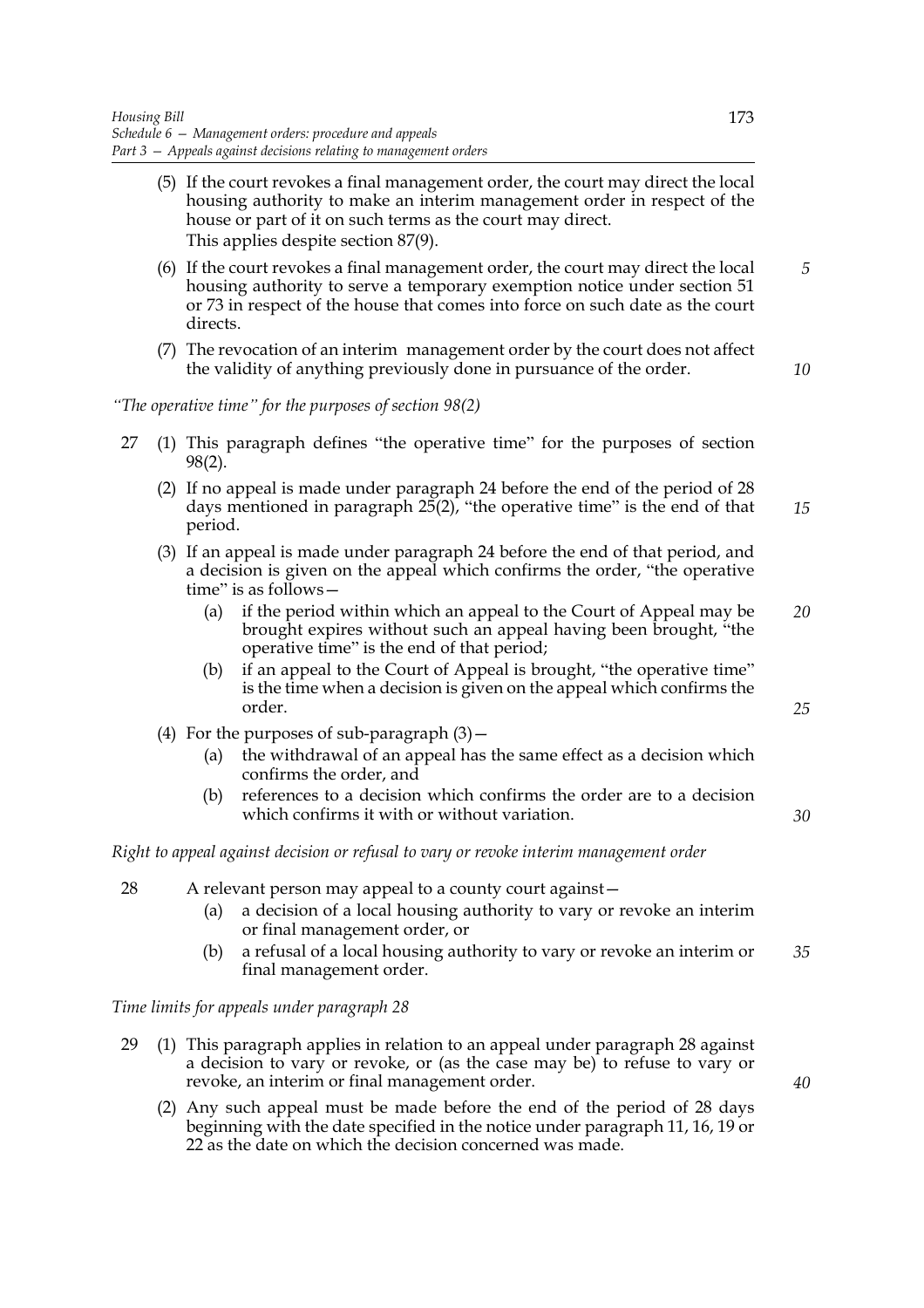(5) If the court revokes a final management order, the court may direct the local housing authority to make an interim management order in respect of the house or part of it on such terms as the court may direct.
This applies despite section 87(9).

(6) If the court revokes a final management order, the court may direct the local housing authority to serve a temporary exemption notice under section 51 or 73 in respect of the house that comes into force on such date as the court directs.

(7) The revocation of an interim management order by the court does not affect the validity of anything previously done in pursuance of the order.

*"The operative time" for the purposes of section 98(2)*

27 (1) This paragraph defines "the operative time" for the purposes of section 98(2).

(2) If no appeal is made under paragraph 24 before the end of the period of 28 days mentioned in paragraph 25(2), "the operative time" is the end of that period.

(3) If an appeal is made under paragraph 24 before the end of that period, and a decision is given on the appeal which confirms the order, "the operative time" is as follows—

(a) if the period within which an appeal to the Court of Appeal may be brought expires without such an appeal having been brought, "the operative time" is the end of that period;

(b) if an appeal to the Court of Appeal is brought, "the operative time" is the time when a decision is given on the appeal which confirms the order.

(4) For the purposes of sub-paragraph (3)—

(a) the withdrawal of an appeal has the same effect as a decision which confirms the order, and

(b) references to a decision which confirms the order are to a decision which confirms it with or without variation.

*Right to appeal against decision or refusal to vary or revoke interim management order*

28 A relevant person may appeal to a county court against—

(a) a decision of a local housing authority to vary or revoke an interim or final management order, or

(b) a refusal of a local housing authority to vary or revoke an interim or final management order.

*Time limits for appeals under paragraph 28*

29 (1) This paragraph applies in relation to an appeal under paragraph 28 against a decision to vary or revoke, or (as the case may be) to refuse to vary or revoke, an interim or final management order.

(2) Any such appeal must be made before the end of the period of 28 days beginning with the date specified in the notice under paragraph 11, 16, 19 or 22 as the date on which the decision concerned was made.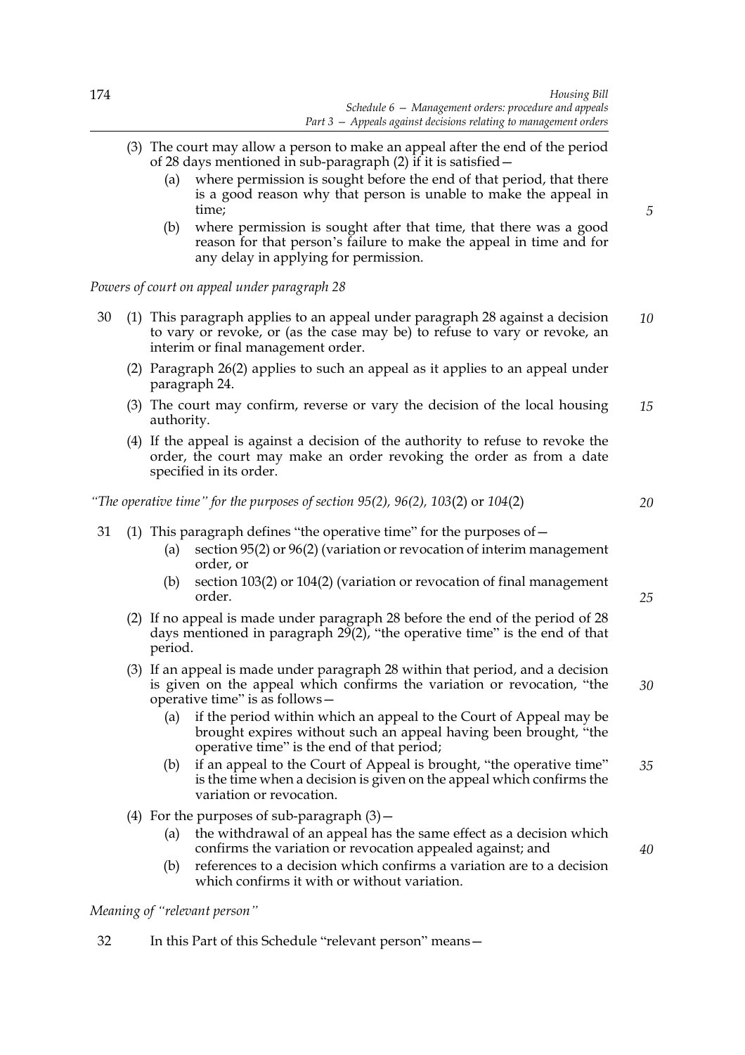(3) The court may allow a person to make an appeal after the end of the period of 28 days mentioned in sub-paragraph (2) if it is satisfied—

(a) where permission is sought before the end of that period, that there is a good reason why that person is unable to make the appeal in time;

(b) where permission is sought after that time, that there was a good reason for that person's failure to make the appeal in time and for any delay in applying for permission.

*Powers of court on appeal under paragraph 28*

30 (1) This paragraph applies to an appeal under paragraph 28 against a decision to vary or revoke, or (as the case may be) to refuse to vary or revoke, an interim or final management order.

(2) Paragraph 26(2) applies to such an appeal as it applies to an appeal under paragraph 24.

(3) The court may confirm, reverse or vary the decision of the local housing authority.

(4) If the appeal is against a decision of the authority to refuse to revoke the order, the court may make an order revoking the order as from a date specified in its order.

*"The operative time" for the purposes of section 95(2), 96(2), 103*(2) or *104*(2)

31 (1) This paragraph defines "the operative time" for the purposes of—

(a) section 95(2) or 96(2) (variation or revocation of interim management order, or

(b) section 103(2) or 104(2) (variation or revocation of final management order.

(2) If no appeal is made under paragraph 28 before the end of the period of 28 days mentioned in paragraph 29(2), "the operative time" is the end of that period.

(3) If an appeal is made under paragraph 28 within that period, and a decision is given on the appeal which confirms the variation or revocation, "the operative time" is as follows—

(a) if the period within which an appeal to the Court of Appeal may be brought expires without such an appeal having been brought, "the operative time" is the end of that period;

(b) if an appeal to the Court of Appeal is brought, "the operative time" is the time when a decision is given on the appeal which confirms the variation or revocation.

(4) For the purposes of sub-paragraph (3)—

(a) the withdrawal of an appeal has the same effect as a decision which confirms the variation or revocation appealed against; and

(b) references to a decision which confirms a variation are to a decision which confirms it with or without variation.

*Meaning of "relevant person"*

32 In this Part of this Schedule "relevant person" means—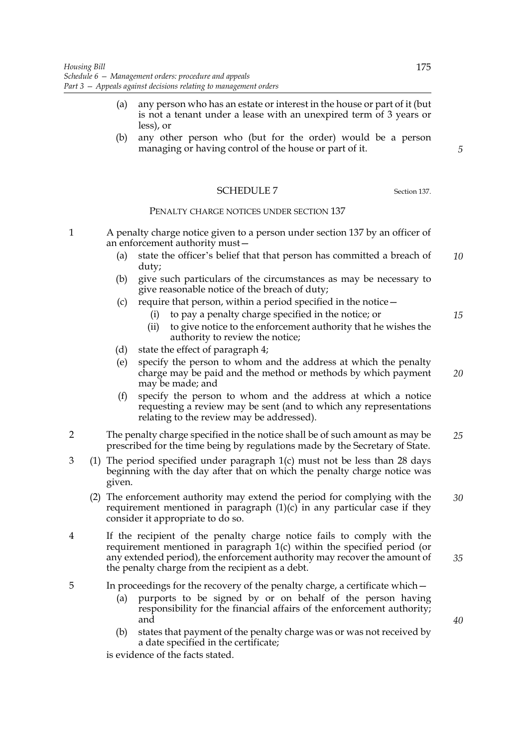(a) any person who has an estate or interest in the house or part of it (but is not a tenant under a lease with an unexpired term of 3 years or less), or

(b) any other person who (but for the order) would be a person managing or having control of the house or part of it.

## SCHEDULE 7

Section 137.

### PENALTY CHARGE NOTICES UNDER SECTION 137

1 A penalty charge notice given to a person under section 137 by an officer of an enforcement authority must—

(a) state the officer's belief that that person has committed a breach of duty;

(b) give such particulars of the circumstances as may be necessary to give reasonable notice of the breach of duty;

(c) require that person, within a period specified in the notice—

(i) to pay a penalty charge specified in the notice; or

(ii) to give notice to the enforcement authority that he wishes the authority to review the notice;

(d) state the effect of paragraph 4;

(e) specify the person to whom and the address at which the penalty charge may be paid and the method or methods by which payment may be made; and

(f) specify the person to whom and the address at which a notice requesting a review may be sent (and to which any representations relating to the review may be addressed).

2 The penalty charge specified in the notice shall be of such amount as may be prescribed for the time being by regulations made by the Secretary of State.

3 (1) The period specified under paragraph 1(c) must not be less than 28 days beginning with the day after that on which the penalty charge notice was given.

(2) The enforcement authority may extend the period for complying with the requirement mentioned in paragraph (1)(c) in any particular case if they consider it appropriate to do so.

4 If the recipient of the penalty charge notice fails to comply with the requirement mentioned in paragraph 1(c) within the specified period (or any extended period), the enforcement authority may recover the amount of the penalty charge from the recipient as a debt.

5 In proceedings for the recovery of the penalty charge, a certificate which—

(a) purports to be signed by or on behalf of the person having responsibility for the financial affairs of the enforcement authority; and

(b) states that payment of the penalty charge was or was not received by a date specified in the certificate;

is evidence of the facts stated.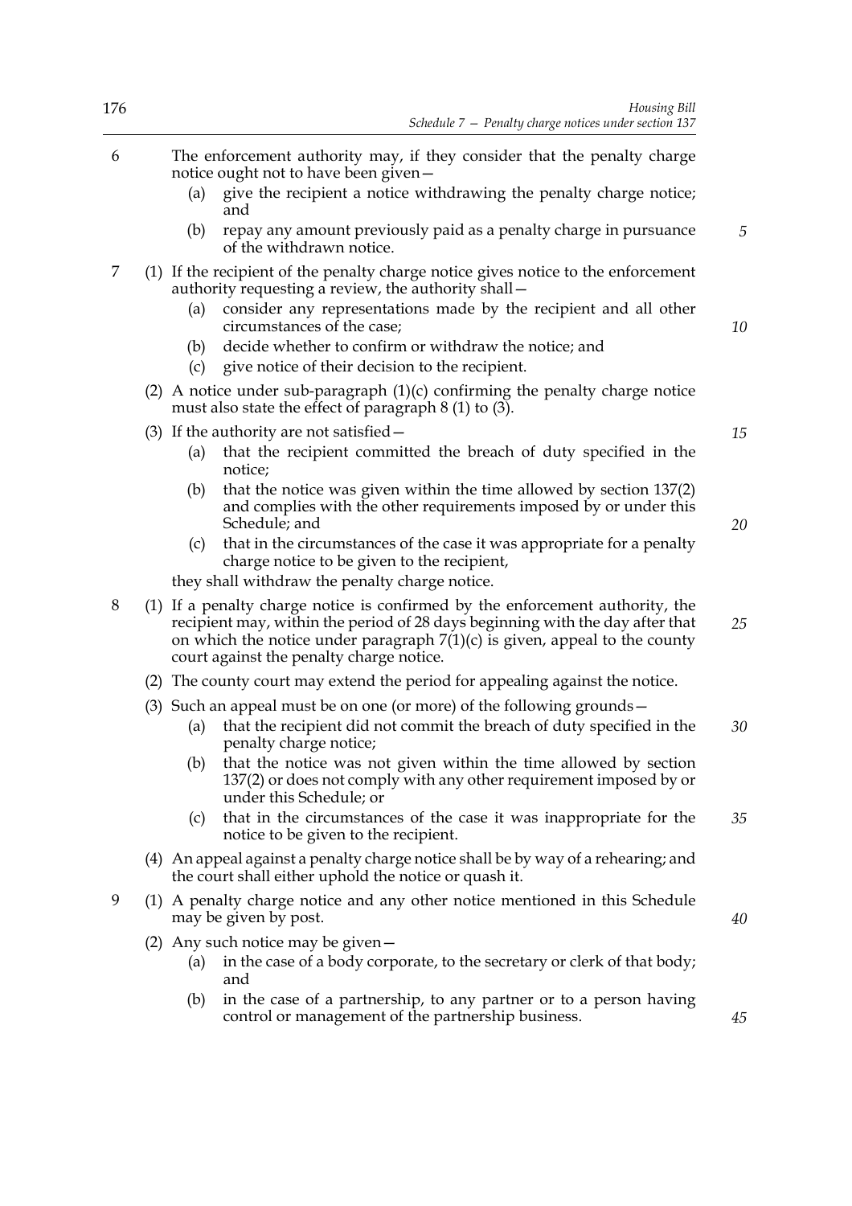6 The enforcement authority may, if they consider that the penalty charge notice ought not to have been given—

(a) give the recipient a notice withdrawing the penalty charge notice; and

(b) repay any amount previously paid as a penalty charge in pursuance of the withdrawn notice.

7 (1) If the recipient of the penalty charge notice gives notice to the enforcement authority requesting a review, the authority shall—

(a) consider any representations made by the recipient and all other circumstances of the case;

(b) decide whether to confirm or withdraw the notice; and

(c) give notice of their decision to the recipient.

(2) A notice under sub-paragraph (1)(c) confirming the penalty charge notice must also state the effect of paragraph 8 (1) to (3).

(3) If the authority are not satisfied—

(a) that the recipient committed the breach of duty specified in the notice;

(b) that the notice was given within the time allowed by section 137(2) and complies with the other requirements imposed by or under this Schedule; and

(c) that in the circumstances of the case it was appropriate for a penalty charge notice to be given to the recipient,

they shall withdraw the penalty charge notice.

8 (1) If a penalty charge notice is confirmed by the enforcement authority, the recipient may, within the period of 28 days beginning with the day after that on which the notice under paragraph 7(1)(c) is given, appeal to the county court against the penalty charge notice.

(2) The county court may extend the period for appealing against the notice.

(3) Such an appeal must be on one (or more) of the following grounds—

(a) that the recipient did not commit the breach of duty specified in the penalty charge notice;

(b) that the notice was not given within the time allowed by section 137(2) or does not comply with any other requirement imposed by or under this Schedule; or

(c) that in the circumstances of the case it was inappropriate for the notice to be given to the recipient.

(4) An appeal against a penalty charge notice shall be by way of a rehearing; and the court shall either uphold the notice or quash it.

9 (1) A penalty charge notice and any other notice mentioned in this Schedule may be given by post.

(2) Any such notice may be given—

(a) in the case of a body corporate, to the secretary or clerk of that body; and

(b) in the case of a partnership, to any partner or to a person having control or management of the partnership business.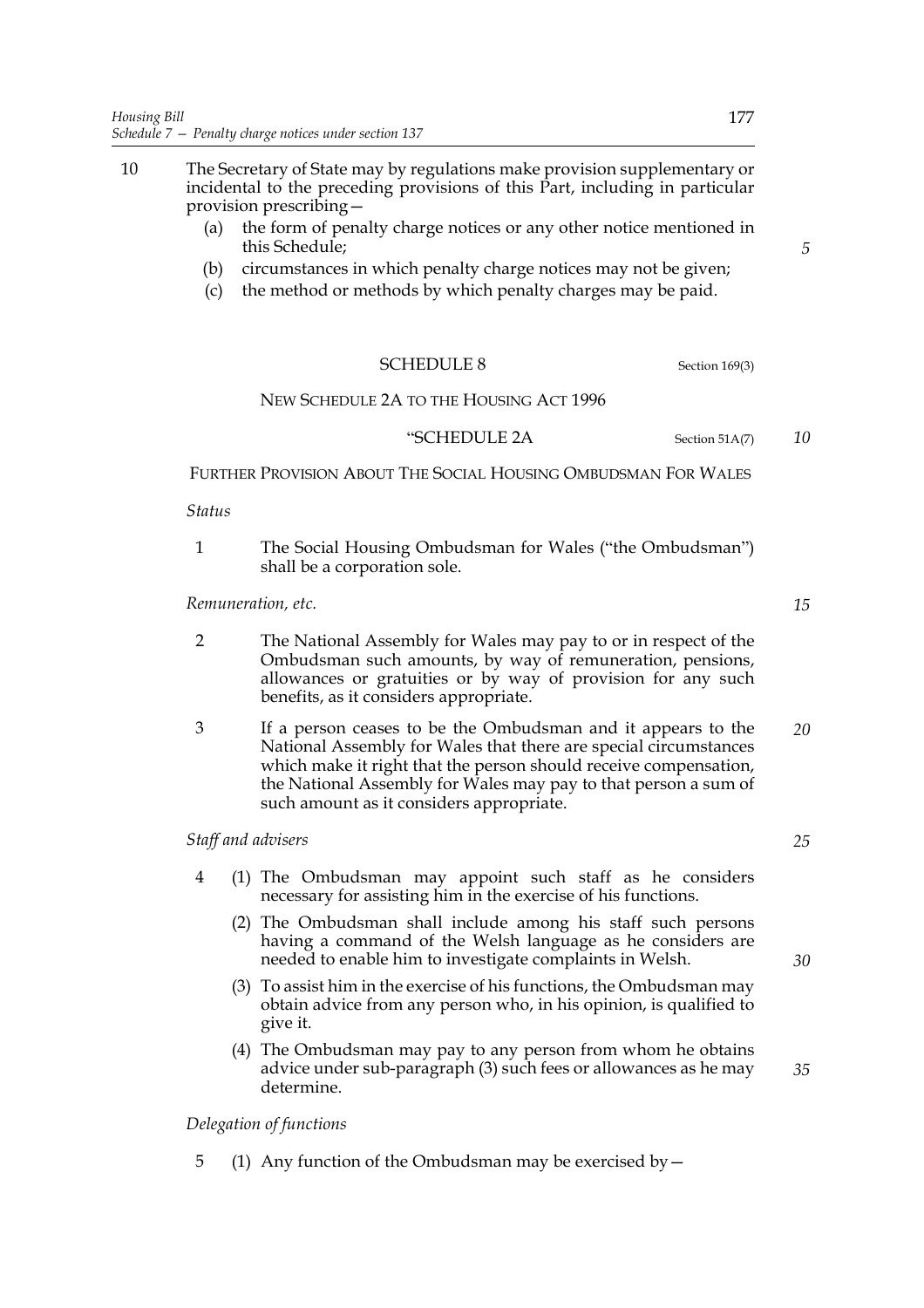10 The Secretary of State may by regulations make provision supplementary or incidental to the preceding provisions of this Part, including in particular provision prescribing—

  (a) the form of penalty charge notices or any other notice mentioned in this Schedule;

  (b) circumstances in which penalty charge notices may not be given;

  (c) the method or methods by which penalty charges may be paid.

## SCHEDULE 8

Section 169(3)

### NEW SCHEDULE 2A TO THE HOUSING ACT 1996

"SCHEDULE 2A

Section 51A(7)

### FURTHER PROVISION ABOUT THE SOCIAL HOUSING OMBUDSMAN FOR WALES

*Status*

1 The Social Housing Ombudsman for Wales ("the Ombudsman") shall be a corporation sole.

*Remuneration, etc.*

2 The National Assembly for Wales may pay to or in respect of the Ombudsman such amounts, by way of remuneration, pensions, allowances or gratuities or by way of provision for any such benefits, as it considers appropriate.

3 If a person ceases to be the Ombudsman and it appears to the National Assembly for Wales that there are special circumstances which make it right that the person should receive compensation, the National Assembly for Wales may pay to that person a sum of such amount as it considers appropriate.

*Staff and advisers*

4 (1) The Ombudsman may appoint such staff as he considers necessary for assisting him in the exercise of his functions.

(2) The Ombudsman shall include among his staff such persons having a command of the Welsh language as he considers are needed to enable him to investigate complaints in Welsh.

(3) To assist him in the exercise of his functions, the Ombudsman may obtain advice from any person who, in his opinion, is qualified to give it.

(4) The Ombudsman may pay to any person from whom he obtains advice under sub-paragraph (3) such fees or allowances as he may determine.

*Delegation of functions*

5 (1) Any function of the Ombudsman may be exercised by—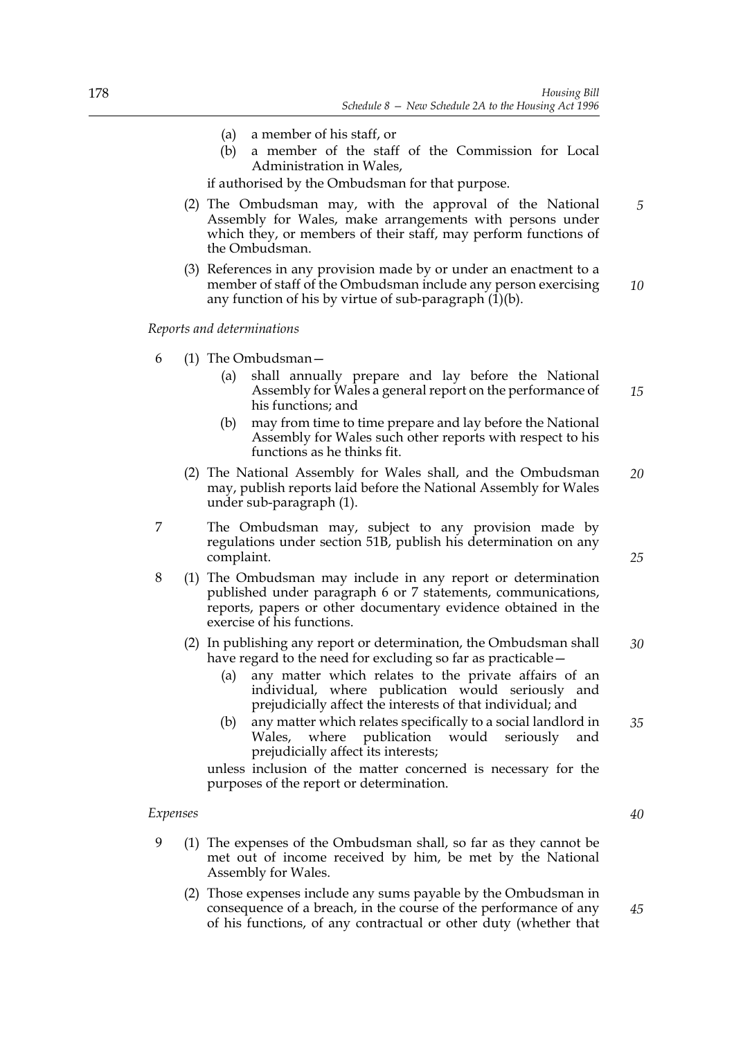(a) a member of his staff, or

(b) a member of the staff of the Commission for Local Administration in Wales,

if authorised by the Ombudsman for that purpose.

(2) The Ombudsman may, with the approval of the National Assembly for Wales, make arrangements with persons under which they, or members of their staff, may perform functions of the Ombudsman.

(3) References in any provision made by or under an enactment to a member of staff of the Ombudsman include any person exercising any function of his by virtue of sub-paragraph (1)(b).

*Reports and determinations*

6 (1) The Ombudsman—

(a) shall annually prepare and lay before the National Assembly for Wales a general report on the performance of his functions; and

(b) may from time to time prepare and lay before the National Assembly for Wales such other reports with respect to his functions as he thinks fit.

(2) The National Assembly for Wales shall, and the Ombudsman may, publish reports laid before the National Assembly for Wales under sub-paragraph (1).

7 The Ombudsman may, subject to any provision made by regulations under section 51B, publish his determination on any complaint.

8 (1) The Ombudsman may include in any report or determination published under paragraph 6 or 7 statements, communications, reports, papers or other documentary evidence obtained in the exercise of his functions.

(2) In publishing any report or determination, the Ombudsman shall have regard to the need for excluding so far as practicable—

(a) any matter which relates to the private affairs of an individual, where publication would seriously and prejudicially affect the interests of that individual; and

(b) any matter which relates specifically to a social landlord in Wales, where publication would seriously and prejudicially affect its interests;

unless inclusion of the matter concerned is necessary for the purposes of the report or determination.

*Expenses*

9 (1) The expenses of the Ombudsman shall, so far as they cannot be met out of income received by him, be met by the National Assembly for Wales.

(2) Those expenses include any sums payable by the Ombudsman in consequence of a breach, in the course of the performance of any of his functions, of any contractual or other duty (whether that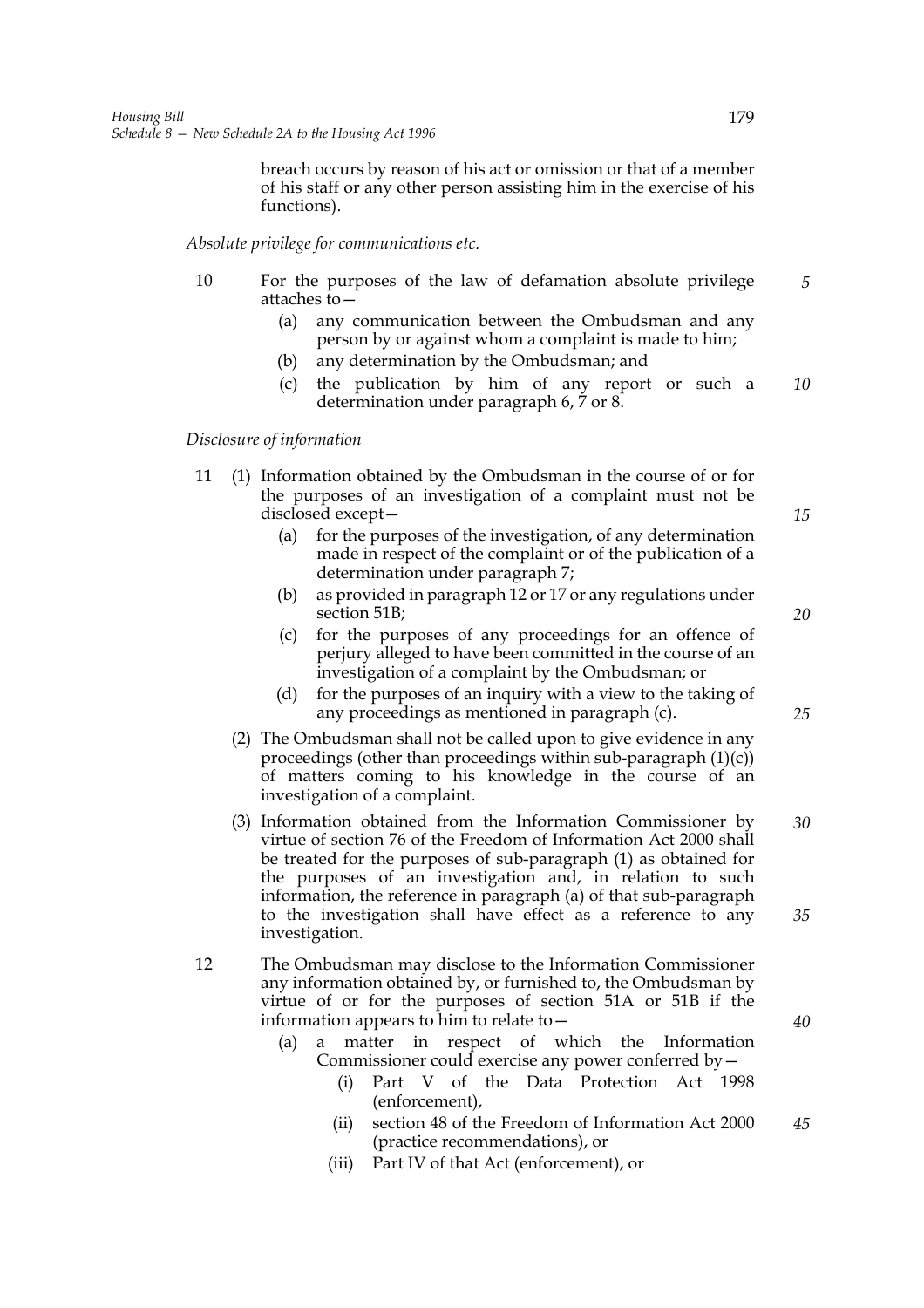breach occurs by reason of his act or omission or that of a member of his staff or any other person assisting him in the exercise of his functions).

*Absolute privilege for communications etc.*

10 For the purposes of the law of defamation absolute privilege attaches to—

(a) any communication between the Ombudsman and any person by or against whom a complaint is made to him;

(b) any determination by the Ombudsman; and

(c) the publication by him of any report or such a determination under paragraph 6, 7 or 8.

*Disclosure of information*

11 (1) Information obtained by the Ombudsman in the course of or for the purposes of an investigation of a complaint must not be disclosed except—

(a) for the purposes of the investigation, of any determination made in respect of the complaint or of the publication of a determination under paragraph 7;

(b) as provided in paragraph 12 or 17 or any regulations under section 51B;

(c) for the purposes of any proceedings for an offence of perjury alleged to have been committed in the course of an investigation of a complaint by the Ombudsman; or

(d) for the purposes of an inquiry with a view to the taking of any proceedings as mentioned in paragraph (c).

(2) The Ombudsman shall not be called upon to give evidence in any proceedings (other than proceedings within sub-paragraph (1)(c)) of matters coming to his knowledge in the course of an investigation of a complaint.

(3) Information obtained from the Information Commissioner by virtue of section 76 of the Freedom of Information Act 2000 shall be treated for the purposes of sub-paragraph (1) as obtained for the purposes of an investigation and, in relation to such information, the reference in paragraph (a) of that sub-paragraph to the investigation shall have effect as a reference to any investigation.

12 The Ombudsman may disclose to the Information Commissioner any information obtained by, or furnished to, the Ombudsman by virtue of or for the purposes of section 51A or 51B if the information appears to him to relate to—

(a) a matter in respect of which the Information Commissioner could exercise any power conferred by—

(i) Part V of the Data Protection Act 1998 (enforcement),

(ii) section 48 of the Freedom of Information Act 2000 (practice recommendations), or

(iii) Part IV of that Act (enforcement), or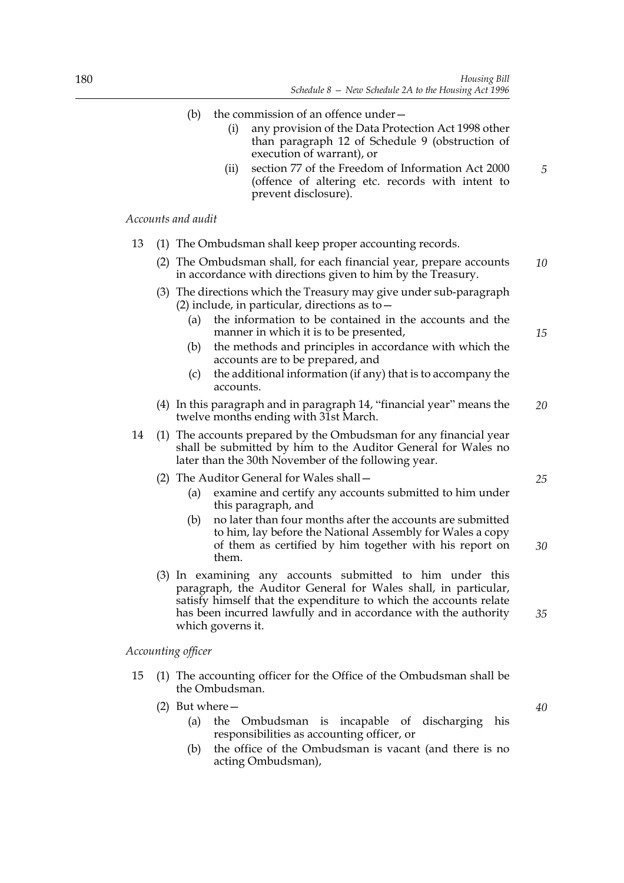(b) the commission of an offence under—

  (i) any provision of the Data Protection Act 1998 other than paragraph 12 of Schedule 9 (obstruction of execution of warrant), or

  (ii) section 77 of the Freedom of Information Act 2000 (offence of altering etc. records with intent to prevent disclosure).

*Accounts and audit*

13 (1) The Ombudsman shall keep proper accounting records.

(2) The Ombudsman shall, for each financial year, prepare accounts in accordance with directions given to him by the Treasury.

(3) The directions which the Treasury may give under sub-paragraph (2) include, in particular, directions as to—

  (a) the information to be contained in the accounts and the manner in which it is to be presented,

  (b) the methods and principles in accordance with which the accounts are to be prepared, and

  (c) the additional information (if any) that is to accompany the accounts.

(4) In this paragraph and in paragraph 14, "financial year" means the twelve months ending with 31st March.

14 (1) The accounts prepared by the Ombudsman for any financial year shall be submitted by him to the Auditor General for Wales no later than the 30th November of the following year.

(2) The Auditor General for Wales shall—

  (a) examine and certify any accounts submitted to him under this paragraph, and

  (b) no later than four months after the accounts are submitted to him, lay before the National Assembly for Wales a copy of them as certified by him together with his report on them.

(3) In examining any accounts submitted to him under this paragraph, the Auditor General for Wales shall, in particular, satisfy himself that the expenditure to which the accounts relate has been incurred lawfully and in accordance with the authority which governs it.

*Accounting officer*

15 (1) The accounting officer for the Office of the Ombudsman shall be the Ombudsman.

(2) But where—

  (a) the Ombudsman is incapable of discharging his responsibilities as accounting officer, or

  (b) the office of the Ombudsman is vacant (and there is no acting Ombudsman),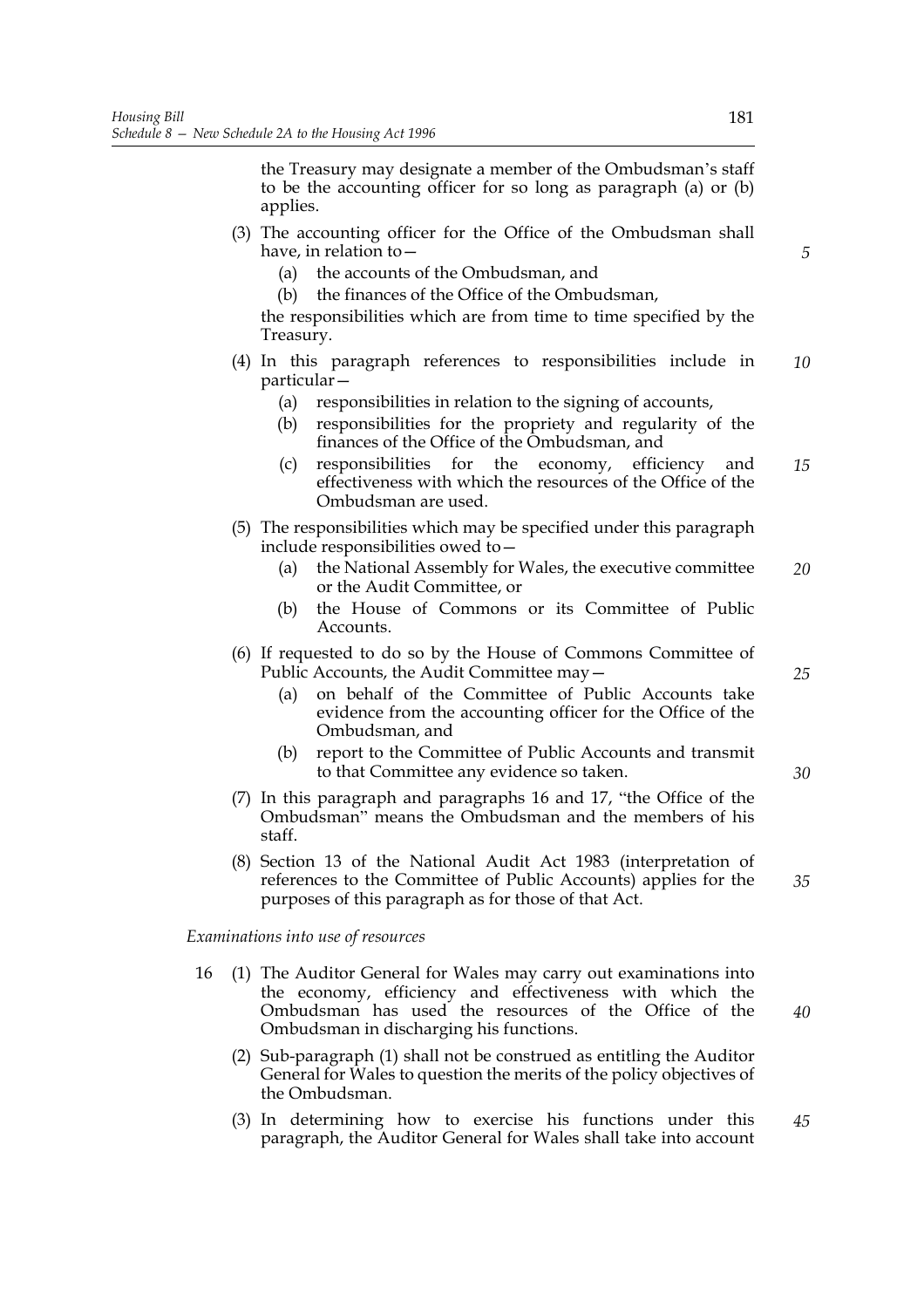the Treasury may designate a member of the Ombudsman's staff to be the accounting officer for so long as paragraph (a) or (b) applies.

(3) The accounting officer for the Office of the Ombudsman shall have, in relation to—

(a) the accounts of the Ombudsman, and

(b) the finances of the Office of the Ombudsman,

the responsibilities which are from time to time specified by the Treasury.

(4) In this paragraph references to responsibilities include in particular—

(a) responsibilities in relation to the signing of accounts,

(b) responsibilities for the propriety and regularity of the finances of the Office of the Ombudsman, and

(c) responsibilities for the economy, efficiency and effectiveness with which the resources of the Office of the Ombudsman are used.

(5) The responsibilities which may be specified under this paragraph include responsibilities owed to—

(a) the National Assembly for Wales, the executive committee or the Audit Committee, or

(b) the House of Commons or its Committee of Public Accounts.

(6) If requested to do so by the House of Commons Committee of Public Accounts, the Audit Committee may—

(a) on behalf of the Committee of Public Accounts take evidence from the accounting officer for the Office of the Ombudsman, and

(b) report to the Committee of Public Accounts and transmit to that Committee any evidence so taken.

(7) In this paragraph and paragraphs 16 and 17, "the Office of the Ombudsman" means the Ombudsman and the members of his staff.

(8) Section 13 of the National Audit Act 1983 (interpretation of references to the Committee of Public Accounts) applies for the purposes of this paragraph as for those of that Act.

*Examinations into use of resources*

16 (1) The Auditor General for Wales may carry out examinations into the economy, efficiency and effectiveness with which the Ombudsman has used the resources of the Office of the Ombudsman in discharging his functions.

(2) Sub-paragraph (1) shall not be construed as entitling the Auditor General for Wales to question the merits of the policy objectives of the Ombudsman.

(3) In determining how to exercise his functions under this paragraph, the Auditor General for Wales shall take into account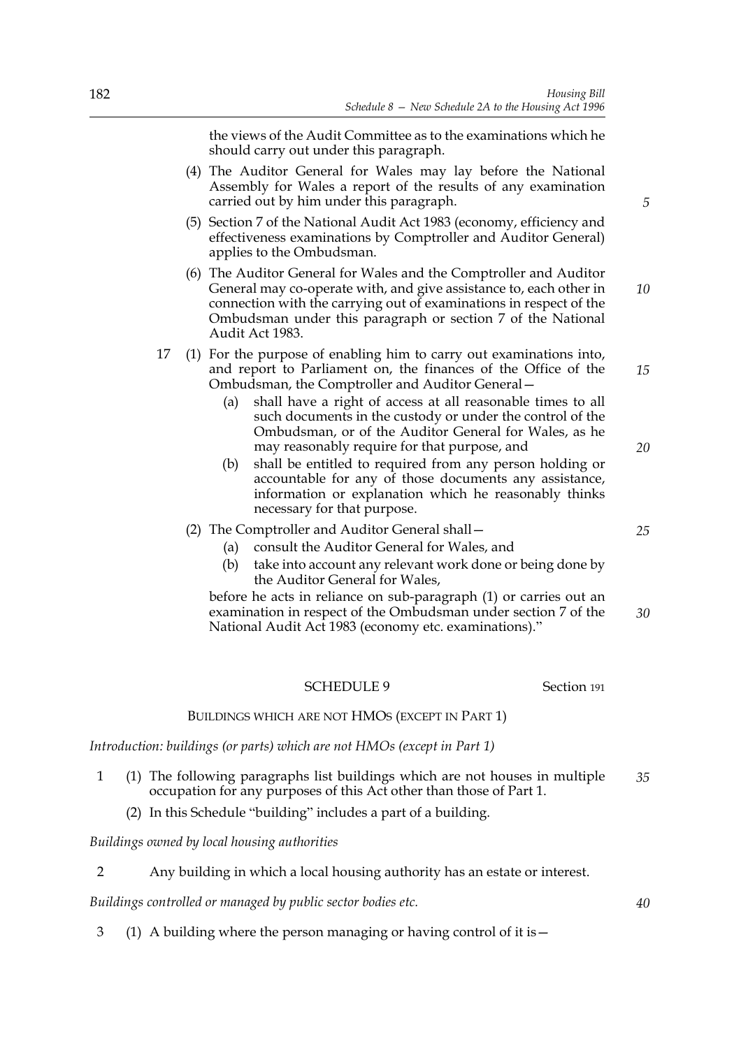the views of the Audit Committee as to the examinations which he should carry out under this paragraph.

(4) The Auditor General for Wales may lay before the National Assembly for Wales a report of the results of any examination carried out by him under this paragraph.

(5) Section 7 of the National Audit Act 1983 (economy, efficiency and effectiveness examinations by Comptroller and Auditor General) applies to the Ombudsman.

(6) The Auditor General for Wales and the Comptroller and Auditor General may co-operate with, and give assistance to, each other in connection with the carrying out of examinations in respect of the Ombudsman under this paragraph or section 7 of the National Audit Act 1983.

17 (1) For the purpose of enabling him to carry out examinations into, and report to Parliament on, the finances of the Office of the Ombudsman, the Comptroller and Auditor General—

(a) shall have a right of access at all reasonable times to all such documents in the custody or under the control of the Ombudsman, or of the Auditor General for Wales, as he may reasonably require for that purpose, and

(b) shall be entitled to required from any person holding or accountable for any of those documents any assistance, information or explanation which he reasonably thinks necessary for that purpose.

(2) The Comptroller and Auditor General shall—

(a) consult the Auditor General for Wales, and

(b) take into account any relevant work done or being done by the Auditor General for Wales,

before he acts in reliance on sub-paragraph (1) or carries out an examination in respect of the Ombudsman under section 7 of the National Audit Act 1983 (economy etc. examinations)."

## SCHEDULE 9

Section 191

### BUILDINGS WHICH ARE NOT HMOS (EXCEPT IN PART 1)

*Introduction: buildings (or parts) which are not HMOs (except in Part 1)*

1 (1) The following paragraphs list buildings which are not houses in multiple occupation for any purposes of this Act other than those of Part 1.

(2) In this Schedule "building" includes a part of a building.

*Buildings owned by local housing authorities*

2 Any building in which a local housing authority has an estate or interest.

*Buildings controlled or managed by public sector bodies etc.*

3 (1) A building where the person managing or having control of it is—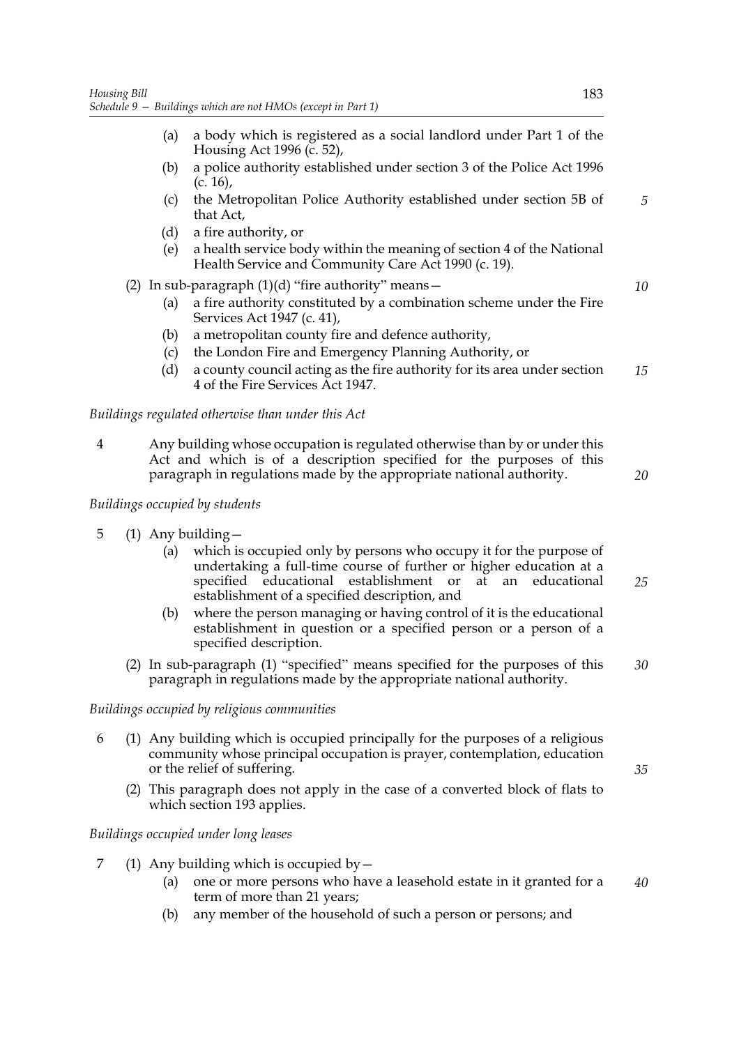- (a) a body which is registered as a social landlord under Part 1 of the Housing Act 1996 (c. 52),
- (b) a police authority established under section 3 of the Police Act 1996 (c. 16),
- (c) the Metropolitan Police Authority established under section 5B of that Act,
- (d) a fire authority, or
- (e) a health service body within the meaning of section 4 of the National Health Service and Community Care Act 1990 (c. 19).

(2) In sub-paragraph (1)(d) "fire authority" means—

- (a) a fire authority constituted by a combination scheme under the Fire Services Act 1947 (c. 41),
- (b) a metropolitan county fire and defence authority,
- (c) the London Fire and Emergency Planning Authority, or
- (d) a county council acting as the fire authority for its area under section 4 of the Fire Services Act 1947.

*Buildings regulated otherwise than under this Act*

4 Any building whose occupation is regulated otherwise than by or under this Act and which is of a description specified for the purposes of this paragraph in regulations made by the appropriate national authority.

*Buildings occupied by students*

5 (1) Any building—

- (a) which is occupied only by persons who occupy it for the purpose of undertaking a full-time course of further or higher education at a specified educational establishment or at an educational establishment of a specified description, and
- (b) where the person managing or having control of it is the educational establishment in question or a specified person or a person of a specified description.

(2) In sub-paragraph (1) "specified" means specified for the purposes of this paragraph in regulations made by the appropriate national authority.

*Buildings occupied by religious communities*

6 (1) Any building which is occupied principally for the purposes of a religious community whose principal occupation is prayer, contemplation, education or the relief of suffering.

(2) This paragraph does not apply in the case of a converted block of flats to which section 193 applies.

*Buildings occupied under long leases*

7 (1) Any building which is occupied by—

- (a) one or more persons who have a leasehold estate in it granted for a term of more than 21 years;
- (b) any member of the household of such a person or persons; and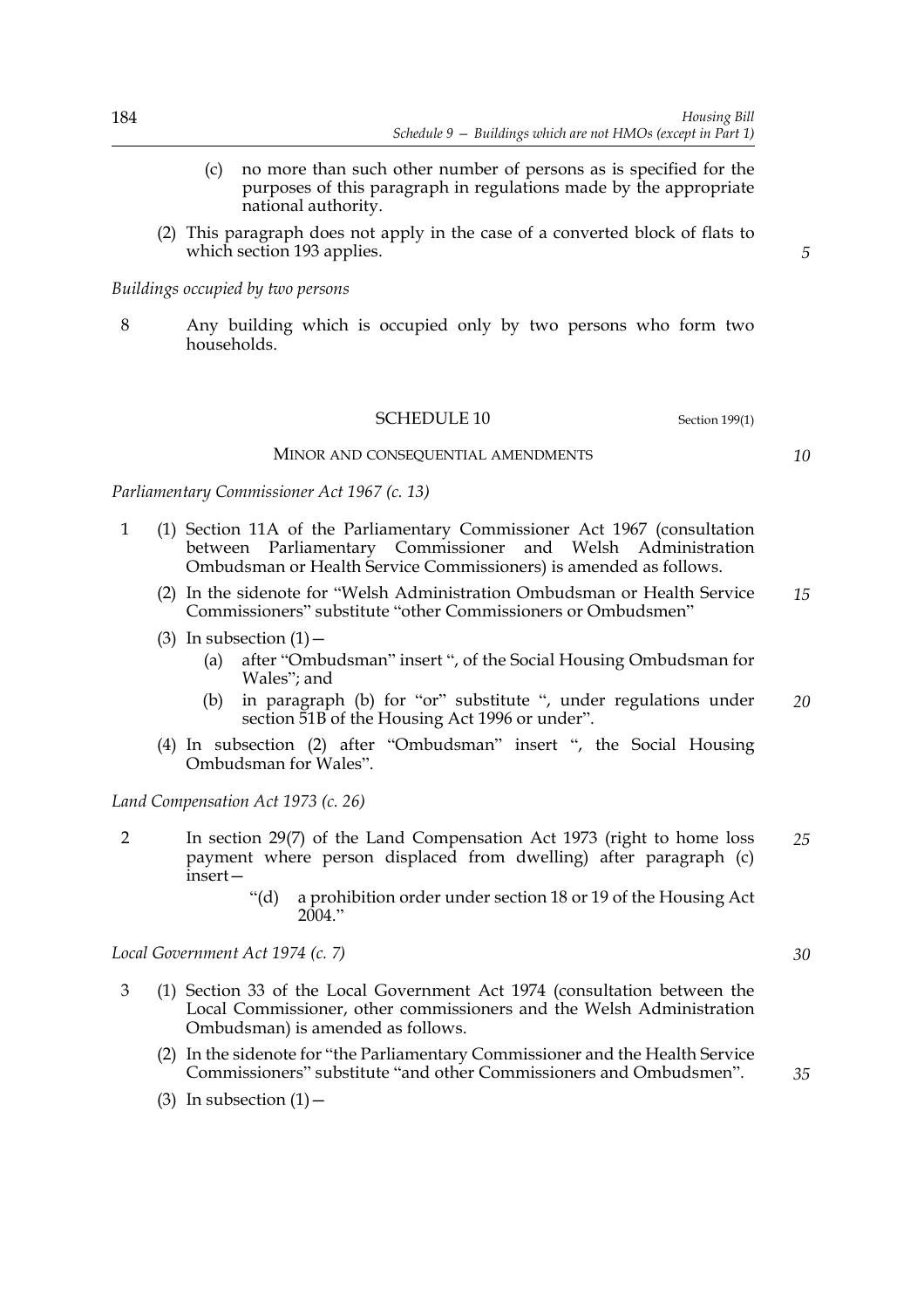(c) no more than such other number of persons as is specified for the purposes of this paragraph in regulations made by the appropriate national authority.

(2) This paragraph does not apply in the case of a converted block of flats to which section 193 applies.

*Buildings occupied by two persons*

8 Any building which is occupied only by two persons who form two households.

## SCHEDULE 10

Section 199(1)

MINOR AND CONSEQUENTIAL AMENDMENTS

*Parliamentary Commissioner Act 1967 (c. 13)*

1 (1) Section 11A of the Parliamentary Commissioner Act 1967 (consultation between Parliamentary Commissioner and Welsh Administration Ombudsman or Health Service Commissioners) is amended as follows.

(2) In the sidenote for "Welsh Administration Ombudsman or Health Service Commissioners" substitute "other Commissioners or Ombudsmen"

(3) In subsection (1)—

(a) after "Ombudsman" insert ", of the Social Housing Ombudsman for Wales"; and

(b) in paragraph (b) for "or" substitute ", under regulations under section 51B of the Housing Act 1996 or under".

(4) In subsection (2) after "Ombudsman" insert ", the Social Housing Ombudsman for Wales".

*Land Compensation Act 1973 (c. 26)*

2 In section 29(7) of the Land Compensation Act 1973 (right to home loss payment where person displaced from dwelling) after paragraph (c) insert—

"(d) a prohibition order under section 18 or 19 of the Housing Act 2004."

*Local Government Act 1974 (c. 7)*

3 (1) Section 33 of the Local Government Act 1974 (consultation between the Local Commissioner, other commissioners and the Welsh Administration Ombudsman) is amended as follows.

(2) In the sidenote for "the Parliamentary Commissioner and the Health Service Commissioners" substitute "and other Commissioners and Ombudsmen".

(3) In subsection (1)—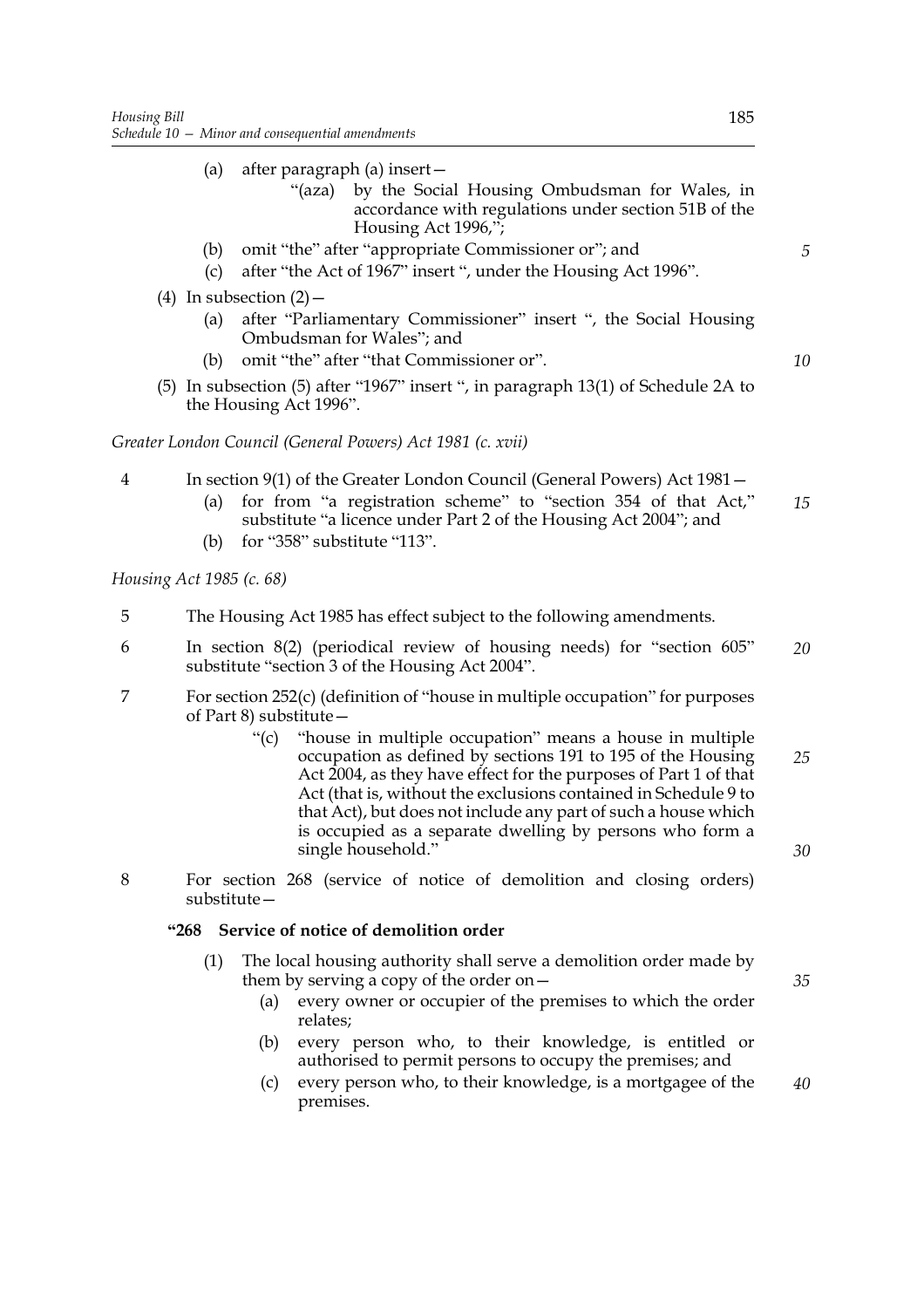(a) after paragraph (a) insert—

"(aza) by the Social Housing Ombudsman for Wales, in accordance with regulations under section 51B of the Housing Act 1996,";

(b) omit "the" after "appropriate Commissioner or"; and

(c) after "the Act of 1967" insert ", under the Housing Act 1996".

(4) In subsection (2)—

(a) after "Parliamentary Commissioner" insert ", the Social Housing Ombudsman for Wales"; and

(b) omit "the" after "that Commissioner or".

(5) In subsection (5) after "1967" insert ", in paragraph 13(1) of Schedule 2A to the Housing Act 1996".

*Greater London Council (General Powers) Act 1981 (c. xvii)*

4 In section 9(1) of the Greater London Council (General Powers) Act 1981—

(a) for from "a registration scheme" to "section 354 of that Act," substitute "a licence under Part 2 of the Housing Act 2004"; and

(b) for "358" substitute "113".

*Housing Act 1985 (c. 68)*

5 The Housing Act 1985 has effect subject to the following amendments.

6 In section 8(2) (periodical review of housing needs) for "section 605" substitute "section 3 of the Housing Act 2004".

7 For section 252(c) (definition of "house in multiple occupation" for purposes of Part 8) substitute—

"(c) "house in multiple occupation" means a house in multiple occupation as defined by sections 191 to 195 of the Housing Act 2004, as they have effect for the purposes of Part 1 of that Act (that is, without the exclusions contained in Schedule 9 to that Act), but does not include any part of such a house which is occupied as a separate dwelling by persons who form a single household."

8 For section 268 (service of notice of demolition and closing orders) substitute—

**"268 Service of notice of demolition order**

(1) The local housing authority shall serve a demolition order made by them by serving a copy of the order on—

(a) every owner or occupier of the premises to which the order relates;

(b) every person who, to their knowledge, is entitled or authorised to permit persons to occupy the premises; and

(c) every person who, to their knowledge, is a mortgagee of the premises.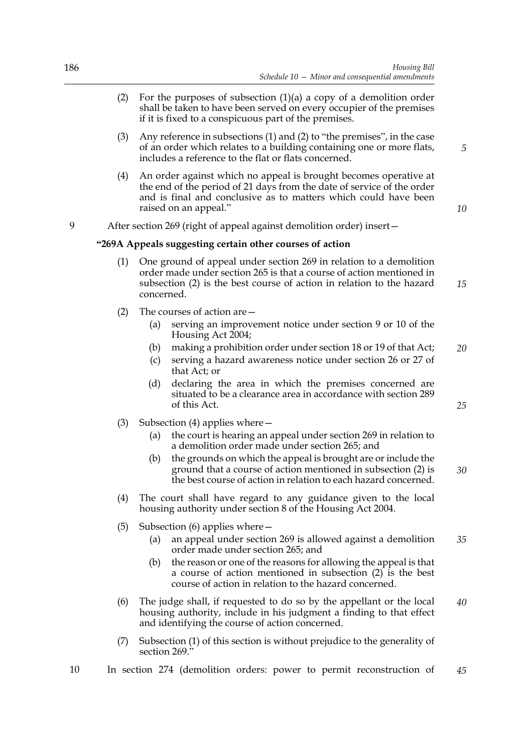(2) For the purposes of subsection (1)(a) a copy of a demolition order shall be taken to have been served on every occupier of the premises if it is fixed to a conspicuous part of the premises.

(3) Any reference in subsections (1) and (2) to "the premises", in the case of an order which relates to a building containing one or more flats, includes a reference to the flat or flats concerned.

(4) An order against which no appeal is brought becomes operative at the end of the period of 21 days from the date of service of the order and is final and conclusive as to matters which could have been raised on an appeal."

9 After section 269 (right of appeal against demolition order) insert—

**"269A Appeals suggesting certain other courses of action**

(1) One ground of appeal under section 269 in relation to a demolition order made under section 265 is that a course of action mentioned in subsection (2) is the best course of action in relation to the hazard concerned.

(2) The courses of action are—

(a) serving an improvement notice under section 9 or 10 of the Housing Act 2004;

(b) making a prohibition order under section 18 or 19 of that Act;

(c) serving a hazard awareness notice under section 26 or 27 of that Act; or

(d) declaring the area in which the premises concerned are situated to be a clearance area in accordance with section 289 of this Act.

(3) Subsection (4) applies where—

(a) the court is hearing an appeal under section 269 in relation to a demolition order made under section 265; and

(b) the grounds on which the appeal is brought are or include the ground that a course of action mentioned in subsection (2) is the best course of action in relation to each hazard concerned.

(4) The court shall have regard to any guidance given to the local housing authority under section 8 of the Housing Act 2004.

(5) Subsection (6) applies where—

(a) an appeal under section 269 is allowed against a demolition order made under section 265; and

(b) the reason or one of the reasons for allowing the appeal is that a course of action mentioned in subsection (2) is the best course of action in relation to the hazard concerned.

(6) The judge shall, if requested to do so by the appellant or the local housing authority, include in his judgment a finding to that effect and identifying the course of action concerned.

(7) Subsection (1) of this section is without prejudice to the generality of section 269."

10 In section 274 (demolition orders: power to permit reconstruction of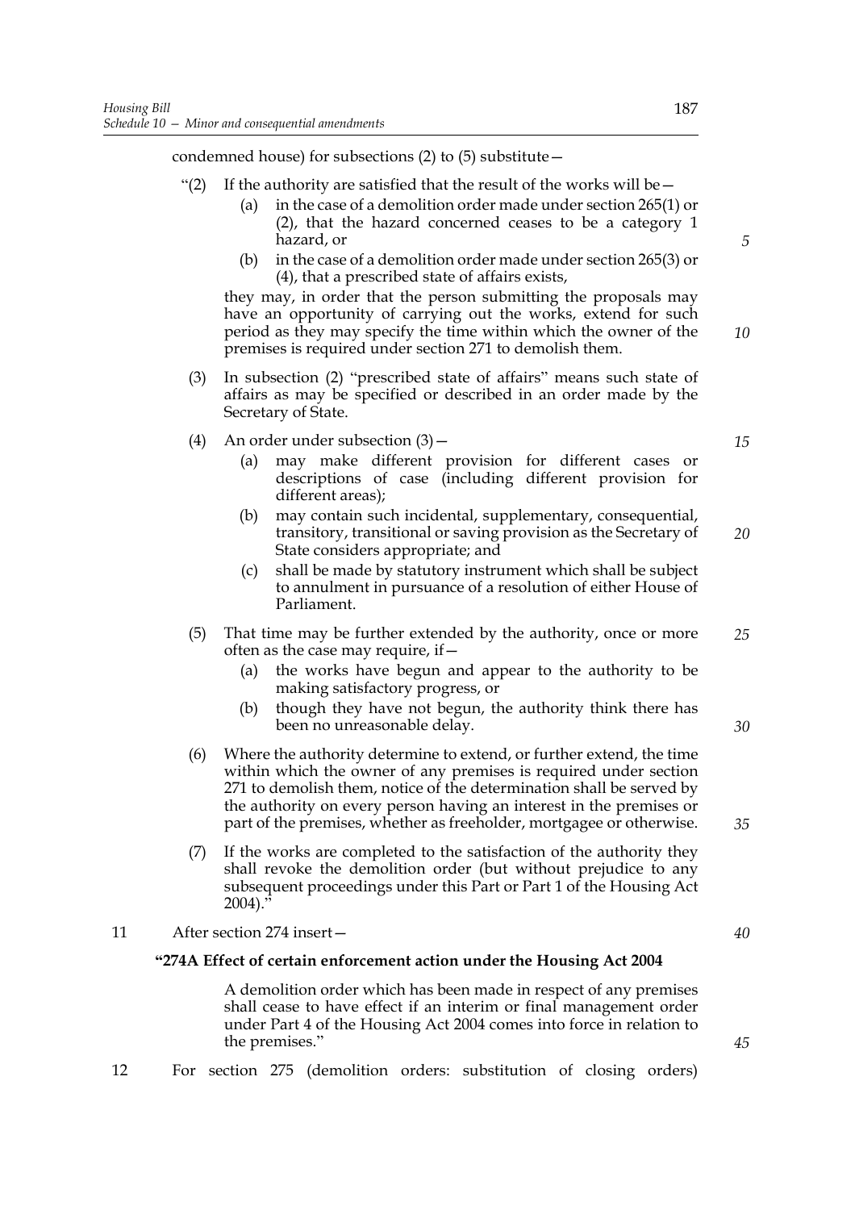condemned house) for subsections (2) to (5) substitute—

"(2) If the authority are satisfied that the result of the works will be—

(a) in the case of a demolition order made under section 265(1) or (2), that the hazard concerned ceases to be a category 1 hazard, or

(b) in the case of a demolition order made under section 265(3) or (4), that a prescribed state of affairs exists,

they may, in order that the person submitting the proposals may have an opportunity of carrying out the works, extend for such period as they may specify the time within which the owner of the premises is required under section 271 to demolish them.

(3) In subsection (2) "prescribed state of affairs" means such state of affairs as may be specified or described in an order made by the Secretary of State.

(4) An order under subsection (3)—

(a) may make different provision for different cases or descriptions of case (including different provision for different areas);

(b) may contain such incidental, supplementary, consequential, transitory, transitional or saving provision as the Secretary of State considers appropriate; and

(c) shall be made by statutory instrument which shall be subject to annulment in pursuance of a resolution of either House of Parliament.

(5) That time may be further extended by the authority, once or more often as the case may require, if—

(a) the works have begun and appear to the authority to be making satisfactory progress, or

(b) though they have not begun, the authority think there has been no unreasonable delay.

(6) Where the authority determine to extend, or further extend, the time within which the owner of any premises is required under section 271 to demolish them, notice of the determination shall be served by the authority on every person having an interest in the premises or part of the premises, whether as freeholder, mortgagee or otherwise.

(7) If the works are completed to the satisfaction of the authority they shall revoke the demolition order (but without prejudice to any subsequent proceedings under this Part or Part 1 of the Housing Act 2004)."

11 After section 274 insert—

**"274A Effect of certain enforcement action under the Housing Act 2004**

A demolition order which has been made in respect of any premises shall cease to have effect if an interim or final management order under Part 4 of the Housing Act 2004 comes into force in relation to the premises."

12 For section 275 (demolition orders: substitution of closing orders)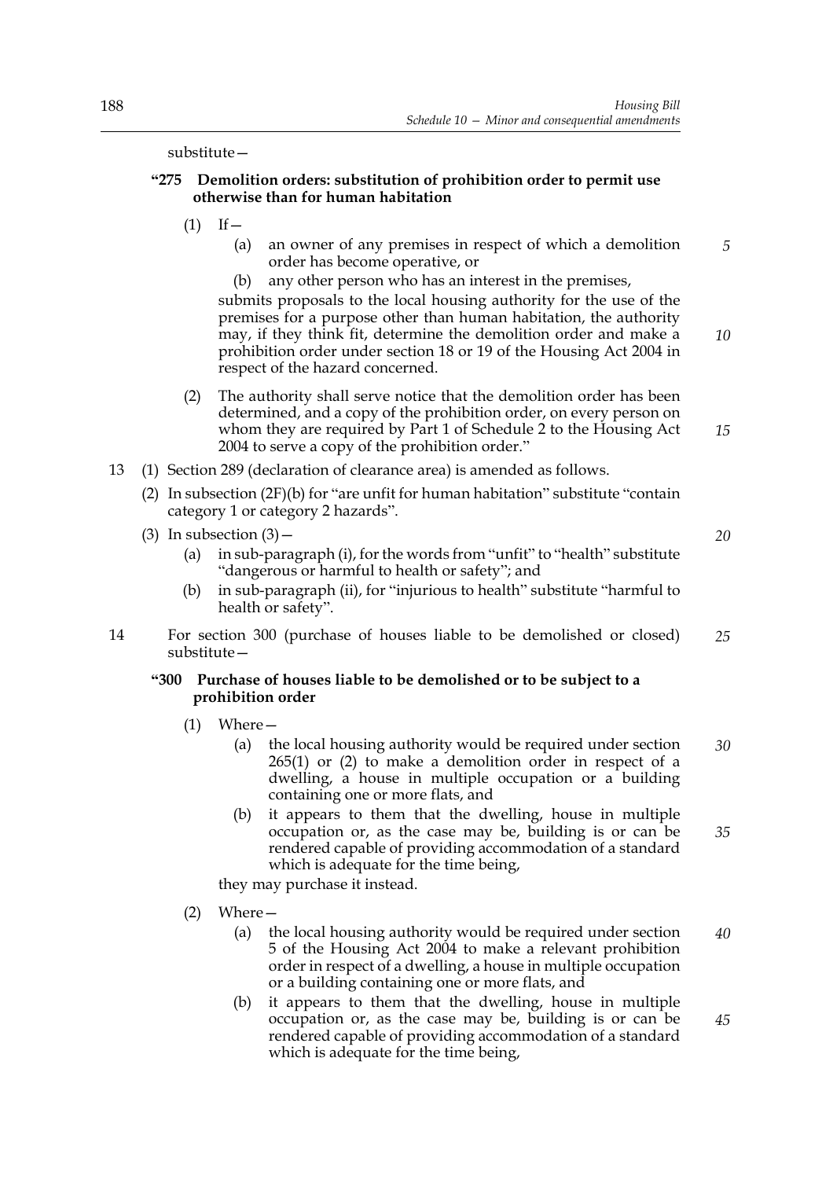substitute—

**"275 Demolition orders: substitution of prohibition order to permit use otherwise than for human habitation**

(1) If—

(a) an owner of any premises in respect of which a demolition order has become operative, or

(b) any other person who has an interest in the premises,

submits proposals to the local housing authority for the use of the premises for a purpose other than human habitation, the authority may, if they think fit, determine the demolition order and make a prohibition order under section 18 or 19 of the Housing Act 2004 in respect of the hazard concerned.

(2) The authority shall serve notice that the demolition order has been determined, and a copy of the prohibition order, on every person on whom they are required by Part 1 of Schedule 2 to the Housing Act 2004 to serve a copy of the prohibition order."

13 (1) Section 289 (declaration of clearance area) is amended as follows.

(2) In subsection (2F)(b) for "are unfit for human habitation" substitute "contain category 1 or category 2 hazards".

(3) In subsection (3)—

(a) in sub-paragraph (i), for the words from "unfit" to "health" substitute "dangerous or harmful to health or safety"; and

(b) in sub-paragraph (ii), for "injurious to health" substitute "harmful to health or safety".

14 For section 300 (purchase of houses liable to be demolished or closed) substitute—

**"300 Purchase of houses liable to be demolished or to be subject to a prohibition order**

(1) Where—

(a) the local housing authority would be required under section 265(1) or (2) to make a demolition order in respect of a dwelling, a house in multiple occupation or a building containing one or more flats, and

(b) it appears to them that the dwelling, house in multiple occupation or, as the case may be, building is or can be rendered capable of providing accommodation of a standard which is adequate for the time being,

they may purchase it instead.

(2) Where—

(a) the local housing authority would be required under section 5 of the Housing Act 2004 to make a relevant prohibition order in respect of a dwelling, a house in multiple occupation or a building containing one or more flats, and

(b) it appears to them that the dwelling, house in multiple occupation or, as the case may be, building is or can be rendered capable of providing accommodation of a standard which is adequate for the time being,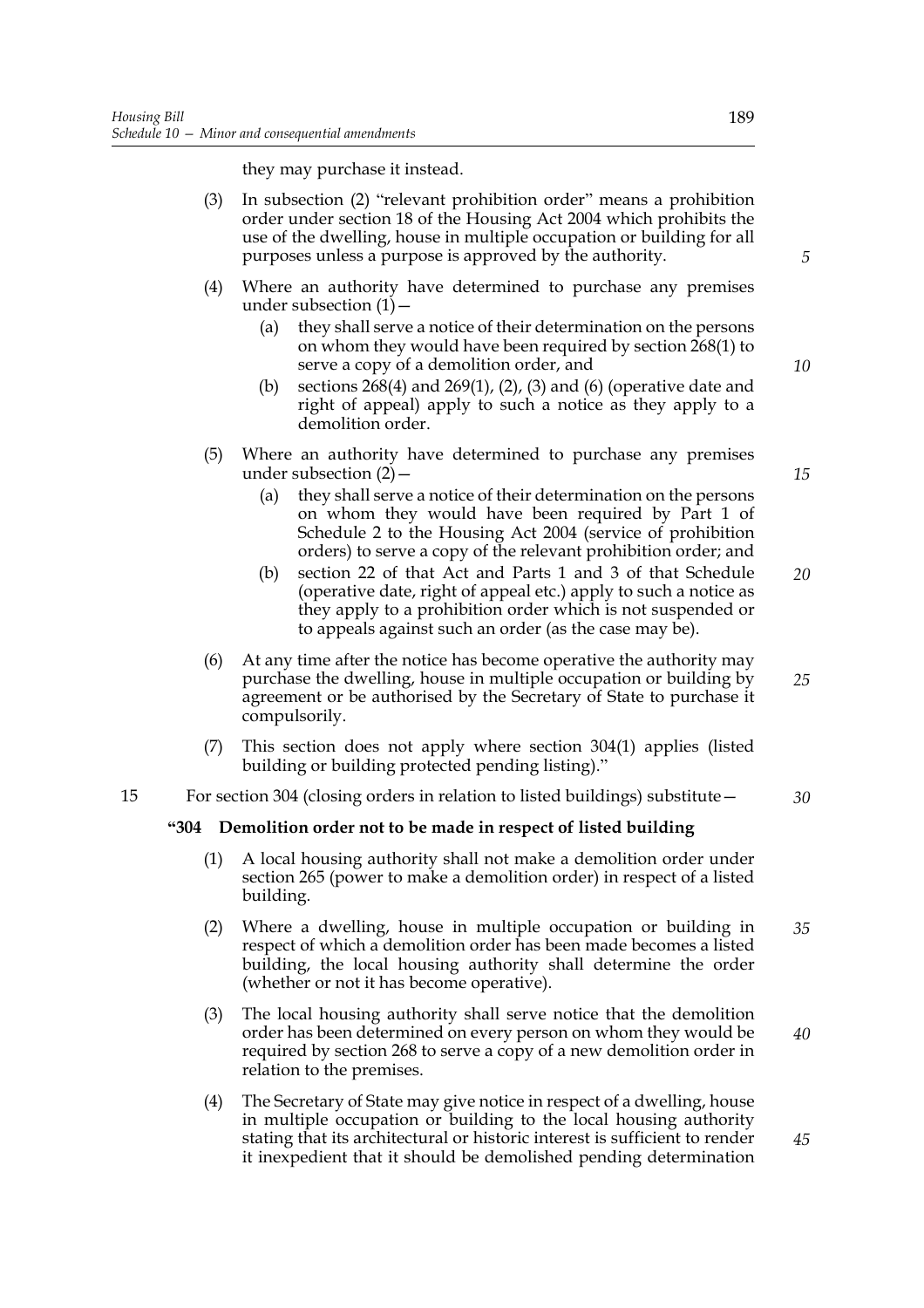they may purchase it instead.

(3) In subsection (2) "relevant prohibition order" means a prohibition order under section 18 of the Housing Act 2004 which prohibits the use of the dwelling, house in multiple occupation or building for all purposes unless a purpose is approved by the authority.

(4) Where an authority have determined to purchase any premises under subsection (1)—

(a) they shall serve a notice of their determination on the persons on whom they would have been required by section 268(1) to serve a copy of a demolition order, and

(b) sections 268(4) and 269(1), (2), (3) and (6) (operative date and right of appeal) apply to such a notice as they apply to a demolition order.

(5) Where an authority have determined to purchase any premises under subsection (2)—

(a) they shall serve a notice of their determination on the persons on whom they would have been required by Part 1 of Schedule 2 to the Housing Act 2004 (service of prohibition orders) to serve a copy of the relevant prohibition order; and

(b) section 22 of that Act and Parts 1 and 3 of that Schedule (operative date, right of appeal etc.) apply to such a notice as they apply to a prohibition order which is not suspended or to appeals against such an order (as the case may be).

(6) At any time after the notice has become operative the authority may purchase the dwelling, house in multiple occupation or building by agreement or be authorised by the Secretary of State to purchase it compulsorily.

(7) This section does not apply where section 304(1) applies (listed building or building protected pending listing)."

15 For section 304 (closing orders in relation to listed buildings) substitute—

**"304 Demolition order not to be made in respect of listed building**

(1) A local housing authority shall not make a demolition order under section 265 (power to make a demolition order) in respect of a listed building.

(2) Where a dwelling, house in multiple occupation or building in respect of which a demolition order has been made becomes a listed building, the local housing authority shall determine the order (whether or not it has become operative).

(3) The local housing authority shall serve notice that the demolition order has been determined on every person on whom they would be required by section 268 to serve a copy of a new demolition order in relation to the premises.

(4) The Secretary of State may give notice in respect of a dwelling, house in multiple occupation or building to the local housing authority stating that its architectural or historic interest is sufficient to render it inexpedient that it should be demolished pending determination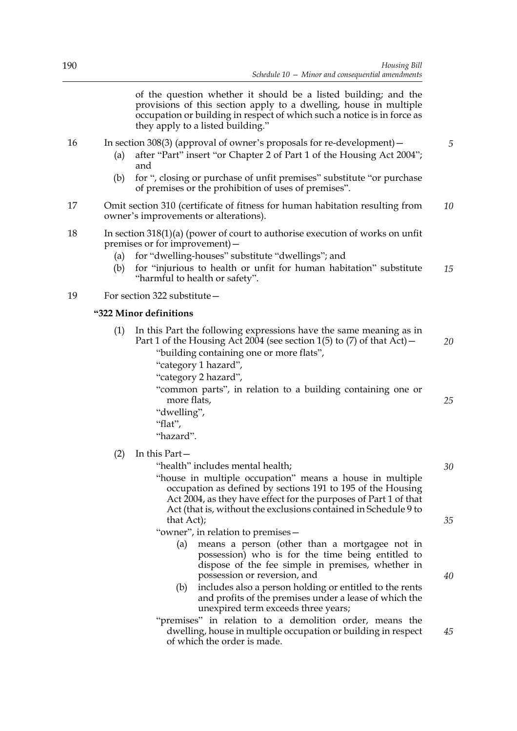of the question whether it should be a listed building; and the provisions of this section apply to a dwelling, house in multiple occupation or building in respect of which such a notice is in force as they apply to a listed building."

16 In section 308(3) (approval of owner's proposals for re-development)—

- (a) after "Part" insert "or Chapter 2 of Part 1 of the Housing Act 2004"; and
- (b) for ", closing or purchase of unfit premises" substitute "or purchase of premises or the prohibition of uses of premises".

17 Omit section 310 (certificate of fitness for human habitation resulting from owner's improvements or alterations).

18 In section 318(1)(a) (power of court to authorise execution of works on unfit premises or for improvement)—

- (a) for "dwelling-houses" substitute "dwellings"; and
- (b) for "injurious to health or unfit for human habitation" substitute "harmful to health or safety".

19 For section 322 substitute—

**"322 Minor definitions**

(1) In this Part the following expressions have the same meaning as in Part 1 of the Housing Act 2004 (see section 1(5) to (7) of that Act)—

"building containing one or more flats",
"category 1 hazard",
"category 2 hazard",
"common parts", in relation to a building containing one or more flats,
"dwelling",
"flat",
"hazard".

(2) In this Part—

"health" includes mental health;

"house in multiple occupation" means a house in multiple occupation as defined by sections 191 to 195 of the Housing Act 2004, as they have effect for the purposes of Part 1 of that Act (that is, without the exclusions contained in Schedule 9 to that Act);

"owner", in relation to premises—

- (a) means a person (other than a mortgagee not in possession) who is for the time being entitled to dispose of the fee simple in premises, whether in possession or reversion, and
- (b) includes also a person holding or entitled to the rents and profits of the premises under a lease of which the unexpired term exceeds three years;

"premises" in relation to a demolition order, means the dwelling, house in multiple occupation or building in respect of which the order is made.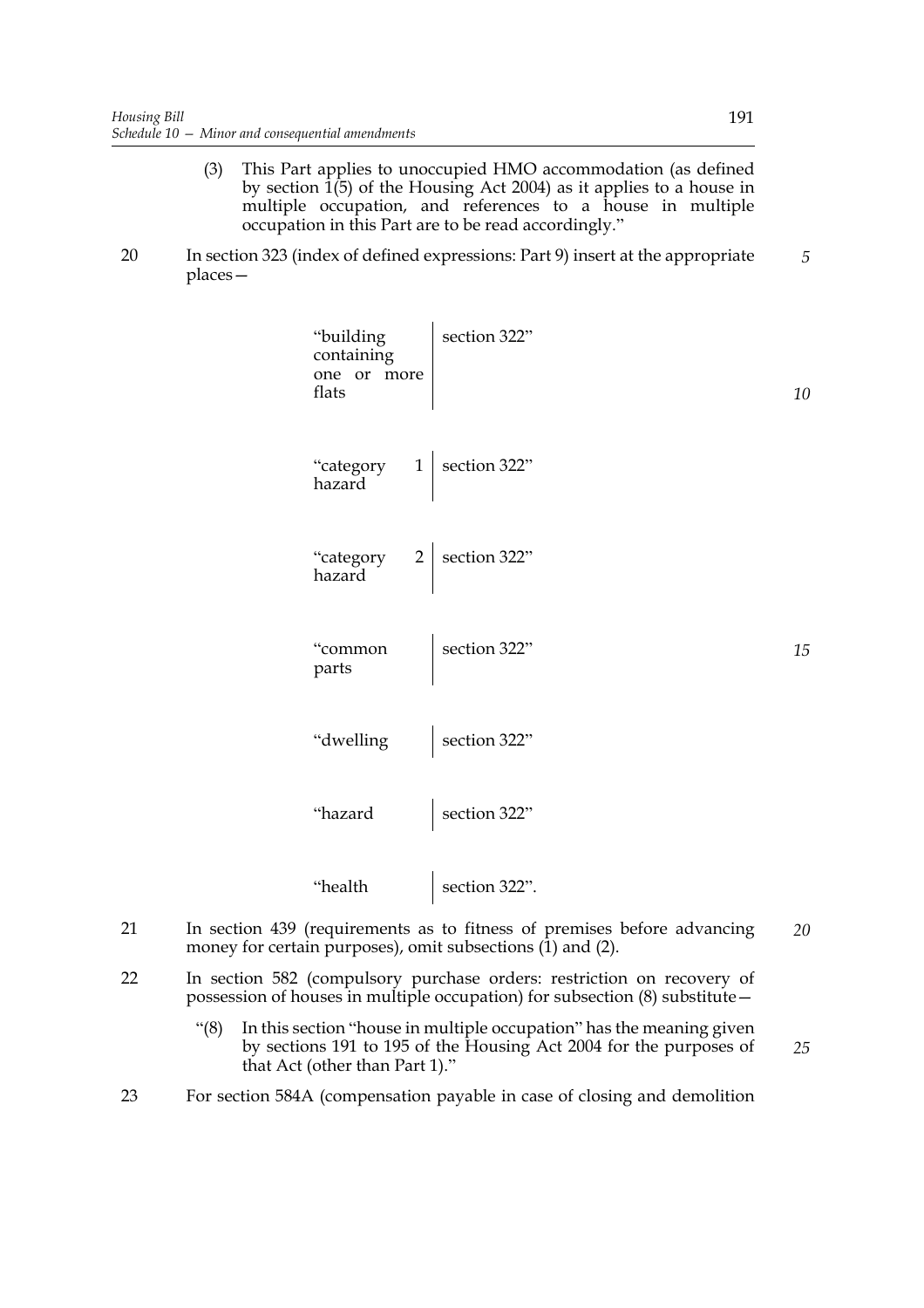(3) This Part applies to unoccupied HMO accommodation (as defined by section 1(5) of the Housing Act 2004) as it applies to a house in multiple occupation, and references to a house in multiple occupation in this Part are to be read accordingly."

20 In section 323 (index of defined expressions: Part 9) insert at the appropriate places—

| | |
|---|---|
| "building containing one or more flats | section 322" |
| "category 1 hazard | section 322" |
| "category 2 hazard | section 322" |
| "common parts | section 322" |
| "dwelling | section 322" |
| "hazard | section 322" |
| "health | section 322". |

21 In section 439 (requirements as to fitness of premises before advancing money for certain purposes), omit subsections (1) and (2).

22 In section 582 (compulsory purchase orders: restriction on recovery of possession of houses in multiple occupation) for subsection (8) substitute—

"(8) In this section "house in multiple occupation" has the meaning given by sections 191 to 195 of the Housing Act 2004 for the purposes of that Act (other than Part 1)."

23 For section 584A (compensation payable in case of closing and demolition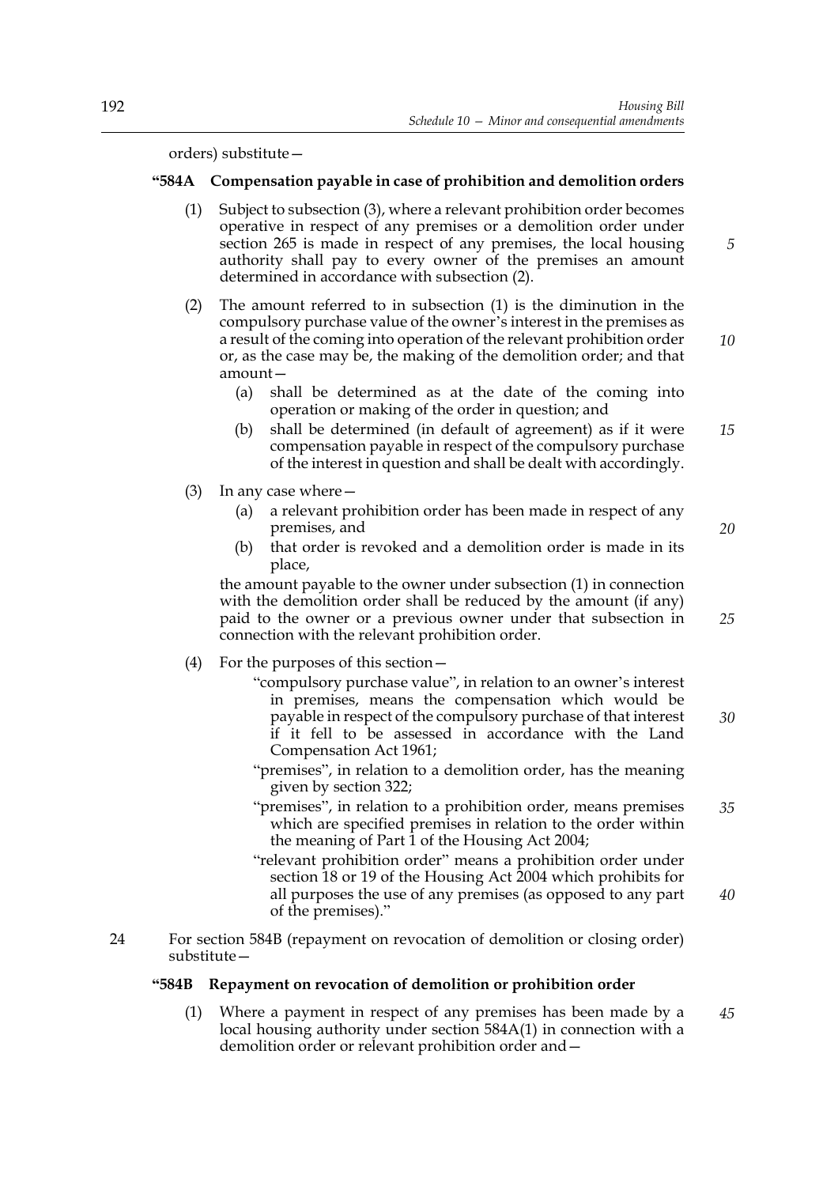orders) substitute—

**"584A Compensation payable in case of prohibition and demolition orders**

(1) Subject to subsection (3), where a relevant prohibition order becomes operative in respect of any premises or a demolition order under section 265 is made in respect of any premises, the local housing authority shall pay to every owner of the premises an amount determined in accordance with subsection (2).

(2) The amount referred to in subsection (1) is the diminution in the compulsory purchase value of the owner's interest in the premises as a result of the coming into operation of the relevant prohibition order or, as the case may be, the making of the demolition order; and that amount—

(a) shall be determined as at the date of the coming into operation or making of the order in question; and

(b) shall be determined (in default of agreement) as if it were compensation payable in respect of the compulsory purchase of the interest in question and shall be dealt with accordingly.

(3) In any case where—

(a) a relevant prohibition order has been made in respect of any premises, and

(b) that order is revoked and a demolition order is made in its place,

the amount payable to the owner under subsection (1) in connection with the demolition order shall be reduced by the amount (if any) paid to the owner or a previous owner under that subsection in connection with the relevant prohibition order.

(4) For the purposes of this section—

"compulsory purchase value", in relation to an owner's interest in premises, means the compensation which would be payable in respect of the compulsory purchase of that interest if it fell to be assessed in accordance with the Land Compensation Act 1961;

"premises", in relation to a demolition order, has the meaning given by section 322;

"premises", in relation to a prohibition order, means premises which are specified premises in relation to the order within the meaning of Part 1 of the Housing Act 2004;

"relevant prohibition order" means a prohibition order under section 18 or 19 of the Housing Act 2004 which prohibits for all purposes the use of any premises (as opposed to any part of the premises)."

24 For section 584B (repayment on revocation of demolition or closing order) substitute—

**"584B Repayment on revocation of demolition or prohibition order**

(1) Where a payment in respect of any premises has been made by a local housing authority under section 584A(1) in connection with a demolition order or relevant prohibition order and—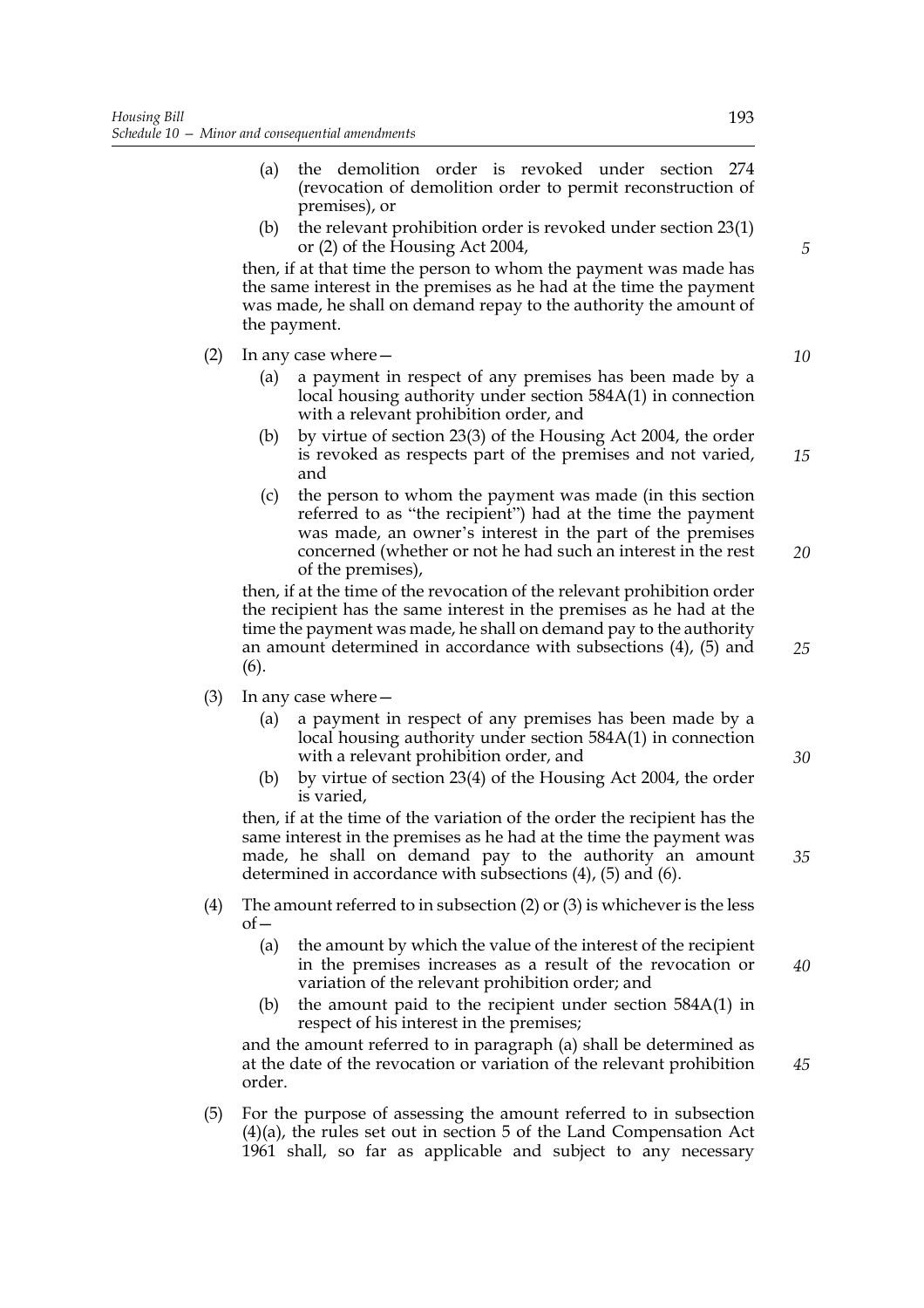(a) the demolition order is revoked under section 274 (revocation of demolition order to permit reconstruction of premises), or

(b) the relevant prohibition order is revoked under section 23(1) or (2) of the Housing Act 2004,

then, if at that time the person to whom the payment was made has the same interest in the premises as he had at the time the payment was made, he shall on demand repay to the authority the amount of the payment.

(2) In any case where—

(a) a payment in respect of any premises has been made by a local housing authority under section 584A(1) in connection with a relevant prohibition order, and

(b) by virtue of section 23(3) of the Housing Act 2004, the order is revoked as respects part of the premises and not varied, and

(c) the person to whom the payment was made (in this section referred to as "the recipient") had at the time the payment was made, an owner's interest in the part of the premises concerned (whether or not he had such an interest in the rest of the premises),

then, if at the time of the revocation of the relevant prohibition order the recipient has the same interest in the premises as he had at the time the payment was made, he shall on demand pay to the authority an amount determined in accordance with subsections (4), (5) and (6).

(3) In any case where—

(a) a payment in respect of any premises has been made by a local housing authority under section 584A(1) in connection with a relevant prohibition order, and

(b) by virtue of section 23(4) of the Housing Act 2004, the order is varied,

then, if at the time of the variation of the order the recipient has the same interest in the premises as he had at the time the payment was made, he shall on demand pay to the authority an amount determined in accordance with subsections (4), (5) and (6).

(4) The amount referred to in subsection (2) or (3) is whichever is the less of—

(a) the amount by which the value of the interest of the recipient in the premises increases as a result of the revocation or variation of the relevant prohibition order; and

(b) the amount paid to the recipient under section 584A(1) in respect of his interest in the premises;

and the amount referred to in paragraph (a) shall be determined as at the date of the revocation or variation of the relevant prohibition order.

(5) For the purpose of assessing the amount referred to in subsection (4)(a), the rules set out in section 5 of the Land Compensation Act 1961 shall, so far as applicable and subject to any necessary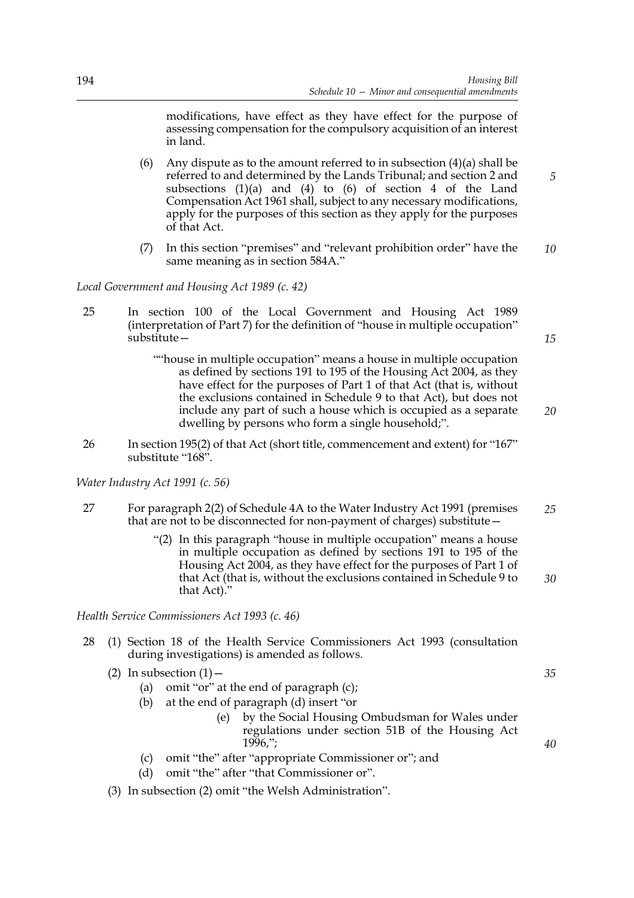modifications, have effect as they have effect for the purpose of assessing compensation for the compulsory acquisition of an interest in land.

(6) Any dispute as to the amount referred to in subsection (4)(a) shall be referred to and determined by the Lands Tribunal; and section 2 and subsections (1)(a) and (4) to (6) of section 4 of the Land Compensation Act 1961 shall, subject to any necessary modifications, apply for the purposes of this section as they apply for the purposes of that Act.

(7) In this section "premises" and "relevant prohibition order" have the same meaning as in section 584A."

*Local Government and Housing Act 1989 (c. 42)*

25 In section 100 of the Local Government and Housing Act 1989 (interpretation of Part 7) for the definition of "house in multiple occupation" substitute—

""house in multiple occupation" means a house in multiple occupation as defined by sections 191 to 195 of the Housing Act 2004, as they have effect for the purposes of Part 1 of that Act (that is, without the exclusions contained in Schedule 9 to that Act), but does not include any part of such a house which is occupied as a separate dwelling by persons who form a single household;".

26 In section 195(2) of that Act (short title, commencement and extent) for "167" substitute "168".

*Water Industry Act 1991 (c. 56)*

27 For paragraph 2(2) of Schedule 4A to the Water Industry Act 1991 (premises that are not to be disconnected for non-payment of charges) substitute—

"(2) In this paragraph "house in multiple occupation" means a house in multiple occupation as defined by sections 191 to 195 of the Housing Act 2004, as they have effect for the purposes of Part 1 of that Act (that is, without the exclusions contained in Schedule 9 to that Act)."

*Health Service Commissioners Act 1993 (c. 46)*

28 (1) Section 18 of the Health Service Commissioners Act 1993 (consultation during investigations) is amended as follows.

(2) In subsection (1)—

(a) omit "or" at the end of paragraph (c);

(b) at the end of paragraph (d) insert "or

(e) by the Social Housing Ombudsman for Wales under regulations under section 51B of the Housing Act 1996,";

(c) omit "the" after "appropriate Commissioner or"; and

(d) omit "the" after "that Commissioner or".

(3) In subsection (2) omit "the Welsh Administration".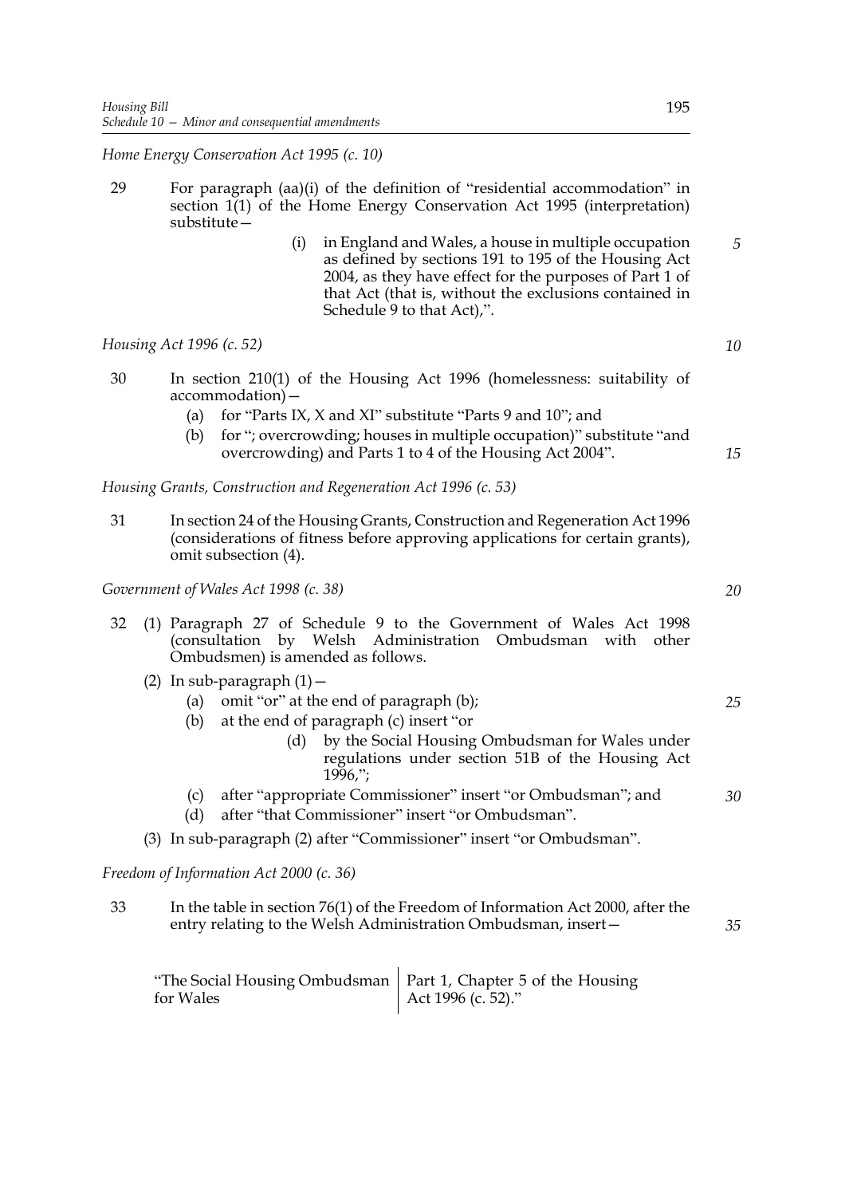*Home Energy Conservation Act 1995 (c. 10)*

29 For paragraph (aa)(i) of the definition of "residential accommodation" in section 1(1) of the Home Energy Conservation Act 1995 (interpretation) substitute—

> (i) in England and Wales, a house in multiple occupation as defined by sections 191 to 195 of the Housing Act 2004, as they have effect for the purposes of Part 1 of that Act (that is, without the exclusions contained in Schedule 9 to that Act),".

*Housing Act 1996 (c. 52)*

30 In section 210(1) of the Housing Act 1996 (homelessness: suitability of accommodation)—

- (a) for "Parts IX, X and XI" substitute "Parts 9 and 10"; and
- (b) for "; overcrowding; houses in multiple occupation)" substitute "and overcrowding) and Parts 1 to 4 of the Housing Act 2004".

*Housing Grants, Construction and Regeneration Act 1996 (c. 53)*

31 In section 24 of the Housing Grants, Construction and Regeneration Act 1996 (considerations of fitness before approving applications for certain grants), omit subsection (4).

*Government of Wales Act 1998 (c. 38)*

32 (1) Paragraph 27 of Schedule 9 to the Government of Wales Act 1998 (consultation by Welsh Administration Ombudsman with other Ombudsmen) is amended as follows.

(2) In sub-paragraph (1)—

- (a) omit "or" at the end of paragraph (b);
- (b) at the end of paragraph (c) insert "or

> (d) by the Social Housing Ombudsman for Wales under regulations under section 51B of the Housing Act 1996,";

- (c) after "appropriate Commissioner" insert "or Ombudsman"; and
- (d) after "that Commissioner" insert "or Ombudsman".

(3) In sub-paragraph (2) after "Commissioner" insert "or Ombudsman".

*Freedom of Information Act 2000 (c. 36)*

33 In the table in section 76(1) of the Freedom of Information Act 2000, after the entry relating to the Welsh Administration Ombudsman, insert—

| | |
|---|---|
| "The Social Housing Ombudsman for Wales | Part 1, Chapter 5 of the Housing Act 1996 (c. 52)." |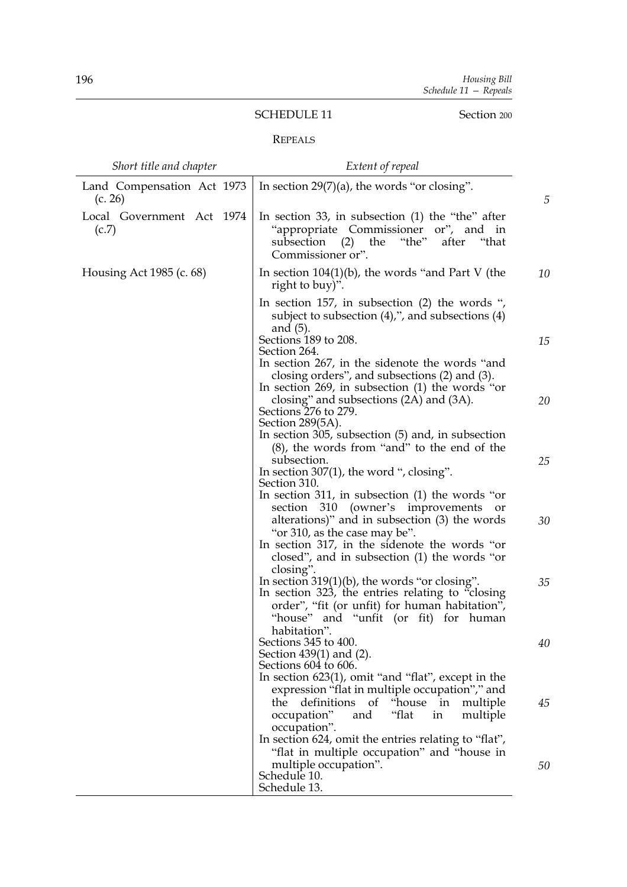## SCHEDULE 11

Section 200

### REPEALS

| *Short title and chapter* | *Extent of repeal* |
| --- | --- |
| Land Compensation Act 1973 (c. 26) | In section 29(7)(a), the words "or closing". |
| Local Government Act 1974 (c.7) | In section 33, in subsection (1) the "the" after "appropriate Commissioner or", and in subsection (2) the "the" after "that Commissioner or". |
| Housing Act 1985 (c. 68) | In section 104(1)(b), the words "and Part V (the right to buy)".<br>In section 157, in subsection (2) the words ", subject to subsection (4),", and subsections (4) and (5).<br>Sections 189 to 208.<br>Section 264.<br>In section 267, in the sidenote the words "and closing orders", and subsections (2) and (3).<br>In section 269, in subsection (1) the words "or closing" and subsections (2A) and (3A).<br>Sections 276 to 279.<br>Section 289(5A).<br>In section 305, subsection (5) and, in subsection (8), the words from "and" to the end of the subsection.<br>In section 307(1), the word ", closing".<br>Section 310.<br>In section 311, in subsection (1) the words "or section 310 (owner's improvements or alterations)" and in subsection (3) the words "or 310, as the case may be".<br>In section 317, in the sidenote the words "or closed", and in subsection (1) the words "or closing".<br>In section 319(1)(b), the words "or closing".<br>In section 323, the entries relating to "closing order", "fit (or unfit) for human habitation", "house" and "unfit (or fit) for human habitation".<br>Sections 345 to 400.<br>Section 439(1) and (2).<br>Sections 604 to 606.<br>In section 623(1), omit "and "flat", except in the expression "flat in multiple occupation"," and the definitions of "house in multiple occupation" and "flat in multiple occupation".<br>In section 624, omit the entries relating to "flat", "flat in multiple occupation" and "house in multiple occupation".<br>Schedule 10.<br>Schedule 13. |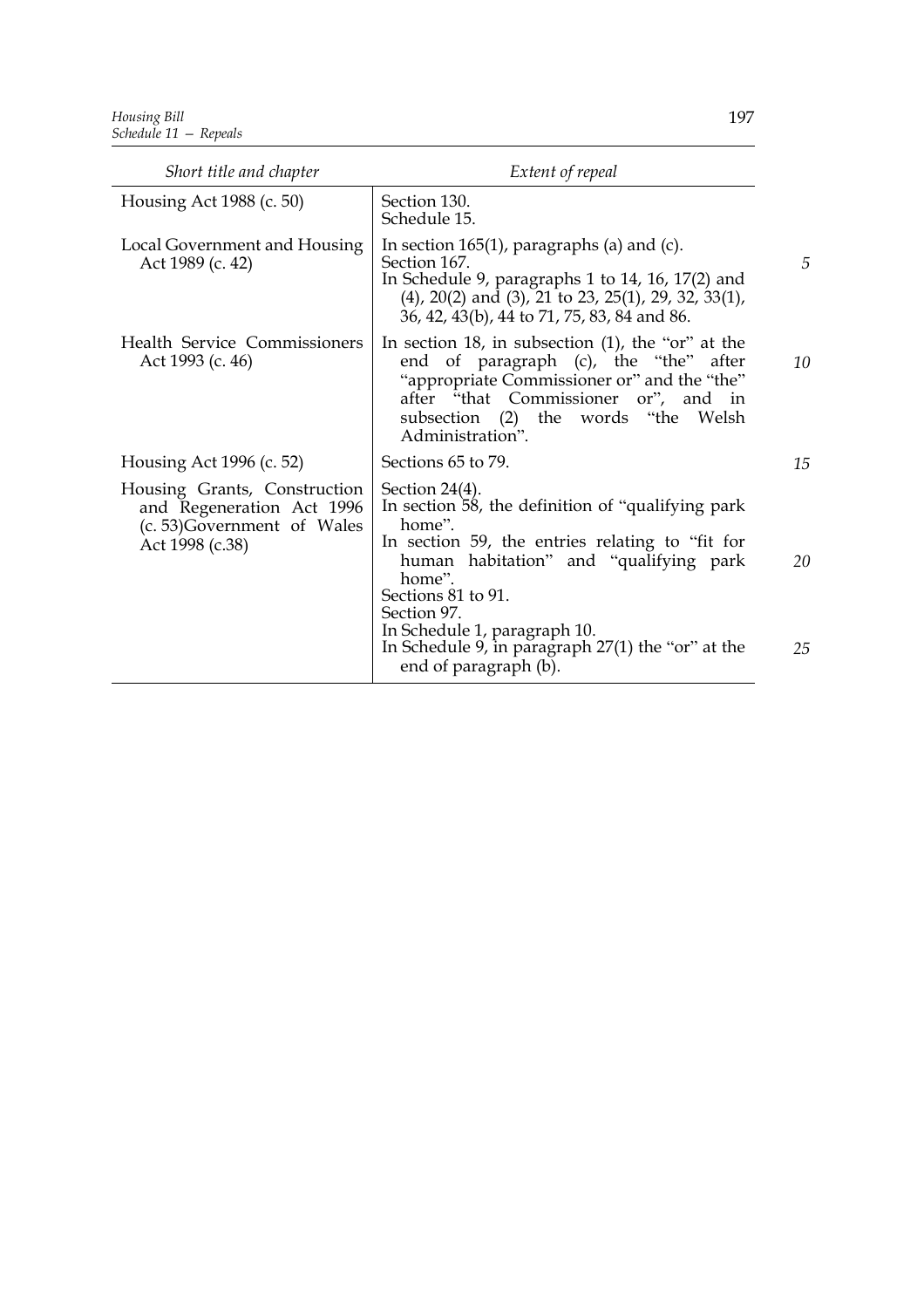| Short title and chapter | Extent of repeal |
|---|---|
| Housing Act 1988 (c. 50) | Section 130.<br>Schedule 15. |
| Local Government and Housing Act 1989 (c. 42) | In section 165(1), paragraphs (a) and (c).<br>Section 167.<br>In Schedule 9, paragraphs 1 to 14, 16, 17(2) and (4), 20(2) and (3), 21 to 23, 25(1), 29, 32, 33(1), 36, 42, 43(b), 44 to 71, 75, 83, 84 and 86. |
| Health Service Commissioners Act 1993 (c. 46) | In section 18, in subsection (1), the "or" at the end of paragraph (c), the "the" after "appropriate Commissioner or" and the "the" after "that Commissioner or", and in subsection (2) the words "the Welsh Administration". |
| Housing Act 1996 (c. 52) | Sections 65 to 79. |
| Housing Grants, Construction and Regeneration Act 1996 (c. 53)Government of Wales Act 1998 (c.38) | Section 24(4).<br>In section 58, the definition of "qualifying park home".<br>In section 59, the entries relating to "fit for human habitation" and "qualifying park home".<br>Sections 81 to 91.<br>Section 97.<br>In Schedule 1, paragraph 10.<br>In Schedule 9, in paragraph 27(1) the "or" at the end of paragraph (b). |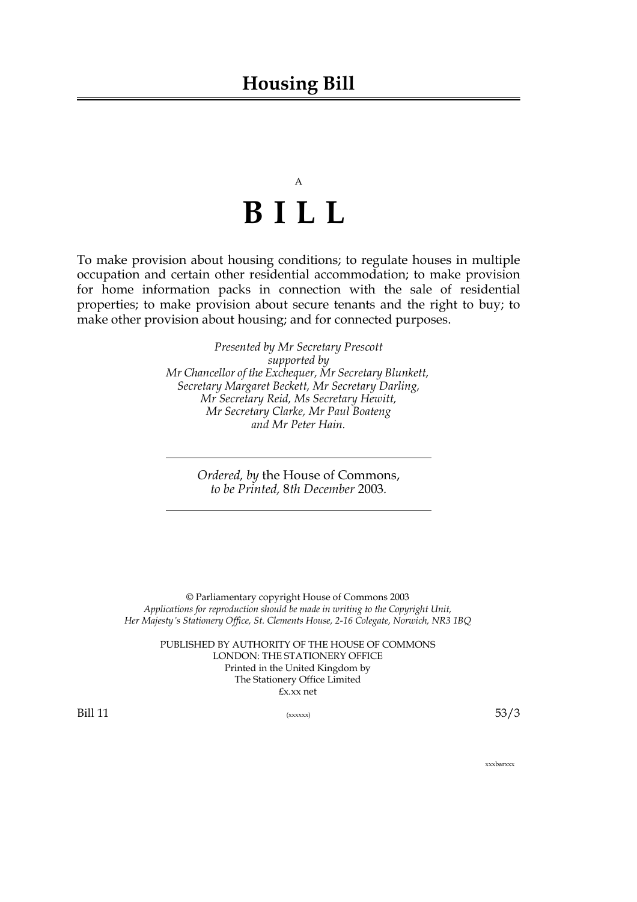# Housing Bill

A

# B I L L

To make provision about housing conditions; to regulate houses in multiple occupation and certain other residential accommodation; to make provision for home information packs in connection with the sale of residential properties; to make provision about secure tenants and the right to buy; to make other provision about housing; and for connected purposes.

*Presented by Mr Secretary Prescott*
*supported by*
*Mr Chancellor of the Exchequer, Mr Secretary Blunkett,*
*Secretary Margaret Beckett, Mr Secretary Darling,*
*Mr Secretary Reid, Ms Secretary Hewitt,*
*Mr Secretary Clarke, Mr Paul Boateng*
*and Mr Peter Hain.*

---

*Ordered, by* the House of Commons,
*to be Printed, 8th December* 2003.

---

© Parliamentary copyright House of Commons 2003
*Applications for reproduction should be made in writing to the Copyright Unit, Her Majesty's Stationery Office, St. Clements House, 2-16 Colegate, Norwich, NR3 1BQ*

PUBLISHED BY AUTHORITY OF THE HOUSE OF COMMONS
LONDON: THE STATIONERY OFFICE
Printed in the United Kingdom by
The Stationery Office Limited
£x.xx net

Bill 11 (xxxxxx) 53/3

xxxbarxxx